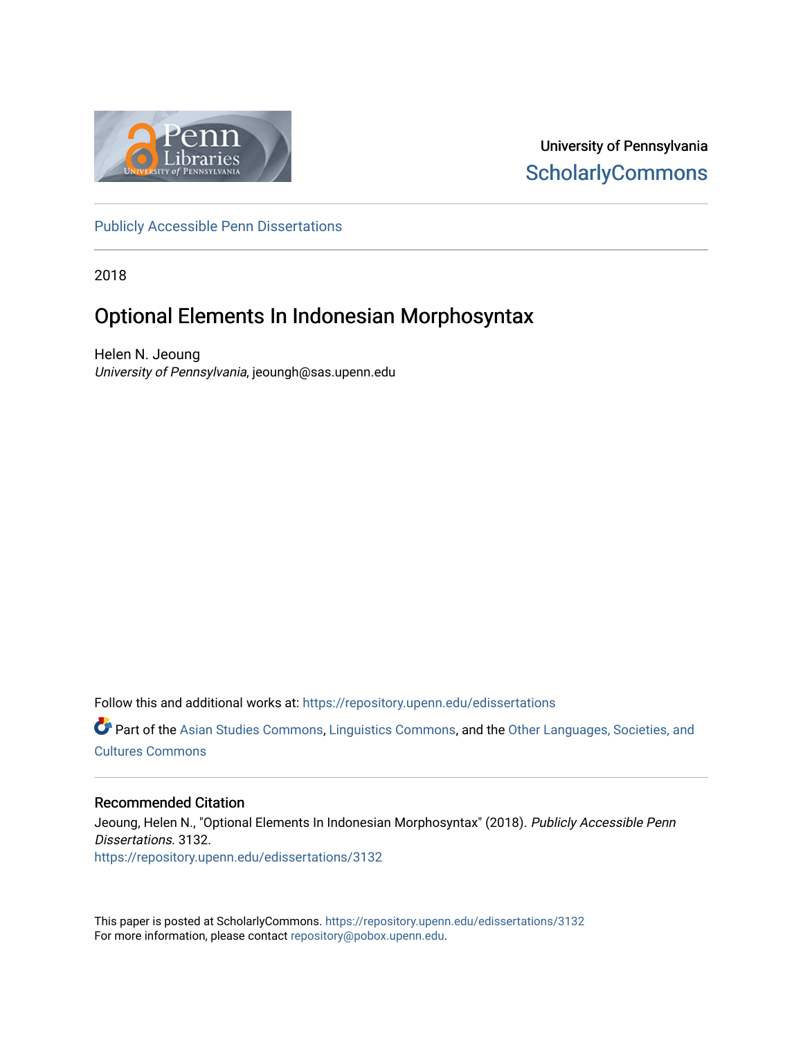University of Pennsylvania
ScholarlyCommons

Publicly Accessible Penn Dissertations

2018

# Optional Elements In Indonesian Morphosyntax

Helen N. Jeoung
*University of Pennsylvania*, jeoungh@sas.upenn.edu

Follow this and additional works at: https://repository.upenn.edu/edissertations

Part of the Asian Studies Commons, Linguistics Commons, and the Other Languages, Societies, and Cultures Commons

## Recommended Citation

Jeoung, Helen N., "Optional Elements In Indonesian Morphosyntax" (2018). *Publicly Accessible Penn Dissertations*. 3132.
https://repository.upenn.edu/edissertations/3132

This paper is posted at ScholarlyCommons. https://repository.upenn.edu/edissertations/3132
For more information, please contact repository@pobox.upenn.edu.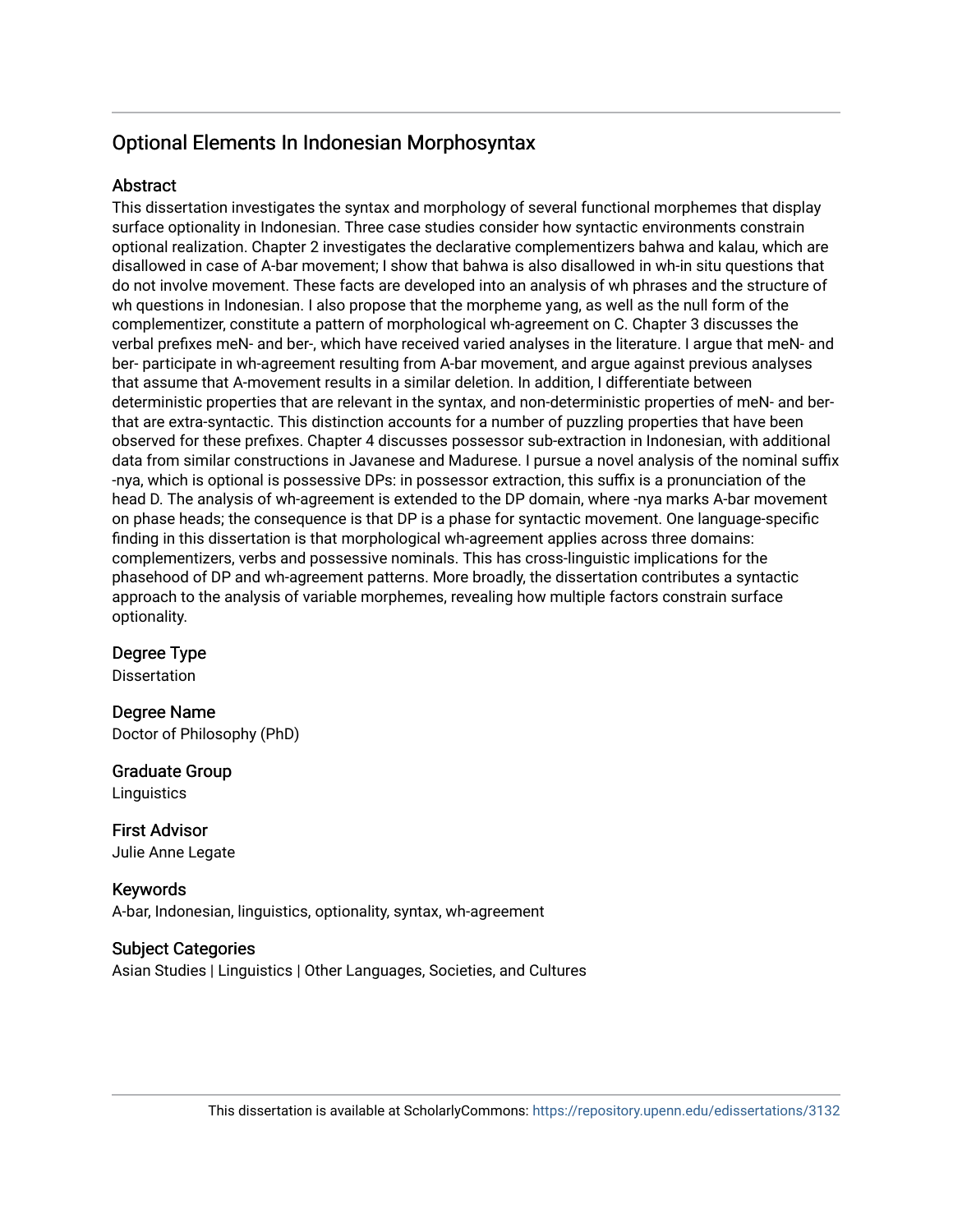## Optional Elements In Indonesian Morphosyntax

### Abstract

This dissertation investigates the syntax and morphology of several functional morphemes that display surface optionality in Indonesian. Three case studies consider how syntactic environments constrain optional realization. Chapter 2 investigates the declarative complementizers bahwa and kalau, which are disallowed in case of A-bar movement; I show that bahwa is also disallowed in wh-in situ questions that do not involve movement. These facts are developed into an analysis of wh phrases and the structure of wh questions in Indonesian. I also propose that the morpheme yang, as well as the null form of the complementizer, constitute a pattern of morphological wh-agreement on C. Chapter 3 discusses the verbal prefixes meN- and ber-, which have received varied analyses in the literature. I argue that meN- and ber- participate in wh-agreement resulting from A-bar movement, and argue against previous analyses that assume that A-movement results in a similar deletion. In addition, I differentiate between deterministic properties that are relevant in the syntax, and non-deterministic properties of meN- and ber- that are extra-syntactic. This distinction accounts for a number of puzzling properties that have been observed for these prefixes. Chapter 4 discusses possessor sub-extraction in Indonesian, with additional data from similar constructions in Javanese and Madurese. I pursue a novel analysis of the nominal suffix -nya, which is optional is possessive DPs: in possessor extraction, this suffix is a pronunciation of the head D. The analysis of wh-agreement is extended to the DP domain, where -nya marks A-bar movement on phase heads; the consequence is that DP is a phase for syntactic movement. One language-specific finding in this dissertation is that morphological wh-agreement applies across three domains: complementizers, verbs and possessive nominals. This has cross-linguistic implications for the phasehood of DP and wh-agreement patterns. More broadly, the dissertation contributes a syntactic approach to the analysis of variable morphemes, revealing how multiple factors constrain surface optionality.

### Degree Type

Dissertation

### Degree Name

Doctor of Philosophy (PhD)

### Graduate Group

Linguistics

### First Advisor

Julie Anne Legate

### Keywords

A-bar, Indonesian, linguistics, optionality, syntax, wh-agreement

### Subject Categories

Asian Studies | Linguistics | Other Languages, Societies, and Cultures

This dissertation is available at ScholarlyCommons: https://repository.upenn.edu/edissertations/3132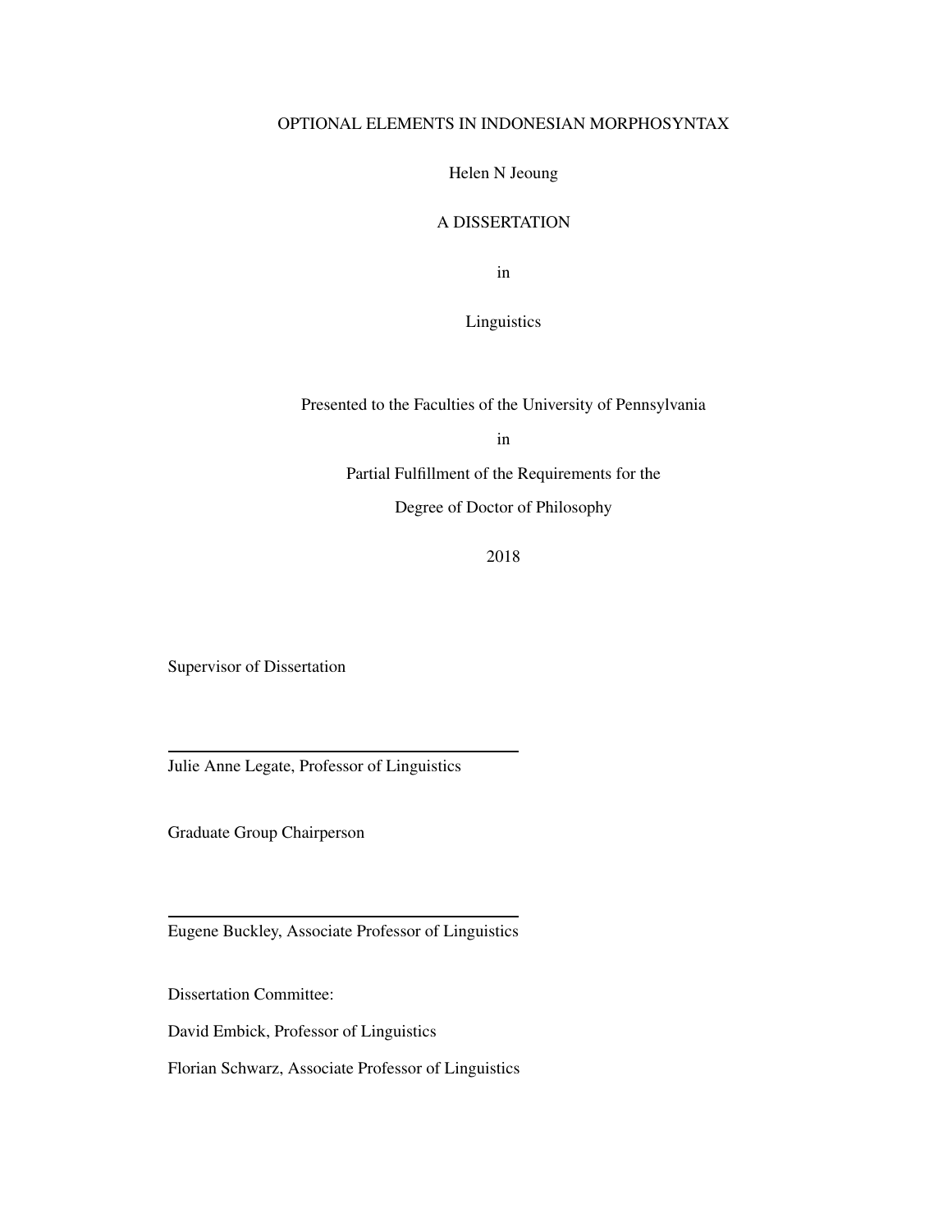OPTIONAL ELEMENTS IN INDONESIAN MORPHOSYNTAX

Helen N Jeoung

A DISSERTATION

in

Linguistics

Presented to the Faculties of the University of Pennsylvania

in

Partial Fulfillment of the Requirements for the

Degree of Doctor of Philosophy

2018

Supervisor of Dissertation

Julie Anne Legate, Professor of Linguistics

Graduate Group Chairperson

Eugene Buckley, Associate Professor of Linguistics

Dissertation Committee:

David Embick, Professor of Linguistics

Florian Schwarz, Associate Professor of Linguistics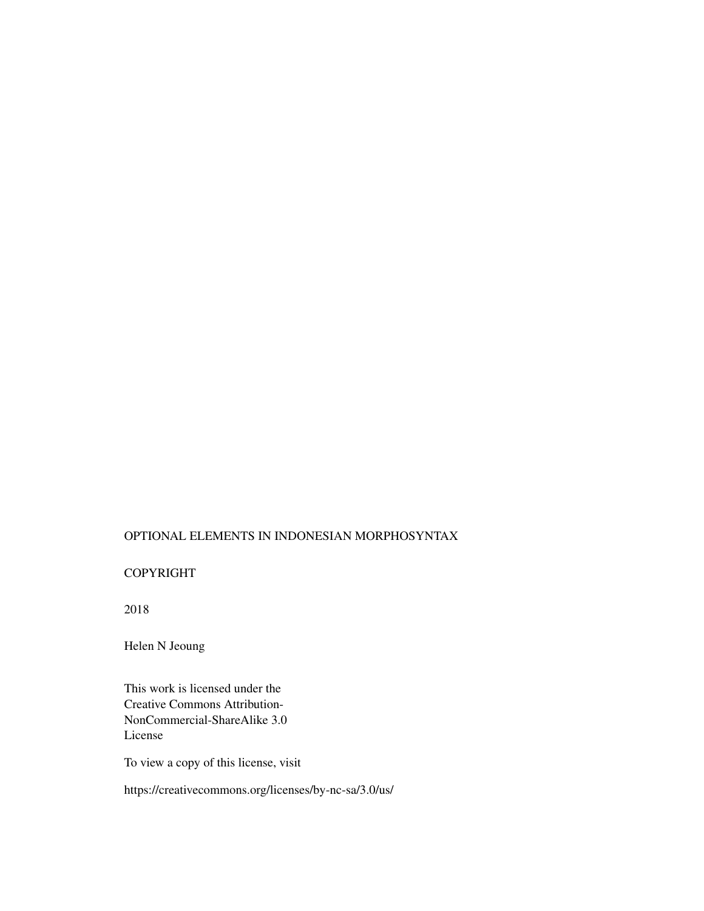OPTIONAL ELEMENTS IN INDONESIAN MORPHOSYNTAX

COPYRIGHT

2018

Helen N Jeoung

This work is licensed under the
Creative Commons Attribution-
NonCommercial-ShareAlike 3.0
License

To view a copy of this license, visit

https://creativecommons.org/licenses/by-nc-sa/3.0/us/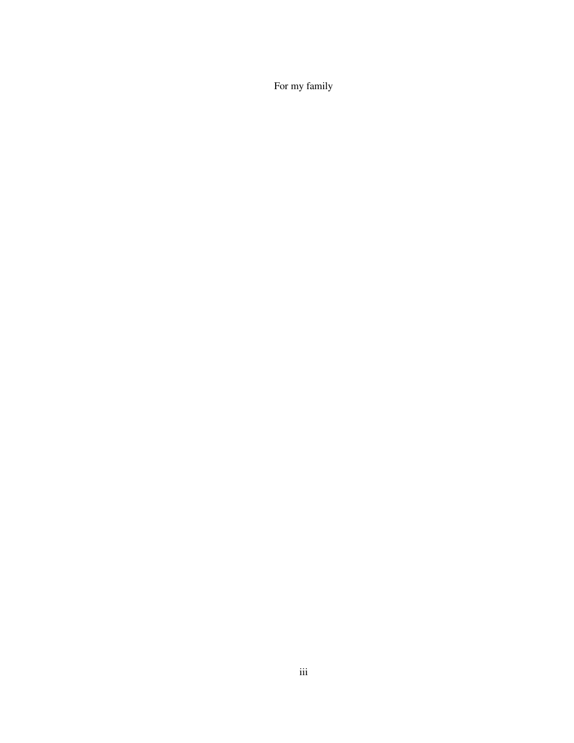For my family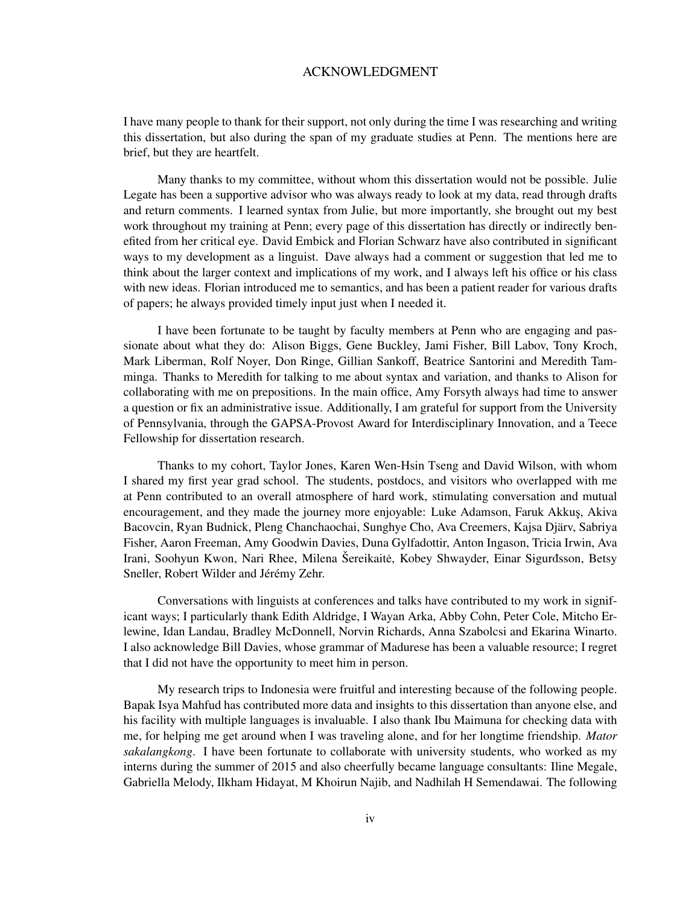## ACKNOWLEDGMENT

I have many people to thank for their support, not only during the time I was researching and writing this dissertation, but also during the span of my graduate studies at Penn. The mentions here are brief, but they are heartfelt.

Many thanks to my committee, without whom this dissertation would not be possible. Julie Legate has been a supportive advisor who was always ready to look at my data, read through drafts and return comments. I learned syntax from Julie, but more importantly, she brought out my best work throughout my training at Penn; every page of this dissertation has directly or indirectly benefited from her critical eye. David Embick and Florian Schwarz have also contributed in significant ways to my development as a linguist. Dave always had a comment or suggestion that led me to think about the larger context and implications of my work, and I always left his office or his class with new ideas. Florian introduced me to semantics, and has been a patient reader for various drafts of papers; he always provided timely input just when I needed it.

I have been fortunate to be taught by faculty members at Penn who are engaging and passionate about what they do: Alison Biggs, Gene Buckley, Jami Fisher, Bill Labov, Tony Kroch, Mark Liberman, Rolf Noyer, Don Ringe, Gillian Sankoff, Beatrice Santorini and Meredith Tamminga. Thanks to Meredith for talking to me about syntax and variation, and thanks to Alison for collaborating with me on prepositions. In the main office, Amy Forsyth always had time to answer a question or fix an administrative issue. Additionally, I am grateful for support from the University of Pennsylvania, through the GAPSA-Provost Award for Interdisciplinary Innovation, and a Teece Fellowship for dissertation research.

Thanks to my cohort, Taylor Jones, Karen Wen-Hsin Tseng and David Wilson, with whom I shared my first year grad school. The students, postdocs, and visitors who overlapped with me at Penn contributed to an overall atmosphere of hard work, stimulating conversation and mutual encouragement, and they made the journey more enjoyable: Luke Adamson, Faruk Akkuş, Akiva Bacovcin, Ryan Budnick, Pleng Chanchaochai, Sunghye Cho, Ava Creemers, Kajsa Djärv, Sabriya Fisher, Aaron Freeman, Amy Goodwin Davies, Duna Gylfadottir, Anton Ingason, Tricia Irwin, Ava Irani, Soohyun Kwon, Nari Rhee, Milena Šereikaitė, Kobey Shwayder, Einar Sigurđsson, Betsy Sneller, Robert Wilder and Jérémy Zehr.

Conversations with linguists at conferences and talks have contributed to my work in significant ways; I particularly thank Edith Aldridge, I Wayan Arka, Abby Cohn, Peter Cole, Mitcho Erlewine, Idan Landau, Bradley McDonnell, Norvin Richards, Anna Szabolcsi and Ekarina Winarto. I also acknowledge Bill Davies, whose grammar of Madurese has been a valuable resource; I regret that I did not have the opportunity to meet him in person.

My research trips to Indonesia were fruitful and interesting because of the following people. Bapak Isya Mahfud has contributed more data and insights to this dissertation than anyone else, and his facility with multiple languages is invaluable. I also thank Ibu Maimuna for checking data with me, for helping me get around when I was traveling alone, and for her longtime friendship. *Mator sakalangkong*. I have been fortunate to collaborate with university students, who worked as my interns during the summer of 2015 and also cheerfully became language consultants: Iline Megale, Gabriella Melody, Ilkham Hidayat, M Khoirun Najib, and Nadhilah H Semendawai. The following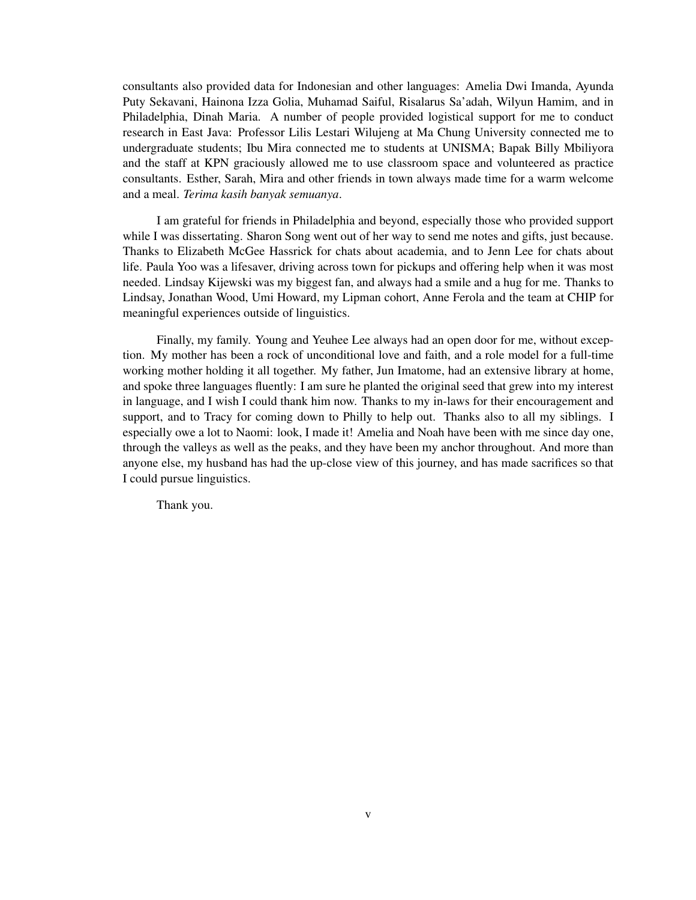consultants also provided data for Indonesian and other languages: Amelia Dwi Imanda, Ayunda Puty Sekavani, Hainona Izza Golia, Muhamad Saiful, Risalarus Sa'adah, Wilyun Hamim, and in Philadelphia, Dinah Maria. A number of people provided logistical support for me to conduct research in East Java: Professor Lilis Lestari Wilujeng at Ma Chung University connected me to undergraduate students; Ibu Mira connected me to students at UNISMA; Bapak Billy Mbiliyora and the staff at KPN graciously allowed me to use classroom space and volunteered as practice consultants. Esther, Sarah, Mira and other friends in town always made time for a warm welcome and a meal. *Terima kasih banyak semuanya*.

I am grateful for friends in Philadelphia and beyond, especially those who provided support while I was dissertating. Sharon Song went out of her way to send me notes and gifts, just because. Thanks to Elizabeth McGee Hassrick for chats about academia, and to Jenn Lee for chats about life. Paula Yoo was a lifesaver, driving across town for pickups and offering help when it was most needed. Lindsay Kijewski was my biggest fan, and always had a smile and a hug for me. Thanks to Lindsay, Jonathan Wood, Umi Howard, my Lipman cohort, Anne Ferola and the team at CHIP for meaningful experiences outside of linguistics.

Finally, my family. Young and Yeuhee Lee always had an open door for me, without exception. My mother has been a rock of unconditional love and faith, and a role model for a full-time working mother holding it all together. My father, Jun Imatome, had an extensive library at home, and spoke three languages fluently: I am sure he planted the original seed that grew into my interest in language, and I wish I could thank him now. Thanks to my in-laws for their encouragement and support, and to Tracy for coming down to Philly to help out. Thanks also to all my siblings. I especially owe a lot to Naomi: look, I made it! Amelia and Noah have been with me since day one, through the valleys as well as the peaks, and they have been my anchor throughout. And more than anyone else, my husband has had the up-close view of this journey, and has made sacrifices so that I could pursue linguistics.

Thank you.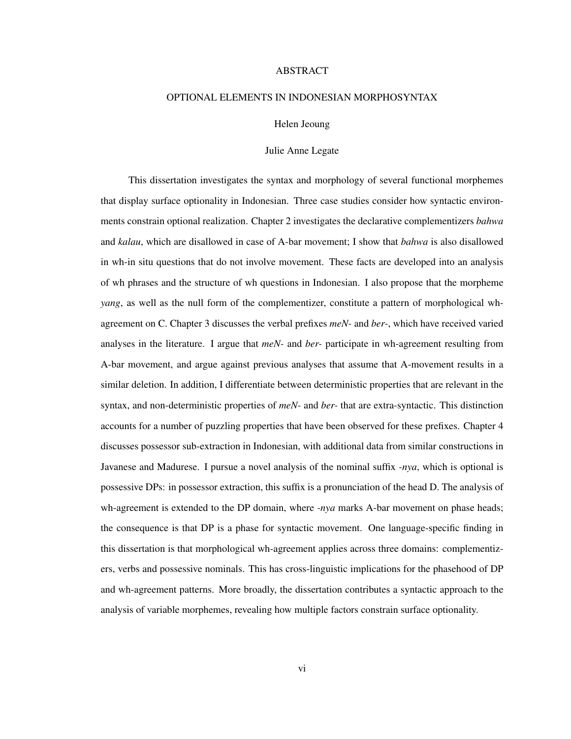# ABSTRACT

## OPTIONAL ELEMENTS IN INDONESIAN MORPHOSYNTAX

Helen Jeoung

Julie Anne Legate

This dissertation investigates the syntax and morphology of several functional morphemes that display surface optionality in Indonesian. Three case studies consider how syntactic environments constrain optional realization. Chapter 2 investigates the declarative complementizers *bahwa* and *kalau*, which are disallowed in case of A-bar movement; I show that *bahwa* is also disallowed in wh-in situ questions that do not involve movement. These facts are developed into an analysis of wh phrases and the structure of wh questions in Indonesian. I also propose that the morpheme *yang*, as well as the null form of the complementizer, constitute a pattern of morphological wh-agreement on C. Chapter 3 discusses the verbal prefixes *meN-* and *ber-*, which have received varied analyses in the literature. I argue that *meN-* and *ber-* participate in wh-agreement resulting from A-bar movement, and argue against previous analyses that assume that A-movement results in a similar deletion. In addition, I differentiate between deterministic properties that are relevant in the syntax, and non-deterministic properties of *meN-* and *ber-* that are extra-syntactic. This distinction accounts for a number of puzzling properties that have been observed for these prefixes. Chapter 4 discusses possessor sub-extraction in Indonesian, with additional data from similar constructions in Javanese and Madurese. I pursue a novel analysis of the nominal suffix *-nya*, which is optional is possessive DPs: in possessor extraction, this suffix is a pronunciation of the head D. The analysis of wh-agreement is extended to the DP domain, where *-nya* marks A-bar movement on phase heads; the consequence is that DP is a phase for syntactic movement. One language-specific finding in this dissertation is that morphological wh-agreement applies across three domains: complementizers, verbs and possessive nominals. This has cross-linguistic implications for the phasehood of DP and wh-agreement patterns. More broadly, the dissertation contributes a syntactic approach to the analysis of variable morphemes, revealing how multiple factors constrain surface optionality.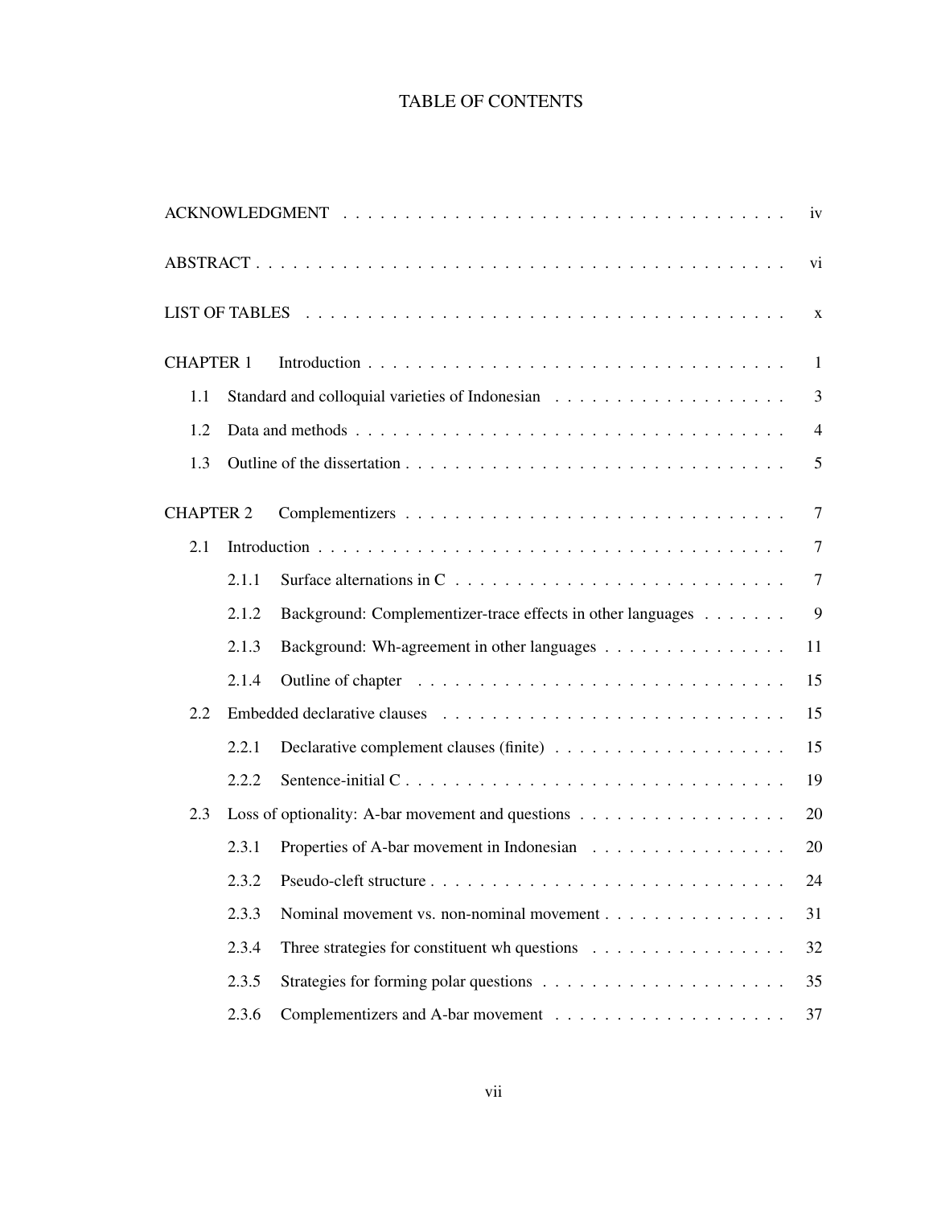# TABLE OF CONTENTS

ACKNOWLEDGMENT . . . . . . . . . . . . . . . . . . . . . . . . . . . . . . . . . . . . iv

ABSTRACT . . . . . . . . . . . . . . . . . . . . . . . . . . . . . . . . . . . . . . . . vi

LIST OF TABLES . . . . . . . . . . . . . . . . . . . . . . . . . . . . . . . . . . . . x

CHAPTER 1 Introduction . . . . . . . . . . . . . . . . . . . . . . . . . . . . . . . . 1

- 1.1 Standard and colloquial varieties of Indonesian . . . . . . . . . . . . . . . . . . 3
- 1.2 Data and methods . . . . . . . . . . . . . . . . . . . . . . . . . . . . . . . . . 4
- 1.3 Outline of the dissertation . . . . . . . . . . . . . . . . . . . . . . . . . . . . 5

CHAPTER 2 Complementizers . . . . . . . . . . . . . . . . . . . . . . . . . . . . . 7

- 2.1 Introduction . . . . . . . . . . . . . . . . . . . . . . . . . . . . . . . . . . . 7
  - 2.1.1 Surface alternations in C . . . . . . . . . . . . . . . . . . . . . . . . . 7
  - 2.1.2 Background: Complementizer-trace effects in other languages . . . . . . . 9
  - 2.1.3 Background: Wh-agreement in other languages . . . . . . . . . . . . . . . 11
  - 2.1.4 Outline of chapter . . . . . . . . . . . . . . . . . . . . . . . . . . . . . 15
- 2.2 Embedded declarative clauses . . . . . . . . . . . . . . . . . . . . . . . . . . 15
  - 2.2.1 Declarative complement clauses (finite) . . . . . . . . . . . . . . . . . . 15
  - 2.2.2 Sentence-initial C . . . . . . . . . . . . . . . . . . . . . . . . . . . . . 19
- 2.3 Loss of optionality: A-bar movement and questions . . . . . . . . . . . . . . . 20
  - 2.3.1 Properties of A-bar movement in Indonesian . . . . . . . . . . . . . . . . 20
  - 2.3.2 Pseudo-cleft structure . . . . . . . . . . . . . . . . . . . . . . . . . . . 24
  - 2.3.3 Nominal movement vs. non-nominal movement . . . . . . . . . . . . . . . 31
  - 2.3.4 Three strategies for constituent wh questions . . . . . . . . . . . . . . . 32
  - 2.3.5 Strategies for forming polar questions . . . . . . . . . . . . . . . . . . . 35
  - 2.3.6 Complementizers and A-bar movement . . . . . . . . . . . . . . . . . . . 37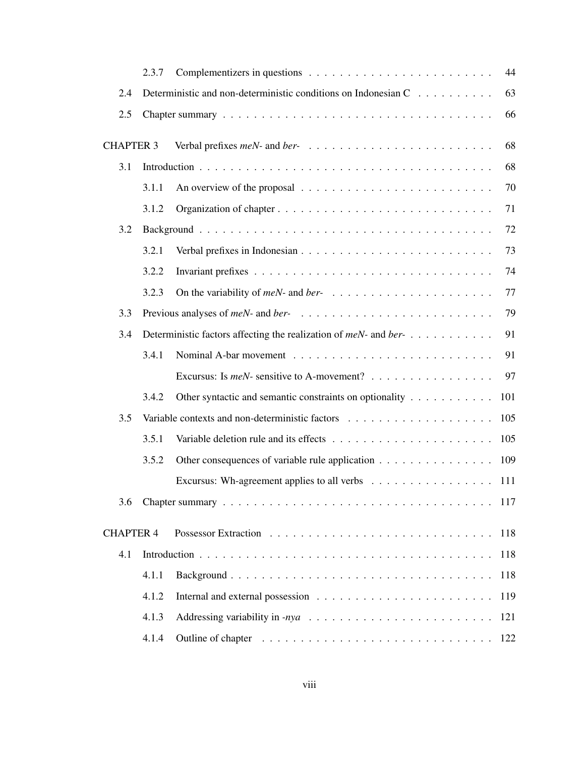| | | |
|---|---|---|
| 2.3.7 | Complementizers in questions | 44 |
| 2.4 | Deterministic and non-deterministic conditions on Indonesian C | 63 |
| 2.5 | Chapter summary | 66 |
| CHAPTER 3 | Verbal prefixes *meN-* and *ber-* | 68 |
| 3.1 | Introduction | 68 |
| 3.1.1 | An overview of the proposal | 70 |
| 3.1.2 | Organization of chapter | 71 |
| 3.2 | Background | 72 |
| 3.2.1 | Verbal prefixes in Indonesian | 73 |
| 3.2.2 | Invariant prefixes | 74 |
| 3.2.3 | On the variability of *meN-* and *ber-* | 77 |
| 3.3 | Previous analyses of *meN-* and *ber-* | 79 |
| 3.4 | Deterministic factors affecting the realization of *meN-* and *ber-* | 91 |
| 3.4.1 | Nominal A-bar movement | 91 |
| | Excursus: Is *meN-* sensitive to A-movement? | 97 |
| 3.4.2 | Other syntactic and semantic constraints on optionality | 101 |
| 3.5 | Variable contexts and non-deterministic factors | 105 |
| 3.5.1 | Variable deletion rule and its effects | 105 |
| 3.5.2 | Other consequences of variable rule application | 109 |
| | Excursus: Wh-agreement applies to all verbs | 111 |
| 3.6 | Chapter summary | 117 |
| CHAPTER 4 | Possessor Extraction | 118 |
| 4.1 | Introduction | 118 |
| 4.1.1 | Background | 118 |
| 4.1.2 | Internal and external possession | 119 |
| 4.1.3 | Addressing variability in *-nya* | 121 |
| 4.1.4 | Outline of chapter | 122 |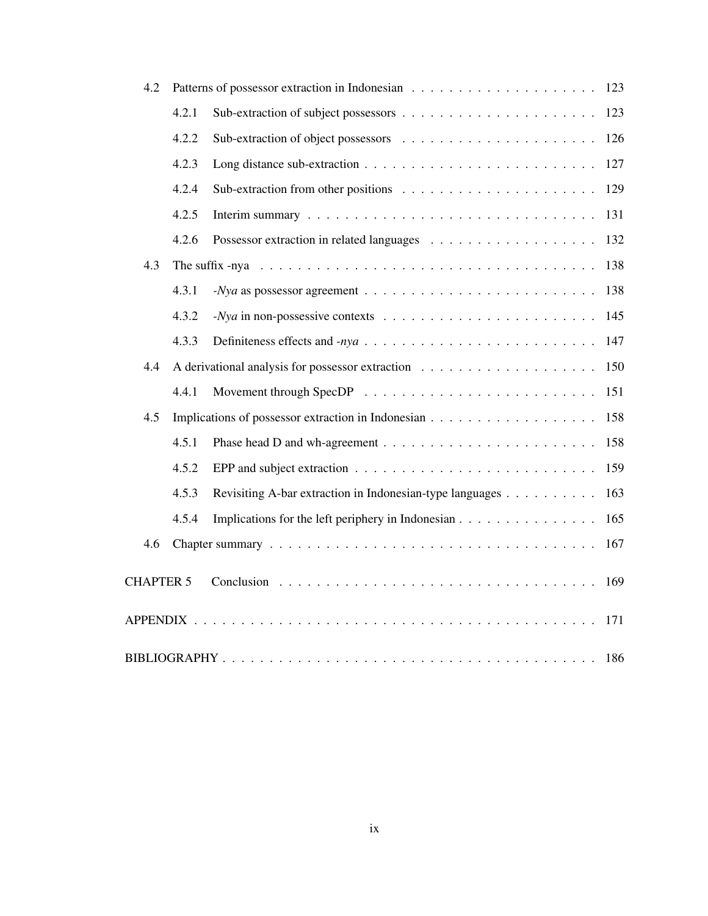| | | |
|---|---|---|
| 4.2 | Patterns of possessor extraction in Indonesian | 123 |
| 4.2.1 | Sub-extraction of subject possessors | 123 |
| 4.2.2 | Sub-extraction of object possessors | 126 |
| 4.2.3 | Long distance sub-extraction | 127 |
| 4.2.4 | Sub-extraction from other positions | 129 |
| 4.2.5 | Interim summary | 131 |
| 4.2.6 | Possessor extraction in related languages | 132 |
| 4.3 | The suffix -nya | 138 |
| 4.3.1 | *-Nya* as possessor agreement | 138 |
| 4.3.2 | *-Nya* in non-possessive contexts | 145 |
| 4.3.3 | Definiteness effects and *-nya* | 147 |
| 4.4 | A derivational analysis for possessor extraction | 150 |
| 4.4.1 | Movement through SpecDP | 151 |
| 4.5 | Implications of possessor extraction in Indonesian | 158 |
| 4.5.1 | Phase head D and wh-agreement | 158 |
| 4.5.2 | EPP and subject extraction | 159 |
| 4.5.3 | Revisiting A-bar extraction in Indonesian-type languages | 163 |
| 4.5.4 | Implications for the left periphery in Indonesian | 165 |
| 4.6 | Chapter summary | 167 |
| CHAPTER 5 | Conclusion | 169 |
| APPENDIX | | 171 |
| BIBLIOGRAPHY | | 186 |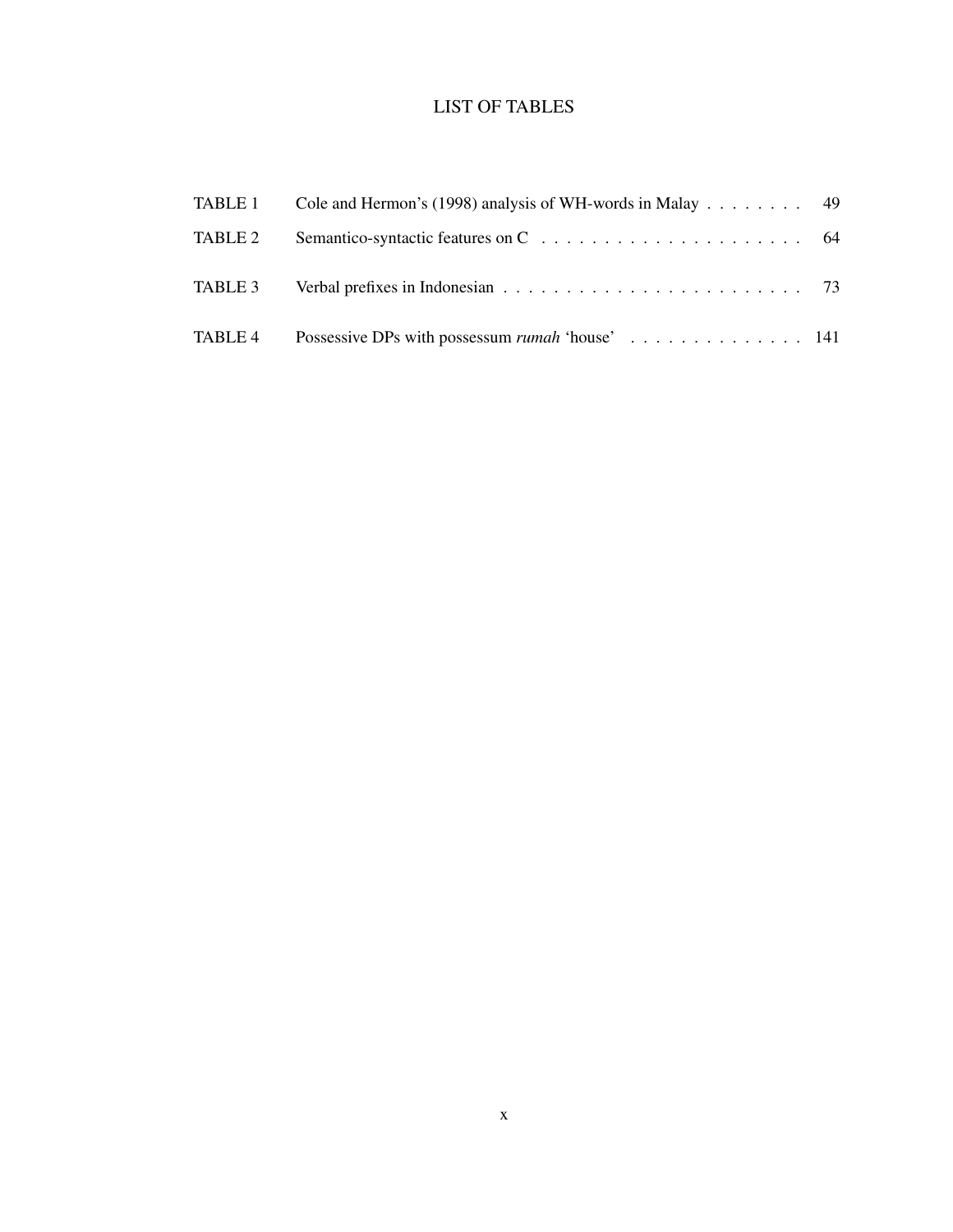# LIST OF TABLES

| | | |
|---|---|---|
| TABLE 1 | Cole and Hermon's (1998) analysis of WH-words in Malay | 49 |
| TABLE 2 | Semantico-syntactic features on C | 64 |
| TABLE 3 | Verbal prefixes in Indonesian | 73 |
| TABLE 4 | Possessive DPs with possessum *rumah* 'house' | 141 |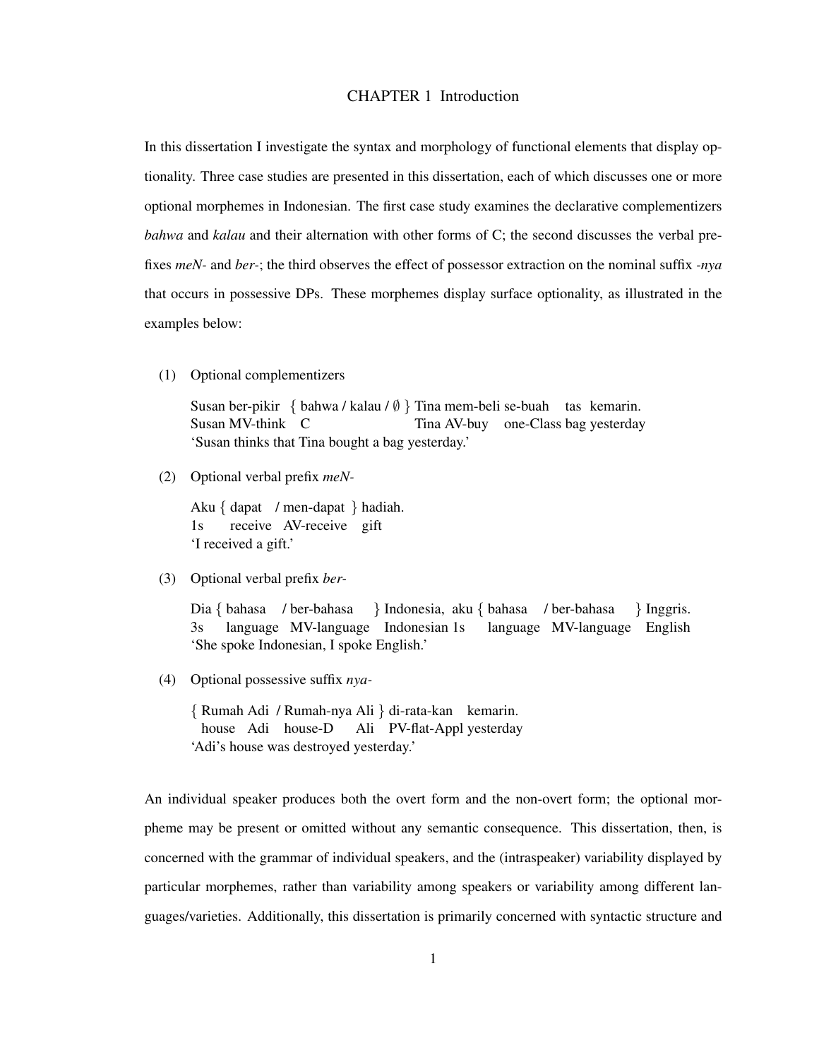# CHAPTER 1 Introduction

In this dissertation I investigate the syntax and morphology of functional elements that display optionality. Three case studies are presented in this dissertation, each of which discusses one or more optional morphemes in Indonesian. The first case study examines the declarative complementizers *bahwa* and *kalau* and their alternation with other forms of C; the second discusses the verbal prefixes *meN-* and *ber-*; the third observes the effect of possessor extraction on the nominal suffix *-nya* that occurs in possessive DPs. These morphemes display surface optionality, as illustrated in the examples below:

(1) Optional complementizers

Susan ber-pikir { bahwa / kalau / ∅ } Tina mem-beli se-buah tas kemarin.
Susan MV-think C Tina AV-buy one-Class bag yesterday
'Susan thinks that Tina bought a bag yesterday.'

(2) Optional verbal prefix *meN-*

Aku { dapat / men-dapat } hadiah.
1s receive AV-receive gift
'I received a gift.'

(3) Optional verbal prefix *ber-*

Dia { bahasa / ber-bahasa } Indonesia, aku { bahasa / ber-bahasa } Inggris.
3s language MV-language Indonesian 1s language MV-language English
'She spoke Indonesian, I spoke English.'

(4) Optional possessive suffix *nya-*

{ Rumah Adi / Rumah-nya Ali } di-rata-kan kemarin.
house Adi house-D Ali PV-flat-Appl yesterday
'Adi's house was destroyed yesterday.'

An individual speaker produces both the overt form and the non-overt form; the optional morpheme may be present or omitted without any semantic consequence. This dissertation, then, is concerned with the grammar of individual speakers, and the (intraspeaker) variability displayed by particular morphemes, rather than variability among speakers or variability among different languages/varieties. Additionally, this dissertation is primarily concerned with syntactic structure and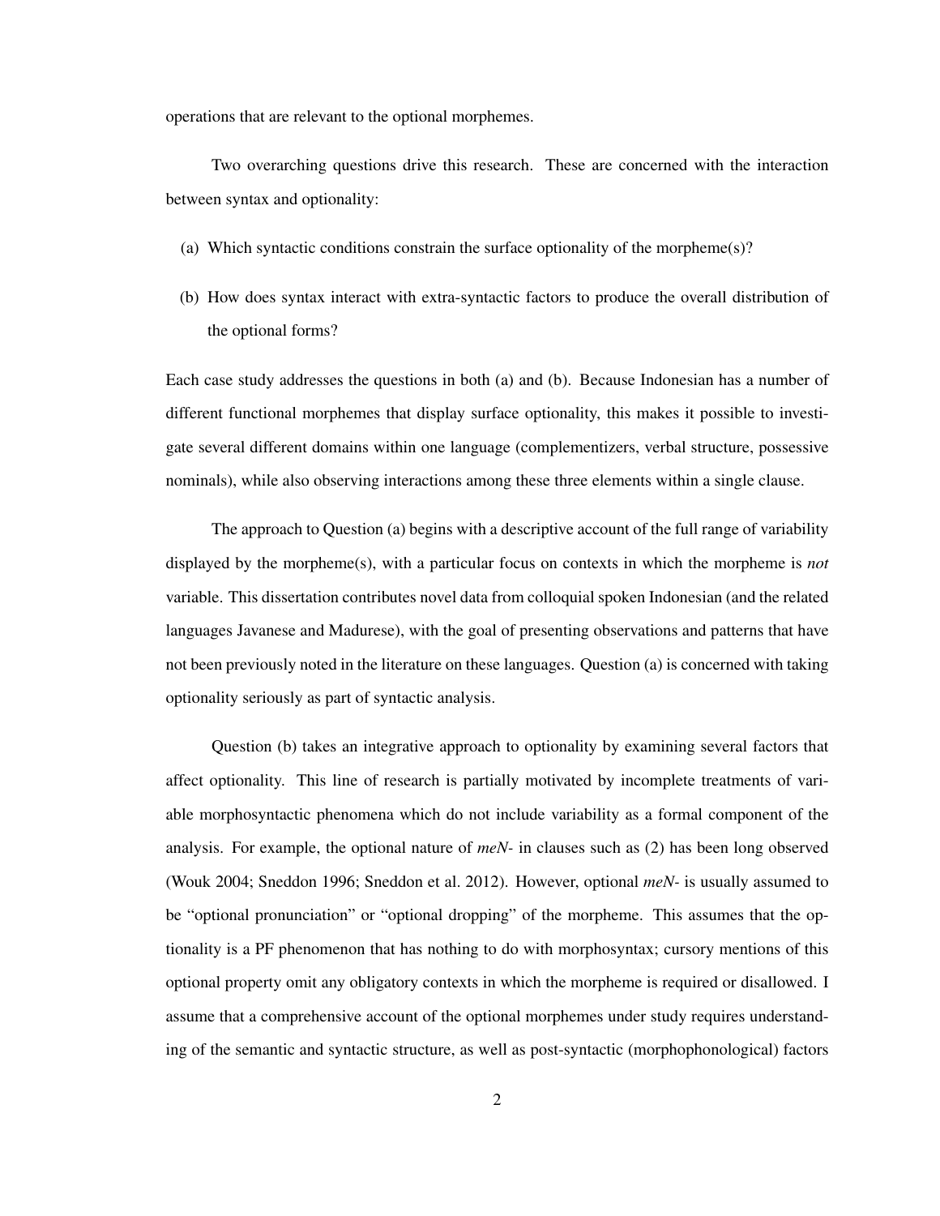operations that are relevant to the optional morphemes.

Two overarching questions drive this research. These are concerned with the interaction between syntax and optionality:

(a) Which syntactic conditions constrain the surface optionality of the morpheme(s)?

(b) How does syntax interact with extra-syntactic factors to produce the overall distribution of the optional forms?

Each case study addresses the questions in both (a) and (b). Because Indonesian has a number of different functional morphemes that display surface optionality, this makes it possible to investigate several different domains within one language (complementizers, verbal structure, possessive nominals), while also observing interactions among these three elements within a single clause.

The approach to Question (a) begins with a descriptive account of the full range of variability displayed by the morpheme(s), with a particular focus on contexts in which the morpheme is *not* variable. This dissertation contributes novel data from colloquial spoken Indonesian (and the related languages Javanese and Madurese), with the goal of presenting observations and patterns that have not been previously noted in the literature on these languages. Question (a) is concerned with taking optionality seriously as part of syntactic analysis.

Question (b) takes an integrative approach to optionality by examining several factors that affect optionality. This line of research is partially motivated by incomplete treatments of variable morphosyntactic phenomena which do not include variability as a formal component of the analysis. For example, the optional nature of *meN-* in clauses such as (2) has been long observed (Wouk 2004; Sneddon 1996; Sneddon et al. 2012). However, optional *meN-* is usually assumed to be "optional pronunciation" or "optional dropping" of the morpheme. This assumes that the optionality is a PF phenomenon that has nothing to do with morphosyntax; cursory mentions of this optional property omit any obligatory contexts in which the morpheme is required or disallowed. I assume that a comprehensive account of the optional morphemes under study requires understanding of the semantic and syntactic structure, as well as post-syntactic (morphophonological) factors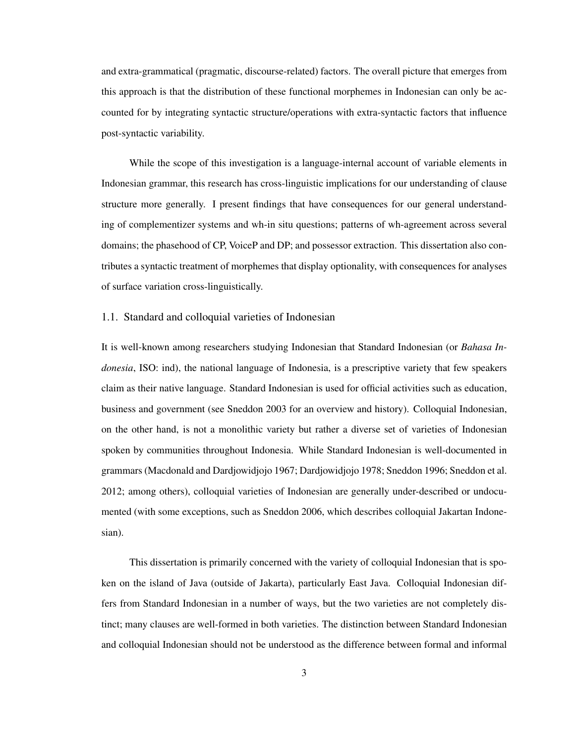and extra-grammatical (pragmatic, discourse-related) factors. The overall picture that emerges from this approach is that the distribution of these functional morphemes in Indonesian can only be accounted for by integrating syntactic structure/operations with extra-syntactic factors that influence post-syntactic variability.

While the scope of this investigation is a language-internal account of variable elements in Indonesian grammar, this research has cross-linguistic implications for our understanding of clause structure more generally. I present findings that have consequences for our general understanding of complementizer systems and wh-in situ questions; patterns of wh-agreement across several domains; the phasehood of CP, VoiceP and DP; and possessor extraction. This dissertation also contributes a syntactic treatment of morphemes that display optionality, with consequences for analyses of surface variation cross-linguistically.

## 1.1. Standard and colloquial varieties of Indonesian

It is well-known among researchers studying Indonesian that Standard Indonesian (or *Bahasa Indonesia*, ISO: ind), the national language of Indonesia, is a prescriptive variety that few speakers claim as their native language. Standard Indonesian is used for official activities such as education, business and government (see Sneddon 2003 for an overview and history). Colloquial Indonesian, on the other hand, is not a monolithic variety but rather a diverse set of varieties of Indonesian spoken by communities throughout Indonesia. While Standard Indonesian is well-documented in grammars (Macdonald and Dardjowidjojo 1967; Dardjowidjojo 1978; Sneddon 1996; Sneddon et al. 2012; among others), colloquial varieties of Indonesian are generally under-described or undocumented (with some exceptions, such as Sneddon 2006, which describes colloquial Jakartan Indonesian).

This dissertation is primarily concerned with the variety of colloquial Indonesian that is spoken on the island of Java (outside of Jakarta), particularly East Java. Colloquial Indonesian differs from Standard Indonesian in a number of ways, but the two varieties are not completely distinct; many clauses are well-formed in both varieties. The distinction between Standard Indonesian and colloquial Indonesian should not be understood as the difference between formal and informal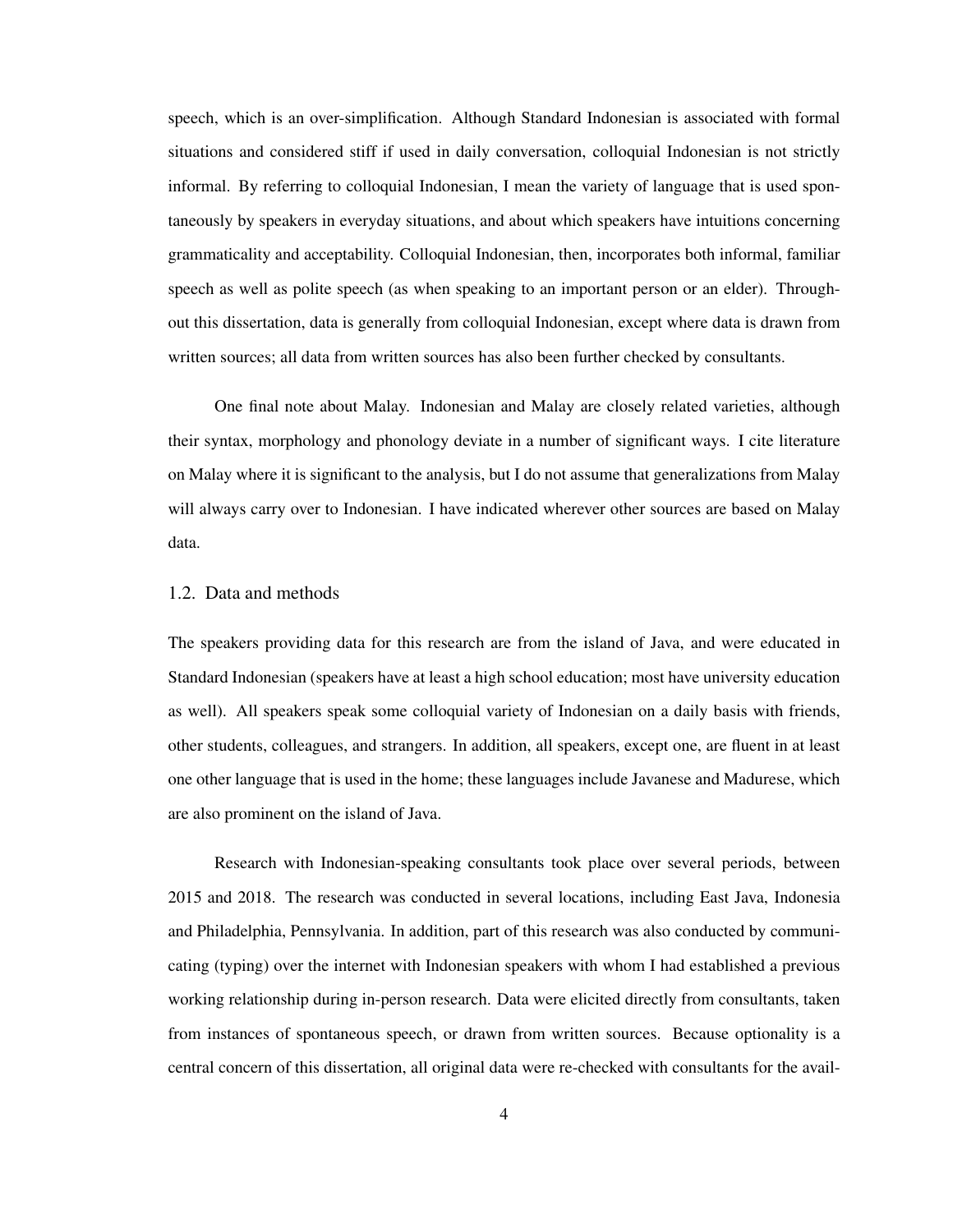speech, which is an over-simplification. Although Standard Indonesian is associated with formal situations and considered stiff if used in daily conversation, colloquial Indonesian is not strictly informal. By referring to colloquial Indonesian, I mean the variety of language that is used spontaneously by speakers in everyday situations, and about which speakers have intuitions concerning grammaticality and acceptability. Colloquial Indonesian, then, incorporates both informal, familiar speech as well as polite speech (as when speaking to an important person or an elder). Throughout this dissertation, data is generally from colloquial Indonesian, except where data is drawn from written sources; all data from written sources has also been further checked by consultants.

One final note about Malay. Indonesian and Malay are closely related varieties, although their syntax, morphology and phonology deviate in a number of significant ways. I cite literature on Malay where it is significant to the analysis, but I do not assume that generalizations from Malay will always carry over to Indonesian. I have indicated wherever other sources are based on Malay data.

## 1.2. Data and methods

The speakers providing data for this research are from the island of Java, and were educated in Standard Indonesian (speakers have at least a high school education; most have university education as well). All speakers speak some colloquial variety of Indonesian on a daily basis with friends, other students, colleagues, and strangers. In addition, all speakers, except one, are fluent in at least one other language that is used in the home; these languages include Javanese and Madurese, which are also prominent on the island of Java.

Research with Indonesian-speaking consultants took place over several periods, between 2015 and 2018. The research was conducted in several locations, including East Java, Indonesia and Philadelphia, Pennsylvania. In addition, part of this research was also conducted by communicating (typing) over the internet with Indonesian speakers with whom I had established a previous working relationship during in-person research. Data were elicited directly from consultants, taken from instances of spontaneous speech, or drawn from written sources. Because optionality is a central concern of this dissertation, all original data were re-checked with consultants for the avail-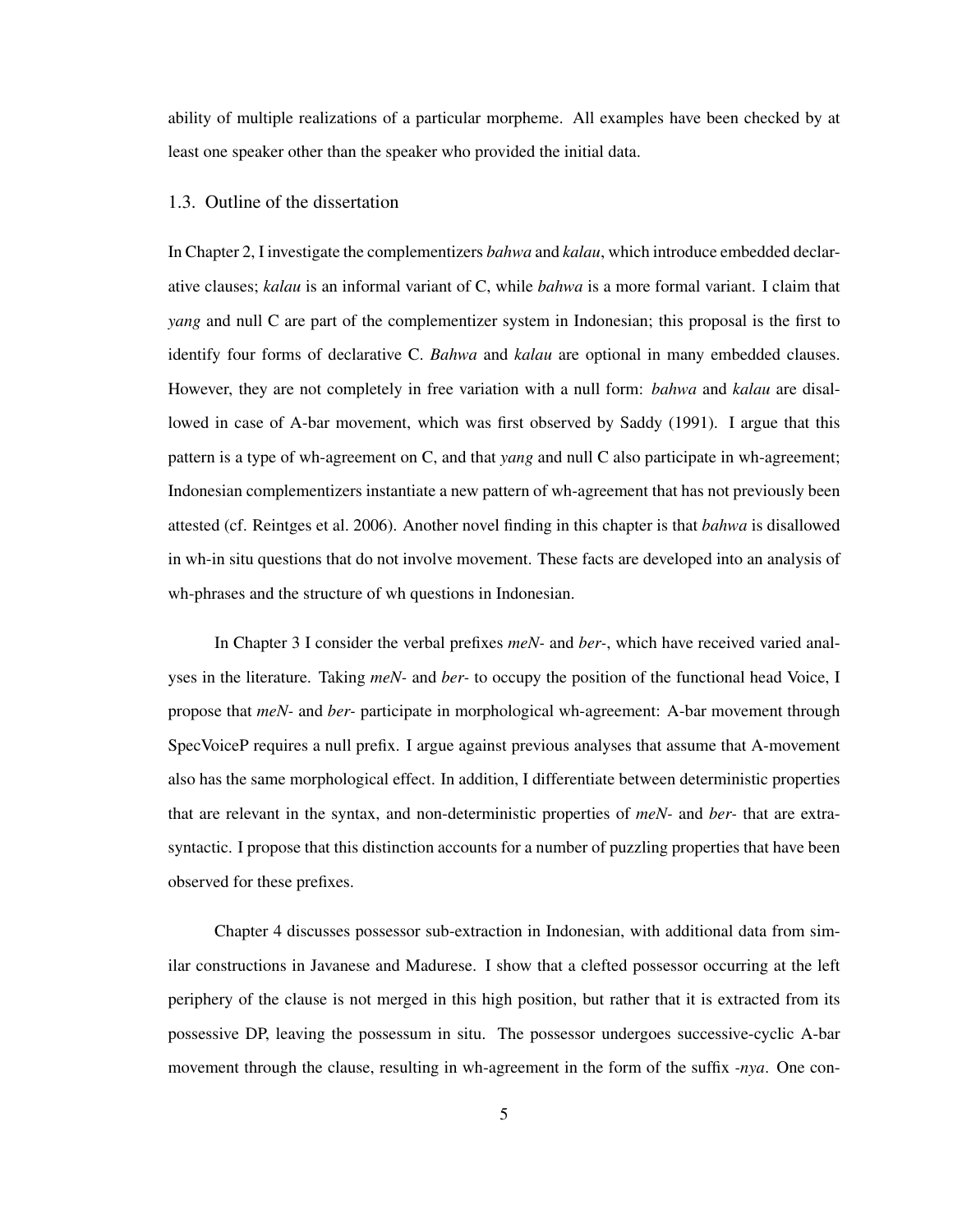ability of multiple realizations of a particular morpheme. All examples have been checked by at least one speaker other than the speaker who provided the initial data.

## 1.3. Outline of the dissertation

In Chapter 2, I investigate the complementizers *bahwa* and *kalau*, which introduce embedded declarative clauses; *kalau* is an informal variant of C, while *bahwa* is a more formal variant. I claim that *yang* and null C are part of the complementizer system in Indonesian; this proposal is the first to identify four forms of declarative C. *Bahwa* and *kalau* are optional in many embedded clauses. However, they are not completely in free variation with a null form: *bahwa* and *kalau* are disallowed in case of A-bar movement, which was first observed by Saddy (1991). I argue that this pattern is a type of wh-agreement on C, and that *yang* and null C also participate in wh-agreement; Indonesian complementizers instantiate a new pattern of wh-agreement that has not previously been attested (cf. Reintges et al. 2006). Another novel finding in this chapter is that *bahwa* is disallowed in wh-in situ questions that do not involve movement. These facts are developed into an analysis of wh-phrases and the structure of wh questions in Indonesian.

In Chapter 3 I consider the verbal prefixes *meN-* and *ber-*, which have received varied analyses in the literature. Taking *meN-* and *ber-* to occupy the position of the functional head Voice, I propose that *meN-* and *ber-* participate in morphological wh-agreement: A-bar movement through SpecVoiceP requires a null prefix. I argue against previous analyses that assume that A-movement also has the same morphological effect. In addition, I differentiate between deterministic properties that are relevant in the syntax, and non-deterministic properties of *meN-* and *ber-* that are extra-syntactic. I propose that this distinction accounts for a number of puzzling properties that have been observed for these prefixes.

Chapter 4 discusses possessor sub-extraction in Indonesian, with additional data from similar constructions in Javanese and Madurese. I show that a clefted possessor occurring at the left periphery of the clause is not merged in this high position, but rather that it is extracted from its possessive DP, leaving the possessum in situ. The possessor undergoes successive-cyclic A-bar movement through the clause, resulting in wh-agreement in the form of the suffix *-nya*. One con-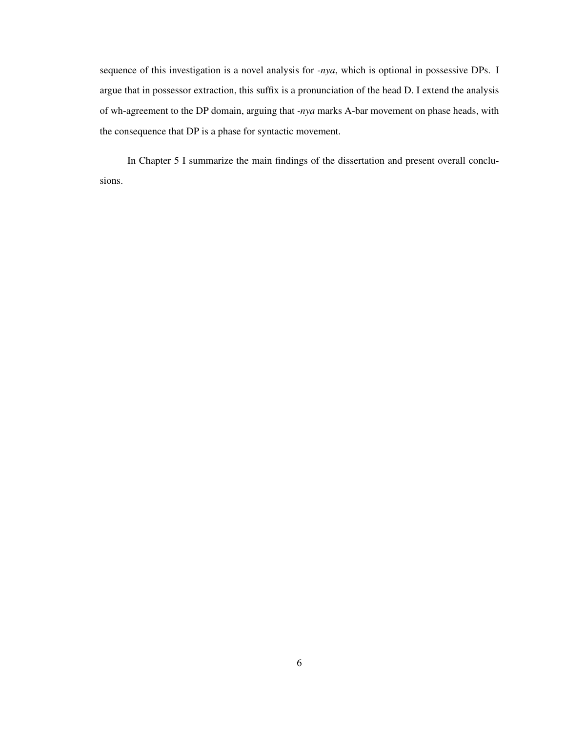sequence of this investigation is a novel analysis for *-nya*, which is optional in possessive DPs. I argue that in possessor extraction, this suffix is a pronunciation of the head D. I extend the analysis of wh-agreement to the DP domain, arguing that *-nya* marks A-bar movement on phase heads, with the consequence that DP is a phase for syntactic movement.

In Chapter 5 I summarize the main findings of the dissertation and present overall conclusions.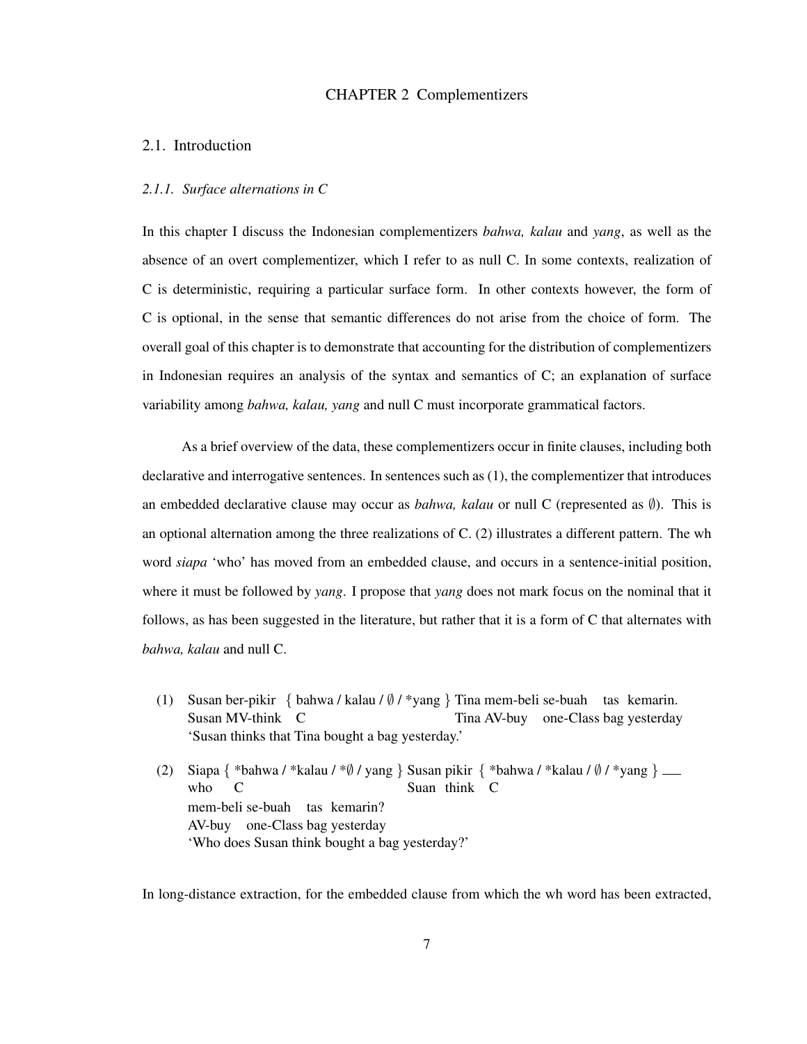# CHAPTER 2 Complementizers

## 2.1. Introduction

### *2.1.1. Surface alternations in C*

In this chapter I discuss the Indonesian complementizers *bahwa, kalau* and *yang*, as well as the absence of an overt complementizer, which I refer to as null C. In some contexts, realization of C is deterministic, requiring a particular surface form. In other contexts however, the form of C is optional, in the sense that semantic differences do not arise from the choice of form. The overall goal of this chapter is to demonstrate that accounting for the distribution of complementizers in Indonesian requires an analysis of the syntax and semantics of C; an explanation of surface variability among *bahwa, kalau, yang* and null C must incorporate grammatical factors.

As a brief overview of the data, these complementizers occur in finite clauses, including both declarative and interrogative sentences. In sentences such as (1), the complementizer that introduces an embedded declarative clause may occur as *bahwa, kalau* or null C (represented as ∅). This is an optional alternation among the three realizations of C. (2) illustrates a different pattern. The wh word *siapa* 'who' has moved from an embedded clause, and occurs in a sentence-initial position, where it must be followed by *yang*. I propose that *yang* does not mark focus on the nominal that it follows, as has been suggested in the literature, but rather that it is a form of C that alternates with *bahwa, kalau* and null C.

(1) Susan ber-pikir { bahwa / kalau / ∅ / *yang } Tina mem-beli se-buah tas kemarin.
    Susan MV-think C Tina AV-buy one-Class bag yesterday
    'Susan thinks that Tina bought a bag yesterday.'

(2) Siapa { *bahwa / *kalau / *∅ / yang } Susan pikir { *bahwa / *kalau / ∅ / *yang } ___
    who C Suan think C
    mem-beli se-buah tas kemarin?
    AV-buy one-Class bag yesterday
    'Who does Susan think bought a bag yesterday?'

In long-distance extraction, for the embedded clause from which the wh word has been extracted,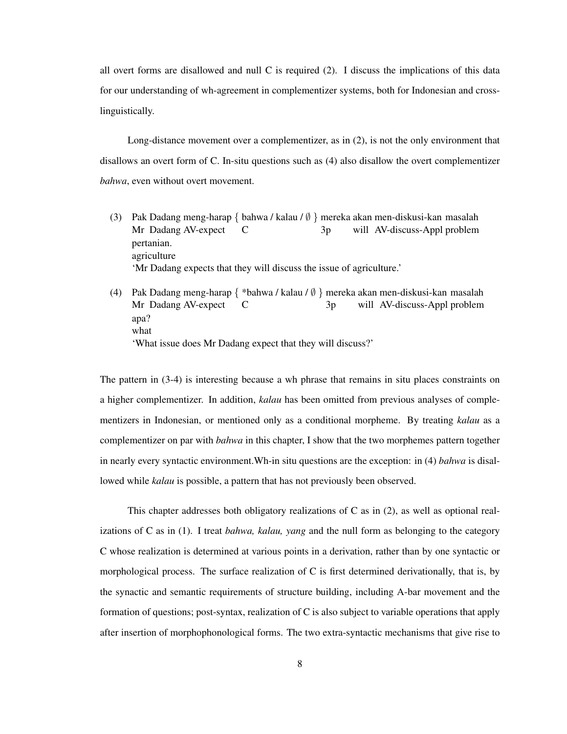all overt forms are disallowed and null C is required (2). I discuss the implications of this data for our understanding of wh-agreement in complementizer systems, both for Indonesian and cross-linguistically.

Long-distance movement over a complementizer, as in (2), is not the only environment that disallows an overt form of C. In-situ questions such as (4) also disallow the overt complementizer *bahwa*, even without overt movement.

(3) Pak Dadang meng-harap { bahwa / kalau / ∅ } mereka akan men-diskusi-kan masalah
    Mr Dadang AV-expect C 3p will AV-discuss-Appl problem
    pertanian.
    agriculture
    'Mr Dadang expects that they will discuss the issue of agriculture.'

(4) Pak Dadang meng-harap { *bahwa / kalau / ∅ } mereka akan men-diskusi-kan masalah
    Mr Dadang AV-expect C 3p will AV-discuss-Appl problem
    apa?
    what
    'What issue does Mr Dadang expect that they will discuss?'

The pattern in (3-4) is interesting because a wh phrase that remains in situ places constraints on a higher complementizer. In addition, *kalau* has been omitted from previous analyses of complementizers in Indonesian, or mentioned only as a conditional morpheme. By treating *kalau* as a complementizer on par with *bahwa* in this chapter, I show that the two morphemes pattern together in nearly every syntactic environment.Wh-in situ questions are the exception: in (4) *bahwa* is disallowed while *kalau* is possible, a pattern that has not previously been observed.

This chapter addresses both obligatory realizations of C as in (2), as well as optional realizations of C as in (1). I treat *bahwa, kalau, yang* and the null form as belonging to the category C whose realization is determined at various points in a derivation, rather than by one syntactic or morphological process. The surface realization of C is first determined derivationally, that is, by the synactic and semantic requirements of structure building, including A-bar movement and the formation of questions; post-syntax, realization of C is also subject to variable operations that apply after insertion of morphophonological forms. The two extra-syntactic mechanisms that give rise to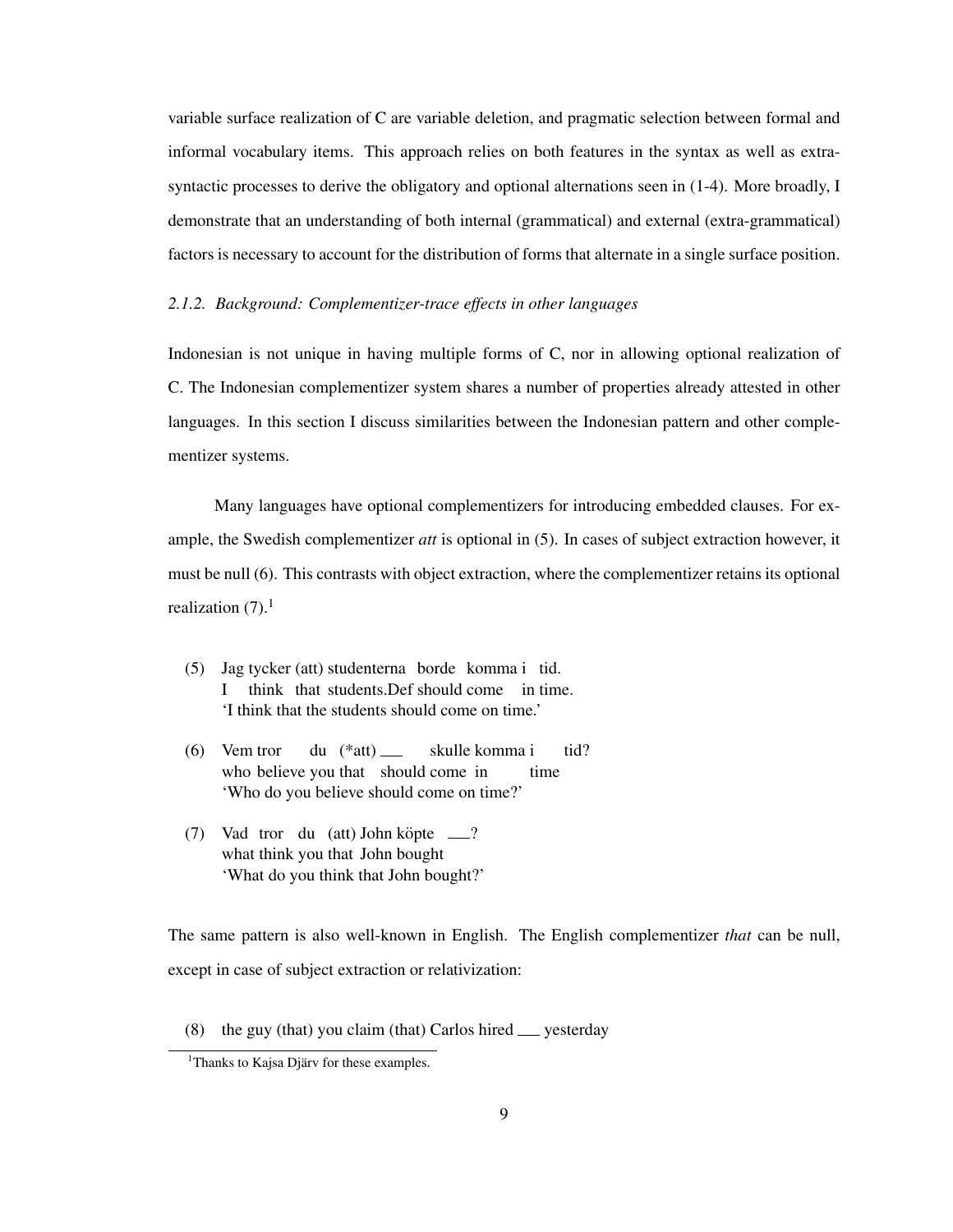variable surface realization of C are variable deletion, and pragmatic selection between formal and informal vocabulary items. This approach relies on both features in the syntax as well as extra-syntactic processes to derive the obligatory and optional alternations seen in (1-4). More broadly, I demonstrate that an understanding of both internal (grammatical) and external (extra-grammatical) factors is necessary to account for the distribution of forms that alternate in a single surface position.

### *2.1.2. Background: Complementizer-trace effects in other languages*

Indonesian is not unique in having multiple forms of C, nor in allowing optional realization of C. The Indonesian complementizer system shares a number of properties already attested in other languages. In this section I discuss similarities between the Indonesian pattern and other complementizer systems.

Many languages have optional complementizers for introducing embedded clauses. For example, the Swedish complementizer *att* is optional in (5). In cases of subject extraction however, it must be null (6). This contrasts with object extraction, where the complementizer retains its optional realization (7).[1]

(5) Jag tycker (att) studenterna borde komma i tid.
I think that students.Def should come in time.
'I think that the students should come on time.'

(6) Vem tror du (*att) __ skulle komma i tid?
who believe you that should come in time
'Who do you believe should come on time?'

(7) Vad tror du (att) John köpte __?
what think you that John bought
'What do you think that John bought?'

The same pattern is also well-known in English. The English complementizer *that* can be null, except in case of subject extraction or relativization:

(8) the guy (that) you claim (that) Carlos hired __ yesterday

[1] Thanks to Kajsa Djärv for these examples.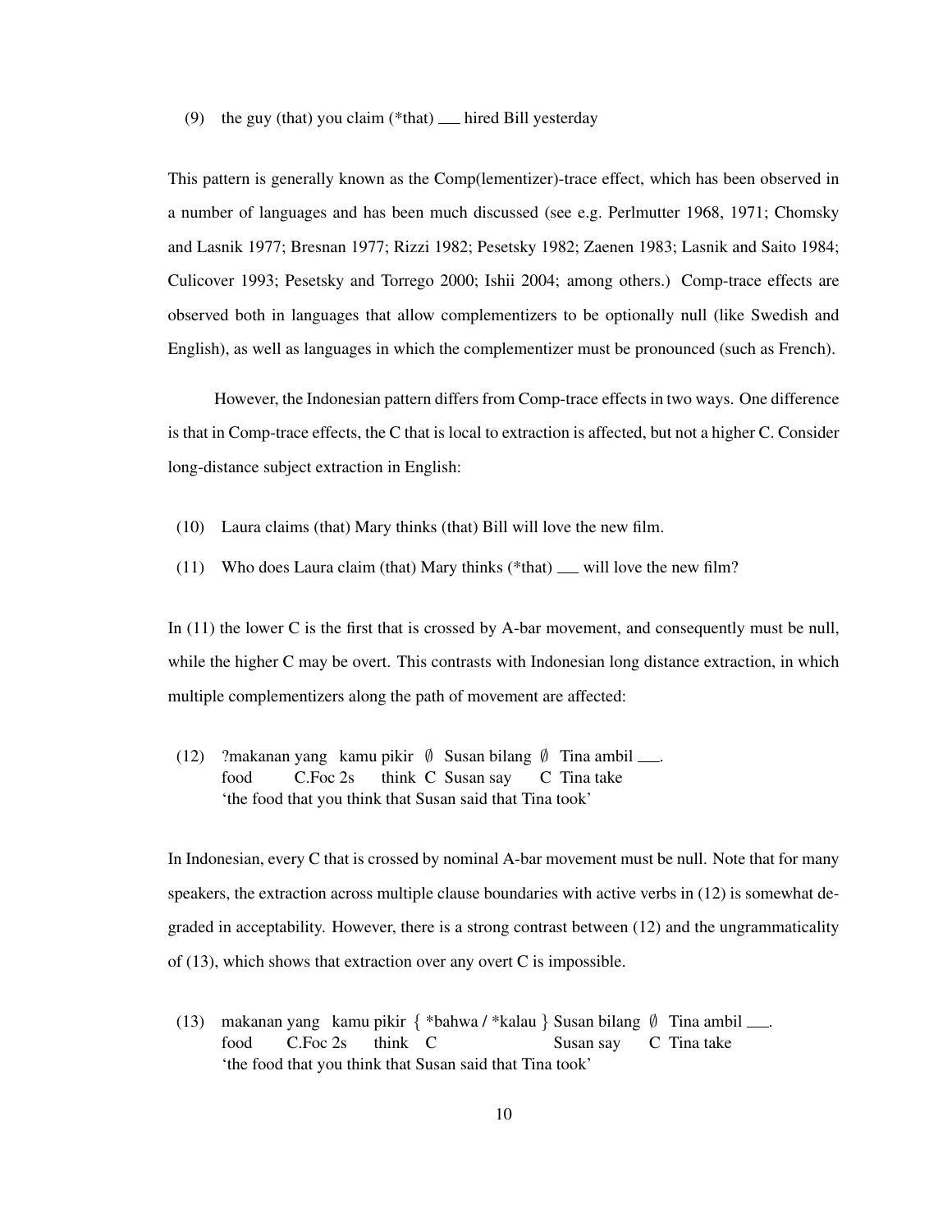(9) the guy (that) you claim (*that) ___ hired Bill yesterday

This pattern is generally known as the Comp(lementizer)-trace effect, which has been observed in a number of languages and has been much discussed (see e.g. Perlmutter 1968, 1971; Chomsky and Lasnik 1977; Bresnan 1977; Rizzi 1982; Pesetsky 1982; Zaenen 1983; Lasnik and Saito 1984; Culicover 1993; Pesetsky and Torrego 2000; Ishii 2004; among others.) Comp-trace effects are observed both in languages that allow complementizers to be optionally null (like Swedish and English), as well as languages in which the complementizer must be pronounced (such as French).

However, the Indonesian pattern differs from Comp-trace effects in two ways. One difference is that in Comp-trace effects, the C that is local to extraction is affected, but not a higher C. Consider long-distance subject extraction in English:

(10) Laura claims (that) Mary thinks (that) Bill will love the new film.

(11) Who does Laura claim (that) Mary thinks (*that) ___ will love the new film?

In (11) the lower C is the first that is crossed by A-bar movement, and consequently must be null, while the higher C may be overt. This contrasts with Indonesian long distance extraction, in which multiple complementizers along the path of movement are affected:

(12) ?makanan yang kamu pikir ∅ Susan bilang ∅ Tina ambil ___.
food C.Foc 2s think C Susan say C Tina take
'the food that you think that Susan said that Tina took'

In Indonesian, every C that is crossed by nominal A-bar movement must be null. Note that for many speakers, the extraction across multiple clause boundaries with active verbs in (12) is somewhat degraded in acceptability. However, there is a strong contrast between (12) and the ungrammaticality of (13), which shows that extraction over any overt C is impossible.

(13) makanan yang kamu pikir { *bahwa / *kalau } Susan bilang ∅ Tina ambil ___.
food C.Foc 2s think C Susan say C Tina take
'the food that you think that Susan said that Tina took'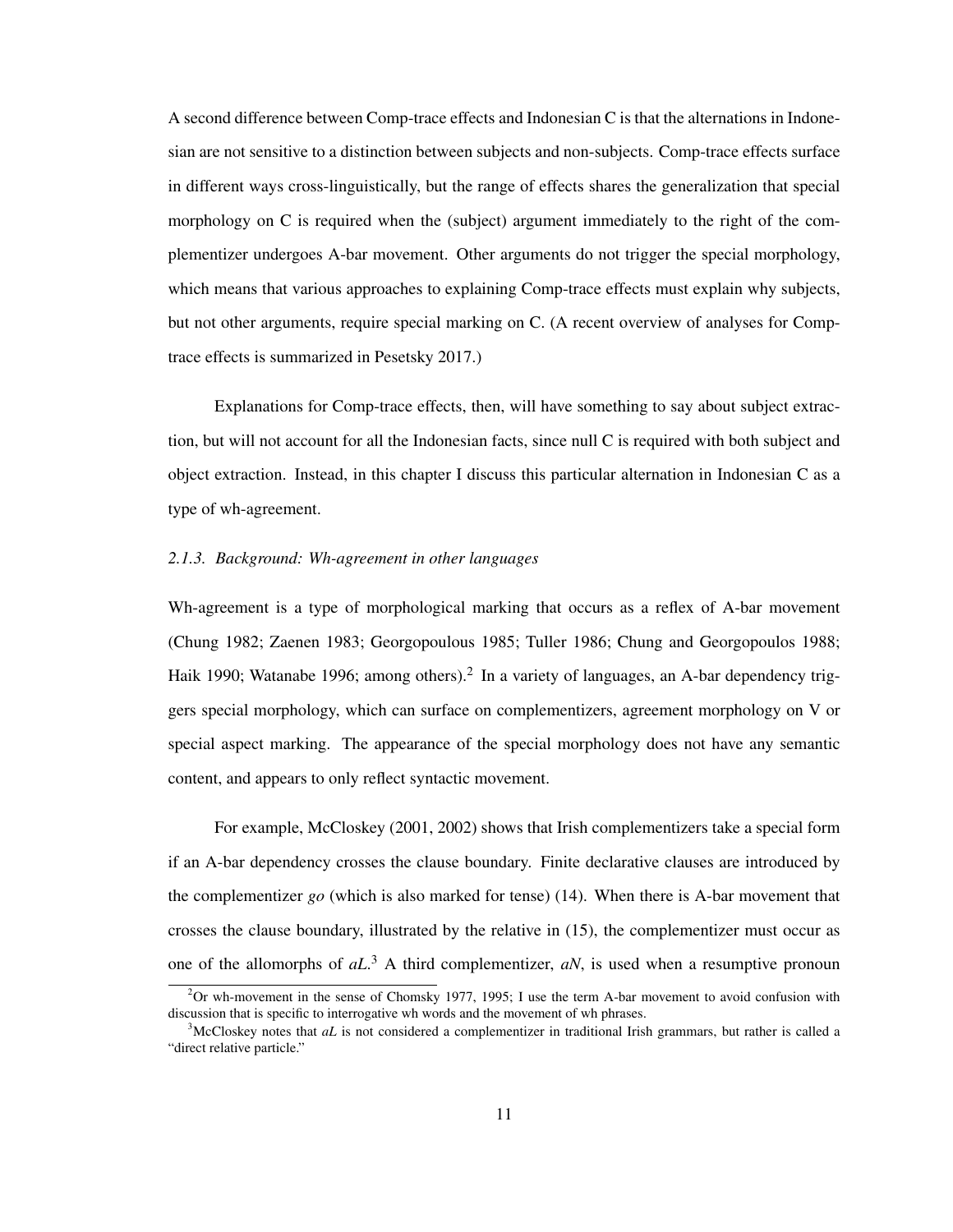A second difference between Comp-trace effects and Indonesian C is that the alternations in Indonesian are not sensitive to a distinction between subjects and non-subjects. Comp-trace effects surface in different ways cross-linguistically, but the range of effects shares the generalization that special morphology on C is required when the (subject) argument immediately to the right of the complementizer undergoes A-bar movement. Other arguments do not trigger the special morphology, which means that various approaches to explaining Comp-trace effects must explain why subjects, but not other arguments, require special marking on C. (A recent overview of analyses for Comp-trace effects is summarized in Pesetsky 2017.)

Explanations for Comp-trace effects, then, will have something to say about subject extraction, but will not account for all the Indonesian facts, since null C is required with both subject and object extraction. Instead, in this chapter I discuss this particular alternation in Indonesian C as a type of wh-agreement.

### *2.1.3. Background: Wh-agreement in other languages*

Wh-agreement is a type of morphological marking that occurs as a reflex of A-bar movement (Chung 1982; Zaenen 1983; Georgopoulous 1985; Tuller 1986; Chung and Georgopoulos 1988; Haik 1990; Watanabe 1996; among others).[2] In a variety of languages, an A-bar dependency triggers special morphology, which can surface on complementizers, agreement morphology on V or special aspect marking. The appearance of the special morphology does not have any semantic content, and appears to only reflect syntactic movement.

For example, McCloskey (2001, 2002) shows that Irish complementizers take a special form if an A-bar dependency crosses the clause boundary. Finite declarative clauses are introduced by the complementizer *go* (which is also marked for tense) (14). When there is A-bar movement that crosses the clause boundary, illustrated by the relative in (15), the complementizer must occur as one of the allomorphs of *aL*.[3] A third complementizer, *aN*, is used when a resumptive pronoun

[2] Or wh-movement in the sense of Chomsky 1977, 1995; I use the term A-bar movement to avoid confusion with discussion that is specific to interrogative wh words and the movement of wh phrases.

[3] McCloskey notes that *aL* is not considered a complementizer in traditional Irish grammars, but rather is called a "direct relative particle."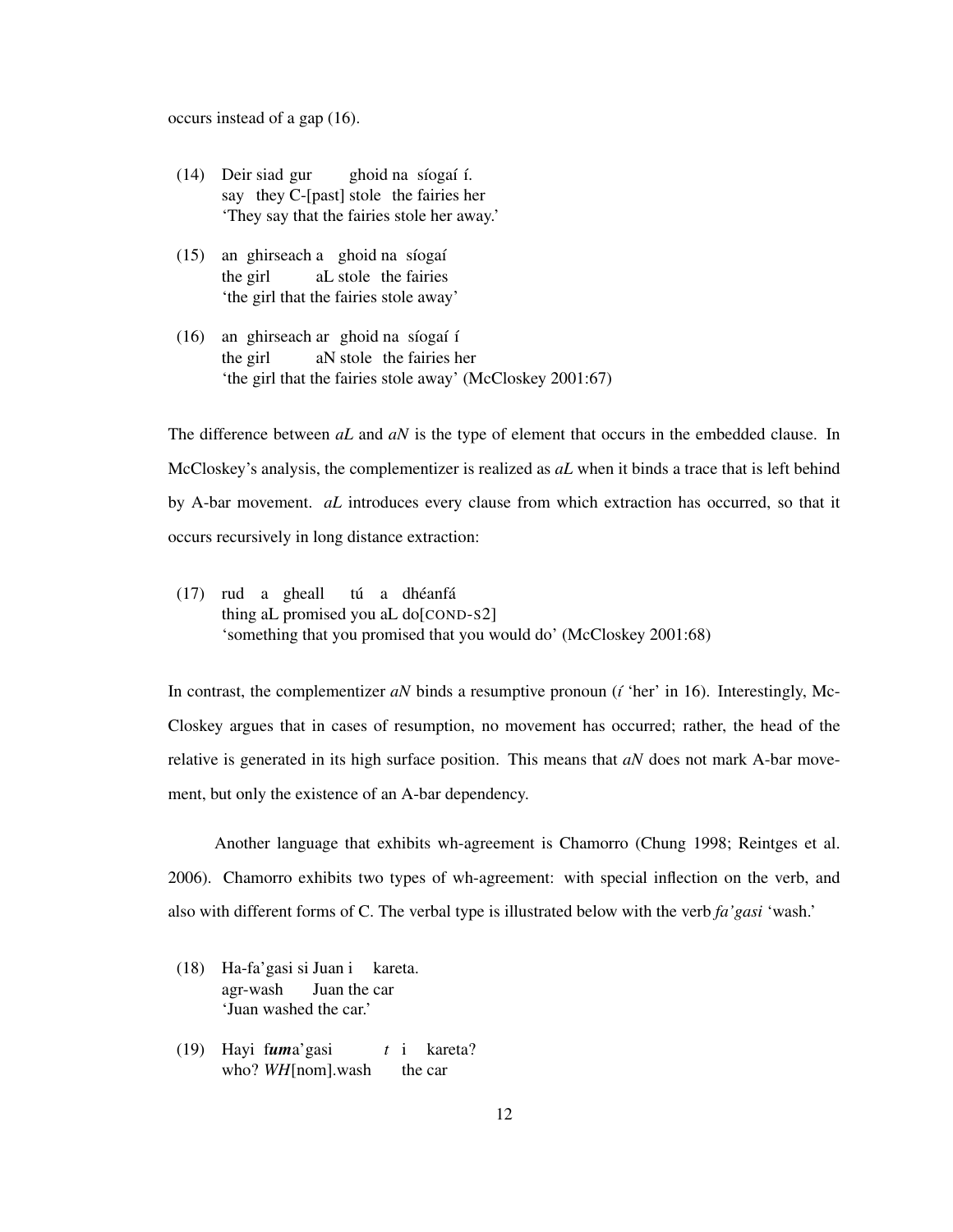occurs instead of a gap (16).

(14) Deir siad gur ghoid na síogaí í.
 say they C-[past] stole the fairies her
 'They say that the fairies stole her away.'

(15) an ghirseach a ghoid na síogaí
 the girl aL stole the fairies
 'the girl that the fairies stole away'

(16) an ghirseach ar ghoid na síogaí í
 the girl aN stole the fairies her
 'the girl that the fairies stole away' (McCloskey 2001:67)

The difference between *aL* and *aN* is the type of element that occurs in the embedded clause. In McCloskey's analysis, the complementizer is realized as *aL* when it binds a trace that is left behind by A-bar movement. *aL* introduces every clause from which extraction has occurred, so that it occurs recursively in long distance extraction:

(17) rud a gheall tú a dhéanfá
 thing aL promised you aL do[COND-S2]
 'something that you promised that you would do' (McCloskey 2001:68)

In contrast, the complementizer *aN* binds a resumptive pronoun (*í* 'her' in 16). Interestingly, McCloskey argues that in cases of resumption, no movement has occurred; rather, the head of the relative is generated in its high surface position. This means that *aN* does not mark A-bar movement, but only the existence of an A-bar dependency.

Another language that exhibits wh-agreement is Chamorro (Chung 1998; Reintges et al. 2006). Chamorro exhibits two types of wh-agreement: with special inflection on the verb, and also with different forms of C. The verbal type is illustrated below with the verb *fa'gasi* 'wash.'

(18) Ha-fa'gasi si Juan i kareta.
 agr-wash Juan the car
 'Juan washed the car.'

(19) Hayi f***um***a'gasi *t* i kareta?
 who? *WH*[nom].wash the car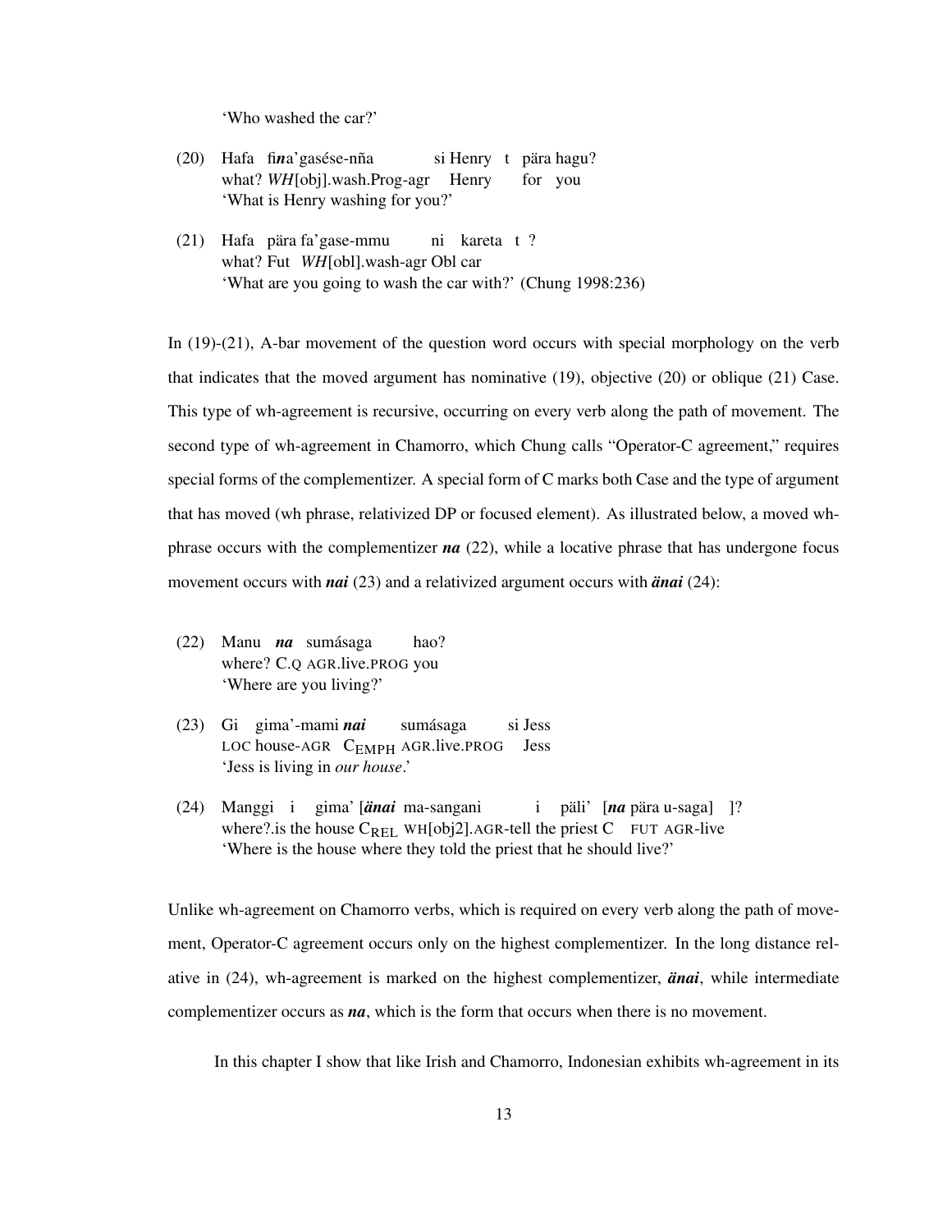'Who washed the car?'

(20) Hafa fi*n*a'gasése-ñña si Henry t pära hagu?
what? *WH*[obj].wash.Prog-agr Henry for you
'What is Henry washing for you?'

(21) Hafa pära fa'gase-mmu ni kareta t ?
what? Fut *WH*[obl].wash-agr Obl car
'What are you going to wash the car with?' (Chung 1998:236)

In (19)-(21), A-bar movement of the question word occurs with special morphology on the verb that indicates that the moved argument has nominative (19), objective (20) or oblique (21) Case. This type of wh-agreement is recursive, occurring on every verb along the path of movement. The second type of wh-agreement in Chamorro, which Chung calls "Operator-C agreement," requires special forms of the complementizer. A special form of C marks both Case and the type of argument that has moved (wh phrase, relativized DP or focused element). As illustrated below, a moved wh-phrase occurs with the complementizer ***na*** (22), while a locative phrase that has undergone focus movement occurs with ***nai*** (23) and a relativized argument occurs with ***änai*** (24):

(22) Manu ***na*** sumásaga hao?
where? C.Q AGR.live.PROG you
'Where are you living?'

(23) Gi gima'-mami ***nai*** sumásaga si Jess
LOC house-AGR $C_{EMPH}$ AGR.live.PROG Jess
'Jess is living in *our house*.'

(24) Manggi i gima' [***änai*** ma-sangani i päli' [***na*** pära u-saga] ]?
where?.is the house $C_{REL}$ WH[obj2].AGR-tell the priest C FUT AGR-live
'Where is the house where they told the priest that he should live?'

Unlike wh-agreement on Chamorro verbs, which is required on every verb along the path of movement, Operator-C agreement occurs only on the highest complementizer. In the long distance relative in (24), wh-agreement is marked on the highest complementizer, ***änai***, while intermediate complementizer occurs as ***na***, which is the form that occurs when there is no movement.

In this chapter I show that like Irish and Chamorro, Indonesian exhibits wh-agreement in its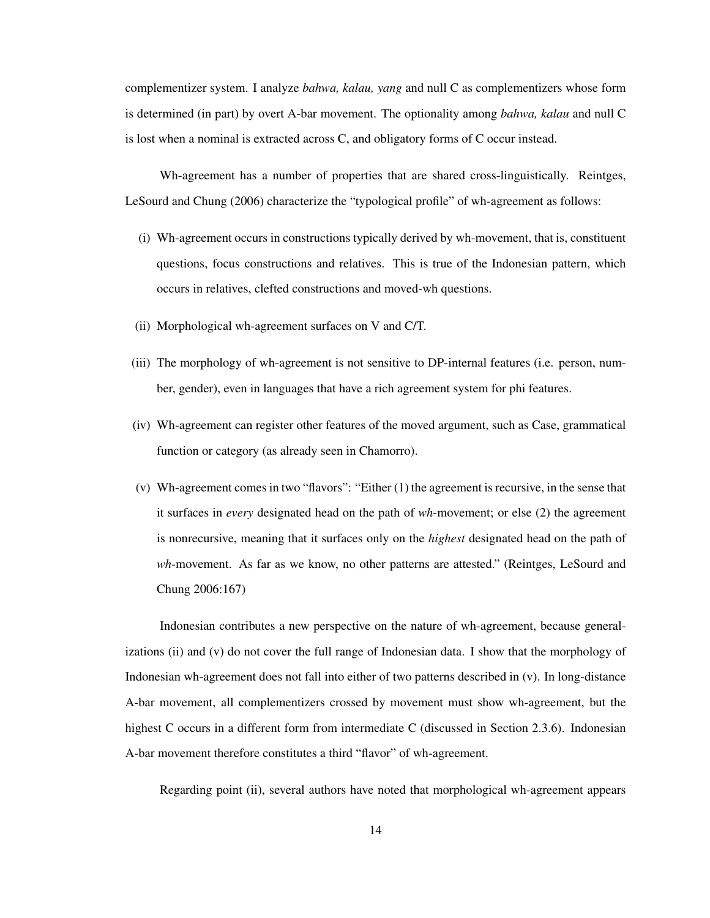complementizer system. I analyze *bahwa, kalau, yang* and null C as complementizers whose form is determined (in part) by overt A-bar movement. The optionality among *bahwa, kalau* and null C is lost when a nominal is extracted across C, and obligatory forms of C occur instead.

Wh-agreement has a number of properties that are shared cross-linguistically. Reintges, LeSourd and Chung (2006) characterize the "typological profile" of wh-agreement as follows:

(i) Wh-agreement occurs in constructions typically derived by wh-movement, that is, constituent questions, focus constructions and relatives. This is true of the Indonesian pattern, which occurs in relatives, clefted constructions and moved-wh questions.

(ii) Morphological wh-agreement surfaces on V and C/T.

(iii) The morphology of wh-agreement is not sensitive to DP-internal features (i.e. person, number, gender), even in languages that have a rich agreement system for phi features.

(iv) Wh-agreement can register other features of the moved argument, such as Case, grammatical function or category (as already seen in Chamorro).

(v) Wh-agreement comes in two "flavors": "Either (1) the agreement is recursive, in the sense that it surfaces in *every* designated head on the path of *wh*-movement; or else (2) the agreement is nonrecursive, meaning that it surfaces only on the *highest* designated head on the path of *wh*-movement. As far as we know, no other patterns are attested." (Reintges, LeSourd and Chung 2006:167)

Indonesian contributes a new perspective on the nature of wh-agreement, because generalizations (ii) and (v) do not cover the full range of Indonesian data. I show that the morphology of Indonesian wh-agreement does not fall into either of two patterns described in (v). In long-distance A-bar movement, all complementizers crossed by movement must show wh-agreement, but the highest C occurs in a different form from intermediate C (discussed in Section 2.3.6). Indonesian A-bar movement therefore constitutes a third "flavor" of wh-agreement.

Regarding point (ii), several authors have noted that morphological wh-agreement appears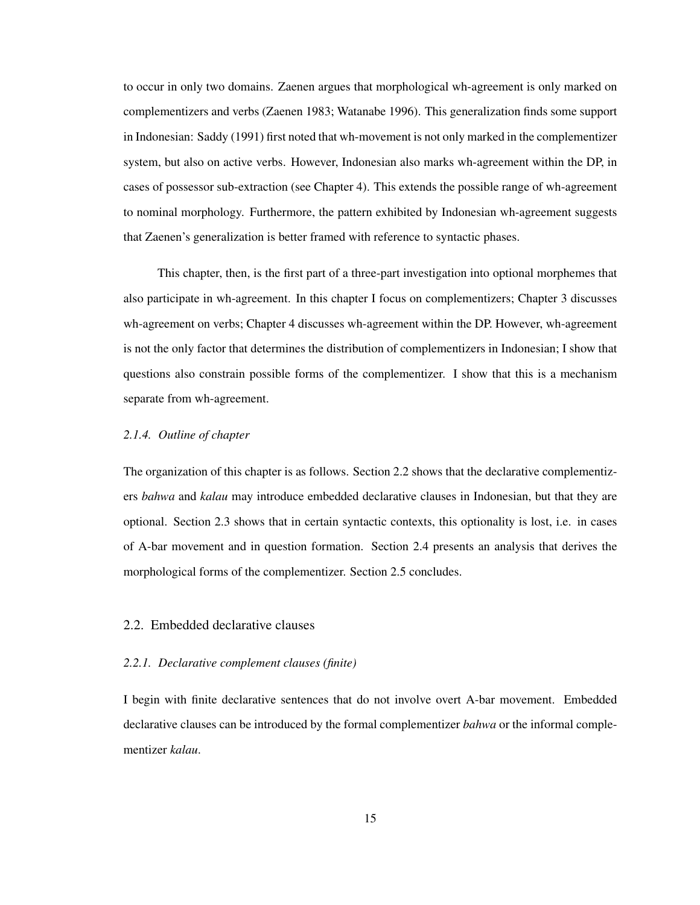to occur in only two domains. Zaenen argues that morphological wh-agreement is only marked on complementizers and verbs (Zaenen 1983; Watanabe 1996). This generalization finds some support in Indonesian: Saddy (1991) first noted that wh-movement is not only marked in the complementizer system, but also on active verbs. However, Indonesian also marks wh-agreement within the DP, in cases of possessor sub-extraction (see Chapter 4). This extends the possible range of wh-agreement to nominal morphology. Furthermore, the pattern exhibited by Indonesian wh-agreement suggests that Zaenen's generalization is better framed with reference to syntactic phases.

This chapter, then, is the first part of a three-part investigation into optional morphemes that also participate in wh-agreement. In this chapter I focus on complementizers; Chapter 3 discusses wh-agreement on verbs; Chapter 4 discusses wh-agreement within the DP. However, wh-agreement is not the only factor that determines the distribution of complementizers in Indonesian; I show that questions also constrain possible forms of the complementizer. I show that this is a mechanism separate from wh-agreement.

#### *2.1.4. Outline of chapter*

The organization of this chapter is as follows. Section 2.2 shows that the declarative complementizers *bahwa* and *kalau* may introduce embedded declarative clauses in Indonesian, but that they are optional. Section 2.3 shows that in certain syntactic contexts, this optionality is lost, i.e. in cases of A-bar movement and in question formation. Section 2.4 presents an analysis that derives the morphological forms of the complementizer. Section 2.5 concludes.

## 2.2. Embedded declarative clauses

#### *2.2.1. Declarative complement clauses (finite)*

I begin with finite declarative sentences that do not involve overt A-bar movement. Embedded declarative clauses can be introduced by the formal complementizer *bahwa* or the informal complementizer *kalau*.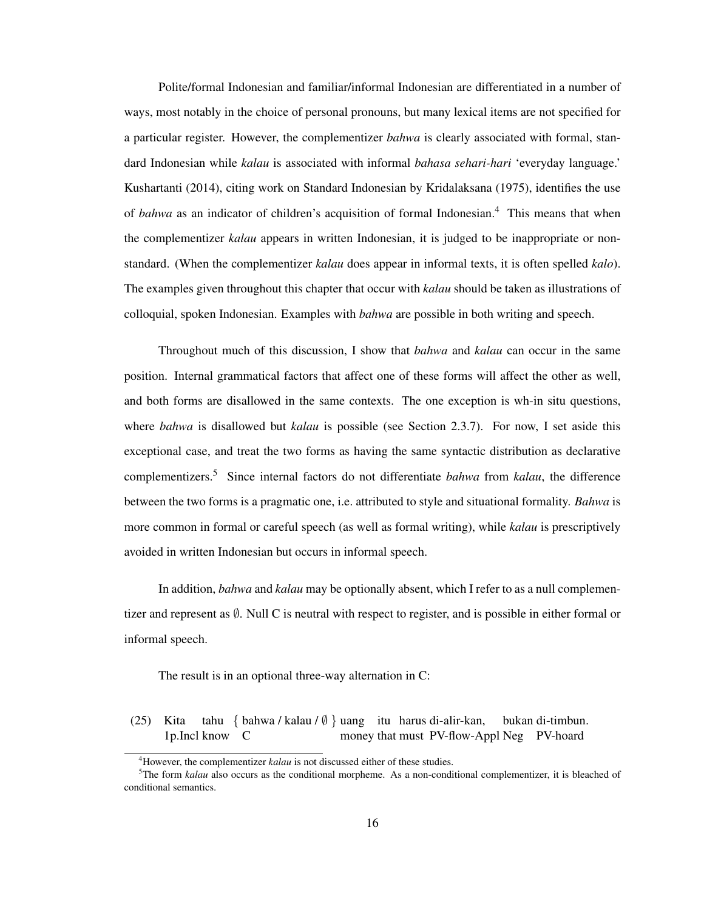Polite/formal Indonesian and familiar/informal Indonesian are differentiated in a number of ways, most notably in the choice of personal pronouns, but many lexical items are not specified for a particular register. However, the complementizer *bahwa* is clearly associated with formal, standard Indonesian while *kalau* is associated with informal *bahasa sehari-hari* 'everyday language.' Kushartanti (2014), citing work on Standard Indonesian by Kridalaksana (1975), identifies the use of *bahwa* as an indicator of children's acquisition of formal Indonesian.[4] This means that when the complementizer *kalau* appears in written Indonesian, it is judged to be inappropriate or non-standard. (When the complementizer *kalau* does appear in informal texts, it is often spelled *kalo*). The examples given throughout this chapter that occur with *kalau* should be taken as illustrations of colloquial, spoken Indonesian. Examples with *bahwa* are possible in both writing and speech.

Throughout much of this discussion, I show that *bahwa* and *kalau* can occur in the same position. Internal grammatical factors that affect one of these forms will affect the other as well, and both forms are disallowed in the same contexts. The one exception is wh-in situ questions, where *bahwa* is disallowed but *kalau* is possible (see Section 2.3.7). For now, I set aside this exceptional case, and treat the two forms as having the same syntactic distribution as declarative complementizers.[5] Since internal factors do not differentiate *bahwa* from *kalau*, the difference between the two forms is a pragmatic one, i.e. attributed to style and situational formality. *Bahwa* is more common in formal or careful speech (as well as formal writing), while *kalau* is prescriptively avoided in written Indonesian but occurs in informal speech.

In addition, *bahwa* and *kalau* may be optionally absent, which I refer to as a null complementizer and represent as ∅. Null C is neutral with respect to register, and is possible in either formal or informal speech.

The result is in an optional three-way alternation in C:

(25) Kita tahu { bahwa / kalau / ∅ } uang itu harus di-alir-kan, bukan di-timbun.
     1p.Incl know C money that must PV-flow-Appl Neg PV-hoard

[4] However, the complementizer *kalau* is not discussed either of these studies.

[5] The form *kalau* also occurs as the conditional morpheme. As a non-conditional complementizer, it is bleached of conditional semantics.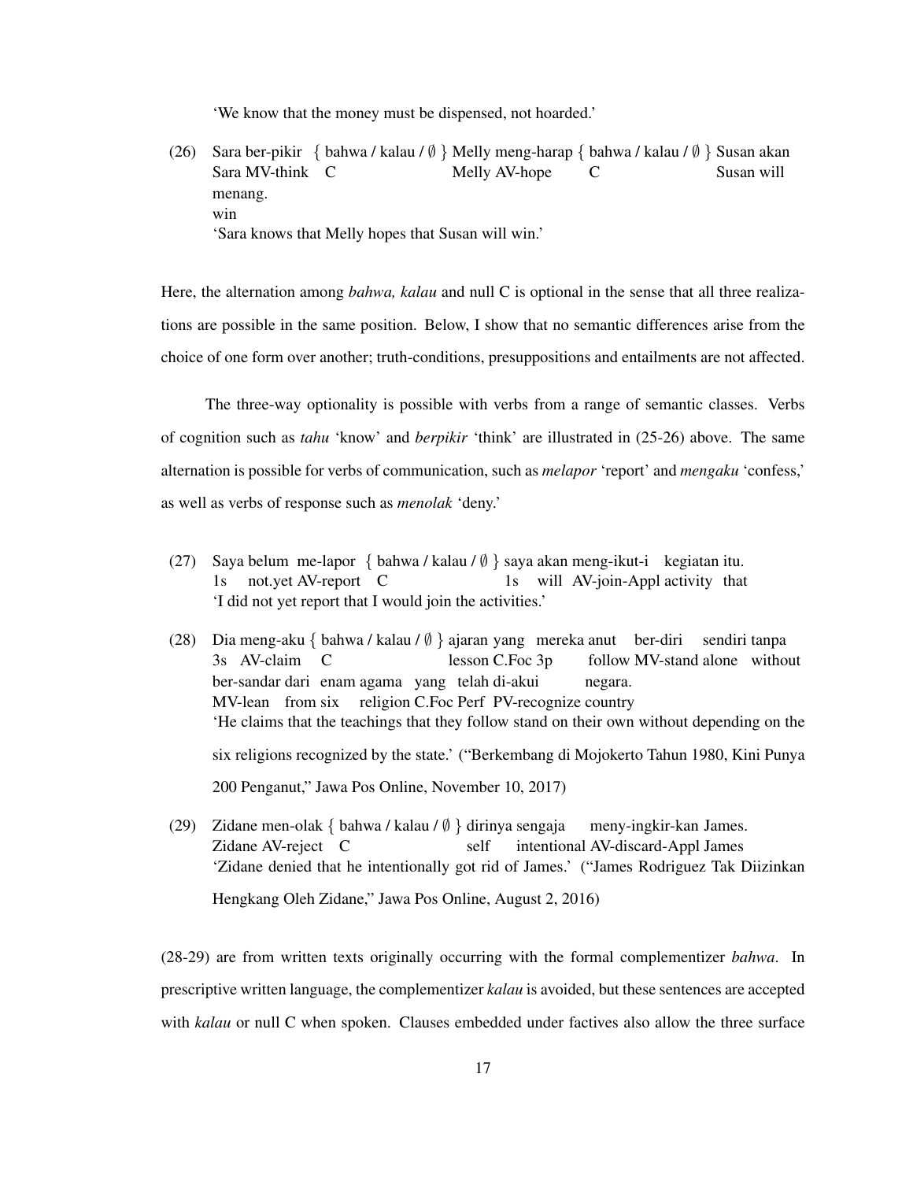'We know that the money must be dispensed, not hoarded.'

(26) Sara ber-pikir { bahwa / kalau / ∅ } Melly meng-harap { bahwa / kalau / ∅ } Susan akan menang.
  Sara MV-think C Melly AV-hope C Susan will win
  'Sara knows that Melly hopes that Susan will win.'

Here, the alternation among *bahwa, kalau* and null C is optional in the sense that all three realizations are possible in the same position. Below, I show that no semantic differences arise from the choice of one form over another; truth-conditions, presuppositions and entailments are not affected.

The three-way optionality is possible with verbs from a range of semantic classes. Verbs of cognition such as *tahu* 'know' and *berpikir* 'think' are illustrated in (25-26) above. The same alternation is possible for verbs of communication, such as *melapor* 'report' and *mengaku* 'confess,' as well as verbs of response such as *menolak* 'deny.'

(27) Saya belum me-lapor { bahwa / kalau / ∅ } saya akan meng-ikut-i kegiatan itu.
  1s not.yet AV-report C 1s will AV-join-Appl activity that
  'I did not yet report that I would join the activities.'

(28) Dia meng-aku { bahwa / kalau / ∅ } ajaran yang mereka anut ber-diri sendiri tanpa ber-sandar dari enam agama yang telah di-akui negara.
  3s AV-claim C lesson C.Foc 3p follow MV-stand alone without MV-lean from six religion C.Foc Perf PV-recognize country
  'He claims that the teachings that they follow stand on their own without depending on the six religions recognized by the state.' ("Berkembang di Mojokerto Tahun 1980, Kini Punya 200 Penganut," Jawa Pos Online, November 10, 2017)

(29) Zidane men-olak { bahwa / kalau / ∅ } dirinya sengaja meny-ingkir-kan James.
  Zidane AV-reject C self intentional AV-discard-Appl James
  'Zidane denied that he intentionally got rid of James.' ("James Rodriguez Tak Diizinkan Hengkang Oleh Zidane," Jawa Pos Online, August 2, 2016)

(28-29) are from written texts originally occurring with the formal complementizer *bahwa*. In prescriptive written language, the complementizer *kalau* is avoided, but these sentences are accepted with *kalau* or null C when spoken. Clauses embedded under factives also allow the three surface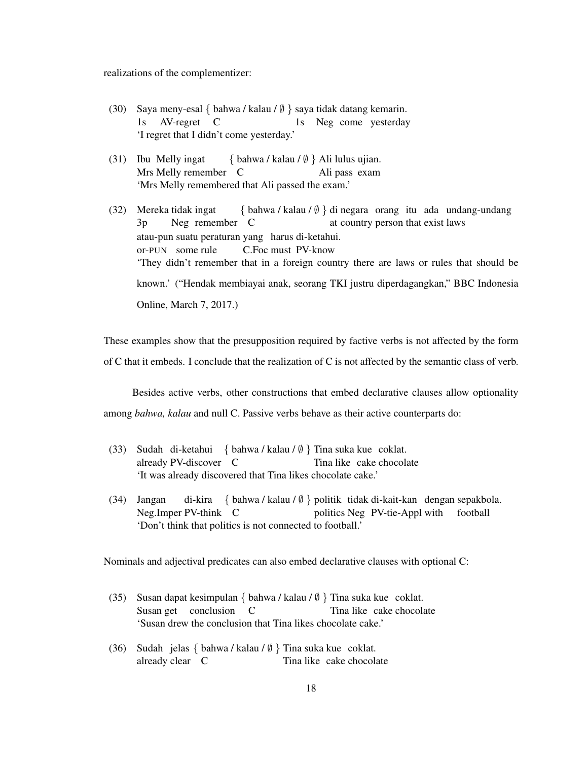realizations of the complementizer:

(30) Saya meny-esal { bahwa / kalau / ∅ } saya tidak datang kemarin.
  1s AV-regret C 1s Neg come yesterday
  'I regret that I didn't come yesterday.'

(31) Ibu Melly ingat { bahwa / kalau / ∅ } Ali lulus ujian.
  Mrs Melly remember C Ali pass exam
  'Mrs Melly remembered that Ali passed the exam.'

(32) Mereka tidak ingat { bahwa / kalau / ∅ } di negara orang itu ada undang-undang
  3p Neg remember C at country person that exist laws
  atau-pun suatu peraturan yang harus di-ketahui.
  or-PUN some rule C.Foc must PV-know
  'They didn't remember that in a foreign country there are laws or rules that should be known.' ("Hendak membiayai anak, seorang TKI justru diperdagangkan," BBC Indonesia Online, March 7, 2017.)

These examples show that the presupposition required by factive verbs is not affected by the form of C that it embeds. I conclude that the realization of C is not affected by the semantic class of verb.

Besides active verbs, other constructions that embed declarative clauses allow optionality among *bahwa, kalau* and null C. Passive verbs behave as their active counterparts do:

(33) Sudah di-ketahui { bahwa / kalau / ∅ } Tina suka kue coklat.
  already PV-discover C Tina like cake chocolate
  'It was already discovered that Tina likes chocolate cake.'

(34) Jangan di-kira { bahwa / kalau / ∅ } politik tidak di-kait-kan dengan sepakbola.
  Neg.Imper PV-think C politics Neg PV-tie-Appl with football
  'Don't think that politics is not connected to football.'

Nominals and adjectival predicates can also embed declarative clauses with optional C:

(35) Susan dapat kesimpulan { bahwa / kalau / ∅ } Tina suka kue coklat.
  Susan get conclusion C Tina like cake chocolate
  'Susan drew the conclusion that Tina likes chocolate cake.'

(36) Sudah jelas { bahwa / kalau / ∅ } Tina suka kue coklat.
  already clear C Tina like cake chocolate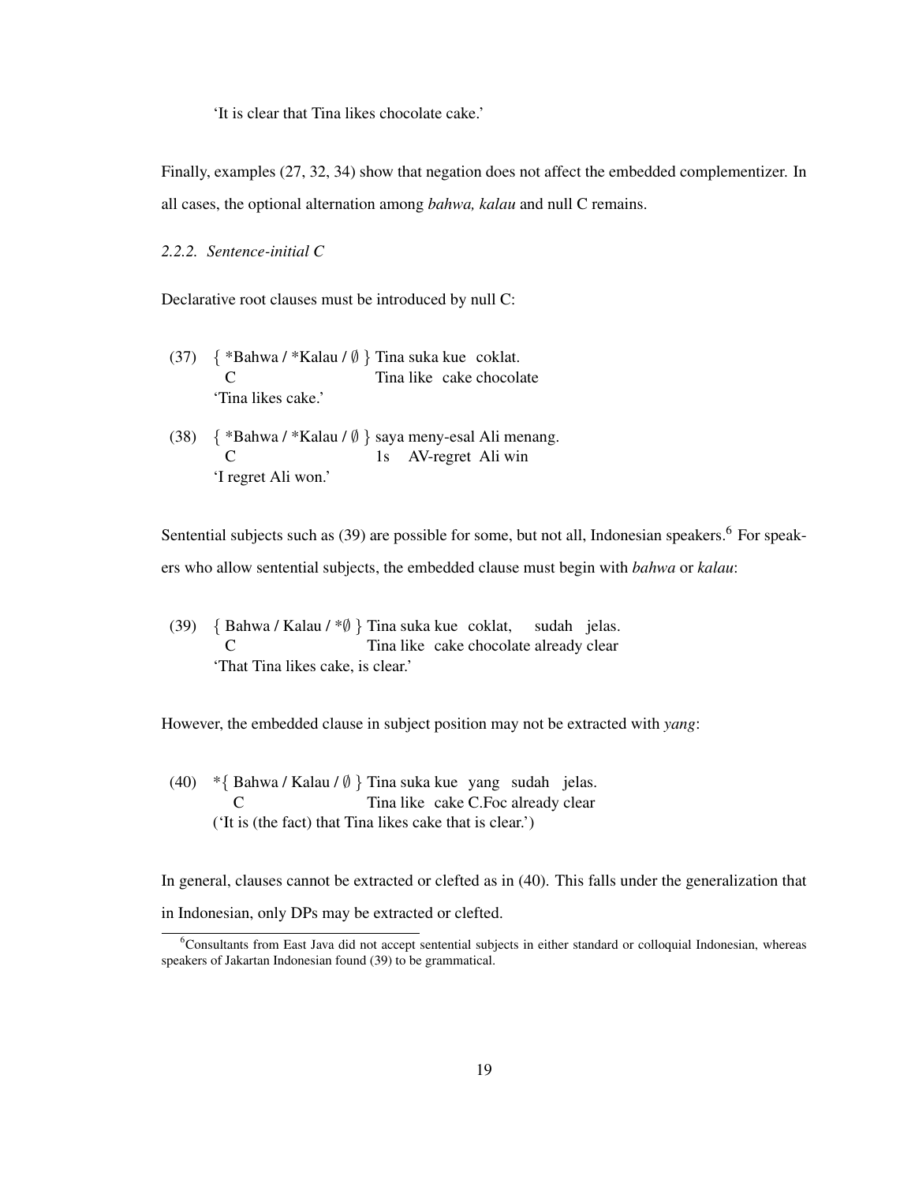'It is clear that Tina likes chocolate cake.'

Finally, examples (27, 32, 34) show that negation does not affect the embedded complementizer. In all cases, the optional alternation among *bahwa, kalau* and null C remains.

*2.2.2. Sentence-initial C*

Declarative root clauses must be introduced by null C:

(37) { *Bahwa / *Kalau / ∅ } Tina suka kue coklat.
  C                 Tina like cake chocolate
  'Tina likes cake.'

(38) { *Bahwa / *Kalau / ∅ } saya meny-esal Ali menang.
  C                 1s AV-regret Ali win
  'I regret Ali won.'

Sentential subjects such as (39) are possible for some, but not all, Indonesian speakers.[6] For speakers who allow sentential subjects, the embedded clause must begin with *bahwa* or *kalau*:

(39) { Bahwa / Kalau / *∅ } Tina suka kue coklat, sudah jelas.
  C                 Tina like cake chocolate already clear
  'That Tina likes cake, is clear.'

However, the embedded clause in subject position may not be extracted with *yang*:

(40) *{ Bahwa / Kalau / ∅ } Tina suka kue yang sudah jelas.
  C                 Tina like cake C.Foc already clear
  ('It is (the fact) that Tina likes cake that is clear.')

In general, clauses cannot be extracted or clefted as in (40). This falls under the generalization that in Indonesian, only DPs may be extracted or clefted.

[6] Consultants from East Java did not accept sentential subjects in either standard or colloquial Indonesian, whereas speakers of Jakartan Indonesian found (39) to be grammatical.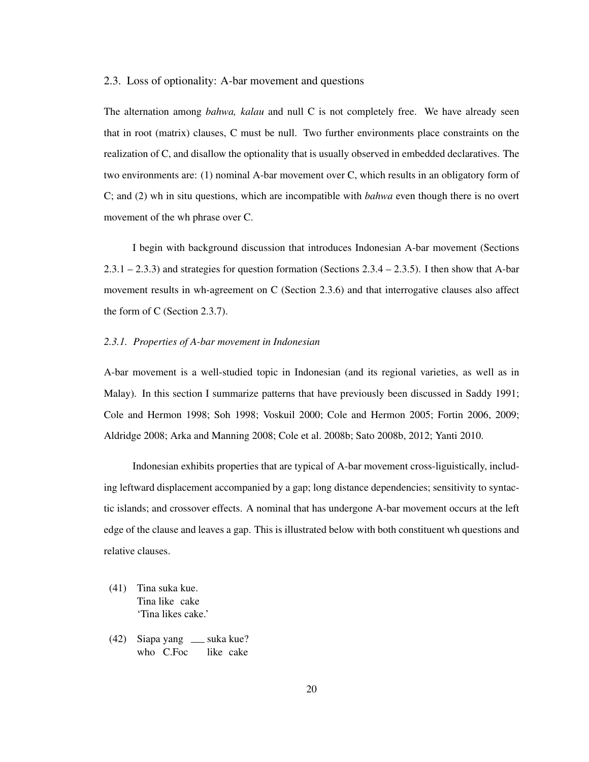## 2.3. Loss of optionality: A-bar movement and questions

The alternation among *bahwa, kalau* and null C is not completely free. We have already seen that in root (matrix) clauses, C must be null. Two further environments place constraints on the realization of C, and disallow the optionality that is usually observed in embedded declaratives. The two environments are: (1) nominal A-bar movement over C, which results in an obligatory form of C; and (2) wh in situ questions, which are incompatible with *bahwa* even though there is no overt movement of the wh phrase over C.

I begin with background discussion that introduces Indonesian A-bar movement (Sections 2.3.1 – 2.3.3) and strategies for question formation (Sections 2.3.4 – 2.3.5). I then show that A-bar movement results in wh-agreement on C (Section 2.3.6) and that interrogative clauses also affect the form of C (Section 2.3.7).

### *2.3.1. Properties of A-bar movement in Indonesian*

A-bar movement is a well-studied topic in Indonesian (and its regional varieties, as well as in Malay). In this section I summarize patterns that have previously been discussed in Saddy 1991; Cole and Hermon 1998; Soh 1998; Voskuil 2000; Cole and Hermon 2005; Fortin 2006, 2009; Aldridge 2008; Arka and Manning 2008; Cole et al. 2008b; Sato 2008b, 2012; Yanti 2010.

Indonesian exhibits properties that are typical of A-bar movement cross-liguistically, including leftward displacement accompanied by a gap; long distance dependencies; sensitivity to syntactic islands; and crossover effects. A nominal that has undergone A-bar movement occurs at the left edge of the clause and leaves a gap. This is illustrated below with both constituent wh questions and relative clauses.

(41) Tina suka kue.
     Tina like cake
     'Tina likes cake.'

(42) Siapa yang ___ suka kue?
     who C.Foc like cake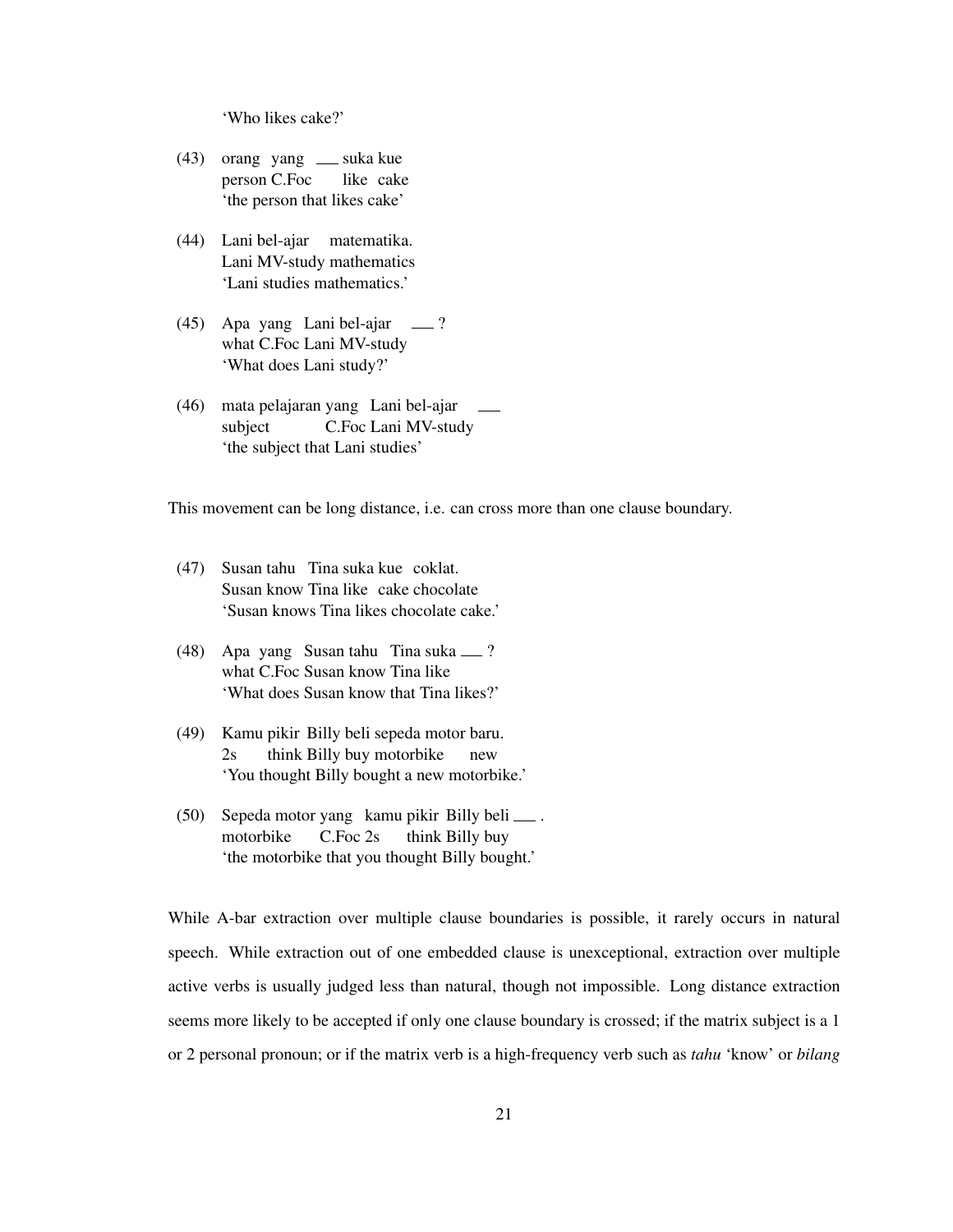'Who likes cake?'

(43) orang yang ___ suka kue
person C.Foc like cake
'the person that likes cake'

(44) Lani bel-ajar matematika.
Lani MV-study mathematics
'Lani studies mathematics.'

(45) Apa yang Lani bel-ajar ___ ?
what C.Foc Lani MV-study
'What does Lani study?'

(46) mata pelajaran yang Lani bel-ajar ___
subject C.Foc Lani MV-study
'the subject that Lani studies'

This movement can be long distance, i.e. can cross more than one clause boundary.

(47) Susan tahu Tina suka kue coklat.
Susan know Tina like cake chocolate
'Susan knows Tina likes chocolate cake.'

(48) Apa yang Susan tahu Tina suka ___ ?
what C.Foc Susan know Tina like
'What does Susan know that Tina likes?'

(49) Kamu pikir Billy beli sepeda motor baru.
2s think Billy buy motorbike new
'You thought Billy bought a new motorbike.'

(50) Sepeda motor yang kamu pikir Billy beli ___ .
motorbike C.Foc 2s think Billy buy
'the motorbike that you thought Billy bought.'

While A-bar extraction over multiple clause boundaries is possible, it rarely occurs in natural speech. While extraction out of one embedded clause is unexceptional, extraction over multiple active verbs is usually judged less than natural, though not impossible. Long distance extraction seems more likely to be accepted if only one clause boundary is crossed; if the matrix subject is a 1 or 2 personal pronoun; or if the matrix verb is a high-frequency verb such as *tahu* 'know' or *bilang*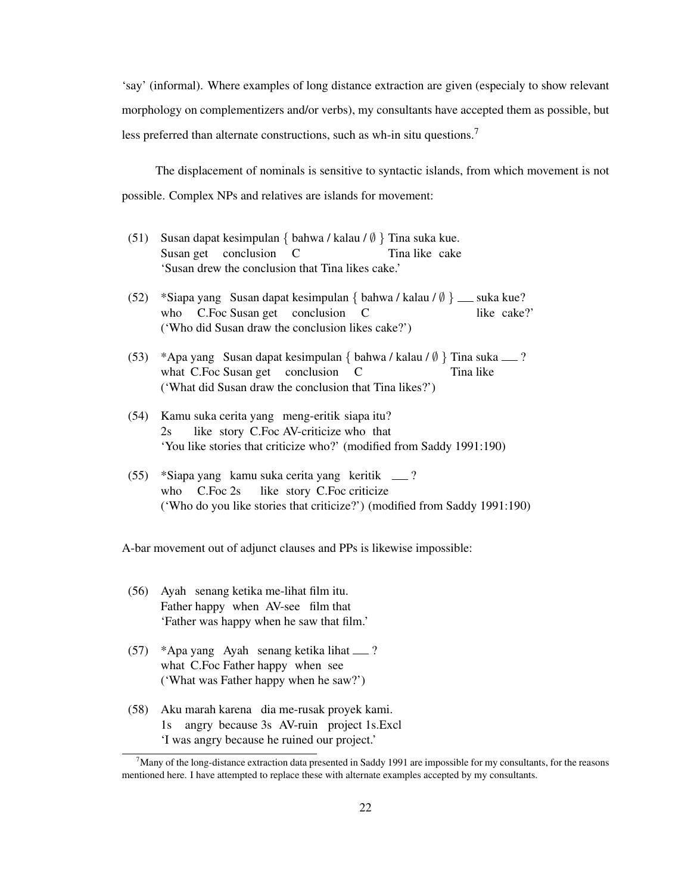'say' (informal). Where examples of long distance extraction are given (especialy to show relevant morphology on complementizers and/or verbs), my consultants have accepted them as possible, but less preferred than alternate constructions, such as wh-in situ questions.[7]

The displacement of nominals is sensitive to syntactic islands, from which movement is not possible. Complex NPs and relatives are islands for movement:

(51) Susan dapat kesimpulan { bahwa / kalau / ∅ } Tina suka kue.
Susan get conclusion C Tina like cake
'Susan drew the conclusion that Tina likes cake.'

(52) *Siapa yang Susan dapat kesimpulan { bahwa / kalau / ∅ } ___ suka kue?
who C.Foc Susan get conclusion C like cake?'
('Who did Susan draw the conclusion likes cake?')

(53) *Apa yang Susan dapat kesimpulan { bahwa / kalau / ∅ } Tina suka ___ ?
what C.Foc Susan get conclusion C Tina like
('What did Susan draw the conclusion that Tina likes?')

(54) Kamu suka cerita yang meng-eritik siapa itu?
2s like story C.Foc AV-criticize who that
'You like stories that criticize who?' (modified from Saddy 1991:190)

(55) *Siapa yang kamu suka cerita yang keritik ___ ?
who C.Foc 2s like story C.Foc criticize
('Who do you like stories that criticize?') (modified from Saddy 1991:190)

A-bar movement out of adjunct clauses and PPs is likewise impossible:

(56) Ayah senang ketika me-lihat film itu.
Father happy when AV-see film that
'Father was happy when he saw that film.'

(57) *Apa yang Ayah senang ketika lihat ___ ?
what C.Foc Father happy when see
('What was Father happy when he saw?')

(58) Aku marah karena dia me-rusak proyek kami.
1s angry because 3s AV-ruin project 1s.Excl
'I was angry because he ruined our project.'

[7] Many of the long-distance extraction data presented in Saddy 1991 are impossible for my consultants, for the reasons mentioned here. I have attempted to replace these with alternate examples accepted by my consultants.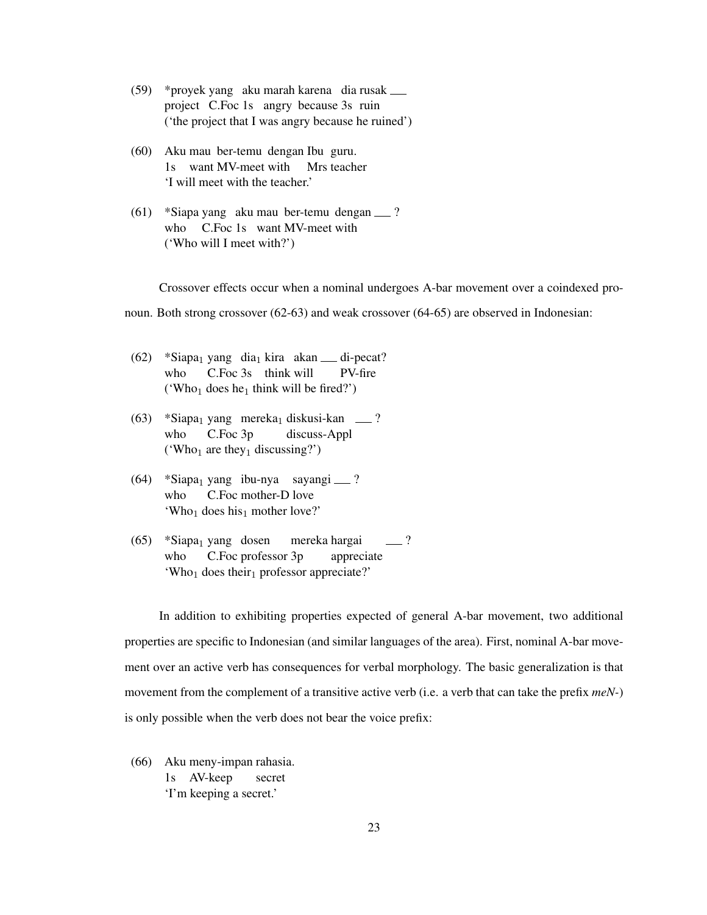(59) *proyek yang aku marah karena dia rusak ___
project C.Foc 1s angry because 3s ruin
('the project that I was angry because he ruined')

(60) Aku mau ber-temu dengan Ibu guru.
1s want MV-meet with Mrs teacher
'I will meet with the teacher.'

(61) *Siapa yang aku mau ber-temu dengan ___ ?
who C.Foc 1s want MV-meet with
('Who will I meet with?')

Crossover effects occur when a nominal undergoes A-bar movement over a coindexed pronoun. Both strong crossover (62-63) and weak crossover (64-65) are observed in Indonesian:

(62) *Siapa$_1$ yang dia$_1$ kira akan ___ di-pecat?
who C.Foc 3s think will PV-fire
('Who$_1$ does he$_1$ think will be fired?')

(63) *Siapa$_1$ yang mereka$_1$ diskusi-kan ___ ?
who C.Foc 3p discuss-Appl
('Who$_1$ are they$_1$ discussing?')

(64) *Siapa$_1$ yang ibu-nya sayangi ___ ?
who C.Foc mother-D love
'Who$_1$ does his$_1$ mother love?'

(65) *Siapa$_1$ yang dosen mereka hargai ___ ?
who C.Foc professor 3p appreciate
'Who$_1$ does their$_1$ professor appreciate?'

In addition to exhibiting properties expected of general A-bar movement, two additional properties are specific to Indonesian (and similar languages of the area). First, nominal A-bar movement over an active verb has consequences for verbal morphology. The basic generalization is that movement from the complement of a transitive active verb (i.e. a verb that can take the prefix *meN-*) is only possible when the verb does not bear the voice prefix:

(66) Aku meny-impan rahasia.
1s AV-keep secret
'I'm keeping a secret.'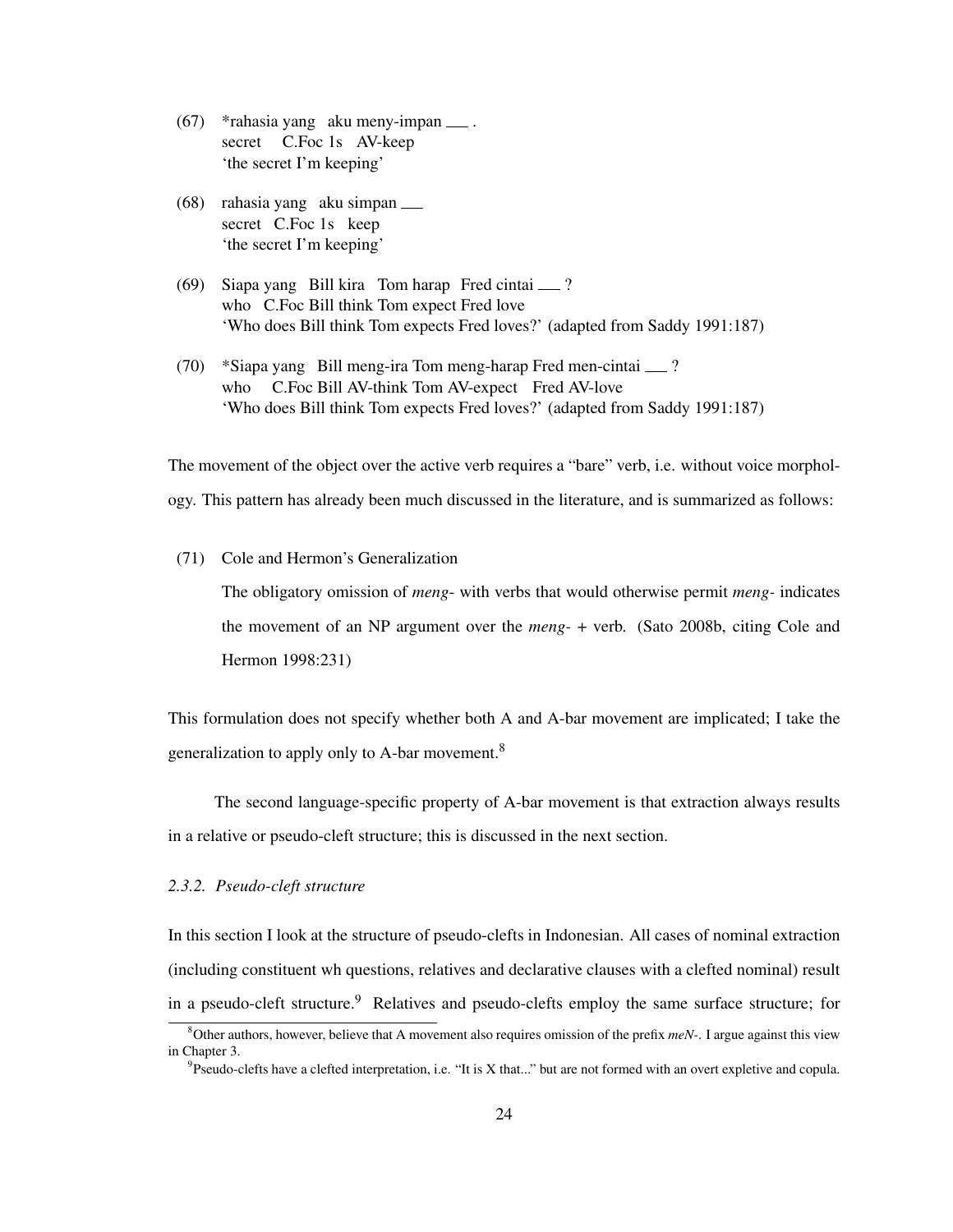(67) *rahasia yang aku meny-impan ___ .
secret C.Foc 1s AV-keep
'the secret I'm keeping'

(68) rahasia yang aku simpan ___
secret C.Foc 1s keep
'the secret I'm keeping'

(69) Siapa yang Bill kira Tom harap Fred cintai ___ ?
who C.Foc Bill think Tom expect Fred love
'Who does Bill think Tom expects Fred loves?' (adapted from Saddy 1991:187)

(70) *Siapa yang Bill meng-ira Tom meng-harap Fred men-cintai ___ ?
who C.Foc Bill AV-think Tom AV-expect Fred AV-love
'Who does Bill think Tom expects Fred loves?' (adapted from Saddy 1991:187)

The movement of the object over the active verb requires a "bare" verb, i.e. without voice morphology. This pattern has already been much discussed in the literature, and is summarized as follows:

(71) Cole and Hermon's Generalization

The obligatory omission of *meng-* with verbs that would otherwise permit *meng-* indicates the movement of an NP argument over the *meng-* + verb. (Sato 2008b, citing Cole and Hermon 1998:231)

This formulation does not specify whether both A and A-bar movement are implicated; I take the generalization to apply only to A-bar movement.[8]

The second language-specific property of A-bar movement is that extraction always results in a relative or pseudo-cleft structure; this is discussed in the next section.

### *2.3.2. Pseudo-cleft structure*

In this section I look at the structure of pseudo-clefts in Indonesian. All cases of nominal extraction (including constituent wh questions, relatives and declarative clauses with a clefted nominal) result in a pseudo-cleft structure.[9] Relatives and pseudo-clefts employ the same surface structure; for

[8] Other authors, however, believe that A movement also requires omission of the prefix *meN-*. I argue against this view in Chapter 3.

[9] Pseudo-clefts have a clefted interpretation, i.e. "It is X that..." but are not formed with an overt expletive and copula.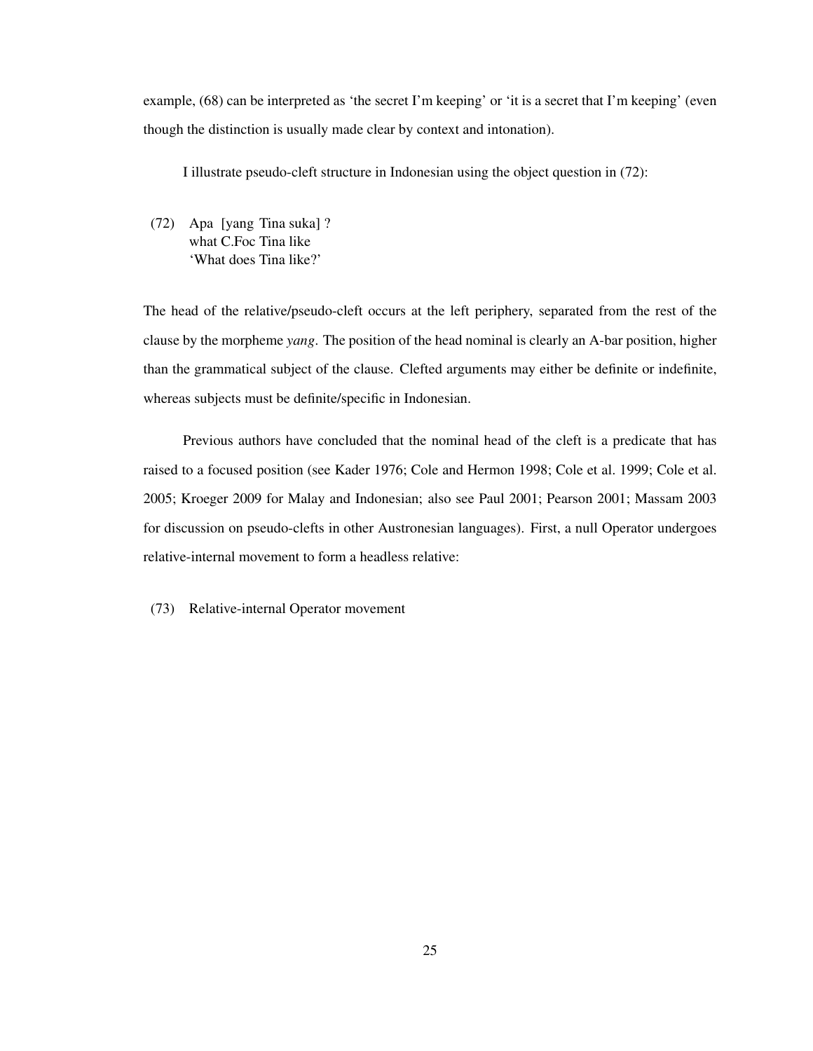example, (68) can be interpreted as 'the secret I'm keeping' or 'it is a secret that I'm keeping' (even though the distinction is usually made clear by context and intonation).

I illustrate pseudo-cleft structure in Indonesian using the object question in (72):

(72) Apa [yang Tina suka] ?  
 what C.Foc Tina like  
 'What does Tina like?'

The head of the relative/pseudo-cleft occurs at the left periphery, separated from the rest of the clause by the morpheme *yang*. The position of the head nominal is clearly an A-bar position, higher than the grammatical subject of the clause. Clefted arguments may either be definite or indefinite, whereas subjects must be definite/specific in Indonesian.

Previous authors have concluded that the nominal head of the cleft is a predicate that has raised to a focused position (see Kader 1976; Cole and Hermon 1998; Cole et al. 1999; Cole et al. 2005; Kroeger 2009 for Malay and Indonesian; also see Paul 2001; Pearson 2001; Massam 2003 for discussion on pseudo-clefts in other Austronesian languages). First, a null Operator undergoes relative-internal movement to form a headless relative:

(73) Relative-internal Operator movement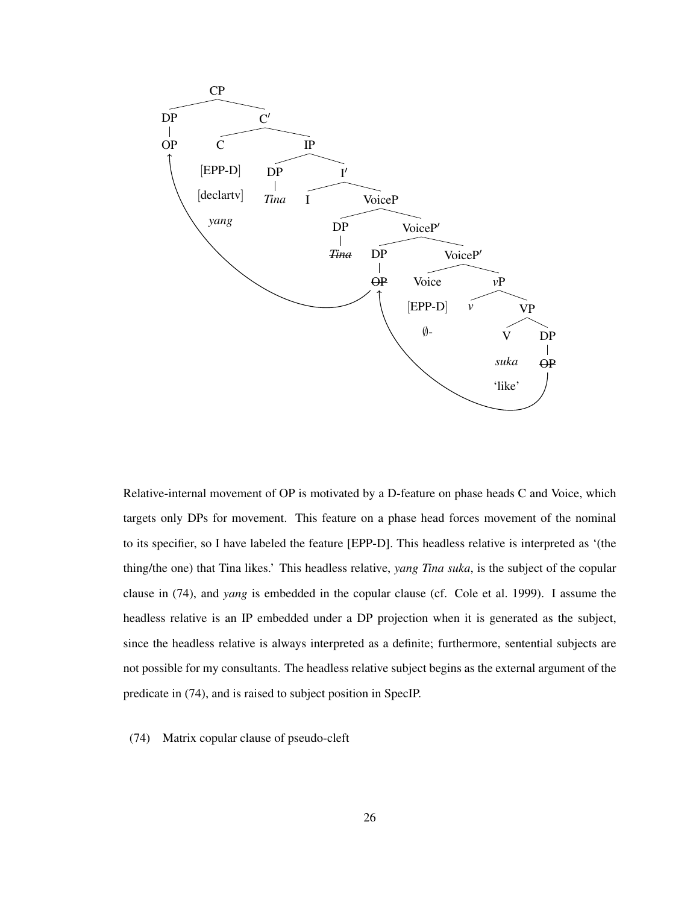```
[CP [DP OP]
    [C' [C [EPP-D] [declartv] yang]
        [IP [DP Tina]
            [I' I
                [VoiceP [DP ~~Tina~~]
                    [VoiceP' [DP ~~OP~~]
                        [VoiceP' [Voice [EPP-D] ∅-]
                            [vP v
                                [VP [V suka 'like']
                                    [DP ~~OP~~]]]]]]]]]]
```

Relative-internal movement of OP is motivated by a D-feature on phase heads C and Voice, which targets only DPs for movement. This feature on a phase head forces movement of the nominal to its specifier, so I have labeled the feature [EPP-D]. This headless relative is interpreted as '(the thing/the one) that Tina likes.' This headless relative, *yang Tina suka*, is the subject of the copular clause in (74), and *yang* is embedded in the copular clause (cf. Cole et al. 1999). I assume the headless relative is an IP embedded under a DP projection when it is generated as the subject, since the headless relative is always interpreted as a definite; furthermore, sentential subjects are not possible for my consultants. The headless relative subject begins as the external argument of the predicate in (74), and is raised to subject position in SpecIP.

(74) Matrix copular clause of pseudo-cleft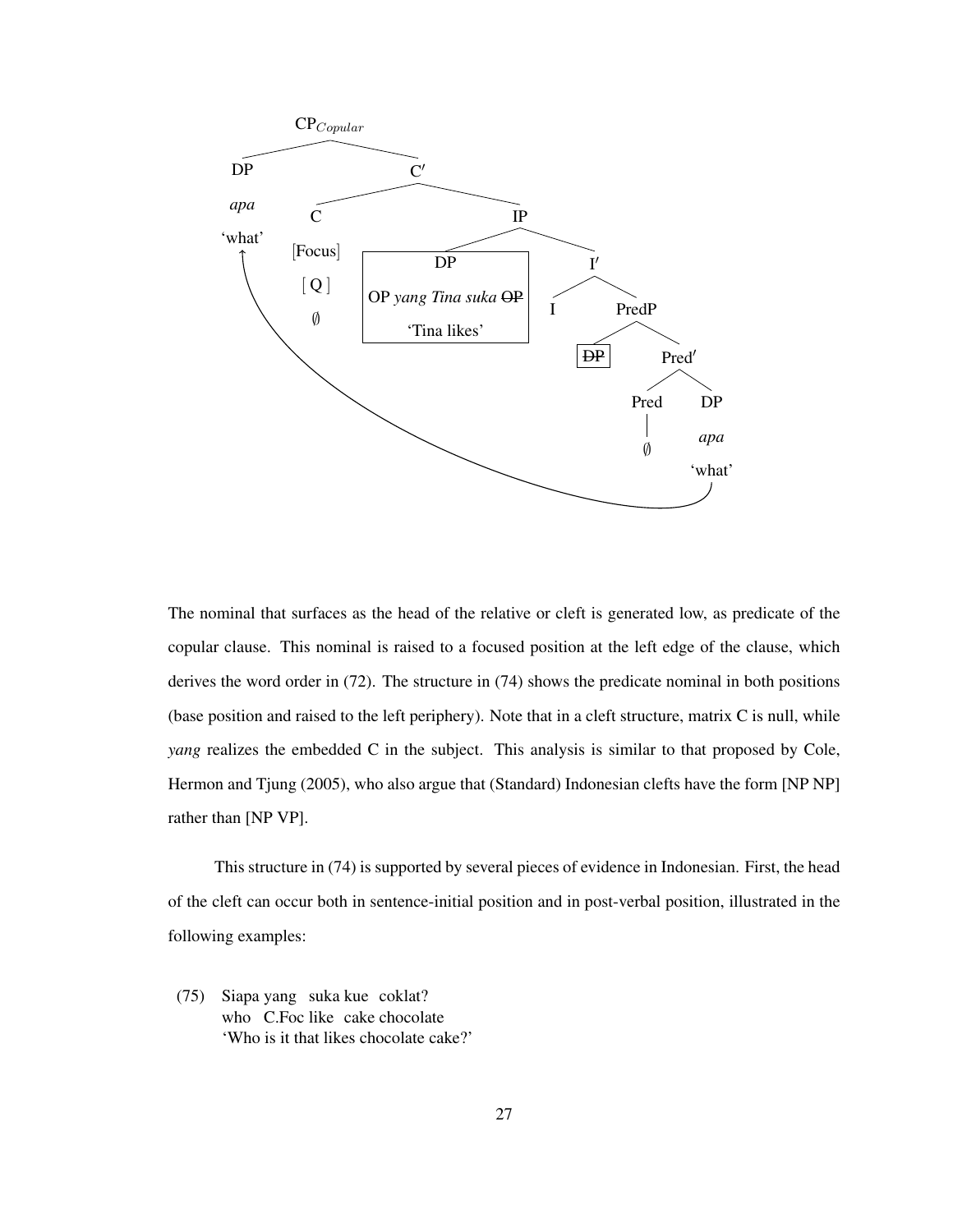```
CP_Copular
├── DP
│   apa
│   'what'   ←──────────────────────────────────────┐
└── C'                                               │
    ├── C                                            │
    │   [Focus]                                      │
    │   [ Q ]                                        │
    │   ∅                                            │
    └── IP                                           │
        ├── DP                                       │
        │   OP yang Tina suka ~~OP~~                 │
        │   'Tina likes'                             │
        └── I'                                       │
            ├── I                                    │
            └── PredP                                │
                ├── ~~DP~~                           │
                └── Pred'                            │
                    ├── Pred                         │
                    │   ∅                            │
                    └── DP                           │
                        apa                          │
                        'what'  ─────────────────────┘
```

The nominal that surfaces as the head of the relative or cleft is generated low, as predicate of the copular clause. This nominal is raised to a focused position at the left edge of the clause, which derives the word order in (72). The structure in (74) shows the predicate nominal in both positions (base position and raised to the left periphery). Note that in a cleft structure, matrix C is null, while *yang* realizes the embedded C in the subject. This analysis is similar to that proposed by Cole, Hermon and Tjung (2005), who also argue that (Standard) Indonesian clefts have the form [NP NP] rather than [NP VP].

This structure in (74) is supported by several pieces of evidence in Indonesian. First, the head of the cleft can occur both in sentence-initial position and in post-verbal position, illustrated in the following examples:

(75) Siapa yang suka kue coklat?
 who C.Foc like cake chocolate
 'Who is it that likes chocolate cake?'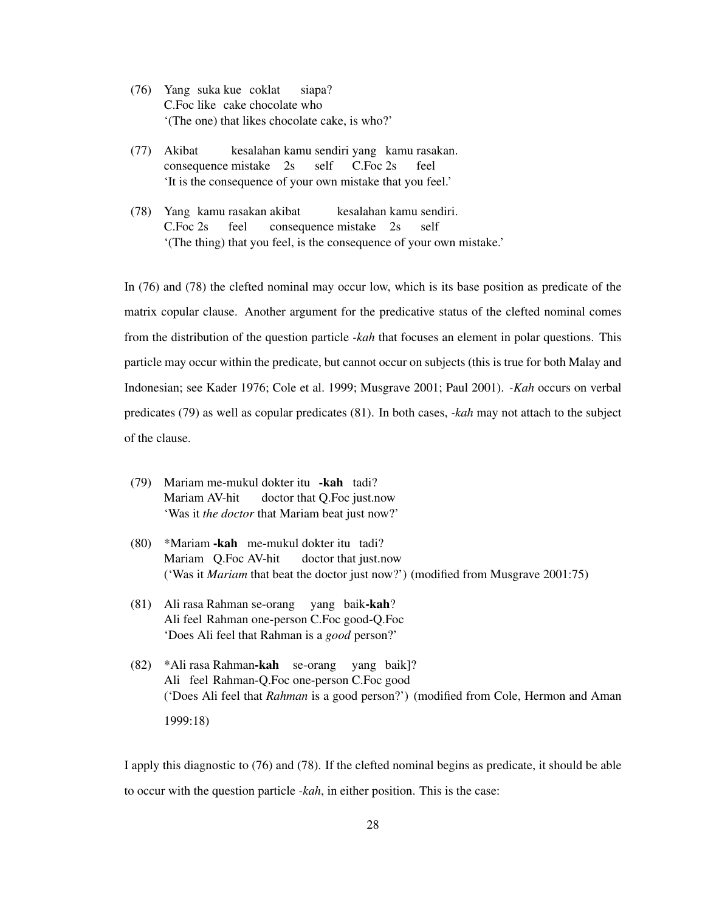(76) Yang suka kue coklat siapa?
C.Foc like cake chocolate who
'(The one) that likes chocolate cake, is who?'

(77) Akibat kesalahan kamu sendiri yang kamu rasakan.
consequence mistake 2s self C.Foc 2s feel
'It is the consequence of your own mistake that you feel.'

(78) Yang kamu rasakan akibat kesalahan kamu sendiri.
C.Foc 2s feel consequence mistake 2s self
'(The thing) that you feel, is the consequence of your own mistake.'

In (76) and (78) the clefted nominal may occur low, which is its base position as predicate of the matrix copular clause. Another argument for the predicative status of the clefted nominal comes from the distribution of the question particle *-kah* that focuses an element in polar questions. This particle may occur within the predicate, but cannot occur on subjects (this is true for both Malay and Indonesian; see Kader 1976; Cole et al. 1999; Musgrave 2001; Paul 2001). *-Kah* occurs on verbal predicates (79) as well as copular predicates (81). In both cases, *-kah* may not attach to the subject of the clause.

(79) Mariam me-mukul dokter itu **-kah** tadi?
Mariam AV-hit doctor that Q.Foc just.now
'Was it *the doctor* that Mariam beat just now?'

(80) *Mariam **-kah** me-mukul dokter itu tadi?
Mariam Q.Foc AV-hit doctor that just.now
('Was it *Mariam* that beat the doctor just now?') (modified from Musgrave 2001:75)

(81) Ali rasa Rahman se-orang yang baik**-kah**?
Ali feel Rahman one-person C.Foc good-Q.Foc
'Does Ali feel that Rahman is a *good* person?'

(82) *Ali rasa Rahman**-kah** se-orang yang baik]?
Ali feel Rahman-Q.Foc one-person C.Foc good
('Does Ali feel that *Rahman* is a good person?') (modified from Cole, Hermon and Aman 1999:18)

I apply this diagnostic to (76) and (78). If the clefted nominal begins as predicate, it should be able to occur with the question particle *-kah*, in either position. This is the case: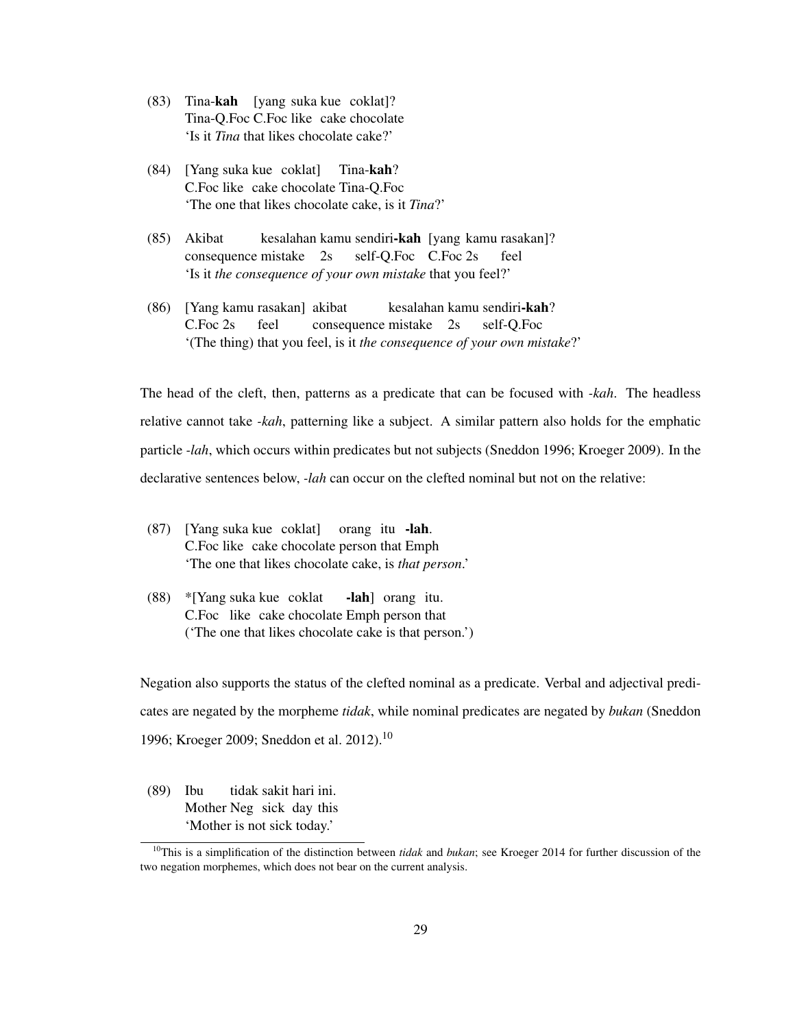(83) Tina-**kah** [yang suka kue coklat]?
Tina-Q.Foc C.Foc like cake chocolate
'Is it *Tina* that likes chocolate cake?'

(84) [Yang suka kue coklat] Tina-**kah**?
C.Foc like cake chocolate Tina-Q.Foc
'The one that likes chocolate cake, is it *Tina*?'

(85) Akibat kesalahan kamu sendiri-**kah** [yang kamu rasakan]?
consequence mistake 2s self-Q.Foc C.Foc 2s feel
'Is it *the consequence of your own mistake* that you feel?'

(86) [Yang kamu rasakan] akibat kesalahan kamu sendiri-**kah**?
C.Foc 2s feel consequence mistake 2s self-Q.Foc
'(The thing) that you feel, is it *the consequence of your own mistake*?'

The head of the cleft, then, patterns as a predicate that can be focused with *-kah*. The headless relative cannot take *-kah*, patterning like a subject. A similar pattern also holds for the emphatic particle *-lah*, which occurs within predicates but not subjects (Sneddon 1996; Kroeger 2009). In the declarative sentences below, *-lah* can occur on the clefted nominal but not on the relative:

(87) [Yang suka kue coklat] orang itu **-lah**.
C.Foc like cake chocolate person that Emph
'The one that likes chocolate cake, is *that person*.'

(88) *[Yang suka kue coklat **-lah**] orang itu.
C.Foc like cake chocolate Emph person that
('The one that likes chocolate cake is that person.')

Negation also supports the status of the clefted nominal as a predicate. Verbal and adjectival predicates are negated by the morpheme *tidak*, while nominal predicates are negated by *bukan* (Sneddon 1996; Kroeger 2009; Sneddon et al. 2012).[10]

(89) Ibu tidak sakit hari ini.
Mother Neg sick day this
'Mother is not sick today.'

[10] This is a simplification of the distinction between *tidak* and *bukan*; see Kroeger 2014 for further discussion of the two negation morphemes, which does not bear on the current analysis.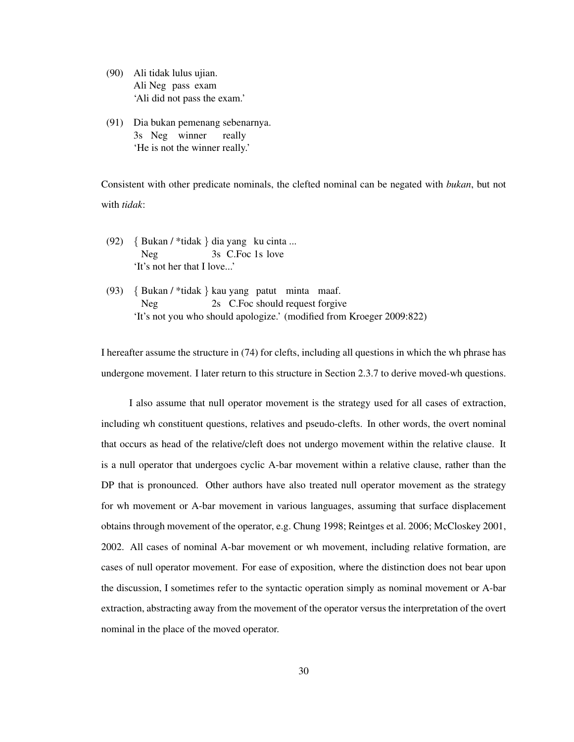(90) Ali tidak lulus ujian.
     Ali Neg pass exam
     'Ali did not pass the exam.'

(91) Dia bukan pemenang sebenarnya.
     3s Neg winner really
     'He is not the winner really.'

Consistent with other predicate nominals, the clefted nominal can be negated with *bukan*, but not with *tidak*:

(92) { Bukan / *tidak } dia yang ku cinta ...
     Neg 3s C.Foc 1s love
     'It's not her that I love...'

(93) { Bukan / *tidak } kau yang patut minta maaf.
     Neg 2s C.Foc should request forgive
     'It's not you who should apologize.' (modified from Kroeger 2009:822)

I hereafter assume the structure in (74) for clefts, including all questions in which the wh phrase has undergone movement. I later return to this structure in Section 2.3.7 to derive moved-wh questions.

I also assume that null operator movement is the strategy used for all cases of extraction, including wh constituent questions, relatives and pseudo-clefts. In other words, the overt nominal that occurs as head of the relative/cleft does not undergo movement within the relative clause. It is a null operator that undergoes cyclic A-bar movement within a relative clause, rather than the DP that is pronounced. Other authors have also treated null operator movement as the strategy for wh movement or A-bar movement in various languages, assuming that surface displacement obtains through movement of the operator, e.g. Chung 1998; Reintges et al. 2006; McCloskey 2001, 2002. All cases of nominal A-bar movement or wh movement, including relative formation, are cases of null operator movement. For ease of exposition, where the distinction does not bear upon the discussion, I sometimes refer to the syntactic operation simply as nominal movement or A-bar extraction, abstracting away from the movement of the operator versus the interpretation of the overt nominal in the place of the moved operator.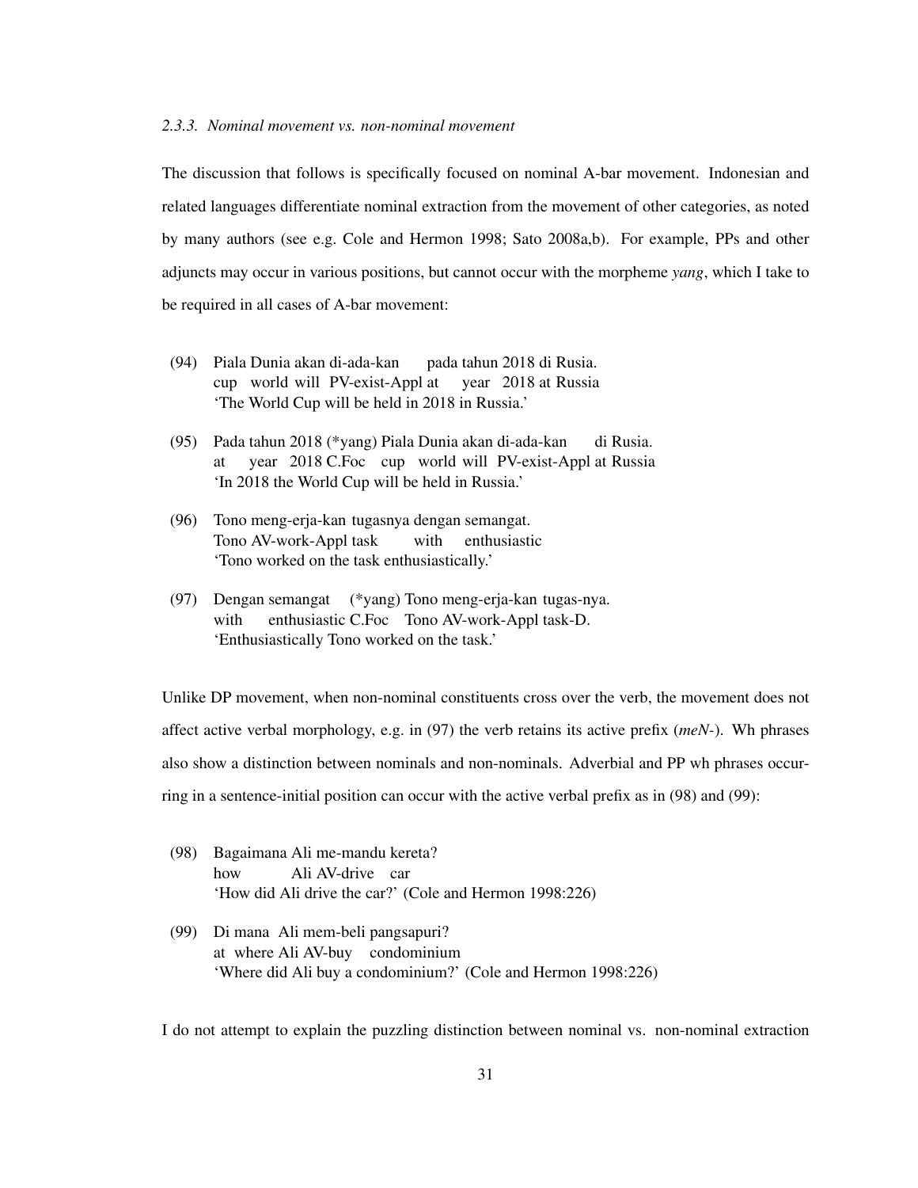### 2.3.3. *Nominal movement vs. non-nominal movement*

The discussion that follows is specifically focused on nominal A-bar movement. Indonesian and related languages differentiate nominal extraction from the movement of other categories, as noted by many authors (see e.g. Cole and Hermon 1998; Sato 2008a,b). For example, PPs and other adjuncts may occur in various positions, but cannot occur with the morpheme *yang*, which I take to be required in all cases of A-bar movement:

(94) Piala Dunia akan di-ada-kan pada tahun 2018 di Rusia.
cup world will PV-exist-Appl at year 2018 at Russia
'The World Cup will be held in 2018 in Russia.'

(95) Pada tahun 2018 (*yang) Piala Dunia akan di-ada-kan di Rusia.
at year 2018 C.Foc cup world will PV-exist-Appl at Russia
'In 2018 the World Cup will be held in Russia.'

(96) Tono meng-erja-kan tugasnya dengan semangat.
Tono AV-work-Appl task with enthusiastic
'Tono worked on the task enthusiastically.'

(97) Dengan semangat (*yang) Tono meng-erja-kan tugas-nya.
with enthusiastic C.Foc Tono AV-work-Appl task-D.
'Enthusiastically Tono worked on the task.'

Unlike DP movement, when non-nominal constituents cross over the verb, the movement does not affect active verbal morphology, e.g. in (97) the verb retains its active prefix (*meN-*). Wh phrases also show a distinction between nominals and non-nominals. Adverbial and PP wh phrases occurring in a sentence-initial position can occur with the active verbal prefix as in (98) and (99):

(98) Bagaimana Ali me-mandu kereta?
how Ali AV-drive car
'How did Ali drive the car?' (Cole and Hermon 1998:226)

(99) Di mana Ali mem-beli pangsapuri?
at where Ali AV-buy condominium
'Where did Ali buy a condominium?' (Cole and Hermon 1998:226)

I do not attempt to explain the puzzling distinction between nominal vs. non-nominal extraction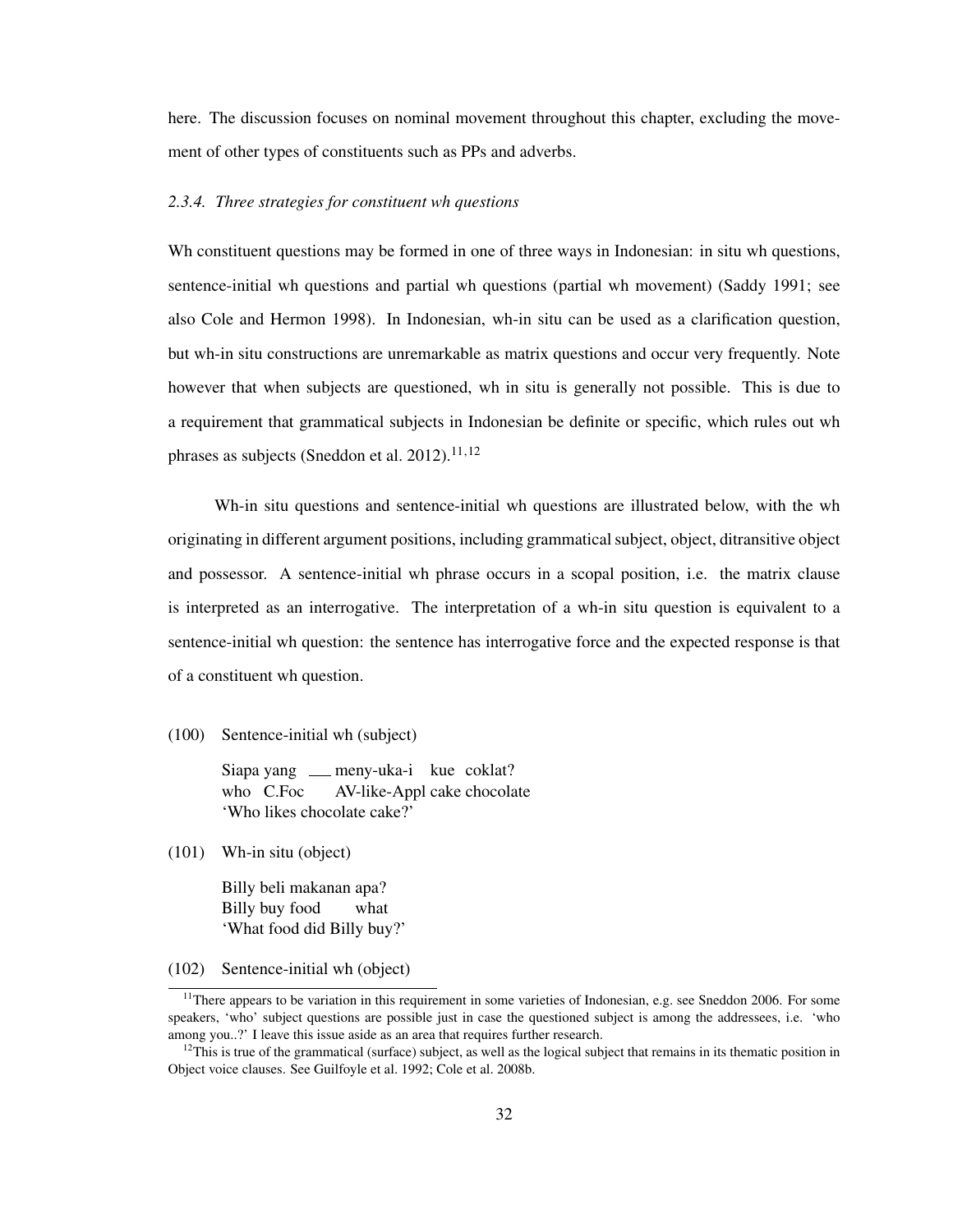here. The discussion focuses on nominal movement throughout this chapter, excluding the movement of other types of constituents such as PPs and adverbs.

#### *2.3.4. Three strategies for constituent wh questions*

Wh constituent questions may be formed in one of three ways in Indonesian: in situ wh questions, sentence-initial wh questions and partial wh questions (partial wh movement) (Saddy 1991; see also Cole and Hermon 1998). In Indonesian, wh-in situ can be used as a clarification question, but wh-in situ constructions are unremarkable as matrix questions and occur very frequently. Note however that when subjects are questioned, wh in situ is generally not possible. This is due to a requirement that grammatical subjects in Indonesian be definite or specific, which rules out wh phrases as subjects (Sneddon et al. 2012).[11,12]

Wh-in situ questions and sentence-initial wh questions are illustrated below, with the wh originating in different argument positions, including grammatical subject, object, ditransitive object and possessor. A sentence-initial wh phrase occurs in a scopal position, i.e. the matrix clause is interpreted as an interrogative. The interpretation of a wh-in situ question is equivalent to a sentence-initial wh question: the sentence has interrogative force and the expected response is that of a constituent wh question.

(100) Sentence-initial wh (subject)

Siapa yang ___ meny-uka-i kue coklat?
who C.Foc AV-like-Appl cake chocolate
'Who likes chocolate cake?'

(101) Wh-in situ (object)

Billy beli makanan apa?
Billy buy food what
'What food did Billy buy?'

(102) Sentence-initial wh (object)

---

[11] There appears to be variation in this requirement in some varieties of Indonesian, e.g. see Sneddon 2006. For some speakers, 'who' subject questions are possible just in case the questioned subject is among the addressees, i.e. 'who among you..?' I leave this issue aside as an area that requires further research.

[12] This is true of the grammatical (surface) subject, as well as the logical subject that remains in its thematic position in Object voice clauses. See Guilfoyle et al. 1992; Cole et al. 2008b.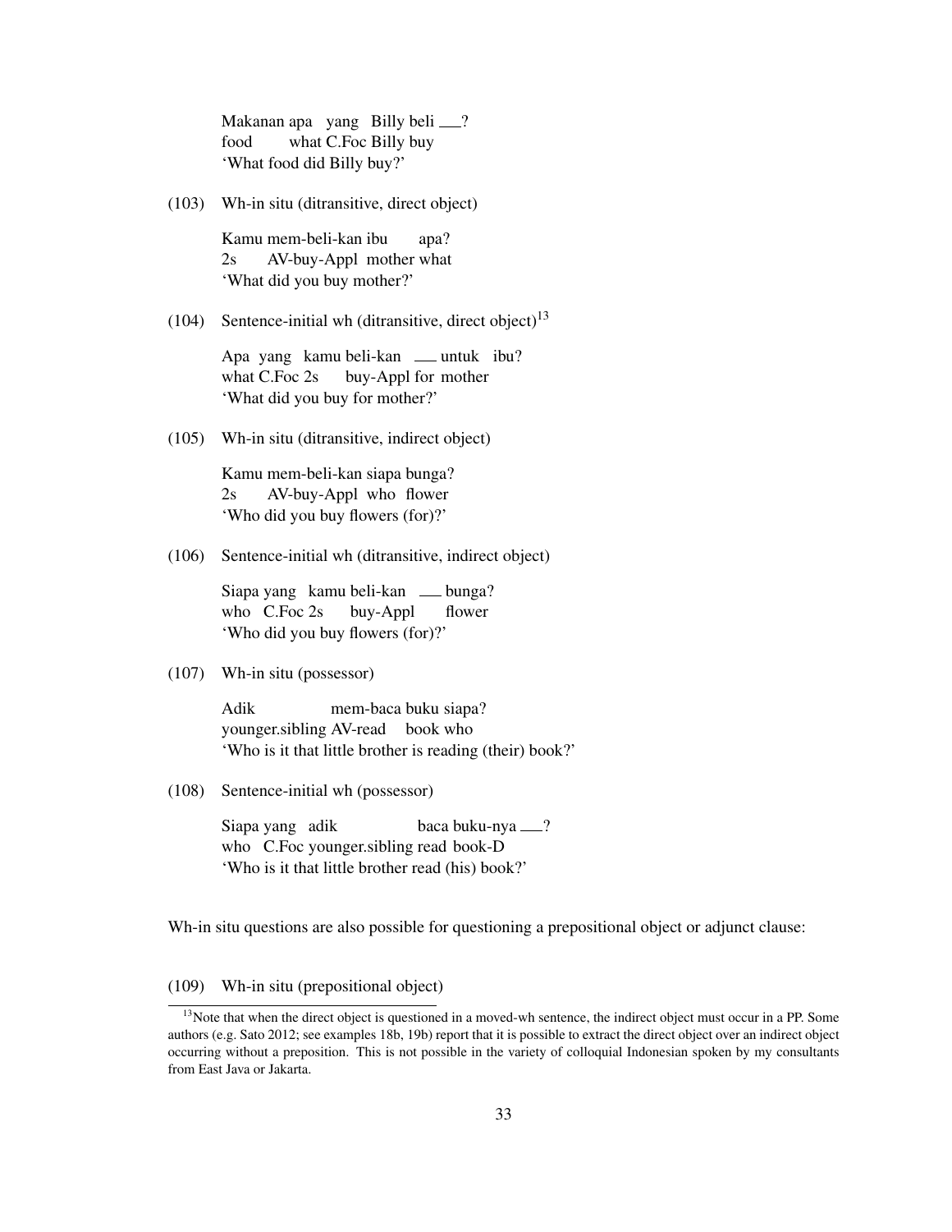Makanan apa yang Billy beli ___?
food what C.Foc Billy buy
'What food did Billy buy?'

(103) Wh-in situ (ditransitive, direct object)

Kamu mem-beli-kan ibu apa?
2s AV-buy-Appl mother what
'What did you buy mother?'

(104) Sentence-initial wh (ditransitive, direct object)[13]

Apa yang kamu beli-kan ___ untuk ibu?
what C.Foc 2s buy-Appl for mother
'What did you buy for mother?'

(105) Wh-in situ (ditransitive, indirect object)

Kamu mem-beli-kan siapa bunga?
2s AV-buy-Appl who flower
'Who did you buy flowers (for)?'

(106) Sentence-initial wh (ditransitive, indirect object)

Siapa yang kamu beli-kan ___ bunga?
who C.Foc 2s buy-Appl flower
'Who did you buy flowers (for)?'

(107) Wh-in situ (possessor)

Adik mem-baca buku siapa?
younger.sibling AV-read book who
'Who is it that little brother is reading (their) book?'

(108) Sentence-initial wh (possessor)

Siapa yang adik baca buku-nya ___?
who C.Foc younger.sibling read book-D
'Who is it that little brother read (his) book?'

Wh-in situ questions are also possible for questioning a prepositional object or adjunct clause:

(109) Wh-in situ (prepositional object)

[13] Note that when the direct object is questioned in a moved-wh sentence, the indirect object must occur in a PP. Some authors (e.g. Sato 2012; see examples 18b, 19b) report that it is possible to extract the direct object over an indirect object occurring without a preposition. This is not possible in the variety of colloquial Indonesian spoken by my consultants from East Java or Jakarta.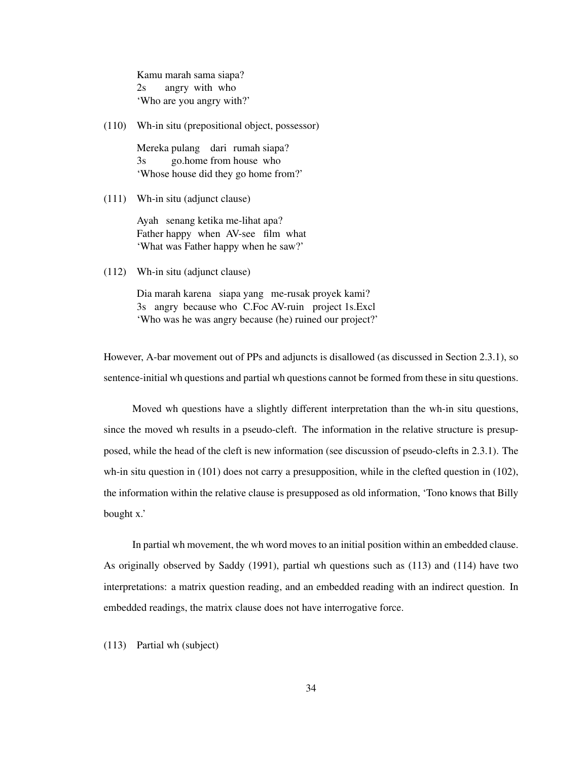Kamu marah sama siapa?
2s angry with who
'Who are you angry with?'

(110) Wh-in situ (prepositional object, possessor)

Mereka pulang dari rumah siapa?
3s go.home from house who
'Whose house did they go home from?'

(111) Wh-in situ (adjunct clause)

Ayah senang ketika me-lihat apa?
Father happy when AV-see film what
'What was Father happy when he saw?'

(112) Wh-in situ (adjunct clause)

Dia marah karena siapa yang me-rusak proyek kami?
3s angry because who C.Foc AV-ruin project 1s.Excl
'Who was he was angry because (he) ruined our project?'

However, A-bar movement out of PPs and adjuncts is disallowed (as discussed in Section 2.3.1), so sentence-initial wh questions and partial wh questions cannot be formed from these in situ questions.

Moved wh questions have a slightly different interpretation than the wh-in situ questions, since the moved wh results in a pseudo-cleft. The information in the relative structure is presupposed, while the head of the cleft is new information (see discussion of pseudo-clefts in 2.3.1). The wh-in situ question in (101) does not carry a presupposition, while in the clefted question in (102), the information within the relative clause is presupposed as old information, 'Tono knows that Billy bought x.'

In partial wh movement, the wh word moves to an initial position within an embedded clause. As originally observed by Saddy (1991), partial wh questions such as (113) and (114) have two interpretations: a matrix question reading, and an embedded reading with an indirect question. In embedded readings, the matrix clause does not have interrogative force.

(113) Partial wh (subject)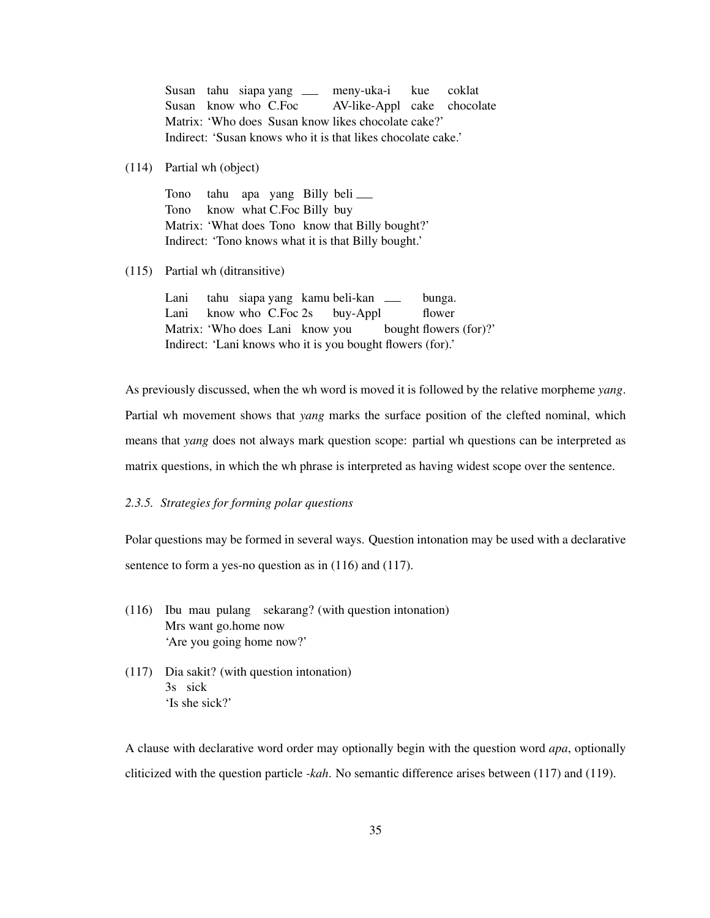Susan tahu siapa yang ___ meny-uka-i kue coklat
Susan know who C.Foc AV-like-Appl cake chocolate
Matrix: 'Who does Susan know likes chocolate cake?'
Indirect: 'Susan knows who it is that likes chocolate cake.'

(114) Partial wh (object)

Tono tahu apa yang Billy beli ___
Tono know what C.Foc Billy buy
Matrix: 'What does Tono know that Billy bought?'
Indirect: 'Tono knows what it is that Billy bought.'

(115) Partial wh (ditransitive)

Lani tahu siapa yang kamu beli-kan ___ bunga.
Lani know who C.Foc 2s buy-Appl flower
Matrix: 'Who does Lani know you bought flowers (for)?'
Indirect: 'Lani knows who it is you bought flowers (for).'

As previously discussed, when the wh word is moved it is followed by the relative morpheme *yang*. Partial wh movement shows that *yang* marks the surface position of the clefted nominal, which means that *yang* does not always mark question scope: partial wh questions can be interpreted as matrix questions, in which the wh phrase is interpreted as having widest scope over the sentence.

### *2.3.5. Strategies for forming polar questions*

Polar questions may be formed in several ways. Question intonation may be used with a declarative sentence to form a yes-no question as in (116) and (117).

(116) Ibu mau pulang sekarang? (with question intonation)
Mrs want go.home now
'Are you going home now?'

(117) Dia sakit? (with question intonation)
3s sick
'Is she sick?'

A clause with declarative word order may optionally begin with the question word *apa*, optionally cliticized with the question particle *-kah*. No semantic difference arises between (117) and (119).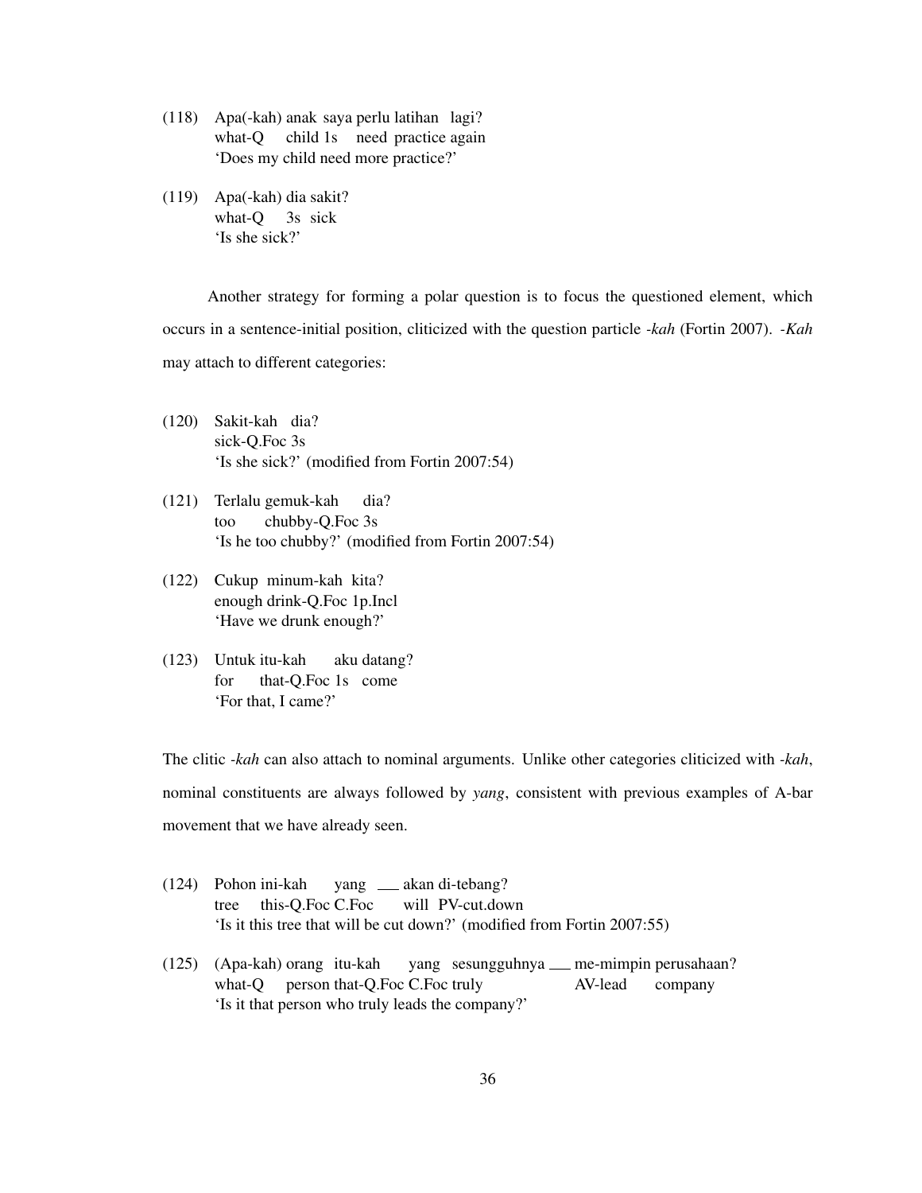(118) Apa(-kah) anak saya perlu latihan lagi?
      what-Q child 1s need practice again
      'Does my child need more practice?'

(119) Apa(-kah) dia sakit?
      what-Q 3s sick
      'Is she sick?'

Another strategy for forming a polar question is to focus the questioned element, which occurs in a sentence-initial position, cliticized with the question particle *-kah* (Fortin 2007). *-Kah* may attach to different categories:

(120) Sakit-kah dia?
      sick-Q.Foc 3s
      'Is she sick?' (modified from Fortin 2007:54)

(121) Terlalu gemuk-kah dia?
      too chubby-Q.Foc 3s
      'Is he too chubby?' (modified from Fortin 2007:54)

(122) Cukup minum-kah kita?
      enough drink-Q.Foc 1p.Incl
      'Have we drunk enough?'

(123) Untuk itu-kah aku datang?
      for that-Q.Foc 1s come
      'For that, I came?'

The clitic *-kah* can also attach to nominal arguments. Unlike other categories cliticized with *-kah*, nominal constituents are always followed by *yang*, consistent with previous examples of A-bar movement that we have already seen.

(124) Pohon ini-kah yang ___ akan di-tebang?
      tree this-Q.Foc C.Foc will PV-cut.down
      'Is it this tree that will be cut down?' (modified from Fortin 2007:55)

(125) (Apa-kah) orang itu-kah yang sesungguhnya ___ me-mimpin perusahaan?
      what-Q person that-Q.Foc C.Foc truly AV-lead company
      'Is it that person who truly leads the company?'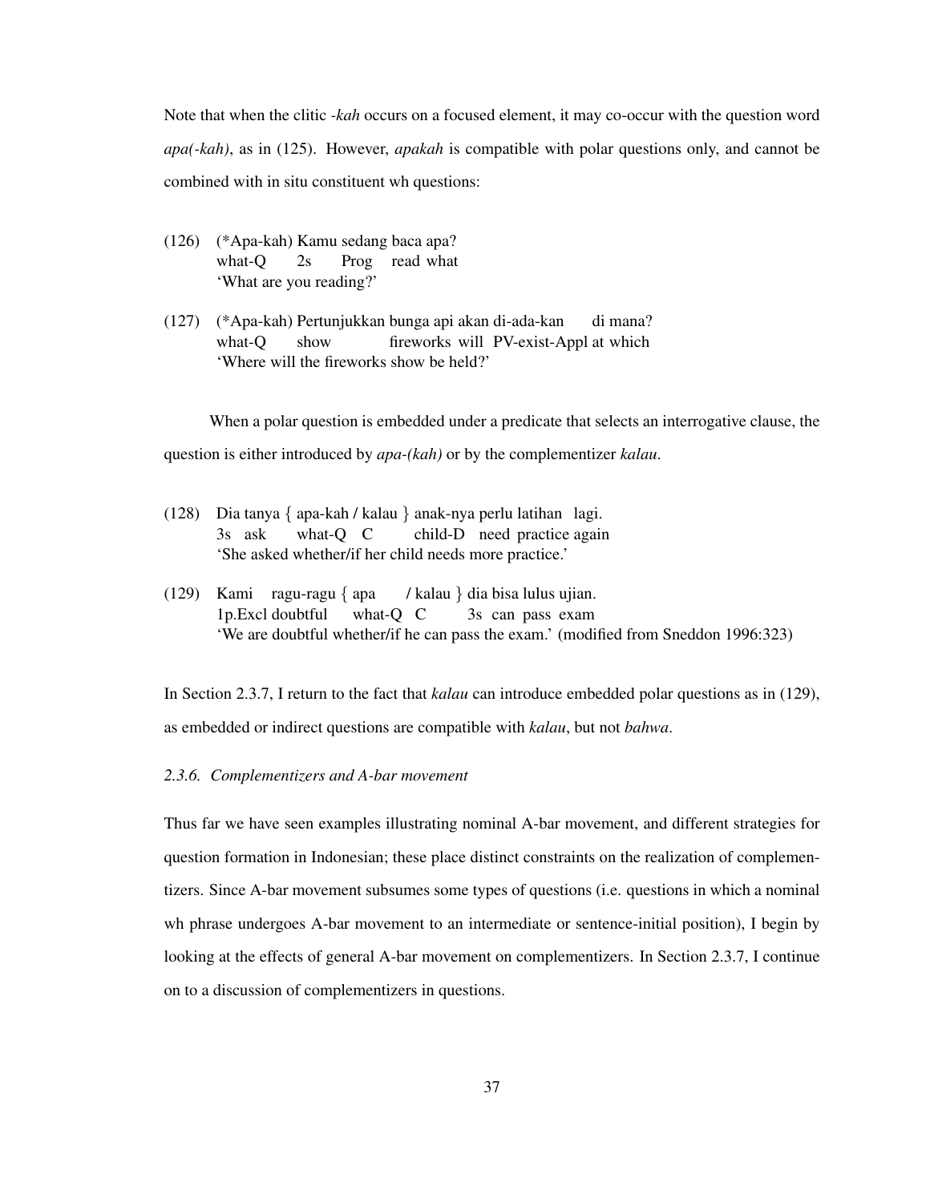Note that when the clitic *-kah* occurs on a focused element, it may co-occur with the question word *apa(-kah)*, as in (125). However, *apakah* is compatible with polar questions only, and cannot be combined with in situ constituent wh questions:

(126) (*Apa-kah) Kamu sedang baca apa?
      what-Q 2s Prog read what
      'What are you reading?'

(127) (*Apa-kah) Pertunjukkan bunga api akan di-ada-kan di mana?
      what-Q show fireworks will PV-exist-Appl at which
      'Where will the fireworks show be held?'

When a polar question is embedded under a predicate that selects an interrogative clause, the question is either introduced by *apa-(kah)* or by the complementizer *kalau*.

(128) Dia tanya { apa-kah / kalau } anak-nya perlu latihan lagi.
      3s ask what-Q C child-D need practice again
      'She asked whether/if her child needs more practice.'

(129) Kami ragu-ragu { apa / kalau } dia bisa lulus ujian.
      1p.Excl doubtful what-Q C 3s can pass exam
      'We are doubtful whether/if he can pass the exam.' (modified from Sneddon 1996:323)

In Section 2.3.7, I return to the fact that *kalau* can introduce embedded polar questions as in (129), as embedded or indirect questions are compatible with *kalau*, but not *bahwa*.

### *2.3.6. Complementizers and A-bar movement*

Thus far we have seen examples illustrating nominal A-bar movement, and different strategies for question formation in Indonesian; these place distinct constraints on the realization of complementizers. Since A-bar movement subsumes some types of questions (i.e. questions in which a nominal wh phrase undergoes A-bar movement to an intermediate or sentence-initial position), I begin by looking at the effects of general A-bar movement on complementizers. In Section 2.3.7, I continue on to a discussion of complementizers in questions.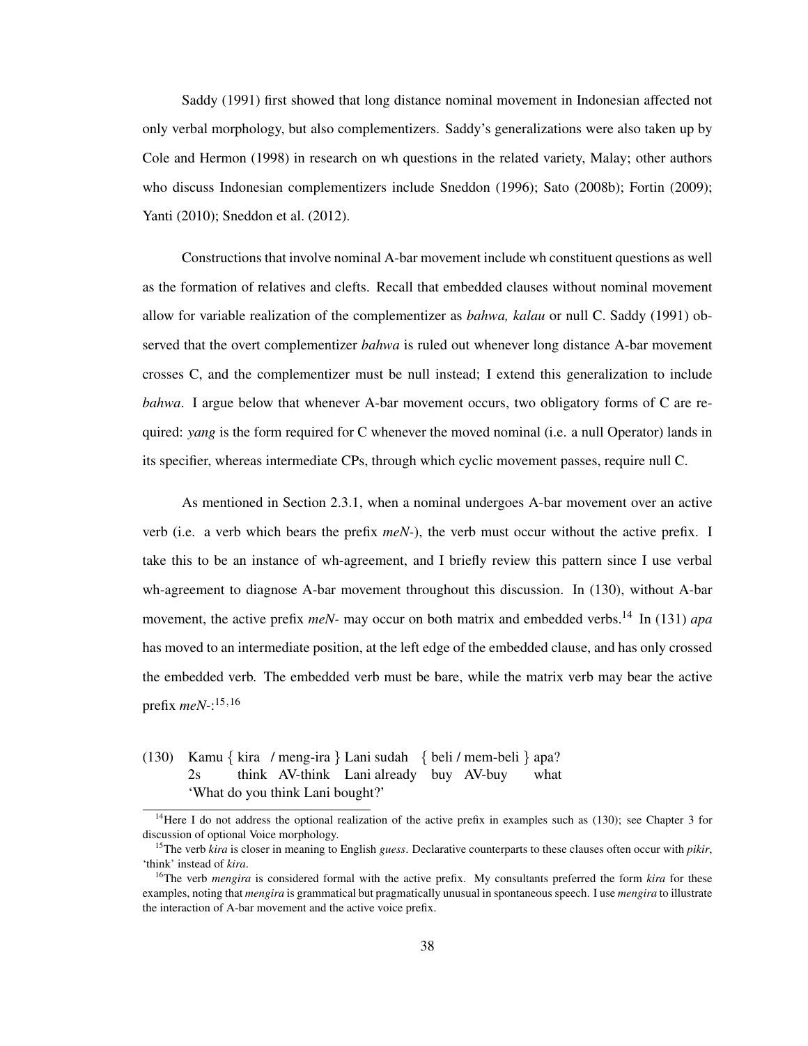Saddy (1991) first showed that long distance nominal movement in Indonesian affected not only verbal morphology, but also complementizers. Saddy's generalizations were also taken up by Cole and Hermon (1998) in research on wh questions in the related variety, Malay; other authors who discuss Indonesian complementizers include Sneddon (1996); Sato (2008b); Fortin (2009); Yanti (2010); Sneddon et al. (2012).

Constructions that involve nominal A-bar movement include wh constituent questions as well as the formation of relatives and clefts. Recall that embedded clauses without nominal movement allow for variable realization of the complementizer as *bahwa, kalau* or null C. Saddy (1991) observed that the overt complementizer *bahwa* is ruled out whenever long distance A-bar movement crosses C, and the complementizer must be null instead; I extend this generalization to include *bahwa*. I argue below that whenever A-bar movement occurs, two obligatory forms of C are required: *yang* is the form required for C whenever the moved nominal (i.e. a null Operator) lands in its specifier, whereas intermediate CPs, through which cyclic movement passes, require null C.

As mentioned in Section 2.3.1, when a nominal undergoes A-bar movement over an active verb (i.e. a verb which bears the prefix *meN-*), the verb must occur without the active prefix. I take this to be an instance of wh-agreement, and I briefly review this pattern since I use verbal wh-agreement to diagnose A-bar movement throughout this discussion. In (130), without A-bar movement, the active prefix *meN-* may occur on both matrix and embedded verbs.[14] In (131) *apa* has moved to an intermediate position, at the left edge of the embedded clause, and has only crossed the embedded verb. The embedded verb must be bare, while the matrix verb may bear the active prefix *meN-*:[15,16]

(130) Kamu { kira / meng-ira } Lani sudah { beli / mem-beli } apa?
      2s think AV-think Lani already buy AV-buy what
      'What do you think Lani bought?'

---

[14] Here I do not address the optional realization of the active prefix in examples such as (130); see Chapter 3 for discussion of optional Voice morphology.

[15] The verb *kira* is closer in meaning to English *guess*. Declarative counterparts to these clauses often occur with *pikir*, 'think' instead of *kira*.

[16] The verb *mengira* is considered formal with the active prefix. My consultants preferred the form *kira* for these examples, noting that *mengira* is grammatical but pragmatically unusual in spontaneous speech. I use *mengira* to illustrate the interaction of A-bar movement and the active voice prefix.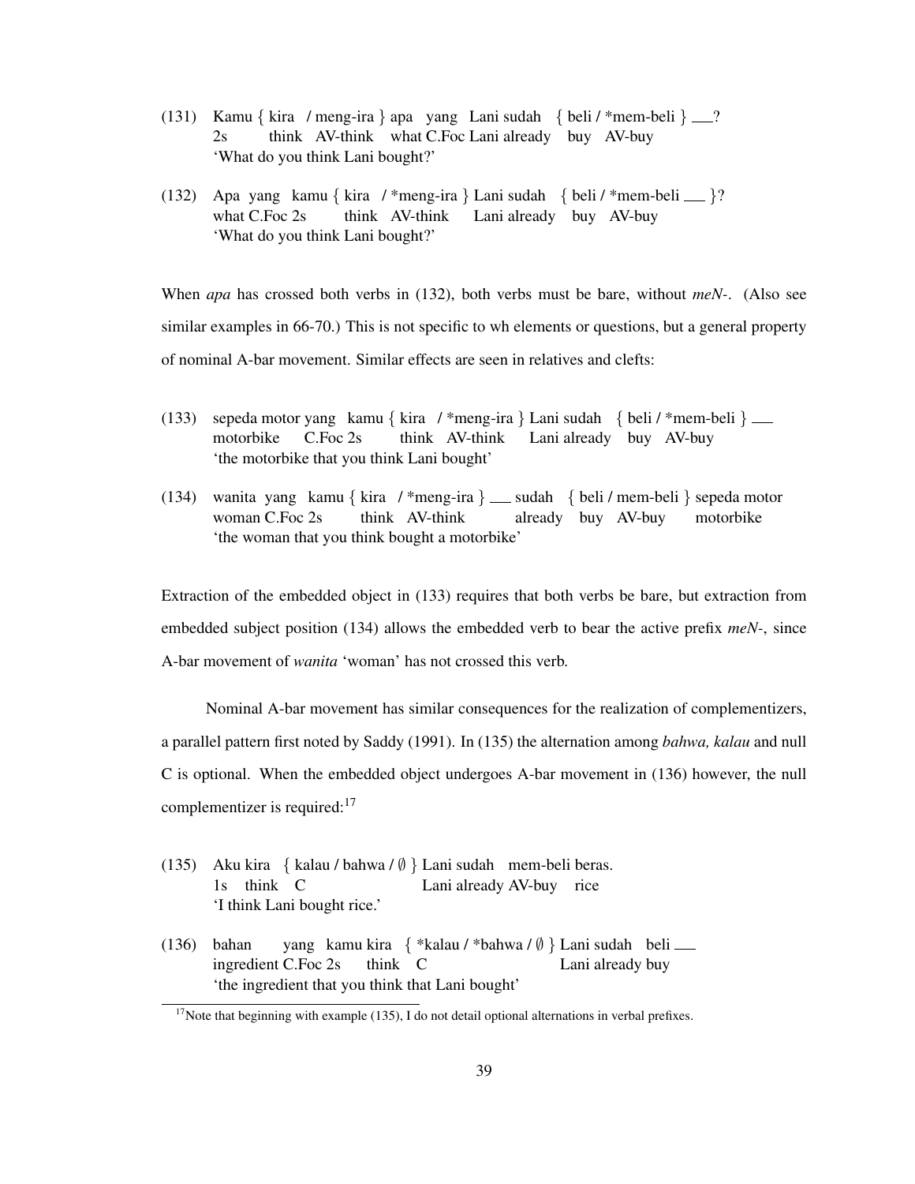(131) Kamu { kira / meng-ira } apa yang Lani sudah { beli / *mem-beli } ___?
2s think AV-think what C.Foc Lani already buy AV-buy
'What do you think Lani bought?'

(132) Apa yang kamu { kira / *meng-ira } Lani sudah { beli / *mem-beli ___ }?
what C.Foc 2s think AV-think Lani already buy AV-buy
'What do you think Lani bought?'

When *apa* has crossed both verbs in (132), both verbs must be bare, without *meN-*. (Also see similar examples in 66-70.) This is not specific to wh elements or questions, but a general property of nominal A-bar movement. Similar effects are seen in relatives and clefts:

(133) sepeda motor yang kamu { kira / *meng-ira } Lani sudah { beli / *mem-beli } ___
motorbike C.Foc 2s think AV-think Lani already buy AV-buy
'the motorbike that you think Lani bought'

(134) wanita yang kamu { kira / *meng-ira } ___ sudah { beli / mem-beli } sepeda motor
woman C.Foc 2s think AV-think already buy AV-buy motorbike
'the woman that you think bought a motorbike'

Extraction of the embedded object in (133) requires that both verbs be bare, but extraction from embedded subject position (134) allows the embedded verb to bear the active prefix *meN-*, since A-bar movement of *wanita* 'woman' has not crossed this verb.

Nominal A-bar movement has similar consequences for the realization of complementizers, a parallel pattern first noted by Saddy (1991). In (135) the alternation among *bahwa, kalau* and null C is optional. When the embedded object undergoes A-bar movement in (136) however, the null complementizer is required:[17]

(135) Aku kira { kalau / bahwa / ∅ } Lani sudah mem-beli beras.
1s think C Lani already AV-buy rice
'I think Lani bought rice.'

(136) bahan yang kamu kira { *kalau / *bahwa / ∅ } Lani sudah beli ___
ingredient C.Foc 2s think C Lani already buy
'the ingredient that you think that Lani bought'

[17] Note that beginning with example (135), I do not detail optional alternations in verbal prefixes.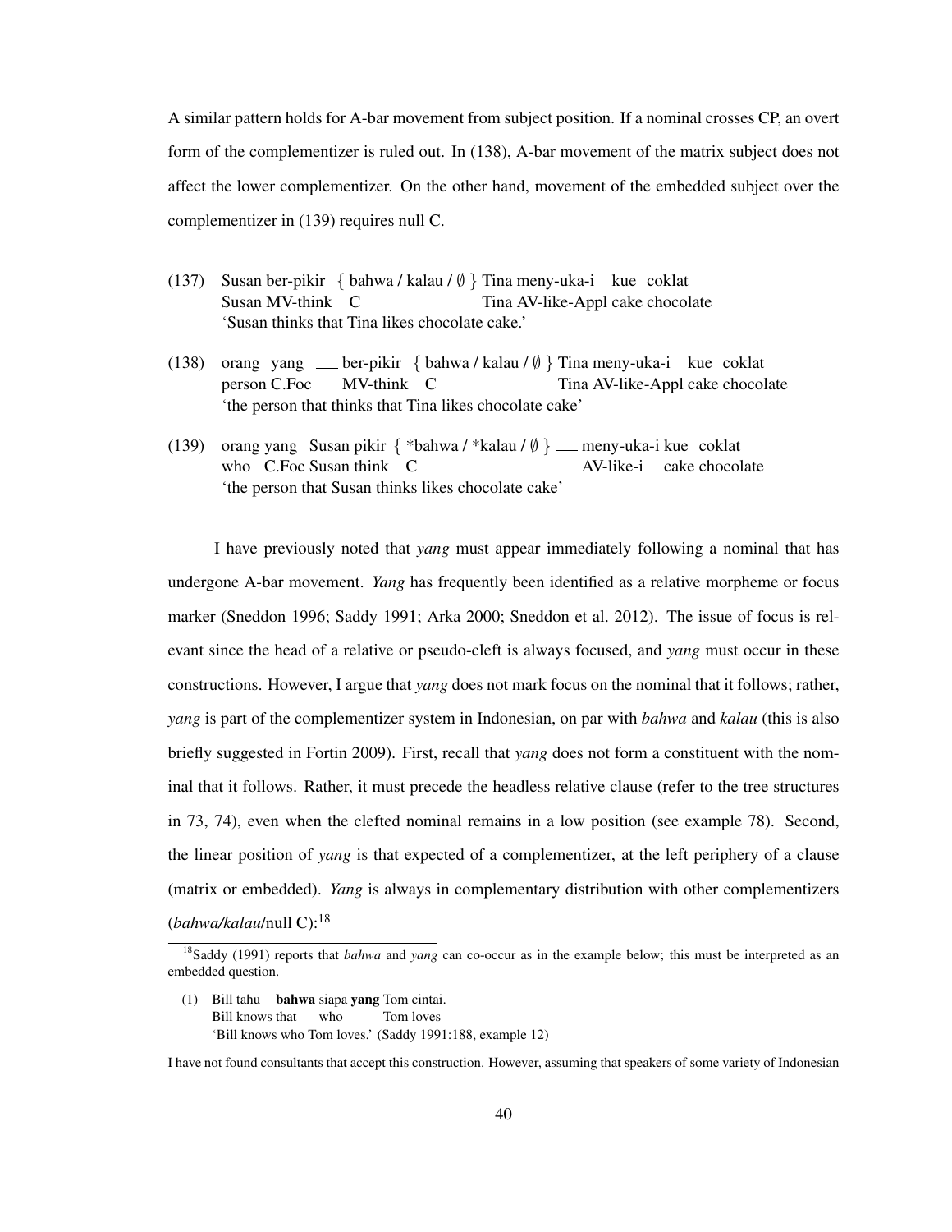A similar pattern holds for A-bar movement from subject position. If a nominal crosses CP, an overt form of the complementizer is ruled out. In (138), A-bar movement of the matrix subject does not affect the lower complementizer. On the other hand, movement of the embedded subject over the complementizer in (139) requires null C.

(137) Susan ber-pikir { bahwa / kalau / ∅ } Tina meny-uka-i kue coklat
Susan MV-think C Tina AV-like-Appl cake chocolate
'Susan thinks that Tina likes chocolate cake.'

(138) orang yang ___ ber-pikir { bahwa / kalau / ∅ } Tina meny-uka-i kue coklat
person C.Foc MV-think C Tina AV-like-Appl cake chocolate
'the person that thinks that Tina likes chocolate cake'

(139) orang yang Susan pikir { *bahwa / *kalau / ∅ } ___ meny-uka-i kue coklat
who C.Foc Susan think C AV-like-i cake chocolate
'the person that Susan thinks likes chocolate cake'

I have previously noted that *yang* must appear immediately following a nominal that has undergone A-bar movement. *Yang* has frequently been identified as a relative morpheme or focus marker (Sneddon 1996; Saddy 1991; Arka 2000; Sneddon et al. 2012). The issue of focus is relevant since the head of a relative or pseudo-cleft is always focused, and *yang* must occur in these constructions. However, I argue that *yang* does not mark focus on the nominal that it follows; rather, *yang* is part of the complementizer system in Indonesian, on par with *bahwa* and *kalau* (this is also briefly suggested in Fortin 2009). First, recall that *yang* does not form a constituent with the nominal that it follows. Rather, it must precede the headless relative clause (refer to the tree structures in 73, 74), even when the clefted nominal remains in a low position (see example 78). Second, the linear position of *yang* is that expected of a complementizer, at the left periphery of a clause (matrix or embedded). *Yang* is always in complementary distribution with other complementizers (*bahwa/kalau*/null C):[18]

[18] Saddy (1991) reports that *bahwa* and *yang* can co-occur as in the example below; this must be interpreted as an embedded question.

(1) Bill tahu **bahwa** siapa **yang** Tom cintai.
Bill knows that who Tom loves
'Bill knows who Tom loves.' (Saddy 1991:188, example 12)

I have not found consultants that accept this construction. However, assuming that speakers of some variety of Indonesian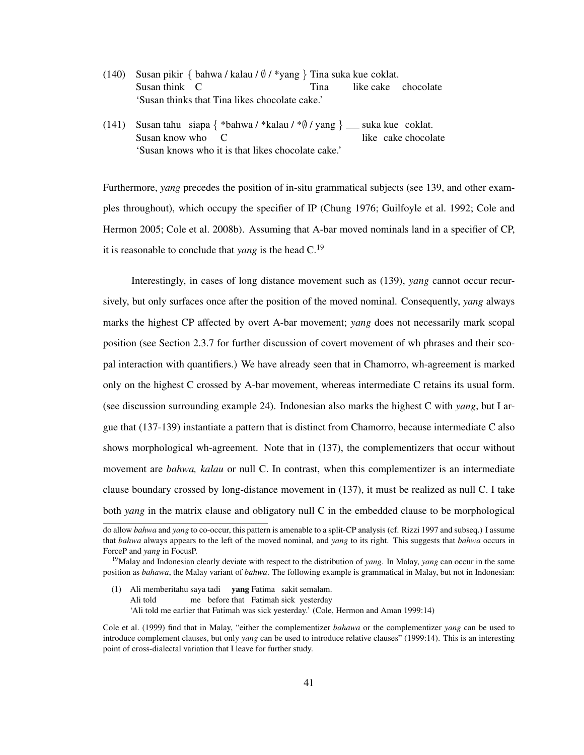(140) Susan pikir { bahwa / kalau / ∅ / *yang } Tina suka kue coklat.
Susan think C Tina like cake chocolate
'Susan thinks that Tina likes chocolate cake.'

(141) Susan tahu siapa { *bahwa / *kalau / *∅ / yang } ___ suka kue coklat.
Susan know who C like cake chocolate
'Susan knows who it is that likes chocolate cake.'

Furthermore, *yang* precedes the position of in-situ grammatical subjects (see 139, and other examples throughout), which occupy the specifier of IP (Chung 1976; Guilfoyle et al. 1992; Cole and Hermon 2005; Cole et al. 2008b). Assuming that A-bar moved nominals land in a specifier of CP, it is reasonable to conclude that *yang* is the head C.[19]

Interestingly, in cases of long distance movement such as (139), *yang* cannot occur recursively, but only surfaces once after the position of the moved nominal. Consequently, *yang* always marks the highest CP affected by overt A-bar movement; *yang* does not necessarily mark scopal position (see Section 2.3.7 for further discussion of covert movement of wh phrases and their scopal interaction with quantifiers.) We have already seen that in Chamorro, wh-agreement is marked only on the highest C crossed by A-bar movement, whereas intermediate C retains its usual form. (see discussion surrounding example 24). Indonesian also marks the highest C with *yang*, but I argue that (137-139) instantiate a pattern that is distinct from Chamorro, because intermediate C also shows morphological wh-agreement. Note that in (137), the complementizers that occur without movement are *bahwa, kalau* or null C. In contrast, when this complementizer is an intermediate clause boundary crossed by long-distance movement in (137), it must be realized as null C. I take both *yang* in the matrix clause and obligatory null C in the embedded clause to be morphological

---

do allow *bahwa* and *yang* to co-occur, this pattern is amenable to a split-CP analysis (cf. Rizzi 1997 and subseq.) I assume that *bahwa* always appears to the left of the moved nominal, and *yang* to its right. This suggests that *bahwa* occurs in ForceP and *yang* in FocusP.

[19] Malay and Indonesian clearly deviate with respect to the distribution of *yang*. In Malay, *yang* can occur in the same position as *bahawa*, the Malay variant of *bahwa*. The following example is grammatical in Malay, but not in Indonesian:

(1) Ali memberitahu saya tadi **yang** Fatima sakit semalam.
Ali told me before that Fatimah sick yesterday
'Ali told me earlier that Fatimah was sick yesterday.' (Cole, Hermon and Aman 1999:14)

Cole et al. (1999) find that in Malay, "either the complementizer *bahawa* or the complementizer *yang* can be used to introduce complement clauses, but only *yang* can be used to introduce relative clauses" (1999:14). This is an interesting point of cross-dialectal variation that I leave for further study.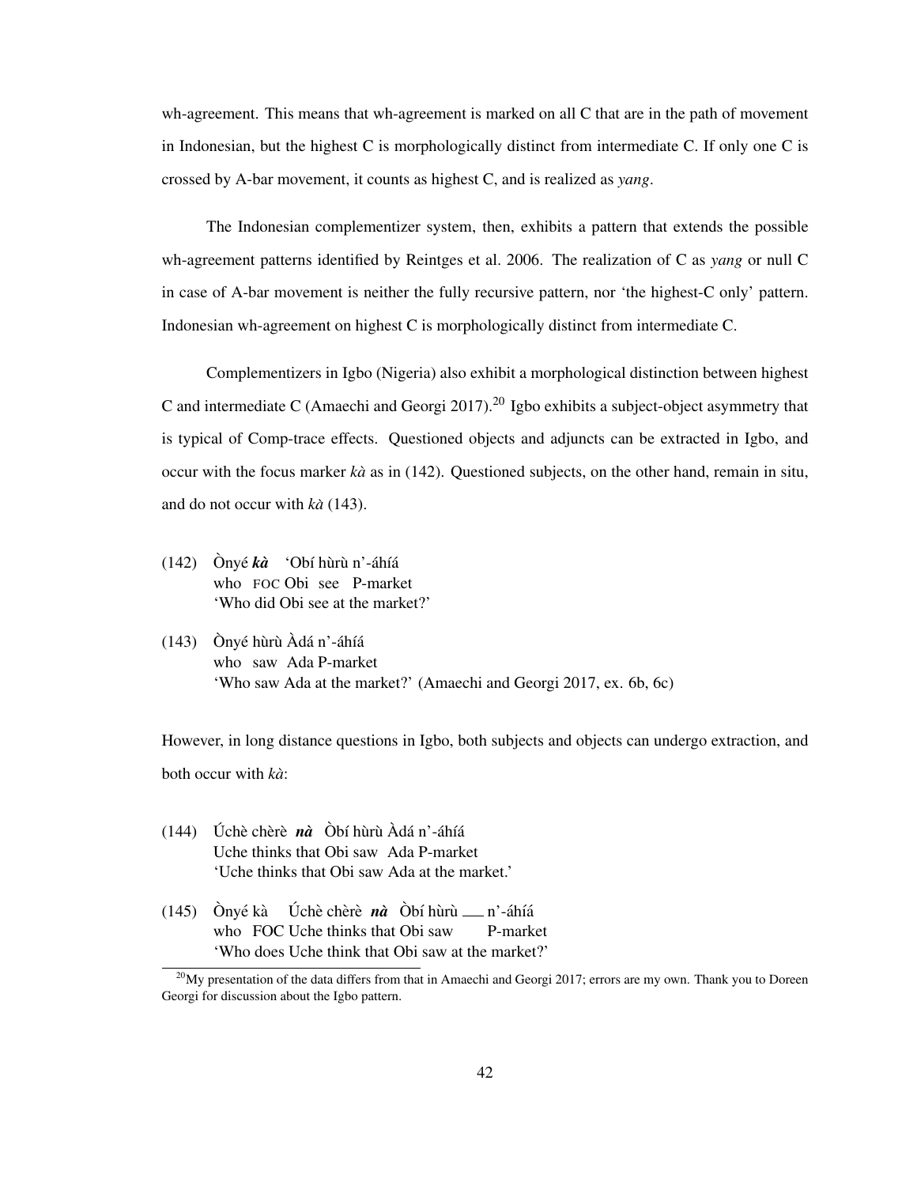wh-agreement. This means that wh-agreement is marked on all C that are in the path of movement in Indonesian, but the highest C is morphologically distinct from intermediate C. If only one C is crossed by A-bar movement, it counts as highest C, and is realized as *yang*.

The Indonesian complementizer system, then, exhibits a pattern that extends the possible wh-agreement patterns identified by Reintges et al. 2006. The realization of C as *yang* or null C in case of A-bar movement is neither the fully recursive pattern, nor 'the highest-C only' pattern. Indonesian wh-agreement on highest C is morphologically distinct from intermediate C.

Complementizers in Igbo (Nigeria) also exhibit a morphological distinction between highest C and intermediate C (Amaechi and Georgi 2017).[20] Igbo exhibits a subject-object asymmetry that is typical of Comp-trace effects. Questioned objects and adjuncts can be extracted in Igbo, and occur with the focus marker *kà* as in (142). Questioned subjects, on the other hand, remain in situ, and do not occur with *kà* (143).

(142) Ònyé ***kà*** 'Obí hùrù n'-áhíá
  who FOC Obi see P-market
  'Who did Obi see at the market?'

(143) Ònyé hùrù Àdá n'-áhíá
  who saw Ada P-market
  'Who saw Ada at the market?' (Amaechi and Georgi 2017, ex. 6b, 6c)

However, in long distance questions in Igbo, both subjects and objects can undergo extraction, and both occur with *kà*:

(144) Úchè chèrè ***nà*** Òbí hùrù Àdá n'-áhíá
  Uche thinks that Obi saw Ada P-market
  'Uche thinks that Obi saw Ada at the market.'

(145) Ònyé kà Úchè chèrè ***nà*** Òbí hùrù ___ n'-áhíá
  who FOC Uche thinks that Obi saw P-market
  'Who does Uche think that Obi saw at the market?'

[20] My presentation of the data differs from that in Amaechi and Georgi 2017; errors are my own. Thank you to Doreen Georgi for discussion about the Igbo pattern.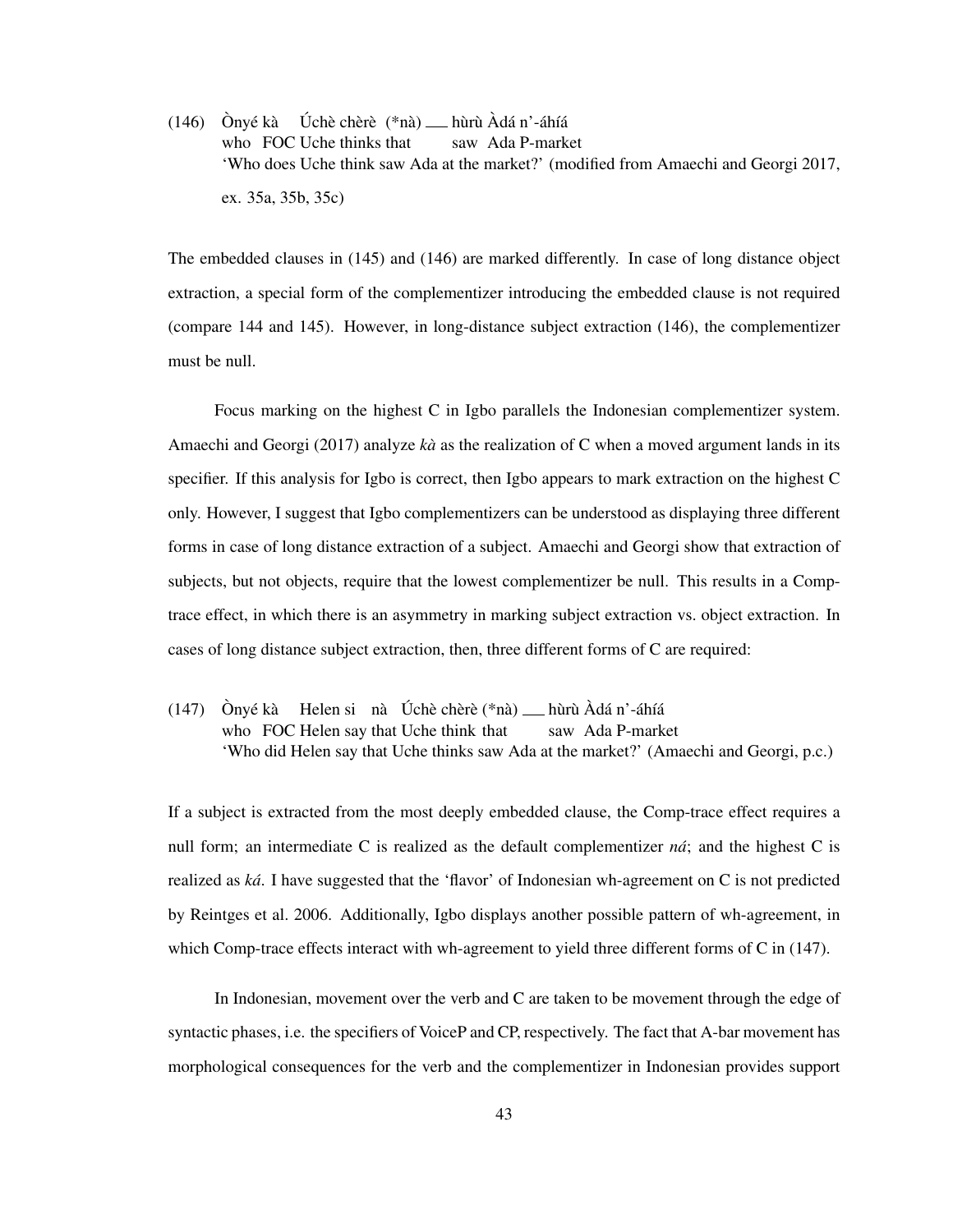(146) Ònyé kà Úchè chèrè (*nà) ___ hùrù Àdá n'-áhíá
who FOC Uche thinks that saw Ada P-market
'Who does Uche think saw Ada at the market?' (modified from Amaechi and Georgi 2017, ex. 35a, 35b, 35c)

The embedded clauses in (145) and (146) are marked differently. In case of long distance object extraction, a special form of the complementizer introducing the embedded clause is not required (compare 144 and 145). However, in long-distance subject extraction (146), the complementizer must be null.

Focus marking on the highest C in Igbo parallels the Indonesian complementizer system. Amaechi and Georgi (2017) analyze *kà* as the realization of C when a moved argument lands in its specifier. If this analysis for Igbo is correct, then Igbo appears to mark extraction on the highest C only. However, I suggest that Igbo complementizers can be understood as displaying three different forms in case of long distance extraction of a subject. Amaechi and Georgi show that extraction of subjects, but not objects, require that the lowest complementizer be null. This results in a Comp-trace effect, in which there is an asymmetry in marking subject extraction vs. object extraction. In cases of long distance subject extraction, then, three different forms of C are required:

(147) Ònyé kà Helen si nà Úchè chèrè (*nà) ___ hùrù Àdá n'-áhíá
who FOC Helen say that Uche think that saw Ada P-market
'Who did Helen say that Uche thinks saw Ada at the market?' (Amaechi and Georgi, p.c.)

If a subject is extracted from the most deeply embedded clause, the Comp-trace effect requires a null form; an intermediate C is realized as the default complementizer *ná*; and the highest C is realized as *ká*. I have suggested that the 'flavor' of Indonesian wh-agreement on C is not predicted by Reintges et al. 2006. Additionally, Igbo displays another possible pattern of wh-agreement, in which Comp-trace effects interact with wh-agreement to yield three different forms of C in (147).

In Indonesian, movement over the verb and C are taken to be movement through the edge of syntactic phases, i.e. the specifiers of VoiceP and CP, respectively. The fact that A-bar movement has morphological consequences for the verb and the complementizer in Indonesian provides support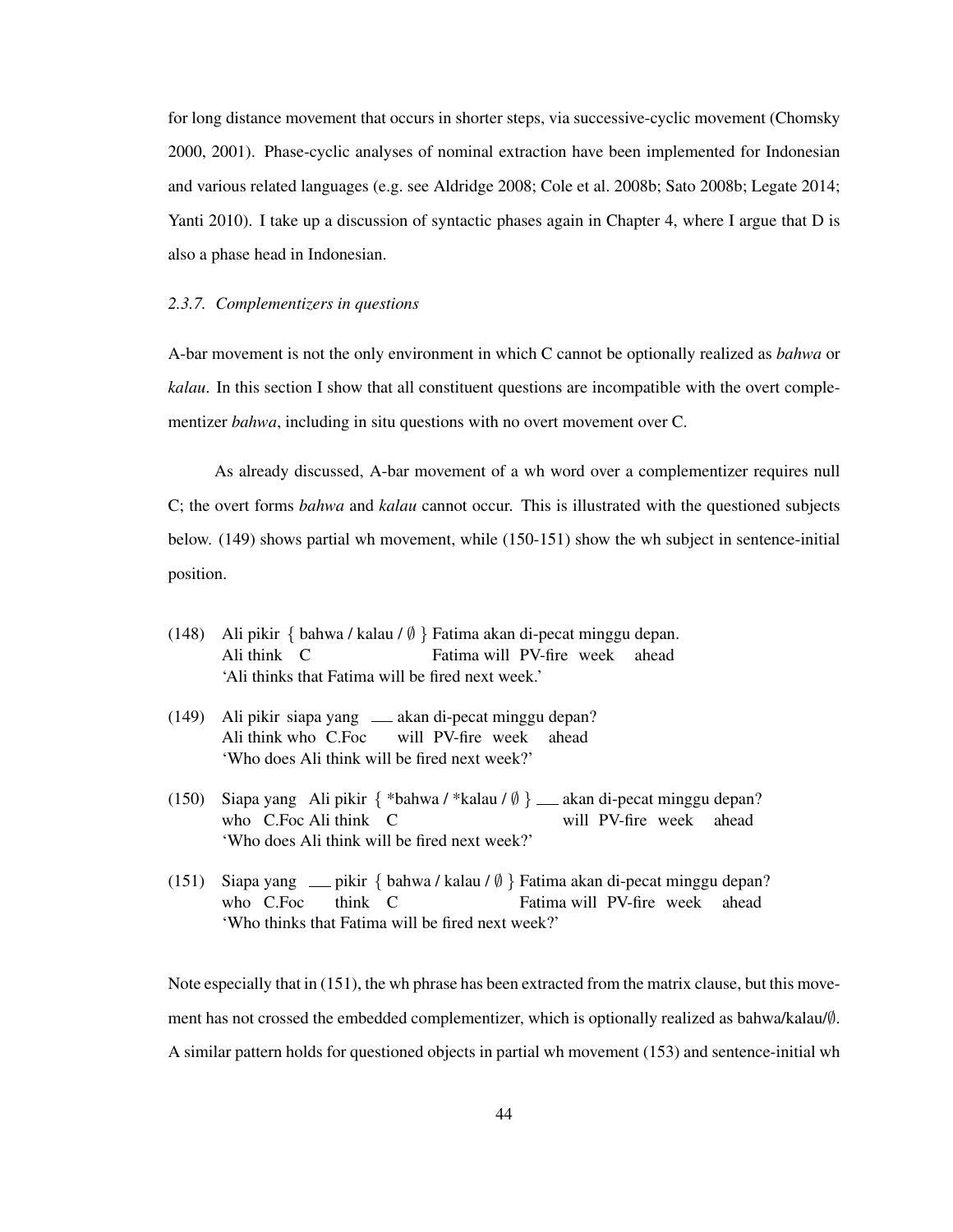for long distance movement that occurs in shorter steps, via successive-cyclic movement (Chomsky 2000, 2001). Phase-cyclic analyses of nominal extraction have been implemented for Indonesian and various related languages (e.g. see Aldridge 2008; Cole et al. 2008b; Sato 2008b; Legate 2014; Yanti 2010). I take up a discussion of syntactic phases again in Chapter 4, where I argue that D is also a phase head in Indonesian.

### *2.3.7. Complementizers in questions*

A-bar movement is not the only environment in which C cannot be optionally realized as *bahwa* or *kalau*. In this section I show that all constituent questions are incompatible with the overt complementizer *bahwa*, including in situ questions with no overt movement over C.

As already discussed, A-bar movement of a wh word over a complementizer requires null C; the overt forms *bahwa* and *kalau* cannot occur. This is illustrated with the questioned subjects below. (149) shows partial wh movement, while (150-151) show the wh subject in sentence-initial position.

(148) Ali pikir { bahwa / kalau / ∅ } Fatima akan di-pecat minggu depan.
Ali think C Fatima will PV-fire week ahead
'Ali thinks that Fatima will be fired next week.'

(149) Ali pikir siapa yang ___ akan di-pecat minggu depan?
Ali think who C.Foc will PV-fire week ahead
'Who does Ali think will be fired next week?'

(150) Siapa yang Ali pikir { *bahwa / *kalau / ∅ } ___ akan di-pecat minggu depan?
who C.Foc Ali think C will PV-fire week ahead
'Who does Ali think will be fired next week?'

(151) Siapa yang ___ pikir { bahwa / kalau / ∅ } Fatima akan di-pecat minggu depan?
who C.Foc think C Fatima will PV-fire week ahead
'Who thinks that Fatima will be fired next week?'

Note especially that in (151), the wh phrase has been extracted from the matrix clause, but this movement has not crossed the embedded complementizer, which is optionally realized as bahwa/kalau/∅. A similar pattern holds for questioned objects in partial wh movement (153) and sentence-initial wh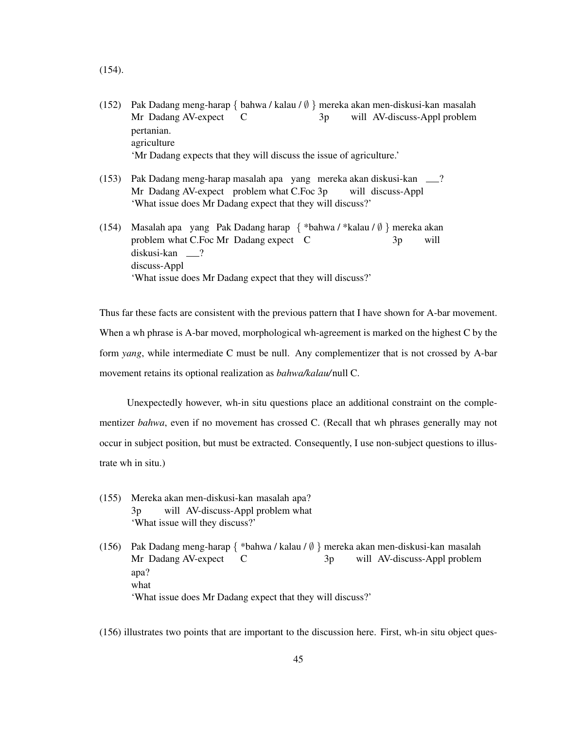(154).

(152) Pak Dadang meng-harap { bahwa / kalau / ∅ } mereka akan men-diskusi-kan masalah pertanian.
Mr Dadang AV-expect C 3p will AV-discuss-Appl problem agriculture
'Mr Dadang expects that they will discuss the issue of agriculture.'

(153) Pak Dadang meng-harap masalah apa yang mereka akan diskusi-kan ___?
Mr Dadang AV-expect problem what C.Foc 3p will discuss-Appl
'What issue does Mr Dadang expect that they will discuss?'

(154) Masalah apa yang Pak Dadang harap { *bahwa / *kalau / ∅ } mereka akan diskusi-kan ___?
problem what C.Foc Mr Dadang expect C 3p will discuss-Appl
'What issue does Mr Dadang expect that they will discuss?'

Thus far these facts are consistent with the previous pattern that I have shown for A-bar movement. When a wh phrase is A-bar moved, morphological wh-agreement is marked on the highest C by the form *yang*, while intermediate C must be null. Any complementizer that is not crossed by A-bar movement retains its optional realization as *bahwa/kalau/* null C.

Unexpectedly however, wh-in situ questions place an additional constraint on the complementizer *bahwa*, even if no movement has crossed C. (Recall that wh phrases generally may not occur in subject position, but must be extracted. Consequently, I use non-subject questions to illustrate wh in situ.)

(155) Mereka akan men-diskusi-kan masalah apa?
3p will AV-discuss-Appl problem what
'What issue will they discuss?'

(156) Pak Dadang meng-harap { *bahwa / kalau / ∅ } mereka akan men-diskusi-kan masalah apa?
Mr Dadang AV-expect C 3p will AV-discuss-Appl problem what
'What issue does Mr Dadang expect that they will discuss?'

(156) illustrates two points that are important to the discussion here. First, wh-in situ object ques-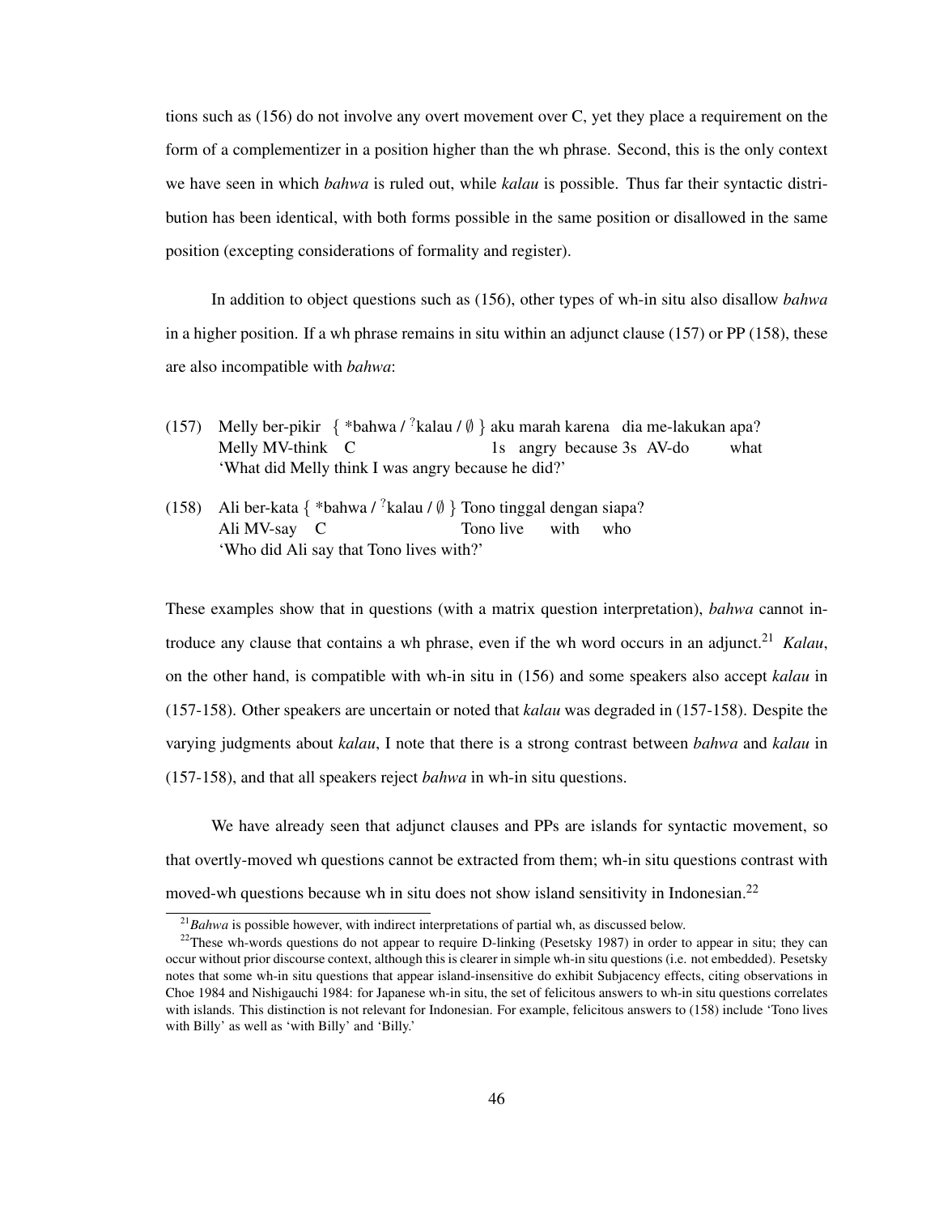tions such as (156) do not involve any overt movement over C, yet they place a requirement on the form of a complementizer in a position higher than the wh phrase. Second, this is the only context we have seen in which *bahwa* is ruled out, while *kalau* is possible. Thus far their syntactic distribution has been identical, with both forms possible in the same position or disallowed in the same position (excepting considerations of formality and register).

In addition to object questions such as (156), other types of wh-in situ also disallow *bahwa* in a higher position. If a wh phrase remains in situ within an adjunct clause (157) or PP (158), these are also incompatible with *bahwa*:

(157) Melly ber-pikir { *bahwa / ?kalau / ∅ } aku marah karena dia me-lakukan apa?
Melly MV-think C 1s angry because 3s AV-do what
'What did Melly think I was angry because he did?'

(158) Ali ber-kata { *bahwa / ?kalau / ∅ } Tono tinggal dengan siapa?
Ali MV-say C Tono live with who
'Who did Ali say that Tono lives with?'

These examples show that in questions (with a matrix question interpretation), *bahwa* cannot introduce any clause that contains a wh phrase, even if the wh word occurs in an adjunct.[21] *Kalau*, on the other hand, is compatible with wh-in situ in (156) and some speakers also accept *kalau* in (157-158). Other speakers are uncertain or noted that *kalau* was degraded in (157-158). Despite the varying judgments about *kalau*, I note that there is a strong contrast between *bahwa* and *kalau* in (157-158), and that all speakers reject *bahwa* in wh-in situ questions.

We have already seen that adjunct clauses and PPs are islands for syntactic movement, so that overtly-moved wh questions cannot be extracted from them; wh-in situ questions contrast with moved-wh questions because wh in situ does not show island sensitivity in Indonesian.[22]

[21] *Bahwa* is possible however, with indirect interpretations of partial wh, as discussed below.

[22] These wh-words questions do not appear to require D-linking (Pesetsky 1987) in order to appear in situ; they can occur without prior discourse context, although this is clearer in simple wh-in situ questions (i.e. not embedded). Pesetsky notes that some wh-in situ questions that appear island-insensitive do exhibit Subjacency effects, citing observations in Choe 1984 and Nishigauchi 1984: for Japanese wh-in situ, the set of felicitous answers to wh-in situ questions correlates with islands. This distinction is not relevant for Indonesian. For example, felicitous answers to (158) include 'Tono lives with Billy' as well as 'with Billy' and 'Billy.'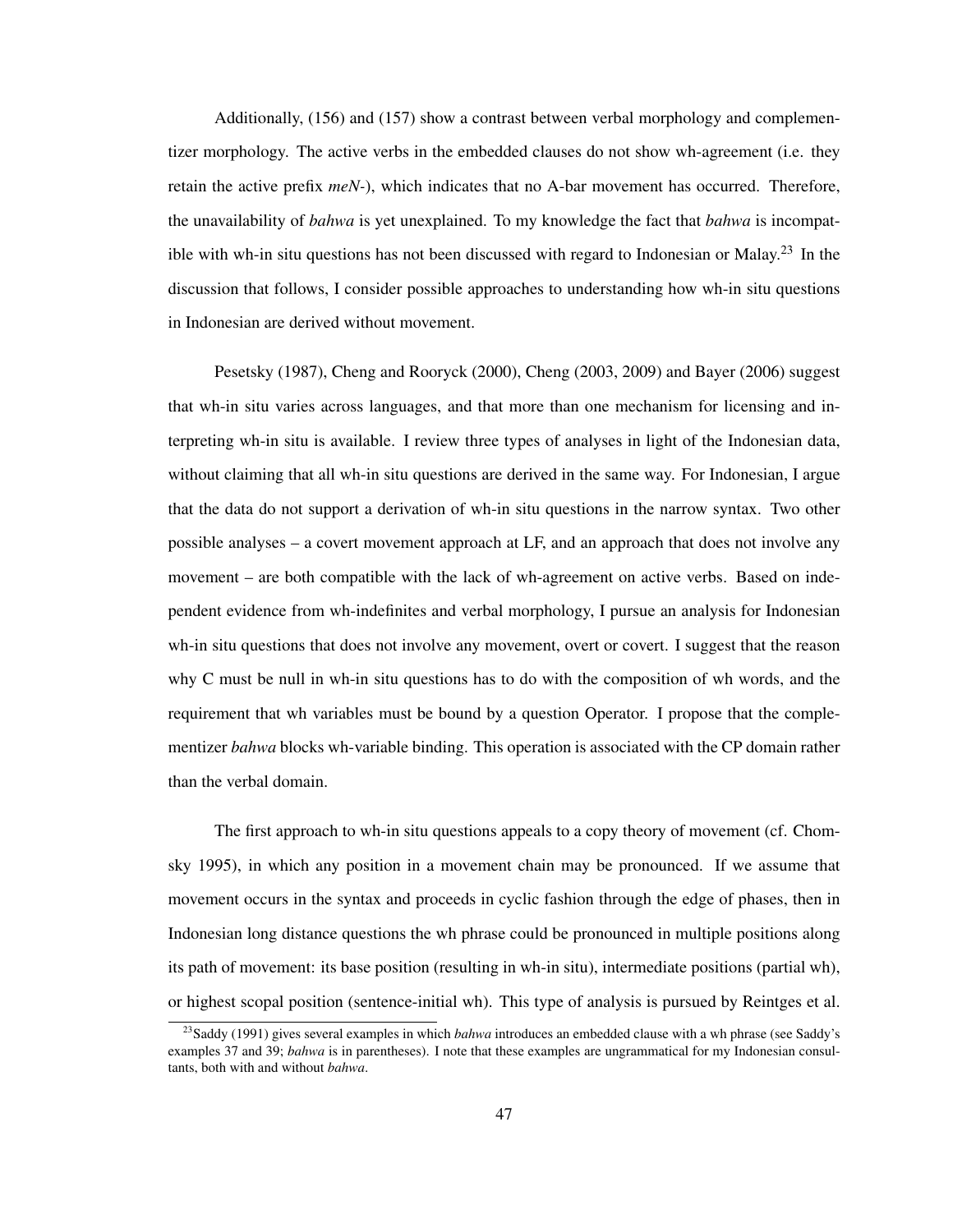Additionally, (156) and (157) show a contrast between verbal morphology and complementizer morphology. The active verbs in the embedded clauses do not show wh-agreement (i.e. they retain the active prefix *meN-*), which indicates that no A-bar movement has occurred. Therefore, the unavailability of *bahwa* is yet unexplained. To my knowledge the fact that *bahwa* is incompatible with wh-in situ questions has not been discussed with regard to Indonesian or Malay.[23] In the discussion that follows, I consider possible approaches to understanding how wh-in situ questions in Indonesian are derived without movement.

Pesetsky (1987), Cheng and Rooryck (2000), Cheng (2003, 2009) and Bayer (2006) suggest that wh-in situ varies across languages, and that more than one mechanism for licensing and interpreting wh-in situ is available. I review three types of analyses in light of the Indonesian data, without claiming that all wh-in situ questions are derived in the same way. For Indonesian, I argue that the data do not support a derivation of wh-in situ questions in the narrow syntax. Two other possible analyses – a covert movement approach at LF, and an approach that does not involve any movement – are both compatible with the lack of wh-agreement on active verbs. Based on independent evidence from wh-indefinites and verbal morphology, I pursue an analysis for Indonesian wh-in situ questions that does not involve any movement, overt or covert. I suggest that the reason why C must be null in wh-in situ questions has to do with the composition of wh words, and the requirement that wh variables must be bound by a question Operator. I propose that the complementizer *bahwa* blocks wh-variable binding. This operation is associated with the CP domain rather than the verbal domain.

The first approach to wh-in situ questions appeals to a copy theory of movement (cf. Chomsky 1995), in which any position in a movement chain may be pronounced. If we assume that movement occurs in the syntax and proceeds in cyclic fashion through the edge of phases, then in Indonesian long distance questions the wh phrase could be pronounced in multiple positions along its path of movement: its base position (resulting in wh-in situ), intermediate positions (partial wh), or highest scopal position (sentence-initial wh). This type of analysis is pursued by Reintges et al.

[23] Saddy (1991) gives several examples in which *bahwa* introduces an embedded clause with a wh phrase (see Saddy's examples 37 and 39; *bahwa* is in parentheses). I note that these examples are ungrammatical for my Indonesian consultants, both with and without *bahwa*.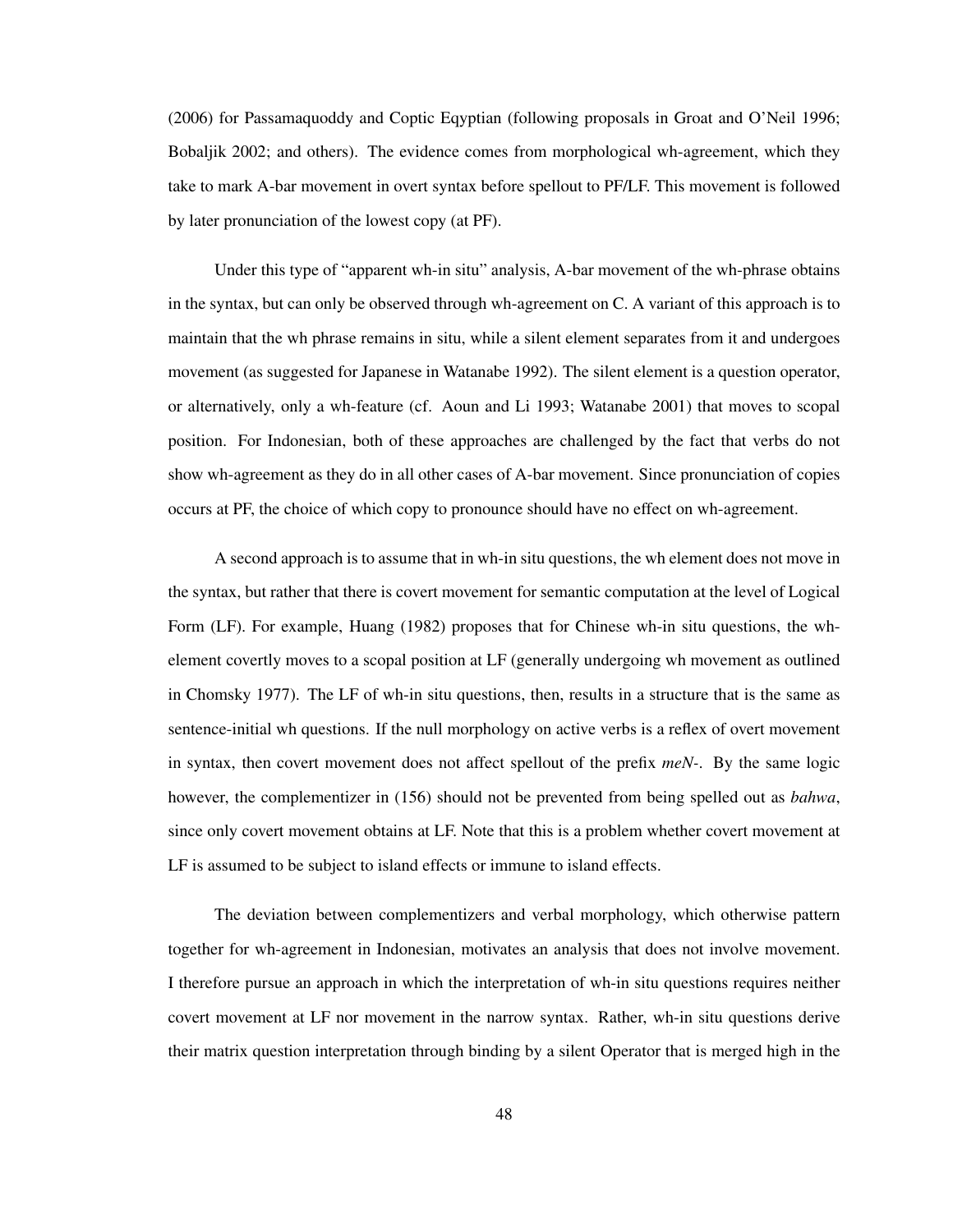(2006) for Passamaquoddy and Coptic Eqyptian (following proposals in Groat and O'Neil 1996; Bobaljik 2002; and others). The evidence comes from morphological wh-agreement, which they take to mark A-bar movement in overt syntax before spellout to PF/LF. This movement is followed by later pronunciation of the lowest copy (at PF).

Under this type of "apparent wh-in situ" analysis, A-bar movement of the wh-phrase obtains in the syntax, but can only be observed through wh-agreement on C. A variant of this approach is to maintain that the wh phrase remains in situ, while a silent element separates from it and undergoes movement (as suggested for Japanese in Watanabe 1992). The silent element is a question operator, or alternatively, only a wh-feature (cf. Aoun and Li 1993; Watanabe 2001) that moves to scopal position. For Indonesian, both of these approaches are challenged by the fact that verbs do not show wh-agreement as they do in all other cases of A-bar movement. Since pronunciation of copies occurs at PF, the choice of which copy to pronounce should have no effect on wh-agreement.

A second approach is to assume that in wh-in situ questions, the wh element does not move in the syntax, but rather that there is covert movement for semantic computation at the level of Logical Form (LF). For example, Huang (1982) proposes that for Chinese wh-in situ questions, the wh-element covertly moves to a scopal position at LF (generally undergoing wh movement as outlined in Chomsky 1977). The LF of wh-in situ questions, then, results in a structure that is the same as sentence-initial wh questions. If the null morphology on active verbs is a reflex of overt movement in syntax, then covert movement does not affect spellout of the prefix *meN-*. By the same logic however, the complementizer in (156) should not be prevented from being spelled out as *bahwa*, since only covert movement obtains at LF. Note that this is a problem whether covert movement at LF is assumed to be subject to island effects or immune to island effects.

The deviation between complementizers and verbal morphology, which otherwise pattern together for wh-agreement in Indonesian, motivates an analysis that does not involve movement. I therefore pursue an approach in which the interpretation of wh-in situ questions requires neither covert movement at LF nor movement in the narrow syntax. Rather, wh-in situ questions derive their matrix question interpretation through binding by a silent Operator that is merged high in the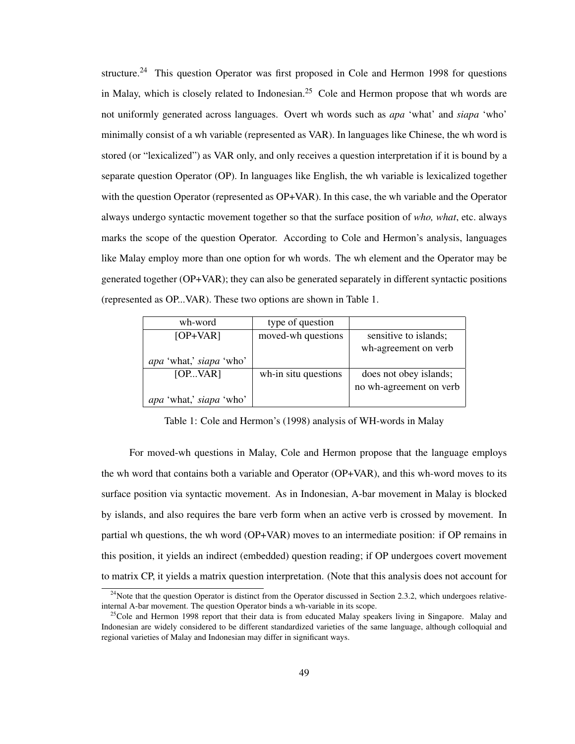structure.[24] This question Operator was first proposed in Cole and Hermon 1998 for questions in Malay, which is closely related to Indonesian.[25] Cole and Hermon propose that wh words are not uniformly generated across languages. Overt wh words such as *apa* 'what' and *siapa* 'who' minimally consist of a wh variable (represented as VAR). In languages like Chinese, the wh word is stored (or "lexicalized") as VAR only, and only receives a question interpretation if it is bound by a separate question Operator (OP). In languages like English, the wh variable is lexicalized together with the question Operator (represented as OP+VAR). In this case, the wh variable and the Operator always undergo syntactic movement together so that the surface position of *who, what*, etc. always marks the scope of the question Operator. According to Cole and Hermon's analysis, languages like Malay employ more than one option for wh words. The wh element and the Operator may be generated together (OP+VAR); they can also be generated separately in different syntactic positions (represented as OP...VAR). These two options are shown in Table 1.

| wh-word | type of question | |
|---|---|---|
| [OP+VAR]<br><br>*apa* 'what,' *siapa* 'who' | moved-wh questions | sensitive to islands;<br>wh-agreement on verb |
| [OP...VAR]<br><br>*apa* 'what,' *siapa* 'who' | wh-in situ questions | does not obey islands;<br>no wh-agreement on verb |

Table 1: Cole and Hermon's (1998) analysis of WH-words in Malay

For moved-wh questions in Malay, Cole and Hermon propose that the language employs the wh word that contains both a variable and Operator (OP+VAR), and this wh-word moves to its surface position via syntactic movement. As in Indonesian, A-bar movement in Malay is blocked by islands, and also requires the bare verb form when an active verb is crossed by movement. In partial wh questions, the wh word (OP+VAR) moves to an intermediate position: if OP remains in this position, it yields an indirect (embedded) question reading; if OP undergoes covert movement to matrix CP, it yields a matrix question interpretation. (Note that this analysis does not account for

[24]Note that the question Operator is distinct from the Operator discussed in Section 2.3.2, which undergoes relative-internal A-bar movement. The question Operator binds a wh-variable in its scope.

[25]Cole and Hermon 1998 report that their data is from educated Malay speakers living in Singapore. Malay and Indonesian are widely considered to be different standardized varieties of the same language, although colloquial and regional varieties of Malay and Indonesian may differ in significant ways.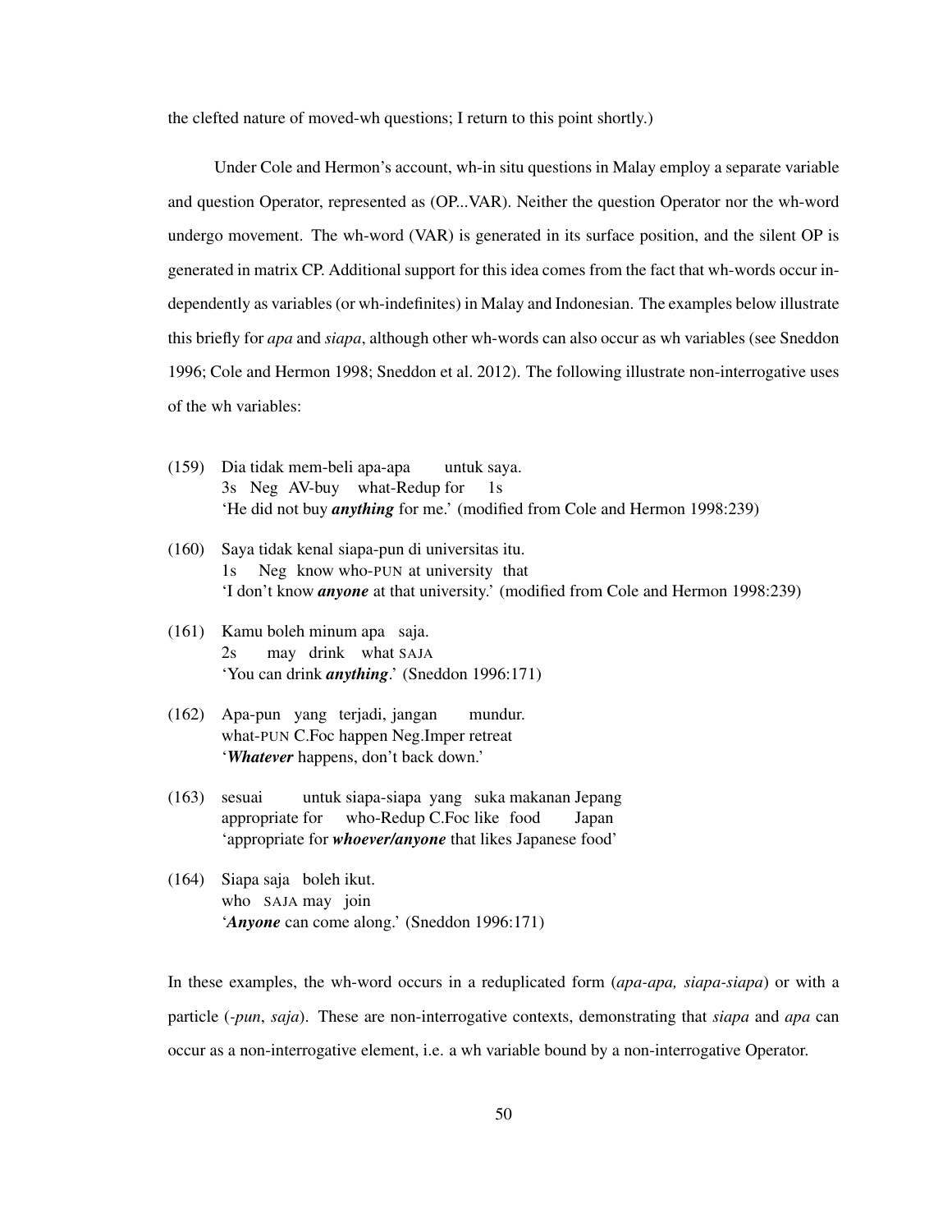the clefted nature of moved-wh questions; I return to this point shortly.)

Under Cole and Hermon's account, wh-in situ questions in Malay employ a separate variable and question Operator, represented as (OP...VAR). Neither the question Operator nor the wh-word undergo movement. The wh-word (VAR) is generated in its surface position, and the silent OP is generated in matrix CP. Additional support for this idea comes from the fact that wh-words occur independently as variables (or wh-indefinites) in Malay and Indonesian. The examples below illustrate this briefly for *apa* and *siapa*, although other wh-words can also occur as wh variables (see Sneddon 1996; Cole and Hermon 1998; Sneddon et al. 2012). The following illustrate non-interrogative uses of the wh variables:

(159) Dia tidak mem-beli apa-apa untuk saya.
 3s Neg AV-buy what-Redup for 1s
 'He did not buy ***anything*** for me.' (modified from Cole and Hermon 1998:239)

(160) Saya tidak kenal siapa-pun di universitas itu.
 1s Neg know who-PUN at university that
 'I don't know ***anyone*** at that university.' (modified from Cole and Hermon 1998:239)

(161) Kamu boleh minum apa saja.
 2s may drink what SAJA
 'You can drink ***anything***.' (Sneddon 1996:171)

(162) Apa-pun yang terjadi, jangan mundur.
 what-PUN C.Foc happen Neg.Imper retreat
 '***Whatever*** happens, don't back down.'

(163) sesuai untuk siapa-siapa yang suka makanan Jepang
 appropriate for who-Redup C.Foc like food Japan
 'appropriate for ***whoever/anyone*** that likes Japanese food'

(164) Siapa saja boleh ikut.
 who SAJA may join
 '***Anyone*** can come along.' (Sneddon 1996:171)

In these examples, the wh-word occurs in a reduplicated form (*apa-apa, siapa-siapa*) or with a particle (*-pun*, *saja*). These are non-interrogative contexts, demonstrating that *siapa* and *apa* can occur as a non-interrogative element, i.e. a wh variable bound by a non-interrogative Operator.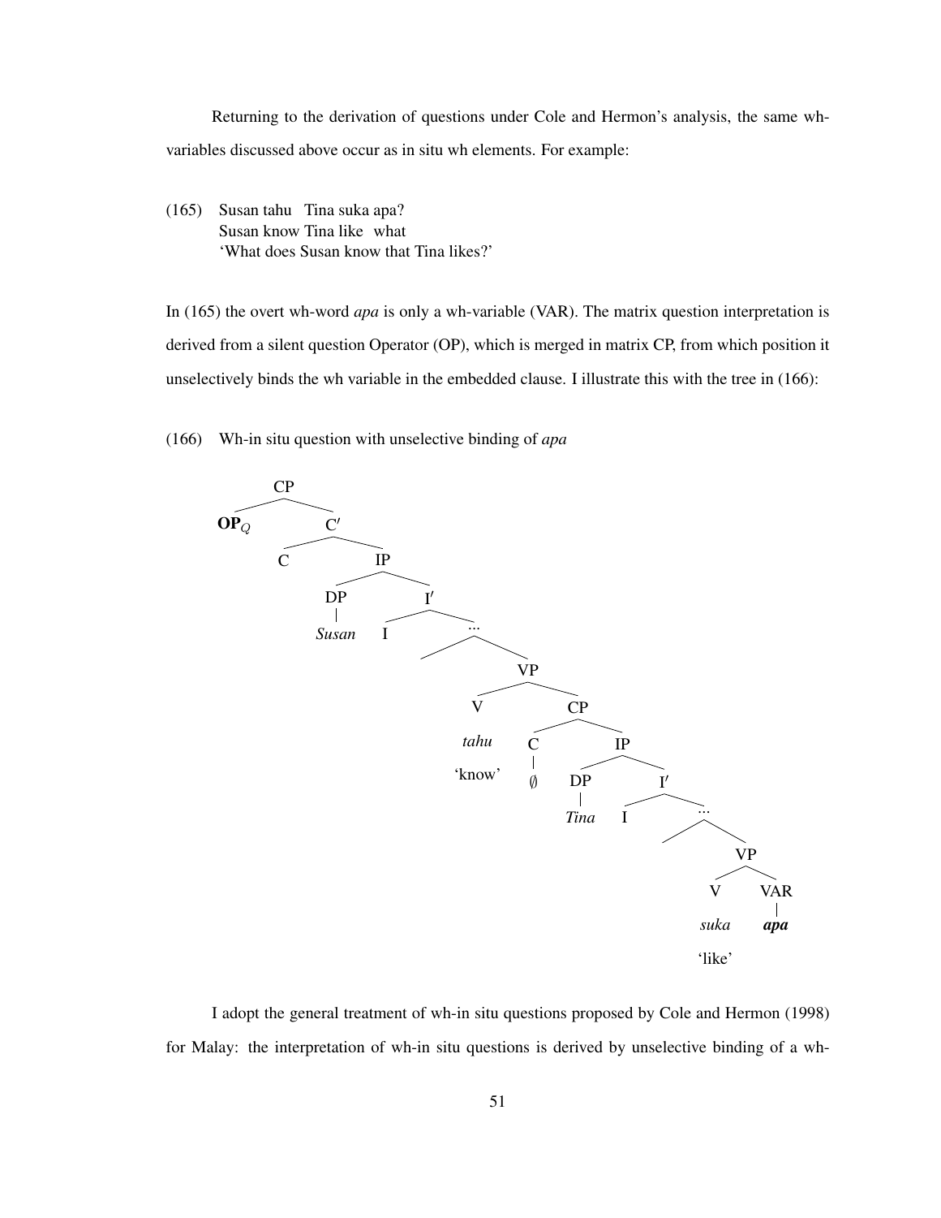Returning to the derivation of questions under Cole and Hermon's analysis, the same wh-variables discussed above occur as in situ wh elements. For example:

(165) Susan tahu Tina suka apa?
Susan know Tina like what
'What does Susan know that Tina likes?'

In (165) the overt wh-word *apa* is only a wh-variable (VAR). The matrix question interpretation is derived from a silent question Operator (OP), which is merged in matrix CP, from which position it unselectively binds the wh variable in the embedded clause. I illustrate this with the tree in (166):

(166) Wh-in situ question with unselective binding of *apa*

```
[CP **OP**_Q [C′ C [IP [DP Susan] [I′ I [... [VP [V tahu 'know'] [CP [C ∅] [IP [DP Tina] [I′ I [... [VP [V suka 'like'] [VAR apa]]]]]]]]]]]]
```

I adopt the general treatment of wh-in situ questions proposed by Cole and Hermon (1998) for Malay: the interpretation of wh-in situ questions is derived by unselective binding of a wh-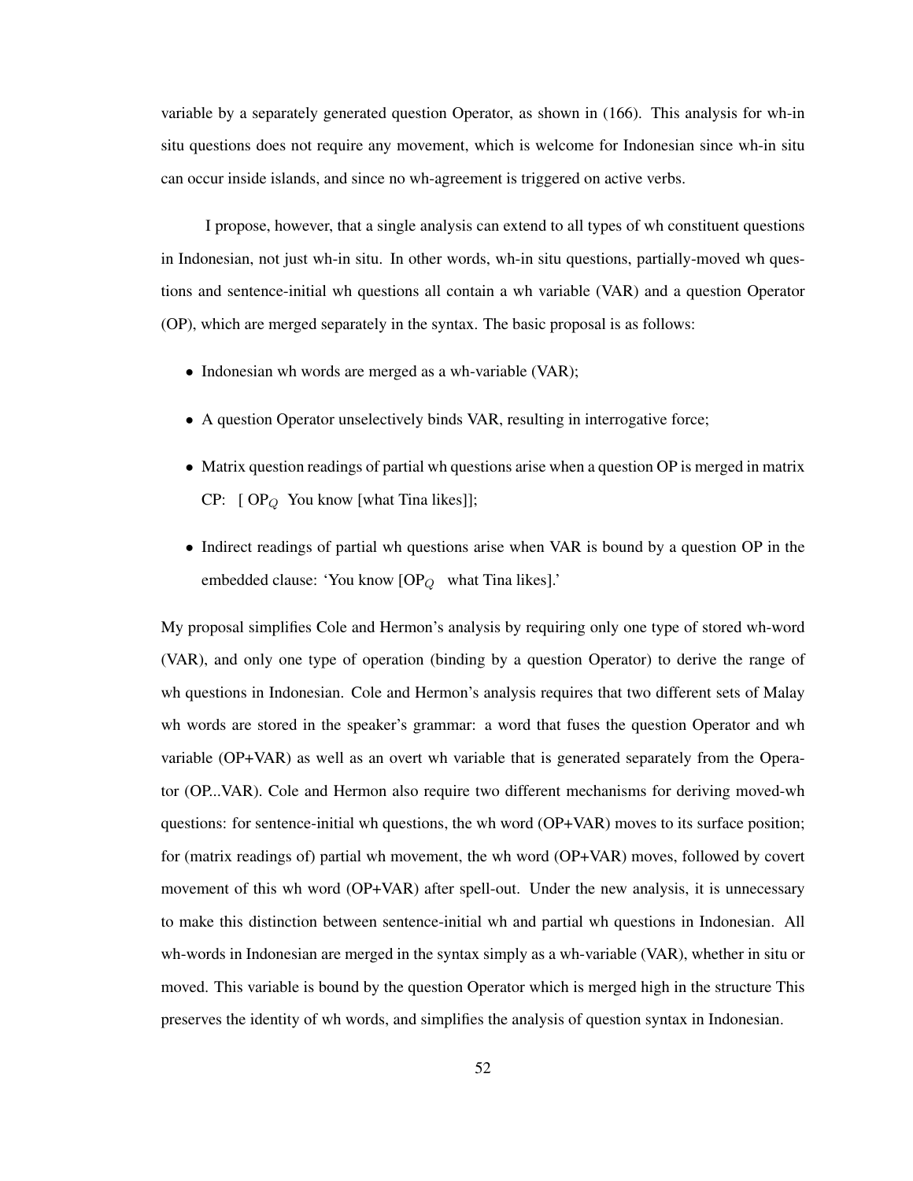variable by a separately generated question Operator, as shown in (166). This analysis for wh-in situ questions does not require any movement, which is welcome for Indonesian since wh-in situ can occur inside islands, and since no wh-agreement is triggered on active verbs.

I propose, however, that a single analysis can extend to all types of wh constituent questions in Indonesian, not just wh-in situ. In other words, wh-in situ questions, partially-moved wh questions and sentence-initial wh questions all contain a wh variable (VAR) and a question Operator (OP), which are merged separately in the syntax. The basic proposal is as follows:

- Indonesian wh words are merged as a wh-variable (VAR);
- A question Operator unselectively binds VAR, resulting in interrogative force;
- Matrix question readings of partial wh questions arise when a question OP is merged in matrix CP: [ $\text{OP}_Q$ You know [what Tina likes]];
- Indirect readings of partial wh questions arise when VAR is bound by a question OP in the embedded clause: 'You know [$\text{OP}_Q$ what Tina likes].'

My proposal simplifies Cole and Hermon's analysis by requiring only one type of stored wh-word (VAR), and only one type of operation (binding by a question Operator) to derive the range of wh questions in Indonesian. Cole and Hermon's analysis requires that two different sets of Malay wh words are stored in the speaker's grammar: a word that fuses the question Operator and wh variable (OP+VAR) as well as an overt wh variable that is generated separately from the Operator (OP...VAR). Cole and Hermon also require two different mechanisms for deriving moved-wh questions: for sentence-initial wh questions, the wh word (OP+VAR) moves to its surface position; for (matrix readings of) partial wh movement, the wh word (OP+VAR) moves, followed by covert movement of this wh word (OP+VAR) after spell-out. Under the new analysis, it is unnecessary to make this distinction between sentence-initial wh and partial wh questions in Indonesian. All wh-words in Indonesian are merged in the syntax simply as a wh-variable (VAR), whether in situ or moved. This variable is bound by the question Operator which is merged high in the structure This preserves the identity of wh words, and simplifies the analysis of question syntax in Indonesian.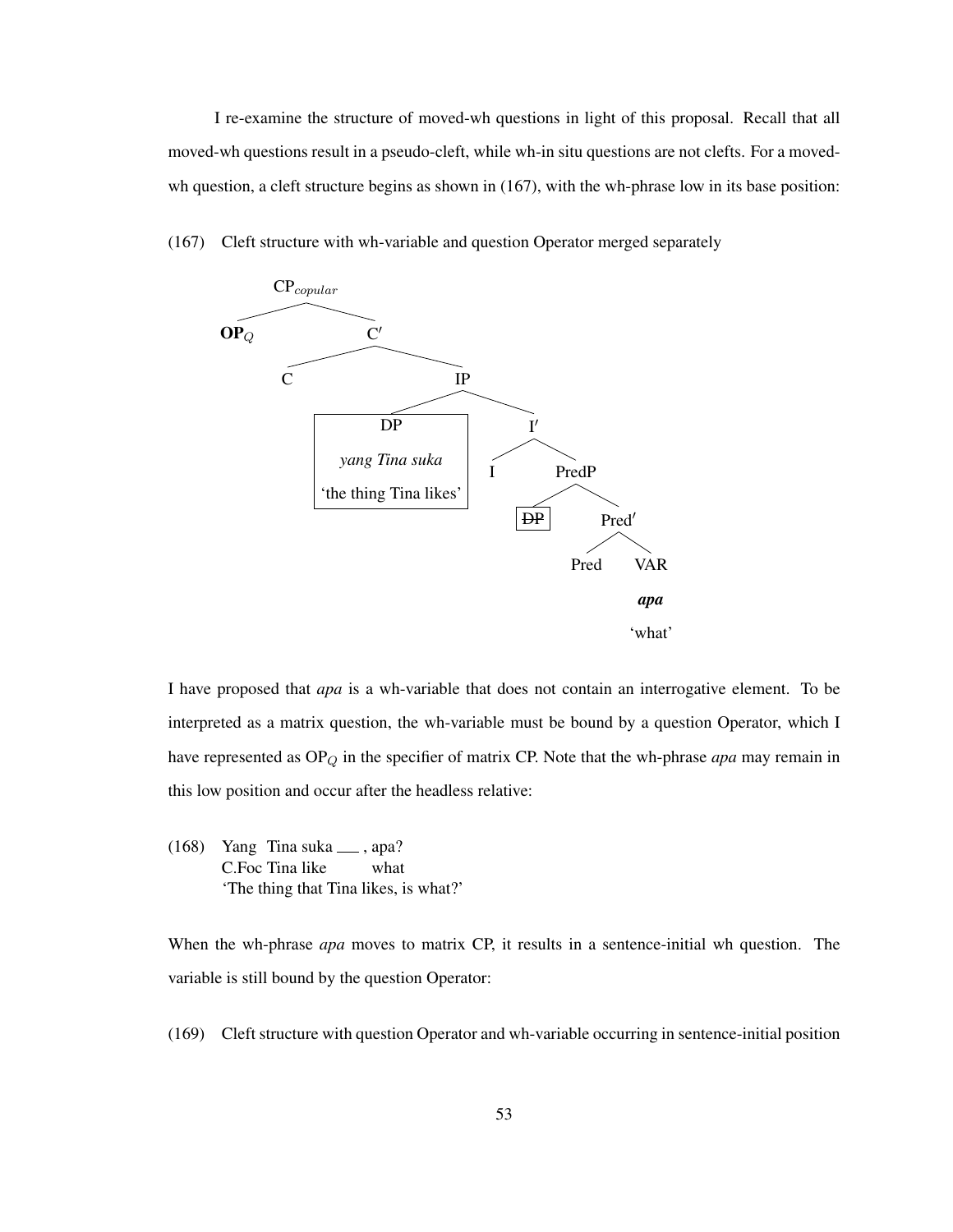I re-examine the structure of moved-wh questions in light of this proposal. Recall that all moved-wh questions result in a pseudo-cleft, while wh-in situ questions are not clefts. For a moved-wh question, a cleft structure begins as shown in (167), with the wh-phrase low in its base position:

(167) Cleft structure with wh-variable and question Operator merged separately

```
CP_copular
├── OP_Q
└── C′
    ├── C
    └── IP
        ├── [DP  yang Tina suka  'the thing Tina likes']
        └── I′
            ├── I
            └── PredP
                ├── [~~DP~~]
                └── Pred′
                    ├── Pred
                    └── VAR
                        apa
                        'what'
```

I have proposed that *apa* is a wh-variable that does not contain an interrogative element. To be interpreted as a matrix question, the wh-variable must be bound by a question Operator, which I have represented as $OP_Q$ in the specifier of matrix CP. Note that the wh-phrase *apa* may remain in this low position and occur after the headless relative:

(168) Yang Tina suka ___ , apa?
C.Foc Tina like what
'The thing that Tina likes, is what?'

When the wh-phrase *apa* moves to matrix CP, it results in a sentence-initial wh question. The variable is still bound by the question Operator:

(169) Cleft structure with question Operator and wh-variable occurring in sentence-initial position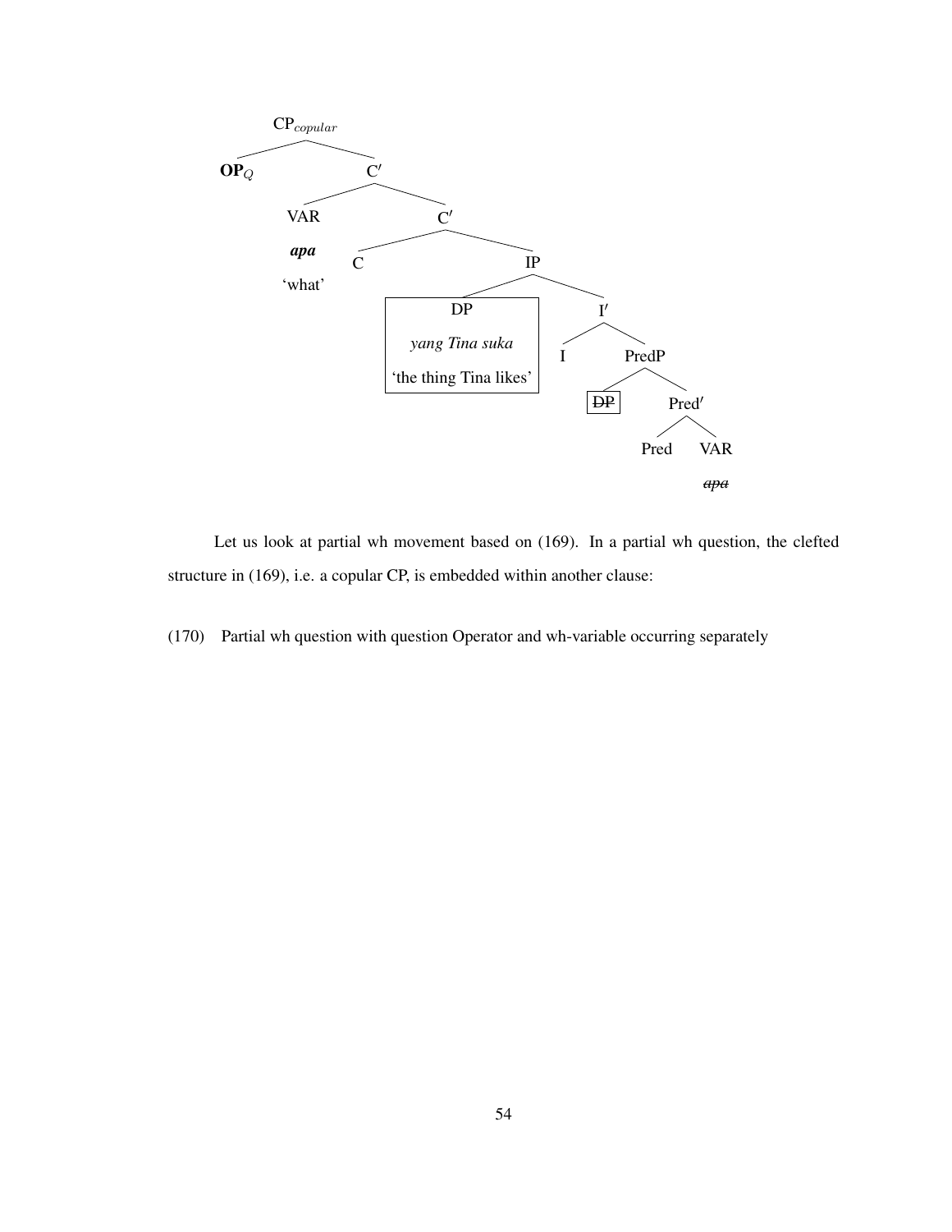```
CP_copular
├── OP_Q
└── C′
    ├── VAR
    │   apa
    │   'what'
    └── C′
        ├── C
        └── IP
            ├── [DP
            │    yang Tina suka
            │    'the thing Tina likes']
            └── I′
                ├── I
                └── PredP
                    ├── [~~DP~~]
                    └── Pred′
                        ├── Pred
                        └── VAR
                            ~~apa~~
```

Let us look at partial wh movement based on (169). In a partial wh question, the clefted structure in (169), i.e. a copular CP, is embedded within another clause:

(170) Partial wh question with question Operator and wh-variable occurring separately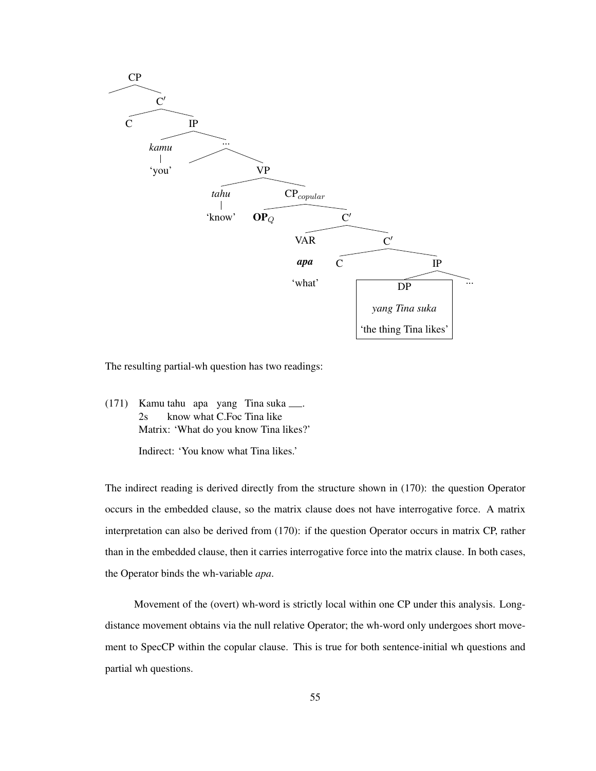```
CP
 ├── (Spec)
 └── C′
      ├── C
      └── IP
           ├── kamu
           │   'you'
           └── ...
                ├── (…)
                └── VP
                     ├── tahu
                     │   'know'
                     └── CP_copular
                          ├── OP_Q
                          └── C′
                               ├── VAR
                               │   apa
                               │   'what'
                               └── C′
                                    ├── C
                                    └── IP
                                         ├── [DP: yang Tina suka
                                         │    'the thing Tina likes']
                                         └── ...
```

The resulting partial-wh question has two readings:

(171) Kamu tahu apa yang Tina suka ___.
      2s know what C.Foc Tina like
      Matrix: 'What do you know Tina likes?'

      Indirect: 'You know what Tina likes.'

The indirect reading is derived directly from the structure shown in (170): the question Operator occurs in the embedded clause, so the matrix clause does not have interrogative force. A matrix interpretation can also be derived from (170): if the question Operator occurs in matrix CP, rather than in the embedded clause, then it carries interrogative force into the matrix clause. In both cases, the Operator binds the wh-variable *apa*.

Movement of the (overt) wh-word is strictly local within one CP under this analysis. Long-distance movement obtains via the null relative Operator; the wh-word only undergoes short movement to SpecCP within the copular clause. This is true for both sentence-initial wh questions and partial wh questions.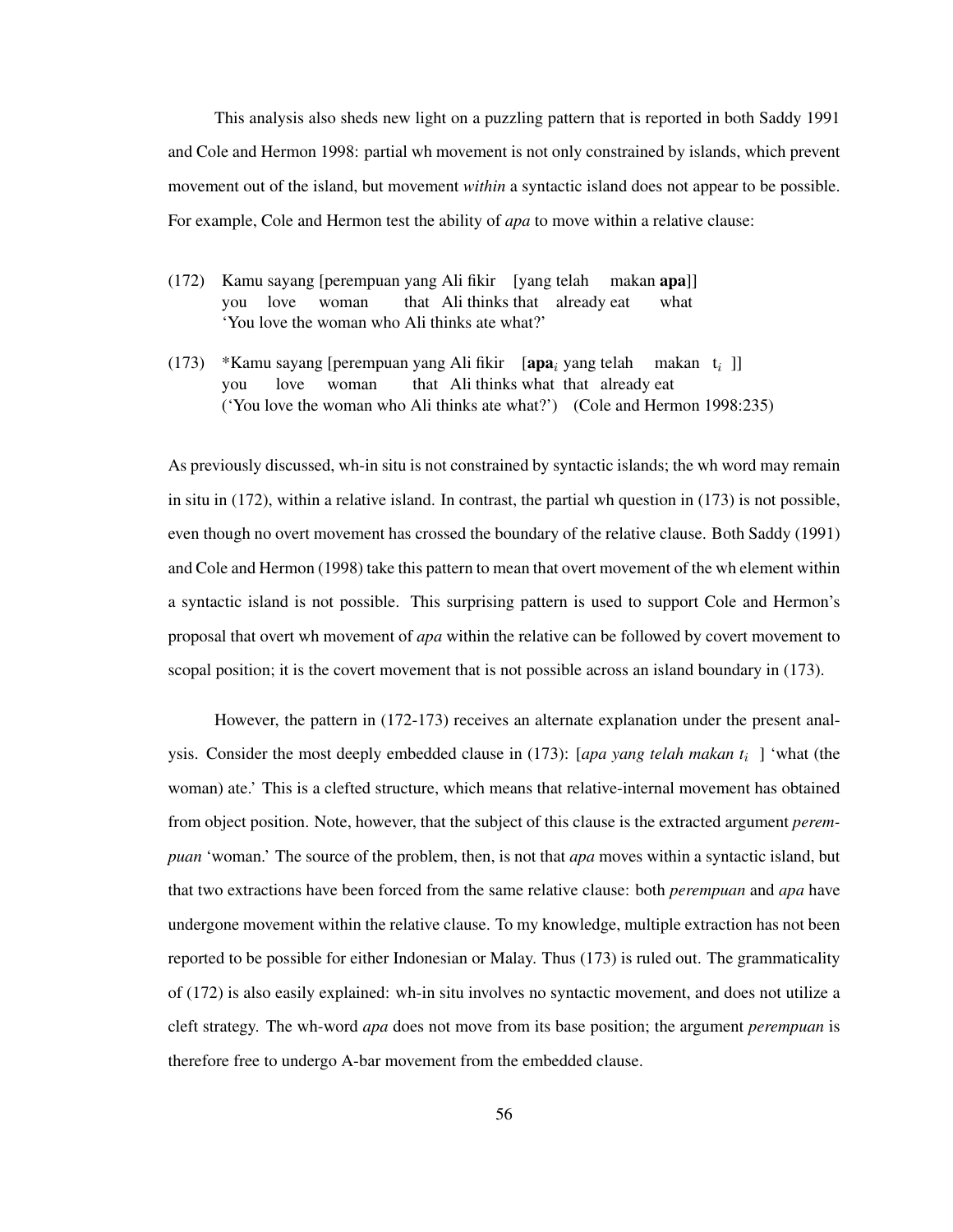This analysis also sheds new light on a puzzling pattern that is reported in both Saddy 1991 and Cole and Hermon 1998: partial wh movement is not only constrained by islands, which prevent movement out of the island, but movement *within* a syntactic island does not appear to be possible. For example, Cole and Hermon test the ability of *apa* to move within a relative clause:

(172) Kamu sayang [perempuan yang Ali fikir [yang telah makan **apa**]]
you love woman that Ali thinks that already eat what
'You love the woman who Ali thinks ate what?'

(173) *Kamu sayang [perempuan yang Ali fikir [**apa**$_i$ yang telah makan t$_i$ ]]
you love woman that Ali thinks what that already eat
('You love the woman who Ali thinks ate what?') (Cole and Hermon 1998:235)

As previously discussed, wh-in situ is not constrained by syntactic islands; the wh word may remain in situ in (172), within a relative island. In contrast, the partial wh question in (173) is not possible, even though no overt movement has crossed the boundary of the relative clause. Both Saddy (1991) and Cole and Hermon (1998) take this pattern to mean that overt movement of the wh element within a syntactic island is not possible. This surprising pattern is used to support Cole and Hermon's proposal that overt wh movement of *apa* within the relative can be followed by covert movement to scopal position; it is the covert movement that is not possible across an island boundary in (173).

However, the pattern in (172-173) receives an alternate explanation under the present analysis. Consider the most deeply embedded clause in (173): [*apa yang telah makan t$_i$* ] 'what (the woman) ate.' This is a clefted structure, which means that relative-internal movement has obtained from object position. Note, however, that the subject of this clause is the extracted argument *perempuan* 'woman.' The source of the problem, then, is not that *apa* moves within a syntactic island, but that two extractions have been forced from the same relative clause: both *perempuan* and *apa* have undergone movement within the relative clause. To my knowledge, multiple extraction has not been reported to be possible for either Indonesian or Malay. Thus (173) is ruled out. The grammaticality of (172) is also easily explained: wh-in situ involves no syntactic movement, and does not utilize a cleft strategy. The wh-word *apa* does not move from its base position; the argument *perempuan* is therefore free to undergo A-bar movement from the embedded clause.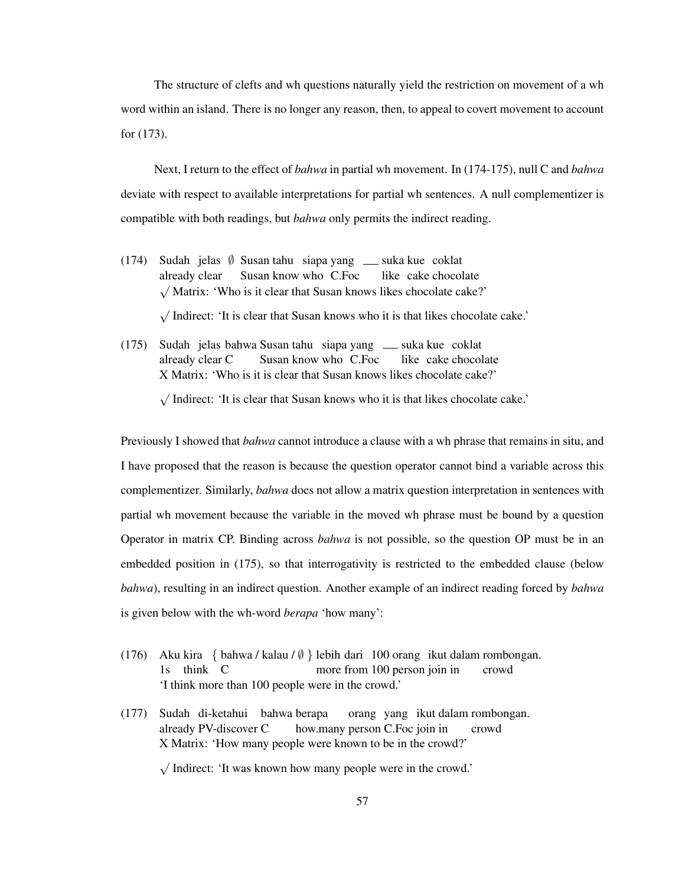The structure of clefts and wh questions naturally yield the restriction on movement of a wh word within an island. There is no longer any reason, then, to appeal to covert movement to account for (173).

Next, I return to the effect of *bahwa* in partial wh movement. In (174-175), null C and *bahwa* deviate with respect to available interpretations for partial wh sentences. A null complementizer is compatible with both readings, but *bahwa* only permits the indirect reading.

(174) Sudah jelas ∅ Susan tahu siapa yang ___ suka kue coklat
already clear Susan know who C.Foc like cake chocolate
√ Matrix: 'Who is it clear that Susan knows likes chocolate cake?'
√ Indirect: 'It is clear that Susan knows who it is that likes chocolate cake.'

(175) Sudah jelas bahwa Susan tahu siapa yang ___ suka kue coklat
already clear C Susan know who C.Foc like cake chocolate
X Matrix: 'Who is it it is clear that Susan knows likes chocolate cake?'
√ Indirect: 'It is clear that Susan knows who it is that likes chocolate cake.'

Previously I showed that *bahwa* cannot introduce a clause with a wh phrase that remains in situ, and I have proposed that the reason is because the question operator cannot bind a variable across this complementizer. Similarly, *bahwa* does not allow a matrix question interpretation in sentences with partial wh movement because the variable in the moved wh phrase must be bound by a question Operator in matrix CP. Binding across *bahwa* is not possible, so the question OP must be in an embedded position in (175), so that interrogativity is restricted to the embedded clause (below *bahwa*), resulting in an indirect question. Another example of an indirect reading forced by *bahwa* is given below with the wh-word *berapa* 'how many':

(176) Aku kira { bahwa / kalau / ∅ } lebih dari 100 orang ikut dalam rombongan.
1s think C more from 100 person join in crowd
'I think more than 100 people were in the crowd.'

(177) Sudah di-ketahui bahwa berapa orang yang ikut dalam rombongan.
already PV-discover C how.many person C.Foc join in crowd
X Matrix: 'How many people were known to be in the crowd?'
√ Indirect: 'It was known how many people were in the crowd.'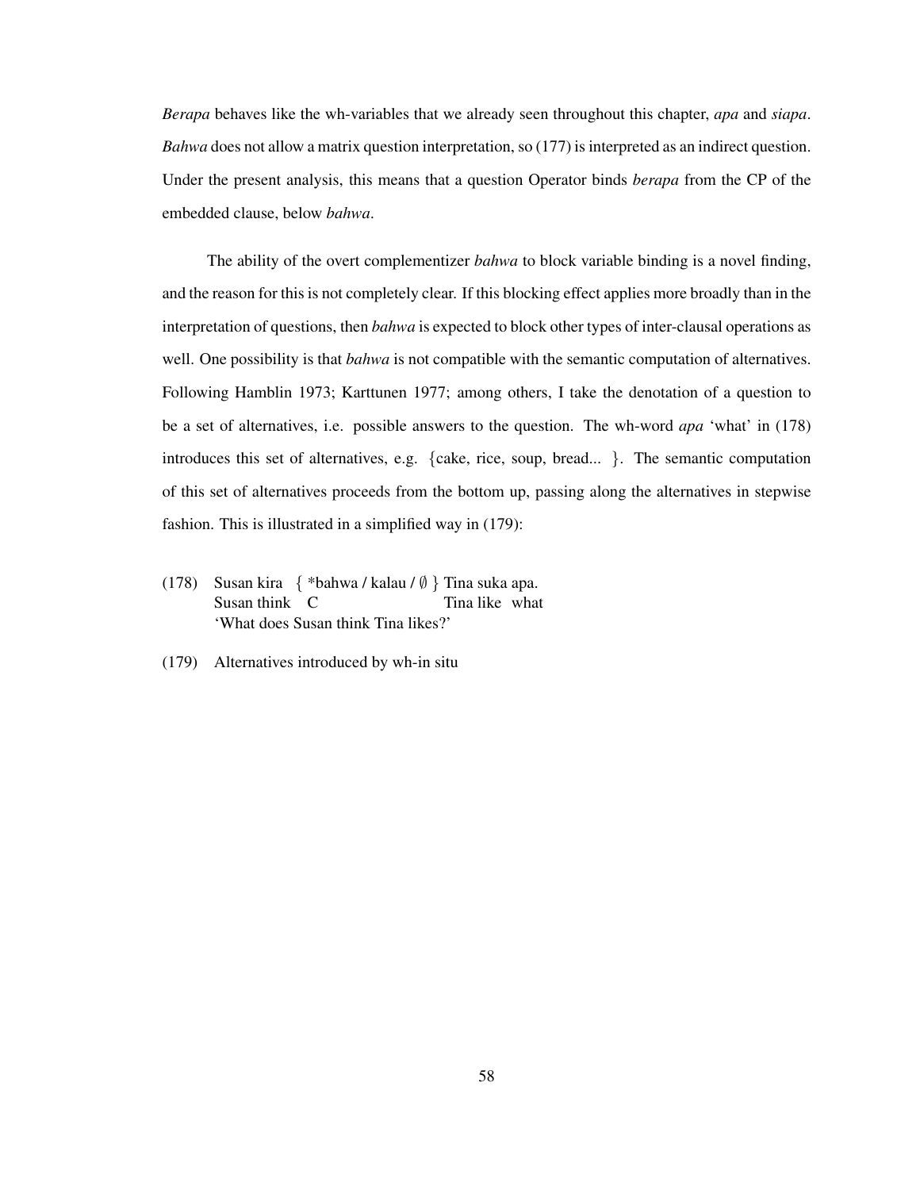*Berapa* behaves like the wh-variables that we already seen throughout this chapter, *apa* and *siapa*. *Bahwa* does not allow a matrix question interpretation, so (177) is interpreted as an indirect question. Under the present analysis, this means that a question Operator binds *berapa* from the CP of the embedded clause, below *bahwa*.

The ability of the overt complementizer *bahwa* to block variable binding is a novel finding, and the reason for this is not completely clear. If this blocking effect applies more broadly than in the interpretation of questions, then *bahwa* is expected to block other types of inter-clausal operations as well. One possibility is that *bahwa* is not compatible with the semantic computation of alternatives. Following Hamblin 1973; Karttunen 1977; among others, I take the denotation of a question to be a set of alternatives, i.e. possible answers to the question. The wh-word *apa* 'what' in (178) introduces this set of alternatives, e.g. {cake, rice, soup, bread... }. The semantic computation of this set of alternatives proceeds from the bottom up, passing along the alternatives in stepwise fashion. This is illustrated in a simplified way in (179):

(178) Susan kira { *bahwa / kalau / ∅ } Tina suka apa.
Susan think C Tina like what
'What does Susan think Tina likes?'

(179) Alternatives introduced by wh-in situ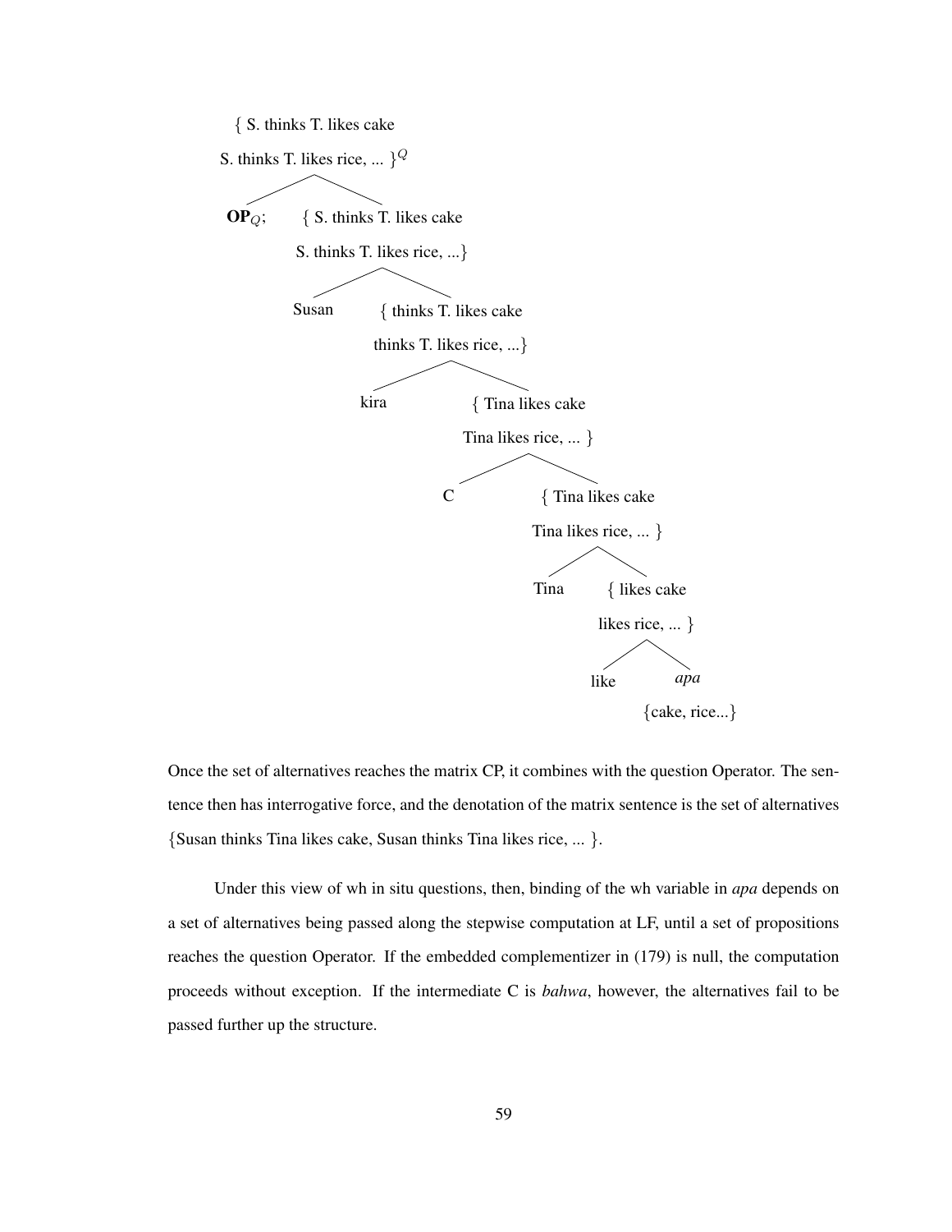```
{ S. thinks T. likes cake
S. thinks T. likes rice, ... }^Q
├── OP_Q;
└── { S. thinks T. likes cake
      S. thinks T. likes rice, ...}
    ├── Susan
    └── { thinks T. likes cake
          thinks T. likes rice, ...}
        ├── kira
        └── { Tina likes cake
              Tina likes rice, ... }
            ├── C
            └── { Tina likes cake
                  Tina likes rice, ... }
                ├── Tina
                └── { likes cake
                      likes rice, ... }
                    ├── like
                    └── apa
                        {cake, rice...}
```

Once the set of alternatives reaches the matrix CP, it combines with the question Operator. The sentence then has interrogative force, and the denotation of the matrix sentence is the set of alternatives {Susan thinks Tina likes cake, Susan thinks Tina likes rice, ... }.

Under this view of wh in situ questions, then, binding of the wh variable in *apa* depends on a set of alternatives being passed along the stepwise computation at LF, until a set of propositions reaches the question Operator. If the embedded complementizer in (179) is null, the computation proceeds without exception. If the intermediate C is *bahwa*, however, the alternatives fail to be passed further up the structure.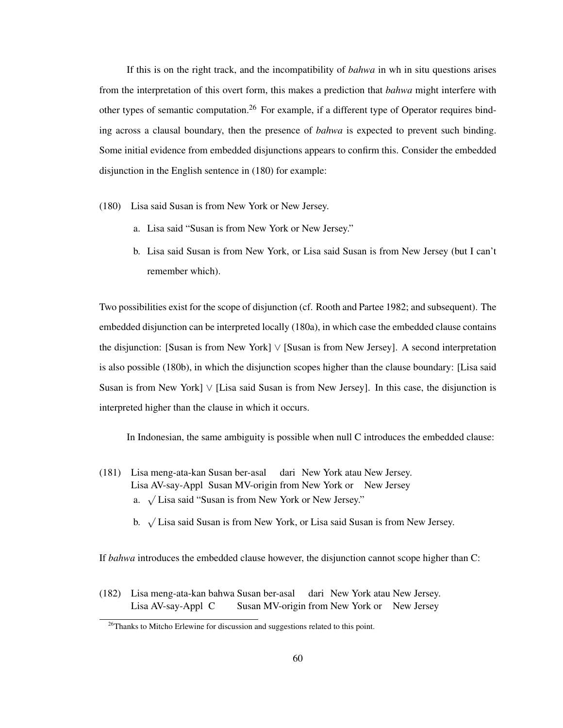If this is on the right track, and the incompatibility of *bahwa* in wh in situ questions arises from the interpretation of this overt form, this makes a prediction that *bahwa* might interfere with other types of semantic computation.[26] For example, if a different type of Operator requires binding across a clausal boundary, then the presence of *bahwa* is expected to prevent such binding. Some initial evidence from embedded disjunctions appears to confirm this. Consider the embedded disjunction in the English sentence in (180) for example:

(180) Lisa said Susan is from New York or New Jersey.

a. Lisa said "Susan is from New York or New Jersey."

b. Lisa said Susan is from New York, or Lisa said Susan is from New Jersey (but I can't remember which).

Two possibilities exist for the scope of disjunction (cf. Rooth and Partee 1982; and subsequent). The embedded disjunction can be interpreted locally (180a), in which case the embedded clause contains the disjunction: [Susan is from New York] $\vee$ [Susan is from New Jersey]. A second interpretation is also possible (180b), in which the disjunction scopes higher than the clause boundary: [Lisa said Susan is from New York] $\vee$ [Lisa said Susan is from New Jersey]. In this case, the disjunction is interpreted higher than the clause in which it occurs.

In Indonesian, the same ambiguity is possible when null C introduces the embedded clause:

(181) Lisa meng-ata-kan Susan ber-asal dari New York atau New Jersey.
Lisa AV-say-Appl Susan MV-origin from New York or New Jersey

a. $\surd$ Lisa said "Susan is from New York or New Jersey."

b. $\surd$ Lisa said Susan is from New York, or Lisa said Susan is from New Jersey.

If *bahwa* introduces the embedded clause however, the disjunction cannot scope higher than C:

(182) Lisa meng-ata-kan bahwa Susan ber-asal dari New York atau New Jersey.
Lisa AV-say-Appl C Susan MV-origin from New York or New Jersey

[26] Thanks to Mitcho Erlewine for discussion and suggestions related to this point.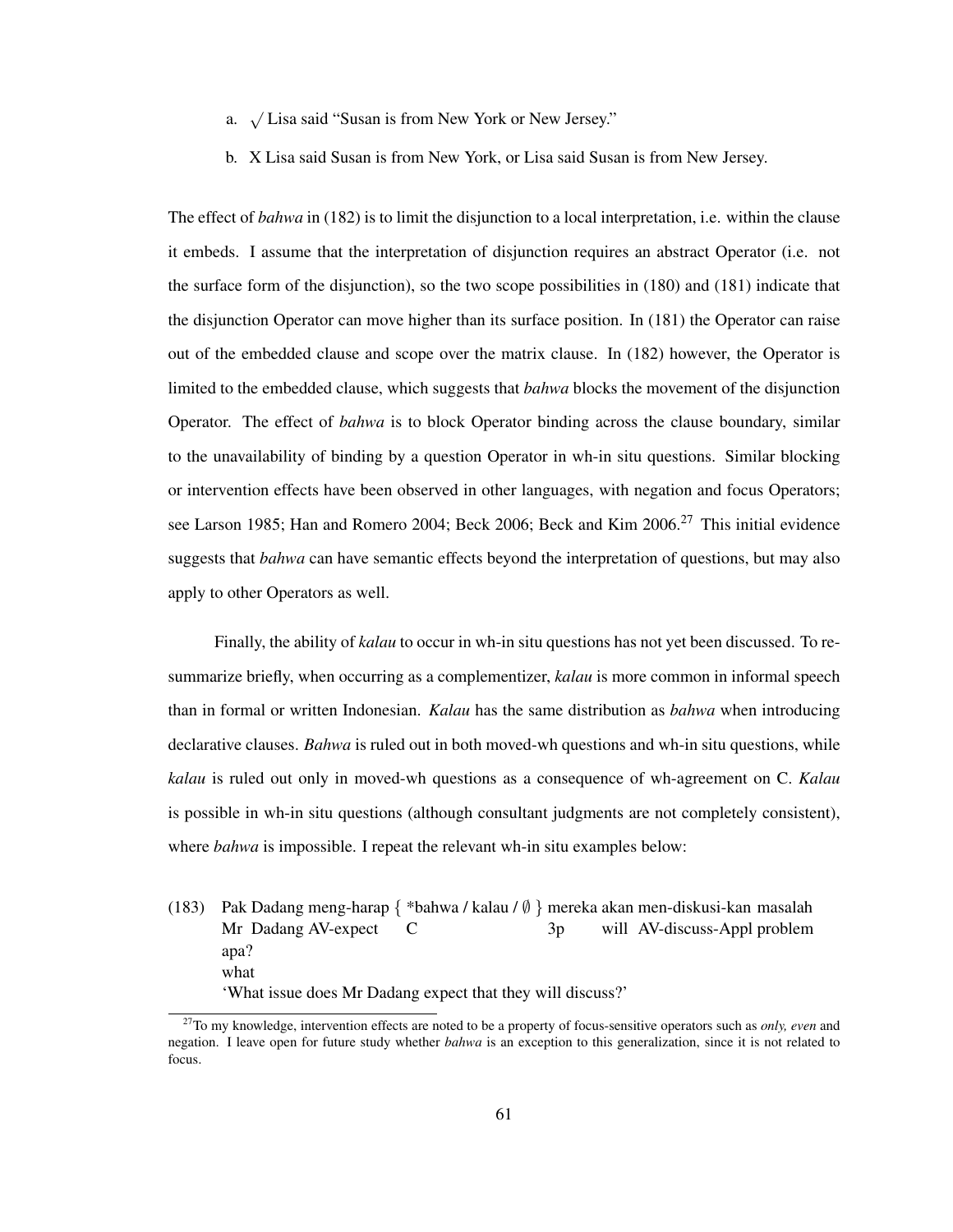a. √ Lisa said "Susan is from New York or New Jersey."

b. X Lisa said Susan is from New York, or Lisa said Susan is from New Jersey.

The effect of *bahwa* in (182) is to limit the disjunction to a local interpretation, i.e. within the clause it embeds. I assume that the interpretation of disjunction requires an abstract Operator (i.e. not the surface form of the disjunction), so the two scope possibilities in (180) and (181) indicate that the disjunction Operator can move higher than its surface position. In (181) the Operator can raise out of the embedded clause and scope over the matrix clause. In (182) however, the Operator is limited to the embedded clause, which suggests that *bahwa* blocks the movement of the disjunction Operator. The effect of *bahwa* is to block Operator binding across the clause boundary, similar to the unavailability of binding by a question Operator in wh-in situ questions. Similar blocking or intervention effects have been observed in other languages, with negation and focus Operators; see Larson 1985; Han and Romero 2004; Beck 2006; Beck and Kim 2006.[27] This initial evidence suggests that *bahwa* can have semantic effects beyond the interpretation of questions, but may also apply to other Operators as well.

Finally, the ability of *kalau* to occur in wh-in situ questions has not yet been discussed. To re-summarize briefly, when occurring as a complementizer, *kalau* is more common in informal speech than in formal or written Indonesian. *Kalau* has the same distribution as *bahwa* when introducing declarative clauses. *Bahwa* is ruled out in both moved-wh questions and wh-in situ questions, while *kalau* is ruled out only in moved-wh questions as a consequence of wh-agreement on C. *Kalau* is possible in wh-in situ questions (although consultant judgments are not completely consistent), where *bahwa* is impossible. I repeat the relevant wh-in situ examples below:

(183) Pak Dadang meng-harap { *bahwa / kalau / ∅ } mereka akan men-diskusi-kan masalah
      Mr Dadang AV-expect C 3p will AV-discuss-Appl problem
      apa?
      what
      'What issue does Mr Dadang expect that they will discuss?'

[27] To my knowledge, intervention effects are noted to be a property of focus-sensitive operators such as *only, even* and negation. I leave open for future study whether *bahwa* is an exception to this generalization, since it is not related to focus.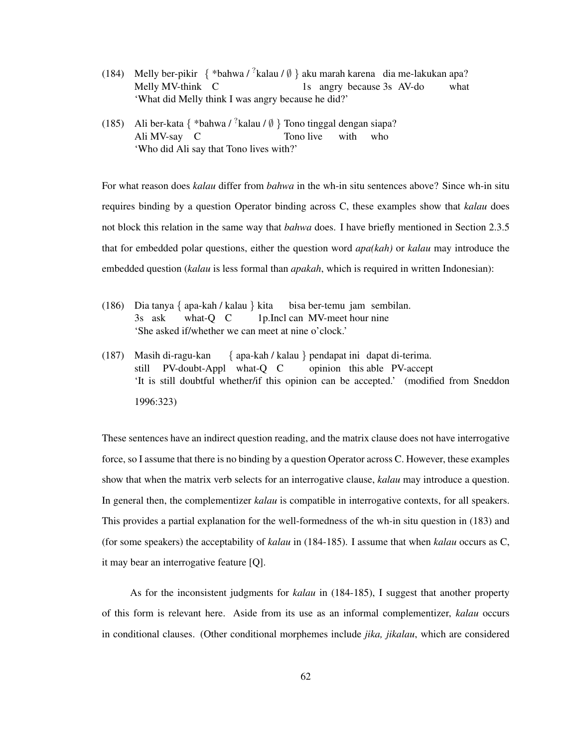(184) Melly ber-pikir { *bahwa / $^?$kalau / ∅ } aku marah karena dia me-lakukan apa?
      Melly MV-think C 1s angry because 3s AV-do what
      'What did Melly think I was angry because he did?'

(185) Ali ber-kata { *bahwa / $^?$kalau / ∅ } Tono tinggal dengan siapa?
      Ali MV-say C Tono live with who
      'Who did Ali say that Tono lives with?'

For what reason does *kalau* differ from *bahwa* in the wh-in situ sentences above? Since wh-in situ requires binding by a question Operator binding across C, these examples show that *kalau* does not block this relation in the same way that *bahwa* does. I have briefly mentioned in Section 2.3.5 that for embedded polar questions, either the question word *apa(kah)* or *kalau* may introduce the embedded question (*kalau* is less formal than *apakah*, which is required in written Indonesian):

(186) Dia tanya { apa-kah / kalau } kita bisa ber-temu jam sembilan.
      3s ask what-Q C 1p.Incl can MV-meet hour nine
      'She asked if/whether we can meet at nine o'clock.'

(187) Masih di-ragu-kan { apa-kah / kalau } pendapat ini dapat di-terima.
      still PV-doubt-Appl what-Q C opinion this able PV-accept
      'It is still doubtful whether/if this opinion can be accepted.' (modified from Sneddon 1996:323)

These sentences have an indirect question reading, and the matrix clause does not have interrogative force, so I assume that there is no binding by a question Operator across C. However, these examples show that when the matrix verb selects for an interrogative clause, *kalau* may introduce a question. In general then, the complementizer *kalau* is compatible in interrogative contexts, for all speakers. This provides a partial explanation for the well-formedness of the wh-in situ question in (183) and (for some speakers) the acceptability of *kalau* in (184-185). I assume that when *kalau* occurs as C, it may bear an interrogative feature [Q].

As for the inconsistent judgments for *kalau* in (184-185), I suggest that another property of this form is relevant here. Aside from its use as an informal complementizer, *kalau* occurs in conditional clauses. (Other conditional morphemes include *jika, jikalau*, which are considered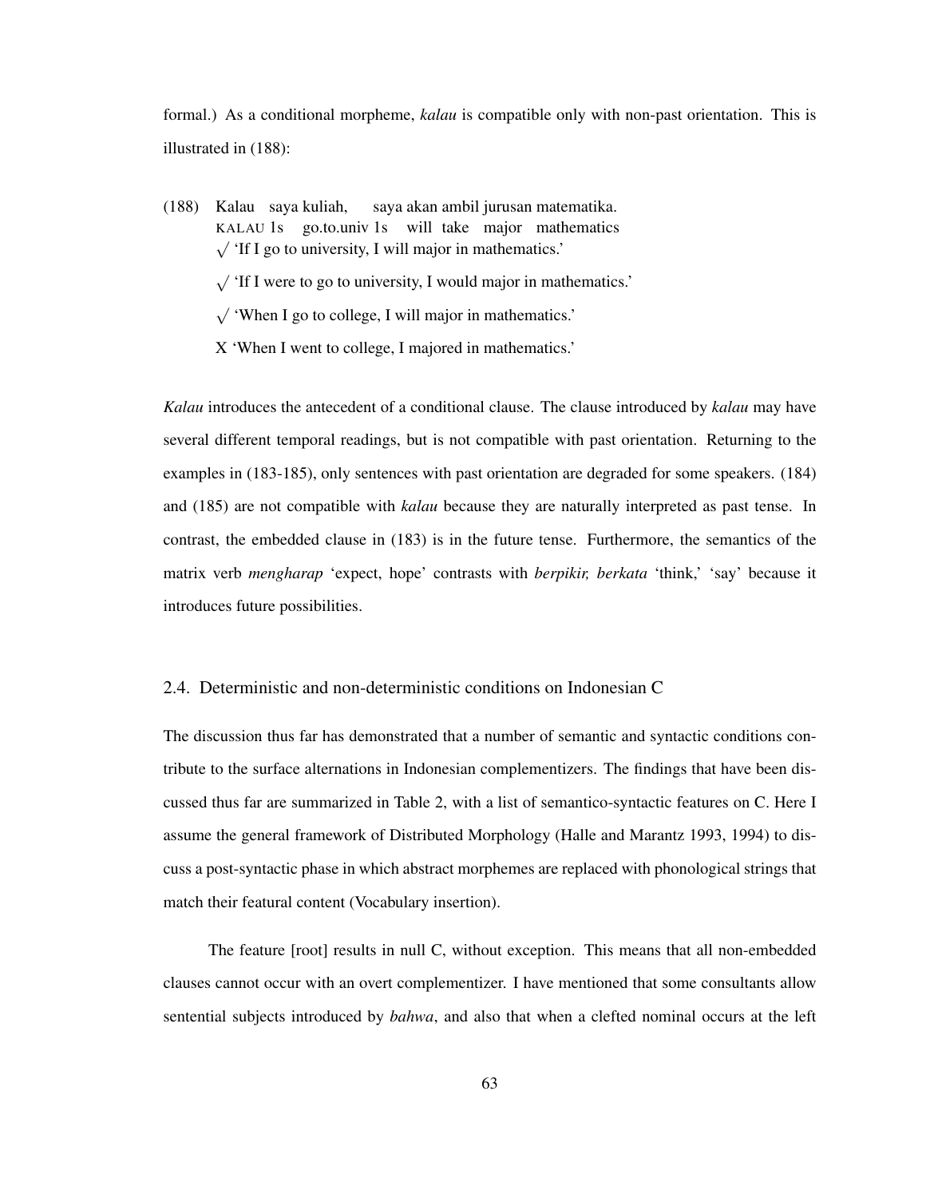formal.) As a conditional morpheme, *kalau* is compatible only with non-past orientation. This is illustrated in (188):

(188) Kalau saya kuliah, saya akan ambil jurusan matematika.
KALAU 1s go.to.univ 1s will take major mathematics
√ 'If I go to university, I will major in mathematics.'
√ 'If I were to go to university, I would major in mathematics.'
√ 'When I go to college, I will major in mathematics.'
X 'When I went to college, I majored in mathematics.'

*Kalau* introduces the antecedent of a conditional clause. The clause introduced by *kalau* may have several different temporal readings, but is not compatible with past orientation. Returning to the examples in (183-185), only sentences with past orientation are degraded for some speakers. (184) and (185) are not compatible with *kalau* because they are naturally interpreted as past tense. In contrast, the embedded clause in (183) is in the future tense. Furthermore, the semantics of the matrix verb *mengharap* 'expect, hope' contrasts with *berpikir, berkata* 'think,' 'say' because it introduces future possibilities.

## 2.4. Deterministic and non-deterministic conditions on Indonesian C

The discussion thus far has demonstrated that a number of semantic and syntactic conditions contribute to the surface alternations in Indonesian complementizers. The findings that have been discussed thus far are summarized in Table 2, with a list of semantico-syntactic features on C. Here I assume the general framework of Distributed Morphology (Halle and Marantz 1993, 1994) to discuss a post-syntactic phase in which abstract morphemes are replaced with phonological strings that match their featural content (Vocabulary insertion).

The feature [root] results in null C, without exception. This means that all non-embedded clauses cannot occur with an overt complementizer. I have mentioned that some consultants allow sentential subjects introduced by *bahwa*, and also that when a clefted nominal occurs at the left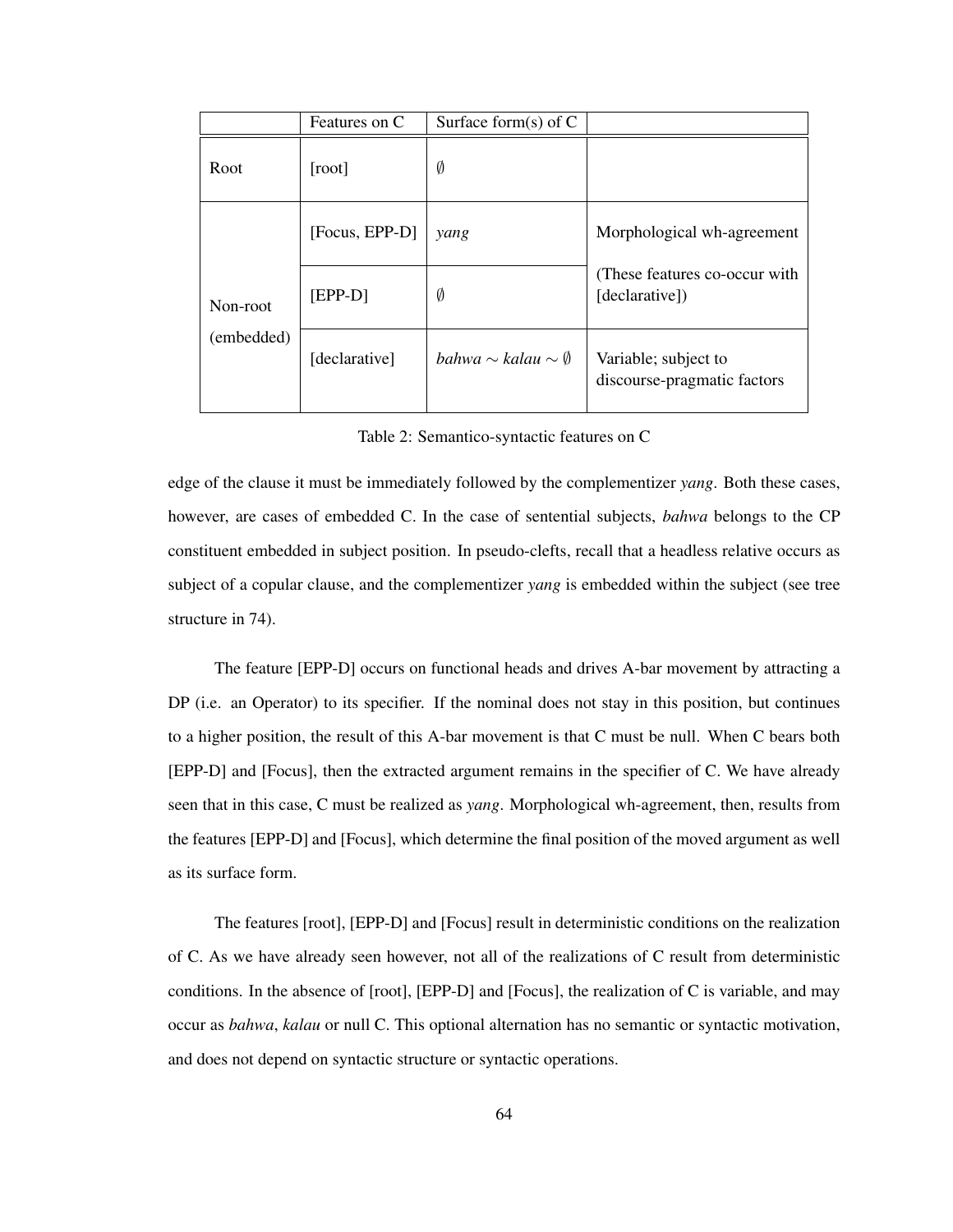| | Features on C | Surface form(s) of C | |
|---|---|---|---|
| Root | [root] | $\emptyset$ | |
| Non-root (embedded) | [Focus, EPP-D] | *yang* | Morphological wh-agreement (These features co-occur with [declarative]) |
| | [EPP-D] | $\emptyset$ | |
| | [declarative] | *bahwa* $\sim$ *kalau* $\sim$ $\emptyset$ | Variable; subject to discourse-pragmatic factors |

Table 2: Semantico-syntactic features on C

edge of the clause it must be immediately followed by the complementizer *yang*. Both these cases, however, are cases of embedded C. In the case of sentential subjects, *bahwa* belongs to the CP constituent embedded in subject position. In pseudo-clefts, recall that a headless relative occurs as subject of a copular clause, and the complementizer *yang* is embedded within the subject (see tree structure in 74).

The feature [EPP-D] occurs on functional heads and drives A-bar movement by attracting a DP (i.e. an Operator) to its specifier. If the nominal does not stay in this position, but continues to a higher position, the result of this A-bar movement is that C must be null. When C bears both [EPP-D] and [Focus], then the extracted argument remains in the specifier of C. We have already seen that in this case, C must be realized as *yang*. Morphological wh-agreement, then, results from the features [EPP-D] and [Focus], which determine the final position of the moved argument as well as its surface form.

The features [root], [EPP-D] and [Focus] result in deterministic conditions on the realization of C. As we have already seen however, not all of the realizations of C result from deterministic conditions. In the absence of [root], [EPP-D] and [Focus], the realization of C is variable, and may occur as *bahwa*, *kalau* or null C. This optional alternation has no semantic or syntactic motivation, and does not depend on syntactic structure or syntactic operations.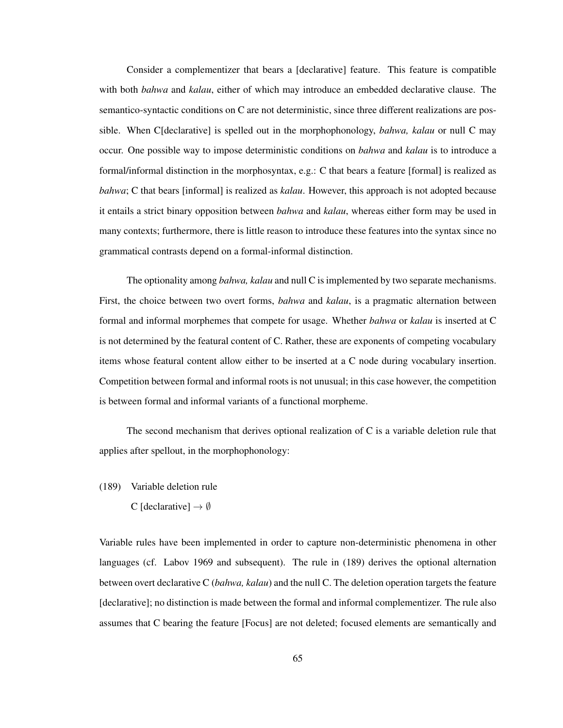Consider a complementizer that bears a [declarative] feature. This feature is compatible with both *bahwa* and *kalau*, either of which may introduce an embedded declarative clause. The semantico-syntactic conditions on C are not deterministic, since three different realizations are possible. When C[declarative] is spelled out in the morphophonology, *bahwa, kalau* or null C may occur. One possible way to impose deterministic conditions on *bahwa* and *kalau* is to introduce a formal/informal distinction in the morphosyntax, e.g.: C that bears a feature [formal] is realized as *bahwa*; C that bears [informal] is realized as *kalau*. However, this approach is not adopted because it entails a strict binary opposition between *bahwa* and *kalau*, whereas either form may be used in many contexts; furthermore, there is little reason to introduce these features into the syntax since no grammatical contrasts depend on a formal-informal distinction.

The optionality among *bahwa, kalau* and null C is implemented by two separate mechanisms. First, the choice between two overt forms, *bahwa* and *kalau*, is a pragmatic alternation between formal and informal morphemes that compete for usage. Whether *bahwa* or *kalau* is inserted at C is not determined by the featural content of C. Rather, these are exponents of competing vocabulary items whose featural content allow either to be inserted at a C node during vocabulary insertion. Competition between formal and informal roots is not unusual; in this case however, the competition is between formal and informal variants of a functional morpheme.

The second mechanism that derives optional realization of C is a variable deletion rule that applies after spellout, in the morphophonology:

(189) Variable deletion rule

C [declarative] $\rightarrow \emptyset$

Variable rules have been implemented in order to capture non-deterministic phenomena in other languages (cf. Labov 1969 and subsequent). The rule in (189) derives the optional alternation between overt declarative C (*bahwa, kalau*) and the null C. The deletion operation targets the feature [declarative]; no distinction is made between the formal and informal complementizer. The rule also assumes that C bearing the feature [Focus] are not deleted; focused elements are semantically and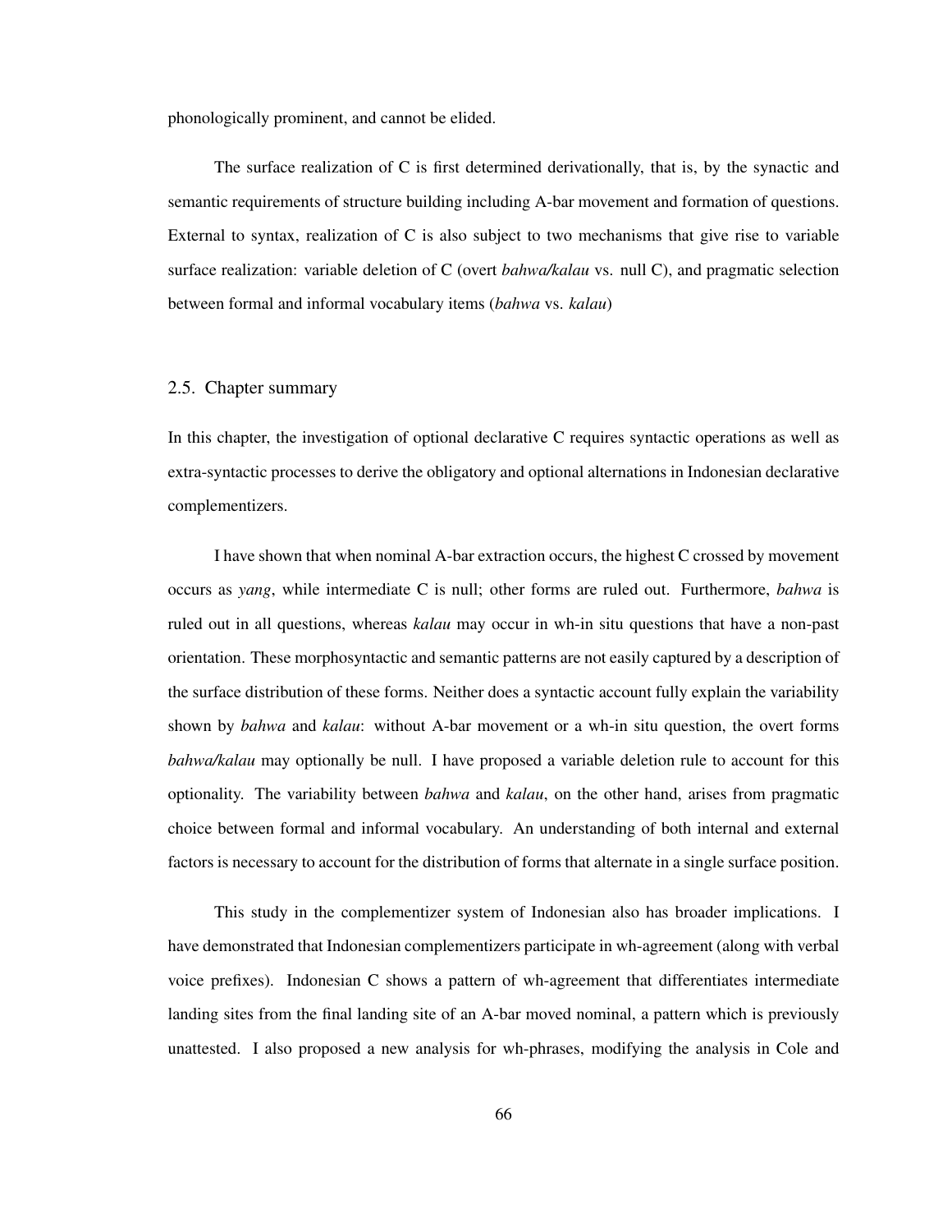phonologically prominent, and cannot be elided.

The surface realization of C is first determined derivationally, that is, by the synactic and semantic requirements of structure building including A-bar movement and formation of questions. External to syntax, realization of C is also subject to two mechanisms that give rise to variable surface realization: variable deletion of C (overt *bahwa/kalau* vs. null C), and pragmatic selection between formal and informal vocabulary items (*bahwa* vs. *kalau*)

## 2.5. Chapter summary

In this chapter, the investigation of optional declarative C requires syntactic operations as well as extra-syntactic processes to derive the obligatory and optional alternations in Indonesian declarative complementizers.

I have shown that when nominal A-bar extraction occurs, the highest C crossed by movement occurs as *yang*, while intermediate C is null; other forms are ruled out. Furthermore, *bahwa* is ruled out in all questions, whereas *kalau* may occur in wh-in situ questions that have a non-past orientation. These morphosyntactic and semantic patterns are not easily captured by a description of the surface distribution of these forms. Neither does a syntactic account fully explain the variability shown by *bahwa* and *kalau*: without A-bar movement or a wh-in situ question, the overt forms *bahwa/kalau* may optionally be null. I have proposed a variable deletion rule to account for this optionality. The variability between *bahwa* and *kalau*, on the other hand, arises from pragmatic choice between formal and informal vocabulary. An understanding of both internal and external factors is necessary to account for the distribution of forms that alternate in a single surface position.

This study in the complementizer system of Indonesian also has broader implications. I have demonstrated that Indonesian complementizers participate in wh-agreement (along with verbal voice prefixes). Indonesian C shows a pattern of wh-agreement that differentiates intermediate landing sites from the final landing site of an A-bar moved nominal, a pattern which is previously unattested. I also proposed a new analysis for wh-phrases, modifying the analysis in Cole and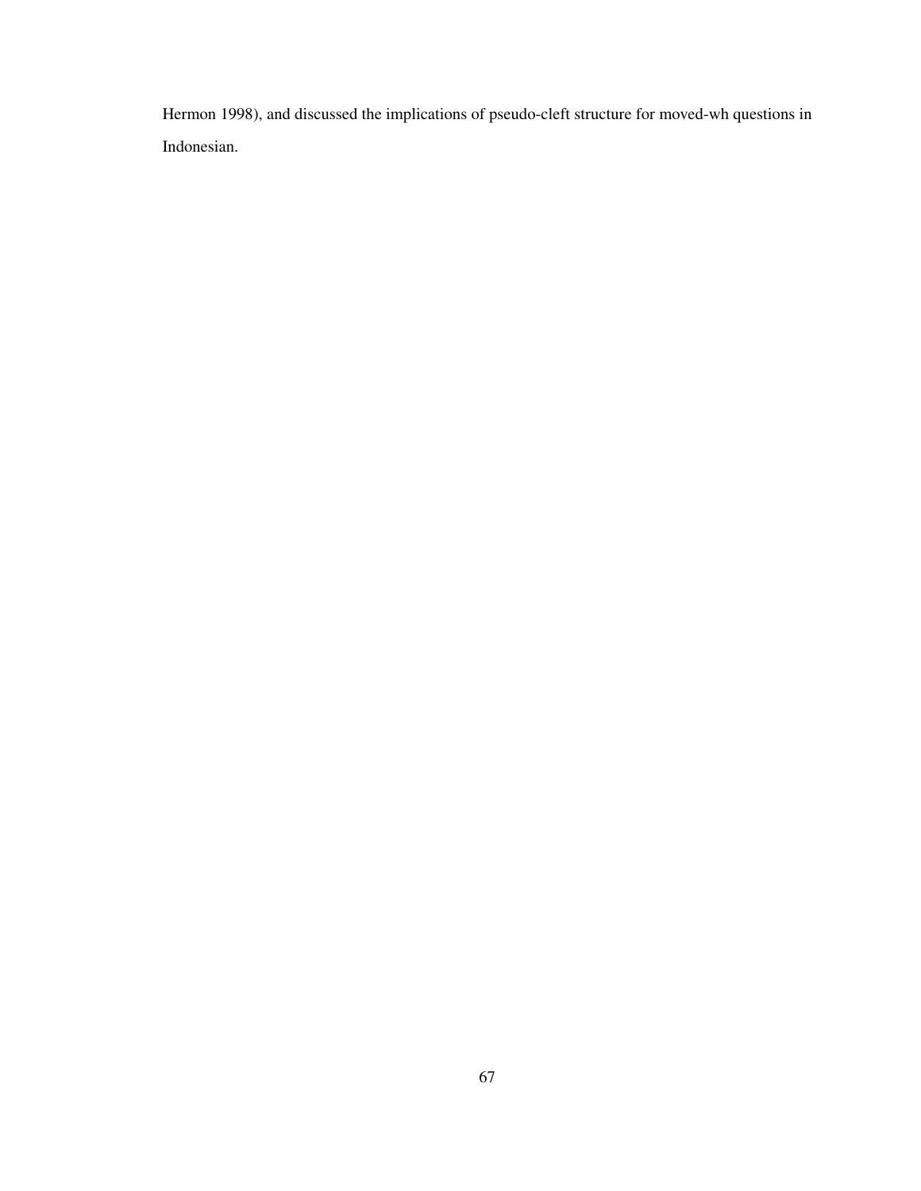Hermon 1998), and discussed the implications of pseudo-cleft structure for moved-wh questions in Indonesian.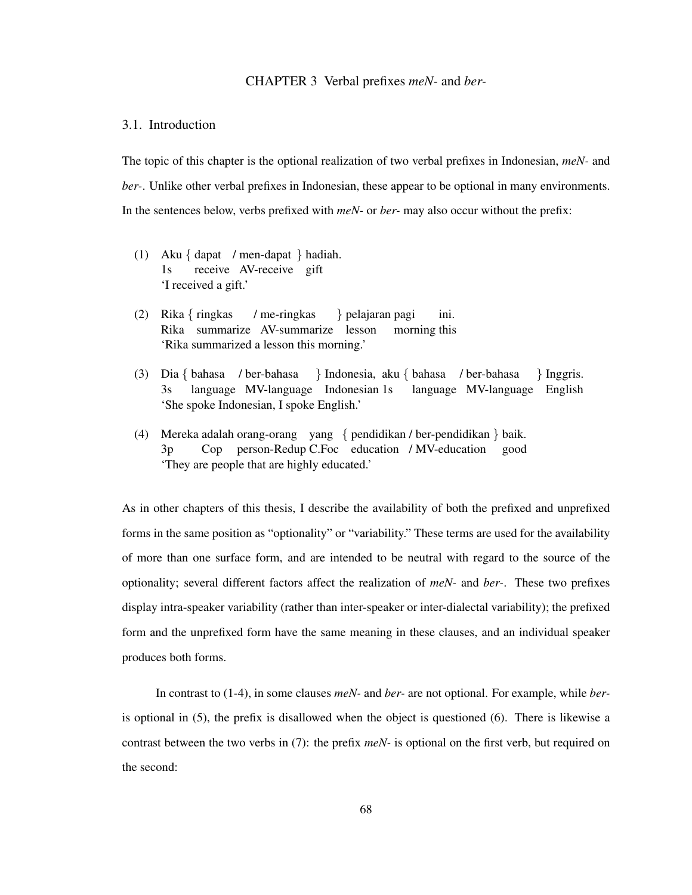# CHAPTER 3 Verbal prefixes *meN-* and *ber-*

## 3.1. Introduction

The topic of this chapter is the optional realization of two verbal prefixes in Indonesian, *meN-* and *ber-*. Unlike other verbal prefixes in Indonesian, these appear to be optional in many environments. In the sentences below, verbs prefixed with *meN-* or *ber-* may also occur without the prefix:

(1) Aku { dapat / men-dapat } hadiah.
    1s receive AV-receive gift
    'I received a gift.'

(2) Rika { ringkas / me-ringkas } pelajaran pagi ini.
    Rika summarize AV-summarize lesson morning this
    'Rika summarized a lesson this morning.'

(3) Dia { bahasa / ber-bahasa } Indonesia, aku { bahasa / ber-bahasa } Inggris.
    3s language MV-language Indonesian 1s language MV-language English
    'She spoke Indonesian, I spoke English.'

(4) Mereka adalah orang-orang yang { pendidikan / ber-pendidikan } baik.
    3p Cop person-Redup C.Foc education / MV-education good
    'They are people that are highly educated.'

As in other chapters of this thesis, I describe the availability of both the prefixed and unprefixed forms in the same position as "optionality" or "variability." These terms are used for the availability of more than one surface form, and are intended to be neutral with regard to the source of the optionality; several different factors affect the realization of *meN-* and *ber-*. These two prefixes display intra-speaker variability (rather than inter-speaker or inter-dialectal variability); the prefixed form and the unprefixed form have the same meaning in these clauses, and an individual speaker produces both forms.

In contrast to (1-4), in some clauses *meN-* and *ber-* are not optional. For example, while *ber-* is optional in (5), the prefix is disallowed when the object is questioned (6). There is likewise a contrast between the two verbs in (7): the prefix *meN-* is optional on the first verb, but required on the second: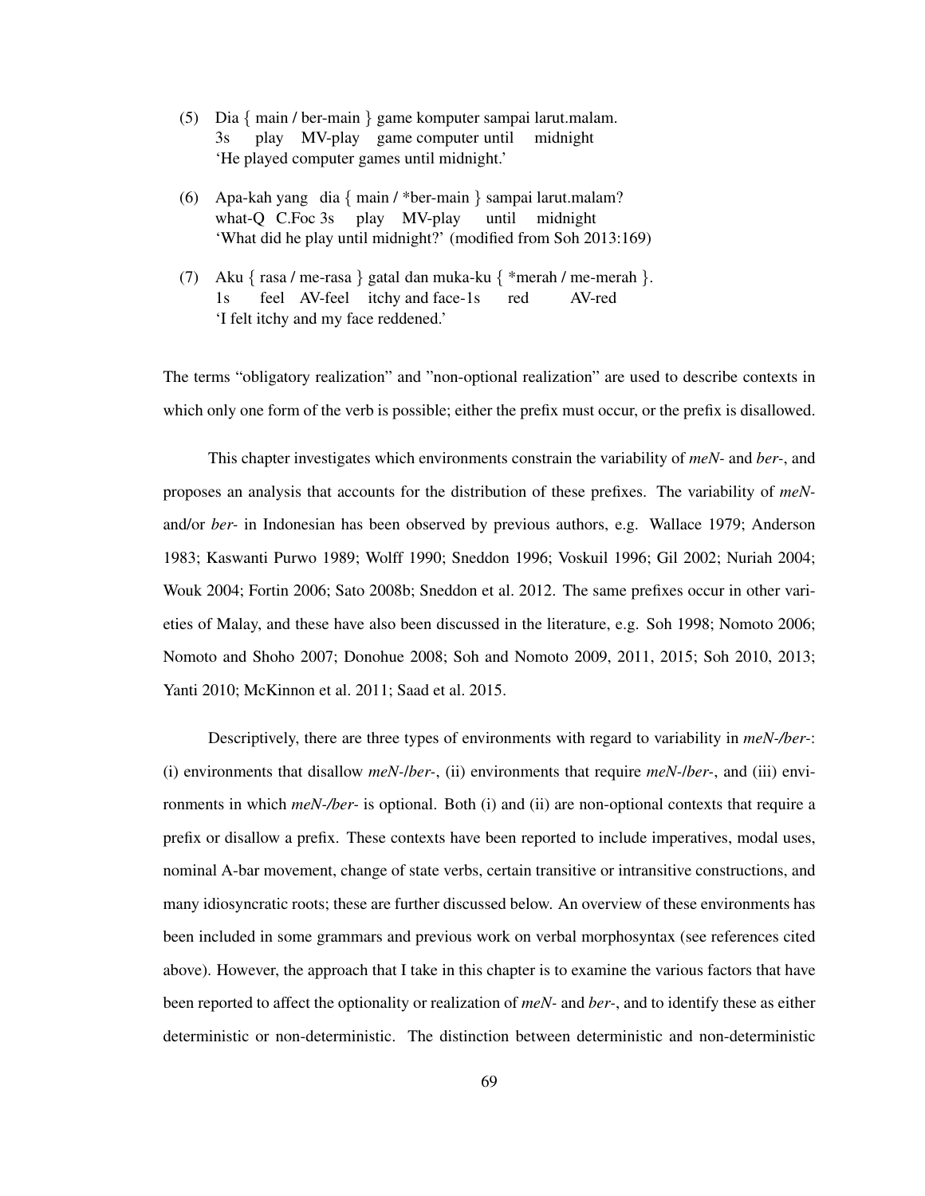(5) Dia { main / ber-main } game komputer sampai larut.malam.
    3s play MV-play game computer until midnight
    'He played computer games until midnight.'

(6) Apa-kah yang dia { main / *ber-main } sampai larut.malam?
    what-Q C.Foc 3s play MV-play until midnight
    'What did he play until midnight?' (modified from Soh 2013:169)

(7) Aku { rasa / me-rasa } gatal dan muka-ku { *merah / me-merah }.
    1s feel AV-feel itchy and face-1s red AV-red
    'I felt itchy and my face reddened.'

The terms "obligatory realization" and "non-optional realization" are used to describe contexts in which only one form of the verb is possible; either the prefix must occur, or the prefix is disallowed.

This chapter investigates which environments constrain the variability of *meN-* and *ber-*, and proposes an analysis that accounts for the distribution of these prefixes. The variability of *meN-* and/or *ber-* in Indonesian has been observed by previous authors, e.g. Wallace 1979; Anderson 1983; Kaswanti Purwo 1989; Wolff 1990; Sneddon 1996; Voskuil 1996; Gil 2002; Nuriah 2004; Wouk 2004; Fortin 2006; Sato 2008b; Sneddon et al. 2012. The same prefixes occur in other varieties of Malay, and these have also been discussed in the literature, e.g. Soh 1998; Nomoto 2006; Nomoto and Shoho 2007; Donohue 2008; Soh and Nomoto 2009, 2011, 2015; Soh 2010, 2013; Yanti 2010; McKinnon et al. 2011; Saad et al. 2015.

Descriptively, there are three types of environments with regard to variability in *meN-/ber-*: (i) environments that disallow *meN-/ber-*, (ii) environments that require *meN-/ber-*, and (iii) environments in which *meN-/ber-* is optional. Both (i) and (ii) are non-optional contexts that require a prefix or disallow a prefix. These contexts have been reported to include imperatives, modal uses, nominal A-bar movement, change of state verbs, certain transitive or intransitive constructions, and many idiosyncratic roots; these are further discussed below. An overview of these environments has been included in some grammars and previous work on verbal morphosyntax (see references cited above). However, the approach that I take in this chapter is to examine the various factors that have been reported to affect the optionality or realization of *meN-* and *ber-*, and to identify these as either deterministic or non-deterministic. The distinction between deterministic and non-deterministic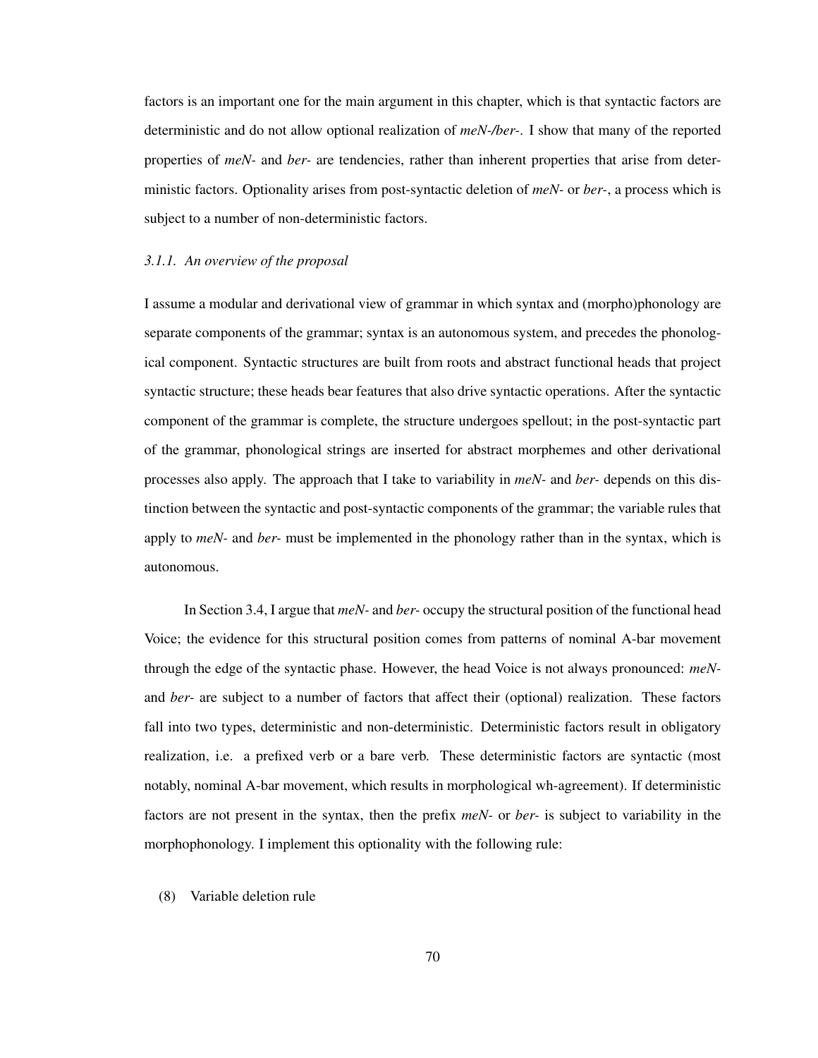factors is an important one for the main argument in this chapter, which is that syntactic factors are deterministic and do not allow optional realization of *meN-/ber-*. I show that many of the reported properties of *meN-* and *ber-* are tendencies, rather than inherent properties that arise from deterministic factors. Optionality arises from post-syntactic deletion of *meN-* or *ber-*, a process which is subject to a number of non-deterministic factors.

### *3.1.1. An overview of the proposal*

I assume a modular and derivational view of grammar in which syntax and (morpho)phonology are separate components of the grammar; syntax is an autonomous system, and precedes the phonological component. Syntactic structures are built from roots and abstract functional heads that project syntactic structure; these heads bear features that also drive syntactic operations. After the syntactic component of the grammar is complete, the structure undergoes spellout; in the post-syntactic part of the grammar, phonological strings are inserted for abstract morphemes and other derivational processes also apply. The approach that I take to variability in *meN-* and *ber-* depends on this distinction between the syntactic and post-syntactic components of the grammar; the variable rules that apply to *meN-* and *ber-* must be implemented in the phonology rather than in the syntax, which is autonomous.

In Section 3.4, I argue that *meN-* and *ber-* occupy the structural position of the functional head Voice; the evidence for this structural position comes from patterns of nominal A-bar movement through the edge of the syntactic phase. However, the head Voice is not always pronounced: *meN-* and *ber-* are subject to a number of factors that affect their (optional) realization. These factors fall into two types, deterministic and non-deterministic. Deterministic factors result in obligatory realization, i.e. a prefixed verb or a bare verb. These deterministic factors are syntactic (most notably, nominal A-bar movement, which results in morphological wh-agreement). If deterministic factors are not present in the syntax, then the prefix *meN-* or *ber-* is subject to variability in the morphophonology. I implement this optionality with the following rule:

(8) Variable deletion rule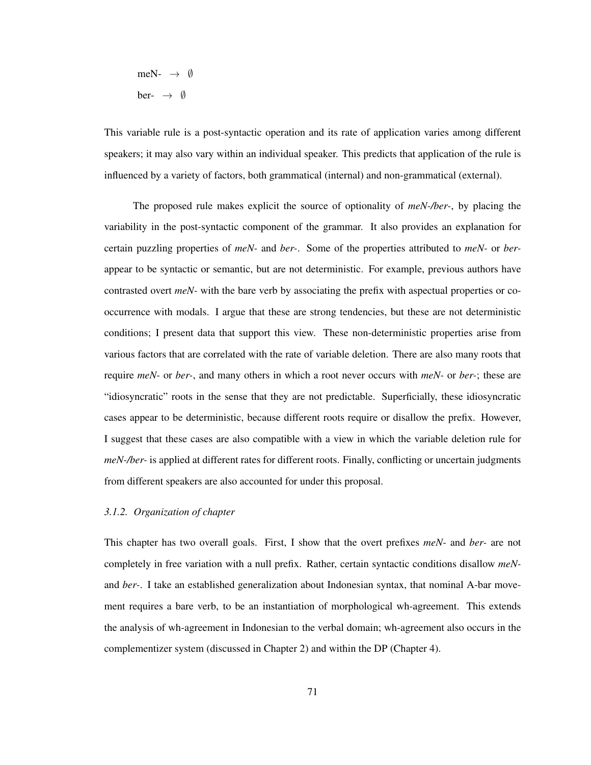meN- $\rightarrow$ $\emptyset$

ber- $\rightarrow$ $\emptyset$

This variable rule is a post-syntactic operation and its rate of application varies among different speakers; it may also vary within an individual speaker. This predicts that application of the rule is influenced by a variety of factors, both grammatical (internal) and non-grammatical (external).

The proposed rule makes explicit the source of optionality of *meN-/ber-*, by placing the variability in the post-syntactic component of the grammar. It also provides an explanation for certain puzzling properties of *meN-* and *ber-*. Some of the properties attributed to *meN-* or *ber-* appear to be syntactic or semantic, but are not deterministic. For example, previous authors have contrasted overt *meN-* with the bare verb by associating the prefix with aspectual properties or co-occurrence with modals. I argue that these are strong tendencies, but these are not deterministic conditions; I present data that support this view. These non-deterministic properties arise from various factors that are correlated with the rate of variable deletion. There are also many roots that require *meN-* or *ber-*, and many others in which a root never occurs with *meN-* or *ber-*; these are "idiosyncratic" roots in the sense that they are not predictable. Superficially, these idiosyncratic cases appear to be deterministic, because different roots require or disallow the prefix. However, I suggest that these cases are also compatible with a view in which the variable deletion rule for *meN-/ber-* is applied at different rates for different roots. Finally, conflicting or uncertain judgments from different speakers are also accounted for under this proposal.

### *3.1.2. Organization of chapter*

This chapter has two overall goals. First, I show that the overt prefixes *meN-* and *ber-* are not completely in free variation with a null prefix. Rather, certain syntactic conditions disallow *meN-* and *ber-*. I take an established generalization about Indonesian syntax, that nominal A-bar movement requires a bare verb, to be an instantiation of morphological wh-agreement. This extends the analysis of wh-agreement in Indonesian to the verbal domain; wh-agreement also occurs in the complementizer system (discussed in Chapter 2) and within the DP (Chapter 4).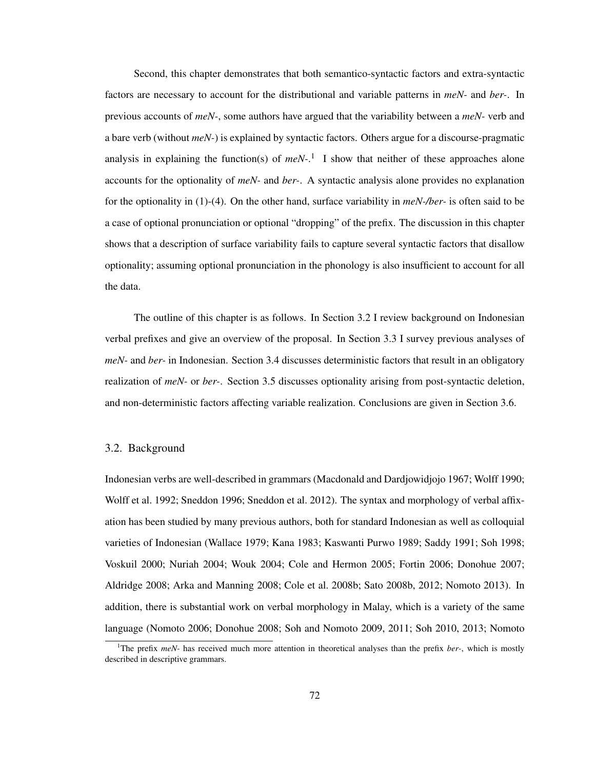Second, this chapter demonstrates that both semantico-syntactic factors and extra-syntactic factors are necessary to account for the distributional and variable patterns in *meN-* and *ber-*. In previous accounts of *meN-*, some authors have argued that the variability between a *meN-* verb and a bare verb (without *meN-*) is explained by syntactic factors. Others argue for a discourse-pragmatic analysis in explaining the function(s) of *meN-*.[1] I show that neither of these approaches alone accounts for the optionality of *meN-* and *ber-*. A syntactic analysis alone provides no explanation for the optionality in (1)-(4). On the other hand, surface variability in *meN-/ber-* is often said to be a case of optional pronunciation or optional "dropping" of the prefix. The discussion in this chapter shows that a description of surface variability fails to capture several syntactic factors that disallow optionality; assuming optional pronunciation in the phonology is also insufficient to account for all the data.

The outline of this chapter is as follows. In Section 3.2 I review background on Indonesian verbal prefixes and give an overview of the proposal. In Section 3.3 I survey previous analyses of *meN-* and *ber-* in Indonesian. Section 3.4 discusses deterministic factors that result in an obligatory realization of *meN-* or *ber-*. Section 3.5 discusses optionality arising from post-syntactic deletion, and non-deterministic factors affecting variable realization. Conclusions are given in Section 3.6.

## 3.2. Background

Indonesian verbs are well-described in grammars (Macdonald and Dardjowidjojo 1967; Wolff 1990; Wolff et al. 1992; Sneddon 1996; Sneddon et al. 2012). The syntax and morphology of verbal affixation has been studied by many previous authors, both for standard Indonesian as well as colloquial varieties of Indonesian (Wallace 1979; Kana 1983; Kaswanti Purwo 1989; Saddy 1991; Soh 1998; Voskuil 2000; Nuriah 2004; Wouk 2004; Cole and Hermon 2005; Fortin 2006; Donohue 2007; Aldridge 2008; Arka and Manning 2008; Cole et al. 2008b; Sato 2008b, 2012; Nomoto 2013). In addition, there is substantial work on verbal morphology in Malay, which is a variety of the same language (Nomoto 2006; Donohue 2008; Soh and Nomoto 2009, 2011; Soh 2010, 2013; Nomoto

[1] The prefix *meN-* has received much more attention in theoretical analyses than the prefix *ber-*, which is mostly described in descriptive grammars.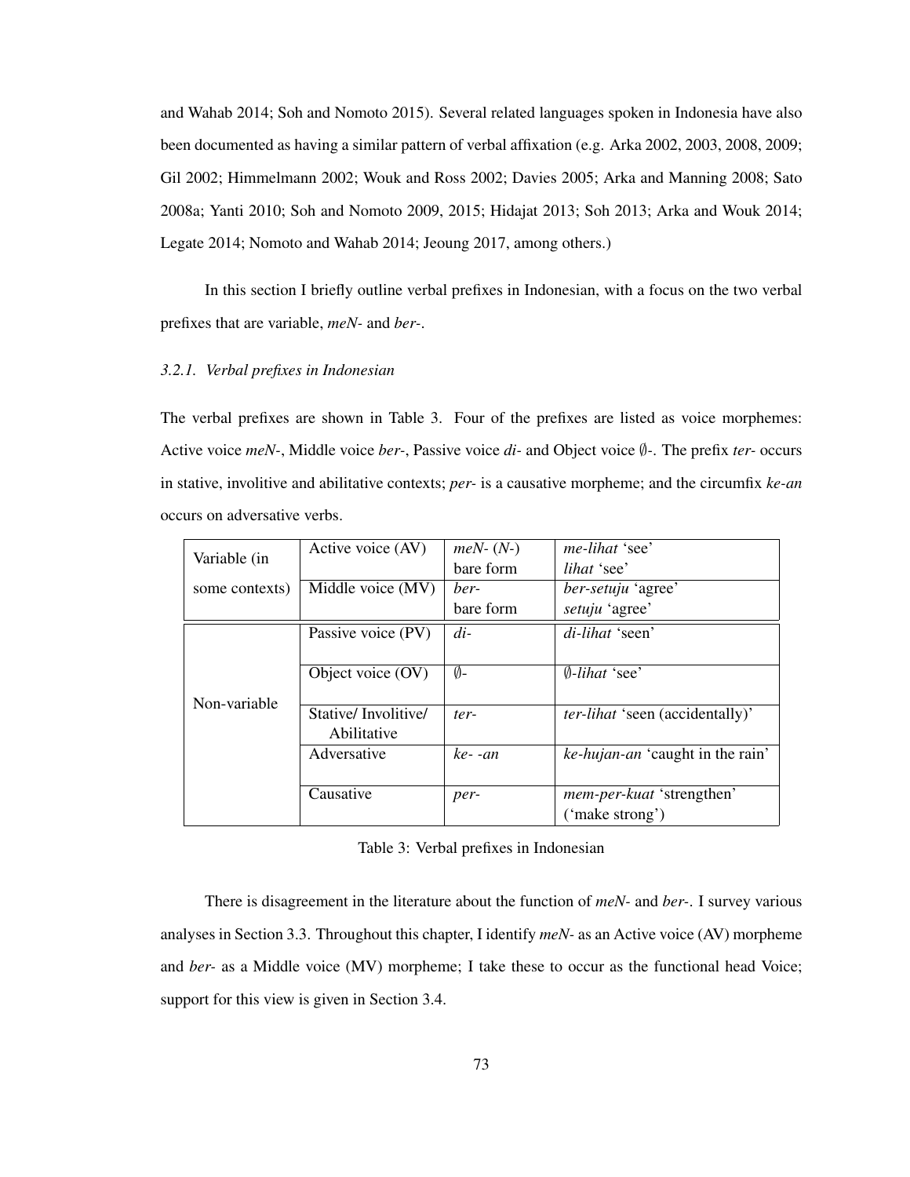and Wahab 2014; Soh and Nomoto 2015). Several related languages spoken in Indonesia have also been documented as having a similar pattern of verbal affixation (e.g. Arka 2002, 2003, 2008, 2009; Gil 2002; Himmelmann 2002; Wouk and Ross 2002; Davies 2005; Arka and Manning 2008; Sato 2008a; Yanti 2010; Soh and Nomoto 2009, 2015; Hidajat 2013; Soh 2013; Arka and Wouk 2014; Legate 2014; Nomoto and Wahab 2014; Jeoung 2017, among others.)

In this section I briefly outline verbal prefixes in Indonesian, with a focus on the two verbal prefixes that are variable, *meN-* and *ber-*.

### *3.2.1. Verbal prefixes in Indonesian*

The verbal prefixes are shown in Table 3. Four of the prefixes are listed as voice morphemes: Active voice *meN-*, Middle voice *ber-*, Passive voice *di-* and Object voice ∅-. The prefix *ter-* occurs in stative, involitive and abilitative contexts; *per-* is a causative morpheme; and the circumfix *ke-an* occurs on adversative verbs.

| | | | |
|---|---|---|---|
| Variable (in some contexts) | Active voice (AV) | *meN-* (*N-*) | *me-lihat* 'see' |
| | | bare form | *lihat* 'see' |
| | Middle voice (MV) | *ber-* | *ber-setuju* 'agree' |
| | | bare form | *setuju* 'agree' |
| Non-variable | Passive voice (PV) | *di-* | *di-lihat* 'seen' |
| | Object voice (OV) | ∅- | ∅*-lihat* 'see' |
| | Stative/ Involitive/ Abilitative | *ter-* | *ter-lihat* 'seen (accidentally)' |
| | Adversative | *ke- -an* | *ke-hujan-an* 'caught in the rain' |
| | Causative | *per-* | *mem-per-kuat* 'strengthen' ('make strong') |

Table 3: Verbal prefixes in Indonesian

There is disagreement in the literature about the function of *meN-* and *ber-*. I survey various analyses in Section 3.3. Throughout this chapter, I identify *meN-* as an Active voice (AV) morpheme and *ber-* as a Middle voice (MV) morpheme; I take these to occur as the functional head Voice; support for this view is given in Section 3.4.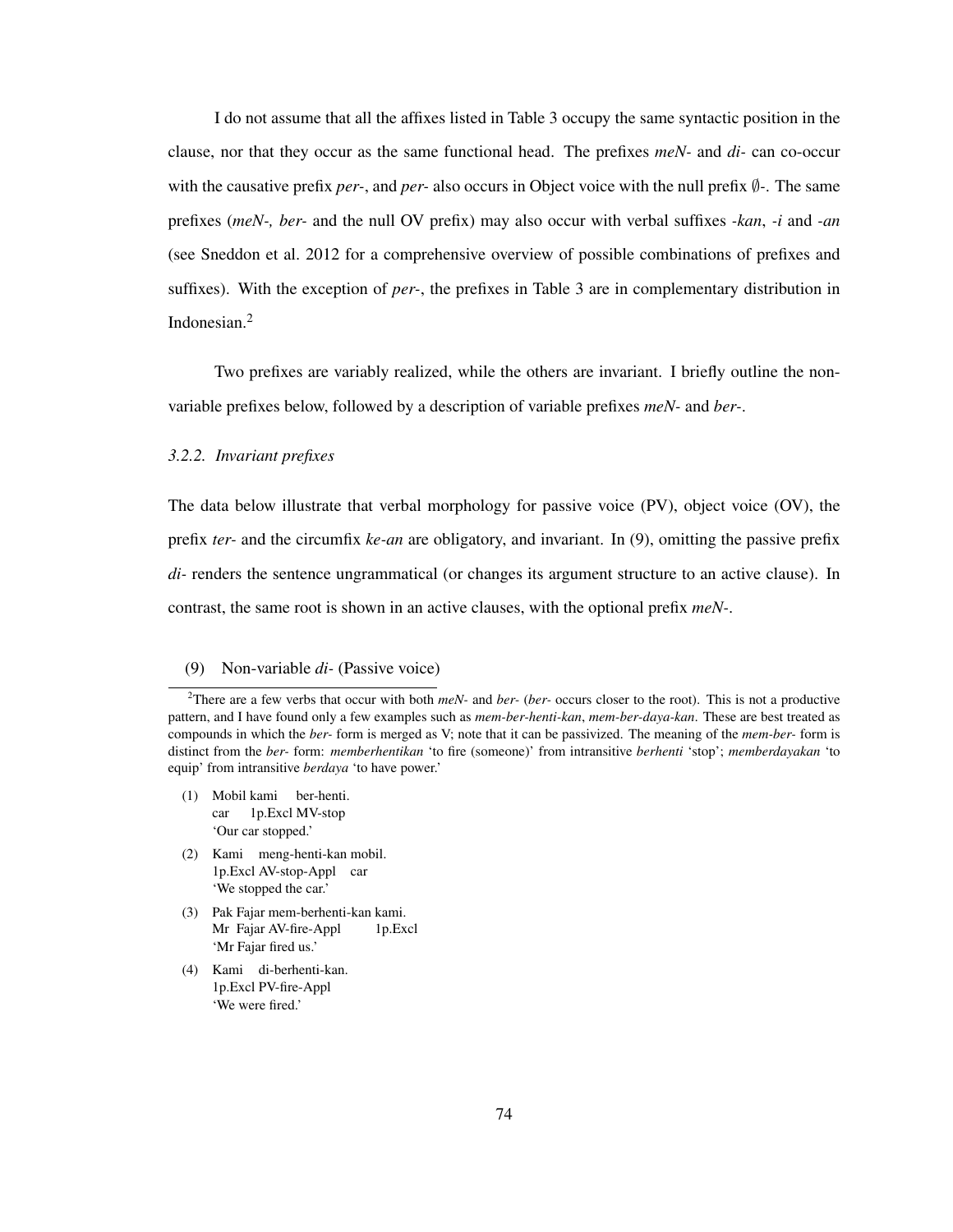I do not assume that all the affixes listed in Table 3 occupy the same syntactic position in the clause, nor that they occur as the same functional head. The prefixes *meN-* and *di-* can co-occur with the causative prefix *per-*, and *per-* also occurs in Object voice with the null prefix ∅-. The same prefixes (*meN-, ber-* and the null OV prefix) may also occur with verbal suffixes *-kan*, *-i* and *-an* (see Sneddon et al. 2012 for a comprehensive overview of possible combinations of prefixes and suffixes). With the exception of *per-*, the prefixes in Table 3 are in complementary distribution in Indonesian.[2]

Two prefixes are variably realized, while the others are invariant. I briefly outline the non-variable prefixes below, followed by a description of variable prefixes *meN-* and *ber-*.

### *3.2.2. Invariant prefixes*

The data below illustrate that verbal morphology for passive voice (PV), object voice (OV), the prefix *ter-* and the circumfix *ke-an* are obligatory, and invariant. In (9), omitting the passive prefix *di-* renders the sentence ungrammatical (or changes its argument structure to an active clause). In contrast, the same root is shown in an active clauses, with the optional prefix *meN-*.

(9) Non-variable *di-* (Passive voice)

---

[2] There are a few verbs that occur with both *meN-* and *ber-* (*ber-* occurs closer to the root). This is not a productive pattern, and I have found only a few examples such as *mem-ber-henti-kan*, *mem-ber-daya-kan*. These are best treated as compounds in which the *ber-* form is merged as V; note that it can be passivized. The meaning of the *mem-ber-* form is distinct from the *ber-* form: *memberhentikan* 'to fire (someone)' from intransitive *berhenti* 'stop'; *memberdayakan* 'to equip' from intransitive *berdaya* 'to have power.'

(1) Mobil kami ber-henti.
 car 1p.Excl MV-stop
 'Our car stopped.'

(2) Kami meng-henti-kan mobil.
 1p.Excl AV-stop-Appl car
 'We stopped the car.'

(3) Pak Fajar mem-berhenti-kan kami.
 Mr Fajar AV-fire-Appl 1p.Excl
 'Mr Fajar fired us.'

(4) Kami di-berhenti-kan.
 1p.Excl PV-fire-Appl
 'We were fired.'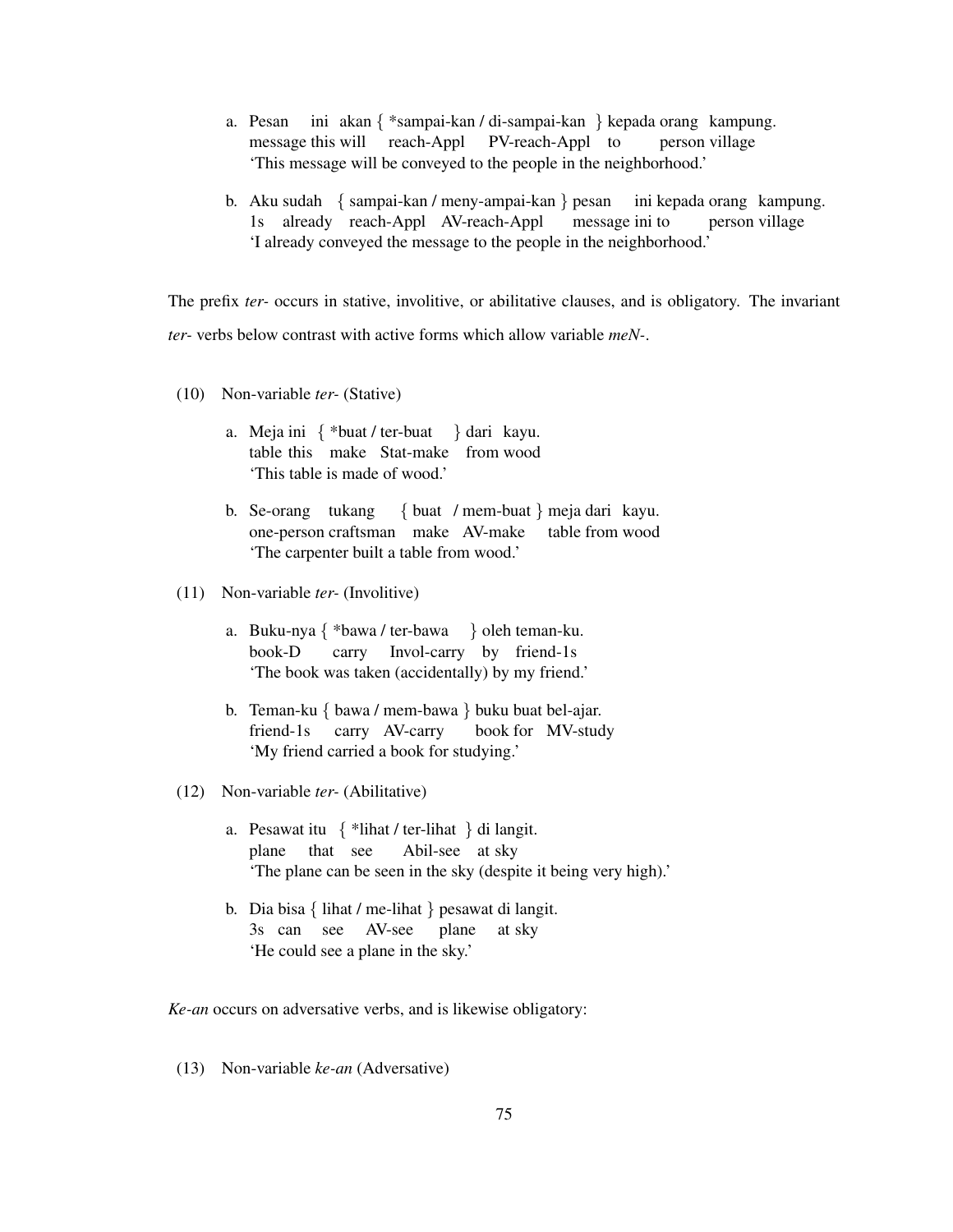a. Pesan ini akan { *sampai-kan / di-sampai-kan } kepada orang kampung.
   message this will reach-Appl PV-reach-Appl to person village
   'This message will be conveyed to the people in the neighborhood.'

b. Aku sudah { sampai-kan / meny-ampai-kan } pesan ini kepada orang kampung.
   1s already reach-Appl AV-reach-Appl message ini to person village
   'I already conveyed the message to the people in the neighborhood.'

The prefix *ter-* occurs in stative, involitive, or abilitative clauses, and is obligatory. The invariant *ter-* verbs below contrast with active forms which allow variable *meN-*.

(10) Non-variable *ter-* (Stative)

a. Meja ini { *buat / ter-buat } dari kayu.
   table this make Stat-make from wood
   'This table is made of wood.'

b. Se-orang tukang { buat / mem-buat } meja dari kayu.
   one-person craftsman make AV-make table from wood
   'The carpenter built a table from wood.'

(11) Non-variable *ter-* (Involitive)

a. Buku-nya { *bawa / ter-bawa } oleh teman-ku.
   book-D carry Invol-carry by friend-1s
   'The book was taken (accidentally) by my friend.'

b. Teman-ku { bawa / mem-bawa } buku buat bel-ajar.
   friend-1s carry AV-carry book for MV-study
   'My friend carried a book for studying.'

(12) Non-variable *ter-* (Abilitative)

a. Pesawat itu { *lihat / ter-lihat } di langit.
   plane that see Abil-see at sky
   'The plane can be seen in the sky (despite it being very high).'

b. Dia bisa { lihat / me-lihat } pesawat di langit.
   3s can see AV-see plane at sky
   'He could see a plane in the sky.'

*Ke-an* occurs on adversative verbs, and is likewise obligatory:

(13) Non-variable *ke-an* (Adversative)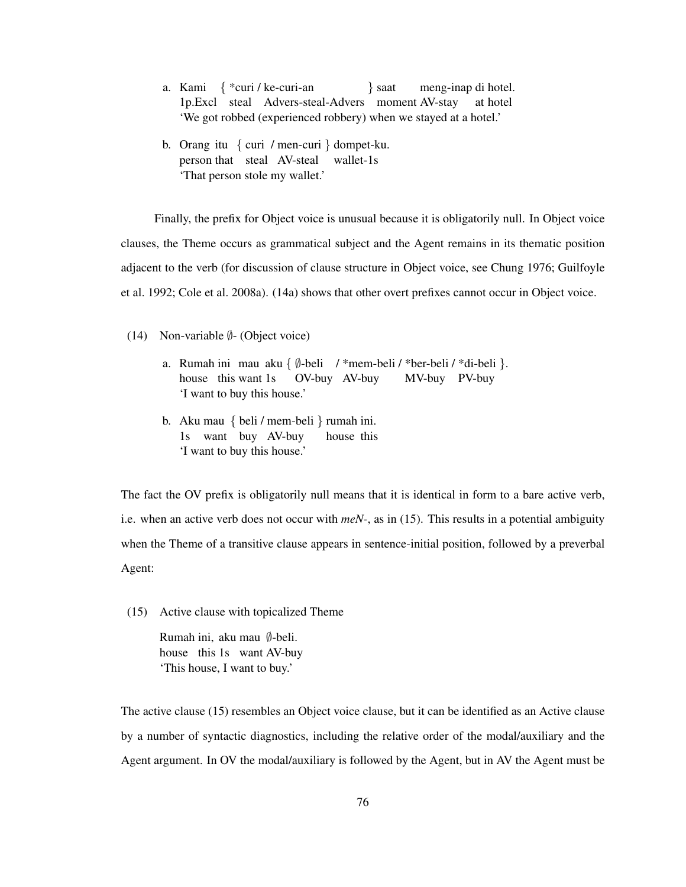a. Kami { *curi / ke-curi-an } saat meng-inap di hotel.
   1p.Excl steal Advers-steal-Advers moment AV-stay at hotel
   'We got robbed (experienced robbery) when we stayed at a hotel.'

b. Orang itu { curi / men-curi } dompet-ku.
   person that steal AV-steal wallet-1s
   'That person stole my wallet.'

Finally, the prefix for Object voice is unusual because it is obligatorily null. In Object voice clauses, the Theme occurs as grammatical subject and the Agent remains in its thematic position adjacent to the verb (for discussion of clause structure in Object voice, see Chung 1976; Guilfoyle et al. 1992; Cole et al. 2008a). (14a) shows that other overt prefixes cannot occur in Object voice.

(14) Non-variable ∅- (Object voice)

a. Rumah ini mau aku { ∅-beli / *mem-beli / *ber-beli / *di-beli }.
   house this want 1s OV-buy AV-buy MV-buy PV-buy
   'I want to buy this house.'

b. Aku mau { beli / mem-beli } rumah ini.
   1s want buy AV-buy house this
   'I want to buy this house.'

The fact the OV prefix is obligatorily null means that it is identical in form to a bare active verb, i.e. when an active verb does not occur with *meN-*, as in (15). This results in a potential ambiguity when the Theme of a transitive clause appears in sentence-initial position, followed by a preverbal Agent:

(15) Active clause with topicalized Theme

Rumah ini, aku mau ∅-beli.
house this 1s want AV-buy
'This house, I want to buy.'

The active clause (15) resembles an Object voice clause, but it can be identified as an Active clause by a number of syntactic diagnostics, including the relative order of the modal/auxiliary and the Agent argument. In OV the modal/auxiliary is followed by the Agent, but in AV the Agent must be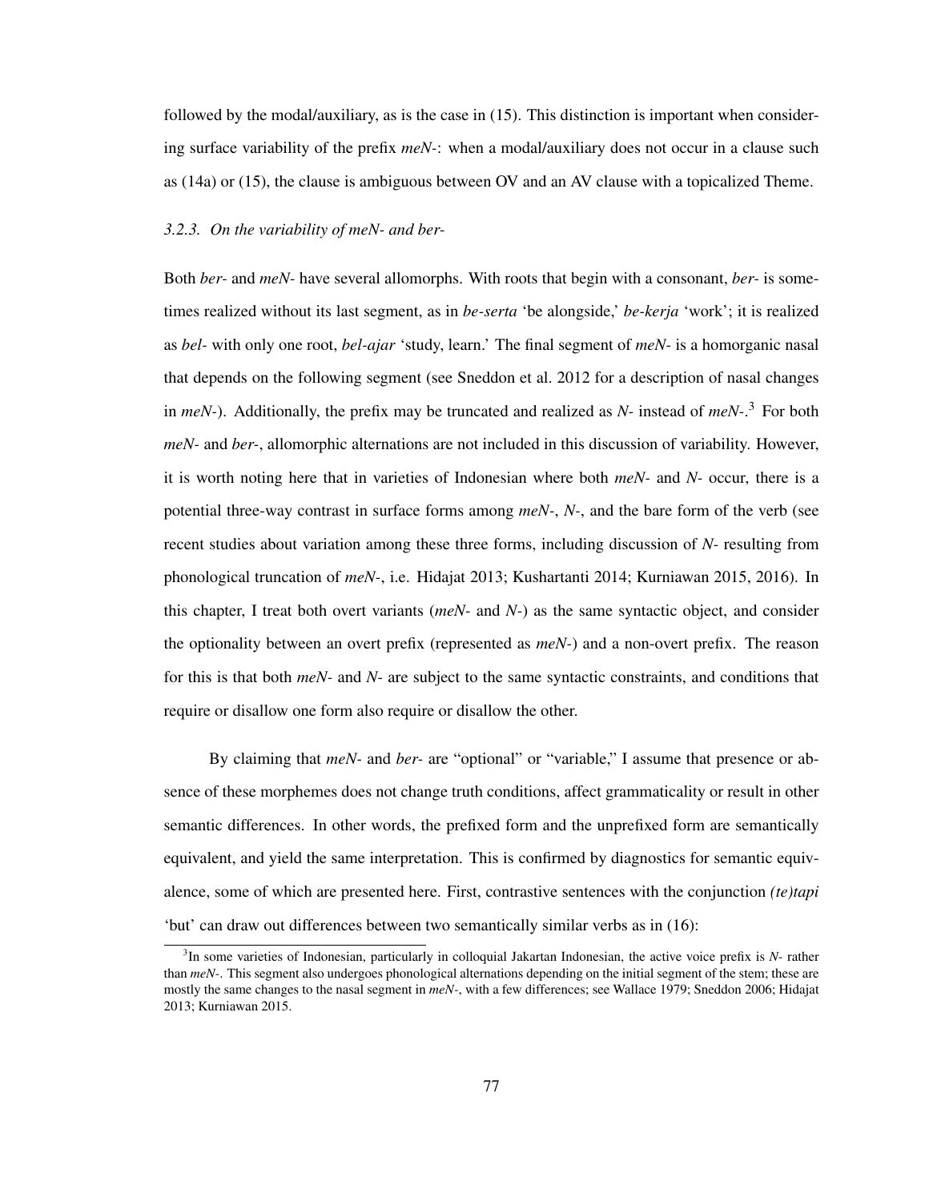followed by the modal/auxiliary, as is the case in (15). This distinction is important when considering surface variability of the prefix *meN-*: when a modal/auxiliary does not occur in a clause such as (14a) or (15), the clause is ambiguous between OV and an AV clause with a topicalized Theme.

### *3.2.3. On the variability of meN- and ber-*

Both *ber-* and *meN-* have several allomorphs. With roots that begin with a consonant, *ber-* is sometimes realized without its last segment, as in *be-serta* 'be alongside,' *be-kerja* 'work'; it is realized as *bel-* with only one root, *bel-ajar* 'study, learn.' The final segment of *meN-* is a homorganic nasal that depends on the following segment (see Sneddon et al. 2012 for a description of nasal changes in *meN-*). Additionally, the prefix may be truncated and realized as *N-* instead of *meN-*.[3] For both *meN-* and *ber-*, allomorphic alternations are not included in this discussion of variability. However, it is worth noting here that in varieties of Indonesian where both *meN-* and *N-* occur, there is a potential three-way contrast in surface forms among *meN-*, *N-*, and the bare form of the verb (see recent studies about variation among these three forms, including discussion of *N-* resulting from phonological truncation of *meN-*, i.e. Hidajat 2013; Kushartanti 2014; Kurniawan 2015, 2016). In this chapter, I treat both overt variants (*meN-* and *N-*) as the same syntactic object, and consider the optionality between an overt prefix (represented as *meN-*) and a non-overt prefix. The reason for this is that both *meN-* and *N-* are subject to the same syntactic constraints, and conditions that require or disallow one form also require or disallow the other.

By claiming that *meN-* and *ber-* are "optional" or "variable," I assume that presence or absence of these morphemes does not change truth conditions, affect grammaticality or result in other semantic differences. In other words, the prefixed form and the unprefixed form are semantically equivalent, and yield the same interpretation. This is confirmed by diagnostics for semantic equivalence, some of which are presented here. First, contrastive sentences with the conjunction *(te)tapi* 'but' can draw out differences between two semantically similar verbs as in (16):

[3] In some varieties of Indonesian, particularly in colloquial Jakartan Indonesian, the active voice prefix is *N-* rather than *meN-*. This segment also undergoes phonological alternations depending on the initial segment of the stem; these are mostly the same changes to the nasal segment in *meN-*, with a few differences; see Wallace 1979; Sneddon 2006; Hidajat 2013; Kurniawan 2015.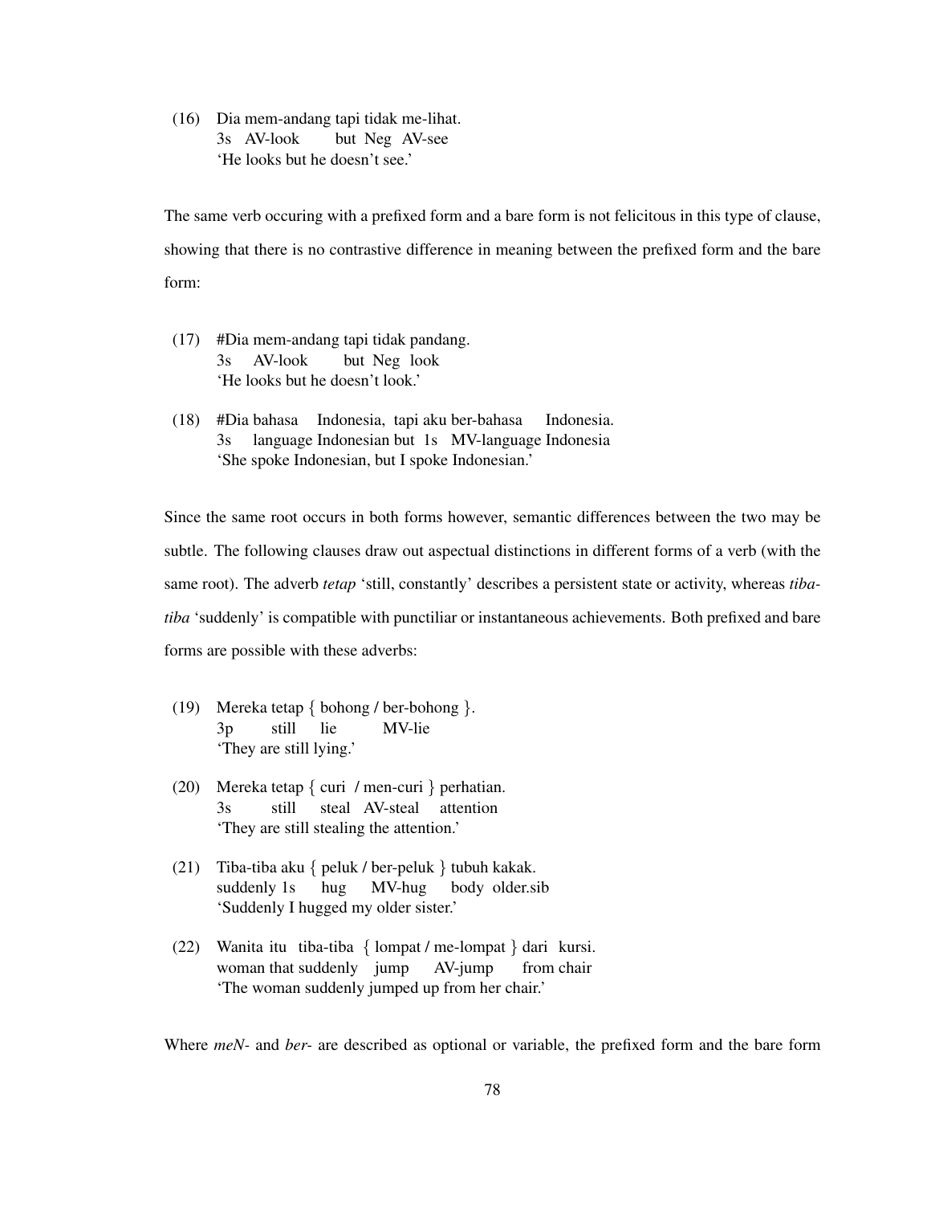(16) Dia mem-andang tapi tidak me-lihat.
     3s AV-look but Neg AV-see
     'He looks but he doesn't see.'

The same verb occuring with a prefixed form and a bare form is not felicitous in this type of clause, showing that there is no contrastive difference in meaning between the prefixed form and the bare form:

(17) #Dia mem-andang tapi tidak pandang.
     3s AV-look but Neg look
     'He looks but he doesn't look.'

(18) #Dia bahasa Indonesia, tapi aku ber-bahasa Indonesia.
     3s language Indonesian but 1s MV-language Indonesia
     'She spoke Indonesian, but I spoke Indonesian.'

Since the same root occurs in both forms however, semantic differences between the two may be subtle. The following clauses draw out aspectual distinctions in different forms of a verb (with the same root). The adverb *tetap* 'still, constantly' describes a persistent state or activity, whereas *tiba-tiba* 'suddenly' is compatible with punctiliar or instantaneous achievements. Both prefixed and bare forms are possible with these adverbs:

(19) Mereka tetap { bohong / ber-bohong }.
     3p still lie MV-lie
     'They are still lying.'

(20) Mereka tetap { curi / men-curi } perhatian.
     3s still steal AV-steal attention
     'They are still stealing the attention.'

(21) Tiba-tiba aku { peluk / ber-peluk } tubuh kakak.
     suddenly 1s hug MV-hug body older.sib
     'Suddenly I hugged my older sister.'

(22) Wanita itu tiba-tiba { lompat / me-lompat } dari kursi.
     woman that suddenly jump AV-jump from chair
     'The woman suddenly jumped up from her chair.'

Where *meN-* and *ber-* are described as optional or variable, the prefixed form and the bare form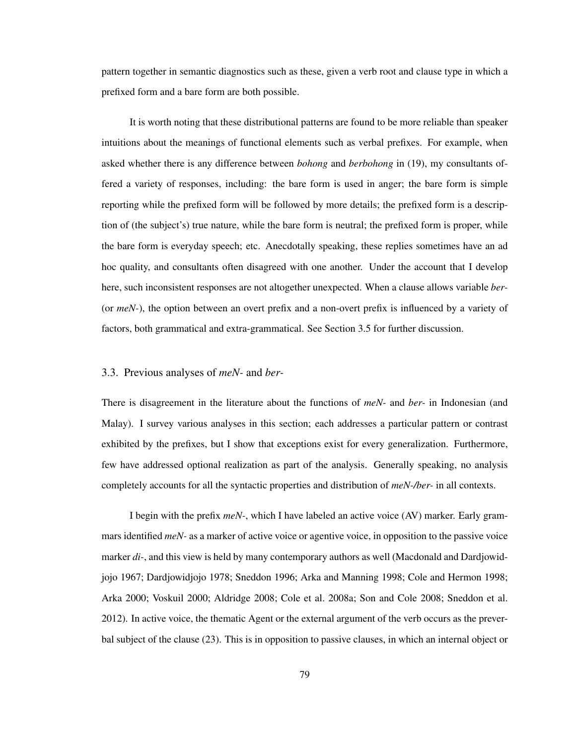pattern together in semantic diagnostics such as these, given a verb root and clause type in which a prefixed form and a bare form are both possible.

It is worth noting that these distributional patterns are found to be more reliable than speaker intuitions about the meanings of functional elements such as verbal prefixes. For example, when asked whether there is any difference between *bohong* and *berbohong* in (19), my consultants offered a variety of responses, including: the bare form is used in anger; the bare form is simple reporting while the prefixed form will be followed by more details; the prefixed form is a description of (the subject's) true nature, while the bare form is neutral; the prefixed form is proper, while the bare form is everyday speech; etc. Anecdotally speaking, these replies sometimes have an ad hoc quality, and consultants often disagreed with one another. Under the account that I develop here, such inconsistent responses are not altogether unexpected. When a clause allows variable *ber-* (or *meN-*), the option between an overt prefix and a non-overt prefix is influenced by a variety of factors, both grammatical and extra-grammatical. See Section 3.5 for further discussion.

## 3.3. Previous analyses of *meN-* and *ber-*

There is disagreement in the literature about the functions of *meN-* and *ber-* in Indonesian (and Malay). I survey various analyses in this section; each addresses a particular pattern or contrast exhibited by the prefixes, but I show that exceptions exist for every generalization. Furthermore, few have addressed optional realization as part of the analysis. Generally speaking, no analysis completely accounts for all the syntactic properties and distribution of *meN-/ber-* in all contexts.

I begin with the prefix *meN-*, which I have labeled an active voice (AV) marker. Early grammars identified *meN-* as a marker of active voice or agentive voice, in opposition to the passive voice marker *di-*, and this view is held by many contemporary authors as well (Macdonald and Dardjowidjojo 1967; Dardjowidjojo 1978; Sneddon 1996; Arka and Manning 1998; Cole and Hermon 1998; Arka 2000; Voskuil 2000; Aldridge 2008; Cole et al. 2008a; Son and Cole 2008; Sneddon et al. 2012). In active voice, the thematic Agent or the external argument of the verb occurs as the preverbal subject of the clause (23). This is in opposition to passive clauses, in which an internal object or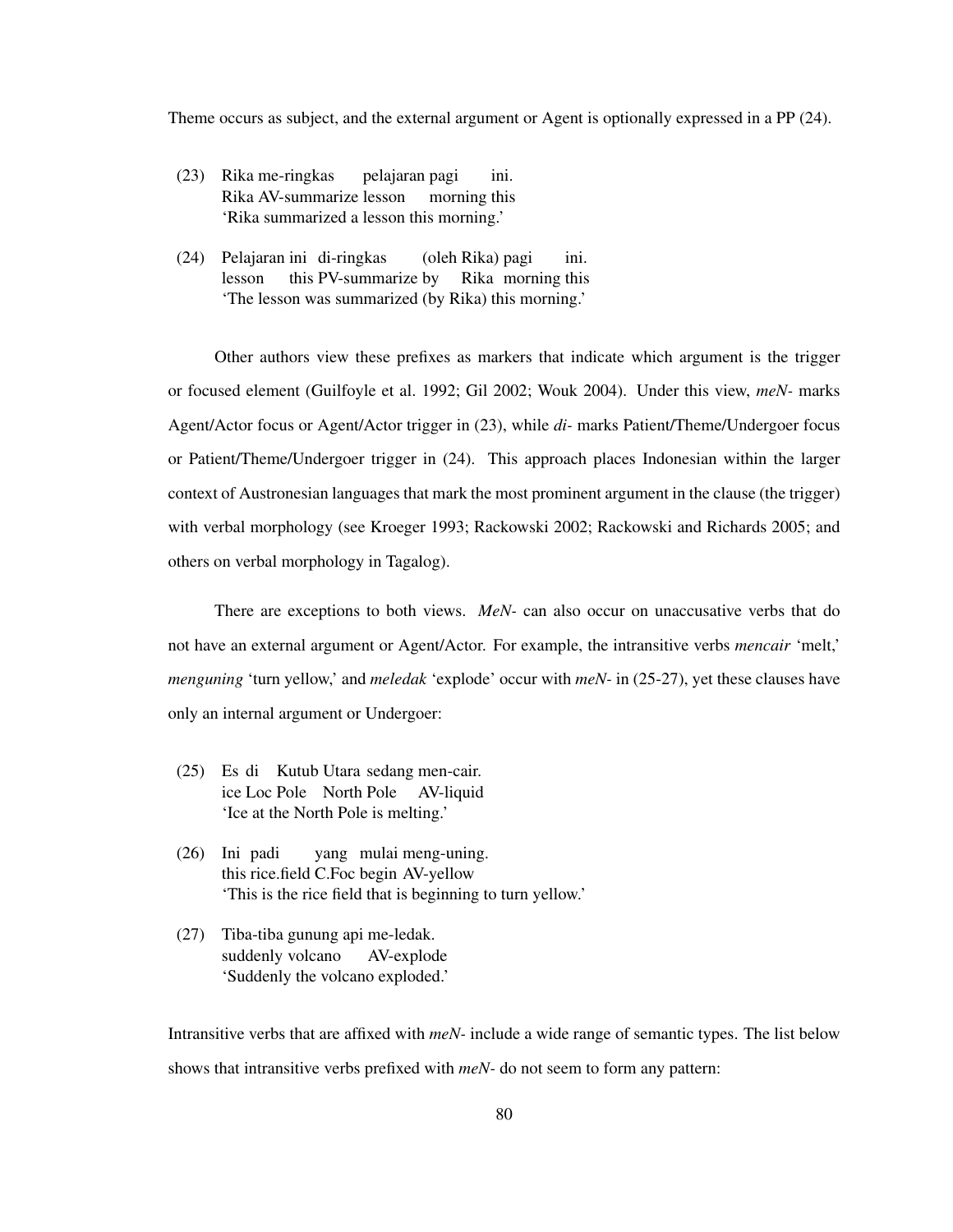Theme occurs as subject, and the external argument or Agent is optionally expressed in a PP (24).

(23) Rika me-ringkas pelajaran pagi ini.
     Rika AV-summarize lesson morning this
     'Rika summarized a lesson this morning.'

(24) Pelajaran ini di-ringkas (oleh Rika) pagi ini.
     lesson this PV-summarize by Rika morning this
     'The lesson was summarized (by Rika) this morning.'

Other authors view these prefixes as markers that indicate which argument is the trigger or focused element (Guilfoyle et al. 1992; Gil 2002; Wouk 2004). Under this view, *meN-* marks Agent/Actor focus or Agent/Actor trigger in (23), while *di-* marks Patient/Theme/Undergoer focus or Patient/Theme/Undergoer trigger in (24). This approach places Indonesian within the larger context of Austronesian languages that mark the most prominent argument in the clause (the trigger) with verbal morphology (see Kroeger 1993; Rackowski 2002; Rackowski and Richards 2005; and others on verbal morphology in Tagalog).

There are exceptions to both views. *MeN-* can also occur on unaccusative verbs that do not have an external argument or Agent/Actor. For example, the intransitive verbs *mencair* 'melt,' *menguning* 'turn yellow,' and *meledak* 'explode' occur with *meN-* in (25-27), yet these clauses have only an internal argument or Undergoer:

(25) Es di Kutub Utara sedang men-cair.
     ice Loc Pole North Pole AV-liquid
     'Ice at the North Pole is melting.'

(26) Ini padi yang mulai meng-uning.
     this rice.field C.Foc begin AV-yellow
     'This is the rice field that is beginning to turn yellow.'

(27) Tiba-tiba gunung api me-ledak.
     suddenly volcano AV-explode
     'Suddenly the volcano exploded.'

Intransitive verbs that are affixed with *meN-* include a wide range of semantic types. The list below shows that intransitive verbs prefixed with *meN-* do not seem to form any pattern: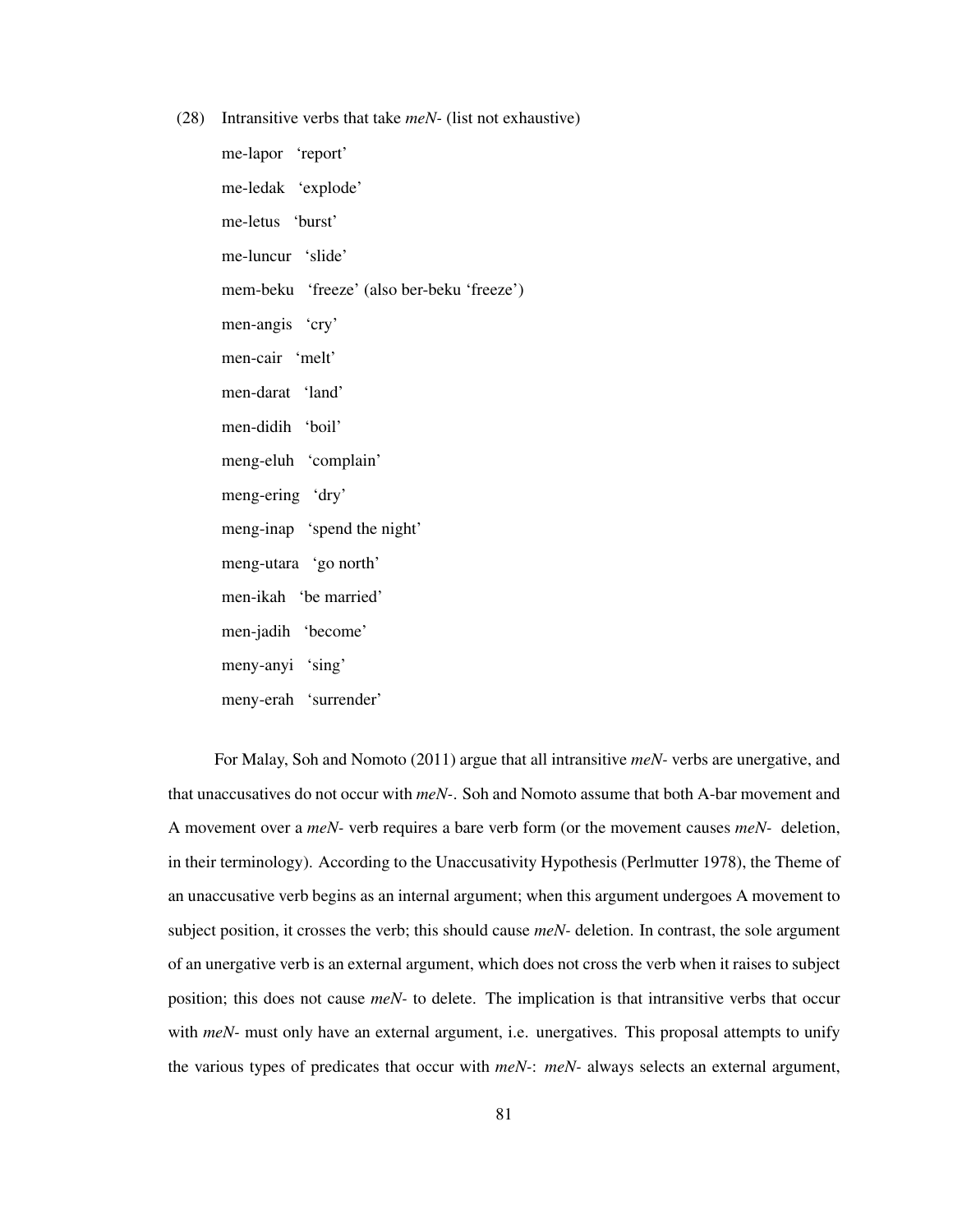(28) Intransitive verbs that take *meN-* (list not exhaustive)

me-lapor 'report'

me-ledak 'explode'

me-letus 'burst'

me-luncur 'slide'

mem-beku 'freeze' (also ber-beku 'freeze')

men-angis 'cry'

men-cair 'melt'

men-darat 'land'

men-didih 'boil'

meng-eluh 'complain'

meng-ering 'dry'

meng-inap 'spend the night'

meng-utara 'go north'

men-ikah 'be married'

men-jadih 'become'

meny-anyi 'sing'

meny-erah 'surrender'

For Malay, Soh and Nomoto (2011) argue that all intransitive *meN-* verbs are unergative, and that unaccusatives do not occur with *meN-*. Soh and Nomoto assume that both A-bar movement and A movement over a *meN-* verb requires a bare verb form (or the movement causes *meN-* deletion, in their terminology). According to the Unaccusativity Hypothesis (Perlmutter 1978), the Theme of an unaccusative verb begins as an internal argument; when this argument undergoes A movement to subject position, it crosses the verb; this should cause *meN-* deletion. In contrast, the sole argument of an unergative verb is an external argument, which does not cross the verb when it raises to subject position; this does not cause *meN-* to delete. The implication is that intransitive verbs that occur with *meN-* must only have an external argument, i.e. unergatives. This proposal attempts to unify the various types of predicates that occur with *meN-*: *meN-* always selects an external argument,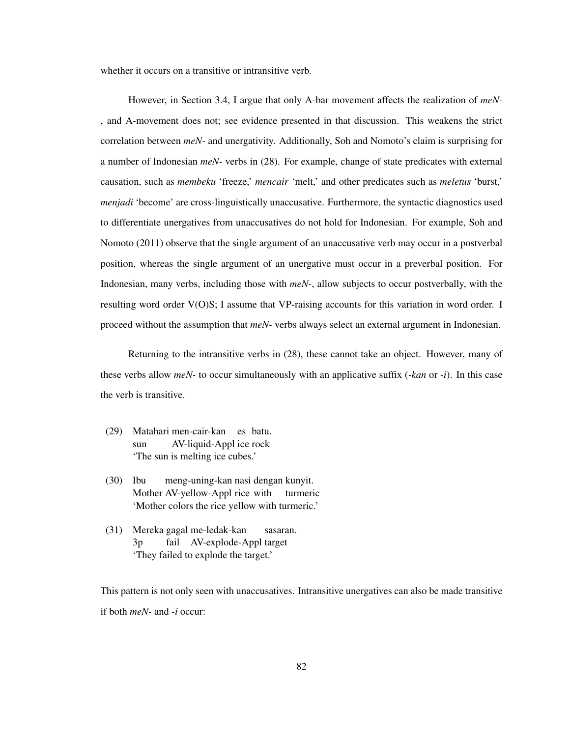whether it occurs on a transitive or intransitive verb.

However, in Section 3.4, I argue that only A-bar movement affects the realization of *meN*-, and A-movement does not; see evidence presented in that discussion. This weakens the strict correlation between *meN*- and unergativity. Additionally, Soh and Nomoto's claim is surprising for a number of Indonesian *meN*- verbs in (28). For example, change of state predicates with external causation, such as *membeku* 'freeze,' *mencair* 'melt,' and other predicates such as *meletus* 'burst,' *menjadi* 'become' are cross-linguistically unaccusative. Furthermore, the syntactic diagnostics used to differentiate unergatives from unaccusatives do not hold for Indonesian. For example, Soh and Nomoto (2011) observe that the single argument of an unaccusative verb may occur in a postverbal position, whereas the single argument of an unergative must occur in a preverbal position. For Indonesian, many verbs, including those with *meN*-, allow subjects to occur postverbally, with the resulting word order V(O)S; I assume that VP-raising accounts for this variation in word order. I proceed without the assumption that *meN*- verbs always select an external argument in Indonesian.

Returning to the intransitive verbs in (28), these cannot take an object. However, many of these verbs allow *meN*- to occur simultaneously with an applicative suffix (*-kan* or *-i*). In this case the verb is transitive.

(29) Matahari men-cair-kan es batu.
     sun AV-liquid-Appl ice rock
     'The sun is melting ice cubes.'

(30) Ibu meng-uning-kan nasi dengan kunyit.
     Mother AV-yellow-Appl rice with turmeric
     'Mother colors the rice yellow with turmeric.'

(31) Mereka gagal me-ledak-kan sasaran.
     3p fail AV-explode-Appl target
     'They failed to explode the target.'

This pattern is not only seen with unaccusatives. Intransitive unergatives can also be made transitive if both *meN*- and *-i* occur: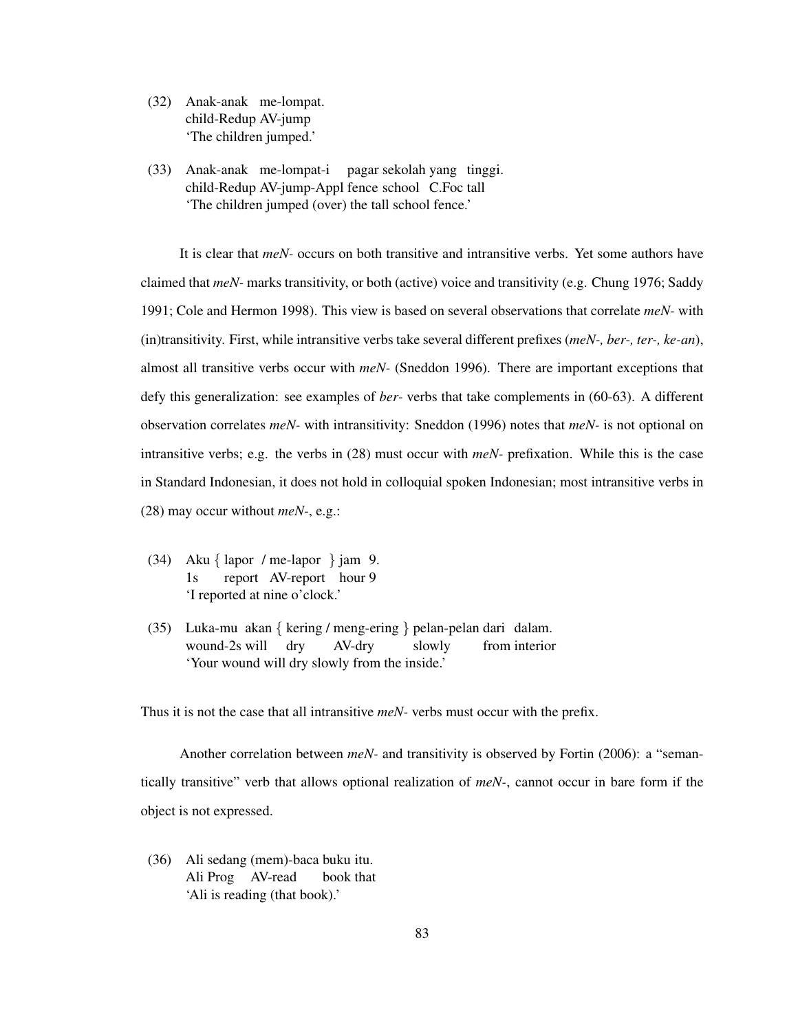(32) Anak-anak me-lompat.
     child-Redup AV-jump
     'The children jumped.'

(33) Anak-anak me-lompat-i pagar sekolah yang tinggi.
     child-Redup AV-jump-Appl fence school C.Foc tall
     'The children jumped (over) the tall school fence.'

It is clear that *meN-* occurs on both transitive and intransitive verbs. Yet some authors have claimed that *meN-* marks transitivity, or both (active) voice and transitivity (e.g. Chung 1976; Saddy 1991; Cole and Hermon 1998). This view is based on several observations that correlate *meN-* with (in)transitivity. First, while intransitive verbs take several different prefixes (*meN-, ber-, ter-, ke-an*), almost all transitive verbs occur with *meN-* (Sneddon 1996). There are important exceptions that defy this generalization: see examples of *ber-* verbs that take complements in (60-63). A different observation correlates *meN-* with intransitivity: Sneddon (1996) notes that *meN-* is not optional on intransitive verbs; e.g. the verbs in (28) must occur with *meN-* prefixation. While this is the case in Standard Indonesian, it does not hold in colloquial spoken Indonesian; most intransitive verbs in (28) may occur without *meN-*, e.g.:

(34) Aku { lapor / me-lapor } jam 9.
     1s report AV-report hour 9
     'I reported at nine o'clock.'

(35) Luka-mu akan { kering / meng-ering } pelan-pelan dari dalam.
     wound-2s will dry AV-dry slowly from interior
     'Your wound will dry slowly from the inside.'

Thus it is not the case that all intransitive *meN-* verbs must occur with the prefix.

Another correlation between *meN-* and transitivity is observed by Fortin (2006): a "semantically transitive" verb that allows optional realization of *meN-*, cannot occur in bare form if the object is not expressed.

(36) Ali sedang (mem)-baca buku itu.
     Ali Prog AV-read book that
     'Ali is reading (that book).'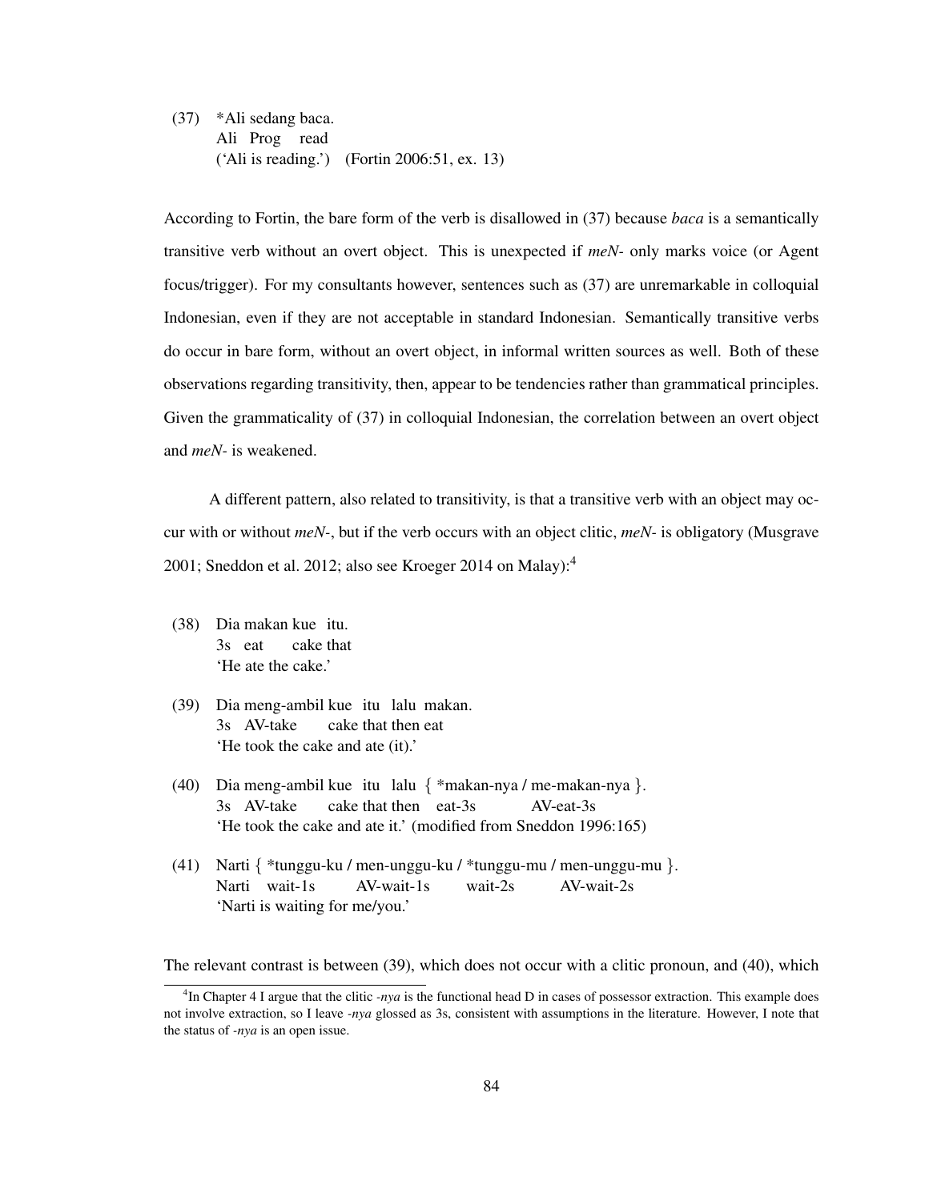(37) *Ali sedang baca.
     Ali Prog read
     ('Ali is reading.') (Fortin 2006:51, ex. 13)

According to Fortin, the bare form of the verb is disallowed in (37) because *baca* is a semantically transitive verb without an overt object. This is unexpected if *meN-* only marks voice (or Agent focus/trigger). For my consultants however, sentences such as (37) are unremarkable in colloquial Indonesian, even if they are not acceptable in standard Indonesian. Semantically transitive verbs do occur in bare form, without an overt object, in informal written sources as well. Both of these observations regarding transitivity, then, appear to be tendencies rather than grammatical principles. Given the grammaticality of (37) in colloquial Indonesian, the correlation between an overt object and *meN-* is weakened.

A different pattern, also related to transitivity, is that a transitive verb with an object may occur with or without *meN-*, but if the verb occurs with an object clitic, *meN-* is obligatory (Musgrave 2001; Sneddon et al. 2012; also see Kroeger 2014 on Malay):[4]

(38) Dia makan kue itu.
     3s eat cake that
     'He ate the cake.'

(39) Dia meng-ambil kue itu lalu makan.
     3s AV-take cake that then eat
     'He took the cake and ate (it).'

(40) Dia meng-ambil kue itu lalu { *makan-nya / me-makan-nya }.
     3s AV-take cake that then eat-3s AV-eat-3s
     'He took the cake and ate it.' (modified from Sneddon 1996:165)

(41) Narti { *tunggu-ku / men-unggu-ku / *tunggu-mu / men-unggu-mu }.
     Narti wait-1s AV-wait-1s wait-2s AV-wait-2s
     'Narti is waiting for me/you.'

The relevant contrast is between (39), which does not occur with a clitic pronoun, and (40), which

[4] In Chapter 4 I argue that the clitic *-nya* is the functional head D in cases of possessor extraction. This example does not involve extraction, so I leave *-nya* glossed as 3s, consistent with assumptions in the literature. However, I note that the status of *-nya* is an open issue.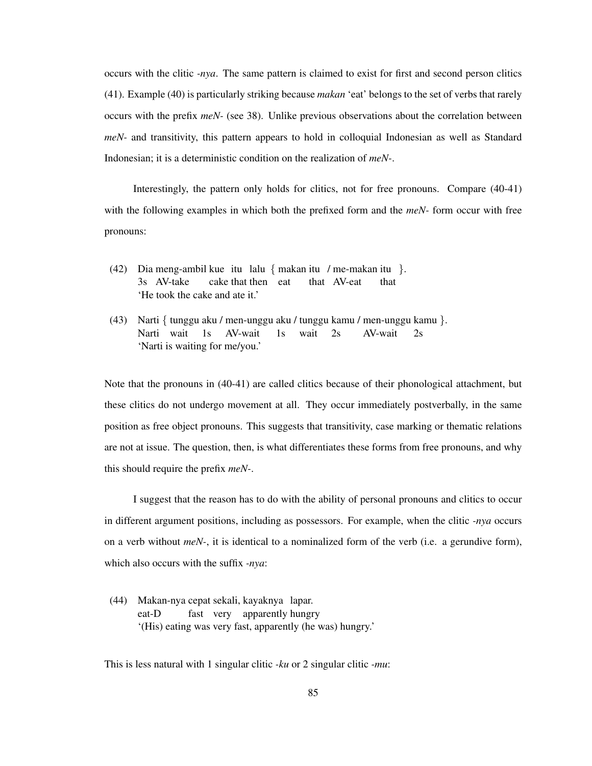occurs with the clitic *-nya*. The same pattern is claimed to exist for first and second person clitics (41). Example (40) is particularly striking because *makan* 'eat' belongs to the set of verbs that rarely occurs with the prefix *meN-* (see 38). Unlike previous observations about the correlation between *meN-* and transitivity, this pattern appears to hold in colloquial Indonesian as well as Standard Indonesian; it is a deterministic condition on the realization of *meN-*.

Interestingly, the pattern only holds for clitics, not for free pronouns. Compare (40-41) with the following examples in which both the prefixed form and the *meN-* form occur with free pronouns:

(42) Dia meng-ambil kue itu lalu { makan itu / me-makan itu }.
3s AV-take cake that then eat that AV-eat that
'He took the cake and ate it.'

(43) Narti { tunggu aku / men-unggu aku / tunggu kamu / men-unggu kamu }.
Narti wait 1s AV-wait 1s wait 2s AV-wait 2s
'Narti is waiting for me/you.'

Note that the pronouns in (40-41) are called clitics because of their phonological attachment, but these clitics do not undergo movement at all. They occur immediately postverbally, in the same position as free object pronouns. This suggests that transitivity, case marking or thematic relations are not at issue. The question, then, is what differentiates these forms from free pronouns, and why this should require the prefix *meN-*.

I suggest that the reason has to do with the ability of personal pronouns and clitics to occur in different argument positions, including as possessors. For example, when the clitic *-nya* occurs on a verb without *meN-*, it is identical to a nominalized form of the verb (i.e. a gerundive form), which also occurs with the suffix *-nya*:

(44) Makan-nya cepat sekali, kayaknya lapar.
eat-D fast very apparently hungry
'(His) eating was very fast, apparently (he was) hungry.'

This is less natural with 1 singular clitic *-ku* or 2 singular clitic *-mu*: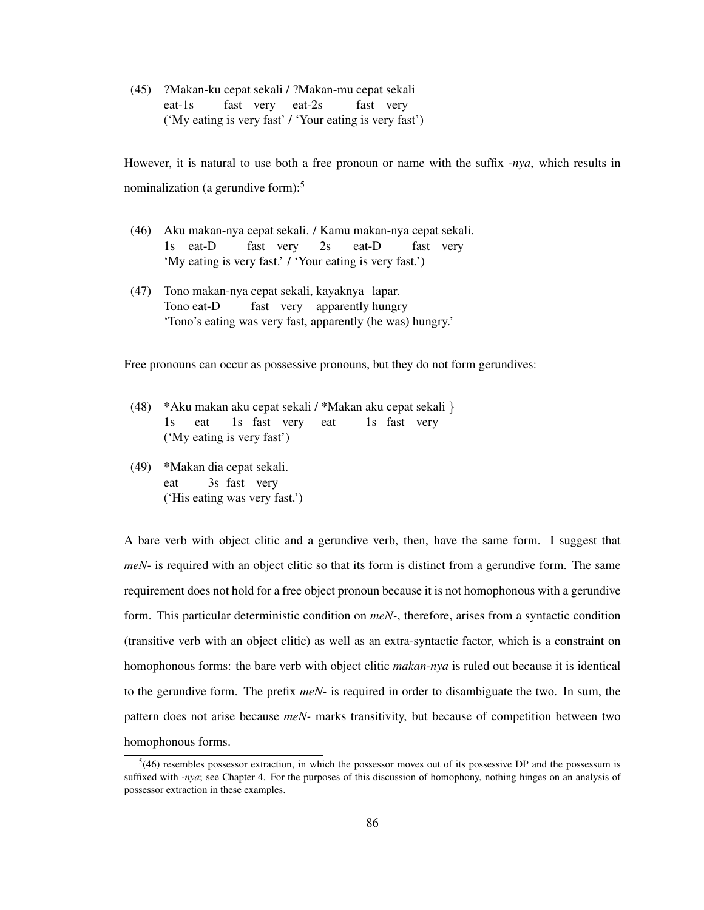(45) ?Makan-ku cepat sekali / ?Makan-mu cepat sekali
     eat-1s fast very eat-2s fast very
     ('My eating is very fast' / 'Your eating is very fast')

However, it is natural to use both a free pronoun or name with the suffix *-nya*, which results in nominalization (a gerundive form):[5]

(46) Aku makan-nya cepat sekali. / Kamu makan-nya cepat sekali.
     1s eat-D fast very 2s eat-D fast very
     'My eating is very fast.' / 'Your eating is very fast.')

(47) Tono makan-nya cepat sekali, kayaknya lapar.
     Tono eat-D fast very apparently hungry
     'Tono's eating was very fast, apparently (he was) hungry.'

Free pronouns can occur as possessive pronouns, but they do not form gerundives:

(48) *Aku makan aku cepat sekali / *Makan aku cepat sekali }
     1s eat 1s fast very eat 1s fast very
     ('My eating is very fast')

(49) *Makan dia cepat sekali.
     eat 3s fast very
     ('His eating was very fast.')

A bare verb with object clitic and a gerundive verb, then, have the same form. I suggest that *meN-* is required with an object clitic so that its form is distinct from a gerundive form. The same requirement does not hold for a free object pronoun because it is not homophonous with a gerundive form. This particular deterministic condition on *meN-*, therefore, arises from a syntactic condition (transitive verb with an object clitic) as well as an extra-syntactic factor, which is a constraint on homophonous forms: the bare verb with object clitic *makan-nya* is ruled out because it is identical to the gerundive form. The prefix *meN-* is required in order to disambiguate the two. In sum, the pattern does not arise because *meN-* marks transitivity, but because of competition between two homophonous forms.

[5](46) resembles possessor extraction, in which the possessor moves out of its possessive DP and the possessum is suffixed with *-nya*; see Chapter 4. For the purposes of this discussion of homophony, nothing hinges on an analysis of possessor extraction in these examples.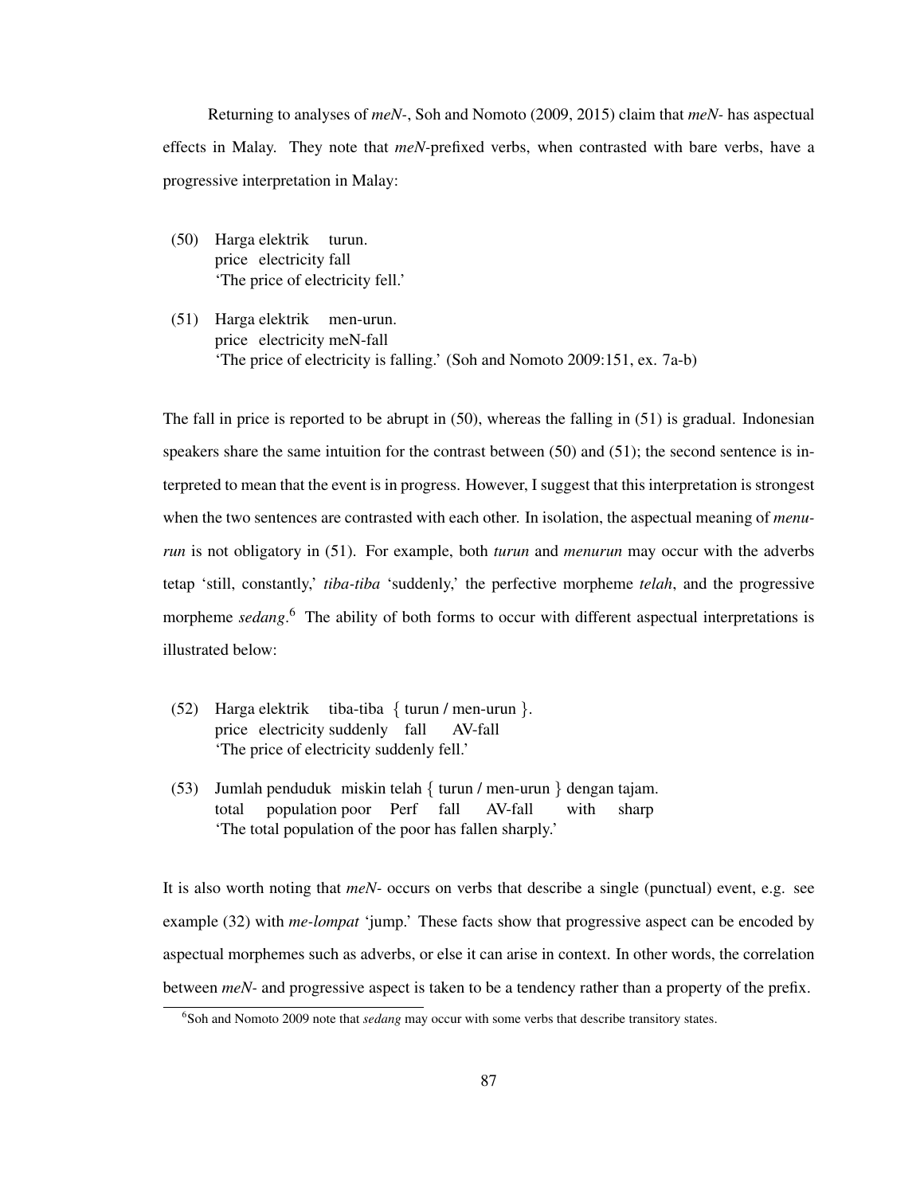Returning to analyses of *meN-*, Soh and Nomoto (2009, 2015) claim that *meN-* has aspectual effects in Malay. They note that *meN*-prefixed verbs, when contrasted with bare verbs, have a progressive interpretation in Malay:

(50) Harga elektrik turun.
 price electricity fall
 'The price of electricity fell.'

(51) Harga elektrik men-urun.
 price electricity meN-fall
 'The price of electricity is falling.' (Soh and Nomoto 2009:151, ex. 7a-b)

The fall in price is reported to be abrupt in (50), whereas the falling in (51) is gradual. Indonesian speakers share the same intuition for the contrast between (50) and (51); the second sentence is interpreted to mean that the event is in progress. However, I suggest that this interpretation is strongest when the two sentences are contrasted with each other. In isolation, the aspectual meaning of *menurun* is not obligatory in (51). For example, both *turun* and *menurun* may occur with the adverbs tetap 'still, constantly,' *tiba-tiba* 'suddenly,' the perfective morpheme *telah*, and the progressive morpheme *sedang*.[6] The ability of both forms to occur with different aspectual interpretations is illustrated below:

(52) Harga elektrik tiba-tiba { turun / men-urun }.
 price electricity suddenly fall AV-fall
 'The price of electricity suddenly fell.'

(53) Jumlah penduduk miskin telah { turun / men-urun } dengan tajam.
 total population poor Perf fall AV-fall with sharp
 'The total population of the poor has fallen sharply.'

It is also worth noting that *meN-* occurs on verbs that describe a single (punctual) event, e.g. see example (32) with *me-lompat* 'jump.' These facts show that progressive aspect can be encoded by aspectual morphemes such as adverbs, or else it can arise in context. In other words, the correlation between *meN-* and progressive aspect is taken to be a tendency rather than a property of the prefix.

[6] Soh and Nomoto 2009 note that *sedang* may occur with some verbs that describe transitory states.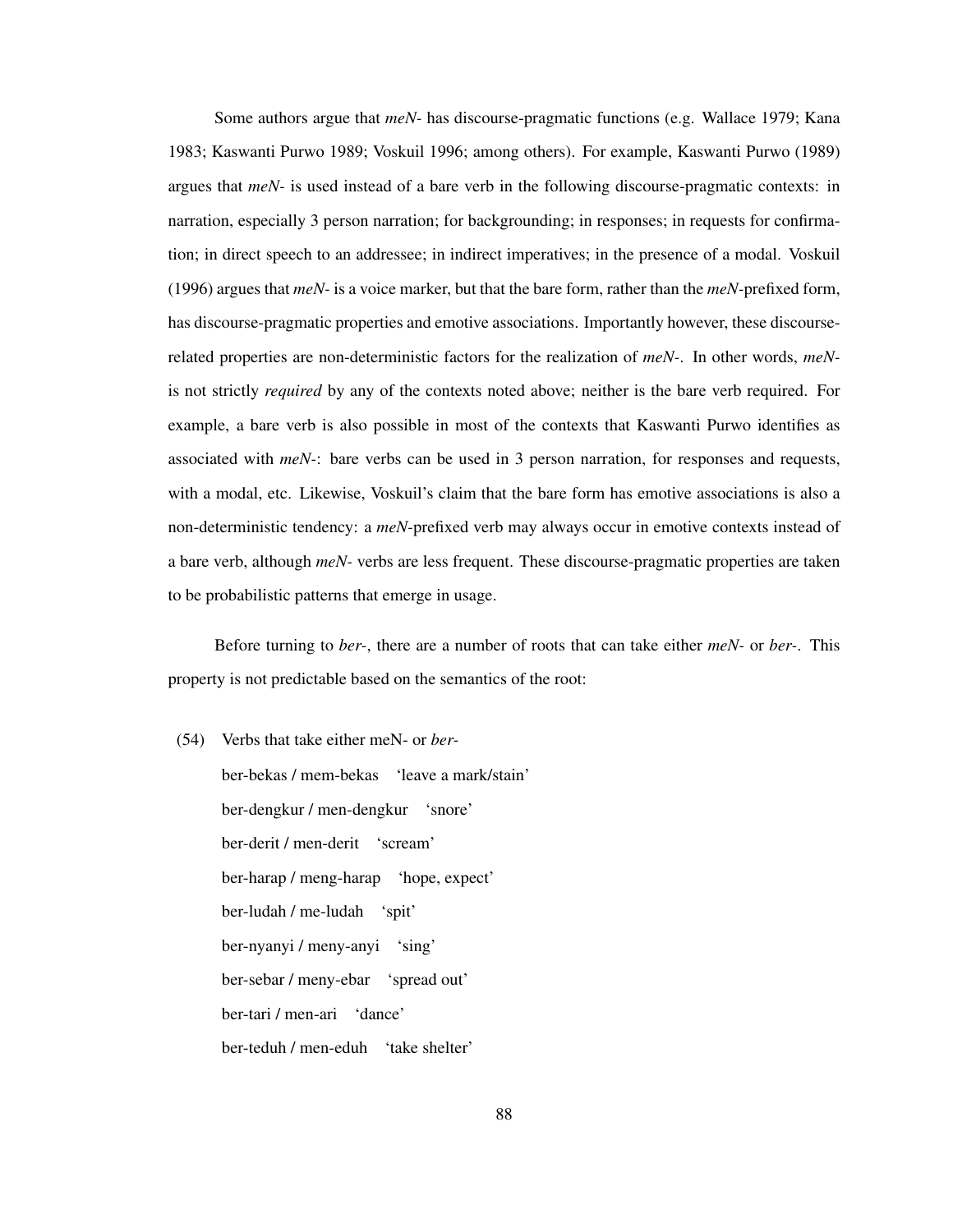Some authors argue that *meN-* has discourse-pragmatic functions (e.g. Wallace 1979; Kana 1983; Kaswanti Purwo 1989; Voskuil 1996; among others). For example, Kaswanti Purwo (1989) argues that *meN-* is used instead of a bare verb in the following discourse-pragmatic contexts: in narration, especially 3 person narration; for backgrounding; in responses; in requests for confirmation; in direct speech to an addressee; in indirect imperatives; in the presence of a modal. Voskuil (1996) argues that *meN-* is a voice marker, but that the bare form, rather than the *meN*-prefixed form, has discourse-pragmatic properties and emotive associations. Importantly however, these discourse-related properties are non-deterministic factors for the realization of *meN-*. In other words, *meN-* is not strictly *required* by any of the contexts noted above; neither is the bare verb required. For example, a bare verb is also possible in most of the contexts that Kaswanti Purwo identifies as associated with *meN-*: bare verbs can be used in 3 person narration, for responses and requests, with a modal, etc. Likewise, Voskuil's claim that the bare form has emotive associations is also a non-deterministic tendency: a *meN*-prefixed verb may always occur in emotive contexts instead of a bare verb, although *meN-* verbs are less frequent. These discourse-pragmatic properties are taken to be probabilistic patterns that emerge in usage.

Before turning to *ber-*, there are a number of roots that can take either *meN-* or *ber-*. This property is not predictable based on the semantics of the root:

(54) Verbs that take either meN- or *ber-*

ber-bekas / mem-bekas 'leave a mark/stain'
ber-dengkur / men-dengkur 'snore'
ber-derit / men-derit 'scream'
ber-harap / meng-harap 'hope, expect'
ber-ludah / me-ludah 'spit'
ber-nyanyi / meny-anyi 'sing'
ber-sebar / meny-ebar 'spread out'
ber-tari / men-ari 'dance'
ber-teduh / men-eduh 'take shelter'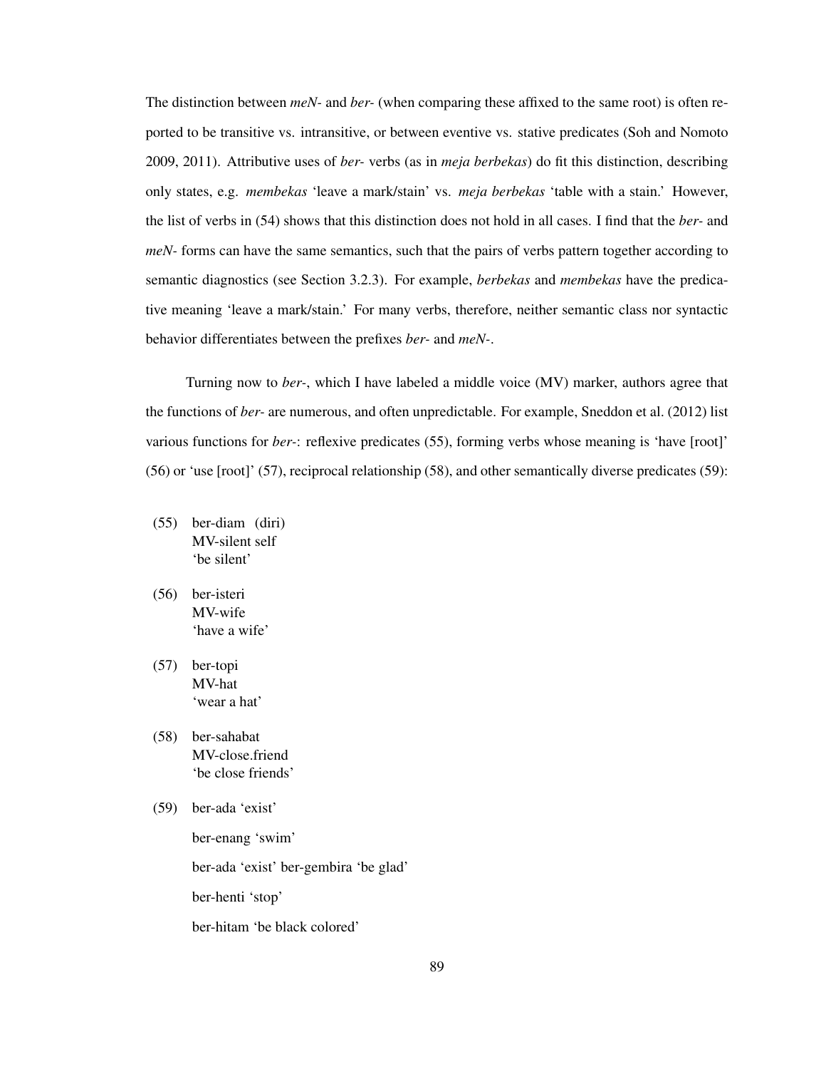The distinction between *meN-* and *ber-* (when comparing these affixed to the same root) is often reported to be transitive vs. intransitive, or between eventive vs. stative predicates (Soh and Nomoto 2009, 2011). Attributive uses of *ber-* verbs (as in *meja berbekas*) do fit this distinction, describing only states, e.g. *membekas* 'leave a mark/stain' vs. *meja berbekas* 'table with a stain.' However, the list of verbs in (54) shows that this distinction does not hold in all cases. I find that the *ber-* and *meN-* forms can have the same semantics, such that the pairs of verbs pattern together according to semantic diagnostics (see Section 3.2.3). For example, *berbekas* and *membekas* have the predicative meaning 'leave a mark/stain.' For many verbs, therefore, neither semantic class nor syntactic behavior differentiates between the prefixes *ber-* and *meN-*.

Turning now to *ber-*, which I have labeled a middle voice (MV) marker, authors agree that the functions of *ber-* are numerous, and often unpredictable. For example, Sneddon et al. (2012) list various functions for *ber-*: reflexive predicates (55), forming verbs whose meaning is 'have [root]' (56) or 'use [root]' (57), reciprocal relationship (58), and other semantically diverse predicates (59):

(55) ber-diam (diri)
MV-silent self
'be silent'

(56) ber-isteri
MV-wife
'have a wife'

(57) ber-topi
MV-hat
'wear a hat'

(58) ber-sahabat
MV-close.friend
'be close friends'

(59) ber-ada 'exist'

ber-enang 'swim'

ber-ada 'exist' ber-gembira 'be glad'

ber-henti 'stop'

ber-hitam 'be black colored'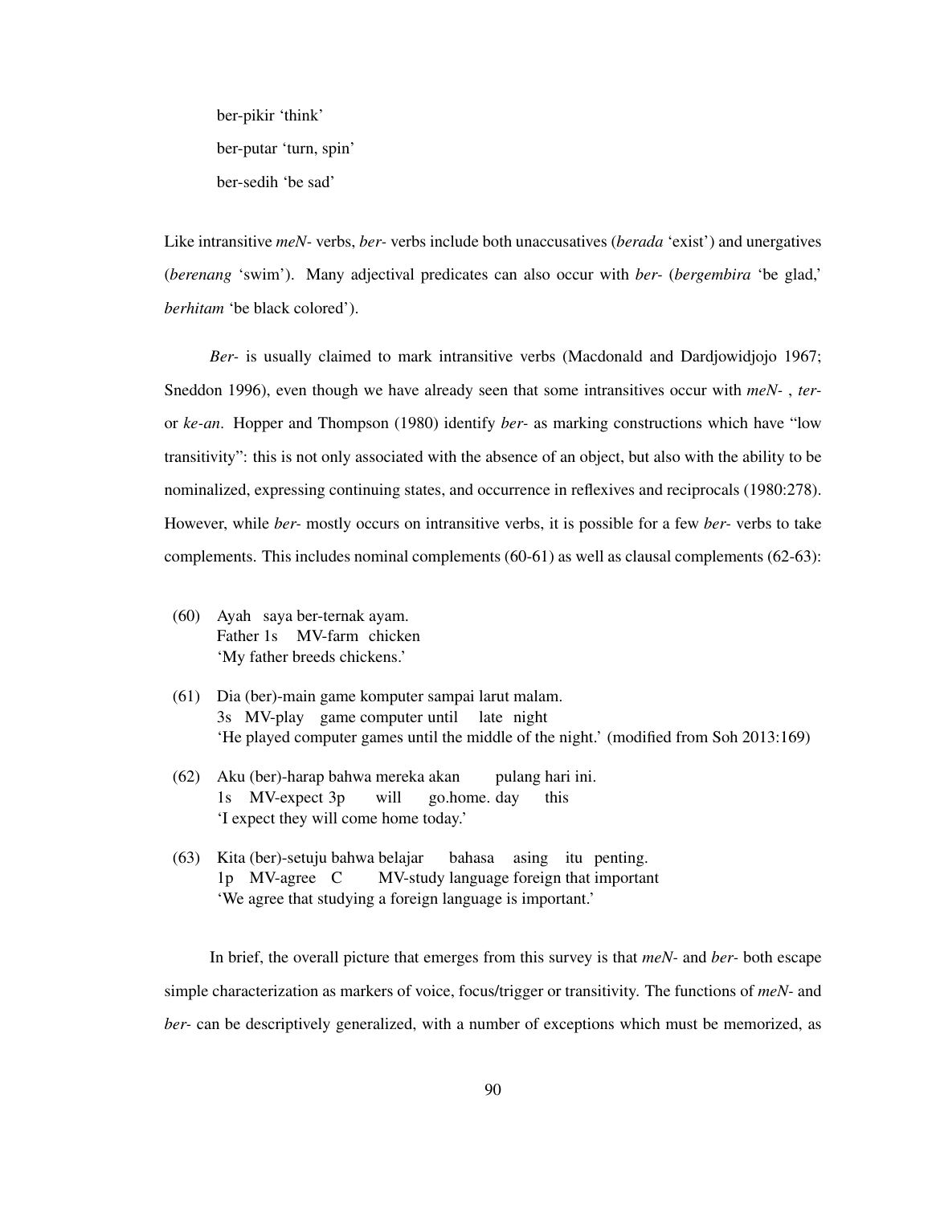ber-pikir 'think'

ber-putar 'turn, spin'

ber-sedih 'be sad'

Like intransitive *meN-* verbs, *ber-* verbs include both unaccusatives (*berada* 'exist') and unergatives (*berenang* 'swim'). Many adjectival predicates can also occur with *ber-* (*bergembira* 'be glad,' *berhitam* 'be black colored').

*Ber-* is usually claimed to mark intransitive verbs (Macdonald and Dardjowidjojo 1967; Sneddon 1996), even though we have already seen that some intransitives occur with *meN-* , *ter-* or *ke-an*. Hopper and Thompson (1980) identify *ber-* as marking constructions which have "low transitivity": this is not only associated with the absence of an object, but also with the ability to be nominalized, expressing continuing states, and occurrence in reflexives and reciprocals (1980:278). However, while *ber-* mostly occurs on intransitive verbs, it is possible for a few *ber-* verbs to take complements. This includes nominal complements (60-61) as well as clausal complements (62-63):

(60) Ayah saya ber-ternak ayam.
     Father 1s MV-farm chicken
     'My father breeds chickens.'

(61) Dia (ber)-main game komputer sampai larut malam.
     3s MV-play game computer until late night
     'He played computer games until the middle of the night.' (modified from Soh 2013:169)

(62) Aku (ber)-harap bahwa mereka akan pulang hari ini.
     1s MV-expect 3p will go.home. day this
     'I expect they will come home today.'

(63) Kita (ber)-setuju bahwa belajar bahasa asing itu penting.
     1p MV-agree C MV-study language foreign that important
     'We agree that studying a foreign language is important.'

In brief, the overall picture that emerges from this survey is that *meN-* and *ber-* both escape simple characterization as markers of voice, focus/trigger or transitivity. The functions of *meN-* and *ber-* can be descriptively generalized, with a number of exceptions which must be memorized, as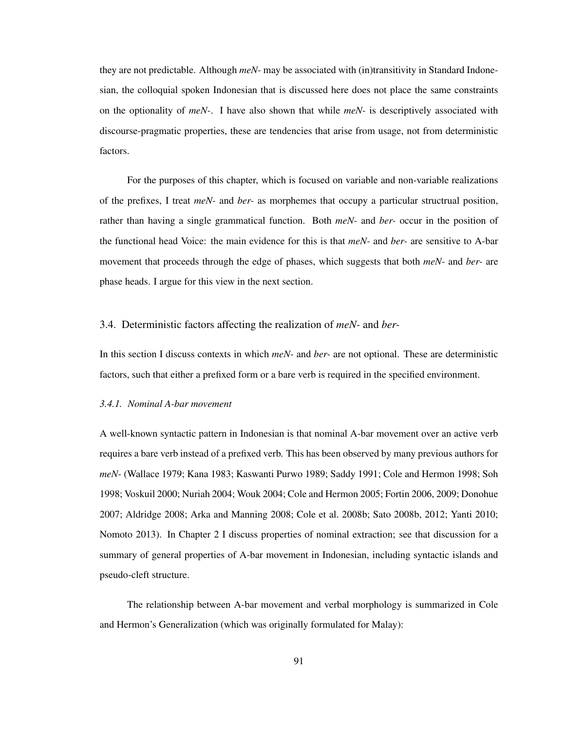they are not predictable. Although *meN-* may be associated with (in)transitivity in Standard Indonesian, the colloquial spoken Indonesian that is discussed here does not place the same constraints on the optionality of *meN-*. I have also shown that while *meN-* is descriptively associated with discourse-pragmatic properties, these are tendencies that arise from usage, not from deterministic factors.

For the purposes of this chapter, which is focused on variable and non-variable realizations of the prefixes, I treat *meN-* and *ber-* as morphemes that occupy a particular structrual position, rather than having a single grammatical function. Both *meN-* and *ber-* occur in the position of the functional head Voice: the main evidence for this is that *meN-* and *ber-* are sensitive to A-bar movement that proceeds through the edge of phases, which suggests that both *meN-* and *ber-* are phase heads. I argue for this view in the next section.

## 3.4. Deterministic factors affecting the realization of *meN-* and *ber-*

In this section I discuss contexts in which *meN-* and *ber-* are not optional. These are deterministic factors, such that either a prefixed form or a bare verb is required in the specified environment.

### *3.4.1. Nominal A-bar movement*

A well-known syntactic pattern in Indonesian is that nominal A-bar movement over an active verb requires a bare verb instead of a prefixed verb. This has been observed by many previous authors for *meN-* (Wallace 1979; Kana 1983; Kaswanti Purwo 1989; Saddy 1991; Cole and Hermon 1998; Soh 1998; Voskuil 2000; Nuriah 2004; Wouk 2004; Cole and Hermon 2005; Fortin 2006, 2009; Donohue 2007; Aldridge 2008; Arka and Manning 2008; Cole et al. 2008b; Sato 2008b, 2012; Yanti 2010; Nomoto 2013). In Chapter 2 I discuss properties of nominal extraction; see that discussion for a summary of general properties of A-bar movement in Indonesian, including syntactic islands and pseudo-cleft structure.

The relationship between A-bar movement and verbal morphology is summarized in Cole and Hermon's Generalization (which was originally formulated for Malay):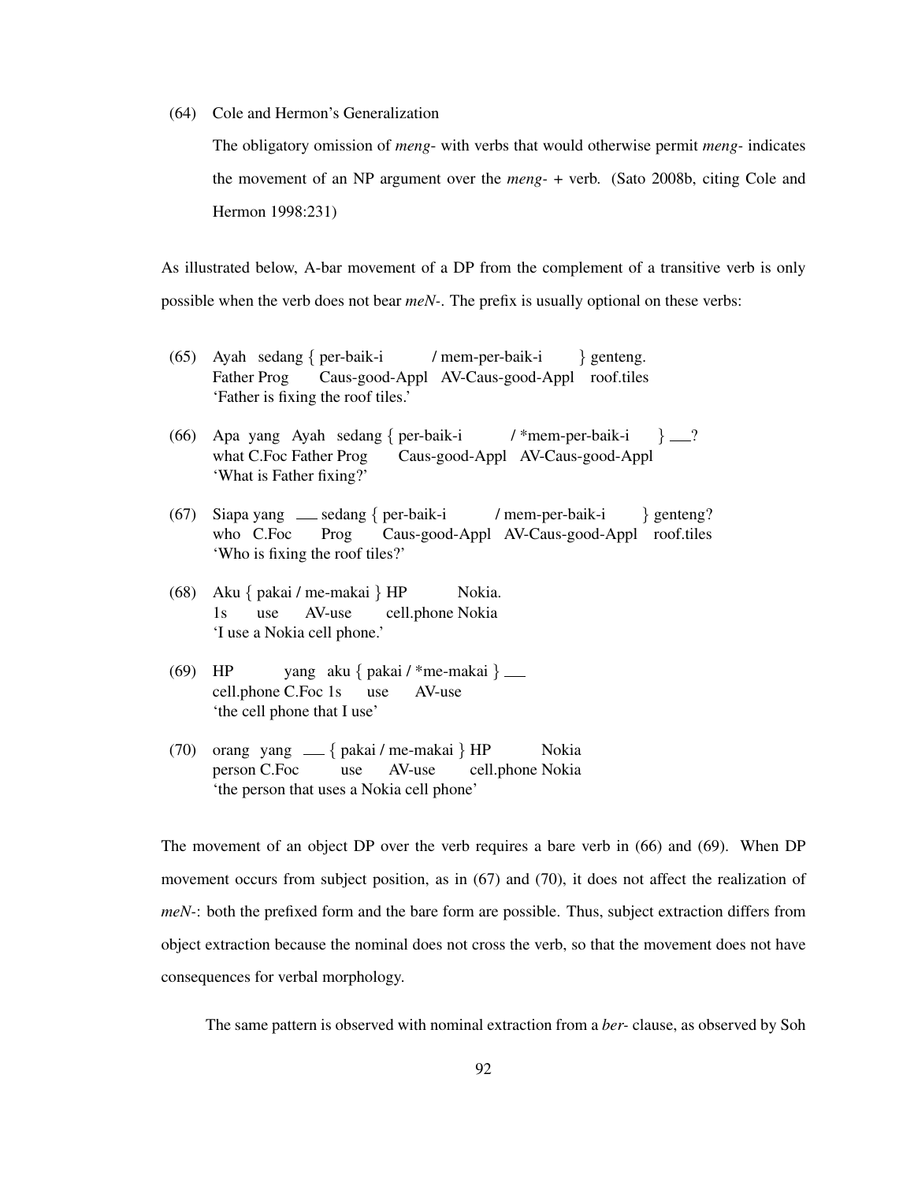(64) Cole and Hermon's Generalization

The obligatory omission of *meng-* with verbs that would otherwise permit *meng-* indicates the movement of an NP argument over the *meng-* + verb. (Sato 2008b, citing Cole and Hermon 1998:231)

As illustrated below, A-bar movement of a DP from the complement of a transitive verb is only possible when the verb does not bear *meN-*. The prefix is usually optional on these verbs:

(65) Ayah sedang { per-baik-i / mem-per-baik-i } genteng.
Father Prog Caus-good-Appl AV-Caus-good-Appl roof.tiles
'Father is fixing the roof tiles.'

(66) Apa yang Ayah sedang { per-baik-i / *mem-per-baik-i } ___?
what C.Foc Father Prog Caus-good-Appl AV-Caus-good-Appl
'What is Father fixing?'

(67) Siapa yang ___ sedang { per-baik-i / mem-per-baik-i } genteng?
who C.Foc Prog Caus-good-Appl AV-Caus-good-Appl roof.tiles
'Who is fixing the roof tiles?'

(68) Aku { pakai / me-makai } HP Nokia.
1s use AV-use cell.phone Nokia
'I use a Nokia cell phone.'

(69) HP yang aku { pakai / *me-makai } ___
cell.phone C.Foc 1s use AV-use
'the cell phone that I use'

(70) orang yang ___ { pakai / me-makai } HP Nokia
person C.Foc use AV-use cell.phone Nokia
'the person that uses a Nokia cell phone'

The movement of an object DP over the verb requires a bare verb in (66) and (69). When DP movement occurs from subject position, as in (67) and (70), it does not affect the realization of *meN-*: both the prefixed form and the bare form are possible. Thus, subject extraction differs from object extraction because the nominal does not cross the verb, so that the movement does not have consequences for verbal morphology.

The same pattern is observed with nominal extraction from a *ber-* clause, as observed by Soh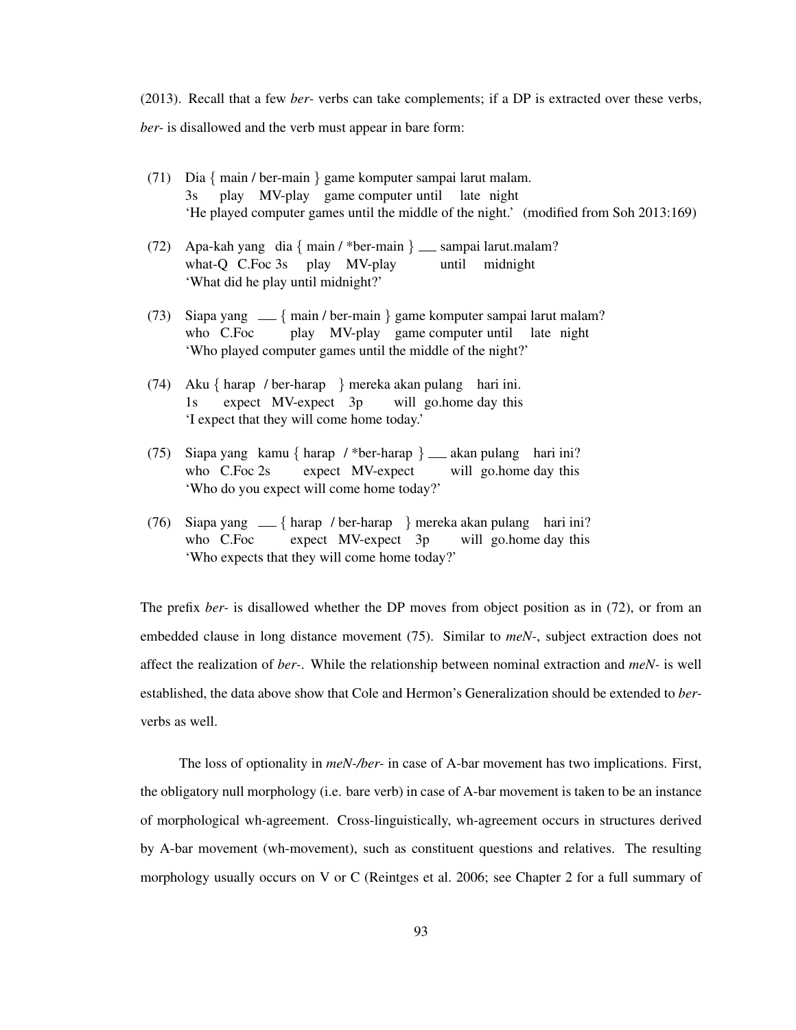(2013). Recall that a few *ber-* verbs can take complements; if a DP is extracted over these verbs, *ber-* is disallowed and the verb must appear in bare form:

(71) Dia { main / ber-main } game komputer sampai larut malam.
     3s play MV-play game computer until late night
     'He played computer games until the middle of the night.' (modified from Soh 2013:169)

(72) Apa-kah yang dia { main / *ber-main } ___ sampai larut.malam?
     what-Q C.Foc 3s play MV-play until midnight
     'What did he play until midnight?'

(73) Siapa yang ___ { main / ber-main } game komputer sampai larut malam?
     who C.Foc play MV-play game computer until late night
     'Who played computer games until the middle of the night?'

(74) Aku { harap / ber-harap } mereka akan pulang hari ini.
     1s expect MV-expect 3p will go.home day this
     'I expect that they will come home today.'

(75) Siapa yang kamu { harap / *ber-harap } ___ akan pulang hari ini?
     who C.Foc 2s expect MV-expect will go.home day this
     'Who do you expect will come home today?'

(76) Siapa yang ___ { harap / ber-harap } mereka akan pulang hari ini?
     who C.Foc expect MV-expect 3p will go.home day this
     'Who expects that they will come home today?'

The prefix *ber-* is disallowed whether the DP moves from object position as in (72), or from an embedded clause in long distance movement (75). Similar to *meN-*, subject extraction does not affect the realization of *ber-*. While the relationship between nominal extraction and *meN-* is well established, the data above show that Cole and Hermon's Generalization should be extended to *ber-* verbs as well.

The loss of optionality in *meN-/ber-* in case of A-bar movement has two implications. First, the obligatory null morphology (i.e. bare verb) in case of A-bar movement is taken to be an instance of morphological wh-agreement. Cross-linguistically, wh-agreement occurs in structures derived by A-bar movement (wh-movement), such as constituent questions and relatives. The resulting morphology usually occurs on V or C (Reintges et al. 2006; see Chapter 2 for a full summary of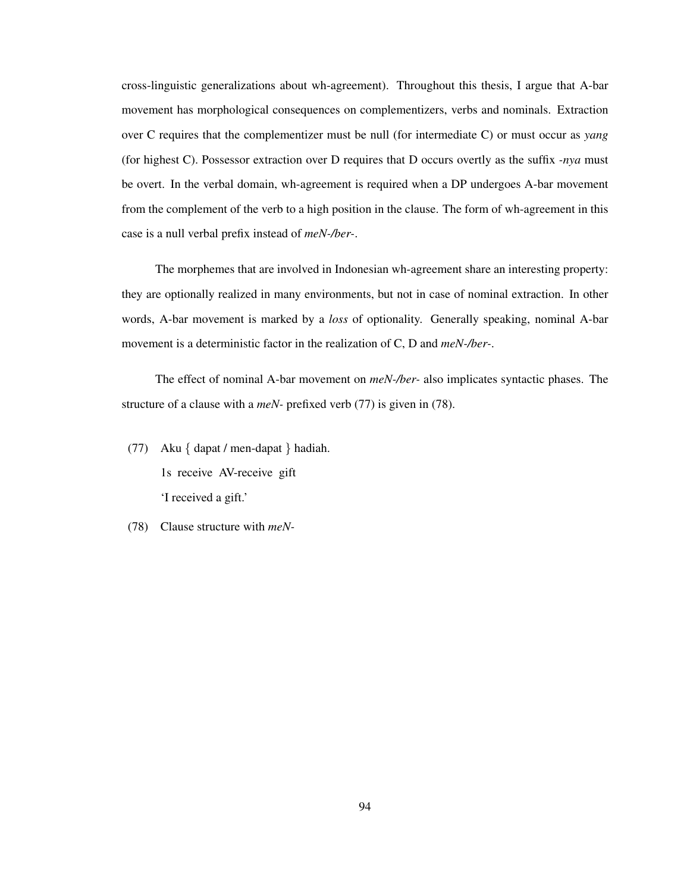cross-linguistic generalizations about wh-agreement). Throughout this thesis, I argue that A-bar movement has morphological consequences on complementizers, verbs and nominals. Extraction over C requires that the complementizer must be null (for intermediate C) or must occur as *yang* (for highest C). Possessor extraction over D requires that D occurs overtly as the suffix *-nya* must be overt. In the verbal domain, wh-agreement is required when a DP undergoes A-bar movement from the complement of the verb to a high position in the clause. The form of wh-agreement in this case is a null verbal prefix instead of *meN-/ber-*.

The morphemes that are involved in Indonesian wh-agreement share an interesting property: they are optionally realized in many environments, but not in case of nominal extraction. In other words, A-bar movement is marked by a *loss* of optionality. Generally speaking, nominal A-bar movement is a deterministic factor in the realization of C, D and *meN-/ber-*.

The effect of nominal A-bar movement on *meN-/ber-* also implicates syntactic phases. The structure of a clause with a *meN-* prefixed verb (77) is given in (78).

(77) Aku { dapat / men-dapat } hadiah.
  1s receive AV-receive gift
  'I received a gift.'

(78) Clause structure with *meN-*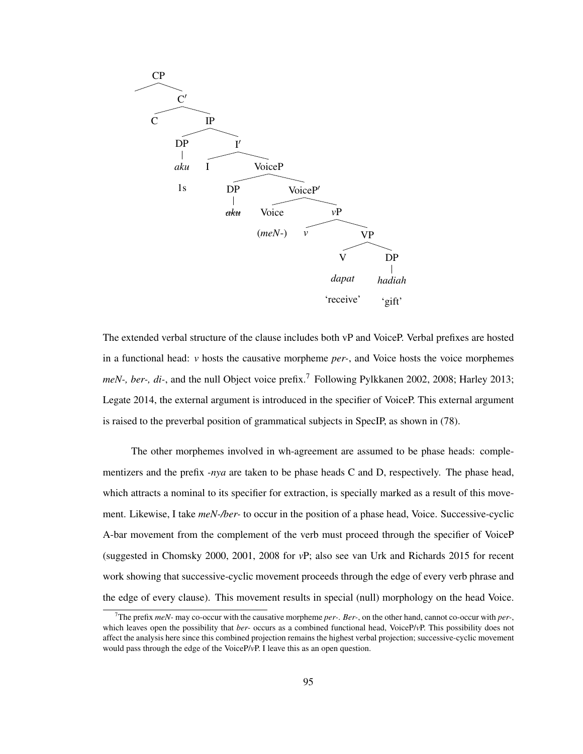```
CP
├── (spec)
└── C′
    ├── C
    └── IP
        ├── DP
        │   aku
        │   1s
        └── I′
            ├── I
            └── VoiceP
                ├── DP
                │   ~~aku~~
                └── VoiceP′
                    ├── Voice
                    │   (meN-)
                    └── vP
                        ├── v
                        └── VP
                            ├── V
                            │   dapat
                            │   'receive'
                            └── DP
                                hadiah
                                'gift'
```

The extended verbal structure of the clause includes both vP and VoiceP. Verbal prefixes are hosted in a functional head: *v* hosts the causative morpheme *per-*, and Voice hosts the voice morphemes *meN-, ber-, di-*, and the null Object voice prefix.[7] Following Pylkkanen 2002, 2008; Harley 2013; Legate 2014, the external argument is introduced in the specifier of VoiceP. This external argument is raised to the preverbal position of grammatical subjects in SpecIP, as shown in (78).

The other morphemes involved in wh-agreement are assumed to be phase heads: complementizers and the prefix *-nya* are taken to be phase heads C and D, respectively. The phase head, which attracts a nominal to its specifier for extraction, is specially marked as a result of this movement. Likewise, I take *meN-/ber-* to occur in the position of a phase head, Voice. Successive-cyclic A-bar movement from the complement of the verb must proceed through the specifier of VoiceP (suggested in Chomsky 2000, 2001, 2008 for *v*P; also see van Urk and Richards 2015 for recent work showing that successive-cyclic movement proceeds through the edge of every verb phrase and the edge of every clause). This movement results in special (null) morphology on the head Voice.

[7] The prefix *meN-* may co-occur with the causative morpheme *per-*. *Ber-*, on the other hand, cannot co-occur with *per-*, which leaves open the possibility that *ber-* occurs as a combined functional head, VoiceP/*v*P. This possibility does not affect the analysis here since this combined projection remains the highest verbal projection; successive-cyclic movement would pass through the edge of the VoiceP/*v*P. I leave this as an open question.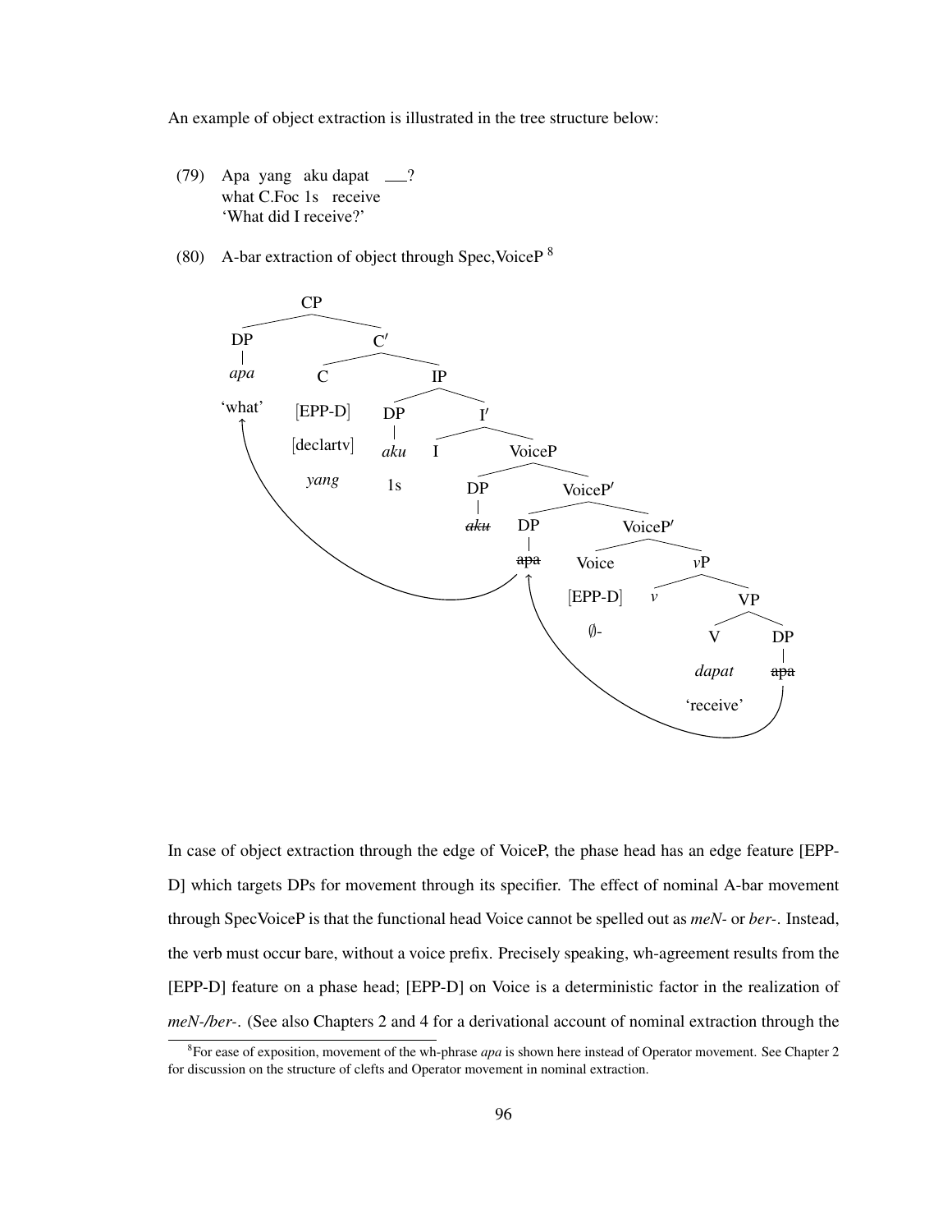An example of object extraction is illustrated in the tree structure below:

(79) Apa yang aku dapat ___?
what C.Foc 1s receive
'What did I receive?'

(80) A-bar extraction of object through Spec,VoiceP [8]

```
[CP [DP apa 'what'] [C' [C [EPP-D] [declartv] yang] [IP [DP aku 1s] [I' I [VoiceP [DP ~~aku~~] [VoiceP' [DP ~~apa~~] [VoiceP' [Voice [EPP-D] ∅-] [vP v [VP [V dapat 'receive'] [DP ~~apa~~]]]]]]]]]]
```

In case of object extraction through the edge of VoiceP, the phase head has an edge feature [EPP-D] which targets DPs for movement through its specifier. The effect of nominal A-bar movement through SpecVoiceP is that the functional head Voice cannot be spelled out as *meN-* or *ber-*. Instead, the verb must occur bare, without a voice prefix. Precisely speaking, wh-agreement results from the [EPP-D] feature on a phase head; [EPP-D] on Voice is a deterministic factor in the realization of *meN-/ber-*. (See also Chapters 2 and 4 for a derivational account of nominal extraction through the

[8] For ease of exposition, movement of the wh-phrase *apa* is shown here instead of Operator movement. See Chapter 2 for discussion on the structure of clefts and Operator movement in nominal extraction.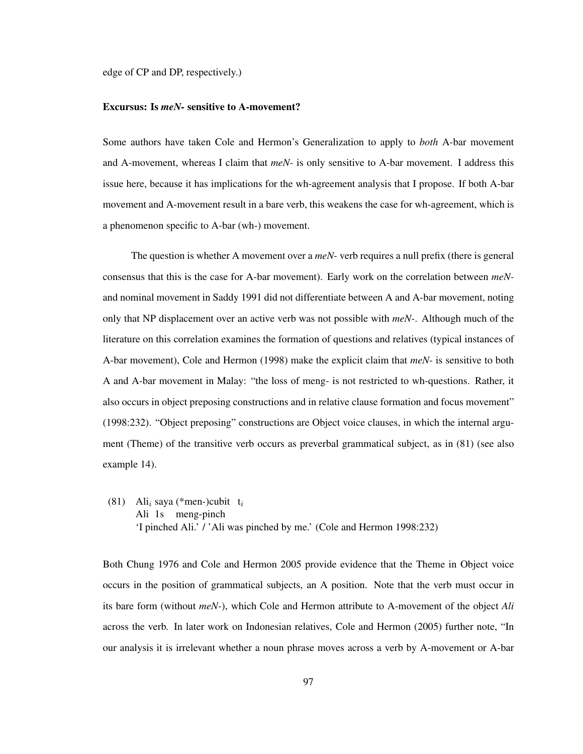edge of CP and DP, respectively.)

**Excursus: Is *meN-* sensitive to A-movement?**

Some authors have taken Cole and Hermon's Generalization to apply to *both* A-bar movement and A-movement, whereas I claim that *meN-* is only sensitive to A-bar movement. I address this issue here, because it has implications for the wh-agreement analysis that I propose. If both A-bar movement and A-movement result in a bare verb, this weakens the case for wh-agreement, which is a phenomenon specific to A-bar (wh-) movement.

The question is whether A movement over a *meN-* verb requires a null prefix (there is general consensus that this is the case for A-bar movement). Early work on the correlation between *meN-* and nominal movement in Saddy 1991 did not differentiate between A and A-bar movement, noting only that NP displacement over an active verb was not possible with *meN-*. Although much of the literature on this correlation examines the formation of questions and relatives (typical instances of A-bar movement), Cole and Hermon (1998) make the explicit claim that *meN-* is sensitive to both A and A-bar movement in Malay: "the loss of meng- is not restricted to wh-questions. Rather, it also occurs in object preposing constructions and in relative clause formation and focus movement" (1998:232). "Object preposing" constructions are Object voice clauses, in which the internal argument (Theme) of the transitive verb occurs as preverbal grammatical subject, as in (81) (see also example 14).

(81) Ali$_i$ saya (*men-)cubit t$_i$
     Ali 1s meng-pinch
     'I pinched Ali.' / 'Ali was pinched by me.' (Cole and Hermon 1998:232)

Both Chung 1976 and Cole and Hermon 2005 provide evidence that the Theme in Object voice occurs in the position of grammatical subjects, an A position. Note that the verb must occur in its bare form (without *meN-*), which Cole and Hermon attribute to A-movement of the object *Ali* across the verb. In later work on Indonesian relatives, Cole and Hermon (2005) further note, "In our analysis it is irrelevant whether a noun phrase moves across a verb by A-movement or A-bar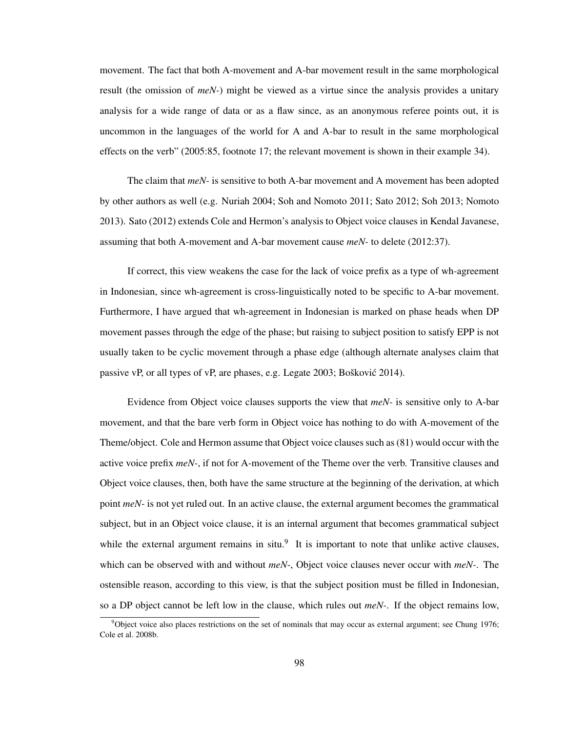movement. The fact that both A-movement and A-bar movement result in the same morphological result (the omission of *meN-*) might be viewed as a virtue since the analysis provides a unitary analysis for a wide range of data or as a flaw since, as an anonymous referee points out, it is uncommon in the languages of the world for A and A-bar to result in the same morphological effects on the verb" (2005:85, footnote 17; the relevant movement is shown in their example 34).

The claim that *meN-* is sensitive to both A-bar movement and A movement has been adopted by other authors as well (e.g. Nuriah 2004; Soh and Nomoto 2011; Sato 2012; Soh 2013; Nomoto 2013). Sato (2012) extends Cole and Hermon's analysis to Object voice clauses in Kendal Javanese, assuming that both A-movement and A-bar movement cause *meN-* to delete (2012:37).

If correct, this view weakens the case for the lack of voice prefix as a type of wh-agreement in Indonesian, since wh-agreement is cross-linguistically noted to be specific to A-bar movement. Furthermore, I have argued that wh-agreement in Indonesian is marked on phase heads when DP movement passes through the edge of the phase; but raising to subject position to satisfy EPP is not usually taken to be cyclic movement through a phase edge (although alternate analyses claim that passive vP, or all types of vP, are phases, e.g. Legate 2003; Bošković 2014).

Evidence from Object voice clauses supports the view that *meN-* is sensitive only to A-bar movement, and that the bare verb form in Object voice has nothing to do with A-movement of the Theme/object. Cole and Hermon assume that Object voice clauses such as (81) would occur with the active voice prefix *meN-*, if not for A-movement of the Theme over the verb. Transitive clauses and Object voice clauses, then, both have the same structure at the beginning of the derivation, at which point *meN-* is not yet ruled out. In an active clause, the external argument becomes the grammatical subject, but in an Object voice clause, it is an internal argument that becomes grammatical subject while the external argument remains in situ.[9] It is important to note that unlike active clauses, which can be observed with and without *meN-*, Object voice clauses never occur with *meN-*. The ostensible reason, according to this view, is that the subject position must be filled in Indonesian, so a DP object cannot be left low in the clause, which rules out *meN-*. If the object remains low,

[9] Object voice also places restrictions on the set of nominals that may occur as external argument; see Chung 1976; Cole et al. 2008b.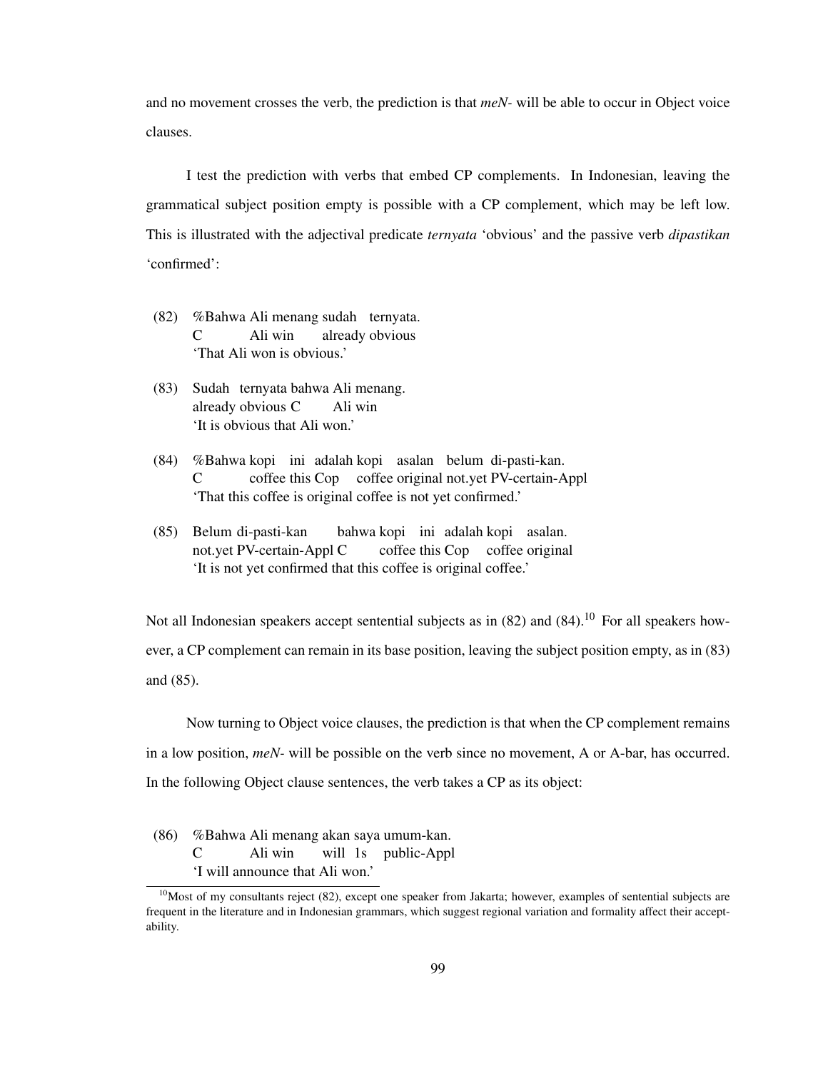and no movement crosses the verb, the prediction is that *meN-* will be able to occur in Object voice clauses.

I test the prediction with verbs that embed CP complements. In Indonesian, leaving the grammatical subject position empty is possible with a CP complement, which may be left low. This is illustrated with the adjectival predicate *ternyata* 'obvious' and the passive verb *dipastikan* 'confirmed':

(82) %Bahwa Ali menang sudah ternyata.
C Ali win already obvious
'That Ali won is obvious.'

(83) Sudah ternyata bahwa Ali menang.
already obvious C Ali win
'It is obvious that Ali won.'

(84) %Bahwa kopi ini adalah kopi asalan belum di-pasti-kan.
C coffee this Cop coffee original not.yet PV-certain-Appl
'That this coffee is original coffee is not yet confirmed.'

(85) Belum di-pasti-kan bahwa kopi ini adalah kopi asalan.
not.yet PV-certain-Appl C coffee this Cop coffee original
'It is not yet confirmed that this coffee is original coffee.'

Not all Indonesian speakers accept sentential subjects as in (82) and (84).[10] For all speakers however, a CP complement can remain in its base position, leaving the subject position empty, as in (83) and (85).

Now turning to Object voice clauses, the prediction is that when the CP complement remains in a low position, *meN-* will be possible on the verb since no movement, A or A-bar, has occurred. In the following Object clause sentences, the verb takes a CP as its object:

(86) %Bahwa Ali menang akan saya umum-kan.
C Ali win will 1s public-Appl
'I will announce that Ali won.'

[10] Most of my consultants reject (82), except one speaker from Jakarta; however, examples of sentential subjects are frequent in the literature and in Indonesian grammars, which suggest regional variation and formality affect their acceptability.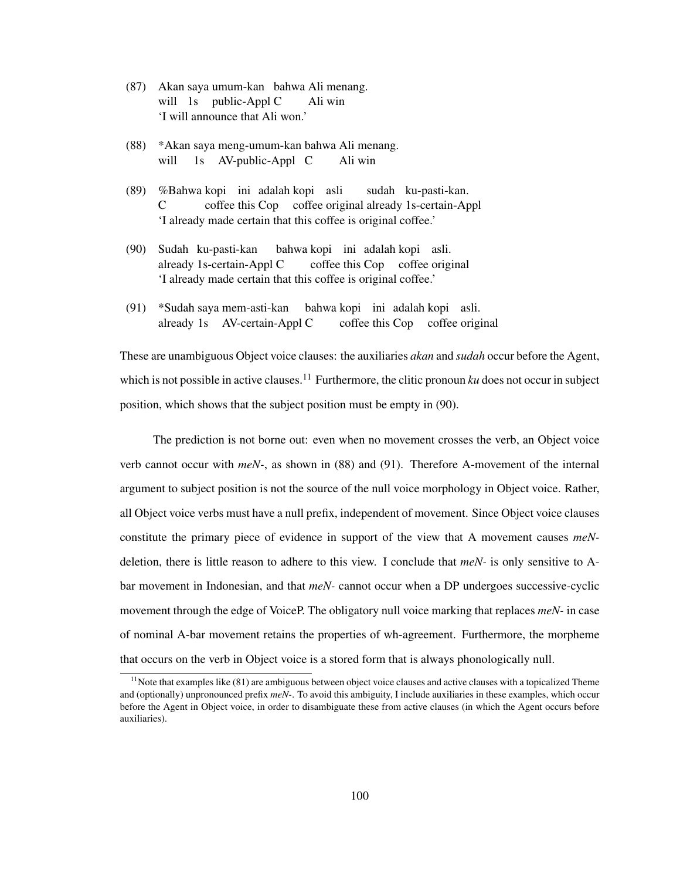(87) Akan saya umum-kan bahwa Ali menang.
     will 1s public-Appl C Ali win
     'I will announce that Ali won.'

(88) *Akan saya meng-umum-kan bahwa Ali menang.
     will 1s AV-public-Appl C Ali win

(89) %Bahwa kopi ini adalah kopi asli sudah ku-pasti-kan.
     C coffee this Cop coffee original already 1s-certain-Appl
     'I already made certain that this coffee is original coffee.'

(90) Sudah ku-pasti-kan bahwa kopi ini adalah kopi asli.
     already 1s-certain-Appl C coffee this Cop coffee original
     'I already made certain that this coffee is original coffee.'

(91) *Sudah saya mem-asti-kan bahwa kopi ini adalah kopi asli.
     already 1s AV-certain-Appl C coffee this Cop coffee original

These are unambiguous Object voice clauses: the auxiliaries *akan* and *sudah* occur before the Agent, which is not possible in active clauses.[11] Furthermore, the clitic pronoun *ku* does not occur in subject position, which shows that the subject position must be empty in (90).

The prediction is not borne out: even when no movement crosses the verb, an Object voice verb cannot occur with *meN-*, as shown in (88) and (91). Therefore A-movement of the internal argument to subject position is not the source of the null voice morphology in Object voice. Rather, all Object voice verbs must have a null prefix, independent of movement. Since Object voice clauses constitute the primary piece of evidence in support of the view that A movement causes *meN-* deletion, there is little reason to adhere to this view. I conclude that *meN-* is only sensitive to A-bar movement in Indonesian, and that *meN-* cannot occur when a DP undergoes successive-cyclic movement through the edge of VoiceP. The obligatory null voice marking that replaces *meN-* in case of nominal A-bar movement retains the properties of wh-agreement. Furthermore, the morpheme that occurs on the verb in Object voice is a stored form that is always phonologically null.

[11] Note that examples like (81) are ambiguous between object voice clauses and active clauses with a topicalized Theme and (optionally) unpronounced prefix *meN-*. To avoid this ambiguity, I include auxiliaries in these examples, which occur before the Agent in Object voice, in order to disambiguate these from active clauses (in which the Agent occurs before auxiliaries).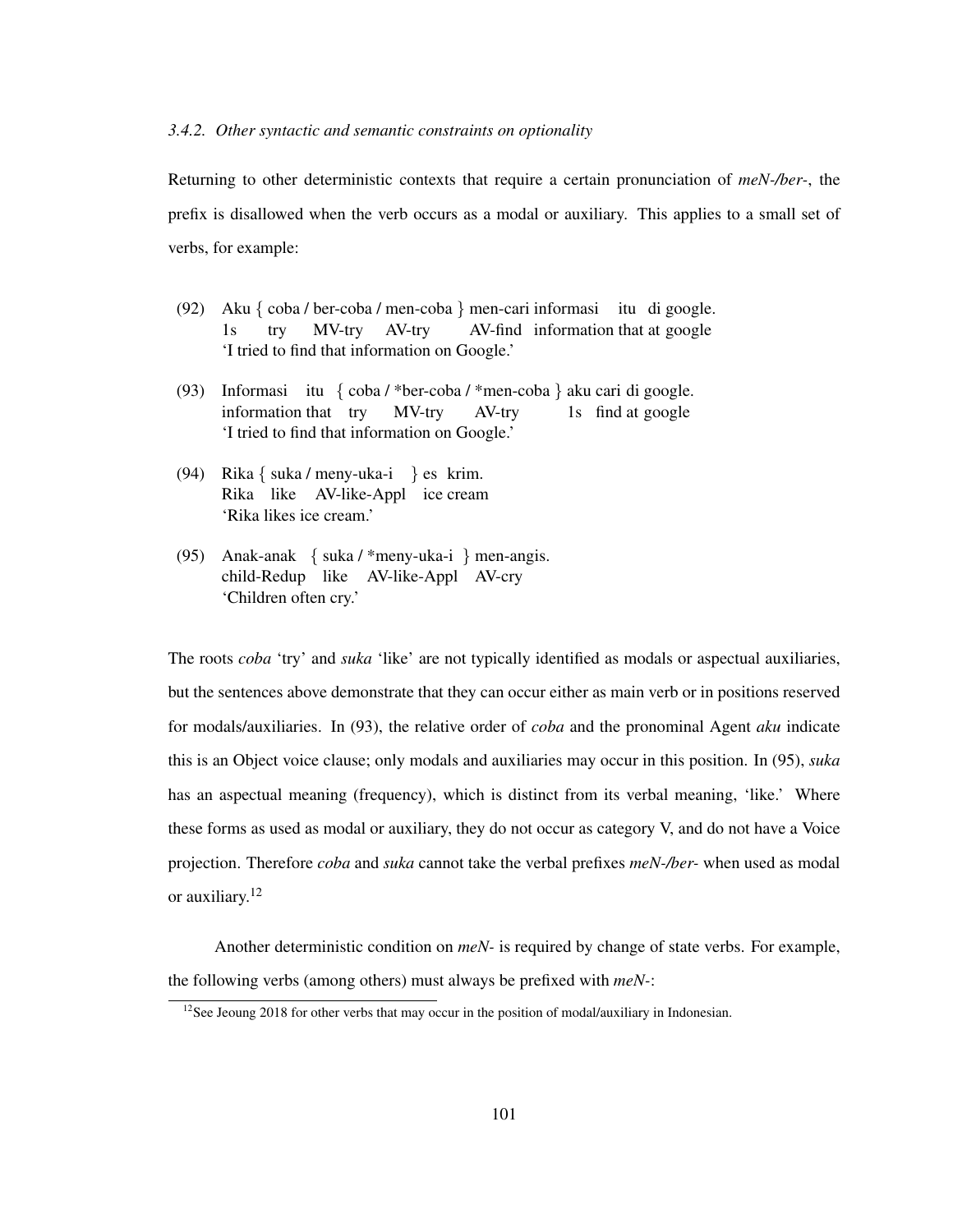*3.4.2. Other syntactic and semantic constraints on optionality*

Returning to other deterministic contexts that require a certain pronunciation of *meN-/ber-*, the prefix is disallowed when the verb occurs as a modal or auxiliary. This applies to a small set of verbs, for example:

(92) Aku { coba / ber-coba / men-coba } men-cari informasi itu di google.
 1s try MV-try AV-try AV-find information that at google
 'I tried to find that information on Google.'

(93) Informasi itu { coba / *ber-coba / *men-coba } aku cari di google.
 information that try MV-try AV-try 1s find at google
 'I tried to find that information on Google.'

(94) Rika { suka / meny-uka-i } es krim.
 Rika like AV-like-Appl ice cream
 'Rika likes ice cream.'

(95) Anak-anak { suka / *meny-uka-i } men-angis.
 child-Redup like AV-like-Appl AV-cry
 'Children often cry.'

The roots *coba* 'try' and *suka* 'like' are not typically identified as modals or aspectual auxiliaries, but the sentences above demonstrate that they can occur either as main verb or in positions reserved for modals/auxiliaries. In (93), the relative order of *coba* and the pronominal Agent *aku* indicate this is an Object voice clause; only modals and auxiliaries may occur in this position. In (95), *suka* has an aspectual meaning (frequency), which is distinct from its verbal meaning, 'like.' Where these forms as used as modal or auxiliary, they do not occur as category V, and do not have a Voice projection. Therefore *coba* and *suka* cannot take the verbal prefixes *meN-/ber-* when used as modal or auxiliary.[12]

Another deterministic condition on *meN-* is required by change of state verbs. For example, the following verbs (among others) must always be prefixed with *meN-*:

[12] See Jeoung 2018 for other verbs that may occur in the position of modal/auxiliary in Indonesian.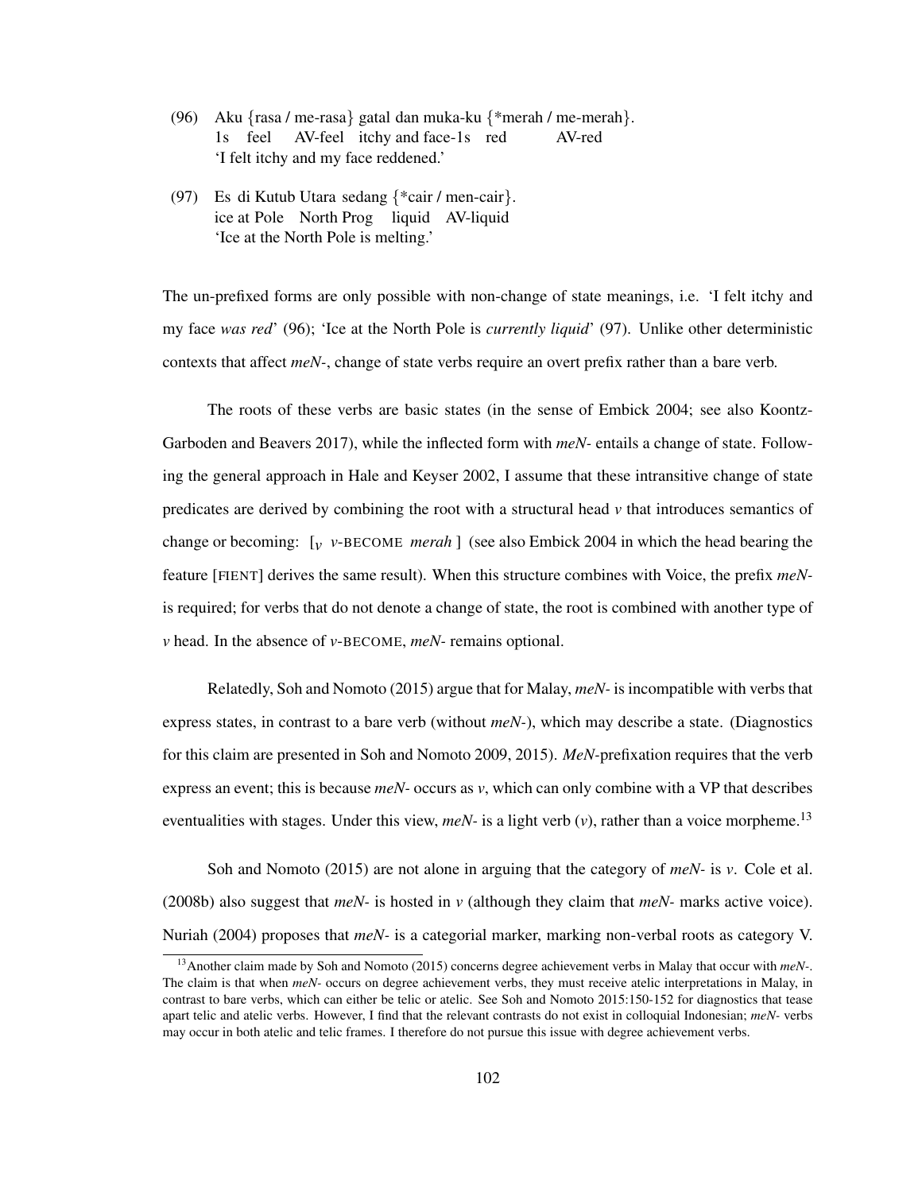(96) Aku {rasa / me-rasa} gatal dan muka-ku {*merah / me-merah}.
     1s feel AV-feel itchy and face-1s red AV-red
     'I felt itchy and my face reddened.'

(97) Es di Kutub Utara sedang {*cair / men-cair}.
     ice at Pole North Prog liquid AV-liquid
     'Ice at the North Pole is melting.'

The un-prefixed forms are only possible with non-change of state meanings, i.e. 'I felt itchy and my face *was red*' (96); 'Ice at the North Pole is *currently liquid*' (97). Unlike other deterministic contexts that affect *meN-*, change of state verbs require an overt prefix rather than a bare verb.

The roots of these verbs are basic states (in the sense of Embick 2004; see also Koontz-Garboden and Beavers 2017), while the inflected form with *meN-* entails a change of state. Following the general approach in Hale and Keyser 2002, I assume that these intransitive change of state predicates are derived by combining the root with a structural head *v* that introduces semantics of change or becoming: [$_v$ *v*-BECOME *merah* ] (see also Embick 2004 in which the head bearing the feature [FIENT] derives the same result). When this structure combines with Voice, the prefix *meN-* is required; for verbs that do not denote a change of state, the root is combined with another type of *v* head. In the absence of *v*-BECOME, *meN-* remains optional.

Relatedly, Soh and Nomoto (2015) argue that for Malay, *meN-* is incompatible with verbs that express states, in contrast to a bare verb (without *meN-*), which may describe a state. (Diagnostics for this claim are presented in Soh and Nomoto 2009, 2015). *MeN*-prefixation requires that the verb express an event; this is because *meN-* occurs as *v*, which can only combine with a VP that describes eventualities with stages. Under this view, *meN-* is a light verb (*v*), rather than a voice morpheme.[13]

Soh and Nomoto (2015) are not alone in arguing that the category of *meN-* is *v*. Cole et al. (2008b) also suggest that *meN-* is hosted in *v* (although they claim that *meN-* marks active voice). Nuriah (2004) proposes that *meN-* is a categorial marker, marking non-verbal roots as category V.

[13]Another claim made by Soh and Nomoto (2015) concerns degree achievement verbs in Malay that occur with *meN-*. The claim is that when *meN-* occurs on degree achievement verbs, they must receive atelic interpretations in Malay, in contrast to bare verbs, which can either be telic or atelic. See Soh and Nomoto 2015:150-152 for diagnostics that tease apart telic and atelic verbs. However, I find that the relevant contrasts do not exist in colloquial Indonesian; *meN-* verbs may occur in both atelic and telic frames. I therefore do not pursue this issue with degree achievement verbs.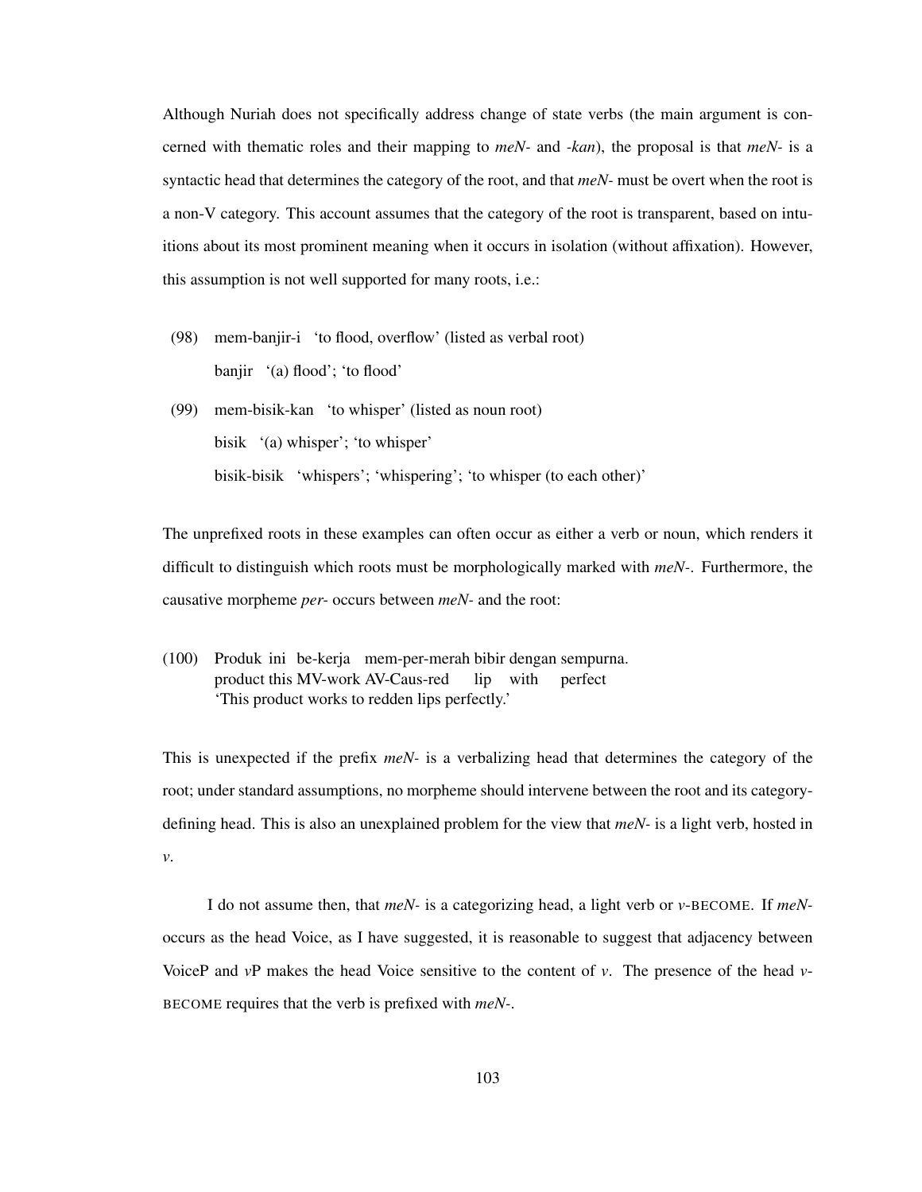Although Nuriah does not specifically address change of state verbs (the main argument is concerned with thematic roles and their mapping to *meN-* and *-kan*), the proposal is that *meN-* is a syntactic head that determines the category of the root, and that *meN-* must be overt when the root is a non-V category. This account assumes that the category of the root is transparent, based on intuitions about its most prominent meaning when it occurs in isolation (without affixation). However, this assumption is not well supported for many roots, i.e.:

(98) mem-banjir-i 'to flood, overflow' (listed as verbal root)
banjir '(a) flood'; 'to flood'

(99) mem-bisik-kan 'to whisper' (listed as noun root)
bisik '(a) whisper'; 'to whisper'
bisik-bisik 'whispers'; 'whispering'; 'to whisper (to each other)'

The unprefixed roots in these examples can often occur as either a verb or noun, which renders it difficult to distinguish which roots must be morphologically marked with *meN-*. Furthermore, the causative morpheme *per-* occurs between *meN-* and the root:

(100) Produk ini be-kerja mem-per-merah bibir dengan sempurna.
product this MV-work AV-Caus-red lip with perfect
'This product works to redden lips perfectly.'

This is unexpected if the prefix *meN-* is a verbalizing head that determines the category of the root; under standard assumptions, no morpheme should intervene between the root and its category-defining head. This is also an unexplained problem for the view that *meN-* is a light verb, hosted in *v*.

I do not assume then, that *meN-* is a categorizing head, a light verb or *v*-BECOME. If *meN-* occurs as the head Voice, as I have suggested, it is reasonable to suggest that adjacency between VoiceP and *v*P makes the head Voice sensitive to the content of *v*. The presence of the head *v*-BECOME requires that the verb is prefixed with *meN-*.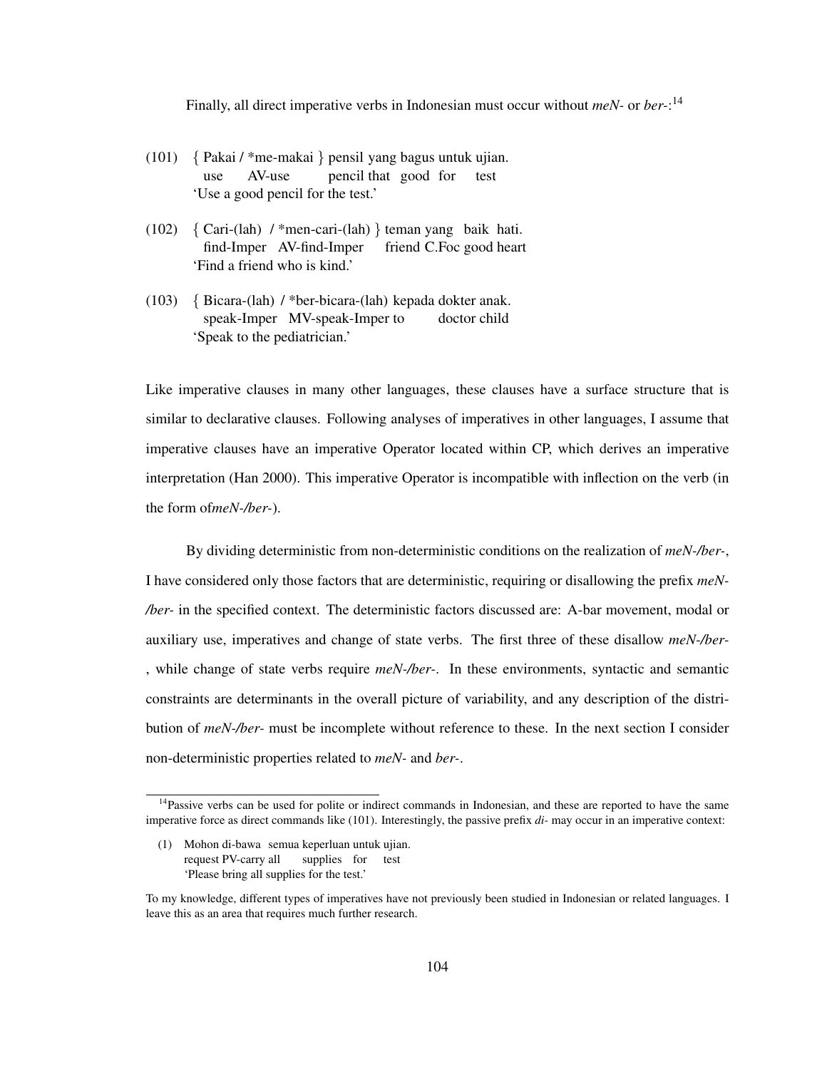Finally, all direct imperative verbs in Indonesian must occur without *meN-* or *ber-*:[14]

(101) { Pakai / *me-makai } pensil yang bagus untuk ujian.
     use AV-use pencil that good for test
     'Use a good pencil for the test.'

(102) { Cari-(lah) / *men-cari-(lah) } teman yang baik hati.
     find-Imper AV-find-Imper friend C.Foc good heart
     'Find a friend who is kind.'

(103) { Bicara-(lah) / *ber-bicara-(lah) kepada dokter anak.
     speak-Imper MV-speak-Imper to doctor child
     'Speak to the pediatrician.'

Like imperative clauses in many other languages, these clauses have a surface structure that is similar to declarative clauses. Following analyses of imperatives in other languages, I assume that imperative clauses have an imperative Operator located within CP, which derives an imperative interpretation (Han 2000). This imperative Operator is incompatible with inflection on the verb (in the form of*meN-/ber-*).

By dividing deterministic from non-deterministic conditions on the realization of *meN-/ber-*, I have considered only those factors that are deterministic, requiring or disallowing the prefix *meN-/ber-* in the specified context. The deterministic factors discussed are: A-bar movement, modal or auxiliary use, imperatives and change of state verbs. The first three of these disallow *meN-/ber-*, while change of state verbs require *meN-/ber-*. In these environments, syntactic and semantic constraints are determinants in the overall picture of variability, and any description of the distribution of *meN-/ber-* must be incomplete without reference to these. In the next section I consider non-deterministic properties related to *meN-* and *ber-*.

---

[14]Passive verbs can be used for polite or indirect commands in Indonesian, and these are reported to have the same imperative force as direct commands like (101). Interestingly, the passive prefix *di-* may occur in an imperative context:

(1) Mohon di-bawa semua keperluan untuk ujian.
    request PV-carry all supplies for test
    'Please bring all supplies for the test.'

To my knowledge, different types of imperatives have not previously been studied in Indonesian or related languages. I leave this as an area that requires much further research.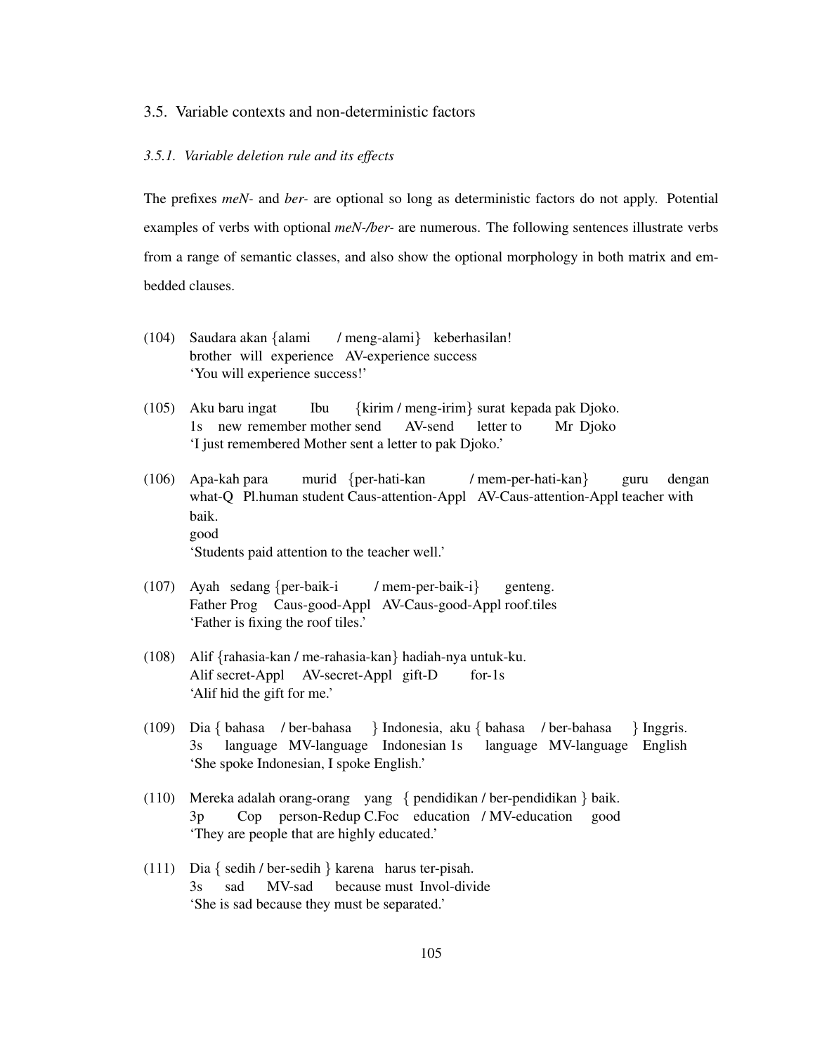## 3.5. Variable contexts and non-deterministic factors

### *3.5.1. Variable deletion rule and its effects*

The prefixes *meN-* and *ber-* are optional so long as deterministic factors do not apply. Potential examples of verbs with optional *meN-/ber-* are numerous. The following sentences illustrate verbs from a range of semantic classes, and also show the optional morphology in both matrix and embedded clauses.

(104) Saudara akan {alami / meng-alami} keberhasilan!
brother will experience AV-experience success
'You will experience success!'

(105) Aku baru ingat Ibu {kirim / meng-irim} surat kepada pak Djoko.
1s new remember mother send AV-send letter to Mr Djoko
'I just remembered Mother sent a letter to pak Djoko.'

(106) Apa-kah para murid {per-hati-kan / mem-per-hati-kan} guru dengan baik.
what-Q Pl.human student Caus-attention-Appl AV-Caus-attention-Appl teacher with good
'Students paid attention to the teacher well.'

(107) Ayah sedang {per-baik-i / mem-per-baik-i} genteng.
Father Prog Caus-good-Appl AV-Caus-good-Appl roof.tiles
'Father is fixing the roof tiles.'

(108) Alif {rahasia-kan / me-rahasia-kan} hadiah-nya untuk-ku.
Alif secret-Appl AV-secret-Appl gift-D for-1s
'Alif hid the gift for me.'

(109) Dia { bahasa / ber-bahasa } Indonesia, aku { bahasa / ber-bahasa } Inggris.
3s language MV-language Indonesian 1s language MV-language English
'She spoke Indonesian, I spoke English.'

(110) Mereka adalah orang-orang yang { pendidikan / ber-pendidikan } baik.
3p Cop person-Redup C.Foc education / MV-education good
'They are people that are highly educated.'

(111) Dia { sedih / ber-sedih } karena harus ter-pisah.
3s sad MV-sad because must Invol-divide
'She is sad because they must be separated.'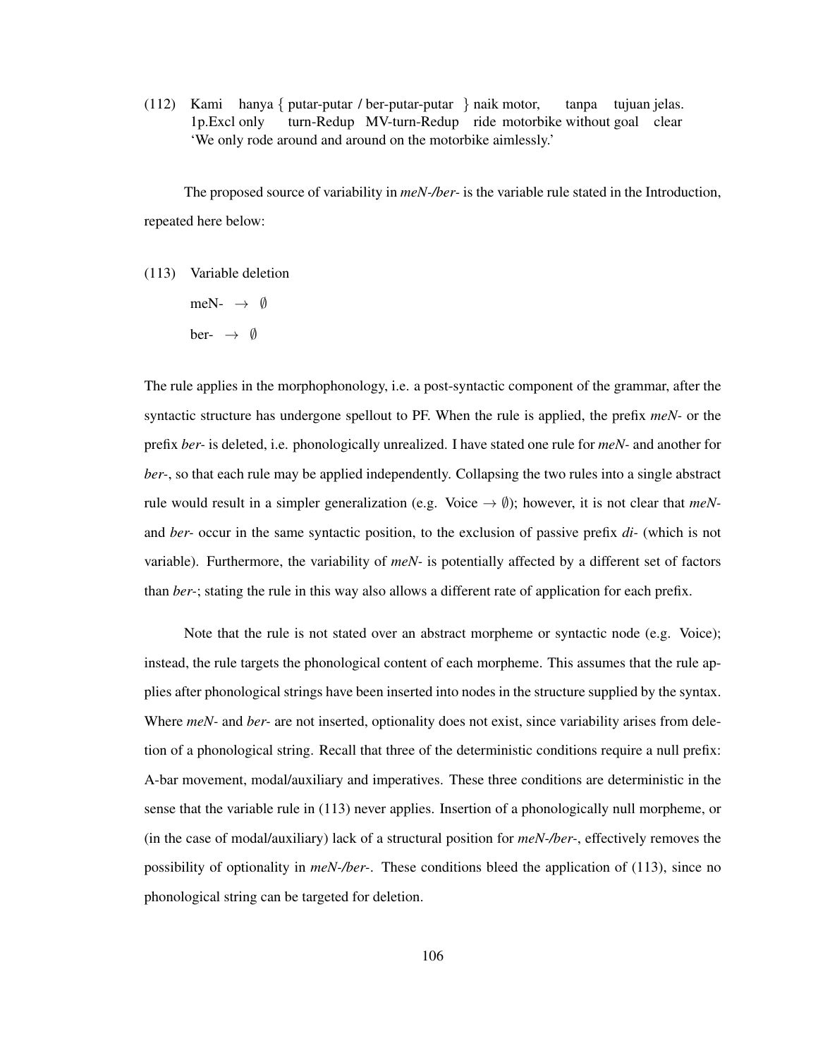(112) Kami hanya { putar-putar / ber-putar-putar } naik motor, tanpa tujuan jelas.
1p.Excl only turn-Redup MV-turn-Redup ride motorbike without goal clear
'We only rode around and around on the motorbike aimlessly.'

The proposed source of variability in *meN-/ber-* is the variable rule stated in the Introduction, repeated here below:

(113) Variable deletion

meN- $\rightarrow$ $\emptyset$

ber- $\rightarrow$ $\emptyset$

The rule applies in the morphophonology, i.e. a post-syntactic component of the grammar, after the syntactic structure has undergone spellout to PF. When the rule is applied, the prefix *meN-* or the prefix *ber-* is deleted, i.e. phonologically unrealized. I have stated one rule for *meN-* and another for *ber-*, so that each rule may be applied independently. Collapsing the two rules into a single abstract rule would result in a simpler generalization (e.g. Voice $\rightarrow \emptyset$); however, it is not clear that *meN-* and *ber-* occur in the same syntactic position, to the exclusion of passive prefix *di-* (which is not variable). Furthermore, the variability of *meN-* is potentially affected by a different set of factors than *ber-*; stating the rule in this way also allows a different rate of application for each prefix.

Note that the rule is not stated over an abstract morpheme or syntactic node (e.g. Voice); instead, the rule targets the phonological content of each morpheme. This assumes that the rule applies after phonological strings have been inserted into nodes in the structure supplied by the syntax. Where *meN-* and *ber-* are not inserted, optionality does not exist, since variability arises from deletion of a phonological string. Recall that three of the deterministic conditions require a null prefix: A-bar movement, modal/auxiliary and imperatives. These three conditions are deterministic in the sense that the variable rule in (113) never applies. Insertion of a phonologically null morpheme, or (in the case of modal/auxiliary) lack of a structural position for *meN-/ber-*, effectively removes the possibility of optionality in *meN-/ber-*. These conditions bleed the application of (113), since no phonological string can be targeted for deletion.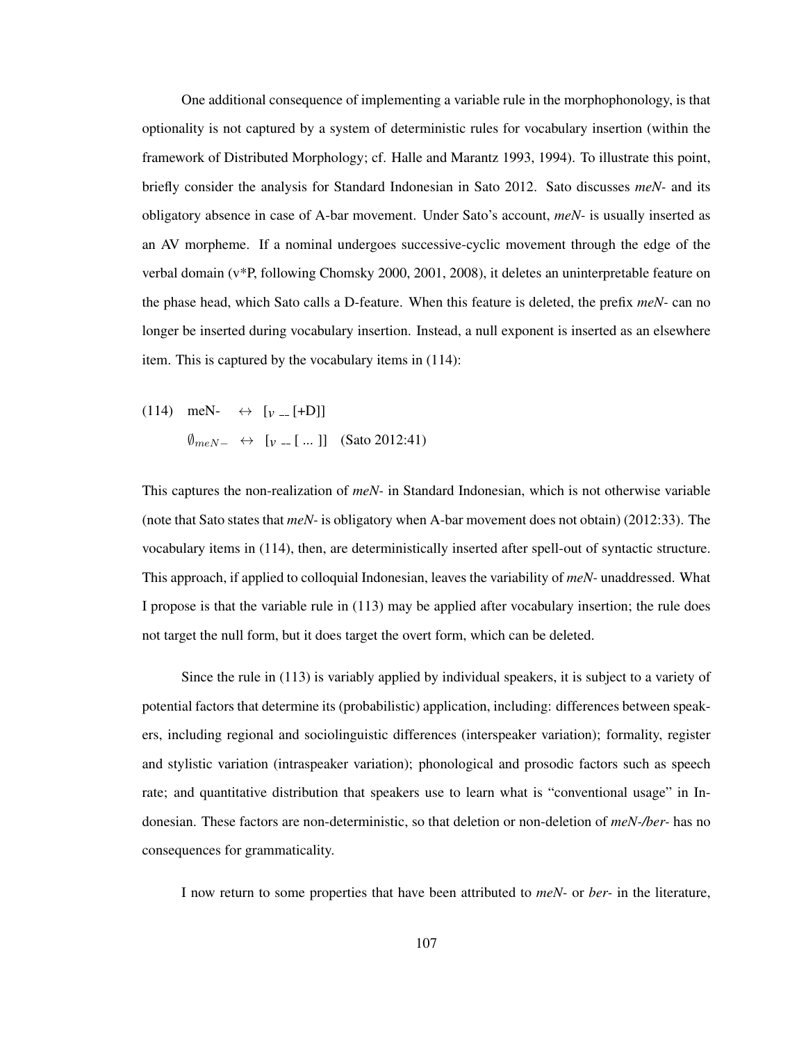One additional consequence of implementing a variable rule in the morphophonology, is that optionality is not captured by a system of deterministic rules for vocabulary insertion (within the framework of Distributed Morphology; cf. Halle and Marantz 1993, 1994). To illustrate this point, briefly consider the analysis for Standard Indonesian in Sato 2012. Sato discusses *meN-* and its obligatory absence in case of A-bar movement. Under Sato's account, *meN-* is usually inserted as an AV morpheme. If a nominal undergoes successive-cyclic movement through the edge of the verbal domain (v*P, following Chomsky 2000, 2001, 2008), it deletes an uninterpretable feature on the phase head, which Sato calls a D-feature. When this feature is deleted, the prefix *meN-* can no longer be inserted during vocabulary insertion. Instead, a null exponent is inserted as an elsewhere item. This is captured by the vocabulary items in (114):

(114) meN- $\leftrightarrow$ $[_{V}$ __ [+D]]

$\emptyset_{meN-}$ $\leftrightarrow$ $[_{V}$ __ [ ... ]] (Sato 2012:41)

This captures the non-realization of *meN-* in Standard Indonesian, which is not otherwise variable (note that Sato states that *meN-* is obligatory when A-bar movement does not obtain) (2012:33). The vocabulary items in (114), then, are deterministically inserted after spell-out of syntactic structure. This approach, if applied to colloquial Indonesian, leaves the variability of *meN-* unaddressed. What I propose is that the variable rule in (113) may be applied after vocabulary insertion; the rule does not target the null form, but it does target the overt form, which can be deleted.

Since the rule in (113) is variably applied by individual speakers, it is subject to a variety of potential factors that determine its (probabilistic) application, including: differences between speakers, including regional and sociolinguistic differences (interspeaker variation); formality, register and stylistic variation (intraspeaker variation); phonological and prosodic factors such as speech rate; and quantitative distribution that speakers use to learn what is "conventional usage" in Indonesian. These factors are non-deterministic, so that deletion or non-deletion of *meN-/ber-* has no consequences for grammaticality.

I now return to some properties that have been attributed to *meN-* or *ber-* in the literature,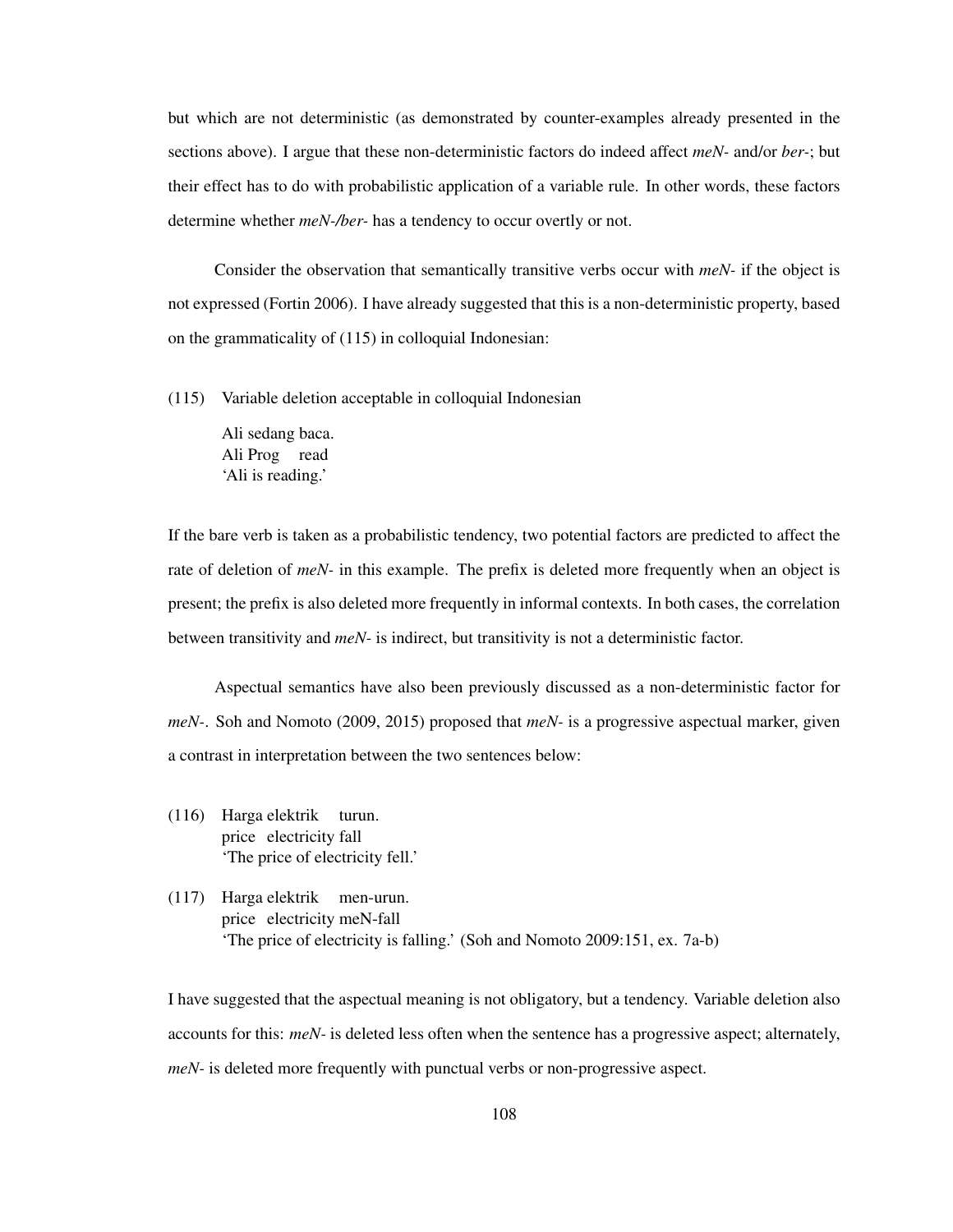but which are not deterministic (as demonstrated by counter-examples already presented in the sections above). I argue that these non-deterministic factors do indeed affect *meN-* and/or *ber-*; but their effect has to do with probabilistic application of a variable rule. In other words, these factors determine whether *meN-/ber-* has a tendency to occur overtly or not.

Consider the observation that semantically transitive verbs occur with *meN-* if the object is not expressed (Fortin 2006). I have already suggested that this is a non-deterministic property, based on the grammaticality of (115) in colloquial Indonesian:

(115) Variable deletion acceptable in colloquial Indonesian

Ali sedang baca.
Ali Prog read
'Ali is reading.'

If the bare verb is taken as a probabilistic tendency, two potential factors are predicted to affect the rate of deletion of *meN-* in this example. The prefix is deleted more frequently when an object is present; the prefix is also deleted more frequently in informal contexts. In both cases, the correlation between transitivity and *meN-* is indirect, but transitivity is not a deterministic factor.

Aspectual semantics have also been previously discussed as a non-deterministic factor for *meN-*. Soh and Nomoto (2009, 2015) proposed that *meN-* is a progressive aspectual marker, given a contrast in interpretation between the two sentences below:

(116) Harga elektrik turun.
price electricity fall
'The price of electricity fell.'

(117) Harga elektrik men-urun.
price electricity meN-fall
'The price of electricity is falling.' (Soh and Nomoto 2009:151, ex. 7a-b)

I have suggested that the aspectual meaning is not obligatory, but a tendency. Variable deletion also accounts for this: *meN-* is deleted less often when the sentence has a progressive aspect; alternately, *meN-* is deleted more frequently with punctual verbs or non-progressive aspect.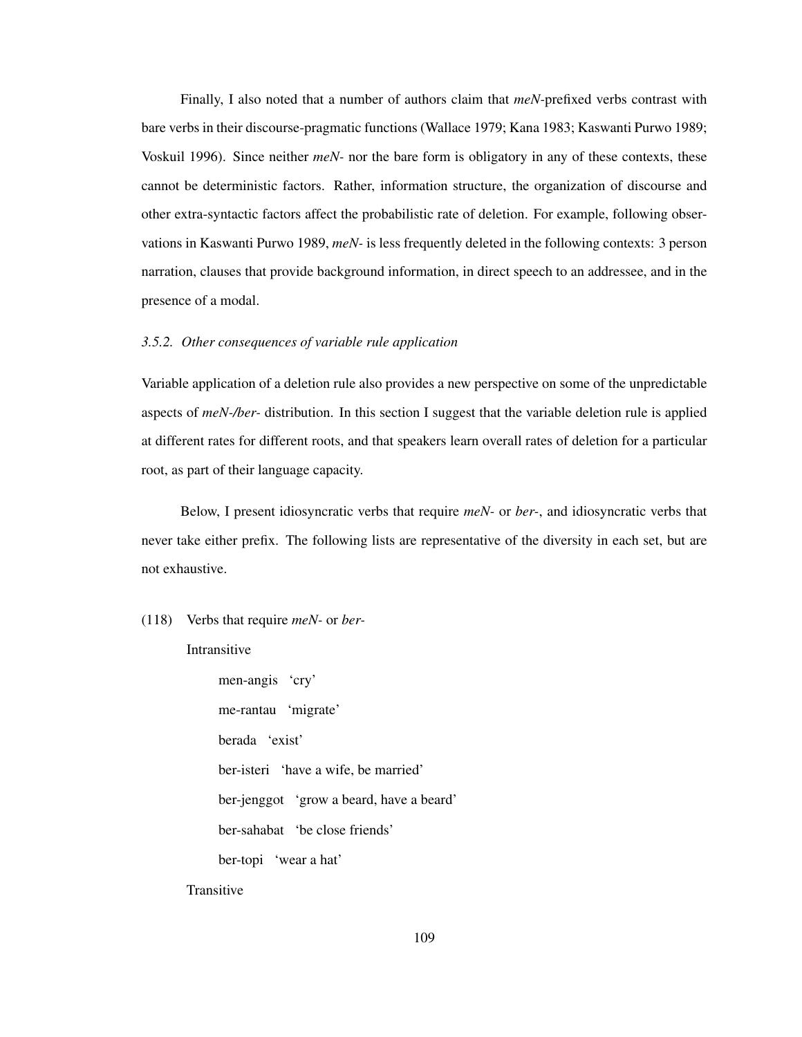Finally, I also noted that a number of authors claim that *meN*-prefixed verbs contrast with bare verbs in their discourse-pragmatic functions (Wallace 1979; Kana 1983; Kaswanti Purwo 1989; Voskuil 1996). Since neither *meN-* nor the bare form is obligatory in any of these contexts, these cannot be deterministic factors. Rather, information structure, the organization of discourse and other extra-syntactic factors affect the probabilistic rate of deletion. For example, following observations in Kaswanti Purwo 1989, *meN-* is less frequently deleted in the following contexts: 3 person narration, clauses that provide background information, in direct speech to an addressee, and in the presence of a modal.

### *3.5.2. Other consequences of variable rule application*

Variable application of a deletion rule also provides a new perspective on some of the unpredictable aspects of *meN-/ber-* distribution. In this section I suggest that the variable deletion rule is applied at different rates for different roots, and that speakers learn overall rates of deletion for a particular root, as part of their language capacity.

Below, I present idiosyncratic verbs that require *meN-* or *ber-*, and idiosyncratic verbs that never take either prefix. The following lists are representative of the diversity in each set, but are not exhaustive.

(118) Verbs that require *meN-* or *ber-*

Intransitive

- men-angis 'cry'
- me-rantau 'migrate'
- berada 'exist'
- ber-isteri 'have a wife, be married'
- ber-jenggot 'grow a beard, have a beard'
- ber-sahabat 'be close friends'
- ber-topi 'wear a hat'

Transitive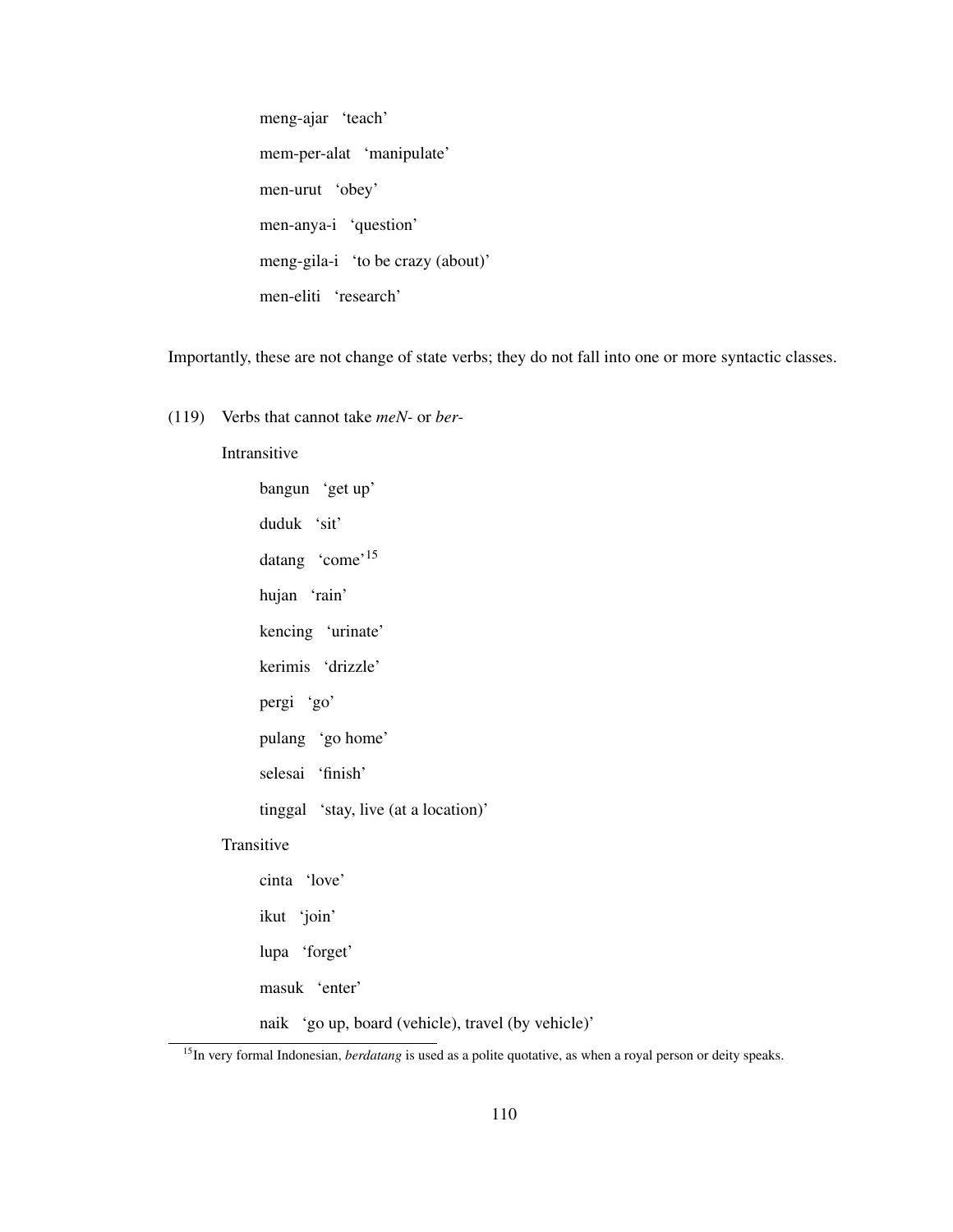meng-ajar 'teach'

mem-per-alat 'manipulate'

men-urut 'obey'

men-anya-i 'question'

meng-gila-i 'to be crazy (about)'

men-eliti 'research'

Importantly, these are not change of state verbs; they do not fall into one or more syntactic classes.

(119) Verbs that cannot take *meN-* or *ber-*

Intransitive

bangun 'get up'

duduk 'sit'

datang 'come'[15]

hujan 'rain'

kencing 'urinate'

kerimis 'drizzle'

pergi 'go'

pulang 'go home'

selesai 'finish'

tinggal 'stay, live (at a location)'

Transitive

cinta 'love'

ikut 'join'

lupa 'forget'

masuk 'enter'

naik 'go up, board (vehicle), travel (by vehicle)'

---

[15]In very formal Indonesian, *berdatang* is used as a polite quotative, as when a royal person or deity speaks.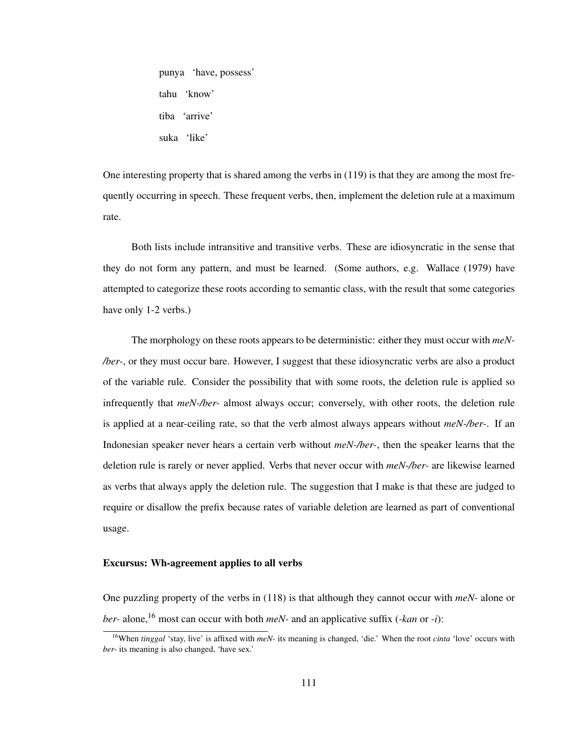punya 'have, possess'

tahu 'know'

tiba 'arrive'

suka 'like'

One interesting property that is shared among the verbs in (119) is that they are among the most frequently occurring in speech. These frequent verbs, then, implement the deletion rule at a maximum rate.

Both lists include intransitive and transitive verbs. These are idiosyncratic in the sense that they do not form any pattern, and must be learned. (Some authors, e.g. Wallace (1979) have attempted to categorize these roots according to semantic class, with the result that some categories have only 1-2 verbs.)

The morphology on these roots appears to be deterministic: either they must occur with *meN-/ber-*, or they must occur bare. However, I suggest that these idiosyncratic verbs are also a product of the variable rule. Consider the possibility that with some roots, the deletion rule is applied so infrequently that *meN-/ber-* almost always occur; conversely, with other roots, the deletion rule is applied at a near-ceiling rate, so that the verb almost always appears without *meN-/ber-*. If an Indonesian speaker never hears a certain verb without *meN-/ber-*, then the speaker learns that the deletion rule is rarely or never applied. Verbs that never occur with *meN-/ber-* are likewise learned as verbs that always apply the deletion rule. The suggestion that I make is that these are judged to require or disallow the prefix because rates of variable deletion are learned as part of conventional usage.

**Excursus: Wh-agreement applies to all verbs**

One puzzling property of the verbs in (118) is that although they cannot occur with *meN-* alone or *ber-* alone,[16] most can occur with both *meN-* and an applicative suffix (*-kan* or *-i*):

[16] When *tinggal* 'stay, live' is affixed with *meN-* its meaning is changed, 'die.' When the root *cinta* 'love' occurs with *ber-* its meaning is also changed, 'have sex.'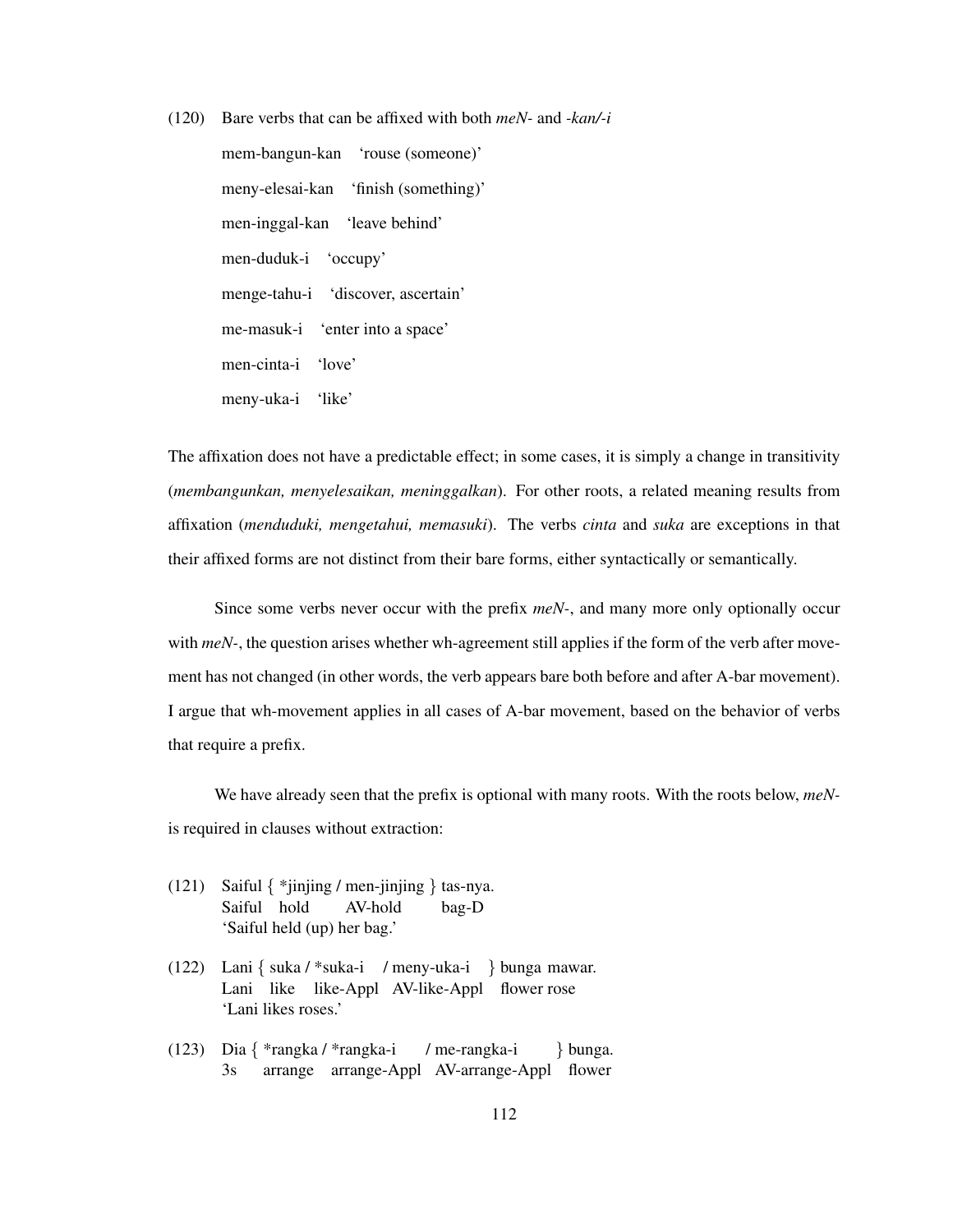(120) Bare verbs that can be affixed with both *meN-* and *-kan/-i*

mem-bangun-kan 'rouse (someone)'

meny-elesai-kan 'finish (something)'

men-inggal-kan 'leave behind'

men-duduk-i 'occupy'

menge-tahu-i 'discover, ascertain'

me-masuk-i 'enter into a space'

men-cinta-i 'love'

meny-uka-i 'like'

The affixation does not have a predictable effect; in some cases, it is simply a change in transitivity (*membangunkan, menyelesaikan, meninggalkan*). For other roots, a related meaning results from affixation (*menduduki, mengetahui, memasuki*). The verbs *cinta* and *suka* are exceptions in that their affixed forms are not distinct from their bare forms, either syntactically or semantically.

Since some verbs never occur with the prefix *meN-*, and many more only optionally occur with *meN-*, the question arises whether wh-agreement still applies if the form of the verb after movement has not changed (in other words, the verb appears bare both before and after A-bar movement). I argue that wh-movement applies in all cases of A-bar movement, based on the behavior of verbs that require a prefix.

We have already seen that the prefix is optional with many roots. With the roots below, *meN-* is required in clauses without extraction:

(121) Saiful { *jinjing / men-jinjing } tas-nya.
Saiful hold AV-hold bag-D
'Saiful held (up) her bag.'

(122) Lani { suka / *suka-i / meny-uka-i } bunga mawar.
Lani like like-Appl AV-like-Appl flower rose
'Lani likes roses.'

(123) Dia { *rangka / *rangka-i / me-rangka-i } bunga.
3s arrange arrange-Appl AV-arrange-Appl flower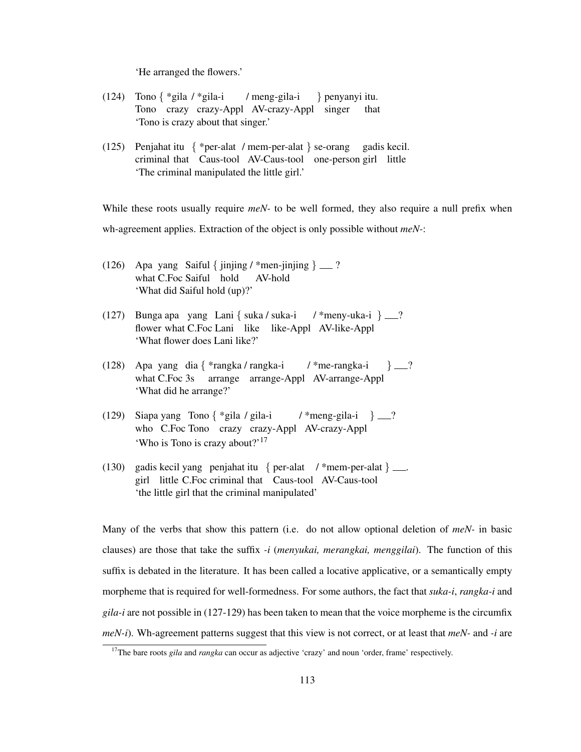'He arranged the flowers.'

(124) Tono { *gila / *gila-i / meng-gila-i } penyanyi itu.
Tono crazy crazy-Appl AV-crazy-Appl singer that
'Tono is crazy about that singer.'

(125) Penjahat itu { *per-alat / mem-per-alat } se-orang gadis kecil.
criminal that Caus-tool AV-Caus-tool one-person girl little
'The criminal manipulated the little girl.'

While these roots usually require *meN-* to be well formed, they also require a null prefix when wh-agreement applies. Extraction of the object is only possible without *meN-*:

(126) Apa yang Saiful { jinjing / *men-jinjing } ___ ?
what C.Foc Saiful hold AV-hold
'What did Saiful hold (up)?'

(127) Bunga apa yang Lani { suka / suka-i / *meny-uka-i } ___?
flower what C.Foc Lani like like-Appl AV-like-Appl
'What flower does Lani like?'

(128) Apa yang dia { *rangka / rangka-i / *me-rangka-i } ___?
what C.Foc 3s arrange arrange-Appl AV-arrange-Appl
'What did he arrange?'

(129) Siapa yang Tono { *gila / gila-i / *meng-gila-i } ___?
who C.Foc Tono crazy crazy-Appl AV-crazy-Appl
'Who is Tono is crazy about?'[17]

(130) gadis kecil yang penjahat itu { per-alat / *mem-per-alat } ___.
girl little C.Foc criminal that Caus-tool AV-Caus-tool
'the little girl that the criminal manipulated'

Many of the verbs that show this pattern (i.e. do not allow optional deletion of *meN-* in basic clauses) are those that take the suffix *-i* (*menyukai, merangkai, menggilai*). The function of this suffix is debated in the literature. It has been called a locative applicative, or a semantically empty morpheme that is required for well-formedness. For some authors, the fact that *suka-i*, *rangka-i* and *gila-i* are not possible in (127-129) has been taken to mean that the voice morpheme is the circumfix *meN-i*). Wh-agreement patterns suggest that this view is not correct, or at least that *meN-* and *-i* are

[17] The bare roots *gila* and *rangka* can occur as adjective 'crazy' and noun 'order, frame' respectively.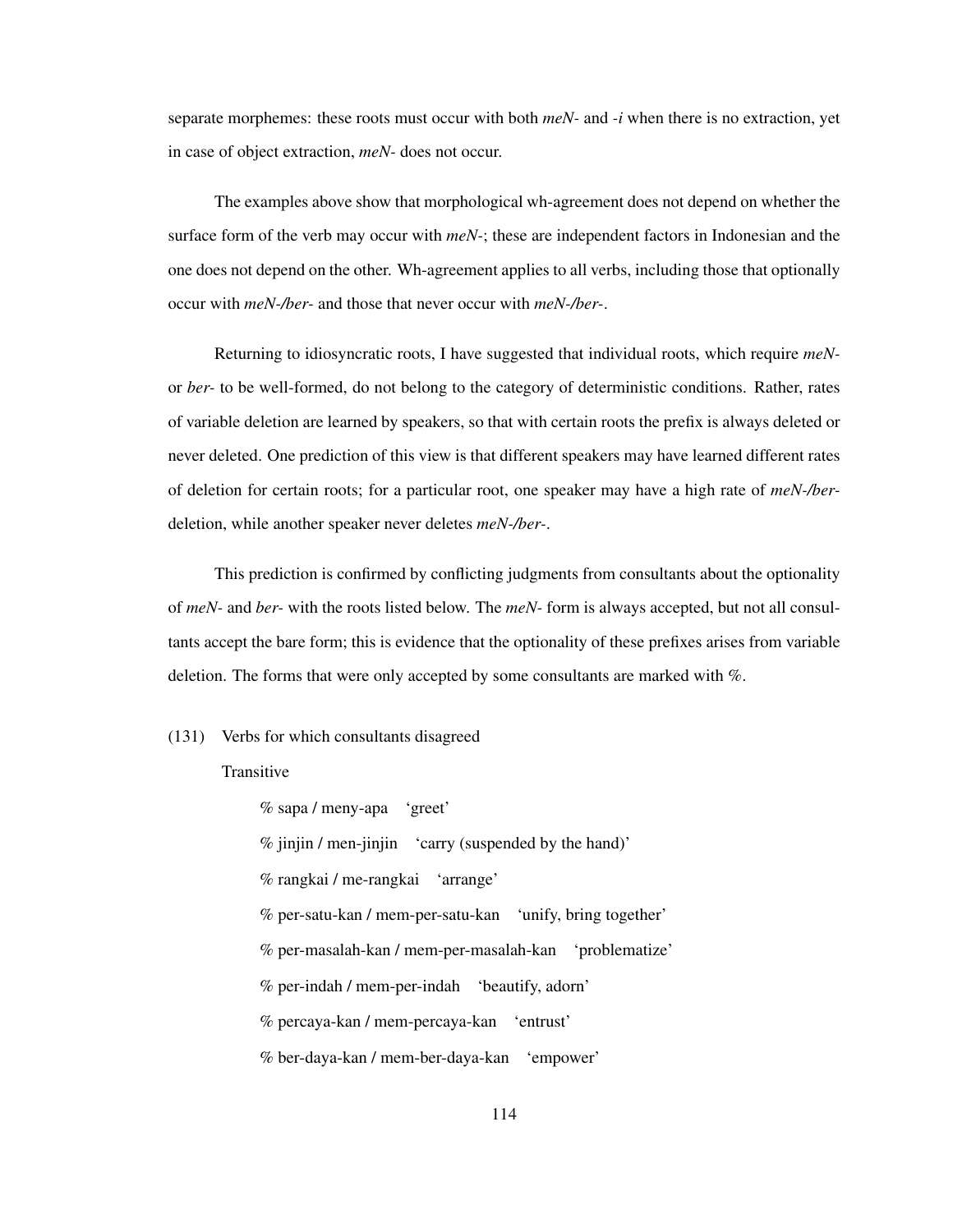separate morphemes: these roots must occur with both *meN-* and *-i* when there is no extraction, yet in case of object extraction, *meN-* does not occur.

The examples above show that morphological wh-agreement does not depend on whether the surface form of the verb may occur with *meN-*; these are independent factors in Indonesian and the one does not depend on the other. Wh-agreement applies to all verbs, including those that optionally occur with *meN-/ber-* and those that never occur with *meN-/ber-*.

Returning to idiosyncratic roots, I have suggested that individual roots, which require *meN-* or *ber-* to be well-formed, do not belong to the category of deterministic conditions. Rather, rates of variable deletion are learned by speakers, so that with certain roots the prefix is always deleted or never deleted. One prediction of this view is that different speakers may have learned different rates of deletion for certain roots; for a particular root, one speaker may have a high rate of *meN-/ber-* deletion, while another speaker never deletes *meN-/ber-*.

This prediction is confirmed by conflicting judgments from consultants about the optionality of *meN-* and *ber-* with the roots listed below. The *meN-* form is always accepted, but not all consultants accept the bare form; this is evidence that the optionality of these prefixes arises from variable deletion. The forms that were only accepted by some consultants are marked with %.

(131) Verbs for which consultants disagreed

Transitive

% sapa / meny-apa 'greet'

% jinjin / men-jinjin 'carry (suspended by the hand)'

% rangkai / me-rangkai 'arrange'

% per-satu-kan / mem-per-satu-kan 'unify, bring together'

% per-masalah-kan / mem-per-masalah-kan 'problematize'

% per-indah / mem-per-indah 'beautify, adorn'

% percaya-kan / mem-percaya-kan 'entrust'

% ber-daya-kan / mem-ber-daya-kan 'empower'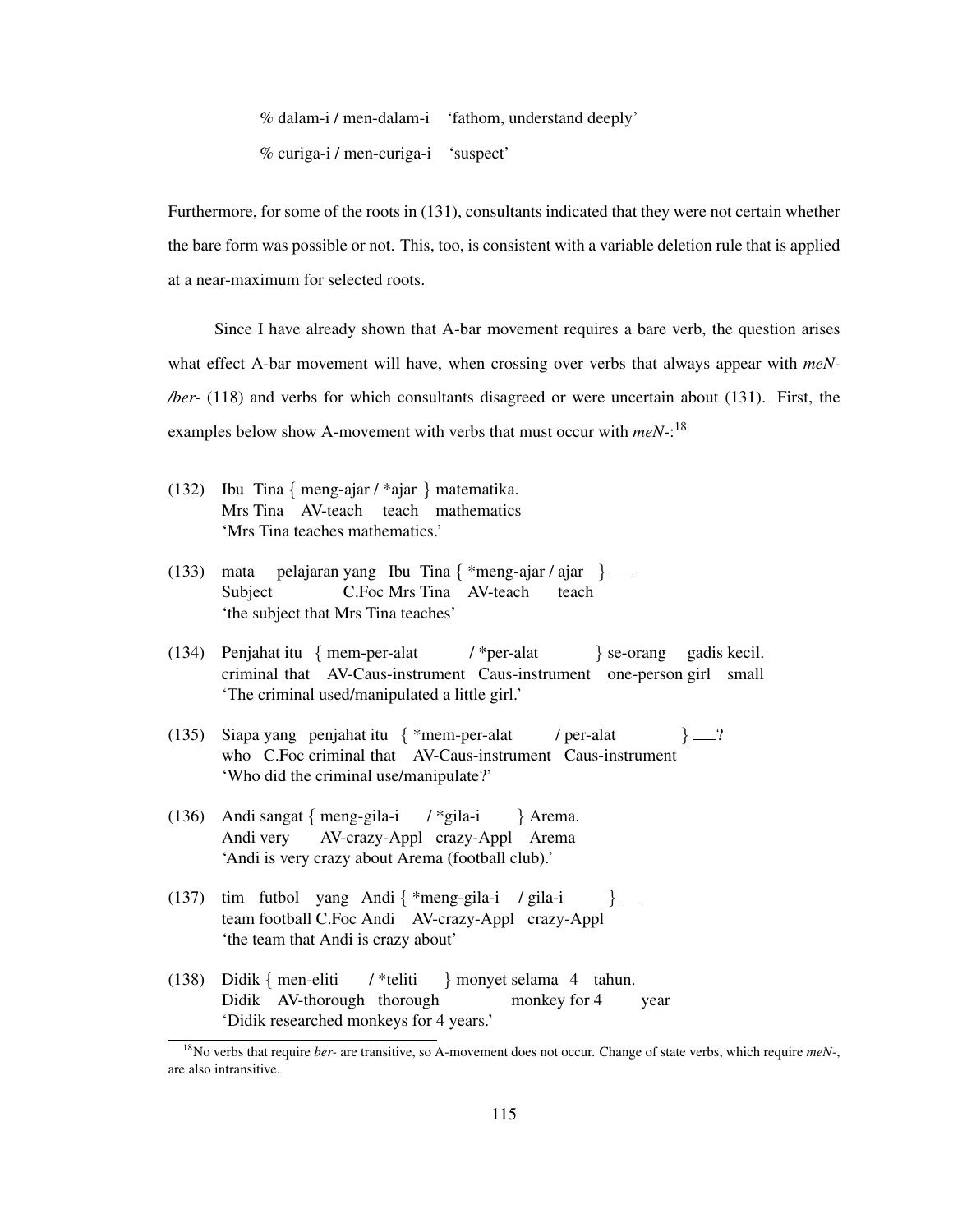% dalam-i / men-dalam-i 'fathom, understand deeply'

% curiga-i / men-curiga-i 'suspect'

Furthermore, for some of the roots in (131), consultants indicated that they were not certain whether the bare form was possible or not. This, too, is consistent with a variable deletion rule that is applied at a near-maximum for selected roots.

Since I have already shown that A-bar movement requires a bare verb, the question arises what effect A-bar movement will have, when crossing over verbs that always appear with *meN-/ber-* (118) and verbs for which consultants disagreed or were uncertain about (131). First, the examples below show A-movement with verbs that must occur with *meN-*:[18]

(132) Ibu Tina { meng-ajar / *ajar } matematika.
Mrs Tina AV-teach teach mathematics
'Mrs Tina teaches mathematics.'

(133) mata pelajaran yang Ibu Tina { *meng-ajar / ajar } ___
Subject C.Foc Mrs Tina AV-teach teach
'the subject that Mrs Tina teaches'

(134) Penjahat itu { mem-per-alat / *per-alat } se-orang gadis kecil.
criminal that AV-Caus-instrument Caus-instrument one-person girl small
'The criminal used/manipulated a little girl.'

(135) Siapa yang penjahat itu { *mem-per-alat / per-alat } ___?
who C.Foc criminal that AV-Caus-instrument Caus-instrument
'Who did the criminal use/manipulate?'

(136) Andi sangat { meng-gila-i / *gila-i } Arema.
Andi very AV-crazy-Appl crazy-Appl Arema
'Andi is very crazy about Arema (football club).'

(137) tim futbol yang Andi { *meng-gila-i / gila-i } ___
team football C.Foc Andi AV-crazy-Appl crazy-Appl
'the team that Andi is crazy about'

(138) Didik { men-eliti / *teliti } monyet selama 4 tahun.
Didik AV-thorough thorough monkey for 4 year
'Didik researched monkeys for 4 years.'

[18] No verbs that require *ber-* are transitive, so A-movement does not occur. Change of state verbs, which require *meN-*, are also intransitive.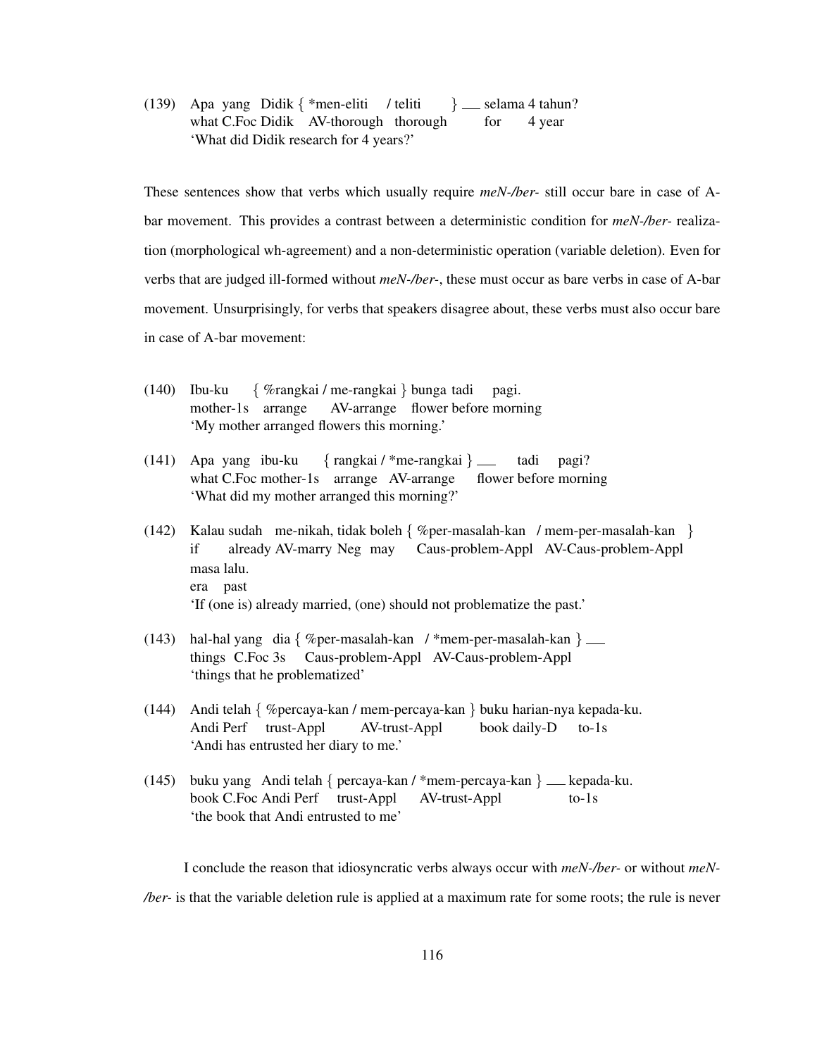(139) Apa yang Didik { *men-eliti / teliti } ___ selama 4 tahun?
what C.Foc Didik AV-thorough thorough for 4 year
'What did Didik research for 4 years?'

These sentences show that verbs which usually require *meN-/ber-* still occur bare in case of A-bar movement. This provides a contrast between a deterministic condition for *meN-/ber-* realization (morphological wh-agreement) and a non-deterministic operation (variable deletion). Even for verbs that are judged ill-formed without *meN-/ber-*, these must occur as bare verbs in case of A-bar movement. Unsurprisingly, for verbs that speakers disagree about, these verbs must also occur bare in case of A-bar movement:

(140) Ibu-ku { %rangkai / me-rangkai } bunga tadi pagi.
mother-1s arrange AV-arrange flower before morning
'My mother arranged flowers this morning.'

(141) Apa yang ibu-ku { rangkai / *me-rangkai } ___ tadi pagi?
what C.Foc mother-1s arrange AV-arrange flower before morning
'What did my mother arranged this morning?'

(142) Kalau sudah me-nikah, tidak boleh { %per-masalah-kan / mem-per-masalah-kan }
if already AV-marry Neg may Caus-problem-Appl AV-Caus-problem-Appl
masa lalu.
era past
'If (one is) already married, (one) should not problematize the past.'

(143) hal-hal yang dia { %per-masalah-kan / *mem-per-masalah-kan } ___
things C.Foc 3s Caus-problem-Appl AV-Caus-problem-Appl
'things that he problematized'

(144) Andi telah { %percaya-kan / mem-percaya-kan } buku harian-nya kepada-ku.
Andi Perf trust-Appl AV-trust-Appl book daily-D to-1s
'Andi has entrusted her diary to me.'

(145) buku yang Andi telah { percaya-kan / *mem-percaya-kan } ___ kepada-ku.
book C.Foc Andi Perf trust-Appl AV-trust-Appl to-1s
'the book that Andi entrusted to me'

I conclude the reason that idiosyncratic verbs always occur with *meN-/ber-* or without *meN-/ber-* is that the variable deletion rule is applied at a maximum rate for some roots; the rule is never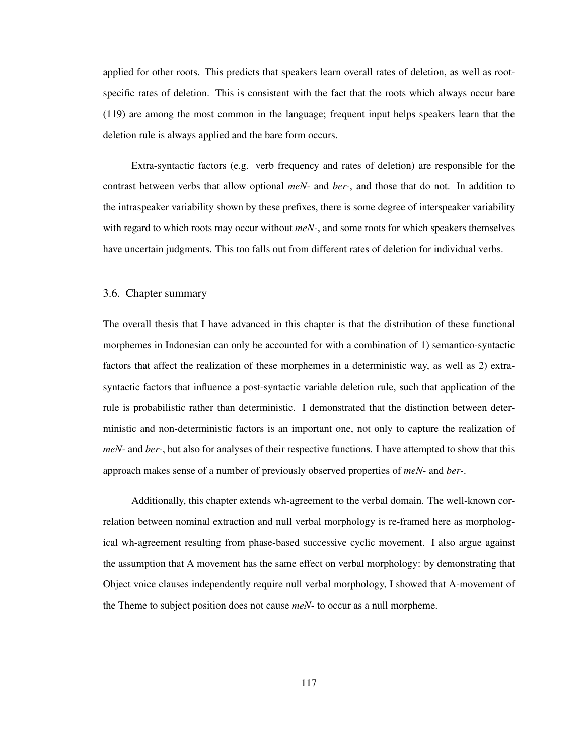applied for other roots. This predicts that speakers learn overall rates of deletion, as well as root-specific rates of deletion. This is consistent with the fact that the roots which always occur bare (119) are among the most common in the language; frequent input helps speakers learn that the deletion rule is always applied and the bare form occurs.

Extra-syntactic factors (e.g. verb frequency and rates of deletion) are responsible for the contrast between verbs that allow optional *meN-* and *ber-*, and those that do not. In addition to the intraspeaker variability shown by these prefixes, there is some degree of interspeaker variability with regard to which roots may occur without *meN-*, and some roots for which speakers themselves have uncertain judgments. This too falls out from different rates of deletion for individual verbs.

## 3.6. Chapter summary

The overall thesis that I have advanced in this chapter is that the distribution of these functional morphemes in Indonesian can only be accounted for with a combination of 1) semantico-syntactic factors that affect the realization of these morphemes in a deterministic way, as well as 2) extra-syntactic factors that influence a post-syntactic variable deletion rule, such that application of the rule is probabilistic rather than deterministic. I demonstrated that the distinction between deterministic and non-deterministic factors is an important one, not only to capture the realization of *meN-* and *ber-*, but also for analyses of their respective functions. I have attempted to show that this approach makes sense of a number of previously observed properties of *meN-* and *ber-*.

Additionally, this chapter extends wh-agreement to the verbal domain. The well-known correlation between nominal extraction and null verbal morphology is re-framed here as morphological wh-agreement resulting from phase-based successive cyclic movement. I also argue against the assumption that A movement has the same effect on verbal morphology: by demonstrating that Object voice clauses independently require null verbal morphology, I showed that A-movement of the Theme to subject position does not cause *meN-* to occur as a null morpheme.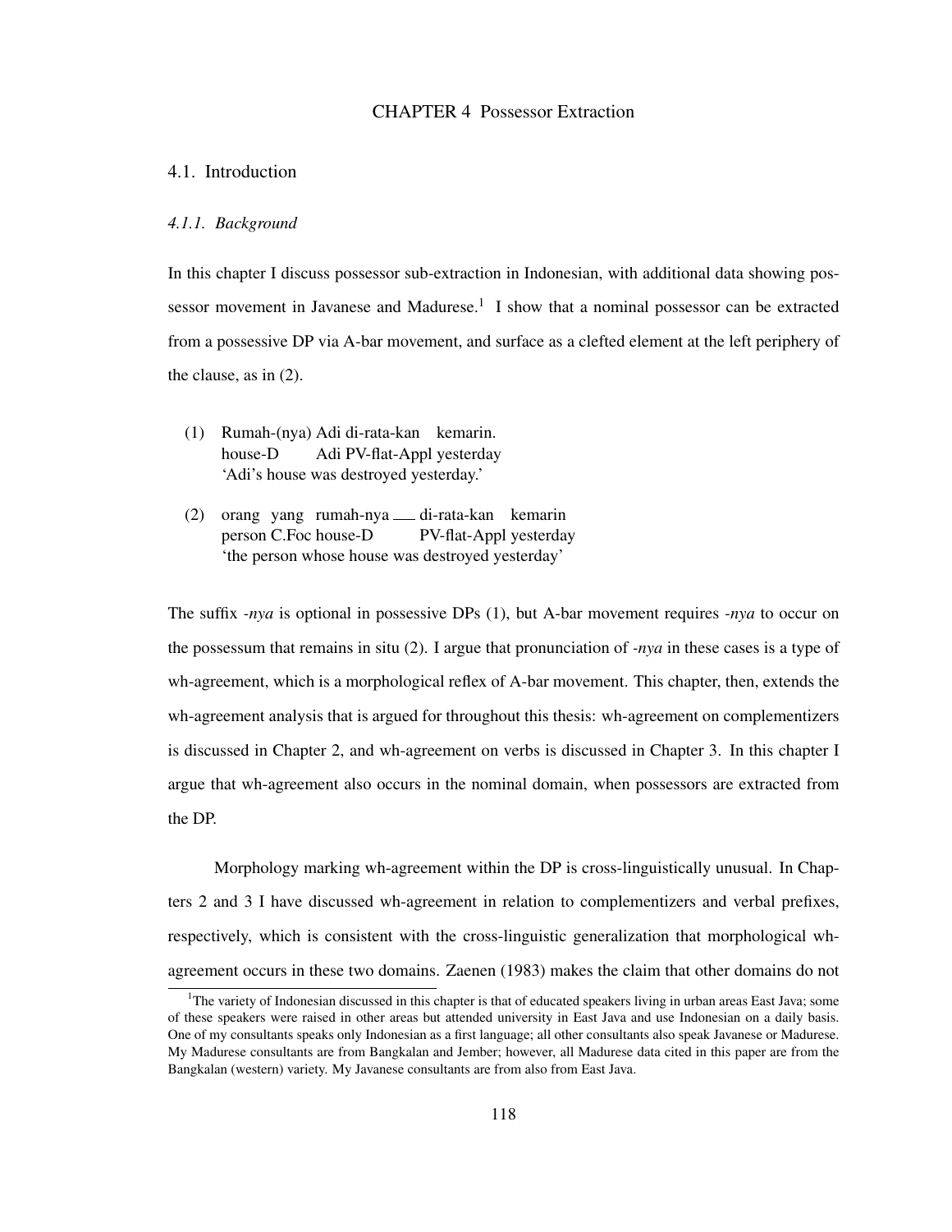# CHAPTER 4 Possessor Extraction

## 4.1. Introduction

### *4.1.1. Background*

In this chapter I discuss possessor sub-extraction in Indonesian, with additional data showing possessor movement in Javanese and Madurese.[1] I show that a nominal possessor can be extracted from a possessive DP via A-bar movement, and surface as a clefted element at the left periphery of the clause, as in (2).

(1) Rumah-(nya) Adi di-rata-kan kemarin.
    house-D Adi PV-flat-Appl yesterday
    'Adi's house was destroyed yesterday.'

(2) orang yang rumah-nya ___ di-rata-kan kemarin
    person C.Foc house-D PV-flat-Appl yesterday
    'the person whose house was destroyed yesterday'

The suffix *-nya* is optional in possessive DPs (1), but A-bar movement requires *-nya* to occur on the possessum that remains in situ (2). I argue that pronunciation of *-nya* in these cases is a type of wh-agreement, which is a morphological reflex of A-bar movement. This chapter, then, extends the wh-agreement analysis that is argued for throughout this thesis: wh-agreement on complementizers is discussed in Chapter 2, and wh-agreement on verbs is discussed in Chapter 3. In this chapter I argue that wh-agreement also occurs in the nominal domain, when possessors are extracted from the DP.

Morphology marking wh-agreement within the DP is cross-linguistically unusual. In Chapters 2 and 3 I have discussed wh-agreement in relation to complementizers and verbal prefixes, respectively, which is consistent with the cross-linguistic generalization that morphological wh-agreement occurs in these two domains. Zaenen (1983) makes the claim that other domains do not

[1] The variety of Indonesian discussed in this chapter is that of educated speakers living in urban areas East Java; some of these speakers were raised in other areas but attended university in East Java and use Indonesian on a daily basis. One of my consultants speaks only Indonesian as a first language; all other consultants also speak Javanese or Madurese. My Madurese consultants are from Bangkalan and Jember; however, all Madurese data cited in this paper are from the Bangkalan (western) variety. My Javanese consultants are from also from East Java.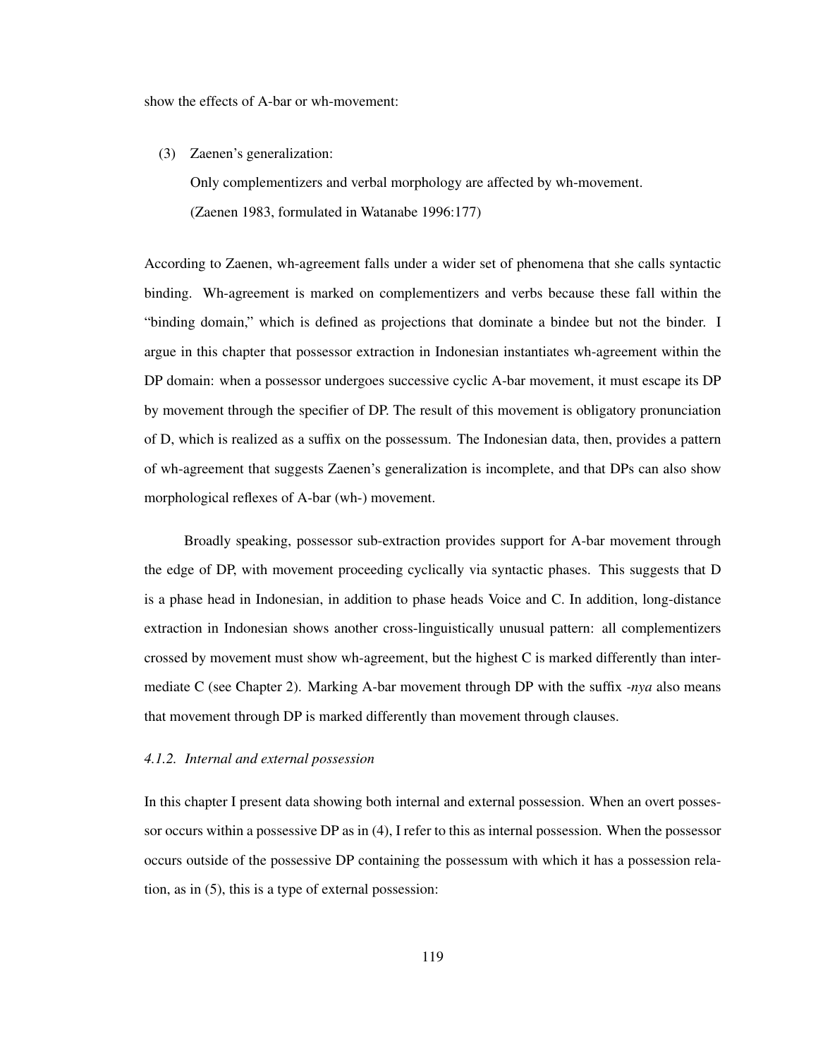show the effects of A-bar or wh-movement:

(3) Zaenen's generalization:
    Only complementizers and verbal morphology are affected by wh-movement.
    (Zaenen 1983, formulated in Watanabe 1996:177)

According to Zaenen, wh-agreement falls under a wider set of phenomena that she calls syntactic binding. Wh-agreement is marked on complementizers and verbs because these fall within the "binding domain," which is defined as projections that dominate a bindee but not the binder. I argue in this chapter that possessor extraction in Indonesian instantiates wh-agreement within the DP domain: when a possessor undergoes successive cyclic A-bar movement, it must escape its DP by movement through the specifier of DP. The result of this movement is obligatory pronunciation of D, which is realized as a suffix on the possessum. The Indonesian data, then, provides a pattern of wh-agreement that suggests Zaenen's generalization is incomplete, and that DPs can also show morphological reflexes of A-bar (wh-) movement.

Broadly speaking, possessor sub-extraction provides support for A-bar movement through the edge of DP, with movement proceeding cyclically via syntactic phases. This suggests that D is a phase head in Indonesian, in addition to phase heads Voice and C. In addition, long-distance extraction in Indonesian shows another cross-linguistically unusual pattern: all complementizers crossed by movement must show wh-agreement, but the highest C is marked differently than intermediate C (see Chapter 2). Marking A-bar movement through DP with the suffix *-nya* also means that movement through DP is marked differently than movement through clauses.

### *4.1.2. Internal and external possession*

In this chapter I present data showing both internal and external possession. When an overt possessor occurs within a possessive DP as in (4), I refer to this as internal possession. When the possessor occurs outside of the possessive DP containing the possessum with which it has a possession relation, as in (5), this is a type of external possession: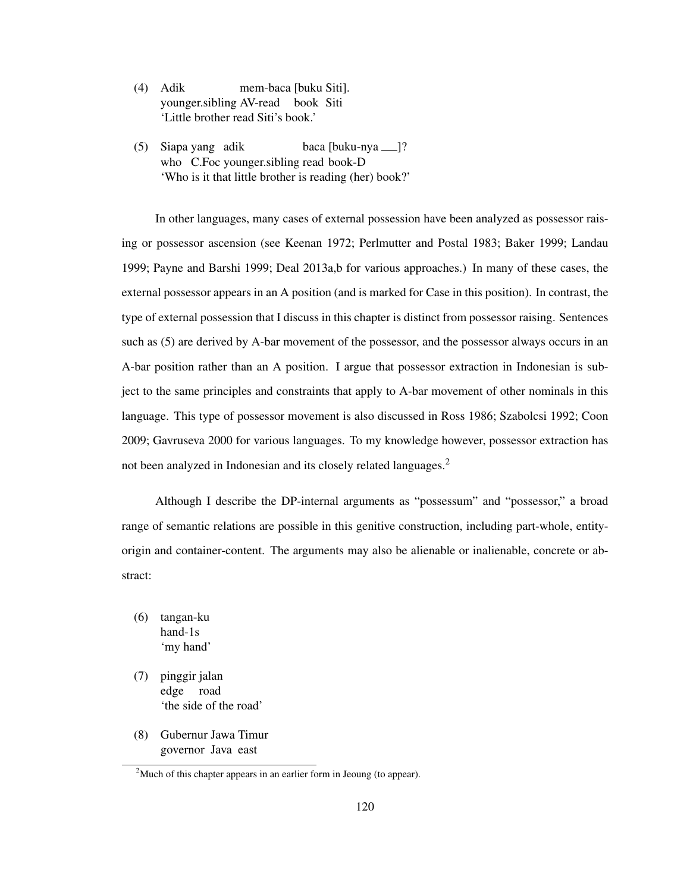(4) Adik mem-baca [buku Siti].
younger.sibling AV-read book Siti
'Little brother read Siti's book.'

(5) Siapa yang adik baca [buku-nya ___]?
who C.Foc younger.sibling read book-D
'Who is it that little brother is reading (her) book?'

In other languages, many cases of external possession have been analyzed as possessor raising or possessor ascension (see Keenan 1972; Perlmutter and Postal 1983; Baker 1999; Landau 1999; Payne and Barshi 1999; Deal 2013a,b for various approaches.) In many of these cases, the external possessor appears in an A position (and is marked for Case in this position). In contrast, the type of external possession that I discuss in this chapter is distinct from possessor raising. Sentences such as (5) are derived by A-bar movement of the possessor, and the possessor always occurs in an A-bar position rather than an A position. I argue that possessor extraction in Indonesian is subject to the same principles and constraints that apply to A-bar movement of other nominals in this language. This type of possessor movement is also discussed in Ross 1986; Szabolcsi 1992; Coon 2009; Gavruseva 2000 for various languages. To my knowledge however, possessor extraction has not been analyzed in Indonesian and its closely related languages.[2]

Although I describe the DP-internal arguments as "possessum" and "possessor," a broad range of semantic relations are possible in this genitive construction, including part-whole, entity-origin and container-content. The arguments may also be alienable or inalienable, concrete or abstract:

(6) tangan-ku
hand-1s
'my hand'

(7) pinggir jalan
edge road
'the side of the road'

(8) Gubernur Jawa Timur
governor Java east

[2]Much of this chapter appears in an earlier form in Jeoung (to appear).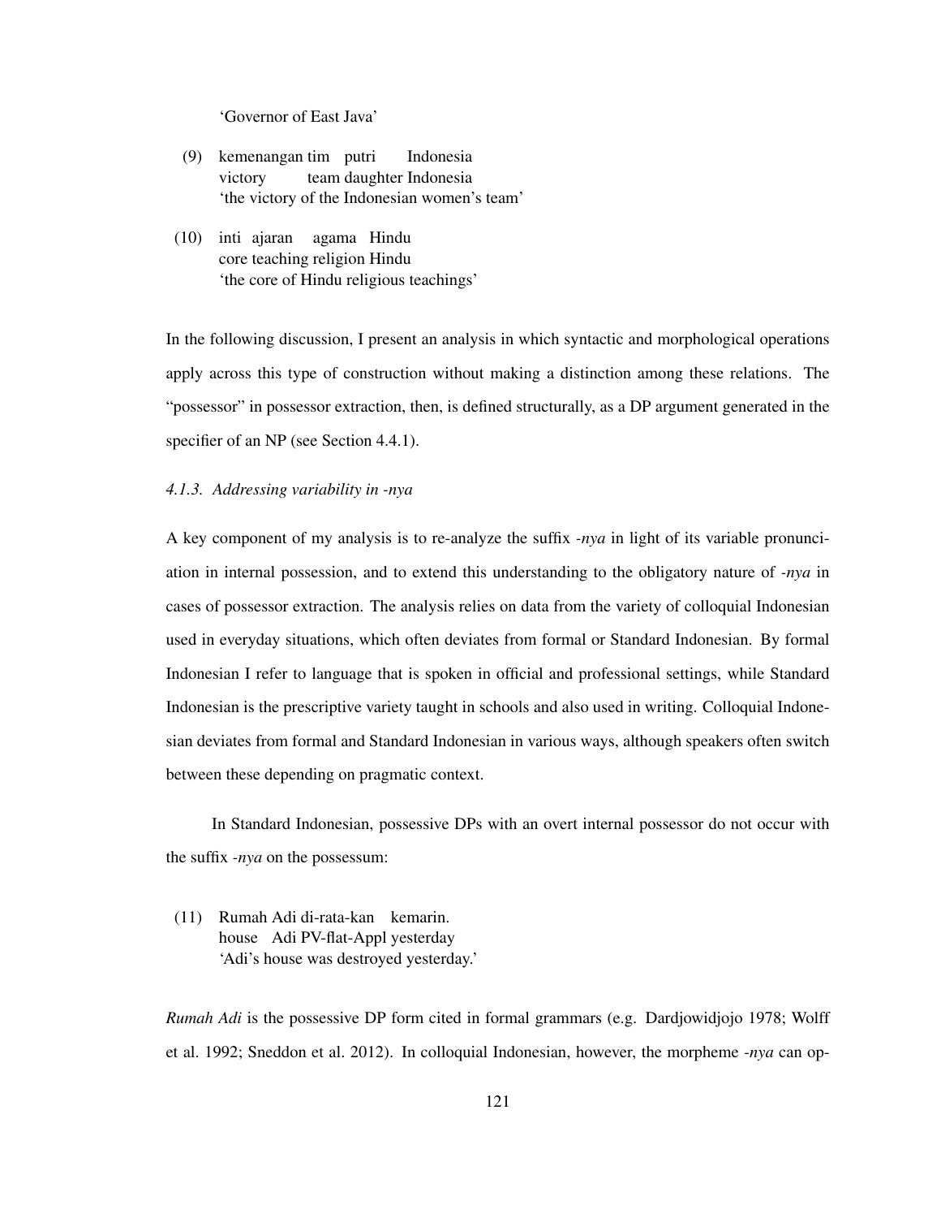'Governor of East Java'

(9) kemenangan tim putri Indonesia
victory team daughter Indonesia
'the victory of the Indonesian women's team'

(10) inti ajaran agama Hindu
core teaching religion Hindu
'the core of Hindu religious teachings'

In the following discussion, I present an analysis in which syntactic and morphological operations apply across this type of construction without making a distinction among these relations. The "possessor" in possessor extraction, then, is defined structurally, as a DP argument generated in the specifier of an NP (see Section 4.4.1).

### *4.1.3. Addressing variability in -nya*

A key component of my analysis is to re-analyze the suffix *-nya* in light of its variable pronunciation in internal possession, and to extend this understanding to the obligatory nature of *-nya* in cases of possessor extraction. The analysis relies on data from the variety of colloquial Indonesian used in everyday situations, which often deviates from formal or Standard Indonesian. By formal Indonesian I refer to language that is spoken in official and professional settings, while Standard Indonesian is the prescriptive variety taught in schools and also used in writing. Colloquial Indonesian deviates from formal and Standard Indonesian in various ways, although speakers often switch between these depending on pragmatic context.

In Standard Indonesian, possessive DPs with an overt internal possessor do not occur with the suffix *-nya* on the possessum:

(11) Rumah Adi di-rata-kan kemarin.
house Adi PV-flat-Appl yesterday
'Adi's house was destroyed yesterday.'

*Rumah Adi* is the possessive DP form cited in formal grammars (e.g. Dardjowidjojo 1978; Wolff et al. 1992; Sneddon et al. 2012). In colloquial Indonesian, however, the morpheme *-nya* can op-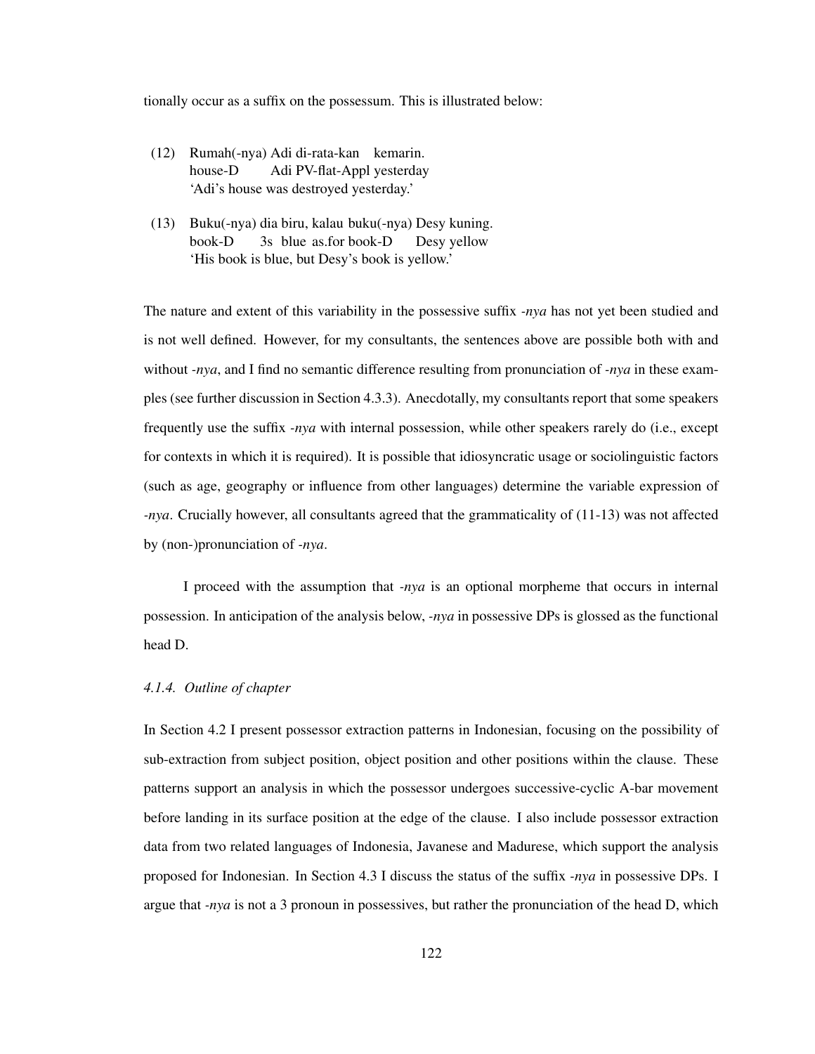tionally occur as a suffix on the possessum. This is illustrated below:

(12) Rumah(-nya) Adi di-rata-kan kemarin.
     house-D Adi PV-flat-Appl yesterday
     'Adi's house was destroyed yesterday.'

(13) Buku(-nya) dia biru, kalau buku(-nya) Desy kuning.
     book-D 3s blue as.for book-D Desy yellow
     'His book is blue, but Desy's book is yellow.'

The nature and extent of this variability in the possessive suffix *-nya* has not yet been studied and is not well defined. However, for my consultants, the sentences above are possible both with and without *-nya*, and I find no semantic difference resulting from pronunciation of *-nya* in these examples (see further discussion in Section 4.3.3). Anecdotally, my consultants report that some speakers frequently use the suffix *-nya* with internal possession, while other speakers rarely do (i.e., except for contexts in which it is required). It is possible that idiosyncratic usage or sociolinguistic factors (such as age, geography or influence from other languages) determine the variable expression of *-nya*. Crucially however, all consultants agreed that the grammaticality of (11-13) was not affected by (non-)pronunciation of *-nya*.

I proceed with the assumption that *-nya* is an optional morpheme that occurs in internal possession. In anticipation of the analysis below, *-nya* in possessive DPs is glossed as the functional head D.

#### *4.1.4. Outline of chapter*

In Section 4.2 I present possessor extraction patterns in Indonesian, focusing on the possibility of sub-extraction from subject position, object position and other positions within the clause. These patterns support an analysis in which the possessor undergoes successive-cyclic A-bar movement before landing in its surface position at the edge of the clause. I also include possessor extraction data from two related languages of Indonesia, Javanese and Madurese, which support the analysis proposed for Indonesian. In Section 4.3 I discuss the status of the suffix *-nya* in possessive DPs. I argue that *-nya* is not a 3 pronoun in possessives, but rather the pronunciation of the head D, which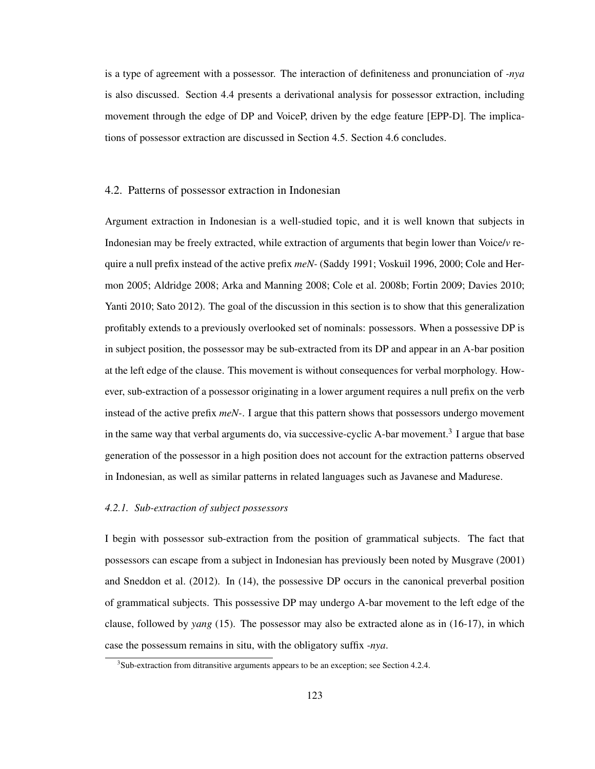is a type of agreement with a possessor. The interaction of definiteness and pronunciation of *-nya* is also discussed. Section 4.4 presents a derivational analysis for possessor extraction, including movement through the edge of DP and VoiceP, driven by the edge feature [EPP-D]. The implications of possessor extraction are discussed in Section 4.5. Section 4.6 concludes.

## 4.2. Patterns of possessor extraction in Indonesian

Argument extraction in Indonesian is a well-studied topic, and it is well known that subjects in Indonesian may be freely extracted, while extraction of arguments that begin lower than Voice/*v* require a null prefix instead of the active prefix *meN-* (Saddy 1991; Voskuil 1996, 2000; Cole and Hermon 2005; Aldridge 2008; Arka and Manning 2008; Cole et al. 2008b; Fortin 2009; Davies 2010; Yanti 2010; Sato 2012). The goal of the discussion in this section is to show that this generalization profitably extends to a previously overlooked set of nominals: possessors. When a possessive DP is in subject position, the possessor may be sub-extracted from its DP and appear in an A-bar position at the left edge of the clause. This movement is without consequences for verbal morphology. However, sub-extraction of a possessor originating in a lower argument requires a null prefix on the verb instead of the active prefix *meN-*. I argue that this pattern shows that possessors undergo movement in the same way that verbal arguments do, via successive-cyclic A-bar movement.[3] I argue that base generation of the possessor in a high position does not account for the extraction patterns observed in Indonesian, as well as similar patterns in related languages such as Javanese and Madurese.

### *4.2.1. Sub-extraction of subject possessors*

I begin with possessor sub-extraction from the position of grammatical subjects. The fact that possessors can escape from a subject in Indonesian has previously been noted by Musgrave (2001) and Sneddon et al. (2012). In (14), the possessive DP occurs in the canonical preverbal position of grammatical subjects. This possessive DP may undergo A-bar movement to the left edge of the clause, followed by *yang* (15). The possessor may also be extracted alone as in (16-17), in which case the possessum remains in situ, with the obligatory suffix *-nya*.

[3] Sub-extraction from ditransitive arguments appears to be an exception; see Section 4.2.4.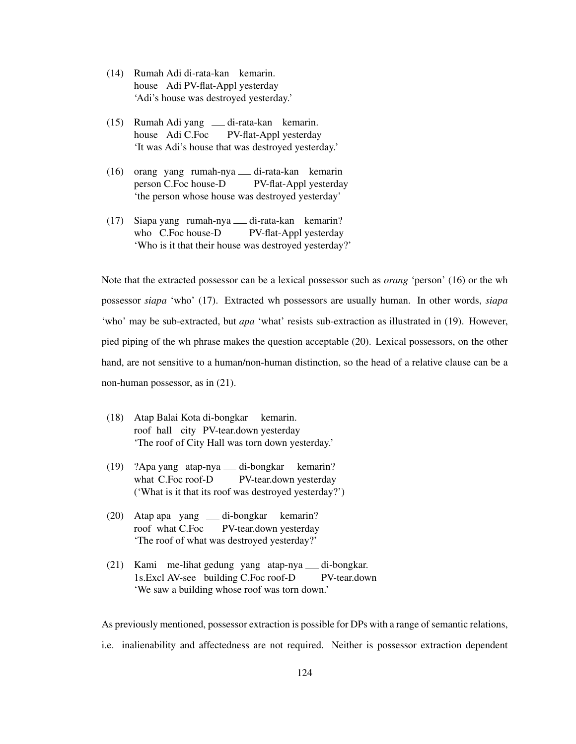(14) Rumah Adi di-rata-kan kemarin.
     house Adi PV-flat-Appl yesterday
     'Adi's house was destroyed yesterday.'

(15) Rumah Adi yang ___ di-rata-kan kemarin.
     house Adi C.Foc PV-flat-Appl yesterday
     'It was Adi's house that was destroyed yesterday.'

(16) orang yang rumah-nya ___ di-rata-kan kemarin
     person C.Foc house-D PV-flat-Appl yesterday
     'the person whose house was destroyed yesterday'

(17) Siapa yang rumah-nya ___ di-rata-kan kemarin?
     who C.Foc house-D PV-flat-Appl yesterday
     'Who is it that their house was destroyed yesterday?'

Note that the extracted possessor can be a lexical possessor such as *orang* 'person' (16) or the wh possessor *siapa* 'who' (17). Extracted wh possessors are usually human. In other words, *siapa* 'who' may be sub-extracted, but *apa* 'what' resists sub-extraction as illustrated in (19). However, pied piping of the wh phrase makes the question acceptable (20). Lexical possessors, on the other hand, are not sensitive to a human/non-human distinction, so the head of a relative clause can be a non-human possessor, as in (21).

(18) Atap Balai Kota di-bongkar kemarin.
     roof hall city PV-tear.down yesterday
     'The roof of City Hall was torn down yesterday.'

(19) ?Apa yang atap-nya ___ di-bongkar kemarin?
     what C.Foc roof-D PV-tear.down yesterday
     ('What is it that its roof was destroyed yesterday?')

(20) Atap apa yang ___ di-bongkar kemarin?
     roof what C.Foc PV-tear.down yesterday
     'The roof of what was destroyed yesterday?'

(21) Kami me-lihat gedung yang atap-nya ___ di-bongkar.
     1s.Excl AV-see building C.Foc roof-D PV-tear.down
     'We saw a building whose roof was torn down.'

As previously mentioned, possessor extraction is possible for DPs with a range of semantic relations, i.e. inalienability and affectedness are not required. Neither is possessor extraction dependent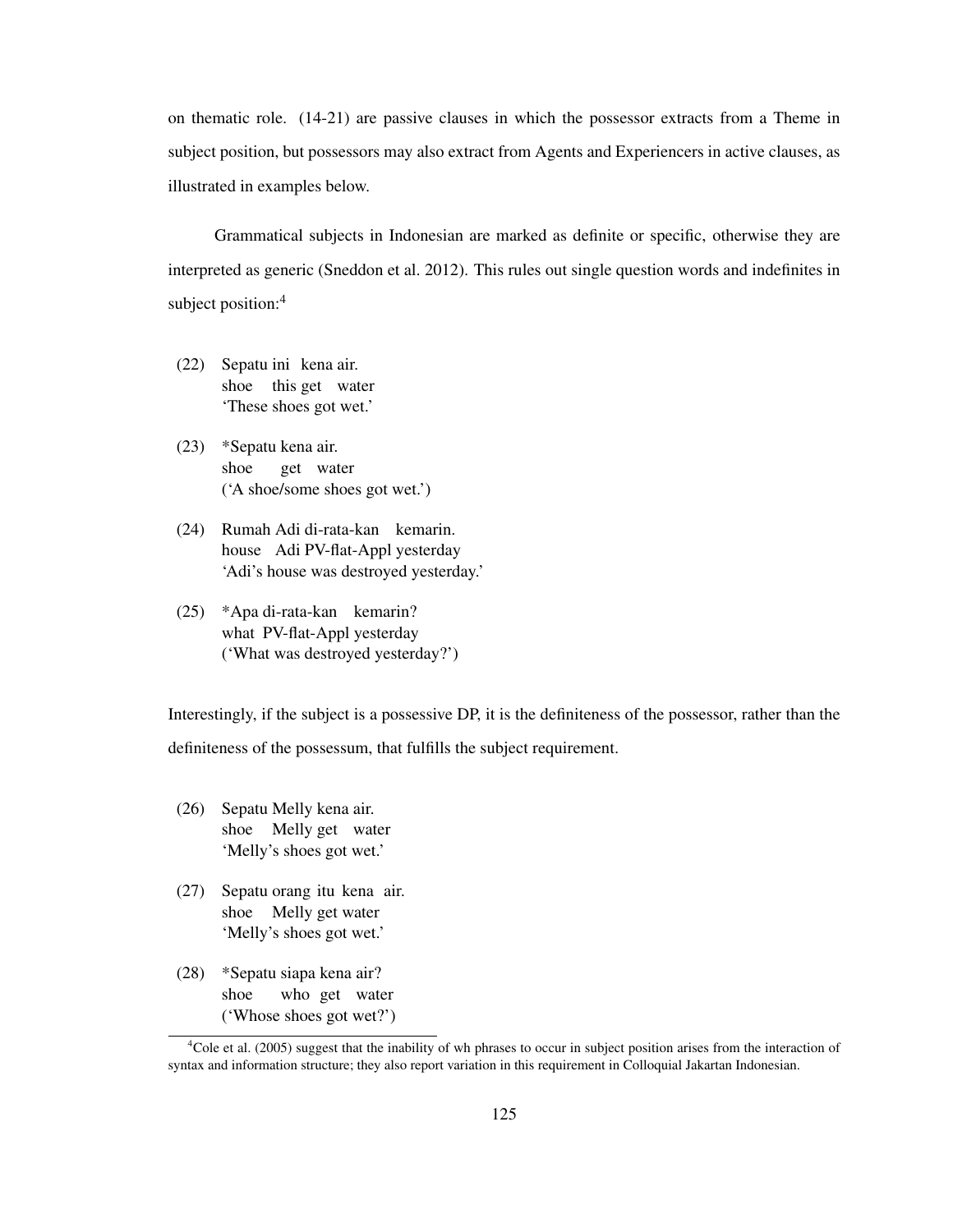on thematic role. (14-21) are passive clauses in which the possessor extracts from a Theme in subject position, but possessors may also extract from Agents and Experiencers in active clauses, as illustrated in examples below.

Grammatical subjects in Indonesian are marked as definite or specific, otherwise they are interpreted as generic (Sneddon et al. 2012). This rules out single question words and indefinites in subject position:[4]

(22) Sepatu ini kena air.
 shoe this get water
 'These shoes got wet.'

(23) *Sepatu kena air.
 shoe get water
 ('A shoe/some shoes got wet.')

(24) Rumah Adi di-rata-kan kemarin.
 house Adi PV-flat-Appl yesterday
 'Adi's house was destroyed yesterday.'

(25) *Apa di-rata-kan kemarin?
 what PV-flat-Appl yesterday
 ('What was destroyed yesterday?')

Interestingly, if the subject is a possessive DP, it is the definiteness of the possessor, rather than the definiteness of the possessum, that fulfills the subject requirement.

(26) Sepatu Melly kena air.
 shoe Melly get water
 'Melly's shoes got wet.'

(27) Sepatu orang itu kena air.
 shoe Melly get water
 'Melly's shoes got wet.'

(28) *Sepatu siapa kena air?
 shoe who get water
 ('Whose shoes got wet?')

[4]Cole et al. (2005) suggest that the inability of wh phrases to occur in subject position arises from the interaction of syntax and information structure; they also report variation in this requirement in Colloquial Jakartan Indonesian.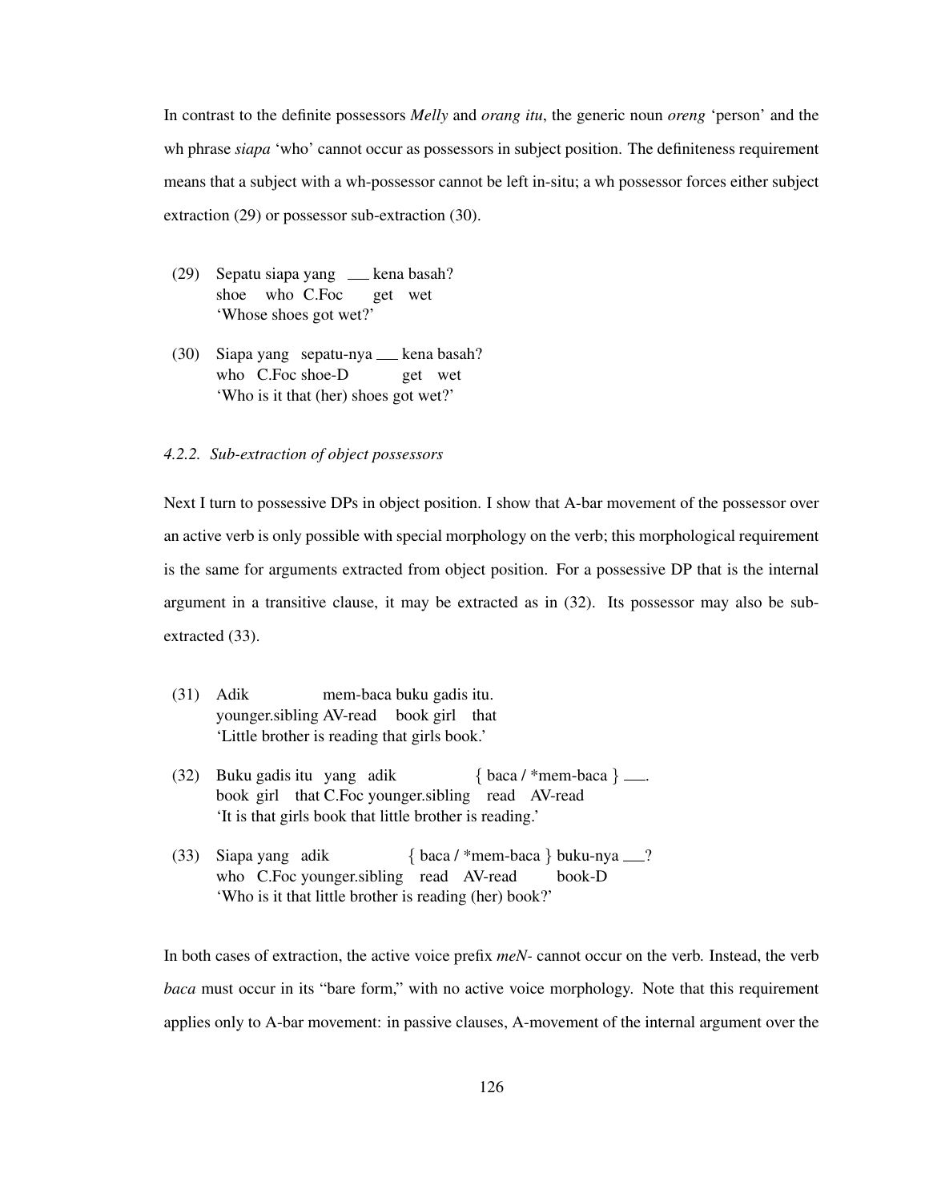In contrast to the definite possessors *Melly* and *orang itu*, the generic noun *oreng* 'person' and the wh phrase *siapa* 'who' cannot occur as possessors in subject position. The definiteness requirement means that a subject with a wh-possessor cannot be left in-situ; a wh possessor forces either subject extraction (29) or possessor sub-extraction (30).

(29) Sepatu siapa yang \_\_\_ kena basah?
     shoe who C.Foc get wet
     'Whose shoes got wet?'

(30) Siapa yang sepatu-nya \_\_\_ kena basah?
     who C.Foc shoe-D get wet
     'Who is it that (her) shoes got wet?'

#### 4.2.2. Sub-extraction of object possessors

Next I turn to possessive DPs in object position. I show that A-bar movement of the possessor over an active verb is only possible with special morphology on the verb; this morphological requirement is the same for arguments extracted from object position. For a possessive DP that is the internal argument in a transitive clause, it may be extracted as in (32). Its possessor may also be sub-extracted (33).

(31) Adik mem-baca buku gadis itu.
     younger.sibling AV-read book girl that
     'Little brother is reading that girls book.'

(32) Buku gadis itu yang adik { baca / *mem-baca } \_\_\_.
     book girl that C.Foc younger.sibling read AV-read
     'It is that girls book that little brother is reading.'

(33) Siapa yang adik { baca / *mem-baca } buku-nya \_\_\_?
     who C.Foc younger.sibling read AV-read book-D
     'Who is it that little brother is reading (her) book?'

In both cases of extraction, the active voice prefix *meN-* cannot occur on the verb. Instead, the verb *baca* must occur in its "bare form," with no active voice morphology. Note that this requirement applies only to A-bar movement: in passive clauses, A-movement of the internal argument over the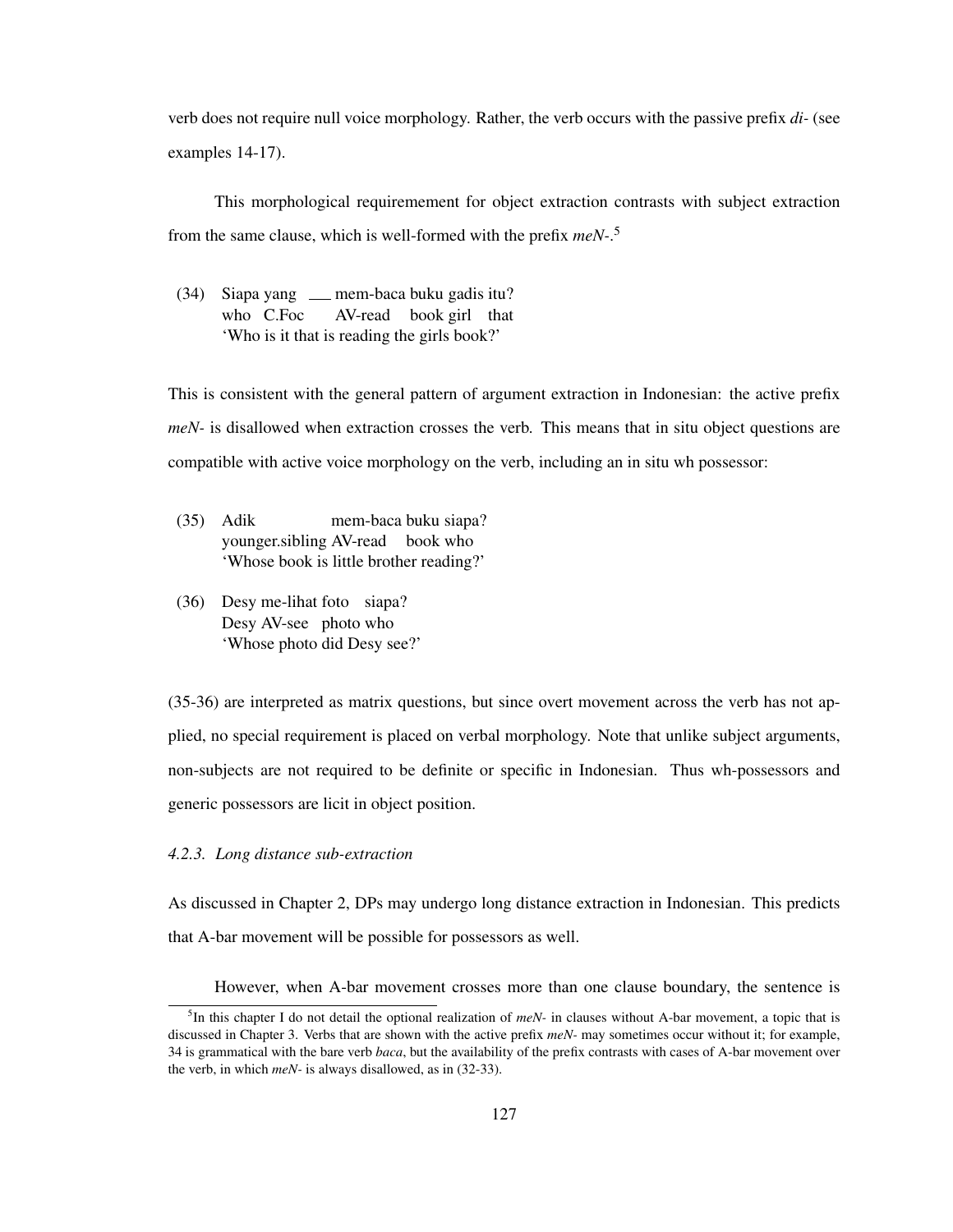verb does not require null voice morphology. Rather, the verb occurs with the passive prefix *di-* (see examples 14-17).

This morphological requiremement for object extraction contrasts with subject extraction from the same clause, which is well-formed with the prefix *meN-*.[5]

(34) Siapa yang ___ mem-baca buku gadis itu?
     who C.Foc ___ AV-read book girl that
     'Who is it that is reading the girls book?'

This is consistent with the general pattern of argument extraction in Indonesian: the active prefix *meN-* is disallowed when extraction crosses the verb. This means that in situ object questions are compatible with active voice morphology on the verb, including an in situ wh possessor:

(35) Adik mem-baca buku siapa?
     younger.sibling AV-read book who
     'Whose book is little brother reading?'

(36) Desy me-lihat foto siapa?
     Desy AV-see photo who
     'Whose photo did Desy see?'

(35-36) are interpreted as matrix questions, but since overt movement across the verb has not applied, no special requirement is placed on verbal morphology. Note that unlike subject arguments, non-subjects are not required to be definite or specific in Indonesian. Thus wh-possessors and generic possessors are licit in object position.

#### *4.2.3. Long distance sub-extraction*

As discussed in Chapter 2, DPs may undergo long distance extraction in Indonesian. This predicts that A-bar movement will be possible for possessors as well.

However, when A-bar movement crosses more than one clause boundary, the sentence is

[5] In this chapter I do not detail the optional realization of *meN-* in clauses without A-bar movement, a topic that is discussed in Chapter 3. Verbs that are shown with the active prefix *meN-* may sometimes occur without it; for example, 34 is grammatical with the bare verb *baca*, but the availability of the prefix contrasts with cases of A-bar movement over the verb, in which *meN-* is always disallowed, as in (32-33).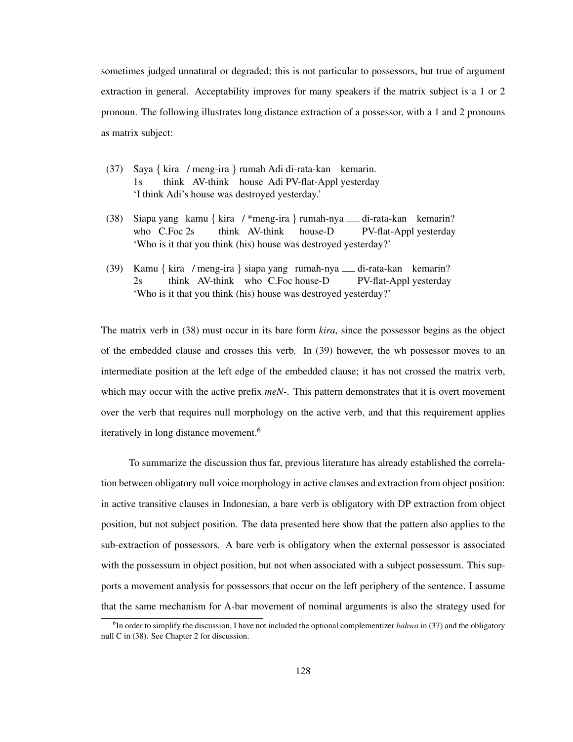sometimes judged unnatural or degraded; this is not particular to possessors, but true of argument extraction in general. Acceptability improves for many speakers if the matrix subject is a 1 or 2 pronoun. The following illustrates long distance extraction of a possessor, with a 1 and 2 pronouns as matrix subject:

(37) Saya { kira / meng-ira } rumah Adi di-rata-kan kemarin.
 1s think AV-think house Adi PV-flat-Appl yesterday
 'I think Adi's house was destroyed yesterday.'

(38) Siapa yang kamu { kira / *meng-ira } rumah-nya ___ di-rata-kan kemarin?
 who C.Foc 2s think AV-think house-D PV-flat-Appl yesterday
 'Who is it that you think (his) house was destroyed yesterday?'

(39) Kamu { kira / meng-ira } siapa yang rumah-nya ___ di-rata-kan kemarin?
 2s think AV-think who C.Foc house-D PV-flat-Appl yesterday
 'Who is it that you think (his) house was destroyed yesterday?'

The matrix verb in (38) must occur in its bare form *kira*, since the possessor begins as the object of the embedded clause and crosses this verb. In (39) however, the wh possessor moves to an intermediate position at the left edge of the embedded clause; it has not crossed the matrix verb, which may occur with the active prefix *meN-*. This pattern demonstrates that it is overt movement over the verb that requires null morphology on the active verb, and that this requirement applies iteratively in long distance movement.[6]

To summarize the discussion thus far, previous literature has already established the correlation between obligatory null voice morphology in active clauses and extraction from object position: in active transitive clauses in Indonesian, a bare verb is obligatory with DP extraction from object position, but not subject position. The data presented here show that the pattern also applies to the sub-extraction of possessors. A bare verb is obligatory when the external possessor is associated with the possessum in object position, but not when associated with a subject possessum. This supports a movement analysis for possessors that occur on the left periphery of the sentence. I assume that the same mechanism for A-bar movement of nominal arguments is also the strategy used for

[6]In order to simplify the discussion, I have not included the optional complementizer *bahwa* in (37) and the obligatory null C in (38). See Chapter 2 for discussion.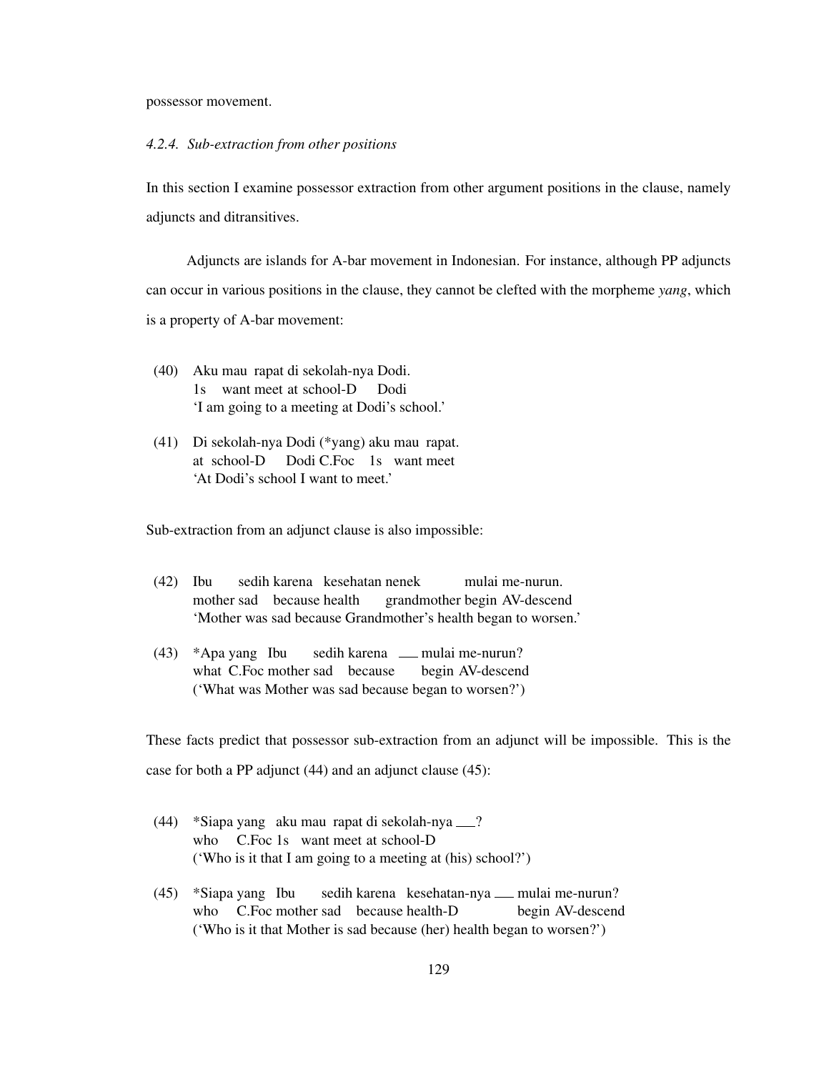possessor movement.

#### *4.2.4. Sub-extraction from other positions*

In this section I examine possessor extraction from other argument positions in the clause, namely adjuncts and ditransitives.

Adjuncts are islands for A-bar movement in Indonesian. For instance, although PP adjuncts can occur in various positions in the clause, they cannot be clefted with the morpheme *yang*, which is a property of A-bar movement:

(40) Aku mau rapat di sekolah-nya Dodi.
 1s want meet at school-D Dodi
 'I am going to a meeting at Dodi's school.'

(41) Di sekolah-nya Dodi (*yang) aku mau rapat.
 at school-D Dodi C.Foc 1s want meet
 'At Dodi's school I want to meet.'

Sub-extraction from an adjunct clause is also impossible:

(42) Ibu sedih karena kesehatan nenek mulai me-nurun.
 mother sad because health grandmother begin AV-descend
 'Mother was sad because Grandmother's health began to worsen.'

(43) *Apa yang Ibu sedih karena ___ mulai me-nurun?
 what C.Foc mother sad because begin AV-descend
 ('What was Mother was sad because began to worsen?')

These facts predict that possessor sub-extraction from an adjunct will be impossible. This is the case for both a PP adjunct (44) and an adjunct clause (45):

(44) *Siapa yang aku mau rapat di sekolah-nya ___?
 who C.Foc 1s want meet at school-D
 ('Who is it that I am going to a meeting at (his) school?')

(45) *Siapa yang Ibu sedih karena kesehatan-nya ___ mulai me-nurun?
 who C.Foc mother sad because health-D begin AV-descend
 ('Who is it that Mother is sad because (her) health began to worsen?')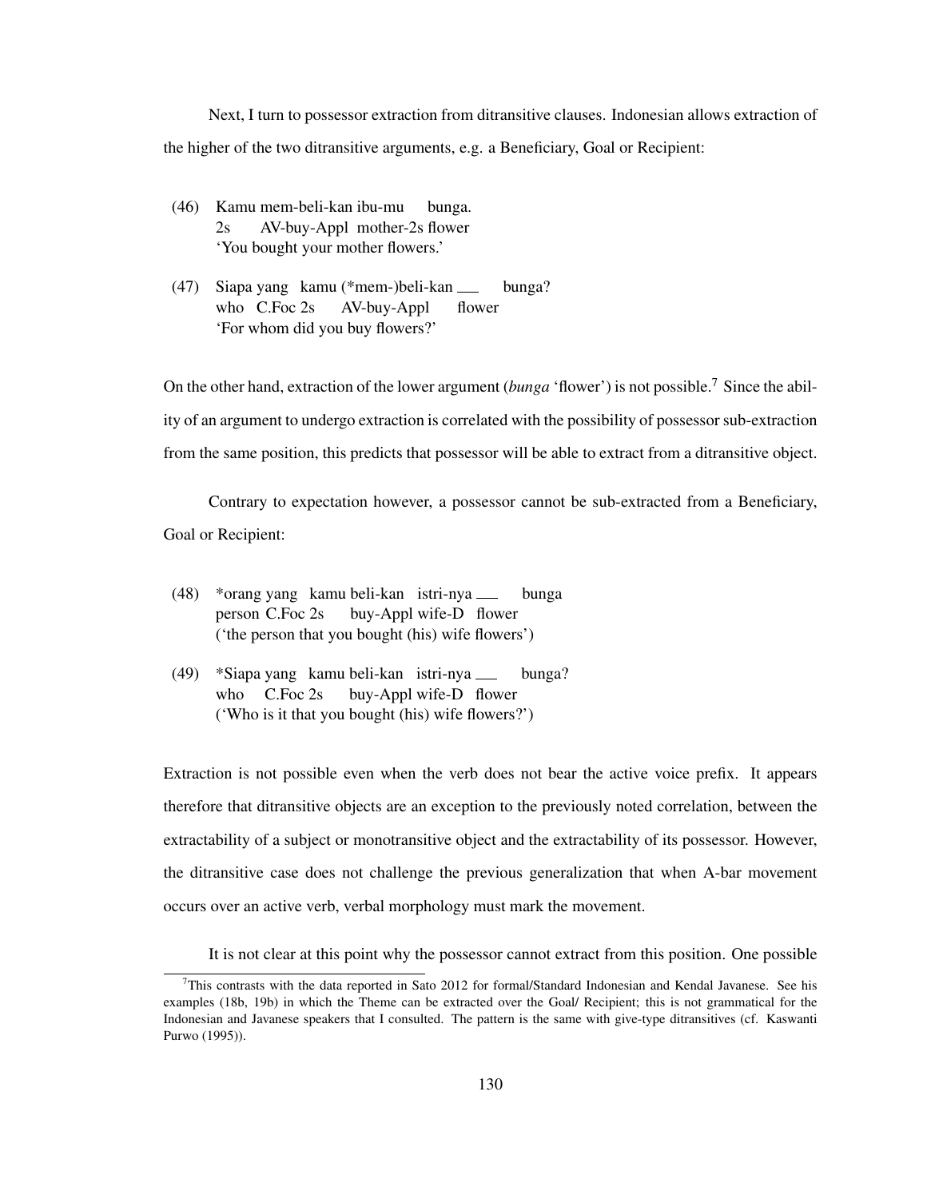Next, I turn to possessor extraction from ditransitive clauses. Indonesian allows extraction of the higher of the two ditransitive arguments, e.g. a Beneficiary, Goal or Recipient:

(46) Kamu mem-beli-kan ibu-mu bunga.
 2s AV-buy-Appl mother-2s flower
 'You bought your mother flowers.'

(47) Siapa yang kamu (*mem-)beli-kan ___ bunga?
 who C.Foc 2s AV-buy-Appl flower
 'For whom did you buy flowers?'

On the other hand, extraction of the lower argument (*bunga* 'flower') is not possible.[7] Since the ability of an argument to undergo extraction is correlated with the possibility of possessor sub-extraction from the same position, this predicts that possessor will be able to extract from a ditransitive object.

Contrary to expectation however, a possessor cannot be sub-extracted from a Beneficiary, Goal or Recipient:

(48) *orang yang kamu beli-kan istri-nya ___ bunga
 person C.Foc 2s buy-Appl wife-D flower
 ('the person that you bought (his) wife flowers')

(49) *Siapa yang kamu beli-kan istri-nya ___ bunga?
 who C.Foc 2s buy-Appl wife-D flower
 ('Who is it that you bought (his) wife flowers?')

Extraction is not possible even when the verb does not bear the active voice prefix. It appears therefore that ditransitive objects are an exception to the previously noted correlation, between the extractability of a subject or monotransitive object and the extractability of its possessor. However, the ditransitive case does not challenge the previous generalization that when A-bar movement occurs over an active verb, verbal morphology must mark the movement.

It is not clear at this point why the possessor cannot extract from this position. One possible

[7] This contrasts with the data reported in Sato 2012 for formal/Standard Indonesian and Kendal Javanese. See his examples (18b, 19b) in which the Theme can be extracted over the Goal/ Recipient; this is not grammatical for the Indonesian and Javanese speakers that I consulted. The pattern is the same with give-type ditransitives (cf. Kaswanti Purwo (1995)).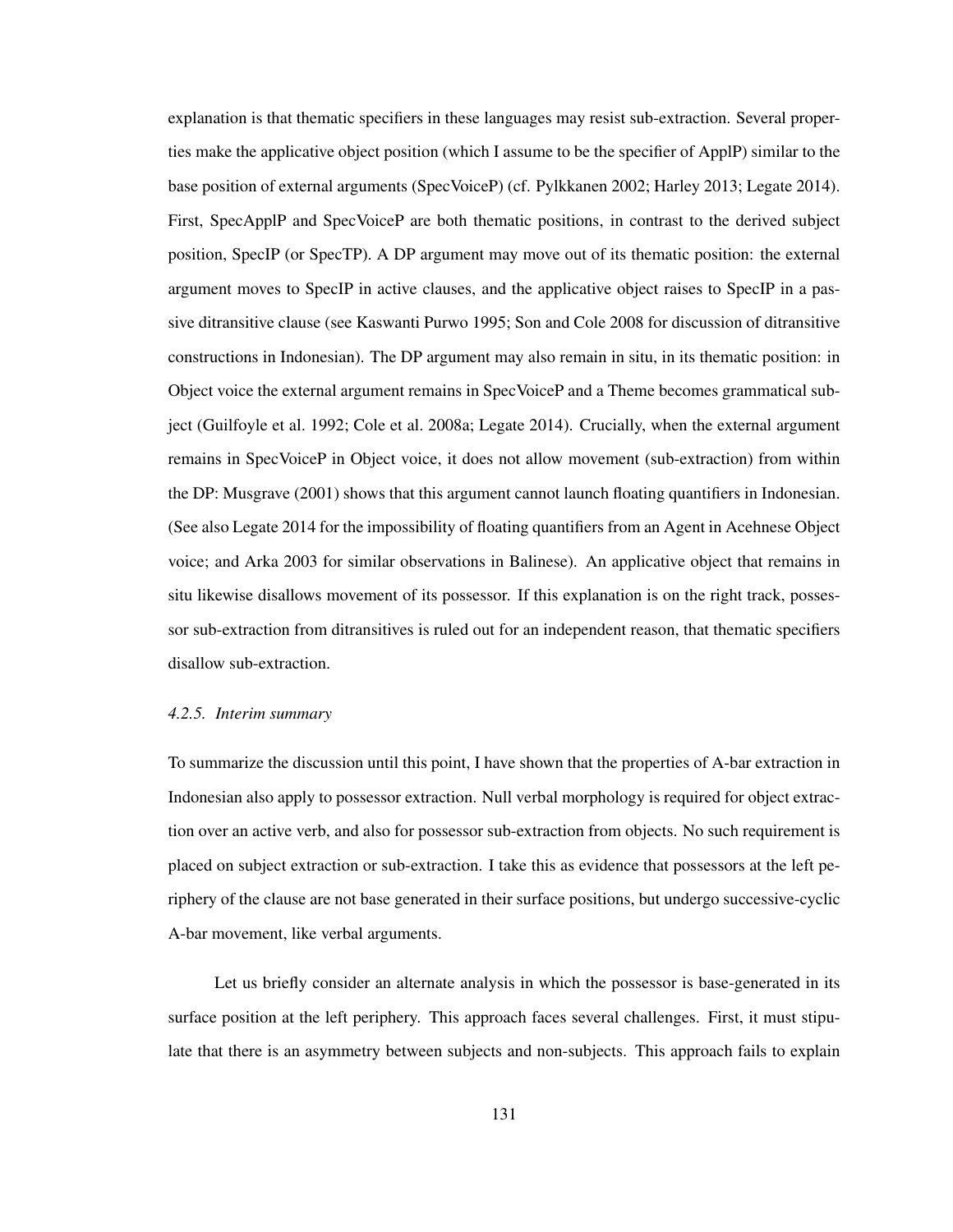explanation is that thematic specifiers in these languages may resist sub-extraction. Several properties make the applicative object position (which I assume to be the specifier of ApplP) similar to the base position of external arguments (SpecVoiceP) (cf. Pylkkanen 2002; Harley 2013; Legate 2014). First, SpecApplP and SpecVoiceP are both thematic positions, in contrast to the derived subject position, SpecIP (or SpecTP). A DP argument may move out of its thematic position: the external argument moves to SpecIP in active clauses, and the applicative object raises to SpecIP in a passive ditransitive clause (see Kaswanti Purwo 1995; Son and Cole 2008 for discussion of ditransitive constructions in Indonesian). The DP argument may also remain in situ, in its thematic position: in Object voice the external argument remains in SpecVoiceP and a Theme becomes grammatical subject (Guilfoyle et al. 1992; Cole et al. 2008a; Legate 2014). Crucially, when the external argument remains in SpecVoiceP in Object voice, it does not allow movement (sub-extraction) from within the DP: Musgrave (2001) shows that this argument cannot launch floating quantifiers in Indonesian. (See also Legate 2014 for the impossibility of floating quantifiers from an Agent in Acehnese Object voice; and Arka 2003 for similar observations in Balinese). An applicative object that remains in situ likewise disallows movement of its possessor. If this explanation is on the right track, possessor sub-extraction from ditransitives is ruled out for an independent reason, that thematic specifiers disallow sub-extraction.

#### *4.2.5. Interim summary*

To summarize the discussion until this point, I have shown that the properties of A-bar extraction in Indonesian also apply to possessor extraction. Null verbal morphology is required for object extraction over an active verb, and also for possessor sub-extraction from objects. No such requirement is placed on subject extraction or sub-extraction. I take this as evidence that possessors at the left periphery of the clause are not base generated in their surface positions, but undergo successive-cyclic A-bar movement, like verbal arguments.

Let us briefly consider an alternate analysis in which the possessor is base-generated in its surface position at the left periphery. This approach faces several challenges. First, it must stipulate that there is an asymmetry between subjects and non-subjects. This approach fails to explain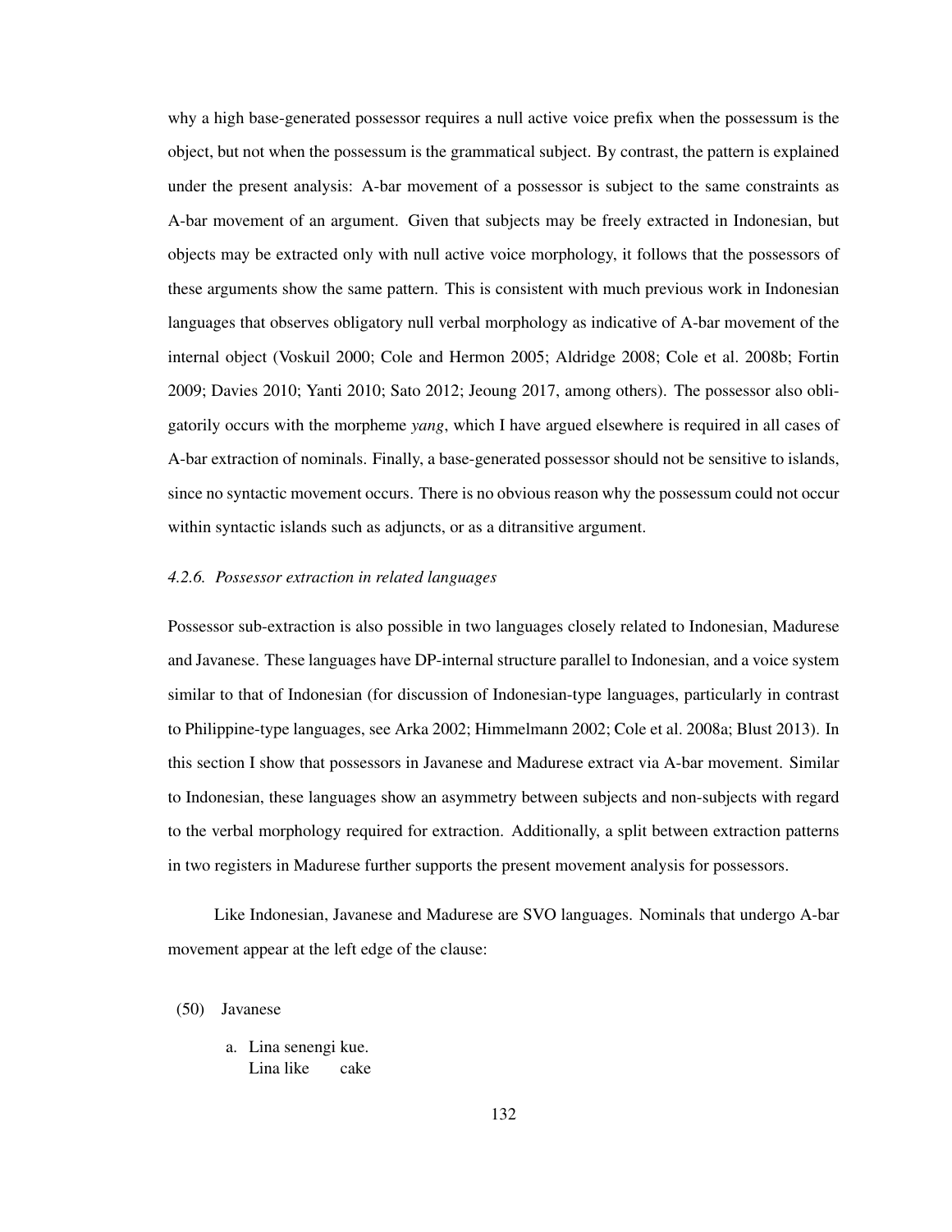why a high base-generated possessor requires a null active voice prefix when the possessum is the object, but not when the possessum is the grammatical subject. By contrast, the pattern is explained under the present analysis: A-bar movement of a possessor is subject to the same constraints as A-bar movement of an argument. Given that subjects may be freely extracted in Indonesian, but objects may be extracted only with null active voice morphology, it follows that the possessors of these arguments show the same pattern. This is consistent with much previous work in Indonesian languages that observes obligatory null verbal morphology as indicative of A-bar movement of the internal object (Voskuil 2000; Cole and Hermon 2005; Aldridge 2008; Cole et al. 2008b; Fortin 2009; Davies 2010; Yanti 2010; Sato 2012; Jeoung 2017, among others). The possessor also obligatorily occurs with the morpheme *yang*, which I have argued elsewhere is required in all cases of A-bar extraction of nominals. Finally, a base-generated possessor should not be sensitive to islands, since no syntactic movement occurs. There is no obvious reason why the possessum could not occur within syntactic islands such as adjuncts, or as a ditransitive argument.

### *4.2.6. Possessor extraction in related languages*

Possessor sub-extraction is also possible in two languages closely related to Indonesian, Madurese and Javanese. These languages have DP-internal structure parallel to Indonesian, and a voice system similar to that of Indonesian (for discussion of Indonesian-type languages, particularly in contrast to Philippine-type languages, see Arka 2002; Himmelmann 2002; Cole et al. 2008a; Blust 2013). In this section I show that possessors in Javanese and Madurese extract via A-bar movement. Similar to Indonesian, these languages show an asymmetry between subjects and non-subjects with regard to the verbal morphology required for extraction. Additionally, a split between extraction patterns in two registers in Madurese further supports the present movement analysis for possessors.

Like Indonesian, Javanese and Madurese are SVO languages. Nominals that undergo A-bar movement appear at the left edge of the clause:

(50) Javanese

a. Lina senengi kue.
   Lina like cake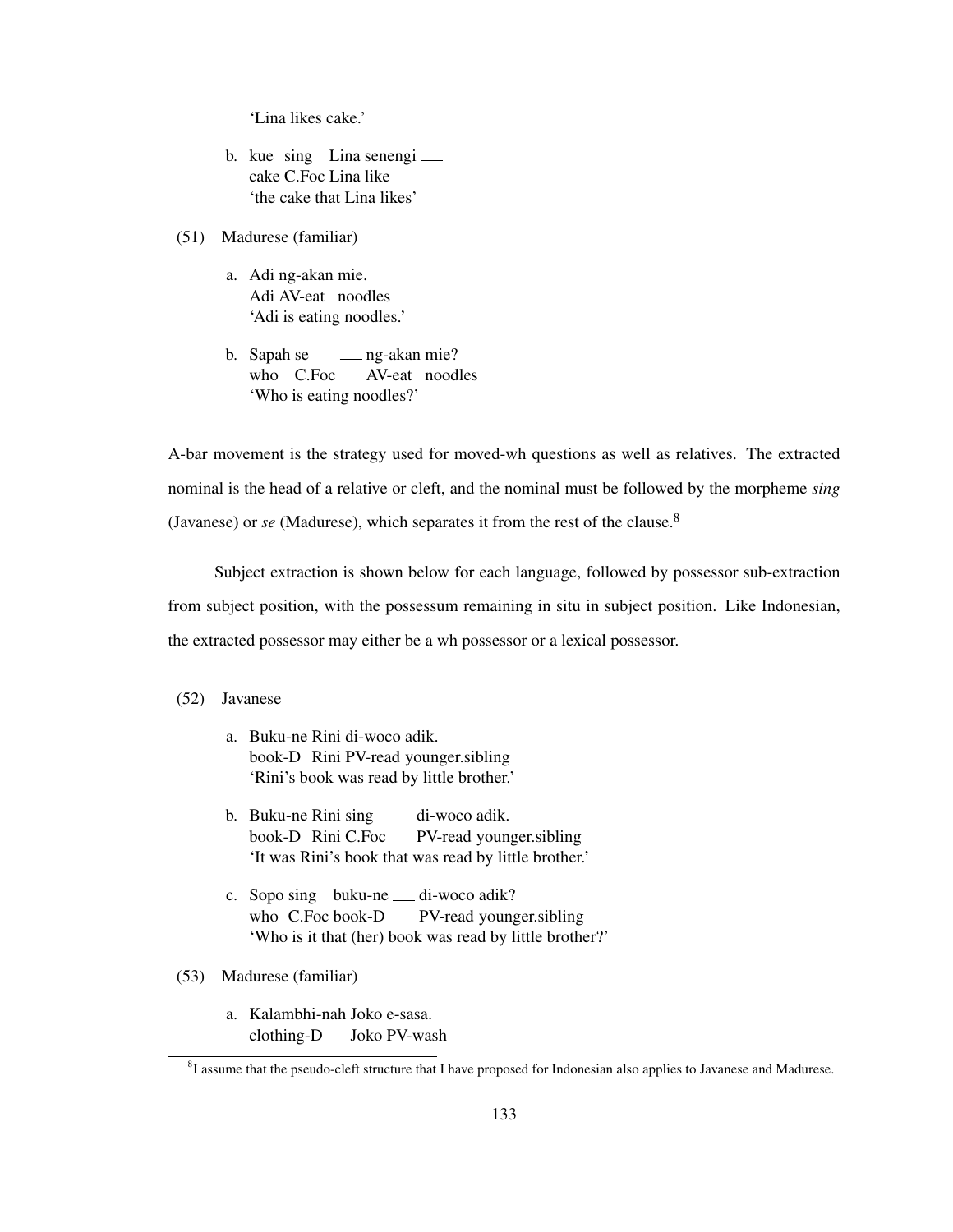'Lina likes cake.'

b. kue sing Lina senengi ___
   cake C.Foc Lina like
   'the cake that Lina likes'

(51) Madurese (familiar)

a. Adi ng-akan mie.
   Adi AV-eat noodles
   'Adi is eating noodles.'

b. Sapah se ___ ng-akan mie?
   who C.Foc AV-eat noodles
   'Who is eating noodles?'

A-bar movement is the strategy used for moved-wh questions as well as relatives. The extracted nominal is the head of a relative or cleft, and the nominal must be followed by the morpheme *sing* (Javanese) or *se* (Madurese), which separates it from the rest of the clause.[8]

Subject extraction is shown below for each language, followed by possessor sub-extraction from subject position, with the possessum remaining in situ in subject position. Like Indonesian, the extracted possessor may either be a wh possessor or a lexical possessor.

(52) Javanese

a. Buku-ne Rini di-woco adik.
   book-D Rini PV-read younger.sibling
   'Rini's book was read by little brother.'

b. Buku-ne Rini sing ___ di-woco adik.
   book-D Rini C.Foc PV-read younger.sibling
   'It was Rini's book that was read by little brother.'

c. Sopo sing buku-ne ___ di-woco adik?
   who C.Foc book-D PV-read younger.sibling
   'Who is it that (her) book was read by little brother?'

(53) Madurese (familiar)

a. Kalambhi-nah Joko e-sasa.
   clothing-D Joko PV-wash

[8] I assume that the pseudo-cleft structure that I have proposed for Indonesian also applies to Javanese and Madurese.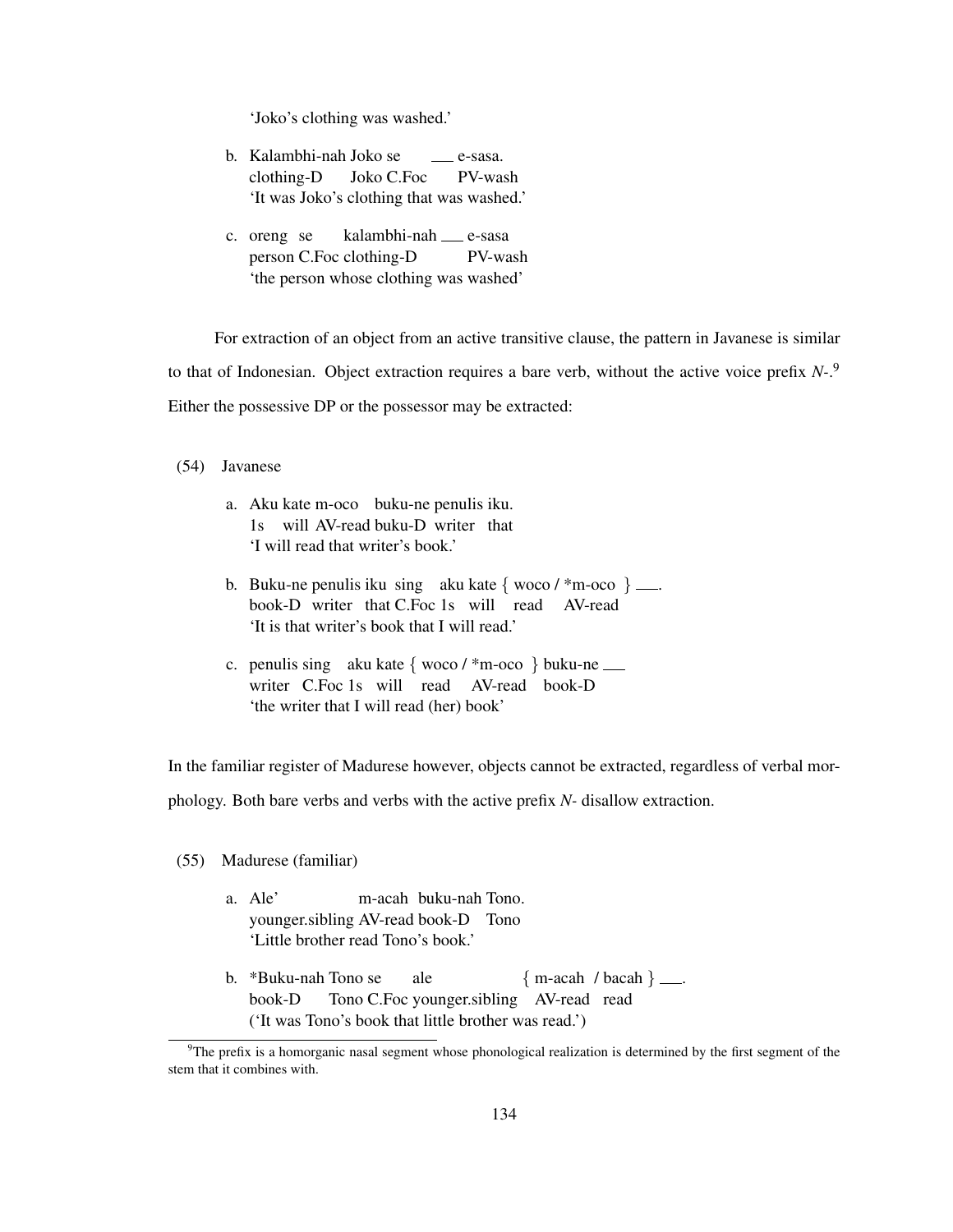'Joko's clothing was washed.'

b. Kalambhi-nah Joko se ___ e-sasa.
   clothing-D Joko C.Foc PV-wash
   'It was Joko's clothing that was washed.'

c. oreng se kalambhi-nah ___ e-sasa
   person C.Foc clothing-D PV-wash
   'the person whose clothing was washed'

For extraction of an object from an active transitive clause, the pattern in Javanese is similar to that of Indonesian. Object extraction requires a bare verb, without the active voice prefix *N-*.[9] Either the possessive DP or the possessor may be extracted:

(54) Javanese

a. Aku kate m-oco buku-ne penulis iku.
   1s will AV-read buku-D writer that
   'I will read that writer's book.'

b. Buku-ne penulis iku sing aku kate { woco / *m-oco } ___.
   book-D writer that C.Foc 1s will read AV-read
   'It is that writer's book that I will read.'

c. penulis sing aku kate { woco / *m-oco } buku-ne ___
   writer C.Foc 1s will read AV-read book-D
   'the writer that I will read (her) book'

In the familiar register of Madurese however, objects cannot be extracted, regardless of verbal morphology. Both bare verbs and verbs with the active prefix *N-* disallow extraction.

(55) Madurese (familiar)

a. Ale' m-acah buku-nah Tono.
   younger.sibling AV-read book-D Tono
   'Little brother read Tono's book.'

b. *Buku-nah Tono se ale { m-acah / bacah } ___.
   book-D Tono C.Foc younger.sibling AV-read read
   ('It was Tono's book that little brother was read.')

[9]The prefix is a homorganic nasal segment whose phonological realization is determined by the first segment of the stem that it combines with.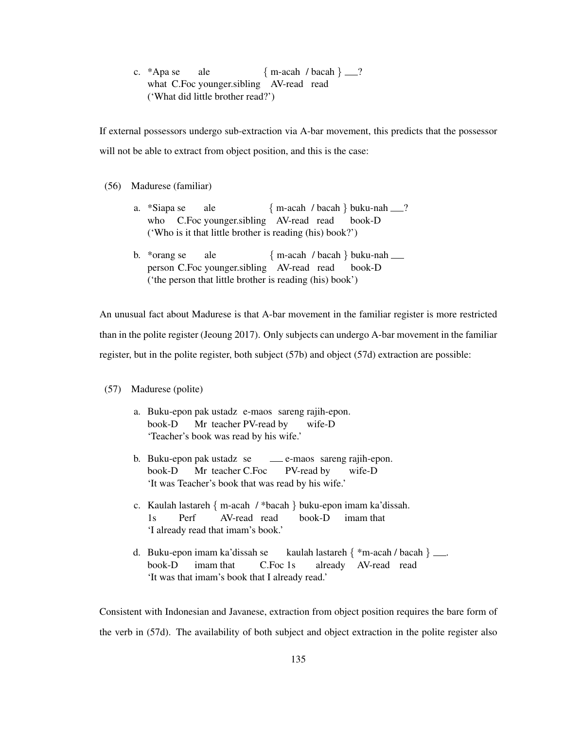c. *Apa se ale { m-acah / bacah } ___?
   what C.Foc younger.sibling AV-read read
   ('What did little brother read?')

If external possessors undergo sub-extraction via A-bar movement, this predicts that the possessor will not be able to extract from object position, and this is the case:

(56) Madurese (familiar)

a. *Siapa se ale { m-acah / bacah } buku-nah ___?
   who C.Foc younger.sibling AV-read read book-D
   ('Who is it that little brother is reading (his) book?')

b. *orang se ale { m-acah / bacah } buku-nah ___
   person C.Foc younger.sibling AV-read read book-D
   ('the person that little brother is reading (his) book')

An unusual fact about Madurese is that A-bar movement in the familiar register is more restricted than in the polite register (Jeoung 2017). Only subjects can undergo A-bar movement in the familiar register, but in the polite register, both subject (57b) and object (57d) extraction are possible:

(57) Madurese (polite)

a. Buku-epon pak ustadz e-maos sareng rajih-epon.
   book-D Mr teacher PV-read by wife-D
   'Teacher's book was read by his wife.'

b. Buku-epon pak ustadz se ___ e-maos sareng rajih-epon.
   book-D Mr teacher C.Foc PV-read by wife-D
   'It was Teacher's book that was read by his wife.'

c. Kaulah lastareh { m-acah / *bacah } buku-epon imam ka'dissah.
   1s Perf AV-read read book-D imam that
   'I already read that imam's book.'

d. Buku-epon imam ka'dissah se kaulah lastareh { *m-acah / bacah } ___.
   book-D imam that C.Foc 1s already AV-read read
   'It was that imam's book that I already read.'

Consistent with Indonesian and Javanese, extraction from object position requires the bare form of the verb in (57d). The availability of both subject and object extraction in the polite register also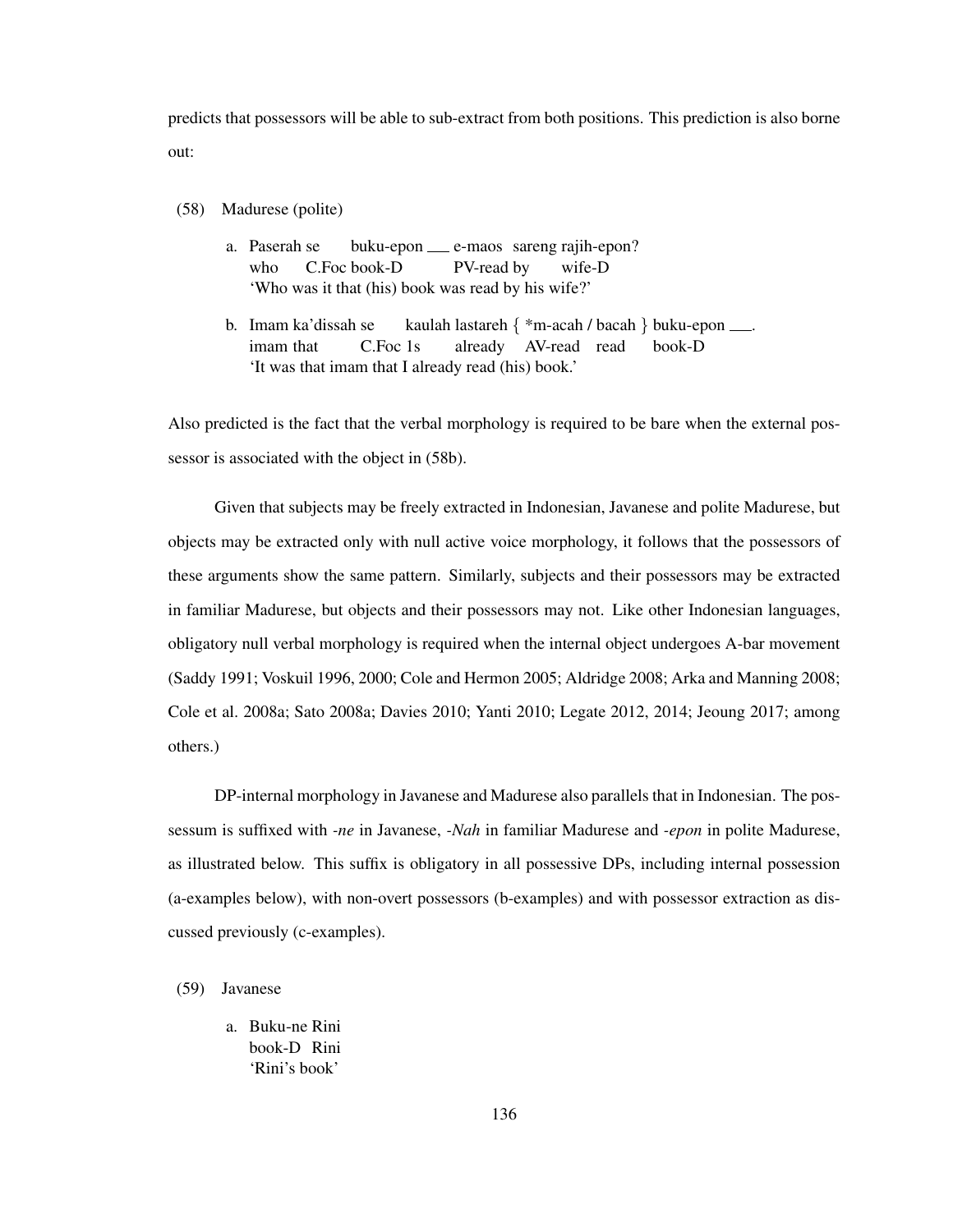predicts that possessors will be able to sub-extract from both positions. This prediction is also borne out:

(58) Madurese (polite)

a. Paserah se buku-epon ___ e-maos sareng rajih-epon?
   who C.Foc book-D PV-read by wife-D
   'Who was it that (his) book was read by his wife?'

b. Imam ka'dissah se kaulah lastareh { *m-acah / bacah } buku-epon ___.
   imam that C.Foc 1s already AV-read read book-D
   'It was that imam that I already read (his) book.'

Also predicted is the fact that the verbal morphology is required to be bare when the external possessor is associated with the object in (58b).

Given that subjects may be freely extracted in Indonesian, Javanese and polite Madurese, but objects may be extracted only with null active voice morphology, it follows that the possessors of these arguments show the same pattern. Similarly, subjects and their possessors may be extracted in familiar Madurese, but objects and their possessors may not. Like other Indonesian languages, obligatory null verbal morphology is required when the internal object undergoes A-bar movement (Saddy 1991; Voskuil 1996, 2000; Cole and Hermon 2005; Aldridge 2008; Arka and Manning 2008; Cole et al. 2008a; Sato 2008a; Davies 2010; Yanti 2010; Legate 2012, 2014; Jeoung 2017; among others.)

DP-internal morphology in Javanese and Madurese also parallels that in Indonesian. The possessum is suffixed with *-ne* in Javanese, *-Nah* in familiar Madurese and *-epon* in polite Madurese, as illustrated below. This suffix is obligatory in all possessive DPs, including internal possession (a-examples below), with non-overt possessors (b-examples) and with possessor extraction as discussed previously (c-examples).

(59) Javanese

a. Buku-ne Rini
   book-D Rini
   'Rini's book'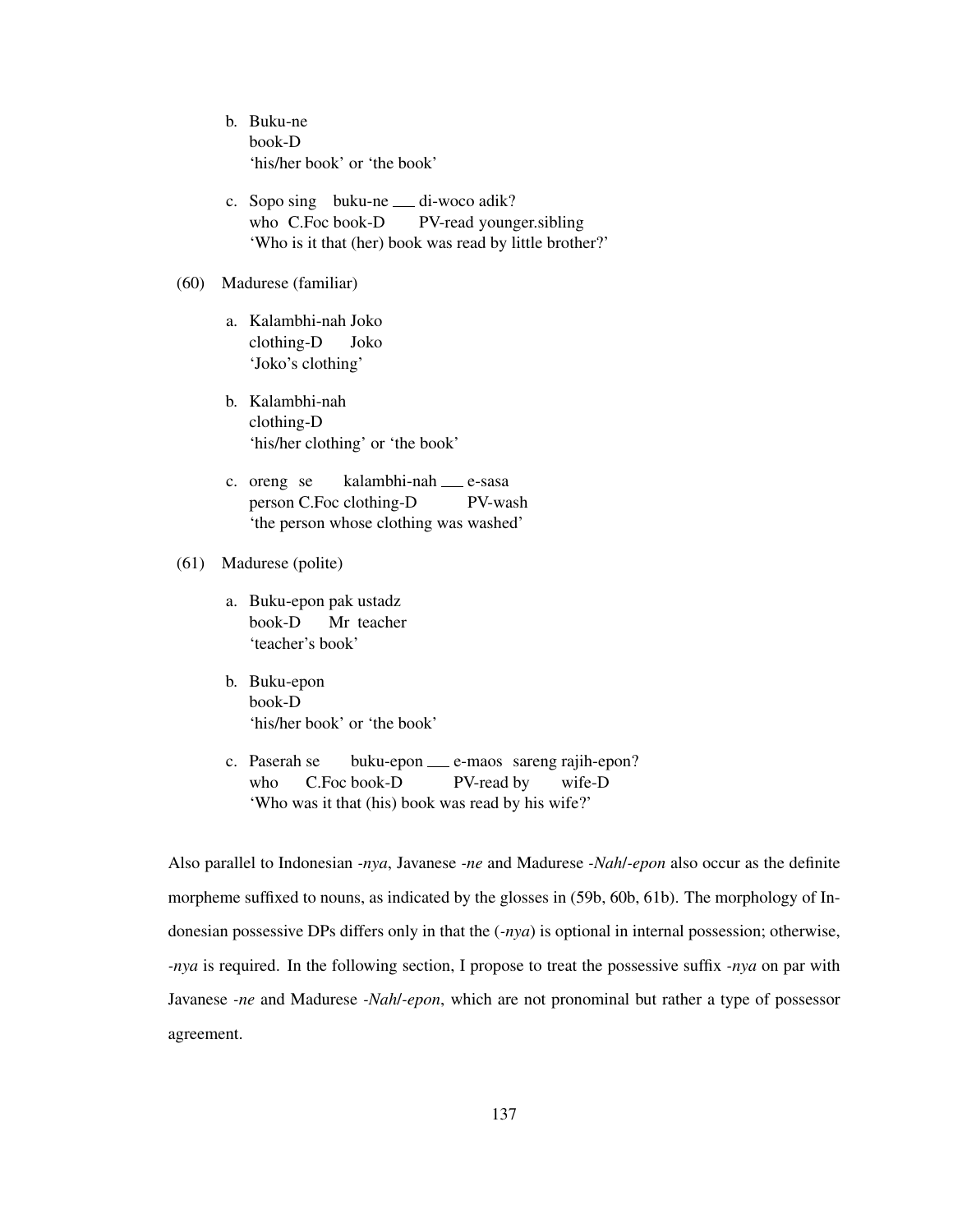b. Buku-ne
   book-D
   'his/her book' or 'the book'

c. Sopo sing buku-ne ___ di-woco adik?
   who C.Foc book-D PV-read younger.sibling
   'Who is it that (her) book was read by little brother?'

(60) Madurese (familiar)

a. Kalambhi-nah Joko
   clothing-D Joko
   'Joko's clothing'

b. Kalambhi-nah
   clothing-D
   'his/her clothing' or 'the book'

c. oreng se kalambhi-nah ___ e-sasa
   person C.Foc clothing-D PV-wash
   'the person whose clothing was washed'

(61) Madurese (polite)

a. Buku-epon pak ustadz
   book-D Mr teacher
   'teacher's book'

b. Buku-epon
   book-D
   'his/her book' or 'the book'

c. Paserah se buku-epon ___ e-maos sareng rajih-epon?
   who C.Foc book-D PV-read by wife-D
   'Who was it that (his) book was read by his wife?'

Also parallel to Indonesian *-nya*, Javanese *-ne* and Madurese *-Nah*/*-epon* also occur as the definite morpheme suffixed to nouns, as indicated by the glosses in (59b, 60b, 61b). The morphology of Indonesian possessive DPs differs only in that the (*-nya*) is optional in internal possession; otherwise, *-nya* is required. In the following section, I propose to treat the possessive suffix *-nya* on par with Javanese *-ne* and Madurese *-Nah*/*-epon*, which are not pronominal but rather a type of possessor agreement.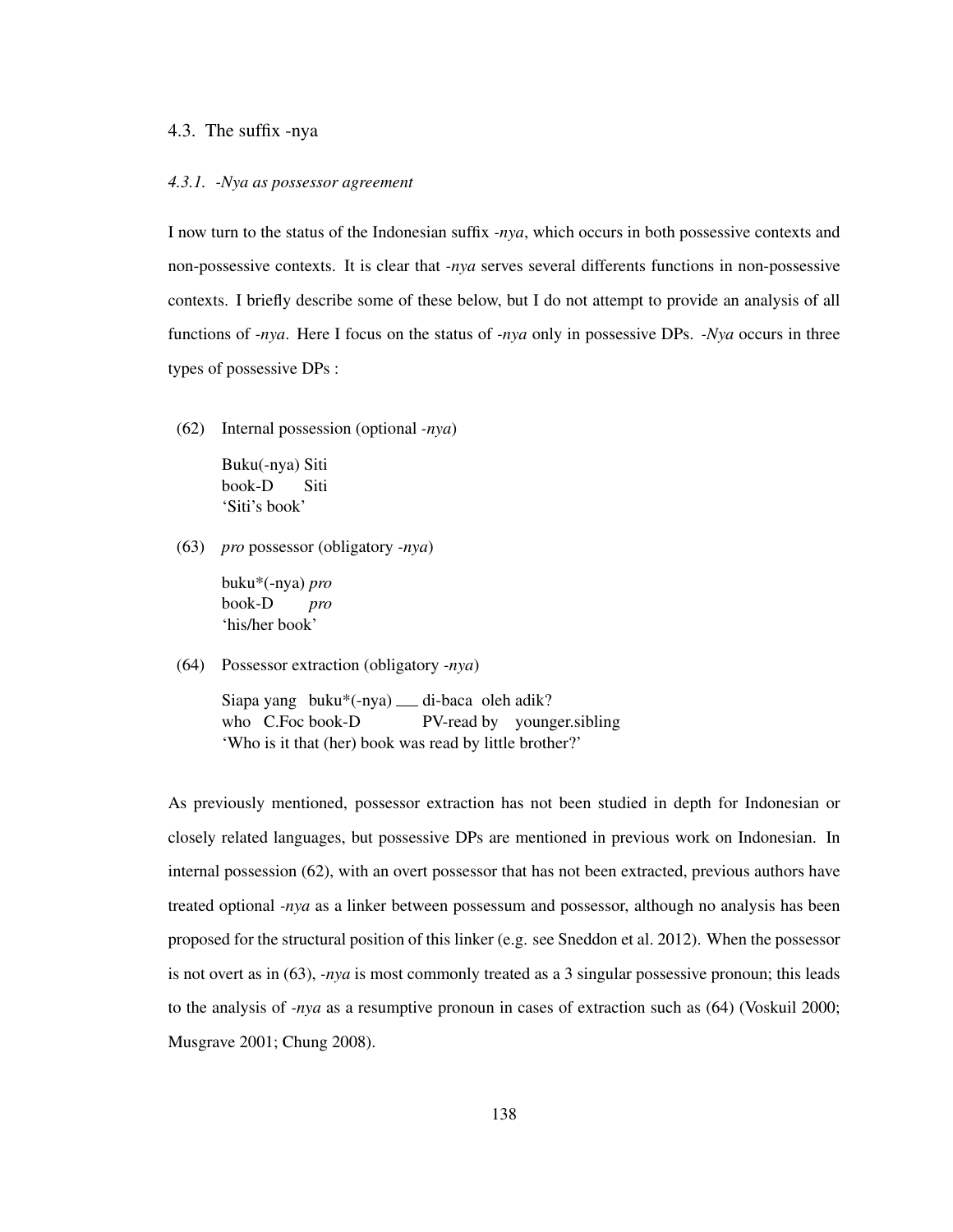### 4.3. The suffix -nya

#### *4.3.1. -Nya as possessor agreement*

I now turn to the status of the Indonesian suffix *-nya*, which occurs in both possessive contexts and non-possessive contexts. It is clear that *-nya* serves several differents functions in non-possessive contexts. I briefly describe some of these below, but I do not attempt to provide an analysis of all functions of *-nya*. Here I focus on the status of *-nya* only in possessive DPs. *-Nya* occurs in three types of possessive DPs :

(62) Internal possession (optional *-nya*)

```
Buku(-nya) Siti
book-D     Siti
'Siti's book'
```

(63) *pro* possessor (obligatory *-nya*)

```
buku*(-nya) pro
book-D      pro
'his/her book'
```

(64) Possessor extraction (obligatory *-nya*)

```
Siapa yang   buku*(-nya) ___ di-baca  oleh adik?
who   C.Foc  book-D          PV-read  by   younger.sibling
'Who is it that (her) book was read by little brother?'
```

As previously mentioned, possessor extraction has not been studied in depth for Indonesian or closely related languages, but possessive DPs are mentioned in previous work on Indonesian. In internal possession (62), with an overt possessor that has not been extracted, previous authors have treated optional *-nya* as a linker between possessum and possessor, although no analysis has been proposed for the structural position of this linker (e.g. see Sneddon et al. 2012). When the possessor is not overt as in (63), *-nya* is most commonly treated as a 3 singular possessive pronoun; this leads to the analysis of *-nya* as a resumptive pronoun in cases of extraction such as (64) (Voskuil 2000; Musgrave 2001; Chung 2008).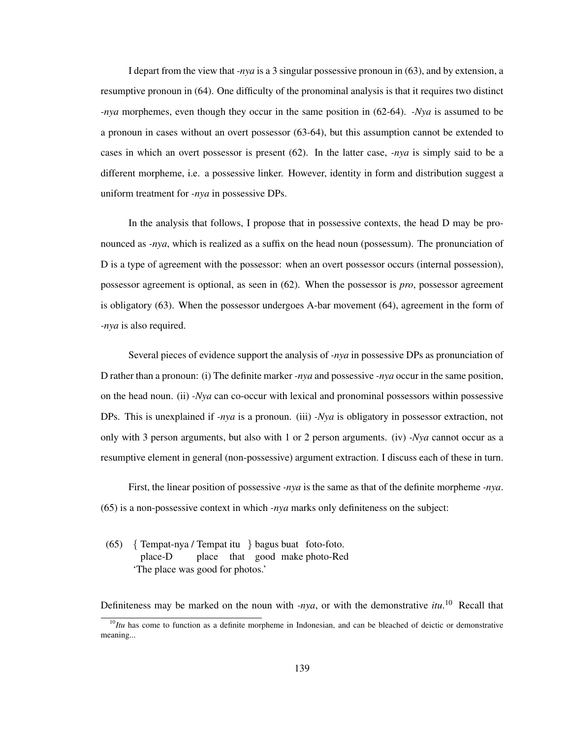I depart from the view that *-nya* is a 3 singular possessive pronoun in (63), and by extension, a resumptive pronoun in (64). One difficulty of the pronominal analysis is that it requires two distinct *-nya* morphemes, even though they occur in the same position in (62-64). *-Nya* is assumed to be a pronoun in cases without an overt possessor (63-64), but this assumption cannot be extended to cases in which an overt possessor is present (62). In the latter case, *-nya* is simply said to be a different morpheme, i.e. a possessive linker. However, identity in form and distribution suggest a uniform treatment for *-nya* in possessive DPs.

In the analysis that follows, I propose that in possessive contexts, the head D may be pronounced as *-nya*, which is realized as a suffix on the head noun (possessum). The pronunciation of D is a type of agreement with the possessor: when an overt possessor occurs (internal possession), possessor agreement is optional, as seen in (62). When the possessor is *pro*, possessor agreement is obligatory (63). When the possessor undergoes A-bar movement (64), agreement in the form of *-nya* is also required.

Several pieces of evidence support the analysis of *-nya* in possessive DPs as pronunciation of D rather than a pronoun: (i) The definite marker *-nya* and possessive *-nya* occur in the same position, on the head noun. (ii) *-Nya* can co-occur with lexical and pronominal possessors within possessive DPs. This is unexplained if *-nya* is a pronoun. (iii) *-Nya* is obligatory in possessor extraction, not only with 3 person arguments, but also with 1 or 2 person arguments. (iv) *-Nya* cannot occur as a resumptive element in general (non-possessive) argument extraction. I discuss each of these in turn.

First, the linear position of possessive *-nya* is the same as that of the definite morpheme *-nya*. (65) is a non-possessive context in which *-nya* marks only definiteness on the subject:

(65) { Tempat-nya / Tempat itu } bagus buat foto-foto.
     place-D / place that good make photo-Red
     'The place was good for photos.'

Definiteness may be marked on the noun with *-nya*, or with the demonstrative *itu*.[10] Recall that

[10] *Itu* has come to function as a definite morpheme in Indonesian, and can be bleached of deictic or demonstrative meaning...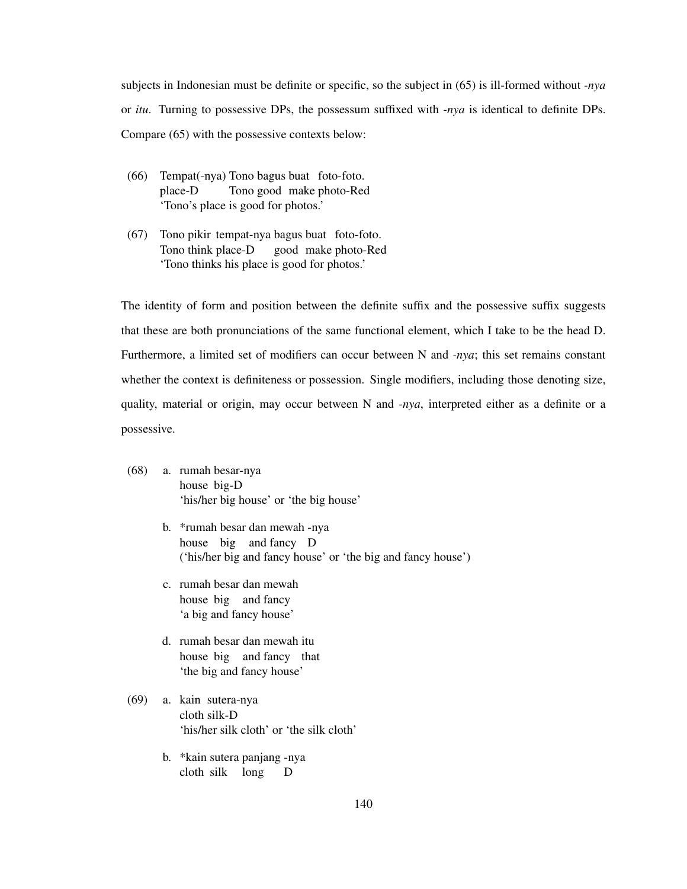subjects in Indonesian must be definite or specific, so the subject in (65) is ill-formed without *-nya* or *itu*. Turning to possessive DPs, the possessum suffixed with *-nya* is identical to definite DPs. Compare (65) with the possessive contexts below:

(66) Tempat(-nya) Tono bagus buat foto-foto.
 place-D Tono good make photo-Red
 'Tono's place is good for photos.'

(67) Tono pikir tempat-nya bagus buat foto-foto.
 Tono think place-D good make photo-Red
 'Tono thinks his place is good for photos.'

The identity of form and position between the definite suffix and the possessive suffix suggests that these are both pronunciations of the same functional element, which I take to be the head D. Furthermore, a limited set of modifiers can occur between N and *-nya*; this set remains constant whether the context is definiteness or possession. Single modifiers, including those denoting size, quality, material or origin, may occur between N and *-nya*, interpreted either as a definite or a possessive.

(68) a. rumah besar-nya
 house big-D
 'his/her big house' or 'the big house'

 b. *rumah besar dan mewah -nya
 house big and fancy D
 ('his/her big and fancy house' or 'the big and fancy house')

 c. rumah besar dan mewah
 house big and fancy
 'a big and fancy house'

 d. rumah besar dan mewah itu
 house big and fancy that
 'the big and fancy house'

(69) a. kain sutera-nya
 cloth silk-D
 'his/her silk cloth' or 'the silk cloth'

 b. *kain sutera panjang -nya
 cloth silk long D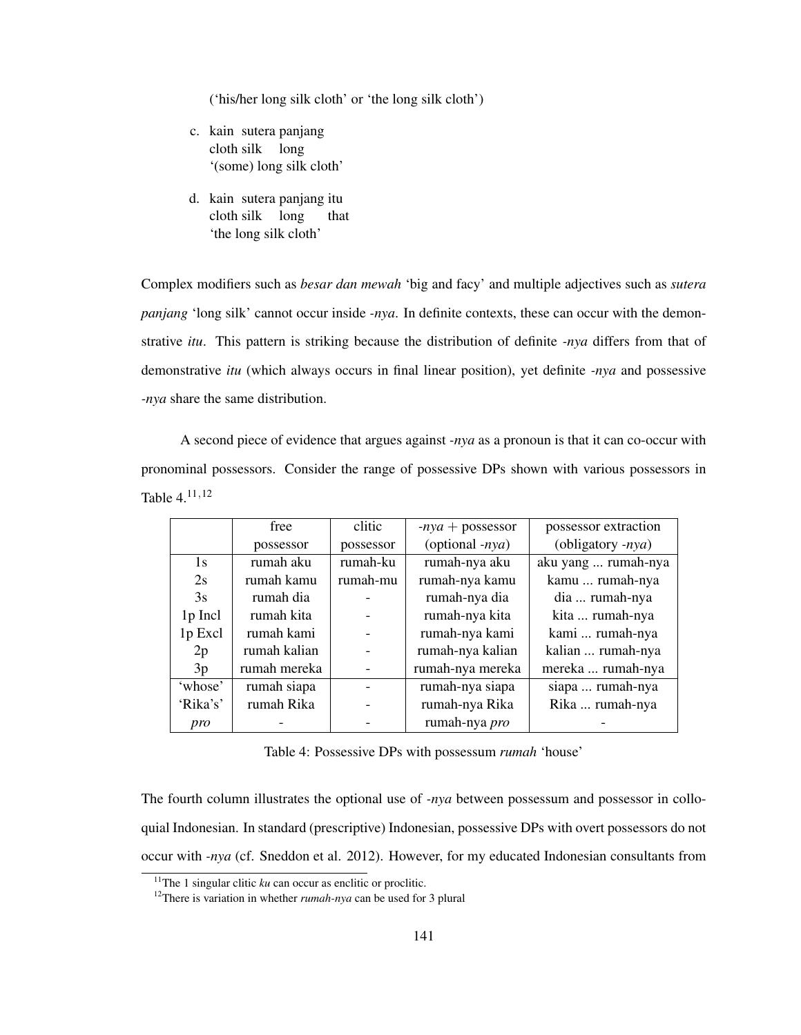('his/her long silk cloth' or 'the long silk cloth')

c. kain sutera panjang
   cloth silk long
   '(some) long silk cloth'

d. kain sutera panjang itu
   cloth silk long that
   'the long silk cloth'

Complex modifiers such as *besar dan mewah* 'big and facy' and multiple adjectives such as *sutera panjang* 'long silk' cannot occur inside *-nya*. In definite contexts, these can occur with the demonstrative *itu*. This pattern is striking because the distribution of definite *-nya* differs from that of demonstrative *itu* (which always occurs in final linear position), yet definite *-nya* and possessive *-nya* share the same distribution.

A second piece of evidence that argues against *-nya* as a pronoun is that it can co-occur with pronominal possessors. Consider the range of possessive DPs shown with various possessors in Table 4.[11,12]

| | free possessor | clitic possessor | *-nya* + possessor (optional *-nya*) | possessor extraction (obligatory *-nya*) |
|---|---|---|---|---|
| 1s | rumah aku | rumah-ku | rumah-nya aku | aku yang ... rumah-nya |
| 2s | rumah kamu | rumah-mu | rumah-nya kamu | kamu ... rumah-nya |
| 3s | rumah dia | - | rumah-nya dia | dia ... rumah-nya |
| 1p Incl | rumah kita | - | rumah-nya kita | kita ... rumah-nya |
| 1p Excl | rumah kami | - | rumah-nya kami | kami ... rumah-nya |
| 2p | rumah kalian | - | rumah-nya kalian | kalian ... rumah-nya |
| 3p | rumah mereka | - | rumah-nya mereka | mereka ... rumah-nya |
| 'whose' | rumah siapa | - | rumah-nya siapa | siapa ... rumah-nya |
| 'Rika's' | rumah Rika | - | rumah-nya Rika | Rika ... rumah-nya |
| *pro* | - | - | rumah-nya *pro* | - |

Table 4: Possessive DPs with possessum *rumah* 'house'

The fourth column illustrates the optional use of *-nya* between possessum and possessor in colloquial Indonesian. In standard (prescriptive) Indonesian, possessive DPs with overt possessors do not occur with *-nya* (cf. Sneddon et al. 2012). However, for my educated Indonesian consultants from

[11] The 1 singular clitic *ku* can occur as enclitic or proclitic.

[12] There is variation in whether *rumah-nya* can be used for 3 plural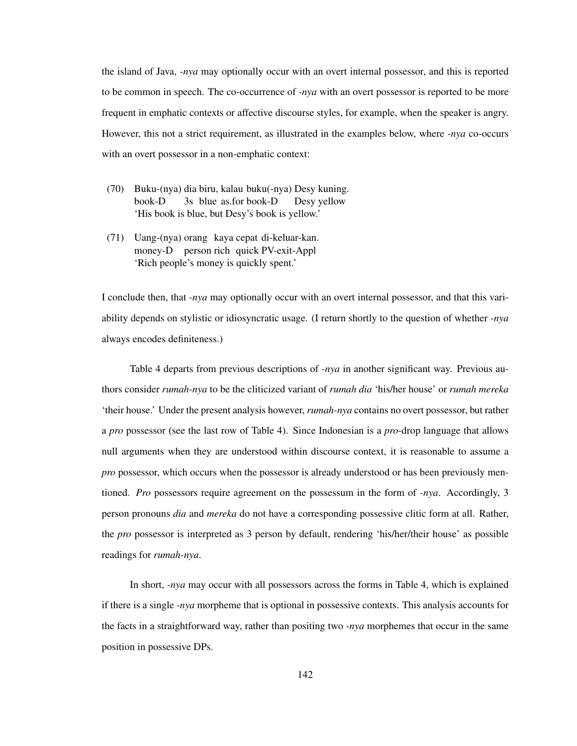the island of Java, *-nya* may optionally occur with an overt internal possessor, and this is reported to be common in speech. The co-occurrence of *-nya* with an overt possessor is reported to be more frequent in emphatic contexts or affective discourse styles, for example, when the speaker is angry. However, this not a strict requirement, as illustrated in the examples below, where *-nya* co-occurs with an overt possessor in a non-emphatic context:

(70) Buku-(nya) dia biru, kalau buku(-nya) Desy kuning.
book-D 3s blue as.for book-D Desy yellow
'His book is blue, but Desy's book is yellow.'

(71) Uang-(nya) orang kaya cepat di-keluar-kan.
money-D person rich quick PV-exit-Appl
'Rich people's money is quickly spent.'

I conclude then, that *-nya* may optionally occur with an overt internal possessor, and that this variability depends on stylistic or idiosyncratic usage. (I return shortly to the question of whether *-nya* always encodes definiteness.)

Table 4 departs from previous descriptions of *-nya* in another significant way. Previous authors consider *rumah-nya* to be the cliticized variant of *rumah dia* 'his/her house' or *rumah mereka* 'their house.' Under the present analysis however, *rumah-nya* contains no overt possessor, but rather a *pro* possessor (see the last row of Table 4). Since Indonesian is a *pro*-drop language that allows null arguments when they are understood within discourse context, it is reasonable to assume a *pro* possessor, which occurs when the possessor is already understood or has been previously mentioned. *Pro* possessors require agreement on the possessum in the form of *-nya*. Accordingly, 3 person pronouns *dia* and *mereka* do not have a corresponding possessive clitic form at all. Rather, the *pro* possessor is interpreted as 3 person by default, rendering 'his/her/their house' as possible readings for *rumah-nya*.

In short, *-nya* may occur with all possessors across the forms in Table 4, which is explained if there is a single *-nya* morpheme that is optional in possessive contexts. This analysis accounts for the facts in a straightforward way, rather than positing two *-nya* morphemes that occur in the same position in possessive DPs.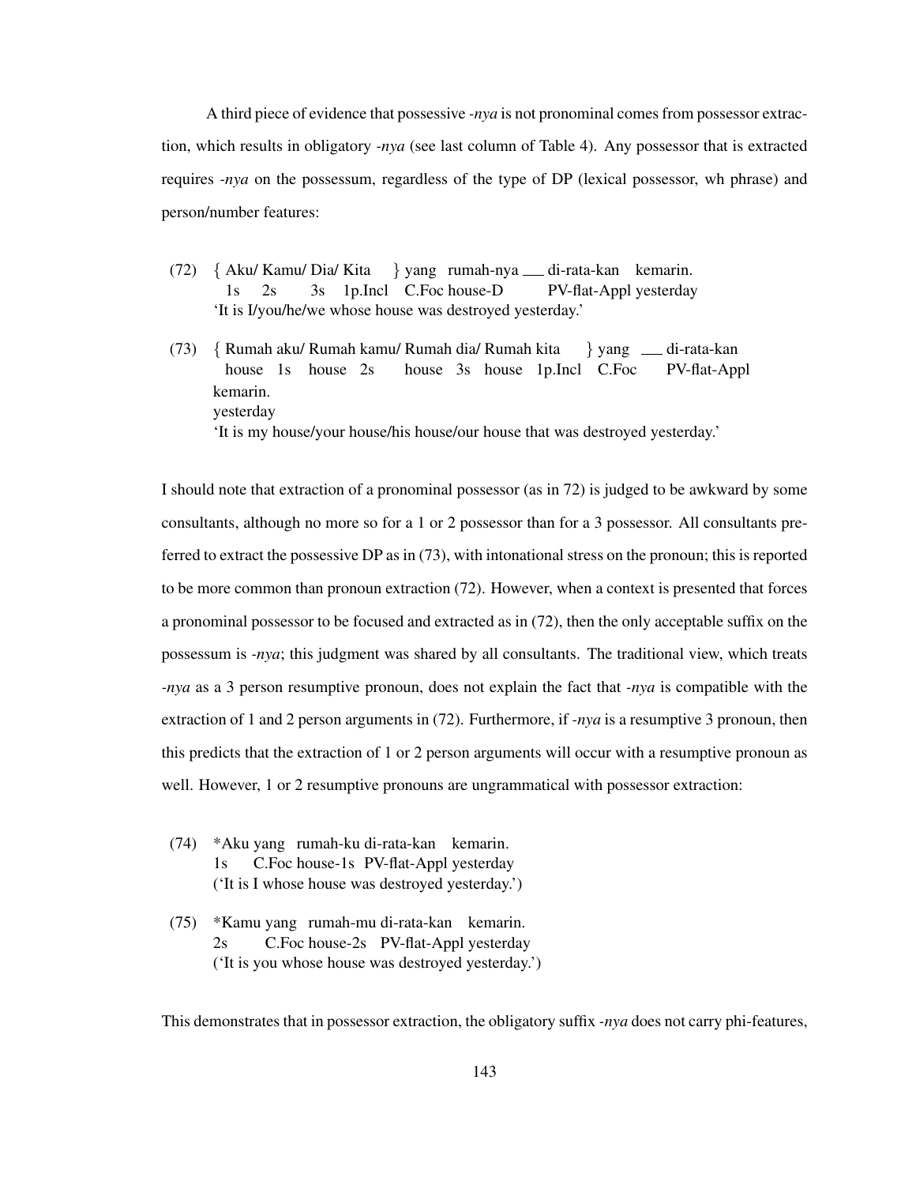A third piece of evidence that possessive *-nya* is not pronominal comes from possessor extraction, which results in obligatory *-nya* (see last column of Table 4). Any possessor that is extracted requires *-nya* on the possessum, regardless of the type of DP (lexical possessor, wh phrase) and person/number features:

(72) { Aku/ Kamu/ Dia/ Kita } yang rumah-nya ___ di-rata-kan kemarin.
     1s 2s 3s 1p.Incl C.Foc house-D PV-flat-Appl yesterday
     'It is I/you/he/we whose house was destroyed yesterday.'

(73) { Rumah aku/ Rumah kamu/ Rumah dia/ Rumah kita } yang ___ di-rata-kan kemarin.
     house 1s house 2s house 3s house 1p.Incl C.Foc PV-flat-Appl yesterday
     'It is my house/your house/his house/our house that was destroyed yesterday.'

I should note that extraction of a pronominal possessor (as in 72) is judged to be awkward by some consultants, although no more so for a 1 or 2 possessor than for a 3 possessor. All consultants preferred to extract the possessive DP as in (73), with intonational stress on the pronoun; this is reported to be more common than pronoun extraction (72). However, when a context is presented that forces a pronominal possessor to be focused and extracted as in (72), then the only acceptable suffix on the possessum is *-nya*; this judgment was shared by all consultants. The traditional view, which treats *-nya* as a 3 person resumptive pronoun, does not explain the fact that *-nya* is compatible with the extraction of 1 and 2 person arguments in (72). Furthermore, if *-nya* is a resumptive 3 pronoun, then this predicts that the extraction of 1 or 2 person arguments will occur with a resumptive pronoun as well. However, 1 or 2 resumptive pronouns are ungrammatical with possessor extraction:

(74) *Aku yang rumah-ku di-rata-kan kemarin.
     1s C.Foc house-1s PV-flat-Appl yesterday
     ('It is I whose house was destroyed yesterday.')

(75) *Kamu yang rumah-mu di-rata-kan kemarin.
     2s C.Foc house-2s PV-flat-Appl yesterday
     ('It is you whose house was destroyed yesterday.')

This demonstrates that in possessor extraction, the obligatory suffix *-nya* does not carry phi-features,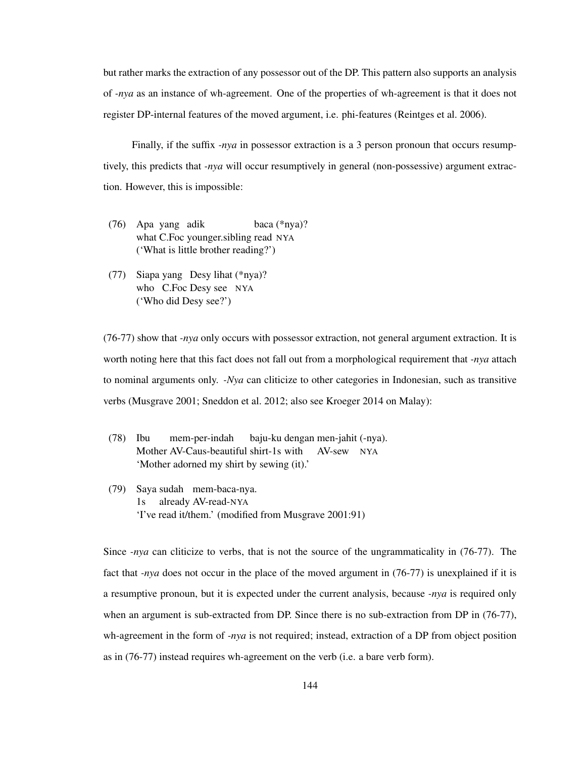but rather marks the extraction of any possessor out of the DP. This pattern also supports an analysis of *-nya* as an instance of wh-agreement. One of the properties of wh-agreement is that it does not register DP-internal features of the moved argument, i.e. phi-features (Reintges et al. 2006).

Finally, if the suffix *-nya* in possessor extraction is a 3 person pronoun that occurs resumptively, this predicts that *-nya* will occur resumptively in general (non-possessive) argument extraction. However, this is impossible:

(76) Apa yang adik baca (*nya)?
 what C.Foc younger.sibling read NYA
 ('What is little brother reading?')

(77) Siapa yang Desy lihat (*nya)?
 who C.Foc Desy see NYA
 ('Who did Desy see?')

(76-77) show that *-nya* only occurs with possessor extraction, not general argument extraction. It is worth noting here that this fact does not fall out from a morphological requirement that *-nya* attach to nominal arguments only. *-Nya* can cliticize to other categories in Indonesian, such as transitive verbs (Musgrave 2001; Sneddon et al. 2012; also see Kroeger 2014 on Malay):

(78) Ibu mem-per-indah baju-ku dengan men-jahit (-nya).
 Mother AV-Caus-beautiful shirt-1s with AV-sew NYA
 'Mother adorned my shirt by sewing (it).'

(79) Saya sudah mem-baca-nya.
 1s already AV-read-NYA
 'I've read it/them.' (modified from Musgrave 2001:91)

Since *-nya* can cliticize to verbs, that is not the source of the ungrammaticality in (76-77). The fact that *-nya* does not occur in the place of the moved argument in (76-77) is unexplained if it is a resumptive pronoun, but it is expected under the current analysis, because *-nya* is required only when an argument is sub-extracted from DP. Since there is no sub-extraction from DP in (76-77), wh-agreement in the form of *-nya* is not required; instead, extraction of a DP from object position as in (76-77) instead requires wh-agreement on the verb (i.e. a bare verb form).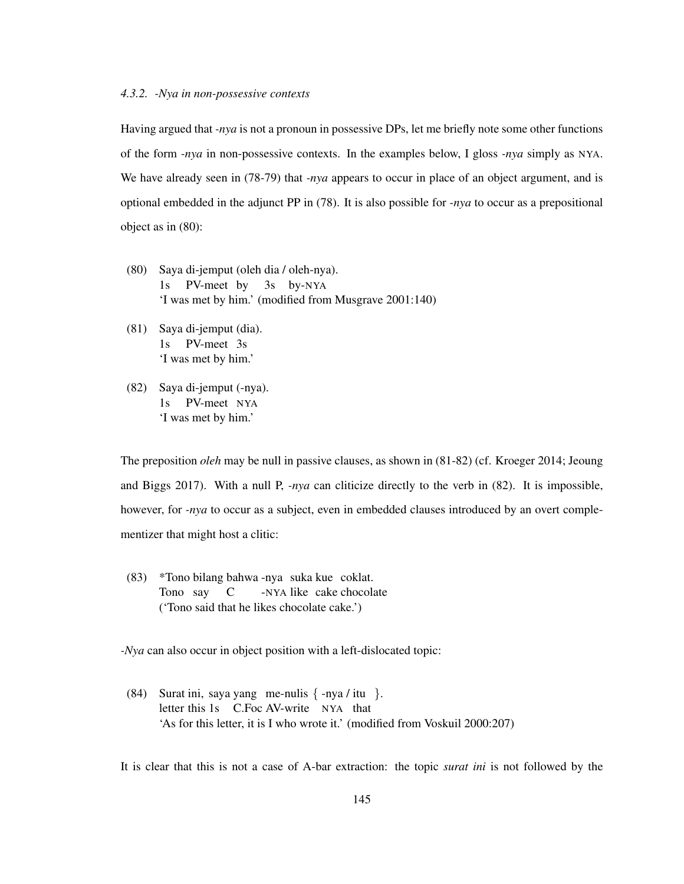#### *4.3.2. -Nya in non-possessive contexts*

Having argued that *-nya* is not a pronoun in possessive DPs, let me briefly note some other functions of the form *-nya* in non-possessive contexts. In the examples below, I gloss *-nya* simply as NYA. We have already seen in (78-79) that *-nya* appears to occur in place of an object argument, and is optional embedded in the adjunct PP in (78). It is also possible for *-nya* to occur as a prepositional object as in (80):

(80) Saya di-jemput (oleh dia / oleh-nya).
 1s PV-meet by 3s by-NYA
 'I was met by him.' (modified from Musgrave 2001:140)

(81) Saya di-jemput (dia).
 1s PV-meet 3s
 'I was met by him.'

(82) Saya di-jemput (-nya).
 1s PV-meet NYA
 'I was met by him.'

The preposition *oleh* may be null in passive clauses, as shown in (81-82) (cf. Kroeger 2014; Jeoung and Biggs 2017). With a null P, *-nya* can cliticize directly to the verb in (82). It is impossible, however, for *-nya* to occur as a subject, even in embedded clauses introduced by an overt complementizer that might host a clitic:

(83) *Tono bilang bahwa -nya suka kue coklat.
 Tono say C -NYA like cake chocolate
 ('Tono said that he likes chocolate cake.')

*-Nya* can also occur in object position with a left-dislocated topic:

(84) Surat ini, saya yang me-nulis { -nya / itu }.
 letter this 1s C.Foc AV-write NYA that
 'As for this letter, it is I who wrote it.' (modified from Voskuil 2000:207)

It is clear that this is not a case of A-bar extraction: the topic *surat ini* is not followed by the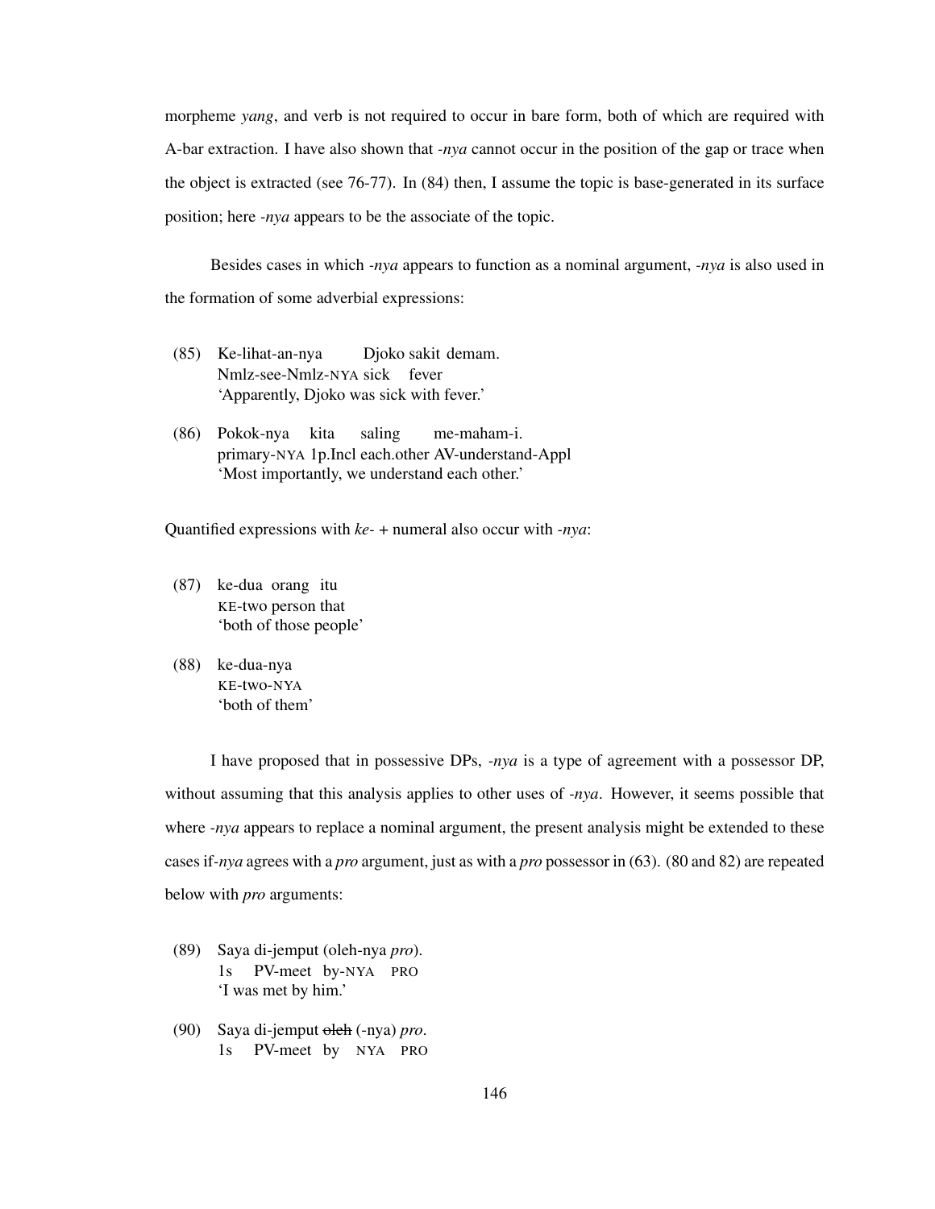morpheme *yang*, and verb is not required to occur in bare form, both of which are required with A-bar extraction. I have also shown that *-nya* cannot occur in the position of the gap or trace when the object is extracted (see 76-77). In (84) then, I assume the topic is base-generated in its surface position; here *-nya* appears to be the associate of the topic.

Besides cases in which *-nya* appears to function as a nominal argument, *-nya* is also used in the formation of some adverbial expressions:

(85) Ke-lihat-an-nya Djoko sakit demam.
     Nmlz-see-Nmlz-NYA sick fever
     'Apparently, Djoko was sick with fever.'

(86) Pokok-nya kita saling me-maham-i.
     primary-NYA 1p.Incl each.other AV-understand-Appl
     'Most importantly, we understand each other.'

Quantified expressions with *ke-* + numeral also occur with *-nya*:

(87) ke-dua orang itu
     KE-two person that
     'both of those people'

(88) ke-dua-nya
     KE-two-NYA
     'both of them'

I have proposed that in possessive DPs, *-nya* is a type of agreement with a possessor DP, without assuming that this analysis applies to other uses of *-nya*. However, it seems possible that where *-nya* appears to replace a nominal argument, the present analysis might be extended to these cases if *-nya* agrees with a *pro* argument, just as with a *pro* possessor in (63). (80 and 82) are repeated below with *pro* arguments:

(89) Saya di-jemput (oleh-nya *pro*).
     1s PV-meet by-NYA PRO
     'I was met by him.'

(90) Saya di-jemput ~~oleh~~ (-nya) *pro*.
     1s PV-meet by NYA PRO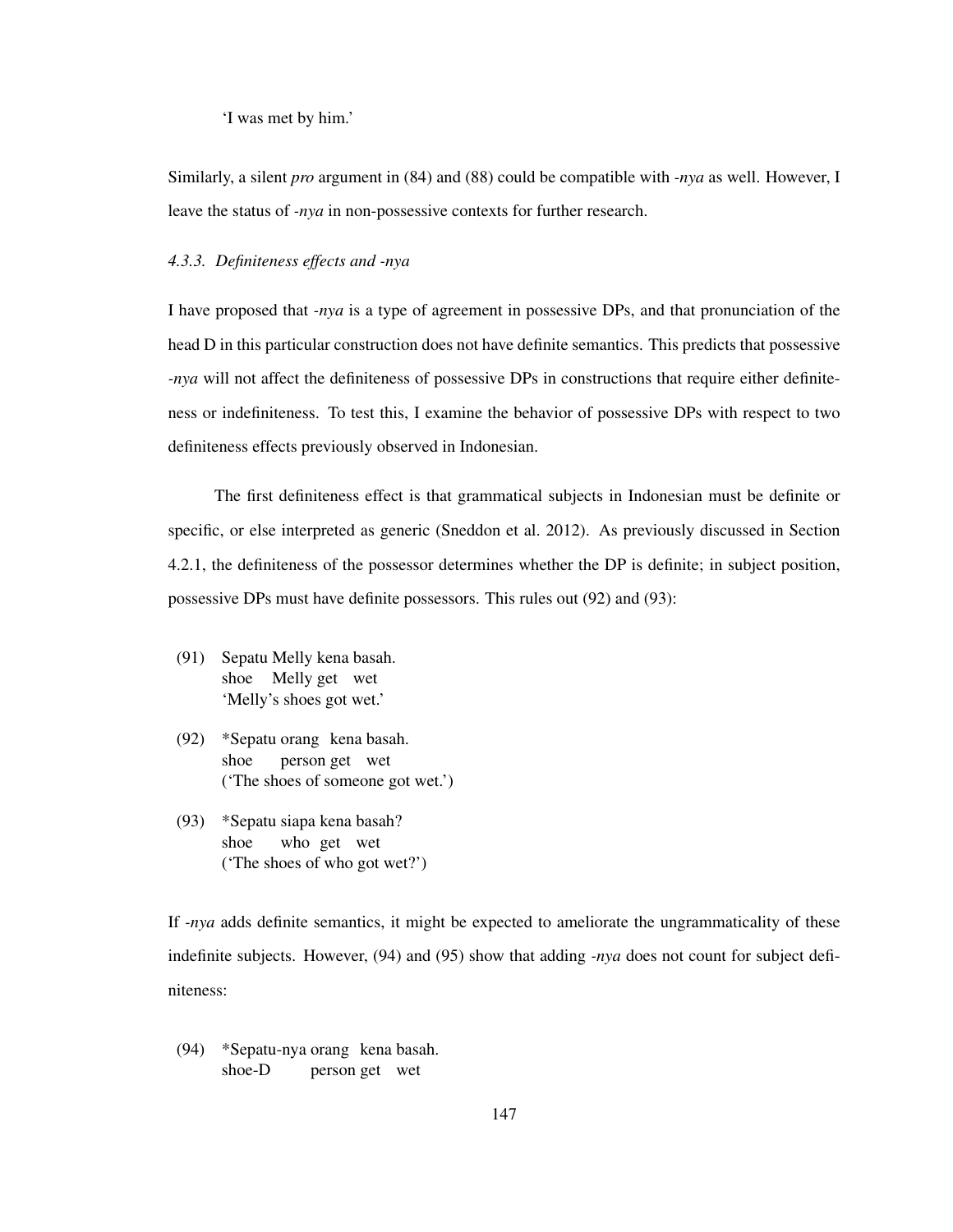'I was met by him.'

Similarly, a silent *pro* argument in (84) and (88) could be compatible with *-nya* as well. However, I leave the status of *-nya* in non-possessive contexts for further research.

### *4.3.3. Definiteness effects and -nya*

I have proposed that *-nya* is a type of agreement in possessive DPs, and that pronunciation of the head D in this particular construction does not have definite semantics. This predicts that possessive *-nya* will not affect the definiteness of possessive DPs in constructions that require either definiteness or indefiniteness. To test this, I examine the behavior of possessive DPs with respect to two definiteness effects previously observed in Indonesian.

The first definiteness effect is that grammatical subjects in Indonesian must be definite or specific, or else interpreted as generic (Sneddon et al. 2012). As previously discussed in Section 4.2.1, the definiteness of the possessor determines whether the DP is definite; in subject position, possessive DPs must have definite possessors. This rules out (92) and (93):

(91) Sepatu Melly kena basah.
     shoe Melly get wet
     'Melly's shoes got wet.'

(92) *Sepatu orang kena basah.
     shoe person get wet
     ('The shoes of someone got wet.')

(93) *Sepatu siapa kena basah?
     shoe who get wet
     ('The shoes of who got wet?')

If *-nya* adds definite semantics, it might be expected to ameliorate the ungrammaticality of these indefinite subjects. However, (94) and (95) show that adding *-nya* does not count for subject definiteness:

(94) *Sepatu-nya orang kena basah.
     shoe-D person get wet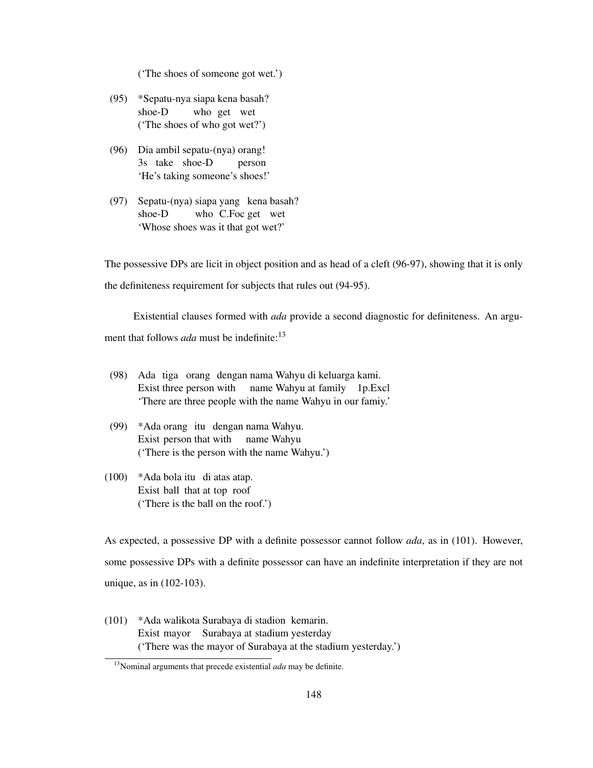('The shoes of someone got wet.')

(95) *Sepatu-nya siapa kena basah?
 shoe-D who get wet
 ('The shoes of who got wet?')

(96) Dia ambil sepatu-(nya) orang!
 3s take shoe-D person
 'He's taking someone's shoes!'

(97) Sepatu-(nya) siapa yang kena basah?
 shoe-D who C.Foc get wet
 'Whose shoes was it that got wet?'

The possessive DPs are licit in object position and as head of a cleft (96-97), showing that it is only the definiteness requirement for subjects that rules out (94-95).

Existential clauses formed with *ada* provide a second diagnostic for definiteness. An argument that follows *ada* must be indefinite:[13]

(98) Ada tiga orang dengan nama Wahyu di keluarga kami.
 Exist three person with name Wahyu at family 1p.Excl
 'There are three people with the name Wahyu in our famiy.'

(99) *Ada orang itu dengan nama Wahyu.
 Exist person that with name Wahyu
 ('There is the person with the name Wahyu.')

(100) *Ada bola itu di atas atap.
 Exist ball that at top roof
 ('There is the ball on the roof.')

As expected, a possessive DP with a definite possessor cannot follow *ada*, as in (101). However, some possessive DPs with a definite possessor can have an indefinite interpretation if they are not unique, as in (102-103).

(101) *Ada walikota Surabaya di stadion kemarin.
 Exist mayor Surabaya at stadium yesterday
 ('There was the mayor of Surabaya at the stadium yesterday.')

[13] Nominal arguments that precede existential *ada* may be definite.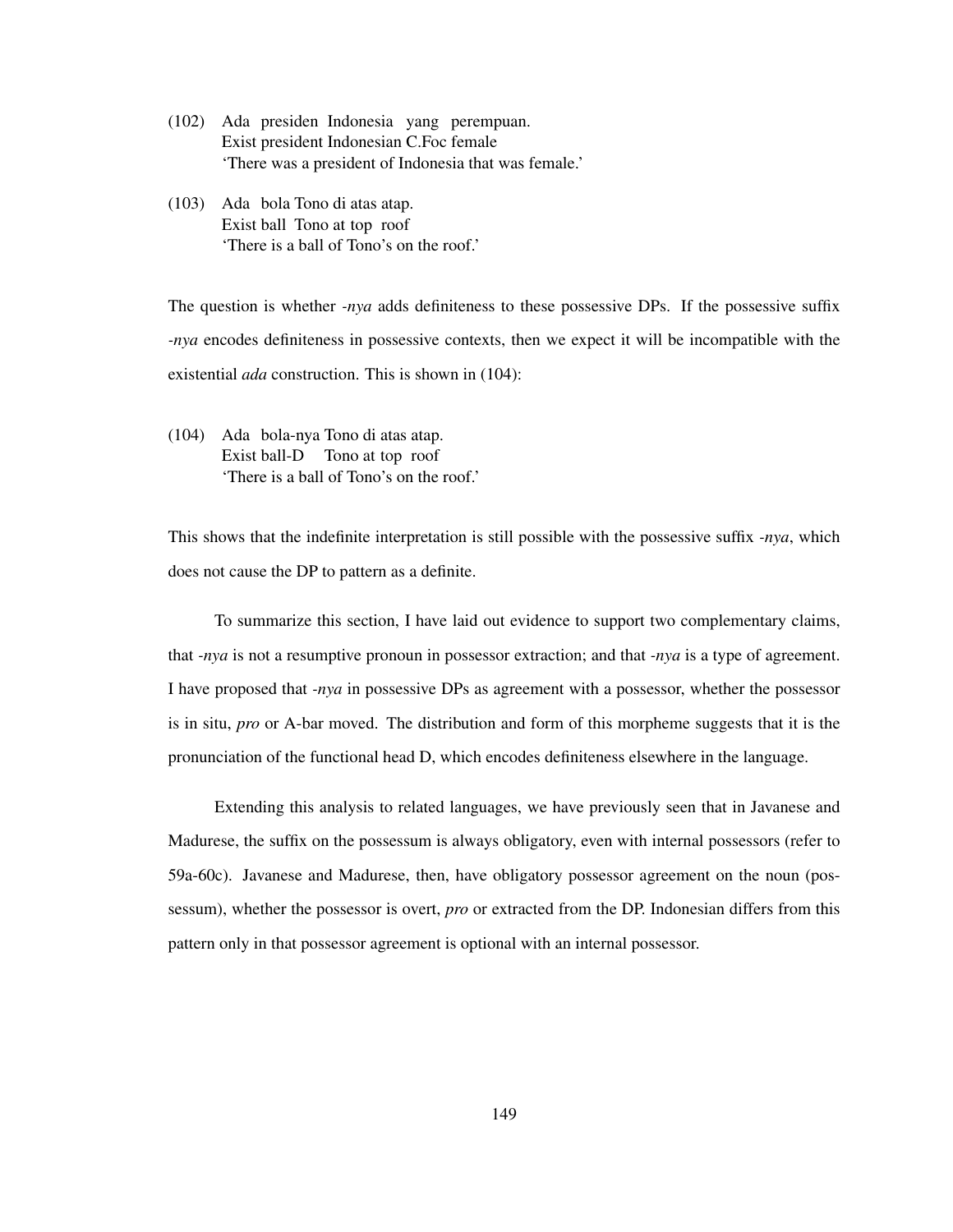(102) Ada presiden Indonesia yang perempuan.
      Exist president Indonesian C.Foc female
      'There was a president of Indonesia that was female.'

(103) Ada bola Tono di atas atap.
      Exist ball Tono at top roof
      'There is a ball of Tono's on the roof.'

The question is whether *-nya* adds definiteness to these possessive DPs. If the possessive suffix *-nya* encodes definiteness in possessive contexts, then we expect it will be incompatible with the existential *ada* construction. This is shown in (104):

(104) Ada bola-nya Tono di atas atap.
      Exist ball-D Tono at top roof
      'There is a ball of Tono's on the roof.'

This shows that the indefinite interpretation is still possible with the possessive suffix *-nya*, which does not cause the DP to pattern as a definite.

To summarize this section, I have laid out evidence to support two complementary claims, that *-nya* is not a resumptive pronoun in possessor extraction; and that *-nya* is a type of agreement. I have proposed that *-nya* in possessive DPs as agreement with a possessor, whether the possessor is in situ, *pro* or A-bar moved. The distribution and form of this morpheme suggests that it is the pronunciation of the functional head D, which encodes definiteness elsewhere in the language.

Extending this analysis to related languages, we have previously seen that in Javanese and Madurese, the suffix on the possessum is always obligatory, even with internal possessors (refer to 59a-60c). Javanese and Madurese, then, have obligatory possessor agreement on the noun (possessum), whether the possessor is overt, *pro* or extracted from the DP. Indonesian differs from this pattern only in that possessor agreement is optional with an internal possessor.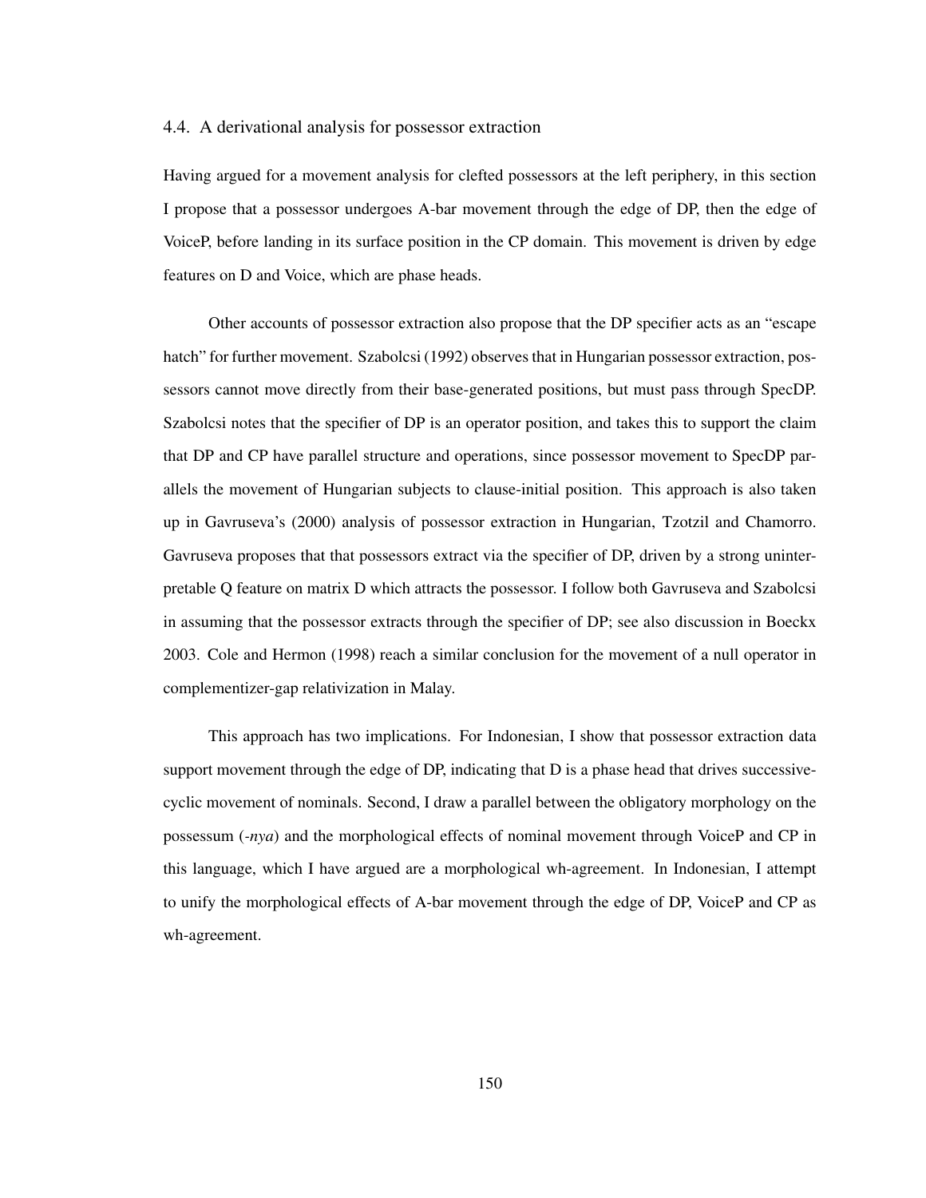### 4.4. A derivational analysis for possessor extraction

Having argued for a movement analysis for clefted possessors at the left periphery, in this section I propose that a possessor undergoes A-bar movement through the edge of DP, then the edge of VoiceP, before landing in its surface position in the CP domain. This movement is driven by edge features on D and Voice, which are phase heads.

Other accounts of possessor extraction also propose that the DP specifier acts as an "escape hatch" for further movement. Szabolcsi (1992) observes that in Hungarian possessor extraction, possessors cannot move directly from their base-generated positions, but must pass through SpecDP. Szabolcsi notes that the specifier of DP is an operator position, and takes this to support the claim that DP and CP have parallel structure and operations, since possessor movement to SpecDP parallels the movement of Hungarian subjects to clause-initial position. This approach is also taken up in Gavruseva's (2000) analysis of possessor extraction in Hungarian, Tzotzil and Chamorro. Gavruseva proposes that that possessors extract via the specifier of DP, driven by a strong uninterpretable Q feature on matrix D which attracts the possessor. I follow both Gavruseva and Szabolcsi in assuming that the possessor extracts through the specifier of DP; see also discussion in Boeckx 2003. Cole and Hermon (1998) reach a similar conclusion for the movement of a null operator in complementizer-gap relativization in Malay.

This approach has two implications. For Indonesian, I show that possessor extraction data support movement through the edge of DP, indicating that D is a phase head that drives successive-cyclic movement of nominals. Second, I draw a parallel between the obligatory morphology on the possessum (*-nya*) and the morphological effects of nominal movement through VoiceP and CP in this language, which I have argued are a morphological wh-agreement. In Indonesian, I attempt to unify the morphological effects of A-bar movement through the edge of DP, VoiceP and CP as wh-agreement.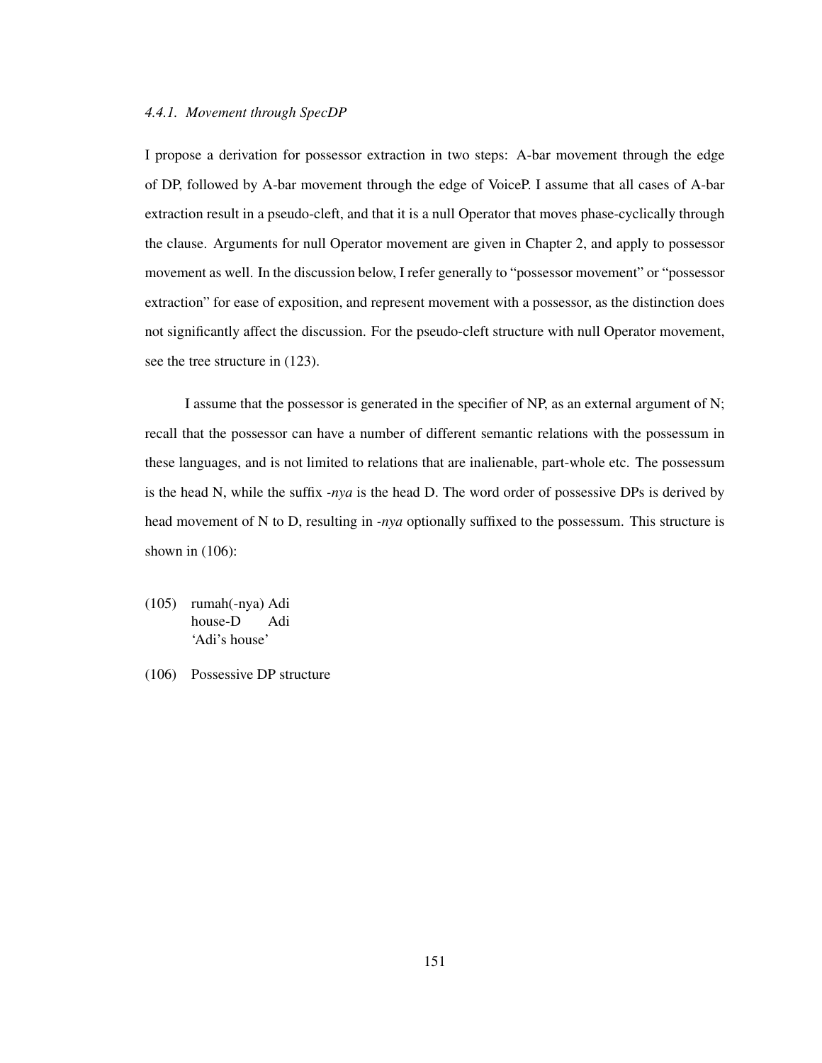### *4.4.1. Movement through SpecDP*

I propose a derivation for possessor extraction in two steps: A-bar movement through the edge of DP, followed by A-bar movement through the edge of VoiceP. I assume that all cases of A-bar extraction result in a pseudo-cleft, and that it is a null Operator that moves phase-cyclically through the clause. Arguments for null Operator movement are given in Chapter 2, and apply to possessor movement as well. In the discussion below, I refer generally to "possessor movement" or "possessor extraction" for ease of exposition, and represent movement with a possessor, as the distinction does not significantly affect the discussion. For the pseudo-cleft structure with null Operator movement, see the tree structure in (123).

I assume that the possessor is generated in the specifier of NP, as an external argument of N; recall that the possessor can have a number of different semantic relations with the possessum in these languages, and is not limited to relations that are inalienable, part-whole etc. The possessum is the head N, while the suffix *-nya* is the head D. The word order of possessive DPs is derived by head movement of N to D, resulting in *-nya* optionally suffixed to the possessum. This structure is shown in (106):

(105) rumah(-nya) Adi
      house-D Adi
      'Adi's house'

(106) Possessive DP structure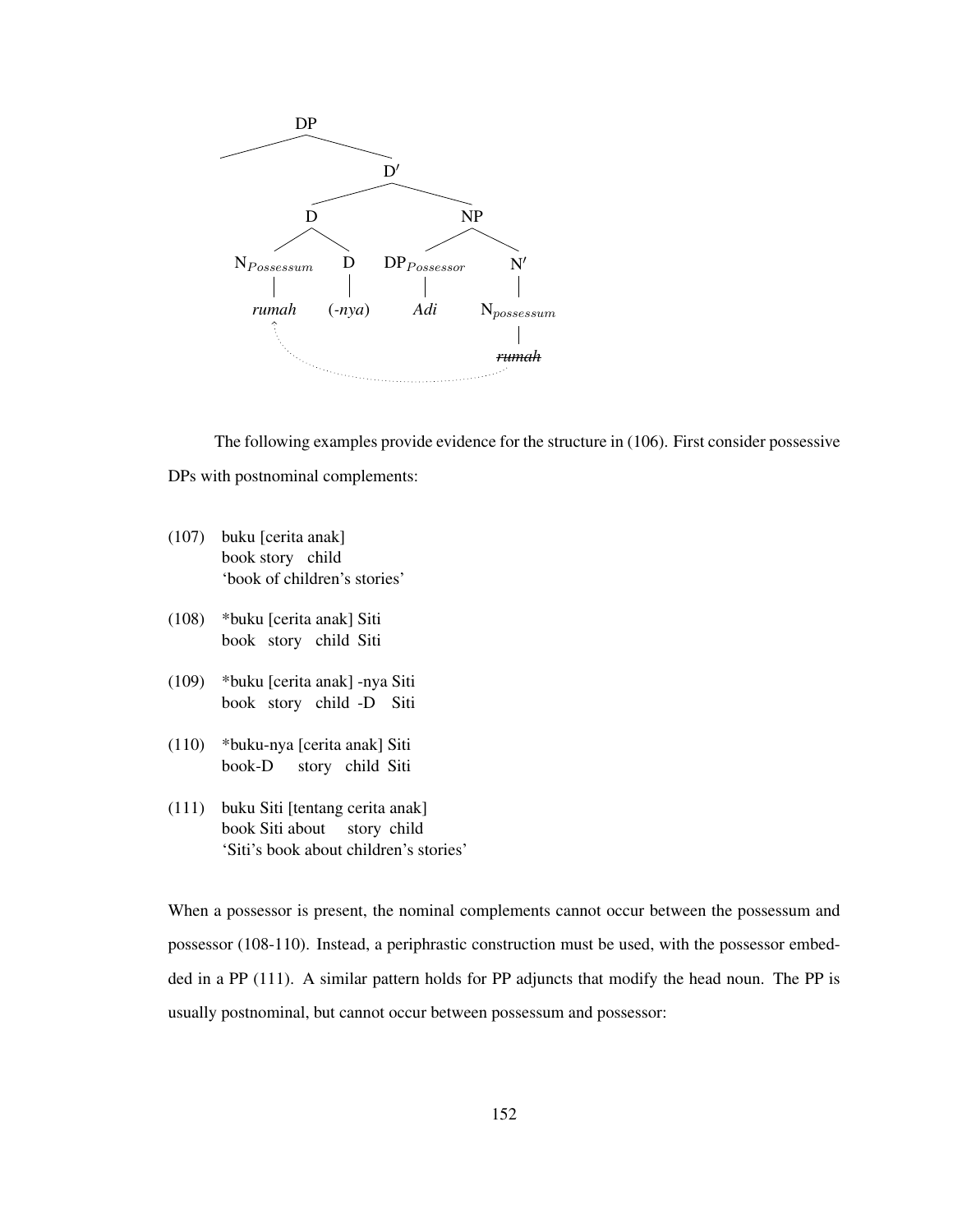```
                DP
               /  \
                   D′
                  /  \
                 D     NP
                / \    /  \
  N_Possessum   D   DP_Possessor   N′
      |         |       |          |
    rumah    (-nya)    Adi     N_possessum
      ^                            |
      .                          ~~rumah~~
       .............................
```

The following examples provide evidence for the structure in (106). First consider possessive DPs with postnominal complements:

(107) buku [cerita anak]
book story child
'book of children's stories'

(108) *buku [cerita anak] Siti
book story child Siti

(109) *buku [cerita anak] -nya Siti
book story child -D Siti

(110) *buku-nya [cerita anak] Siti
book-D story child Siti

(111) buku Siti [tentang cerita anak]
book Siti about story child
'Siti's book about children's stories'

When a possessor is present, the nominal complements cannot occur between the possessum and possessor (108-110). Instead, a periphrastic construction must be used, with the possessor embedded in a PP (111). A similar pattern holds for PP adjuncts that modify the head noun. The PP is usually postnominal, but cannot occur between possessum and possessor: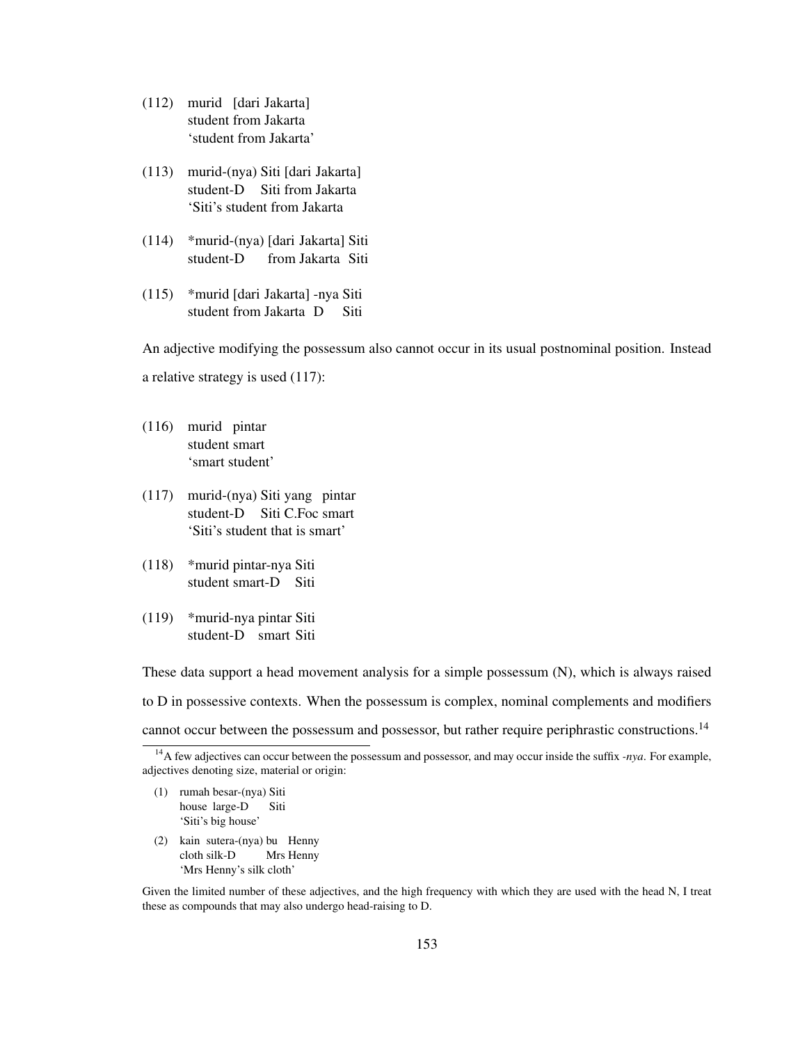(112) murid [dari Jakarta]
student from Jakarta
'student from Jakarta'

(113) murid-(nya) Siti [dari Jakarta]
student-D Siti from Jakarta
'Siti's student from Jakarta

(114) *murid-(nya) [dari Jakarta] Siti
student-D from Jakarta Siti

(115) *murid [dari Jakarta] -nya Siti
student from Jakarta D Siti

An adjective modifying the possessum also cannot occur in its usual postnominal position. Instead a relative strategy is used (117):

(116) murid pintar
student smart
'smart student'

(117) murid-(nya) Siti yang pintar
student-D Siti C.Foc smart
'Siti's student that is smart'

(118) *murid pintar-nya Siti
student smart-D Siti

(119) *murid-nya pintar Siti
student-D smart Siti

These data support a head movement analysis for a simple possessum (N), which is always raised to D in possessive contexts. When the possessum is complex, nominal complements and modifiers cannot occur between the possessum and possessor, but rather require periphrastic constructions.[14]

[14] A few adjectives can occur between the possessum and possessor, and may occur inside the suffix *-nya*. For example, adjectives denoting size, material or origin:

(1) rumah besar-(nya) Siti
house large-D Siti
'Siti's big house'

(2) kain sutera-(nya) bu Henny
cloth silk-D Mrs Henny
'Mrs Henny's silk cloth'

Given the limited number of these adjectives, and the high frequency with which they are used with the head N, I treat these as compounds that may also undergo head-raising to D.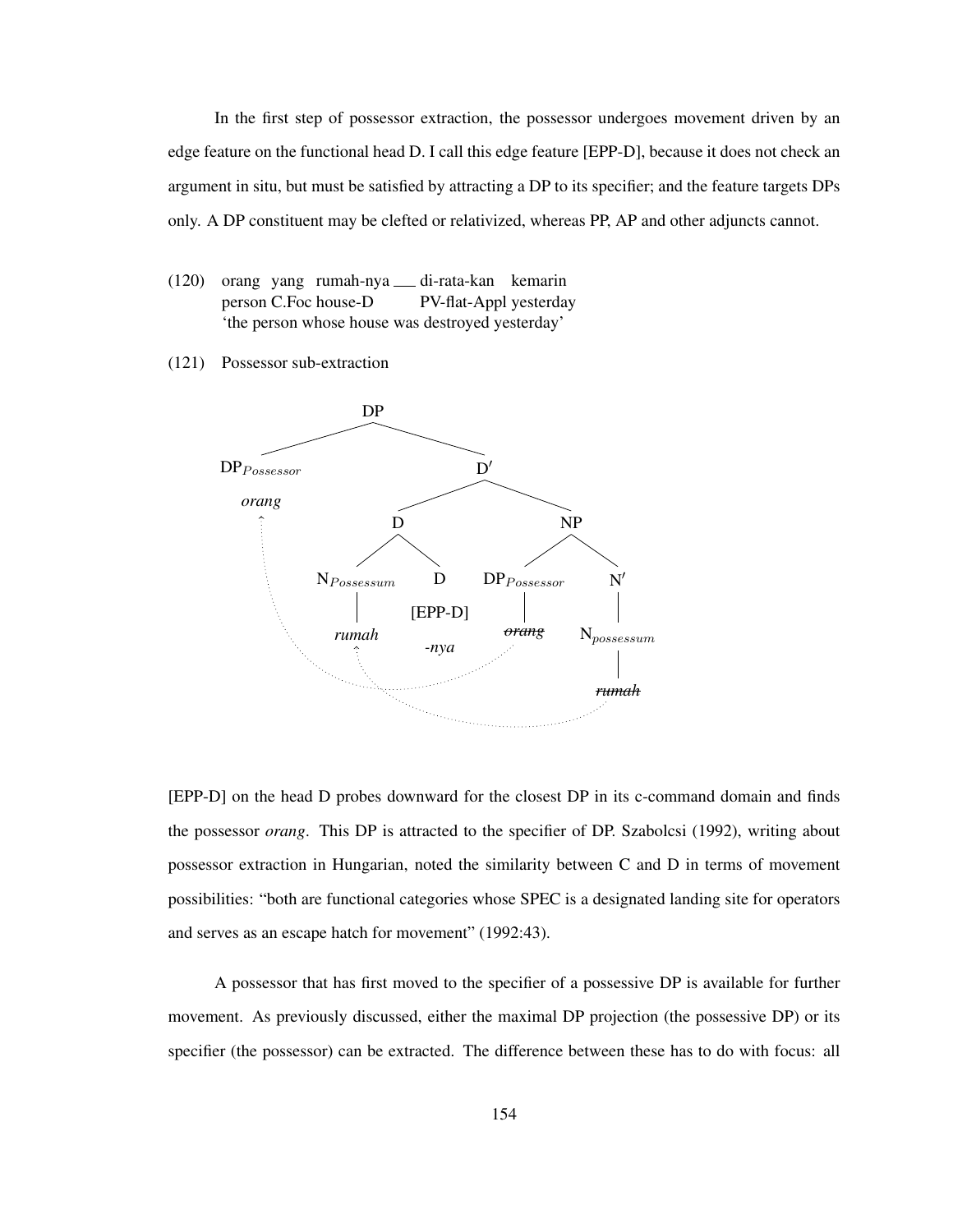In the first step of possessor extraction, the possessor undergoes movement driven by an edge feature on the functional head D. I call this edge feature [EPP-D], because it does not check an argument in situ, but must be satisfied by attracting a DP to its specifier; and the feature targets DPs only. A DP constituent may be clefted or relativized, whereas PP, AP and other adjuncts cannot.

(120) orang yang rumah-nya ___ di-rata-kan kemarin
person C.Foc house-D PV-flat-Appl yesterday
'the person whose house was destroyed yesterday'

(121) Possessor sub-extraction

```
[DP [DP_Possessor orang] [D' [D [N_Possessum rumah] [D [EPP-D] -nya]] [NP [DP_Possessor ~~orang~~] [N' [N_possessum ~~rumah~~]]]]]
```

[EPP-D] on the head D probes downward for the closest DP in its c-command domain and finds the possessor *orang*. This DP is attracted to the specifier of DP. Szabolcsi (1992), writing about possessor extraction in Hungarian, noted the similarity between C and D in terms of movement possibilities: "both are functional categories whose SPEC is a designated landing site for operators and serves as an escape hatch for movement" (1992:43).

A possessor that has first moved to the specifier of a possessive DP is available for further movement. As previously discussed, either the maximal DP projection (the possessive DP) or its specifier (the possessor) can be extracted. The difference between these has to do with focus: all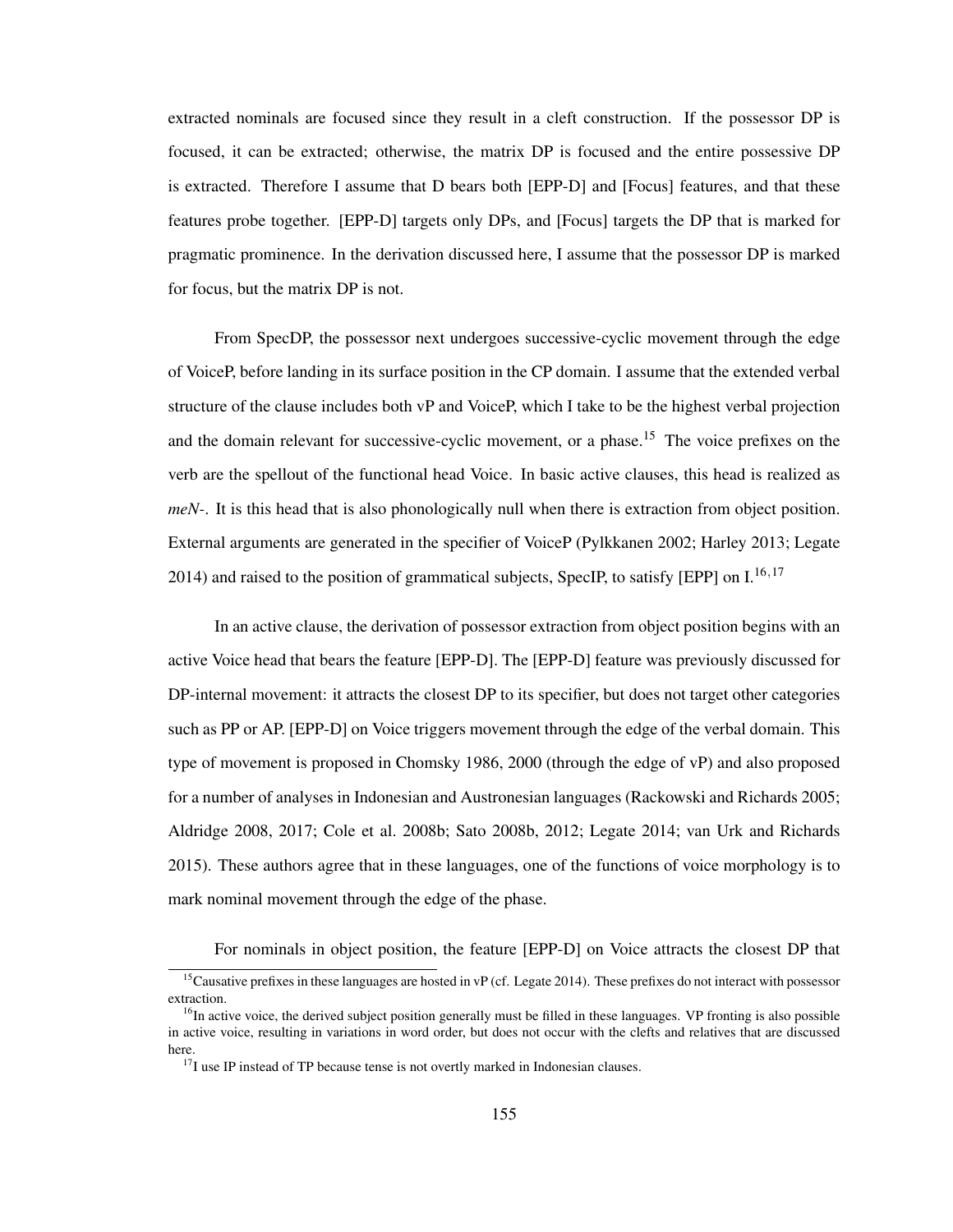extracted nominals are focused since they result in a cleft construction. If the possessor DP is focused, it can be extracted; otherwise, the matrix DP is focused and the entire possessive DP is extracted. Therefore I assume that D bears both [EPP-D] and [Focus] features, and that these features probe together. [EPP-D] targets only DPs, and [Focus] targets the DP that is marked for pragmatic prominence. In the derivation discussed here, I assume that the possessor DP is marked for focus, but the matrix DP is not.

From SpecDP, the possessor next undergoes successive-cyclic movement through the edge of VoiceP, before landing in its surface position in the CP domain. I assume that the extended verbal structure of the clause includes both vP and VoiceP, which I take to be the highest verbal projection and the domain relevant for successive-cyclic movement, or a phase.[15] The voice prefixes on the verb are the spellout of the functional head Voice. In basic active clauses, this head is realized as *meN-*. It is this head that is also phonologically null when there is extraction from object position. External arguments are generated in the specifier of VoiceP (Pylkkanen 2002; Harley 2013; Legate 2014) and raised to the position of grammatical subjects, SpecIP, to satisfy [EPP] on I.[16,17]

In an active clause, the derivation of possessor extraction from object position begins with an active Voice head that bears the feature [EPP-D]. The [EPP-D] feature was previously discussed for DP-internal movement: it attracts the closest DP to its specifier, but does not target other categories such as PP or AP. [EPP-D] on Voice triggers movement through the edge of the verbal domain. This type of movement is proposed in Chomsky 1986, 2000 (through the edge of vP) and also proposed for a number of analyses in Indonesian and Austronesian languages (Rackowski and Richards 2005; Aldridge 2008, 2017; Cole et al. 2008b; Sato 2008b, 2012; Legate 2014; van Urk and Richards 2015). These authors agree that in these languages, one of the functions of voice morphology is to mark nominal movement through the edge of the phase.

For nominals in object position, the feature [EPP-D] on Voice attracts the closest DP that

[15] Causative prefixes in these languages are hosted in vP (cf. Legate 2014). These prefixes do not interact with possessor extraction.

[16] In active voice, the derived subject position generally must be filled in these languages. VP fronting is also possible in active voice, resulting in variations in word order, but does not occur with the clefts and relatives that are discussed here.

[17] I use IP instead of TP because tense is not overtly marked in Indonesian clauses.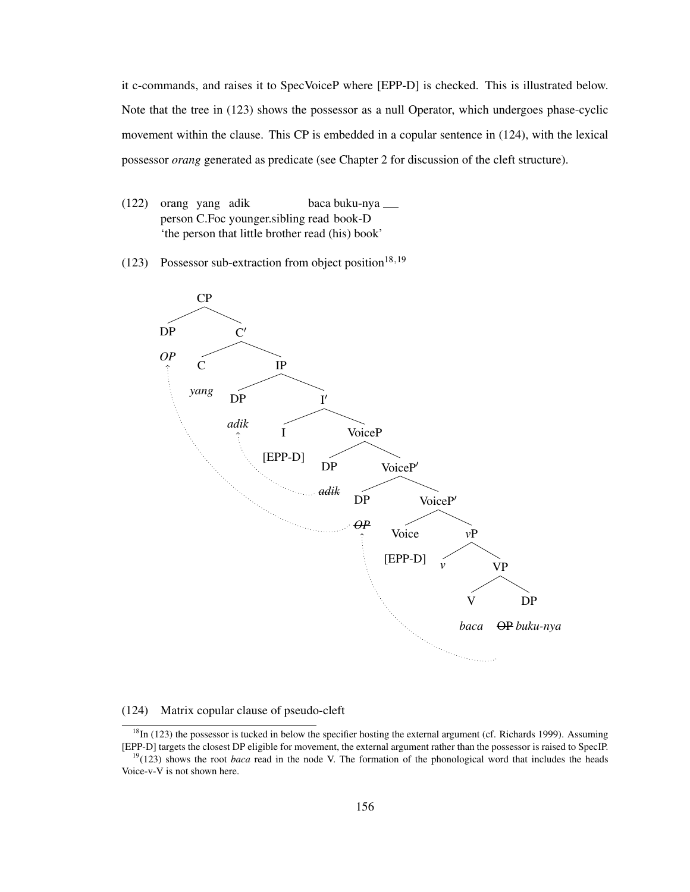it c-commands, and raises it to SpecVoiceP where [EPP-D] is checked. This is illustrated below. Note that the tree in (123) shows the possessor as a null Operator, which undergoes phase-cyclic movement within the clause. This CP is embedded in a copular sentence in (124), with the lexical possessor *orang* generated as predicate (see Chapter 2 for discussion of the cleft structure).

(122) orang yang adik baca buku-nya ___
person C.Foc younger.sibling read book-D
'the person that little brother read (his) book'

(123) Possessor sub-extraction from object position[18,19]

```
[CP [DP OP] [C' [C yang] [IP [DP adik] [I' [I [EPP-D]] [VoiceP [DP ~~adik~~] [VoiceP' [DP ~~OP~~] [VoiceP' [Voice [EPP-D]] [vP v [VP [V baca] [DP ~~OP~~ buku-nya]]]]]]]]]]
```

(124) Matrix copular clause of pseudo-cleft

[18] In (123) the possessor is tucked in below the specifier hosting the external argument (cf. Richards 1999). Assuming [EPP-D] targets the closest DP eligible for movement, the external argument rather than the possessor is raised to SpecIP.

[19] (123) shows the root *baca* read in the node V. The formation of the phonological word that includes the heads Voice-v-V is not shown here.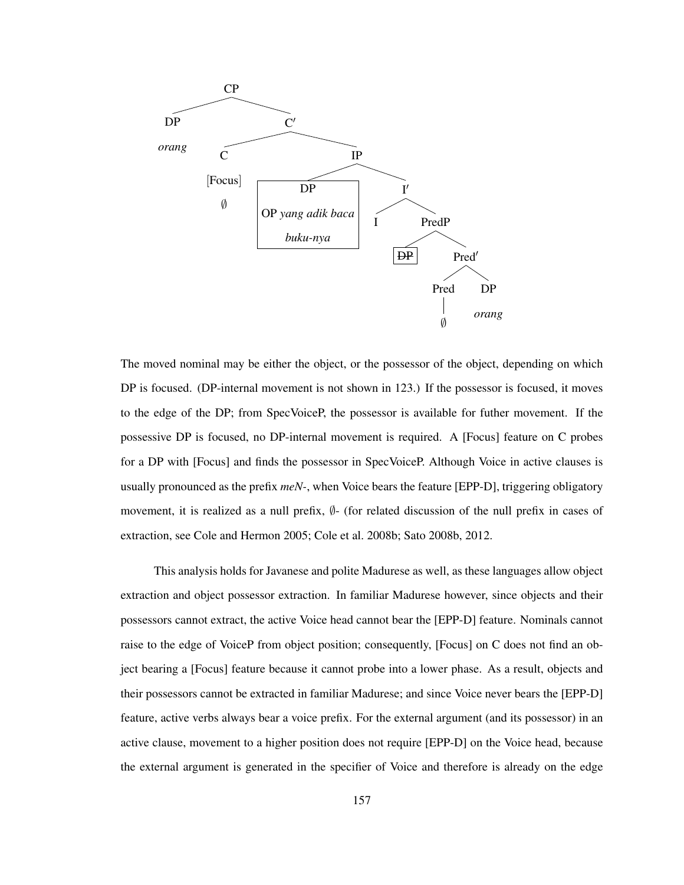```
CP
├── DP
│   orang
└── C′
    ├── C
    │   [Focus]
    │   ∅
    └── IP
        ├── [DP
        │    OP yang adik baca
        │    buku-nya]
        └── I′
            ├── I
            └── PredP
                ├── [~~DP~~]
                └── Pred′
                    ├── Pred
                    │   │
                    │   ∅
                    └── DP
                        orang
```

The moved nominal may be either the object, or the possessor of the object, depending on which DP is focused. (DP-internal movement is not shown in 123.) If the possessor is focused, it moves to the edge of the DP; from SpecVoiceP, the possessor is available for futher movement. If the possessive DP is focused, no DP-internal movement is required. A [Focus] feature on C probes for a DP with [Focus] and finds the possessor in SpecVoiceP. Although Voice in active clauses is usually pronounced as the prefix *meN-*, when Voice bears the feature [EPP-D], triggering obligatory movement, it is realized as a null prefix, ∅- (for related discussion of the null prefix in cases of extraction, see Cole and Hermon 2005; Cole et al. 2008b; Sato 2008b, 2012.

This analysis holds for Javanese and polite Madurese as well, as these languages allow object extraction and object possessor extraction. In familiar Madurese however, since objects and their possessors cannot extract, the active Voice head cannot bear the [EPP-D] feature. Nominals cannot raise to the edge of VoiceP from object position; consequently, [Focus] on C does not find an object bearing a [Focus] feature because it cannot probe into a lower phase. As a result, objects and their possessors cannot be extracted in familiar Madurese; and since Voice never bears the [EPP-D] feature, active verbs always bear a voice prefix. For the external argument (and its possessor) in an active clause, movement to a higher position does not require [EPP-D] on the Voice head, because the external argument is generated in the specifier of Voice and therefore is already on the edge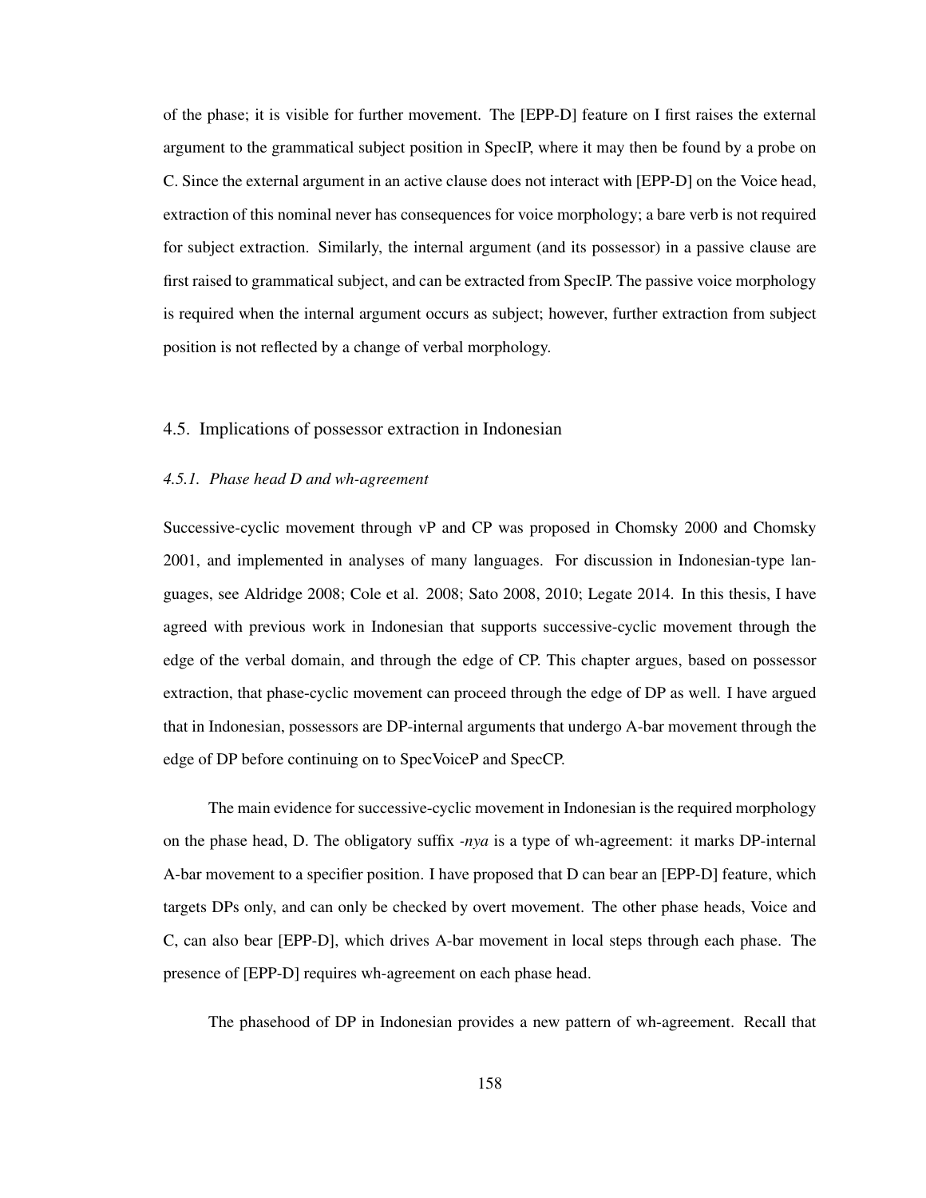of the phase; it is visible for further movement. The [EPP-D] feature on I first raises the external argument to the grammatical subject position in SpecIP, where it may then be found by a probe on C. Since the external argument in an active clause does not interact with [EPP-D] on the Voice head, extraction of this nominal never has consequences for voice morphology; a bare verb is not required for subject extraction. Similarly, the internal argument (and its possessor) in a passive clause are first raised to grammatical subject, and can be extracted from SpecIP. The passive voice morphology is required when the internal argument occurs as subject; however, further extraction from subject position is not reflected by a change of verbal morphology.

## 4.5. Implications of possessor extraction in Indonesian

### *4.5.1. Phase head D and wh-agreement*

Successive-cyclic movement through vP and CP was proposed in Chomsky 2000 and Chomsky 2001, and implemented in analyses of many languages. For discussion in Indonesian-type languages, see Aldridge 2008; Cole et al. 2008; Sato 2008, 2010; Legate 2014. In this thesis, I have agreed with previous work in Indonesian that supports successive-cyclic movement through the edge of the verbal domain, and through the edge of CP. This chapter argues, based on possessor extraction, that phase-cyclic movement can proceed through the edge of DP as well. I have argued that in Indonesian, possessors are DP-internal arguments that undergo A-bar movement through the edge of DP before continuing on to SpecVoiceP and SpecCP.

The main evidence for successive-cyclic movement in Indonesian is the required morphology on the phase head, D. The obligatory suffix *-nya* is a type of wh-agreement: it marks DP-internal A-bar movement to a specifier position. I have proposed that D can bear an [EPP-D] feature, which targets DPs only, and can only be checked by overt movement. The other phase heads, Voice and C, can also bear [EPP-D], which drives A-bar movement in local steps through each phase. The presence of [EPP-D] requires wh-agreement on each phase head.

The phasehood of DP in Indonesian provides a new pattern of wh-agreement. Recall that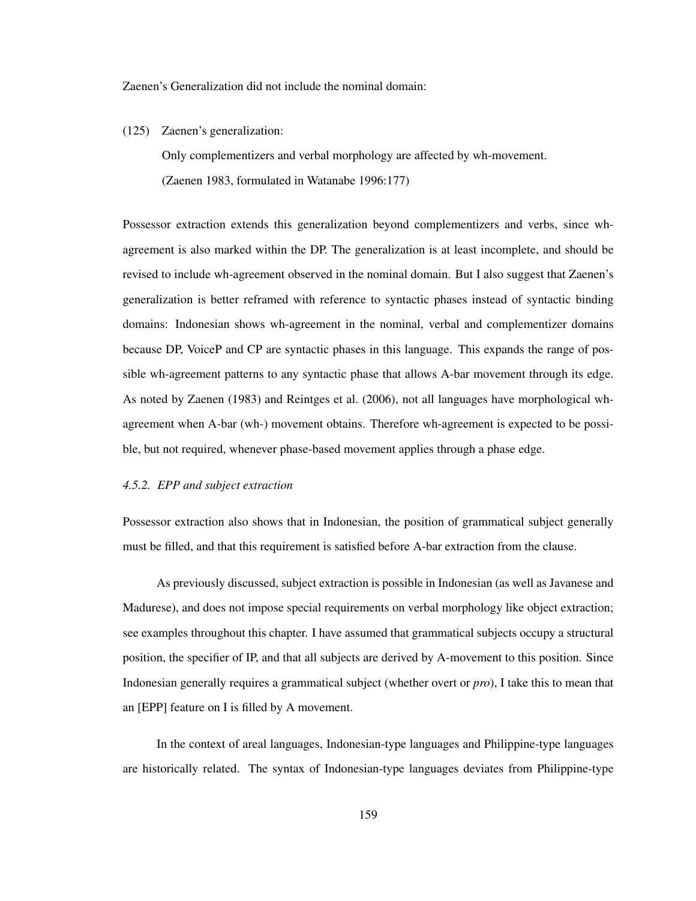Zaenen's Generalization did not include the nominal domain:

(125) Zaenen's generalization:

Only complementizers and verbal morphology are affected by wh-movement.

(Zaenen 1983, formulated in Watanabe 1996:177)

Possessor extraction extends this generalization beyond complementizers and verbs, since wh-agreement is also marked within the DP. The generalization is at least incomplete, and should be revised to include wh-agreement observed in the nominal domain. But I also suggest that Zaenen's generalization is better reframed with reference to syntactic phases instead of syntactic binding domains: Indonesian shows wh-agreement in the nominal, verbal and complementizer domains because DP, VoiceP and CP are syntactic phases in this language. This expands the range of possible wh-agreement patterns to any syntactic phase that allows A-bar movement through its edge. As noted by Zaenen (1983) and Reintges et al. (2006), not all languages have morphological wh-agreement when A-bar (wh-) movement obtains. Therefore wh-agreement is expected to be possible, but not required, whenever phase-based movement applies through a phase edge.

### *4.5.2. EPP and subject extraction*

Possessor extraction also shows that in Indonesian, the position of grammatical subject generally must be filled, and that this requirement is satisfied before A-bar extraction from the clause.

As previously discussed, subject extraction is possible in Indonesian (as well as Javanese and Madurese), and does not impose special requirements on verbal morphology like object extraction; see examples throughout this chapter. I have assumed that grammatical subjects occupy a structural position, the specifier of IP, and that all subjects are derived by A-movement to this position. Since Indonesian generally requires a grammatical subject (whether overt or *pro*), I take this to mean that an [EPP] feature on I is filled by A movement.

In the context of areal languages, Indonesian-type languages and Philippine-type languages are historically related. The syntax of Indonesian-type languages deviates from Philippine-type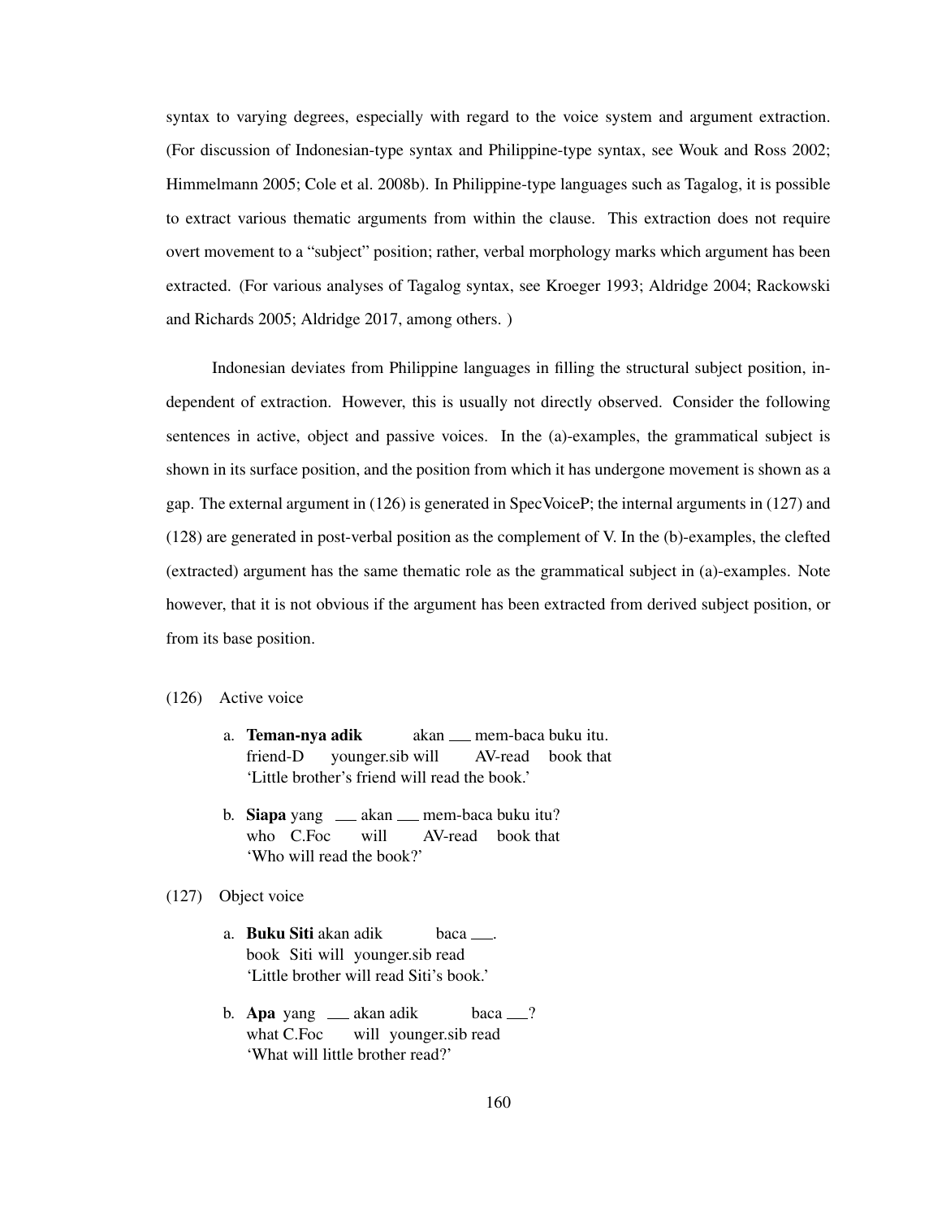syntax to varying degrees, especially with regard to the voice system and argument extraction. (For discussion of Indonesian-type syntax and Philippine-type syntax, see Wouk and Ross 2002; Himmelmann 2005; Cole et al. 2008b). In Philippine-type languages such as Tagalog, it is possible to extract various thematic arguments from within the clause. This extraction does not require overt movement to a "subject" position; rather, verbal morphology marks which argument has been extracted. (For various analyses of Tagalog syntax, see Kroeger 1993; Aldridge 2004; Rackowski and Richards 2005; Aldridge 2017, among others. )

Indonesian deviates from Philippine languages in filling the structural subject position, independent of extraction. However, this is usually not directly observed. Consider the following sentences in active, object and passive voices. In the (a)-examples, the grammatical subject is shown in its surface position, and the position from which it has undergone movement is shown as a gap. The external argument in (126) is generated in SpecVoiceP; the internal arguments in (127) and (128) are generated in post-verbal position as the complement of V. In the (b)-examples, the clefted (extracted) argument has the same thematic role as the grammatical subject in (a)-examples. Note however, that it is not obvious if the argument has been extracted from derived subject position, or from its base position.

(126) Active voice

a. **Teman-nya adik** akan ___ mem-baca buku itu.
   friend-D younger.sib will AV-read book that
   'Little brother's friend will read the book.'

b. **Siapa** yang ___ akan ___ mem-baca buku itu?
   who C.Foc will AV-read book that
   'Who will read the book?'

(127) Object voice

a. **Buku Siti** akan adik baca ___.
   book Siti will younger.sib read
   'Little brother will read Siti's book.'

b. **Apa** yang ___ akan adik baca ___?
   what C.Foc will younger.sib read
   'What will little brother read?'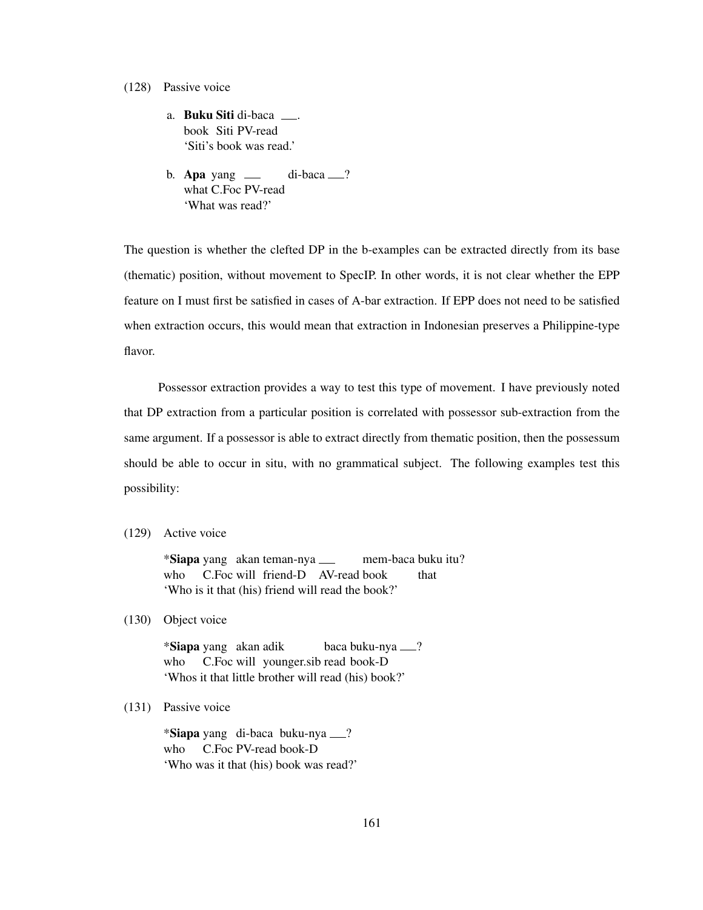(128) Passive voice

a. **Buku Siti** di-baca \_\_\_.
book Siti PV-read
'Siti's book was read.'

b. **Apa** yang \_\_\_ di-baca \_\_\_?
what C.Foc PV-read
'What was read?'

The question is whether the clefted DP in the b-examples can be extracted directly from its base (thematic) position, without movement to SpecIP. In other words, it is not clear whether the EPP feature on I must first be satisfied in cases of A-bar extraction. If EPP does not need to be satisfied when extraction occurs, this would mean that extraction in Indonesian preserves a Philippine-type flavor.

Possessor extraction provides a way to test this type of movement. I have previously noted that DP extraction from a particular position is correlated with possessor sub-extraction from the same argument. If a possessor is able to extract directly from thematic position, then the possessum should be able to occur in situ, with no grammatical subject. The following examples test this possibility:

(129) Active voice

*__Siapa__ yang akan teman-nya \_\_\_ mem-baca buku itu?
who C.Foc will friend-D AV-read book that
'Who is it that (his) friend will read the book?'

(130) Object voice

*__Siapa__ yang akan adik baca buku-nya \_\_\_?
who C.Foc will younger.sib read book-D
'Whos it that little brother will read (his) book?'

(131) Passive voice

*__Siapa__ yang di-baca buku-nya \_\_\_?
who C.Foc PV-read book-D
'Who was it that (his) book was read?'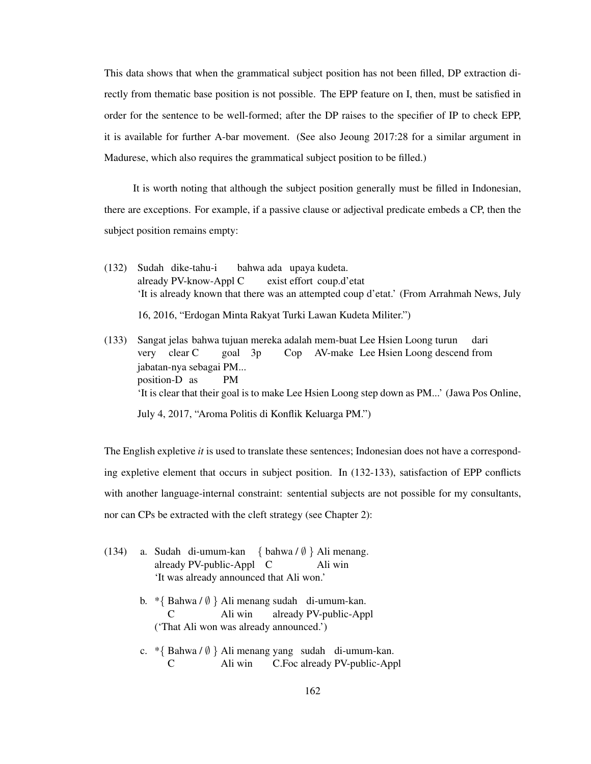This data shows that when the grammatical subject position has not been filled, DP extraction directly from thematic base position is not possible. The EPP feature on I, then, must be satisfied in order for the sentence to be well-formed; after the DP raises to the specifier of IP to check EPP, it is available for further A-bar movement. (See also Jeoung 2017:28 for a similar argument in Madurese, which also requires the grammatical subject position to be filled.)

It is worth noting that although the subject position generally must be filled in Indonesian, there are exceptions. For example, if a passive clause or adjectival predicate embeds a CP, then the subject position remains empty:

(132) Sudah dike-tahu-i bahwa ada upaya kudeta.
already PV-know-Appl C exist effort coup.d'etat
'It is already known that there was an attempted coup d'etat.' (From Arrahmah News, July 16, 2016, "Erdogan Minta Rakyat Turki Lawan Kudeta Militer.")

(133) Sangat jelas bahwa tujuan mereka adalah mem-buat Lee Hsien Loong turun dari jabatan-nya sebagai PM...
very clear C goal 3p Cop AV-make Lee Hsien Loong descend from position-D as PM
'It is clear that their goal is to make Lee Hsien Loong step down as PM...' (Jawa Pos Online, July 4, 2017, "Aroma Politis di Konflik Keluarga PM.")

The English expletive *it* is used to translate these sentences; Indonesian does not have a corresponding expletive element that occurs in subject position. In (132-133), satisfaction of EPP conflicts with another language-internal constraint: sentential subjects are not possible for my consultants, nor can CPs be extracted with the cleft strategy (see Chapter 2):

(134) a. Sudah di-umum-kan { bahwa / ∅ } Ali menang.
already PV-public-Appl C Ali win
'It was already announced that Ali won.'

b. *{ Bahwa / ∅ } Ali menang sudah di-umum-kan.
C Ali win already PV-public-Appl
('That Ali won was already announced.')

c. *{ Bahwa / ∅ } Ali menang yang sudah di-umum-kan.
C Ali win C.Foc already PV-public-Appl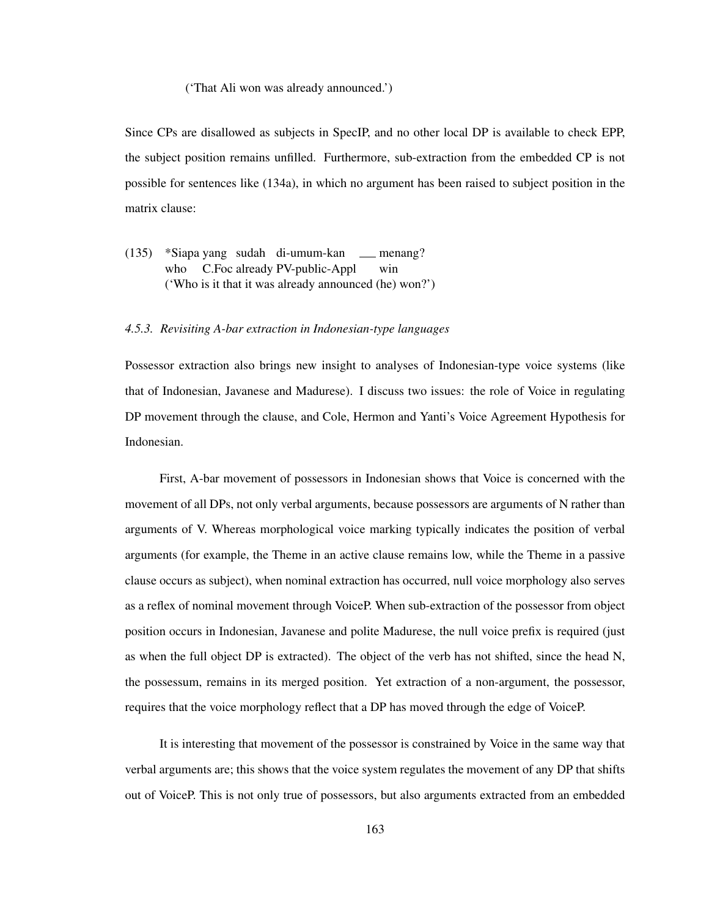('That Ali won was already announced.')

Since CPs are disallowed as subjects in SpecIP, and no other local DP is available to check EPP, the subject position remains unfilled. Furthermore, sub-extraction from the embedded CP is not possible for sentences like (134a), in which no argument has been raised to subject position in the matrix clause:

(135) \*Siapa yang sudah di-umum-kan \_\_\_ menang?
who C.Foc already PV-public-Appl win
('Who is it that it was already announced (he) won?')

#### *4.5.3. Revisiting A-bar extraction in Indonesian-type languages*

Possessor extraction also brings new insight to analyses of Indonesian-type voice systems (like that of Indonesian, Javanese and Madurese). I discuss two issues: the role of Voice in regulating DP movement through the clause, and Cole, Hermon and Yanti's Voice Agreement Hypothesis for Indonesian.

First, A-bar movement of possessors in Indonesian shows that Voice is concerned with the movement of all DPs, not only verbal arguments, because possessors are arguments of N rather than arguments of V. Whereas morphological voice marking typically indicates the position of verbal arguments (for example, the Theme in an active clause remains low, while the Theme in a passive clause occurs as subject), when nominal extraction has occurred, null voice morphology also serves as a reflex of nominal movement through VoiceP. When sub-extraction of the possessor from object position occurs in Indonesian, Javanese and polite Madurese, the null voice prefix is required (just as when the full object DP is extracted). The object of the verb has not shifted, since the head N, the possessum, remains in its merged position. Yet extraction of a non-argument, the possessor, requires that the voice morphology reflect that a DP has moved through the edge of VoiceP.

It is interesting that movement of the possessor is constrained by Voice in the same way that verbal arguments are; this shows that the voice system regulates the movement of any DP that shifts out of VoiceP. This is not only true of possessors, but also arguments extracted from an embedded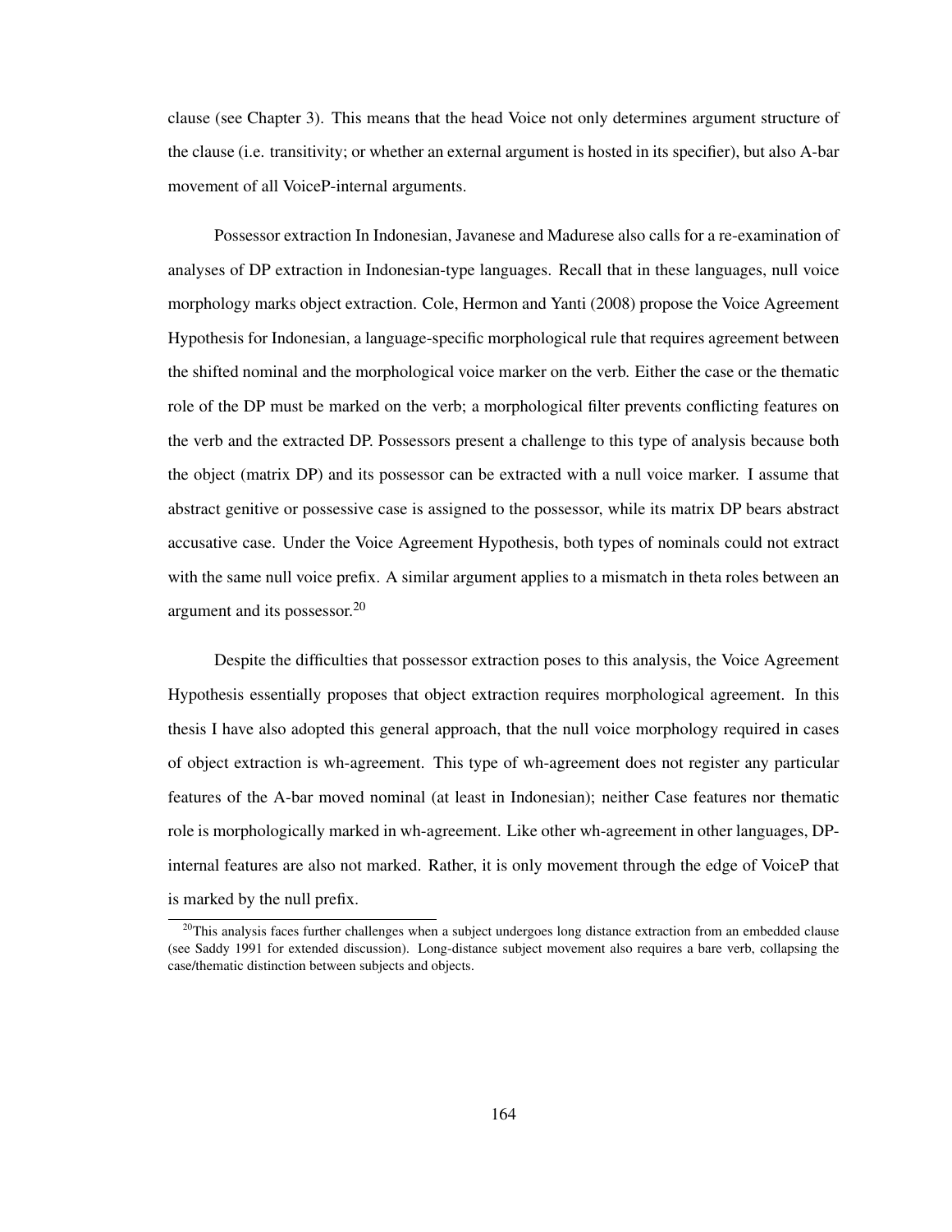clause (see Chapter 3). This means that the head Voice not only determines argument structure of the clause (i.e. transitivity; or whether an external argument is hosted in its specifier), but also A-bar movement of all VoiceP-internal arguments.

Possessor extraction In Indonesian, Javanese and Madurese also calls for a re-examination of analyses of DP extraction in Indonesian-type languages. Recall that in these languages, null voice morphology marks object extraction. Cole, Hermon and Yanti (2008) propose the Voice Agreement Hypothesis for Indonesian, a language-specific morphological rule that requires agreement between the shifted nominal and the morphological voice marker on the verb. Either the case or the thematic role of the DP must be marked on the verb; a morphological filter prevents conflicting features on the verb and the extracted DP. Possessors present a challenge to this type of analysis because both the object (matrix DP) and its possessor can be extracted with a null voice marker. I assume that abstract genitive or possessive case is assigned to the possessor, while its matrix DP bears abstract accusative case. Under the Voice Agreement Hypothesis, both types of nominals could not extract with the same null voice prefix. A similar argument applies to a mismatch in theta roles between an argument and its possessor.[20]

Despite the difficulties that possessor extraction poses to this analysis, the Voice Agreement Hypothesis essentially proposes that object extraction requires morphological agreement. In this thesis I have also adopted this general approach, that the null voice morphology required in cases of object extraction is wh-agreement. This type of wh-agreement does not register any particular features of the A-bar moved nominal (at least in Indonesian); neither Case features nor thematic role is morphologically marked in wh-agreement. Like other wh-agreement in other languages, DP-internal features are also not marked. Rather, it is only movement through the edge of VoiceP that is marked by the null prefix.

[20]This analysis faces further challenges when a subject undergoes long distance extraction from an embedded clause (see Saddy 1991 for extended discussion). Long-distance subject movement also requires a bare verb, collapsing the case/thematic distinction between subjects and objects.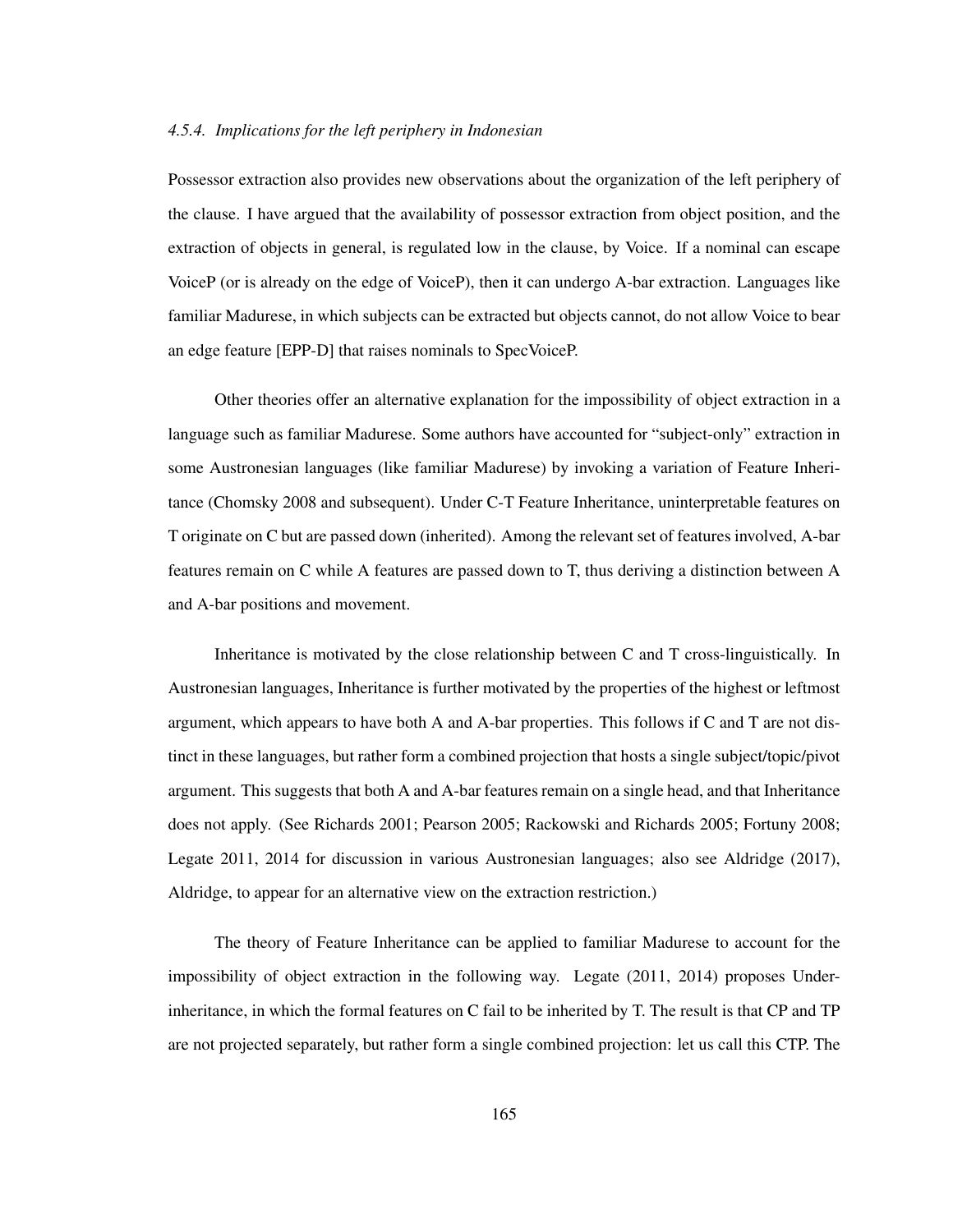#### *4.5.4. Implications for the left periphery in Indonesian*

Possessor extraction also provides new observations about the organization of the left periphery of the clause. I have argued that the availability of possessor extraction from object position, and the extraction of objects in general, is regulated low in the clause, by Voice. If a nominal can escape VoiceP (or is already on the edge of VoiceP), then it can undergo A-bar extraction. Languages like familiar Madurese, in which subjects can be extracted but objects cannot, do not allow Voice to bear an edge feature [EPP-D] that raises nominals to SpecVoiceP.

Other theories offer an alternative explanation for the impossibility of object extraction in a language such as familiar Madurese. Some authors have accounted for "subject-only" extraction in some Austronesian languages (like familiar Madurese) by invoking a variation of Feature Inheritance (Chomsky 2008 and subsequent). Under C-T Feature Inheritance, uninterpretable features on T originate on C but are passed down (inherited). Among the relevant set of features involved, A-bar features remain on C while A features are passed down to T, thus deriving a distinction between A and A-bar positions and movement.

Inheritance is motivated by the close relationship between C and T cross-linguistically. In Austronesian languages, Inheritance is further motivated by the properties of the highest or leftmost argument, which appears to have both A and A-bar properties. This follows if C and T are not distinct in these languages, but rather form a combined projection that hosts a single subject/topic/pivot argument. This suggests that both A and A-bar features remain on a single head, and that Inheritance does not apply. (See Richards 2001; Pearson 2005; Rackowski and Richards 2005; Fortuny 2008; Legate 2011, 2014 for discussion in various Austronesian languages; also see Aldridge (2017), Aldridge, to appear for an alternative view on the extraction restriction.)

The theory of Feature Inheritance can be applied to familiar Madurese to account for the impossibility of object extraction in the following way. Legate (2011, 2014) proposes Underinheritance, in which the formal features on C fail to be inherited by T. The result is that CP and TP are not projected separately, but rather form a single combined projection: let us call this CTP. The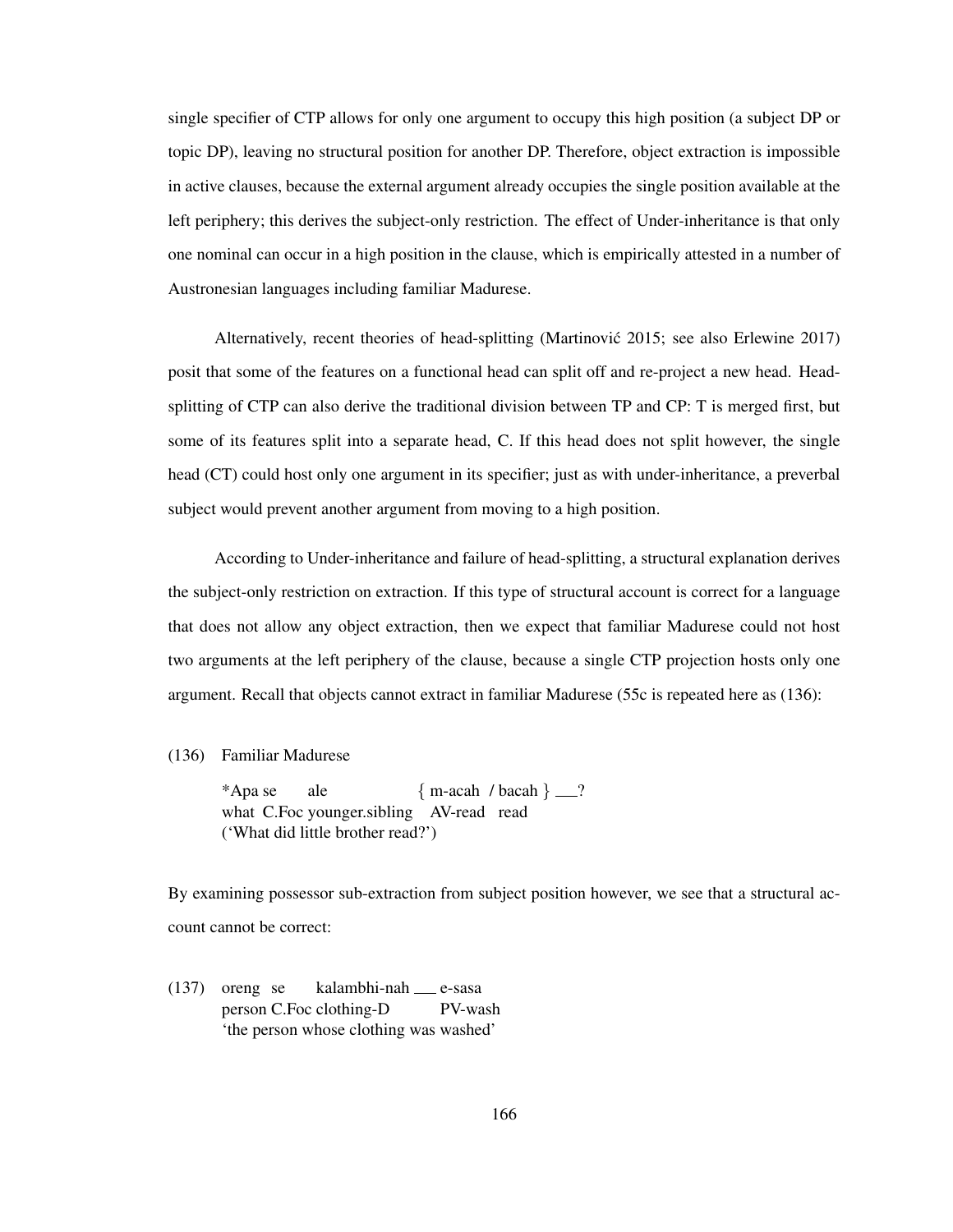single specifier of CTP allows for only one argument to occupy this high position (a subject DP or topic DP), leaving no structural position for another DP. Therefore, object extraction is impossible in active clauses, because the external argument already occupies the single position available at the left periphery; this derives the subject-only restriction. The effect of Under-inheritance is that only one nominal can occur in a high position in the clause, which is empirically attested in a number of Austronesian languages including familiar Madurese.

Alternatively, recent theories of head-splitting (Martinović 2015; see also Erlewine 2017) posit that some of the features on a functional head can split off and re-project a new head. Head-splitting of CTP can also derive the traditional division between TP and CP: T is merged first, but some of its features split into a separate head, C. If this head does not split however, the single head (CT) could host only one argument in its specifier; just as with under-inheritance, a preverbal subject would prevent another argument from moving to a high position.

According to Under-inheritance and failure of head-splitting, a structural explanation derives the subject-only restriction on extraction. If this type of structural account is correct for a language that does not allow any object extraction, then we expect that familiar Madurese could not host two arguments at the left periphery of the clause, because a single CTP projection hosts only one argument. Recall that objects cannot extract in familiar Madurese (55c is repeated here as (136):

(136) Familiar Madurese

*Apa se ale { m-acah / bacah } ___?
what C.Foc younger.sibling AV-read read
('What did little brother read?')

By examining possessor sub-extraction from subject position however, we see that a structural account cannot be correct:

(137) oreng se kalambhi-nah ___ e-sasa
person C.Foc clothing-D PV-wash
'the person whose clothing was washed'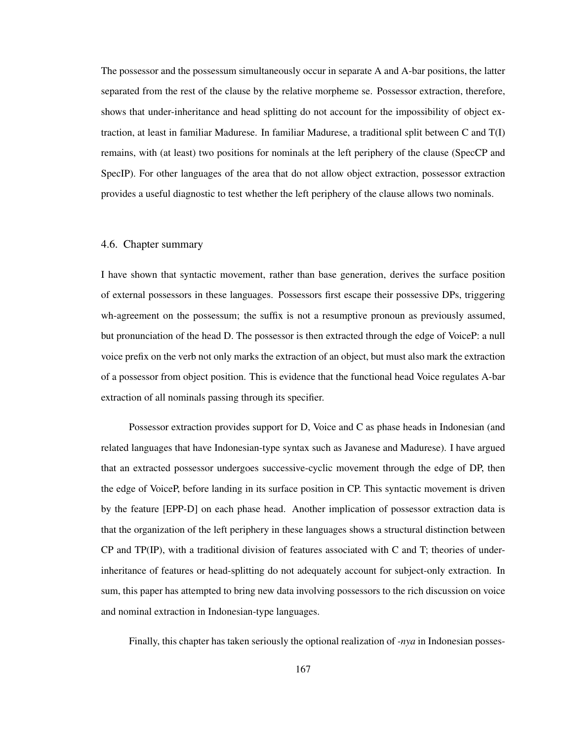The possessor and the possessum simultaneously occur in separate A and A-bar positions, the latter separated from the rest of the clause by the relative morpheme se. Possessor extraction, therefore, shows that under-inheritance and head splitting do not account for the impossibility of object extraction, at least in familiar Madurese. In familiar Madurese, a traditional split between C and T(I) remains, with (at least) two positions for nominals at the left periphery of the clause (SpecCP and SpecIP). For other languages of the area that do not allow object extraction, possessor extraction provides a useful diagnostic to test whether the left periphery of the clause allows two nominals.

## 4.6. Chapter summary

I have shown that syntactic movement, rather than base generation, derives the surface position of external possessors in these languages. Possessors first escape their possessive DPs, triggering wh-agreement on the possessum; the suffix is not a resumptive pronoun as previously assumed, but pronunciation of the head D. The possessor is then extracted through the edge of VoiceP: a null voice prefix on the verb not only marks the extraction of an object, but must also mark the extraction of a possessor from object position. This is evidence that the functional head Voice regulates A-bar extraction of all nominals passing through its specifier.

Possessor extraction provides support for D, Voice and C as phase heads in Indonesian (and related languages that have Indonesian-type syntax such as Javanese and Madurese). I have argued that an extracted possessor undergoes successive-cyclic movement through the edge of DP, then the edge of VoiceP, before landing in its surface position in CP. This syntactic movement is driven by the feature [EPP-D] on each phase head. Another implication of possessor extraction data is that the organization of the left periphery in these languages shows a structural distinction between CP and TP(IP), with a traditional division of features associated with C and T; theories of under-inheritance of features or head-splitting do not adequately account for subject-only extraction. In sum, this paper has attempted to bring new data involving possessors to the rich discussion on voice and nominal extraction in Indonesian-type languages.

Finally, this chapter has taken seriously the optional realization of *-nya* in Indonesian posses-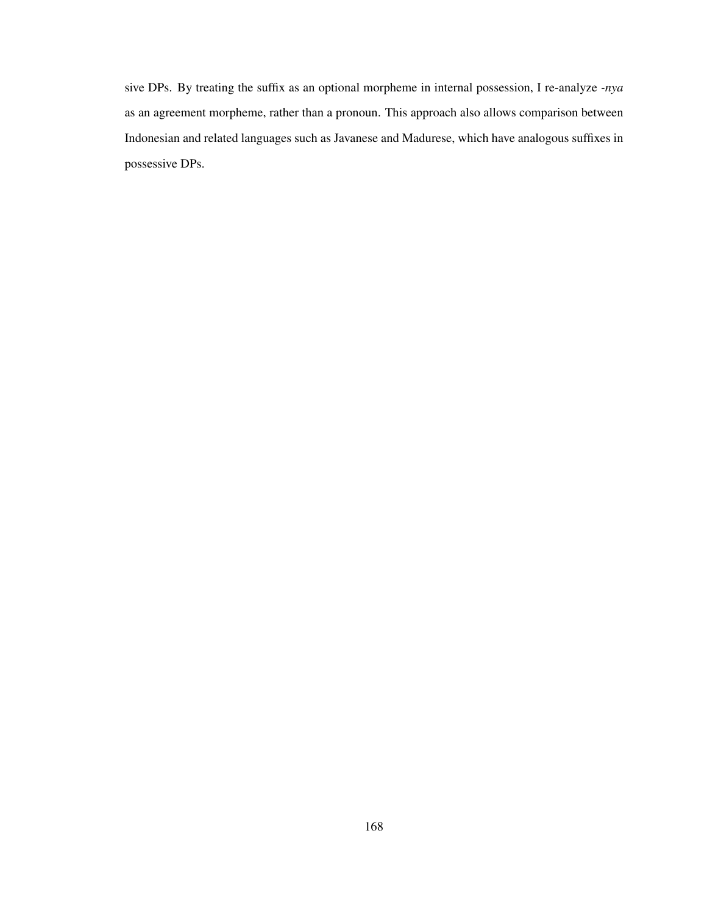sive DPs. By treating the suffix as an optional morpheme in internal possession, I re-analyze *-nya* as an agreement morpheme, rather than a pronoun. This approach also allows comparison between Indonesian and related languages such as Javanese and Madurese, which have analogous suffixes in possessive DPs.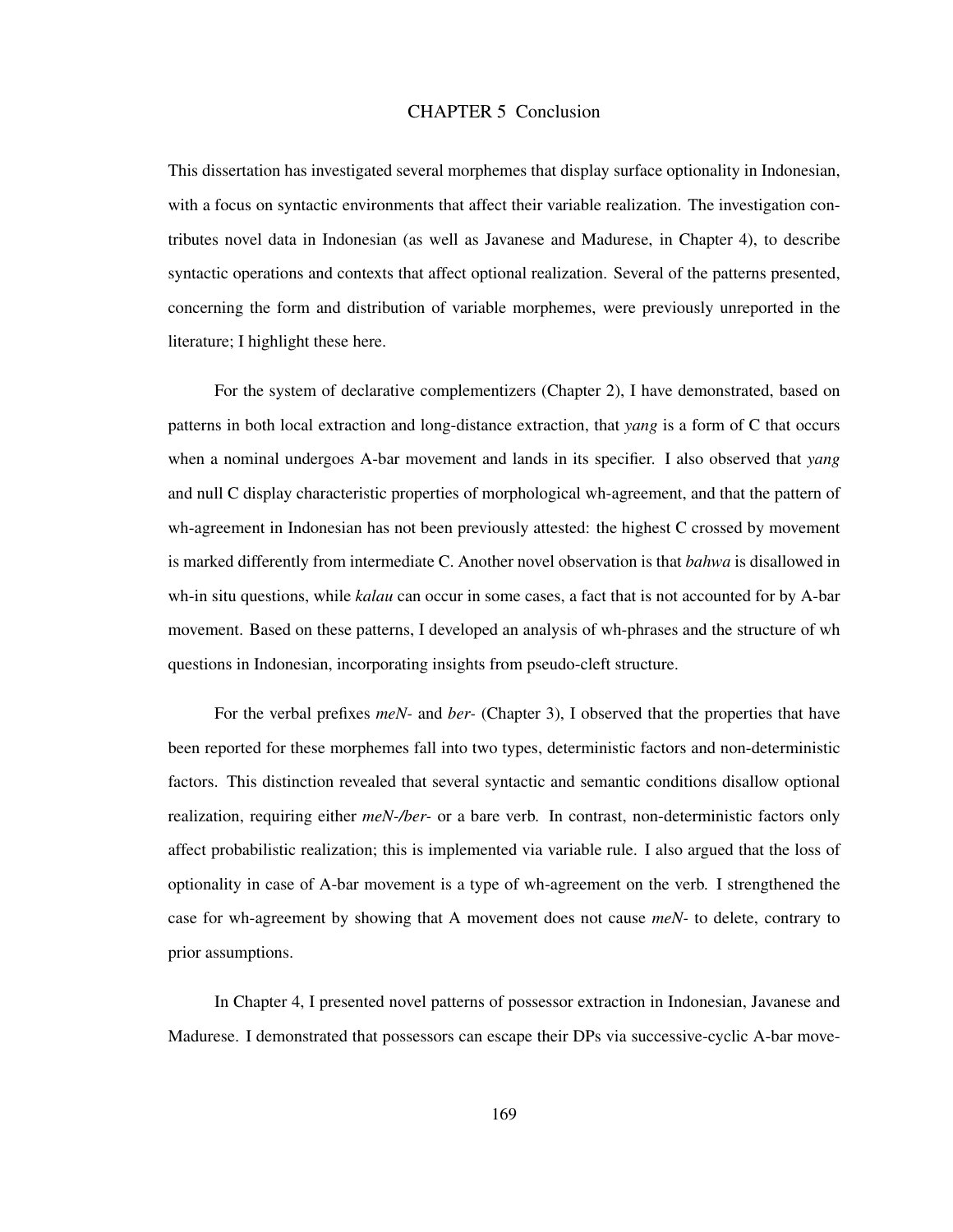# CHAPTER 5 Conclusion

This dissertation has investigated several morphemes that display surface optionality in Indonesian, with a focus on syntactic environments that affect their variable realization. The investigation contributes novel data in Indonesian (as well as Javanese and Madurese, in Chapter 4), to describe syntactic operations and contexts that affect optional realization. Several of the patterns presented, concerning the form and distribution of variable morphemes, were previously unreported in the literature; I highlight these here.

For the system of declarative complementizers (Chapter 2), I have demonstrated, based on patterns in both local extraction and long-distance extraction, that *yang* is a form of C that occurs when a nominal undergoes A-bar movement and lands in its specifier. I also observed that *yang* and null C display characteristic properties of morphological wh-agreement, and that the pattern of wh-agreement in Indonesian has not been previously attested: the highest C crossed by movement is marked differently from intermediate C. Another novel observation is that *bahwa* is disallowed in wh-in situ questions, while *kalau* can occur in some cases, a fact that is not accounted for by A-bar movement. Based on these patterns, I developed an analysis of wh-phrases and the structure of wh questions in Indonesian, incorporating insights from pseudo-cleft structure.

For the verbal prefixes *meN-* and *ber-* (Chapter 3), I observed that the properties that have been reported for these morphemes fall into two types, deterministic factors and non-deterministic factors. This distinction revealed that several syntactic and semantic conditions disallow optional realization, requiring either *meN-/ber-* or a bare verb. In contrast, non-deterministic factors only affect probabilistic realization; this is implemented via variable rule. I also argued that the loss of optionality in case of A-bar movement is a type of wh-agreement on the verb. I strengthened the case for wh-agreement by showing that A movement does not cause *meN-* to delete, contrary to prior assumptions.

In Chapter 4, I presented novel patterns of possessor extraction in Indonesian, Javanese and Madurese. I demonstrated that possessors can escape their DPs via successive-cyclic A-bar move-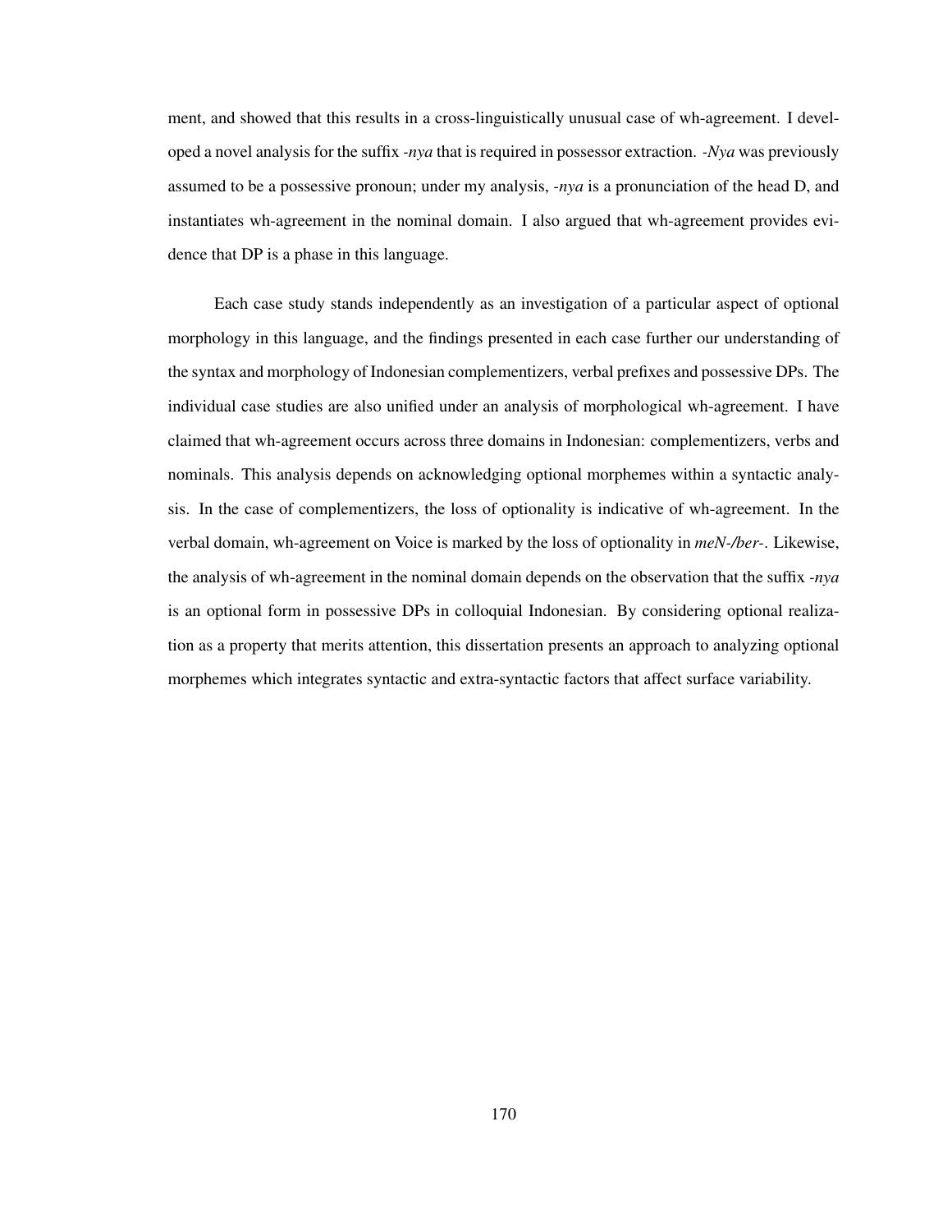ment, and showed that this results in a cross-linguistically unusual case of wh-agreement. I developed a novel analysis for the suffix *-nya* that is required in possessor extraction. *-Nya* was previously assumed to be a possessive pronoun; under my analysis, *-nya* is a pronunciation of the head D, and instantiates wh-agreement in the nominal domain. I also argued that wh-agreement provides evidence that DP is a phase in this language.

Each case study stands independently as an investigation of a particular aspect of optional morphology in this language, and the findings presented in each case further our understanding of the syntax and morphology of Indonesian complementizers, verbal prefixes and possessive DPs. The individual case studies are also unified under an analysis of morphological wh-agreement. I have claimed that wh-agreement occurs across three domains in Indonesian: complementizers, verbs and nominals. This analysis depends on acknowledging optional morphemes within a syntactic analysis. In the case of complementizers, the loss of optionality is indicative of wh-agreement. In the verbal domain, wh-agreement on Voice is marked by the loss of optionality in *meN-/ber-*. Likewise, the analysis of wh-agreement in the nominal domain depends on the observation that the suffix *-nya* is an optional form in possessive DPs in colloquial Indonesian. By considering optional realization as a property that merits attention, this dissertation presents an approach to analyzing optional morphemes which integrates syntactic and extra-syntactic factors that affect surface variability.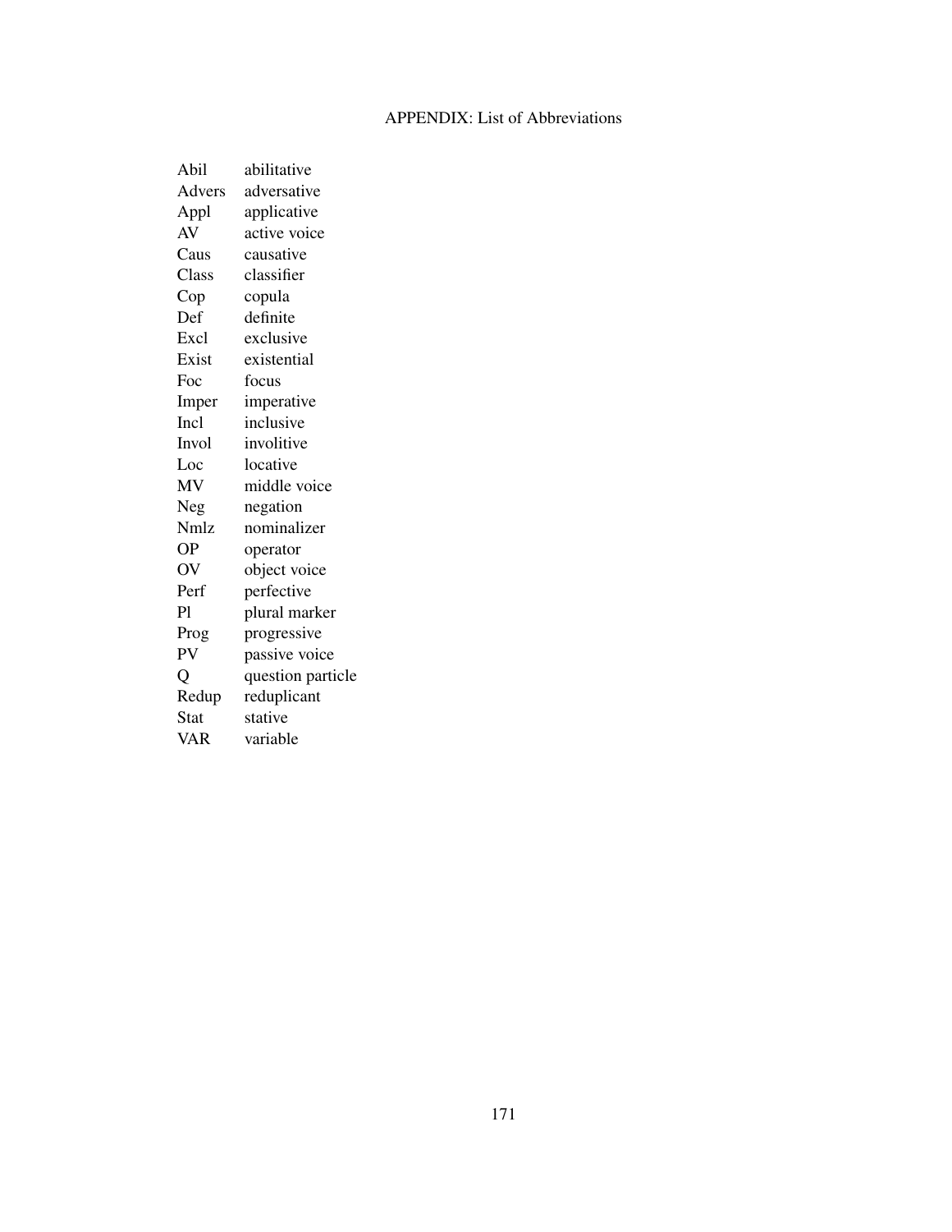# APPENDIX: List of Abbreviations

| | |
|---|---|
| Abil | abilitative |
| Advers | adversative |
| Appl | applicative |
| AV | active voice |
| Caus | causative |
| Class | classifier |
| Cop | copula |
| Def | definite |
| Excl | exclusive |
| Exist | existential |
| Foc | focus |
| Imper | imperative |
| Incl | inclusive |
| Invol | involitive |
| Loc | locative |
| MV | middle voice |
| Neg | negation |
| Nmlz | nominalizer |
| OP | operator |
| OV | object voice |
| Perf | perfective |
| Pl | plural marker |
| Prog | progressive |
| PV | passive voice |
| Q | question particle |
| Redup | reduplicant |
| Stat | stative |
| VAR | variable |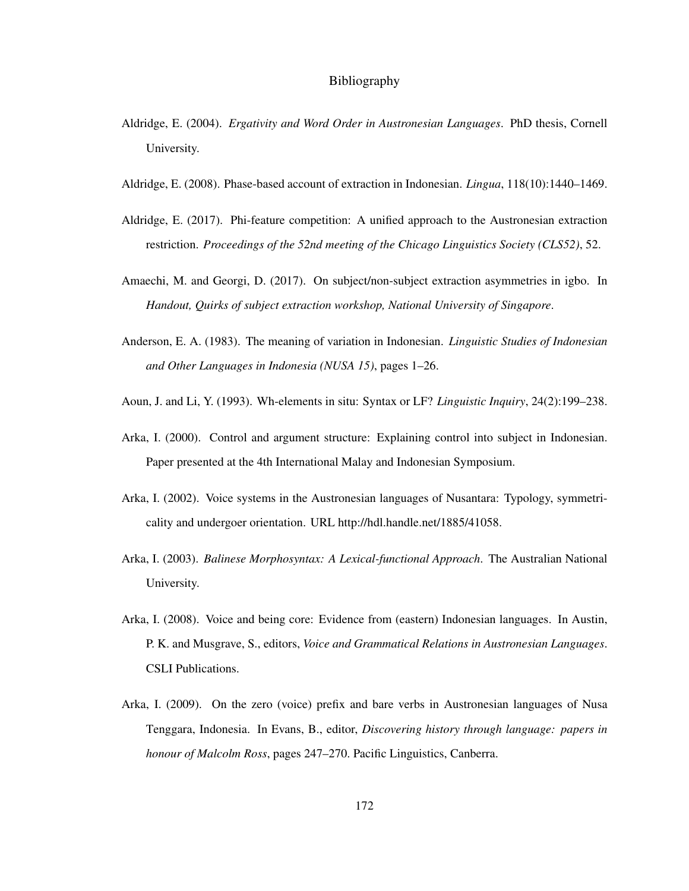# Bibliography

Aldridge, E. (2004). *Ergativity and Word Order in Austronesian Languages*. PhD thesis, Cornell University.

Aldridge, E. (2008). Phase-based account of extraction in Indonesian. *Lingua*, 118(10):1440–1469.

Aldridge, E. (2017). Phi-feature competition: A unified approach to the Austronesian extraction restriction. *Proceedings of the 52nd meeting of the Chicago Linguistics Society (CLS52)*, 52.

Amaechi, M. and Georgi, D. (2017). On subject/non-subject extraction asymmetries in igbo. In *Handout, Quirks of subject extraction workshop, National University of Singapore*.

Anderson, E. A. (1983). The meaning of variation in Indonesian. *Linguistic Studies of Indonesian and Other Languages in Indonesia (NUSA 15)*, pages 1–26.

Aoun, J. and Li, Y. (1993). Wh-elements in situ: Syntax or LF? *Linguistic Inquiry*, 24(2):199–238.

Arka, I. (2000). Control and argument structure: Explaining control into subject in Indonesian. Paper presented at the 4th International Malay and Indonesian Symposium.

Arka, I. (2002). Voice systems in the Austronesian languages of Nusantara: Typology, symmetricality and undergoer orientation. URL http://hdl.handle.net/1885/41058.

Arka, I. (2003). *Balinese Morphosyntax: A Lexical-functional Approach*. The Australian National University.

Arka, I. (2008). Voice and being core: Evidence from (eastern) Indonesian languages. In Austin, P. K. and Musgrave, S., editors, *Voice and Grammatical Relations in Austronesian Languages*. CSLI Publications.

Arka, I. (2009). On the zero (voice) prefix and bare verbs in Austronesian languages of Nusa Tenggara, Indonesia. In Evans, B., editor, *Discovering history through language: papers in honour of Malcolm Ross*, pages 247–270. Pacific Linguistics, Canberra.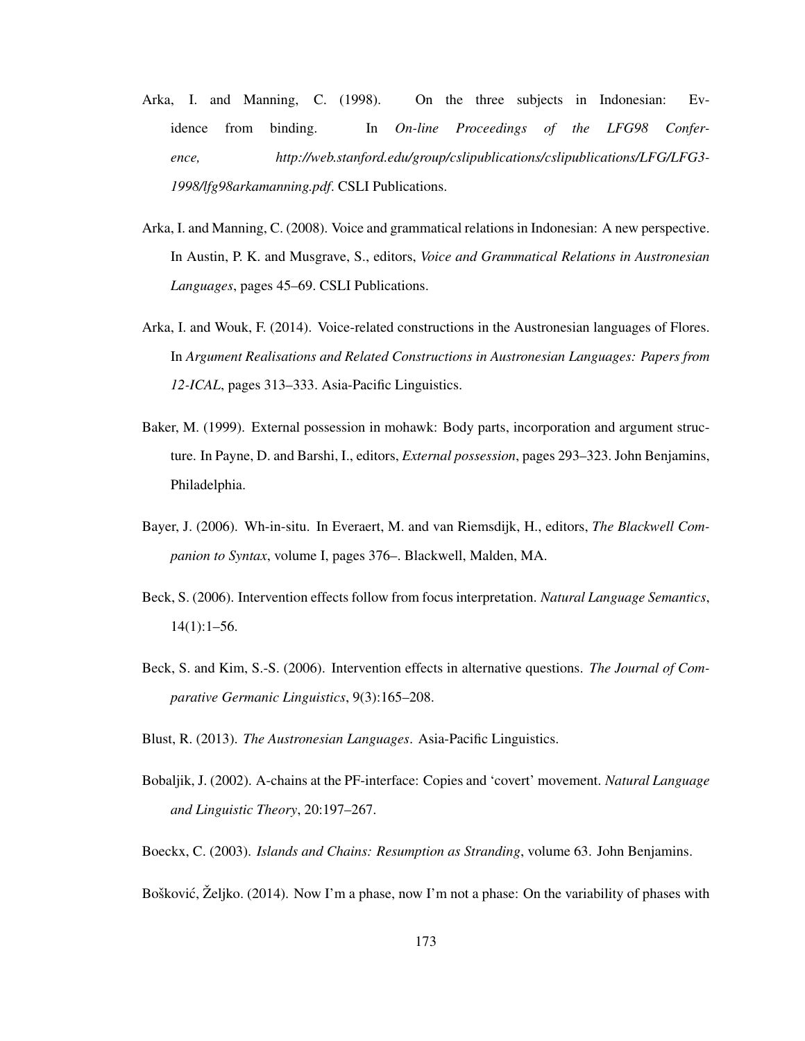Arka, I. and Manning, C. (1998). On the three subjects in Indonesian: Evidence from binding. In *On-line Proceedings of the LFG98 Conference, http://web.stanford.edu/group/cslipublications/cslipublications/LFG/LFG3-1998/lfg98arkamanning.pdf*. CSLI Publications.

Arka, I. and Manning, C. (2008). Voice and grammatical relations in Indonesian: A new perspective. In Austin, P. K. and Musgrave, S., editors, *Voice and Grammatical Relations in Austronesian Languages*, pages 45–69. CSLI Publications.

Arka, I. and Wouk, F. (2014). Voice-related constructions in the Austronesian languages of Flores. In *Argument Realisations and Related Constructions in Austronesian Languages: Papers from 12-ICAL*, pages 313–333. Asia-Pacific Linguistics.

Baker, M. (1999). External possession in mohawk: Body parts, incorporation and argument structure. In Payne, D. and Barshi, I., editors, *External possession*, pages 293–323. John Benjamins, Philadelphia.

Bayer, J. (2006). Wh-in-situ. In Everaert, M. and van Riemsdijk, H., editors, *The Blackwell Companion to Syntax*, volume I, pages 376–. Blackwell, Malden, MA.

Beck, S. (2006). Intervention effects follow from focus interpretation. *Natural Language Semantics*, 14(1):1–56.

Beck, S. and Kim, S.-S. (2006). Intervention effects in alternative questions. *The Journal of Comparative Germanic Linguistics*, 9(3):165–208.

Blust, R. (2013). *The Austronesian Languages*. Asia-Pacific Linguistics.

Bobaljik, J. (2002). A-chains at the PF-interface: Copies and 'covert' movement. *Natural Language and Linguistic Theory*, 20:197–267.

Boeckx, C. (2003). *Islands and Chains: Resumption as Stranding*, volume 63. John Benjamins.

Bošković, Željko. (2014). Now I'm a phase, now I'm not a phase: On the variability of phases with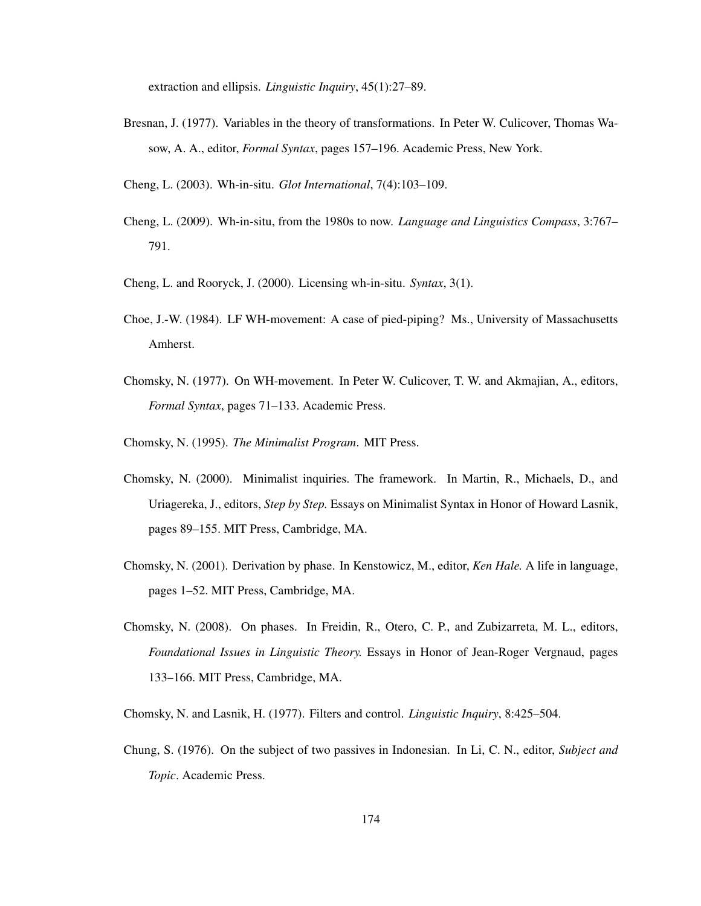extraction and ellipsis. *Linguistic Inquiry*, 45(1):27–89.

Bresnan, J. (1977). Variables in the theory of transformations. In Peter W. Culicover, Thomas Wasow, A. A., editor, *Formal Syntax*, pages 157–196. Academic Press, New York.

Cheng, L. (2003). Wh-in-situ. *Glot International*, 7(4):103–109.

Cheng, L. (2009). Wh-in-situ, from the 1980s to now. *Language and Linguistics Compass*, 3:767–791.

Cheng, L. and Rooryck, J. (2000). Licensing wh-in-situ. *Syntax*, 3(1).

Choe, J.-W. (1984). LF WH-movement: A case of pied-piping? Ms., University of Massachusetts Amherst.

Chomsky, N. (1977). On WH-movement. In Peter W. Culicover, T. W. and Akmajian, A., editors, *Formal Syntax*, pages 71–133. Academic Press.

Chomsky, N. (1995). *The Minimalist Program*. MIT Press.

Chomsky, N. (2000). Minimalist inquiries. The framework. In Martin, R., Michaels, D., and Uriagereka, J., editors, *Step by Step.* Essays on Minimalist Syntax in Honor of Howard Lasnik, pages 89–155. MIT Press, Cambridge, MA.

Chomsky, N. (2001). Derivation by phase. In Kenstowicz, M., editor, *Ken Hale.* A life in language, pages 1–52. MIT Press, Cambridge, MA.

Chomsky, N. (2008). On phases. In Freidin, R., Otero, C. P., and Zubizarreta, M. L., editors, *Foundational Issues in Linguistic Theory.* Essays in Honor of Jean-Roger Vergnaud, pages 133–166. MIT Press, Cambridge, MA.

Chomsky, N. and Lasnik, H. (1977). Filters and control. *Linguistic Inquiry*, 8:425–504.

Chung, S. (1976). On the subject of two passives in Indonesian. In Li, C. N., editor, *Subject and Topic*. Academic Press.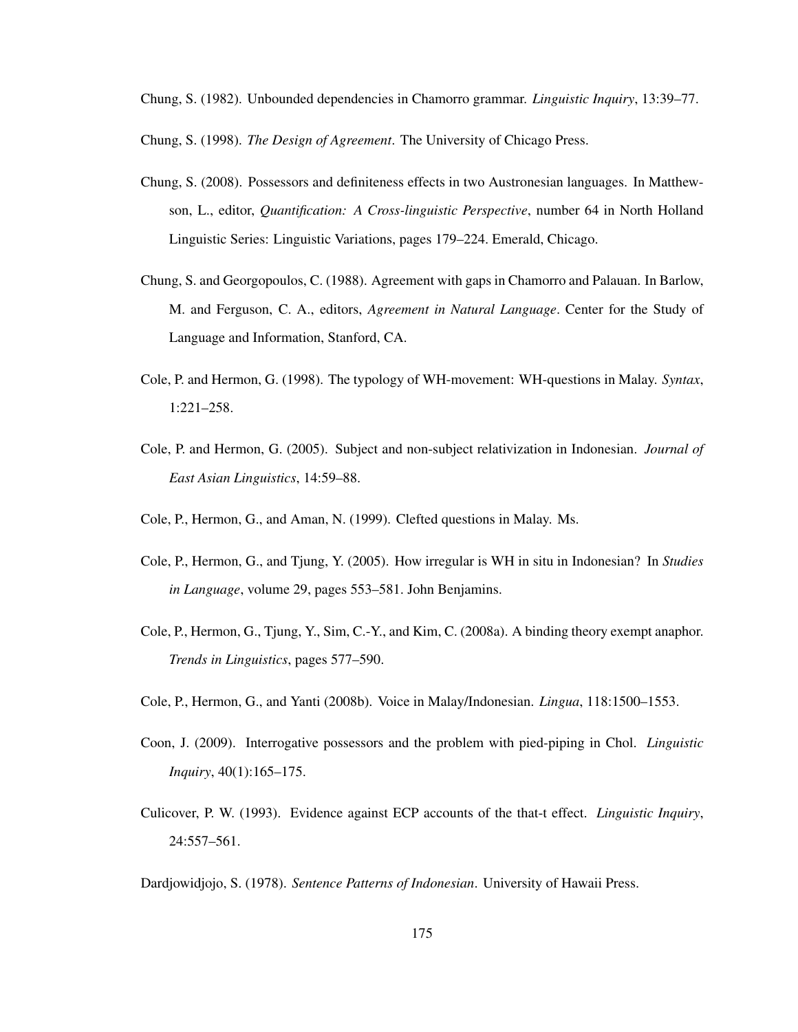Chung, S. (1982). Unbounded dependencies in Chamorro grammar. *Linguistic Inquiry*, 13:39–77.

Chung, S. (1998). *The Design of Agreement*. The University of Chicago Press.

Chung, S. (2008). Possessors and definiteness effects in two Austronesian languages. In Matthewson, L., editor, *Quantification: A Cross-linguistic Perspective*, number 64 in North Holland Linguistic Series: Linguistic Variations, pages 179–224. Emerald, Chicago.

Chung, S. and Georgopoulos, C. (1988). Agreement with gaps in Chamorro and Palauan. In Barlow, M. and Ferguson, C. A., editors, *Agreement in Natural Language*. Center for the Study of Language and Information, Stanford, CA.

Cole, P. and Hermon, G. (1998). The typology of WH-movement: WH-questions in Malay. *Syntax*, 1:221–258.

Cole, P. and Hermon, G. (2005). Subject and non-subject relativization in Indonesian. *Journal of East Asian Linguistics*, 14:59–88.

Cole, P., Hermon, G., and Aman, N. (1999). Clefted questions in Malay. Ms.

Cole, P., Hermon, G., and Tjung, Y. (2005). How irregular is WH in situ in Indonesian? In *Studies in Language*, volume 29, pages 553–581. John Benjamins.

Cole, P., Hermon, G., Tjung, Y., Sim, C.-Y., and Kim, C. (2008a). A binding theory exempt anaphor. *Trends in Linguistics*, pages 577–590.

Cole, P., Hermon, G., and Yanti (2008b). Voice in Malay/Indonesian. *Lingua*, 118:1500–1553.

Coon, J. (2009). Interrogative possessors and the problem with pied-piping in Chol. *Linguistic Inquiry*, 40(1):165–175.

Culicover, P. W. (1993). Evidence against ECP accounts of the that-t effect. *Linguistic Inquiry*, 24:557–561.

Dardjowidjojo, S. (1978). *Sentence Patterns of Indonesian*. University of Hawaii Press.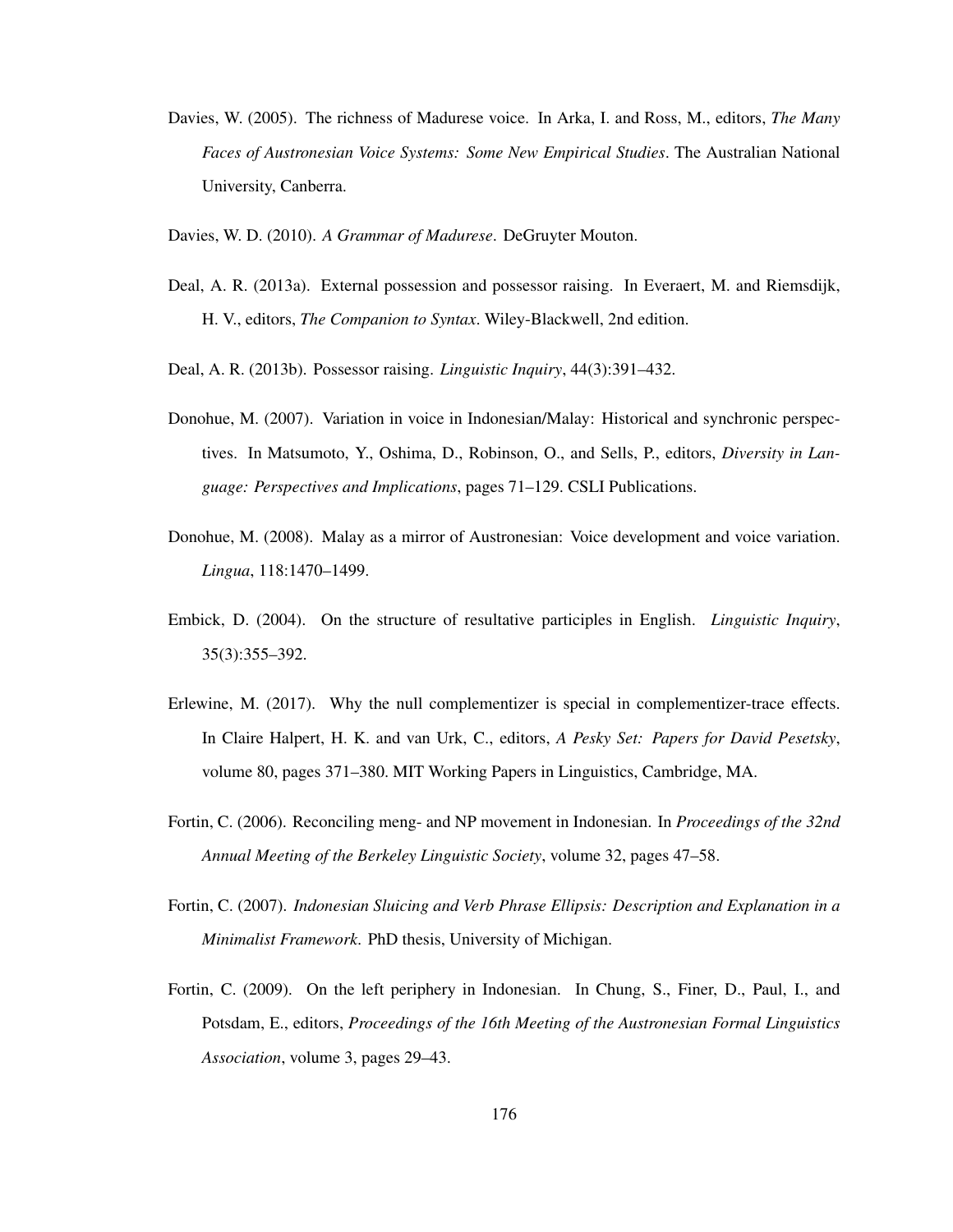Davies, W. (2005). The richness of Madurese voice. In Arka, I. and Ross, M., editors, *The Many Faces of Austronesian Voice Systems: Some New Empirical Studies*. The Australian National University, Canberra.

Davies, W. D. (2010). *A Grammar of Madurese*. DeGruyter Mouton.

Deal, A. R. (2013a). External possession and possessor raising. In Everaert, M. and Riemsdijk, H. V., editors, *The Companion to Syntax*. Wiley-Blackwell, 2nd edition.

Deal, A. R. (2013b). Possessor raising. *Linguistic Inquiry*, 44(3):391–432.

Donohue, M. (2007). Variation in voice in Indonesian/Malay: Historical and synchronic perspectives. In Matsumoto, Y., Oshima, D., Robinson, O., and Sells, P., editors, *Diversity in Language: Perspectives and Implications*, pages 71–129. CSLI Publications.

Donohue, M. (2008). Malay as a mirror of Austronesian: Voice development and voice variation. *Lingua*, 118:1470–1499.

Embick, D. (2004). On the structure of resultative participles in English. *Linguistic Inquiry*, 35(3):355–392.

Erlewine, M. (2017). Why the null complementizer is special in complementizer-trace effects. In Claire Halpert, H. K. and van Urk, C., editors, *A Pesky Set: Papers for David Pesetsky*, volume 80, pages 371–380. MIT Working Papers in Linguistics, Cambridge, MA.

Fortin, C. (2006). Reconciling meng- and NP movement in Indonesian. In *Proceedings of the 32nd Annual Meeting of the Berkeley Linguistic Society*, volume 32, pages 47–58.

Fortin, C. (2007). *Indonesian Sluicing and Verb Phrase Ellipsis: Description and Explanation in a Minimalist Framework*. PhD thesis, University of Michigan.

Fortin, C. (2009). On the left periphery in Indonesian. In Chung, S., Finer, D., Paul, I., and Potsdam, E., editors, *Proceedings of the 16th Meeting of the Austronesian Formal Linguistics Association*, volume 3, pages 29–43.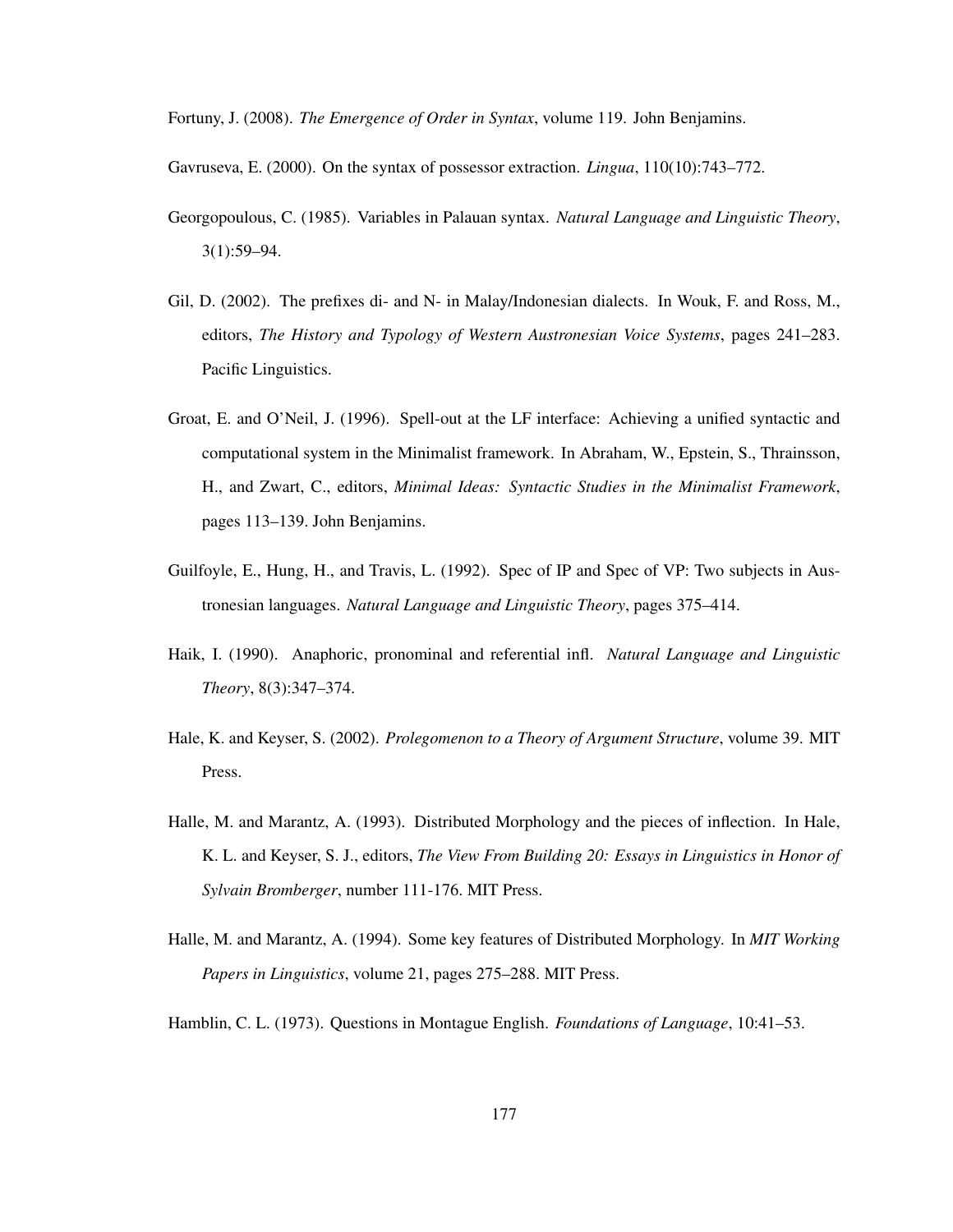Fortuny, J. (2008). *The Emergence of Order in Syntax*, volume 119. John Benjamins.

Gavruseva, E. (2000). On the syntax of possessor extraction. *Lingua*, 110(10):743–772.

Georgopoulous, C. (1985). Variables in Palauan syntax. *Natural Language and Linguistic Theory*, 3(1):59–94.

Gil, D. (2002). The prefixes di- and N- in Malay/Indonesian dialects. In Wouk, F. and Ross, M., editors, *The History and Typology of Western Austronesian Voice Systems*, pages 241–283. Pacific Linguistics.

Groat, E. and O'Neil, J. (1996). Spell-out at the LF interface: Achieving a unified syntactic and computational system in the Minimalist framework. In Abraham, W., Epstein, S., Thrainsson, H., and Zwart, C., editors, *Minimal Ideas: Syntactic Studies in the Minimalist Framework*, pages 113–139. John Benjamins.

Guilfoyle, E., Hung, H., and Travis, L. (1992). Spec of IP and Spec of VP: Two subjects in Austronesian languages. *Natural Language and Linguistic Theory*, pages 375–414.

Haik, I. (1990). Anaphoric, pronominal and referential infl. *Natural Language and Linguistic Theory*, 8(3):347–374.

Hale, K. and Keyser, S. (2002). *Prolegomenon to a Theory of Argument Structure*, volume 39. MIT Press.

Halle, M. and Marantz, A. (1993). Distributed Morphology and the pieces of inflection. In Hale, K. L. and Keyser, S. J., editors, *The View From Building 20: Essays in Linguistics in Honor of Sylvain Bromberger*, number 111-176. MIT Press.

Halle, M. and Marantz, A. (1994). Some key features of Distributed Morphology. In *MIT Working Papers in Linguistics*, volume 21, pages 275–288. MIT Press.

Hamblin, C. L. (1973). Questions in Montague English. *Foundations of Language*, 10:41–53.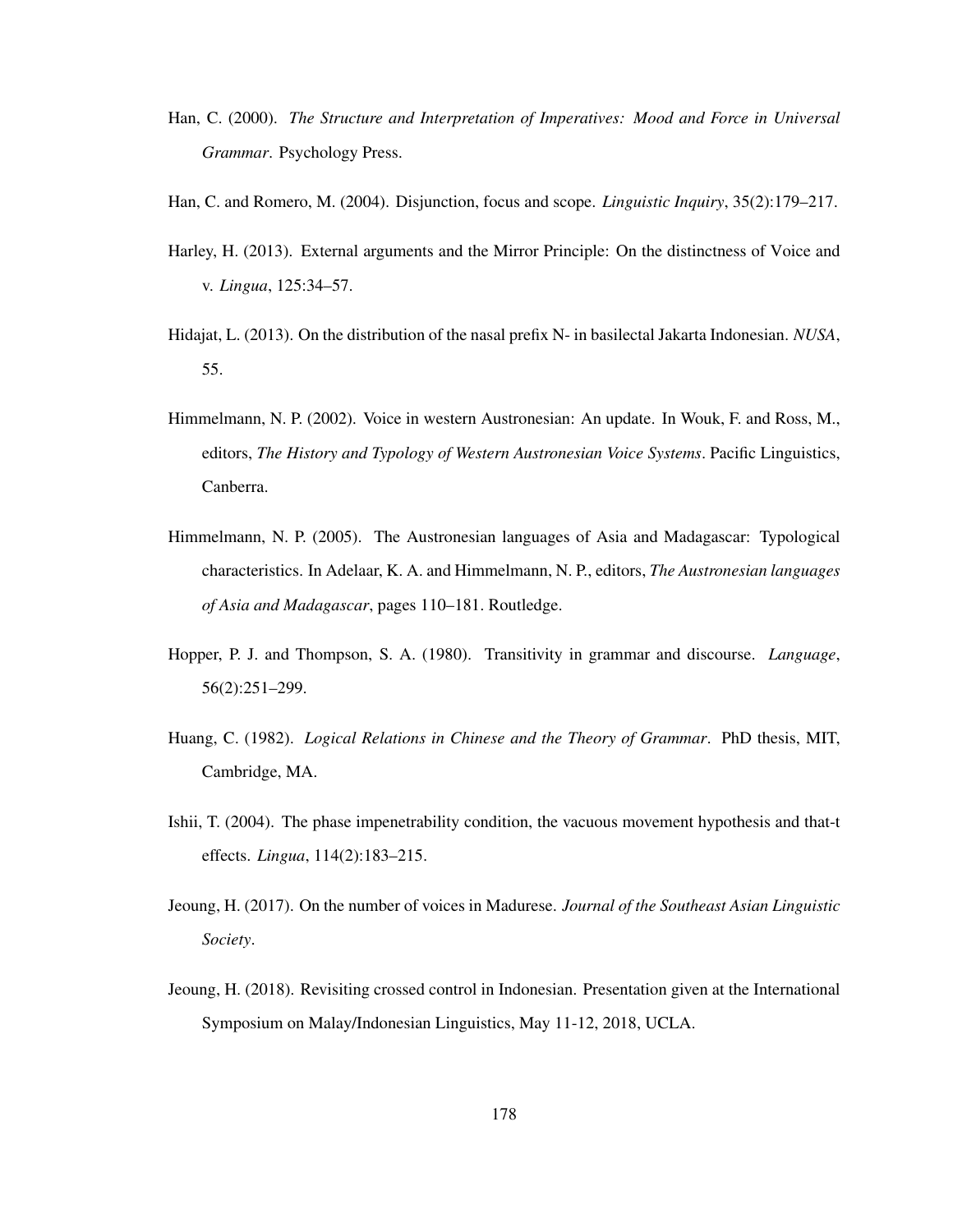Han, C. (2000). *The Structure and Interpretation of Imperatives: Mood and Force in Universal Grammar*. Psychology Press.

Han, C. and Romero, M. (2004). Disjunction, focus and scope. *Linguistic Inquiry*, 35(2):179–217.

Harley, H. (2013). External arguments and the Mirror Principle: On the distinctness of Voice and v. *Lingua*, 125:34–57.

Hidajat, L. (2013). On the distribution of the nasal prefix N- in basilectal Jakarta Indonesian. *NUSA*, 55.

Himmelmann, N. P. (2002). Voice in western Austronesian: An update. In Wouk, F. and Ross, M., editors, *The History and Typology of Western Austronesian Voice Systems*. Pacific Linguistics, Canberra.

Himmelmann, N. P. (2005). The Austronesian languages of Asia and Madagascar: Typological characteristics. In Adelaar, K. A. and Himmelmann, N. P., editors, *The Austronesian languages of Asia and Madagascar*, pages 110–181. Routledge.

Hopper, P. J. and Thompson, S. A. (1980). Transitivity in grammar and discourse. *Language*, 56(2):251–299.

Huang, C. (1982). *Logical Relations in Chinese and the Theory of Grammar*. PhD thesis, MIT, Cambridge, MA.

Ishii, T. (2004). The phase impenetrability condition, the vacuous movement hypothesis and that-t effects. *Lingua*, 114(2):183–215.

Jeoung, H. (2017). On the number of voices in Madurese. *Journal of the Southeast Asian Linguistic Society*.

Jeoung, H. (2018). Revisiting crossed control in Indonesian. Presentation given at the International Symposium on Malay/Indonesian Linguistics, May 11-12, 2018, UCLA.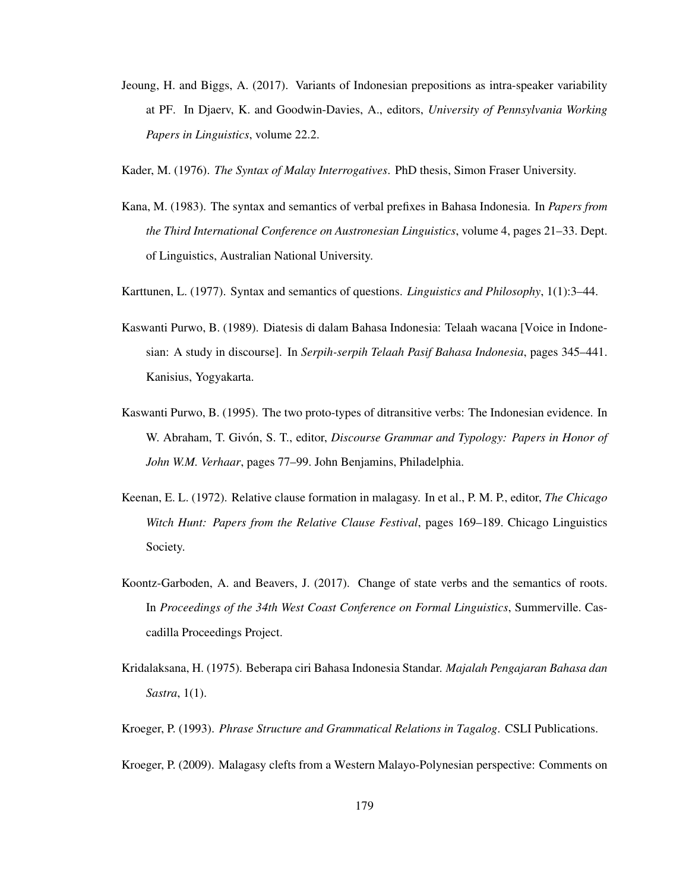Jeoung, H. and Biggs, A. (2017). Variants of Indonesian prepositions as intra-speaker variability at PF. In Djaerv, K. and Goodwin-Davies, A., editors, *University of Pennsylvania Working Papers in Linguistics*, volume 22.2.

Kader, M. (1976). *The Syntax of Malay Interrogatives*. PhD thesis, Simon Fraser University.

Kana, M. (1983). The syntax and semantics of verbal prefixes in Bahasa Indonesia. In *Papers from the Third International Conference on Austronesian Linguistics*, volume 4, pages 21–33. Dept. of Linguistics, Australian National University.

Karttunen, L. (1977). Syntax and semantics of questions. *Linguistics and Philosophy*, 1(1):3–44.

Kaswanti Purwo, B. (1989). Diatesis di dalam Bahasa Indonesia: Telaah wacana [Voice in Indonesian: A study in discourse]. In *Serpih-serpih Telaah Pasif Bahasa Indonesia*, pages 345–441. Kanisius, Yogyakarta.

Kaswanti Purwo, B. (1995). The two proto-types of ditransitive verbs: The Indonesian evidence. In W. Abraham, T. Givón, S. T., editor, *Discourse Grammar and Typology: Papers in Honor of John W.M. Verhaar*, pages 77–99. John Benjamins, Philadelphia.

Keenan, E. L. (1972). Relative clause formation in malagasy. In et al., P. M. P., editor, *The Chicago Witch Hunt: Papers from the Relative Clause Festival*, pages 169–189. Chicago Linguistics Society.

Koontz-Garboden, A. and Beavers, J. (2017). Change of state verbs and the semantics of roots. In *Proceedings of the 34th West Coast Conference on Formal Linguistics*, Summerville. Cascadilla Proceedings Project.

Kridalaksana, H. (1975). Beberapa ciri Bahasa Indonesia Standar. *Majalah Pengajaran Bahasa dan Sastra*, 1(1).

Kroeger, P. (1993). *Phrase Structure and Grammatical Relations in Tagalog*. CSLI Publications.

Kroeger, P. (2009). Malagasy clefts from a Western Malayo-Polynesian perspective: Comments on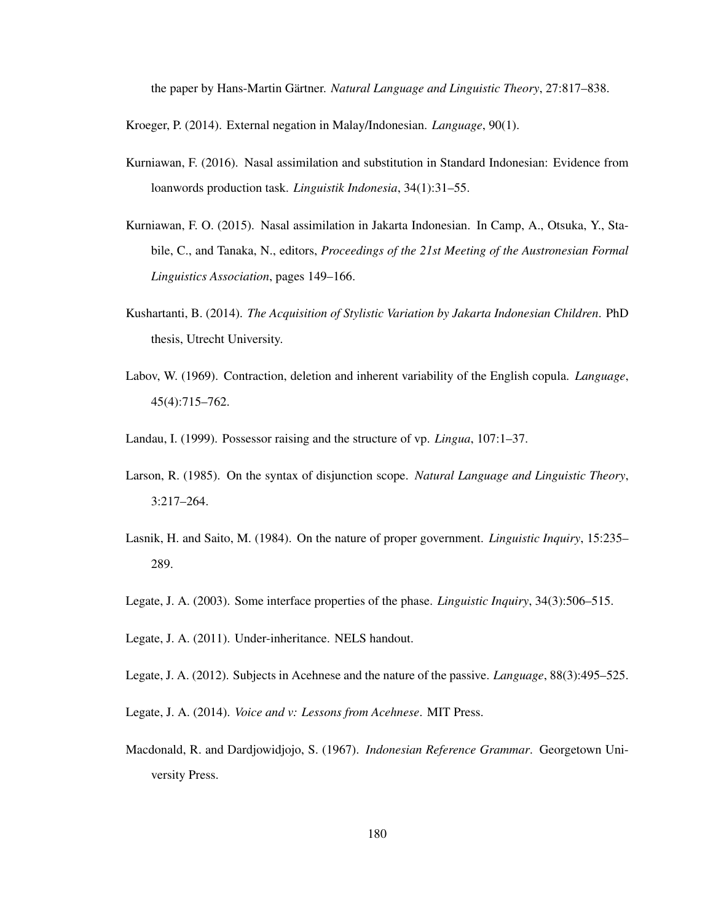the paper by Hans-Martin Gärtner. *Natural Language and Linguistic Theory*, 27:817–838.

Kroeger, P. (2014). External negation in Malay/Indonesian. *Language*, 90(1).

Kurniawan, F. (2016). Nasal assimilation and substitution in Standard Indonesian: Evidence from loanwords production task. *Linguistik Indonesia*, 34(1):31–55.

Kurniawan, F. O. (2015). Nasal assimilation in Jakarta Indonesian. In Camp, A., Otsuka, Y., Stabile, C., and Tanaka, N., editors, *Proceedings of the 21st Meeting of the Austronesian Formal Linguistics Association*, pages 149–166.

Kushartanti, B. (2014). *The Acquisition of Stylistic Variation by Jakarta Indonesian Children*. PhD thesis, Utrecht University.

Labov, W. (1969). Contraction, deletion and inherent variability of the English copula. *Language*, 45(4):715–762.

Landau, I. (1999). Possessor raising and the structure of vp. *Lingua*, 107:1–37.

Larson, R. (1985). On the syntax of disjunction scope. *Natural Language and Linguistic Theory*, 3:217–264.

Lasnik, H. and Saito, M. (1984). On the nature of proper government. *Linguistic Inquiry*, 15:235–289.

Legate, J. A. (2003). Some interface properties of the phase. *Linguistic Inquiry*, 34(3):506–515.

Legate, J. A. (2011). Under-inheritance. NELS handout.

Legate, J. A. (2012). Subjects in Acehnese and the nature of the passive. *Language*, 88(3):495–525.

Legate, J. A. (2014). *Voice and v: Lessons from Acehnese*. MIT Press.

Macdonald, R. and Dardjowidjojo, S. (1967). *Indonesian Reference Grammar*. Georgetown University Press.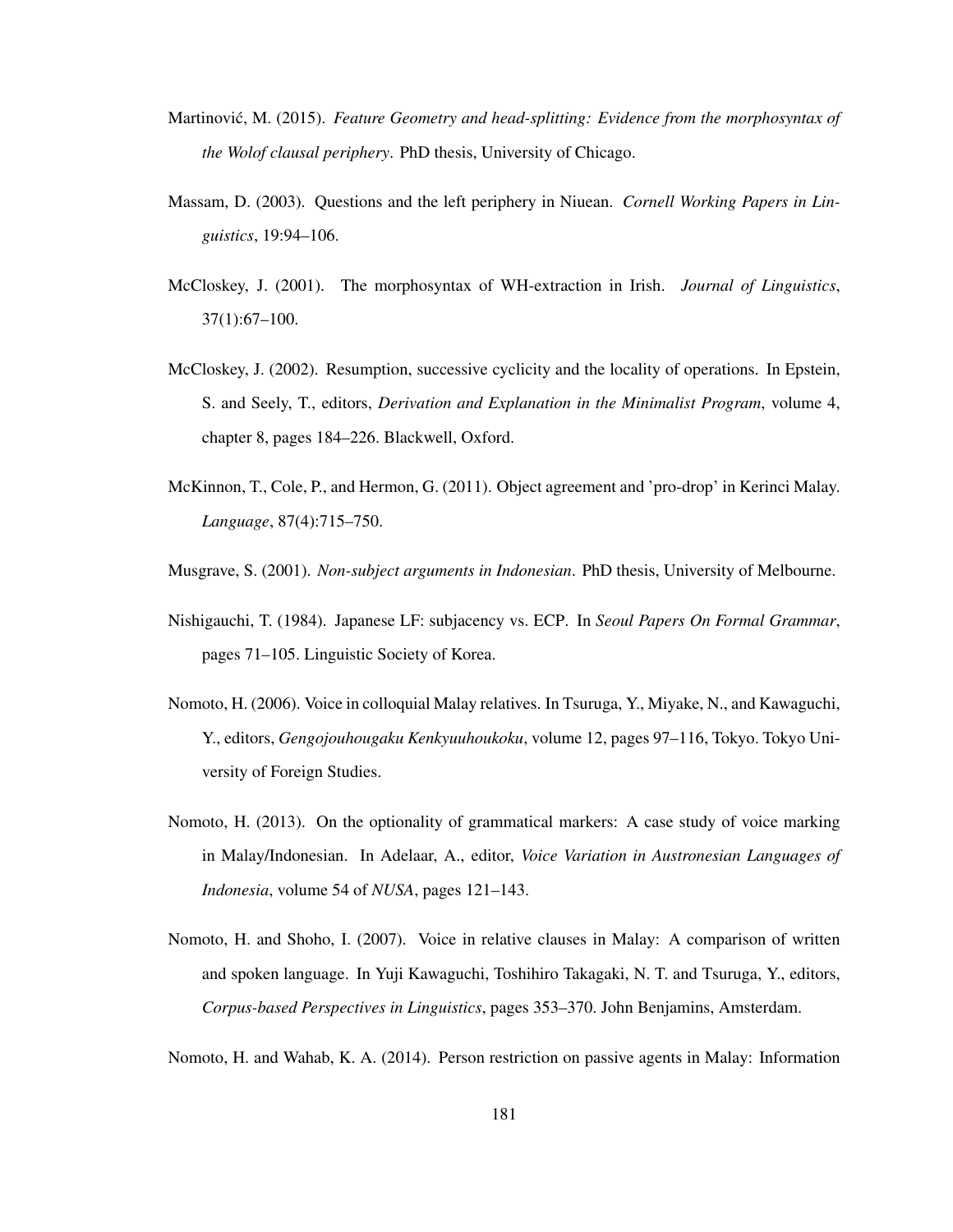Martinović, M. (2015). *Feature Geometry and head-splitting: Evidence from the morphosyntax of the Wolof clausal periphery*. PhD thesis, University of Chicago.

Massam, D. (2003). Questions and the left periphery in Niuean. *Cornell Working Papers in Linguistics*, 19:94–106.

McCloskey, J. (2001). The morphosyntax of WH-extraction in Irish. *Journal of Linguistics*, 37(1):67–100.

McCloskey, J. (2002). Resumption, successive cyclicity and the locality of operations. In Epstein, S. and Seely, T., editors, *Derivation and Explanation in the Minimalist Program*, volume 4, chapter 8, pages 184–226. Blackwell, Oxford.

McKinnon, T., Cole, P., and Hermon, G. (2011). Object agreement and 'pro-drop' in Kerinci Malay. *Language*, 87(4):715–750.

Musgrave, S. (2001). *Non-subject arguments in Indonesian*. PhD thesis, University of Melbourne.

Nishigauchi, T. (1984). Japanese LF: subjacency vs. ECP. In *Seoul Papers On Formal Grammar*, pages 71–105. Linguistic Society of Korea.

Nomoto, H. (2006). Voice in colloquial Malay relatives. In Tsuruga, Y., Miyake, N., and Kawaguchi, Y., editors, *Gengojouhougaku Kenkyuuhoukoku*, volume 12, pages 97–116, Tokyo. Tokyo University of Foreign Studies.

Nomoto, H. (2013). On the optionality of grammatical markers: A case study of voice marking in Malay/Indonesian. In Adelaar, A., editor, *Voice Variation in Austronesian Languages of Indonesia*, volume 54 of *NUSA*, pages 121–143.

Nomoto, H. and Shoho, I. (2007). Voice in relative clauses in Malay: A comparison of written and spoken language. In Yuji Kawaguchi, Toshihiro Takagaki, N. T. and Tsuruga, Y., editors, *Corpus-based Perspectives in Linguistics*, pages 353–370. John Benjamins, Amsterdam.

Nomoto, H. and Wahab, K. A. (2014). Person restriction on passive agents in Malay: Information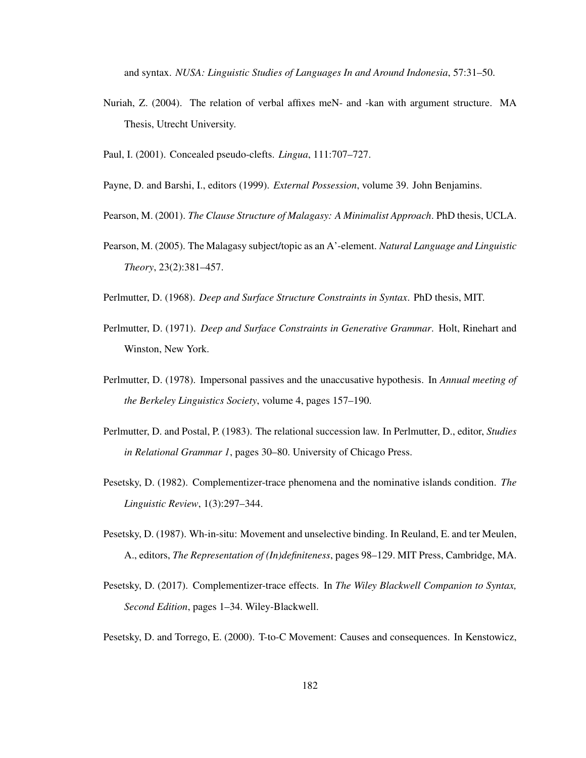and syntax. *NUSA: Linguistic Studies of Languages In and Around Indonesia*, 57:31–50.

Nuriah, Z. (2004). The relation of verbal affixes meN- and -kan with argument structure. MA Thesis, Utrecht University.

Paul, I. (2001). Concealed pseudo-clefts. *Lingua*, 111:707–727.

Payne, D. and Barshi, I., editors (1999). *External Possession*, volume 39. John Benjamins.

Pearson, M. (2001). *The Clause Structure of Malagasy: A Minimalist Approach*. PhD thesis, UCLA.

Pearson, M. (2005). The Malagasy subject/topic as an A'-element. *Natural Language and Linguistic Theory*, 23(2):381–457.

Perlmutter, D. (1968). *Deep and Surface Structure Constraints in Syntax*. PhD thesis, MIT.

Perlmutter, D. (1971). *Deep and Surface Constraints in Generative Grammar*. Holt, Rinehart and Winston, New York.

Perlmutter, D. (1978). Impersonal passives and the unaccusative hypothesis. In *Annual meeting of the Berkeley Linguistics Society*, volume 4, pages 157–190.

Perlmutter, D. and Postal, P. (1983). The relational succession law. In Perlmutter, D., editor, *Studies in Relational Grammar 1*, pages 30–80. University of Chicago Press.

Pesetsky, D. (1982). Complementizer-trace phenomena and the nominative islands condition. *The Linguistic Review*, 1(3):297–344.

Pesetsky, D. (1987). Wh-in-situ: Movement and unselective binding. In Reuland, E. and ter Meulen, A., editors, *The Representation of (In)definiteness*, pages 98–129. MIT Press, Cambridge, MA.

Pesetsky, D. (2017). Complementizer-trace effects. In *The Wiley Blackwell Companion to Syntax, Second Edition*, pages 1–34. Wiley-Blackwell.

Pesetsky, D. and Torrego, E. (2000). T-to-C Movement: Causes and consequences. In Kenstowicz,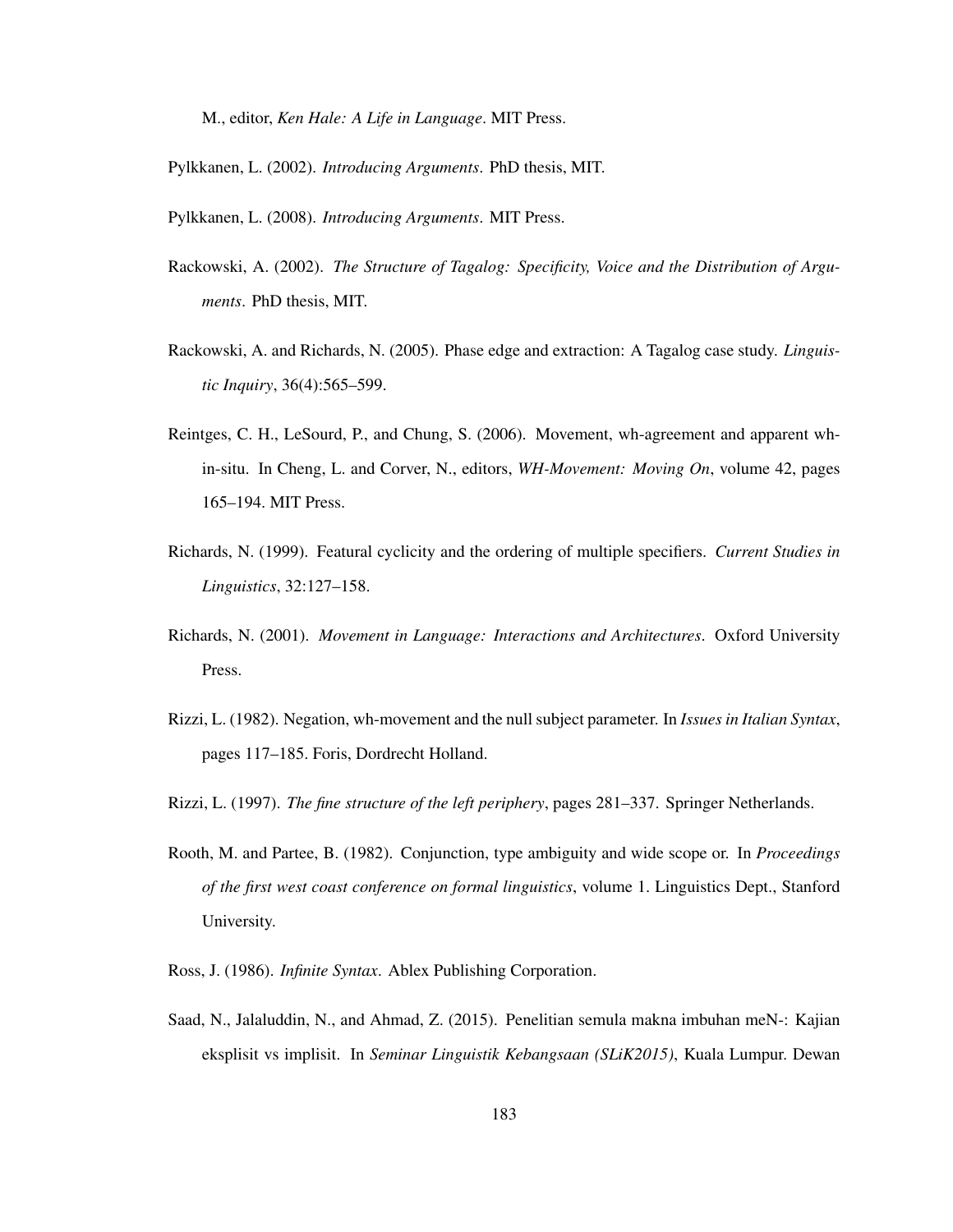M., editor, *Ken Hale: A Life in Language*. MIT Press.

Pylkkanen, L. (2002). *Introducing Arguments*. PhD thesis, MIT.

Pylkkanen, L. (2008). *Introducing Arguments*. MIT Press.

Rackowski, A. (2002). *The Structure of Tagalog: Specificity, Voice and the Distribution of Arguments*. PhD thesis, MIT.

Rackowski, A. and Richards, N. (2005). Phase edge and extraction: A Tagalog case study. *Linguistic Inquiry*, 36(4):565–599.

Reintges, C. H., LeSourd, P., and Chung, S. (2006). Movement, wh-agreement and apparent wh-in-situ. In Cheng, L. and Corver, N., editors, *WH-Movement: Moving On*, volume 42, pages 165–194. MIT Press.

Richards, N. (1999). Featural cyclicity and the ordering of multiple specifiers. *Current Studies in Linguistics*, 32:127–158.

Richards, N. (2001). *Movement in Language: Interactions and Architectures*. Oxford University Press.

Rizzi, L. (1982). Negation, wh-movement and the null subject parameter. In *Issues in Italian Syntax*, pages 117–185. Foris, Dordrecht Holland.

Rizzi, L. (1997). *The fine structure of the left periphery*, pages 281–337. Springer Netherlands.

Rooth, M. and Partee, B. (1982). Conjunction, type ambiguity and wide scope or. In *Proceedings of the first west coast conference on formal linguistics*, volume 1. Linguistics Dept., Stanford University.

Ross, J. (1986). *Infinite Syntax*. Ablex Publishing Corporation.

Saad, N., Jalaluddin, N., and Ahmad, Z. (2015). Penelitian semula makna imbuhan meN-: Kajian eksplisit vs implisit. In *Seminar Linguistik Kebangsaan (SLiK2015)*, Kuala Lumpur. Dewan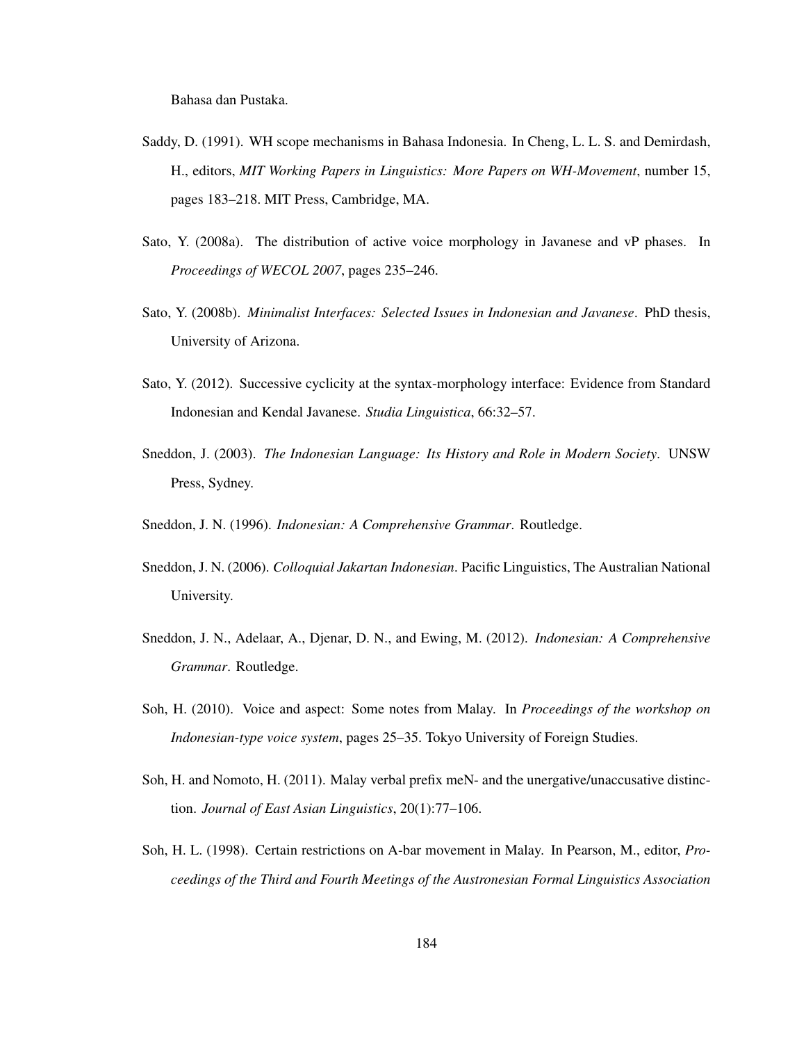Bahasa dan Pustaka.

Saddy, D. (1991). WH scope mechanisms in Bahasa Indonesia. In Cheng, L. L. S. and Demirdash, H., editors, *MIT Working Papers in Linguistics: More Papers on WH-Movement*, number 15, pages 183–218. MIT Press, Cambridge, MA.

Sato, Y. (2008a). The distribution of active voice morphology in Javanese and vP phases. In *Proceedings of WECOL 2007*, pages 235–246.

Sato, Y. (2008b). *Minimalist Interfaces: Selected Issues in Indonesian and Javanese*. PhD thesis, University of Arizona.

Sato, Y. (2012). Successive cyclicity at the syntax-morphology interface: Evidence from Standard Indonesian and Kendal Javanese. *Studia Linguistica*, 66:32–57.

Sneddon, J. (2003). *The Indonesian Language: Its History and Role in Modern Society*. UNSW Press, Sydney.

Sneddon, J. N. (1996). *Indonesian: A Comprehensive Grammar*. Routledge.

Sneddon, J. N. (2006). *Colloquial Jakartan Indonesian*. Pacific Linguistics, The Australian National University.

Sneddon, J. N., Adelaar, A., Djenar, D. N., and Ewing, M. (2012). *Indonesian: A Comprehensive Grammar*. Routledge.

Soh, H. (2010). Voice and aspect: Some notes from Malay. In *Proceedings of the workshop on Indonesian-type voice system*, pages 25–35. Tokyo University of Foreign Studies.

Soh, H. and Nomoto, H. (2011). Malay verbal prefix meN- and the unergative/unaccusative distinction. *Journal of East Asian Linguistics*, 20(1):77–106.

Soh, H. L. (1998). Certain restrictions on A-bar movement in Malay. In Pearson, M., editor, *Proceedings of the Third and Fourth Meetings of the Austronesian Formal Linguistics Association*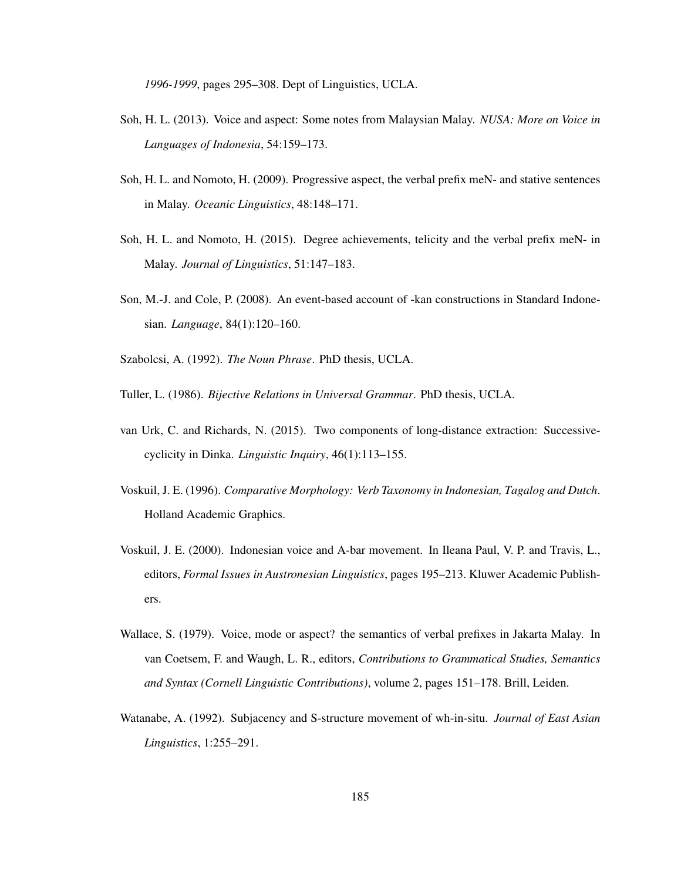*1996-1999*, pages 295–308. Dept of Linguistics, UCLA.

Soh, H. L. (2013). Voice and aspect: Some notes from Malaysian Malay. *NUSA: More on Voice in Languages of Indonesia*, 54:159–173.

Soh, H. L. and Nomoto, H. (2009). Progressive aspect, the verbal prefix meN- and stative sentences in Malay. *Oceanic Linguistics*, 48:148–171.

Soh, H. L. and Nomoto, H. (2015). Degree achievements, telicity and the verbal prefix meN- in Malay. *Journal of Linguistics*, 51:147–183.

Son, M.-J. and Cole, P. (2008). An event-based account of -kan constructions in Standard Indonesian. *Language*, 84(1):120–160.

Szabolcsi, A. (1992). *The Noun Phrase*. PhD thesis, UCLA.

Tuller, L. (1986). *Bijective Relations in Universal Grammar*. PhD thesis, UCLA.

van Urk, C. and Richards, N. (2015). Two components of long-distance extraction: Successive-cyclicity in Dinka. *Linguistic Inquiry*, 46(1):113–155.

Voskuil, J. E. (1996). *Comparative Morphology: Verb Taxonomy in Indonesian, Tagalog and Dutch*. Holland Academic Graphics.

Voskuil, J. E. (2000). Indonesian voice and A-bar movement. In Ileana Paul, V. P. and Travis, L., editors, *Formal Issues in Austronesian Linguistics*, pages 195–213. Kluwer Academic Publishers.

Wallace, S. (1979). Voice, mode or aspect? the semantics of verbal prefixes in Jakarta Malay. In van Coetsem, F. and Waugh, L. R., editors, *Contributions to Grammatical Studies, Semantics and Syntax (Cornell Linguistic Contributions)*, volume 2, pages 151–178. Brill, Leiden.

Watanabe, A. (1992). Subjacency and S-structure movement of wh-in-situ. *Journal of East Asian Linguistics*, 1:255–291.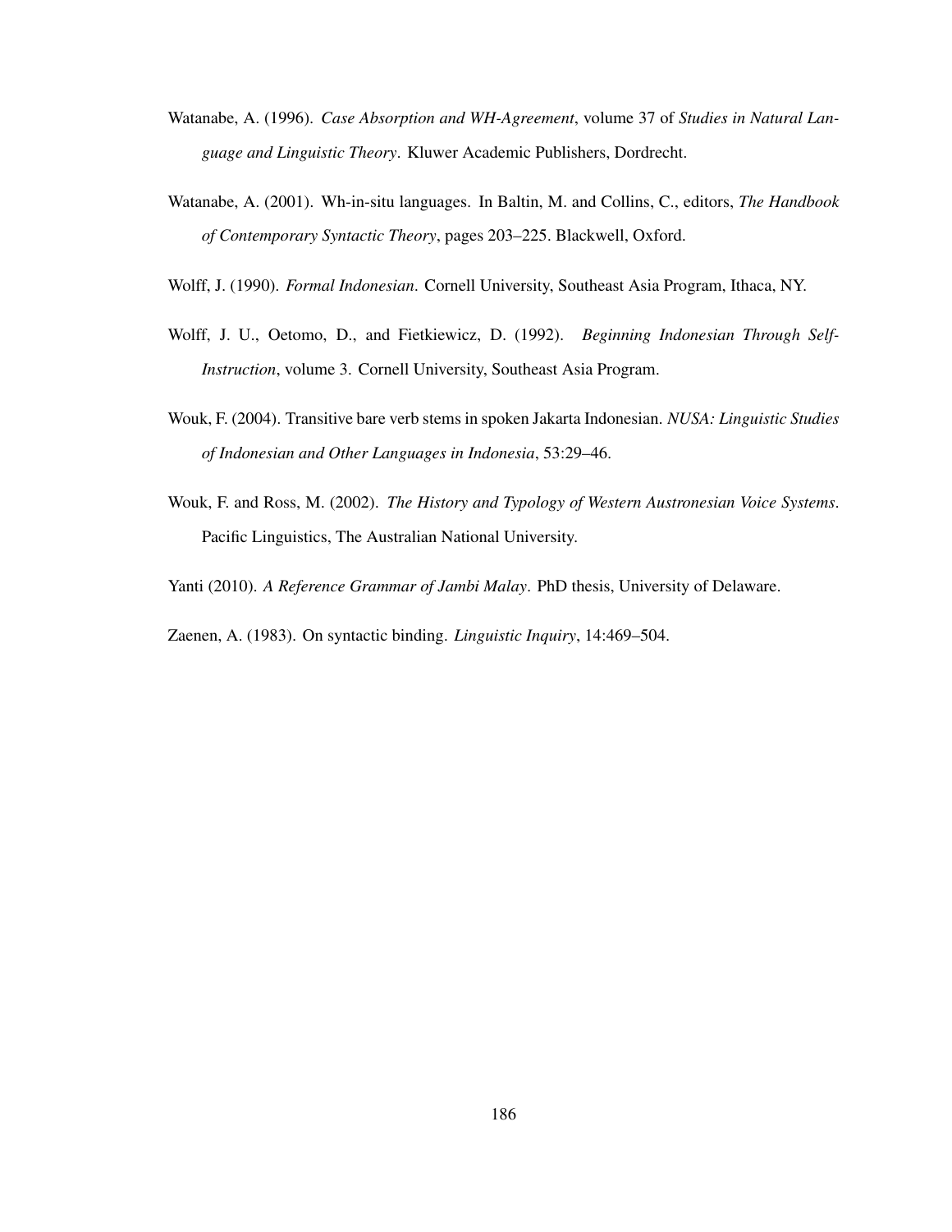Watanabe, A. (1996). *Case Absorption and WH-Agreement*, volume 37 of *Studies in Natural Language and Linguistic Theory*. Kluwer Academic Publishers, Dordrecht.

Watanabe, A. (2001). Wh-in-situ languages. In Baltin, M. and Collins, C., editors, *The Handbook of Contemporary Syntactic Theory*, pages 203–225. Blackwell, Oxford.

Wolff, J. (1990). *Formal Indonesian*. Cornell University, Southeast Asia Program, Ithaca, NY.

Wolff, J. U., Oetomo, D., and Fietkiewicz, D. (1992). *Beginning Indonesian Through Self-Instruction*, volume 3. Cornell University, Southeast Asia Program.

Wouk, F. (2004). Transitive bare verb stems in spoken Jakarta Indonesian. *NUSA: Linguistic Studies of Indonesian and Other Languages in Indonesia*, 53:29–46.

Wouk, F. and Ross, M. (2002). *The History and Typology of Western Austronesian Voice Systems*. Pacific Linguistics, The Australian National University.

Yanti (2010). *A Reference Grammar of Jambi Malay*. PhD thesis, University of Delaware.

Zaenen, A. (1983). On syntactic binding. *Linguistic Inquiry*, 14:469–504.